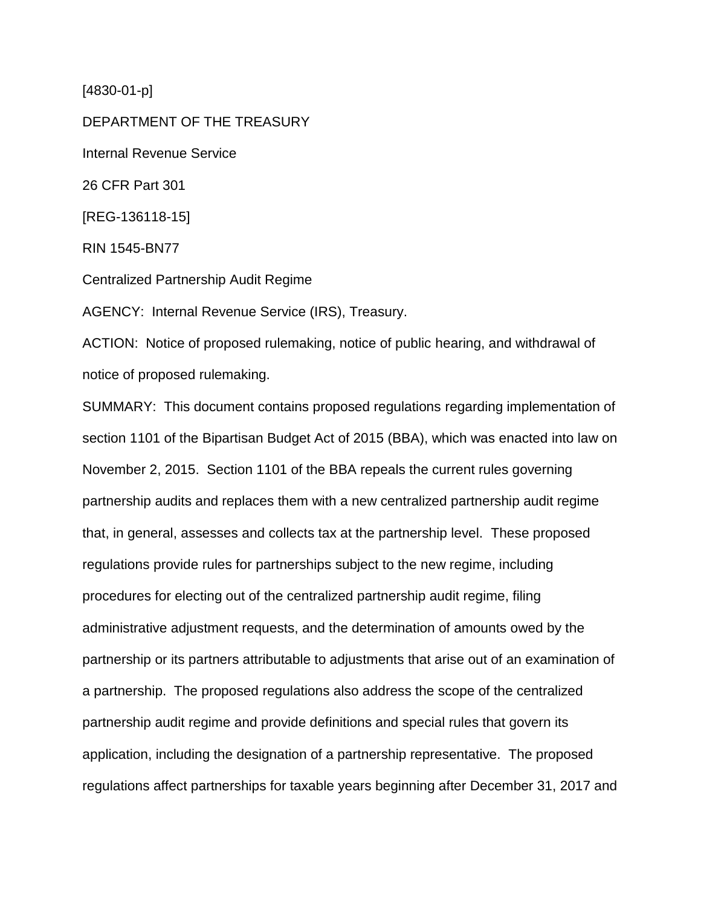[4830-01-p]

DEPARTMENT OF THE TREASURY

Internal Revenue Service

26 CFR Part 301

[REG-136118-15]

RIN 1545-BN77

Centralized Partnership Audit Regime

AGENCY: Internal Revenue Service (IRS), Treasury.

ACTION: Notice of proposed rulemaking, notice of public hearing, and withdrawal of notice of proposed rulemaking.

SUMMARY: This document contains proposed regulations regarding implementation of section 1101 of the Bipartisan Budget Act of 2015 (BBA), which was enacted into law on November 2, 2015. Section 1101 of the BBA repeals the current rules governing partnership audits and replaces them with a new centralized partnership audit regime that, in general, assesses and collects tax at the partnership level. These proposed regulations provide rules for partnerships subject to the new regime, including procedures for electing out of the centralized partnership audit regime, filing administrative adjustment requests, and the determination of amounts owed by the partnership or its partners attributable to adjustments that arise out of an examination of a partnership. The proposed regulations also address the scope of the centralized partnership audit regime and provide definitions and special rules that govern its application, including the designation of a partnership representative. The proposed regulations affect partnerships for taxable years beginning after December 31, 2017 and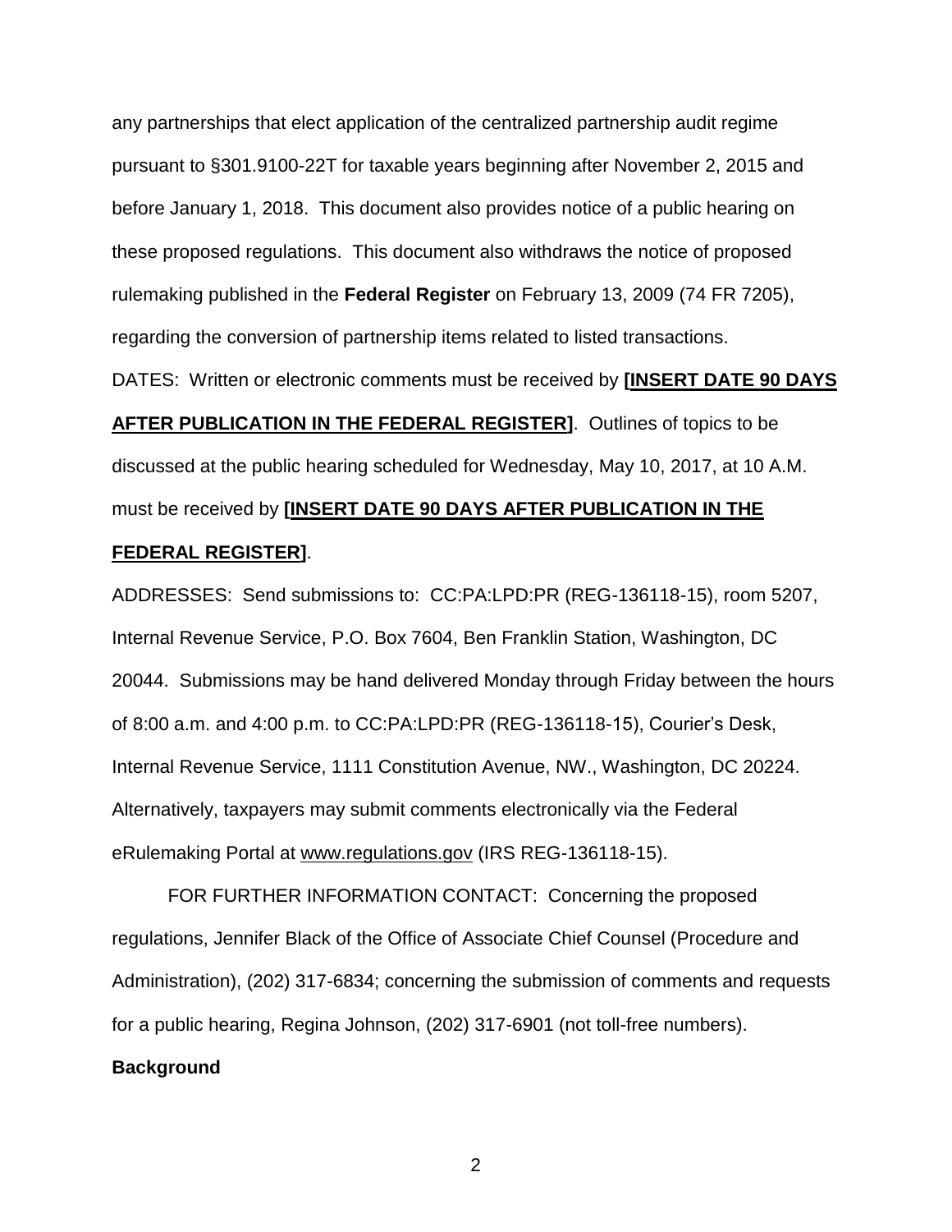any partnerships that elect application of the centralized partnership audit regime pursuant to §301.9100-22T for taxable years beginning after November 2, 2015 and before January 1, 2018. This document also provides notice of a public hearing on these proposed regulations. This document also withdraws the notice of proposed rulemaking published in the **Federal Register** on February 13, 2009 (74 FR 7205), regarding the conversion of partnership items related to listed transactions.

DATES: Written or electronic comments must be received by **[INSERT DATE 90 DAYS AFTER PUBLICATION IN THE FEDERAL REGISTER]**. Outlines of topics to be discussed at the public hearing scheduled for Wednesday, May 10, 2017, at 10 A.M. must be received by **[INSERT DATE 90 DAYS AFTER PUBLICATION IN THE FEDERAL REGISTER]**.

ADDRESSES: Send submissions to: CC:PA:LPD:PR (REG-136118-15), room 5207, Internal Revenue Service, P.O. Box 7604, Ben Franklin Station, Washington, DC 20044. Submissions may be hand delivered Monday through Friday between the hours of 8:00 a.m. and 4:00 p.m. to CC:PA:LPD:PR (REG-136118-15), Courier's Desk, Internal Revenue Service, 1111 Constitution Avenue, NW., Washington, DC 20224. Alternatively, taxpayers may submit comments electronically via the Federal eRulemaking Portal at www.regulations.gov (IRS REG-136118-15).

FOR FURTHER INFORMATION CONTACT: Concerning the proposed regulations, Jennifer Black of the Office of Associate Chief Counsel (Procedure and Administration), (202) 317-6834; concerning the submission of comments and requests for a public hearing, Regina Johnson, (202) 317-6901 (not toll-free numbers).

**Background**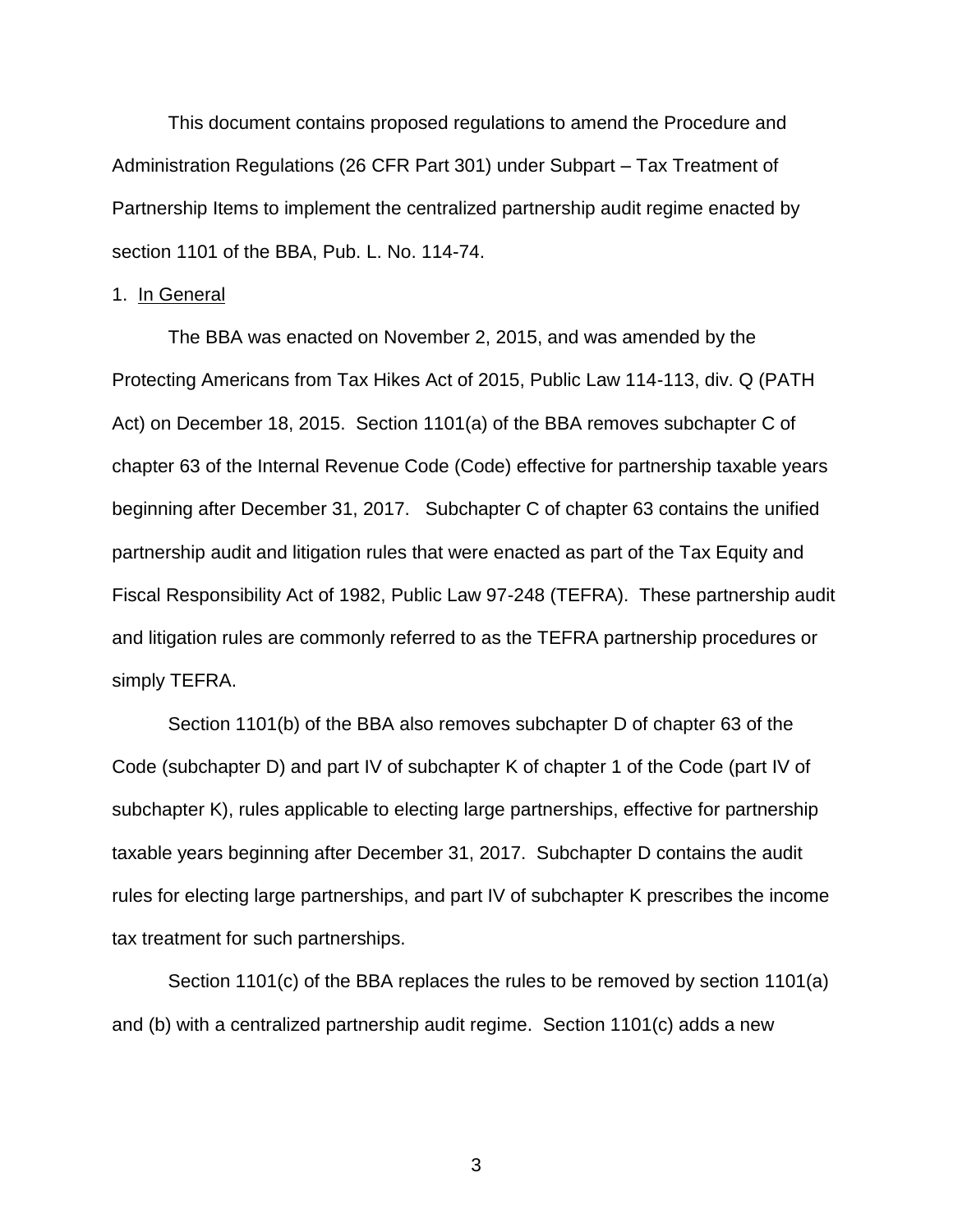This document contains proposed regulations to amend the Procedure and Administration Regulations (26 CFR Part 301) under Subpart – Tax Treatment of Partnership Items to implement the centralized partnership audit regime enacted by section 1101 of the BBA, Pub. L. No. 114-74.

1. In General

The BBA was enacted on November 2, 2015, and was amended by the Protecting Americans from Tax Hikes Act of 2015, Public Law 114-113, div. Q (PATH Act) on December 18, 2015. Section 1101(a) of the BBA removes subchapter C of chapter 63 of the Internal Revenue Code (Code) effective for partnership taxable years beginning after December 31, 2017. Subchapter C of chapter 63 contains the unified partnership audit and litigation rules that were enacted as part of the Tax Equity and Fiscal Responsibility Act of 1982, Public Law 97-248 (TEFRA). These partnership audit and litigation rules are commonly referred to as the TEFRA partnership procedures or simply TEFRA.

Section 1101(b) of the BBA also removes subchapter D of chapter 63 of the Code (subchapter D) and part IV of subchapter K of chapter 1 of the Code (part IV of subchapter K), rules applicable to electing large partnerships, effective for partnership taxable years beginning after December 31, 2017. Subchapter D contains the audit rules for electing large partnerships, and part IV of subchapter K prescribes the income tax treatment for such partnerships.

Section 1101(c) of the BBA replaces the rules to be removed by section 1101(a) and (b) with a centralized partnership audit regime. Section 1101(c) adds a new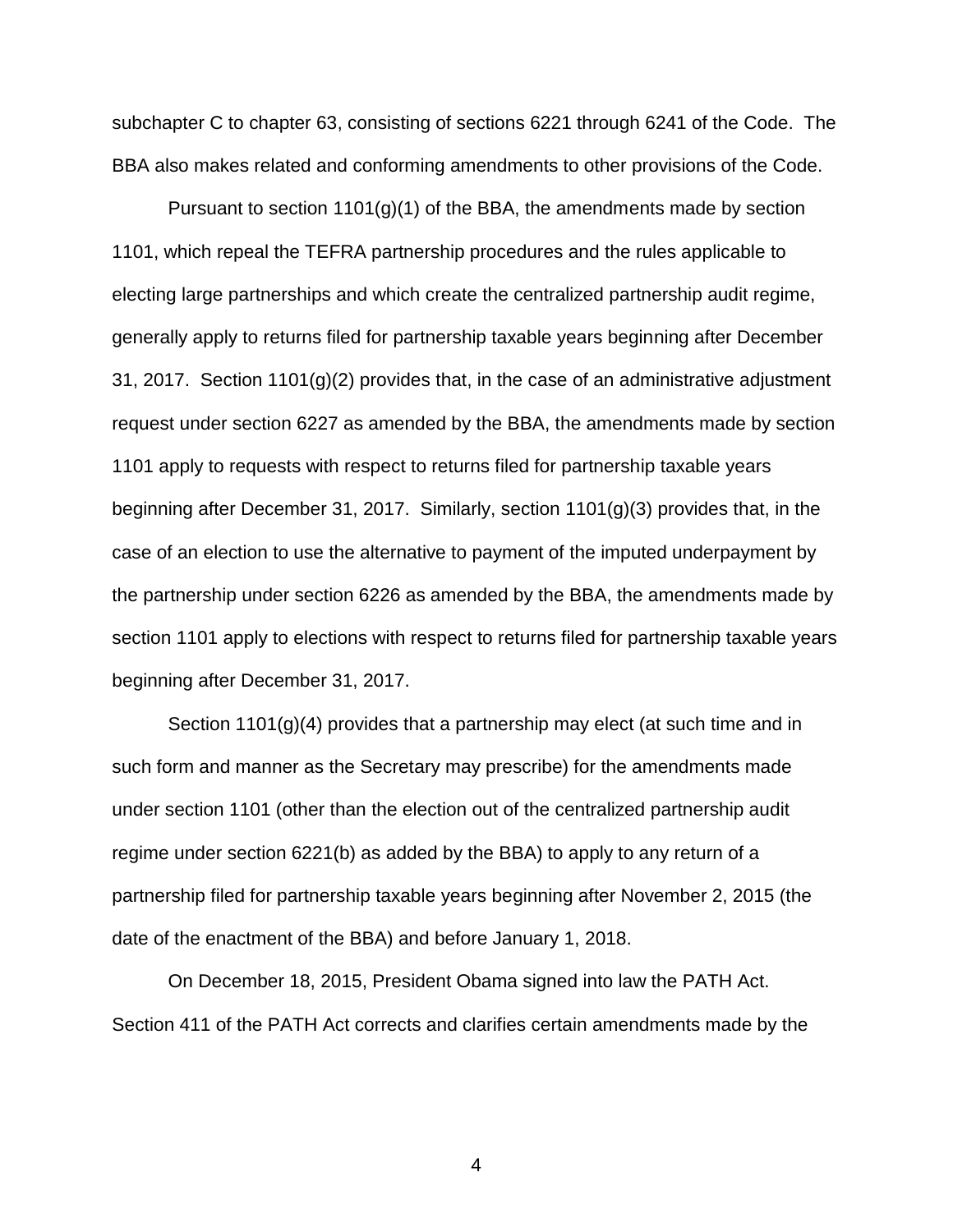subchapter C to chapter 63, consisting of sections 6221 through 6241 of the Code. The BBA also makes related and conforming amendments to other provisions of the Code.

Pursuant to section 1101(g)(1) of the BBA, the amendments made by section 1101, which repeal the TEFRA partnership procedures and the rules applicable to electing large partnerships and which create the centralized partnership audit regime, generally apply to returns filed for partnership taxable years beginning after December 31, 2017. Section 1101(g)(2) provides that, in the case of an administrative adjustment request under section 6227 as amended by the BBA, the amendments made by section 1101 apply to requests with respect to returns filed for partnership taxable years beginning after December 31, 2017. Similarly, section 1101(g)(3) provides that, in the case of an election to use the alternative to payment of the imputed underpayment by the partnership under section 6226 as amended by the BBA, the amendments made by section 1101 apply to elections with respect to returns filed for partnership taxable years beginning after December 31, 2017.

Section 1101(g)(4) provides that a partnership may elect (at such time and in such form and manner as the Secretary may prescribe) for the amendments made under section 1101 (other than the election out of the centralized partnership audit regime under section 6221(b) as added by the BBA) to apply to any return of a partnership filed for partnership taxable years beginning after November 2, 2015 (the date of the enactment of the BBA) and before January 1, 2018.

On December 18, 2015, President Obama signed into law the PATH Act. Section 411 of the PATH Act corrects and clarifies certain amendments made by the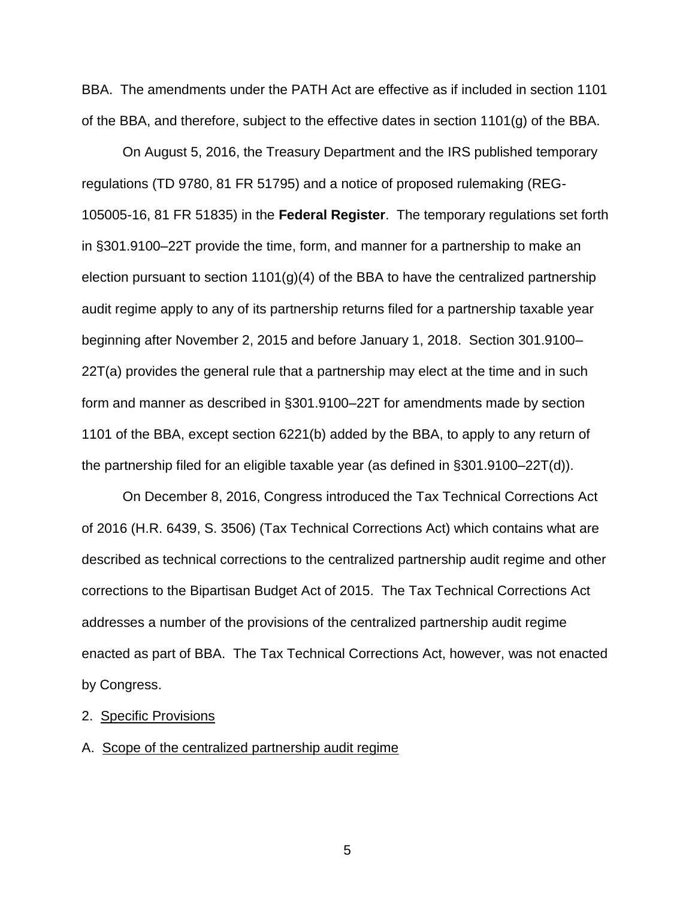BBA. The amendments under the PATH Act are effective as if included in section 1101 of the BBA, and therefore, subject to the effective dates in section 1101(g) of the BBA.

On August 5, 2016, the Treasury Department and the IRS published temporary regulations (TD 9780, 81 FR 51795) and a notice of proposed rulemaking (REG-105005-16, 81 FR 51835) in the **Federal Register**. The temporary regulations set forth in §301.9100–22T provide the time, form, and manner for a partnership to make an election pursuant to section 1101(g)(4) of the BBA to have the centralized partnership audit regime apply to any of its partnership returns filed for a partnership taxable year beginning after November 2, 2015 and before January 1, 2018. Section 301.9100–22T(a) provides the general rule that a partnership may elect at the time and in such form and manner as described in §301.9100–22T for amendments made by section 1101 of the BBA, except section 6221(b) added by the BBA, to apply to any return of the partnership filed for an eligible taxable year (as defined in §301.9100–22T(d)).

On December 8, 2016, Congress introduced the Tax Technical Corrections Act of 2016 (H.R. 6439, S. 3506) (Tax Technical Corrections Act) which contains what are described as technical corrections to the centralized partnership audit regime and other corrections to the Bipartisan Budget Act of 2015. The Tax Technical Corrections Act addresses a number of the provisions of the centralized partnership audit regime enacted as part of BBA. The Tax Technical Corrections Act, however, was not enacted by Congress.

2. Specific Provisions

A. Scope of the centralized partnership audit regime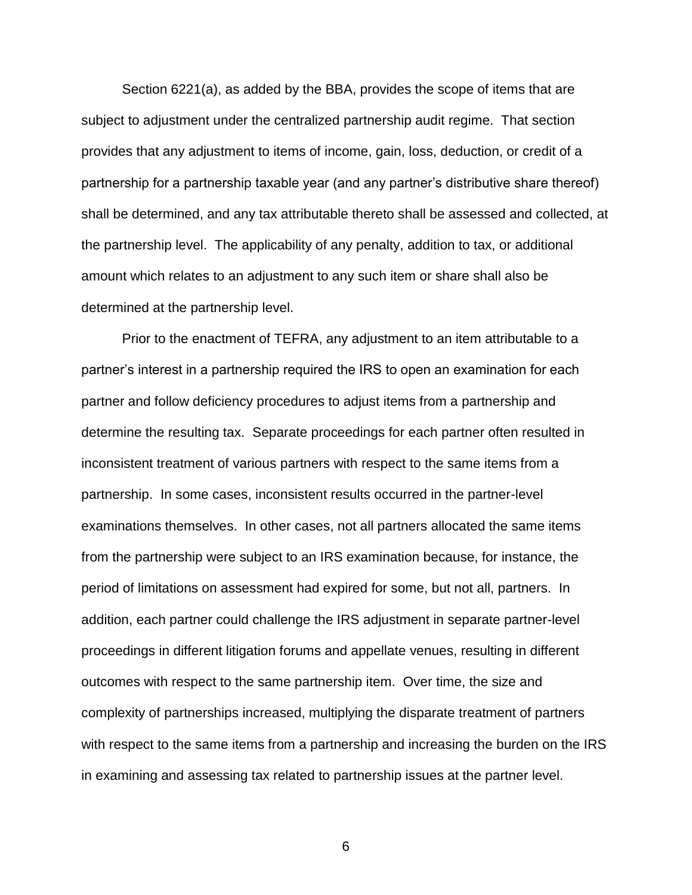Section 6221(a), as added by the BBA, provides the scope of items that are subject to adjustment under the centralized partnership audit regime. That section provides that any adjustment to items of income, gain, loss, deduction, or credit of a partnership for a partnership taxable year (and any partner's distributive share thereof) shall be determined, and any tax attributable thereto shall be assessed and collected, at the partnership level. The applicability of any penalty, addition to tax, or additional amount which relates to an adjustment to any such item or share shall also be determined at the partnership level.

Prior to the enactment of TEFRA, any adjustment to an item attributable to a partner's interest in a partnership required the IRS to open an examination for each partner and follow deficiency procedures to adjust items from a partnership and determine the resulting tax. Separate proceedings for each partner often resulted in inconsistent treatment of various partners with respect to the same items from a partnership. In some cases, inconsistent results occurred in the partner-level examinations themselves. In other cases, not all partners allocated the same items from the partnership were subject to an IRS examination because, for instance, the period of limitations on assessment had expired for some, but not all, partners. In addition, each partner could challenge the IRS adjustment in separate partner-level proceedings in different litigation forums and appellate venues, resulting in different outcomes with respect to the same partnership item. Over time, the size and complexity of partnerships increased, multiplying the disparate treatment of partners with respect to the same items from a partnership and increasing the burden on the IRS in examining and assessing tax related to partnership issues at the partner level.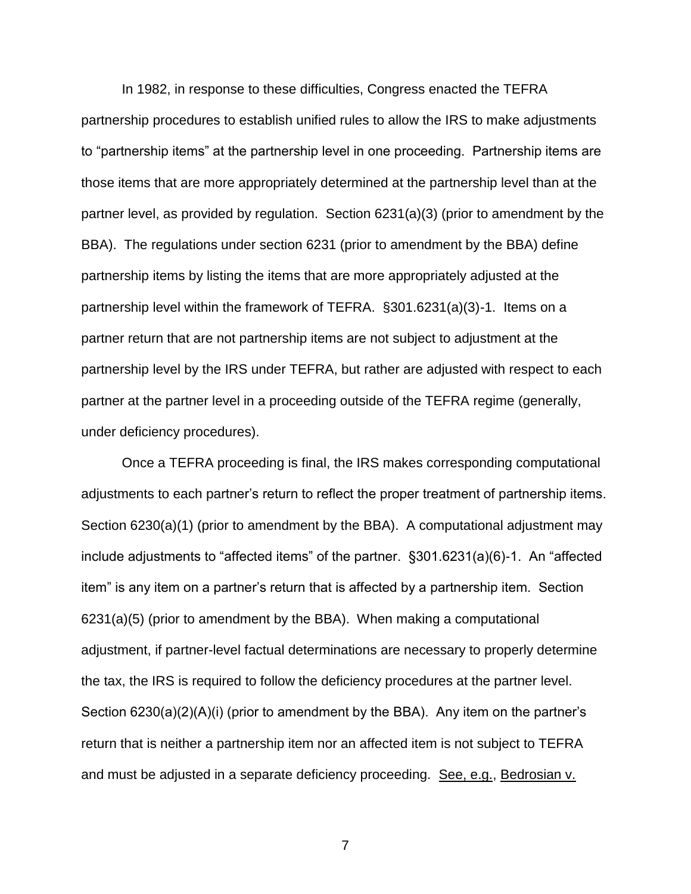In 1982, in response to these difficulties, Congress enacted the TEFRA partnership procedures to establish unified rules to allow the IRS to make adjustments to "partnership items" at the partnership level in one proceeding. Partnership items are those items that are more appropriately determined at the partnership level than at the partner level, as provided by regulation. Section 6231(a)(3) (prior to amendment by the BBA). The regulations under section 6231 (prior to amendment by the BBA) define partnership items by listing the items that are more appropriately adjusted at the partnership level within the framework of TEFRA. §301.6231(a)(3)-1. Items on a partner return that are not partnership items are not subject to adjustment at the partnership level by the IRS under TEFRA, but rather are adjusted with respect to each partner at the partner level in a proceeding outside of the TEFRA regime (generally, under deficiency procedures).

Once a TEFRA proceeding is final, the IRS makes corresponding computational adjustments to each partner's return to reflect the proper treatment of partnership items. Section 6230(a)(1) (prior to amendment by the BBA). A computational adjustment may include adjustments to "affected items" of the partner. §301.6231(a)(6)-1. An "affected item" is any item on a partner's return that is affected by a partnership item. Section 6231(a)(5) (prior to amendment by the BBA). When making a computational adjustment, if partner-level factual determinations are necessary to properly determine the tax, the IRS is required to follow the deficiency procedures at the partner level. Section 6230(a)(2)(A)(i) (prior to amendment by the BBA). Any item on the partner's return that is neither a partnership item nor an affected item is not subject to TEFRA and must be adjusted in a separate deficiency proceeding. See, e.g., Bedrosian v.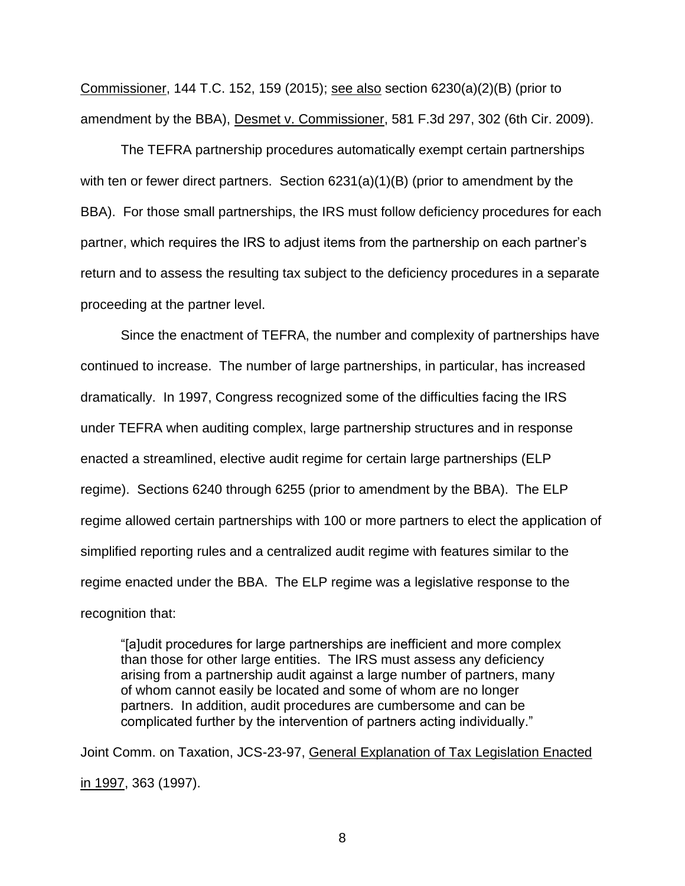Commissioner, 144 T.C. 152, 159 (2015); see also section 6230(a)(2)(B) (prior to amendment by the BBA), Desmet v. Commissioner, 581 F.3d 297, 302 (6th Cir. 2009).

The TEFRA partnership procedures automatically exempt certain partnerships with ten or fewer direct partners. Section 6231(a)(1)(B) (prior to amendment by the BBA). For those small partnerships, the IRS must follow deficiency procedures for each partner, which requires the IRS to adjust items from the partnership on each partner's return and to assess the resulting tax subject to the deficiency procedures in a separate proceeding at the partner level.

Since the enactment of TEFRA, the number and complexity of partnerships have continued to increase. The number of large partnerships, in particular, has increased dramatically. In 1997, Congress recognized some of the difficulties facing the IRS under TEFRA when auditing complex, large partnership structures and in response enacted a streamlined, elective audit regime for certain large partnerships (ELP regime). Sections 6240 through 6255 (prior to amendment by the BBA). The ELP regime allowed certain partnerships with 100 or more partners to elect the application of simplified reporting rules and a centralized audit regime with features similar to the regime enacted under the BBA. The ELP regime was a legislative response to the recognition that:

> "[a]udit procedures for large partnerships are inefficient and more complex than those for other large entities. The IRS must assess any deficiency arising from a partnership audit against a large number of partners, many of whom cannot easily be located and some of whom are no longer partners. In addition, audit procedures are cumbersome and can be complicated further by the intervention of partners acting individually."

Joint Comm. on Taxation, JCS-23-97, General Explanation of Tax Legislation Enacted in 1997, 363 (1997).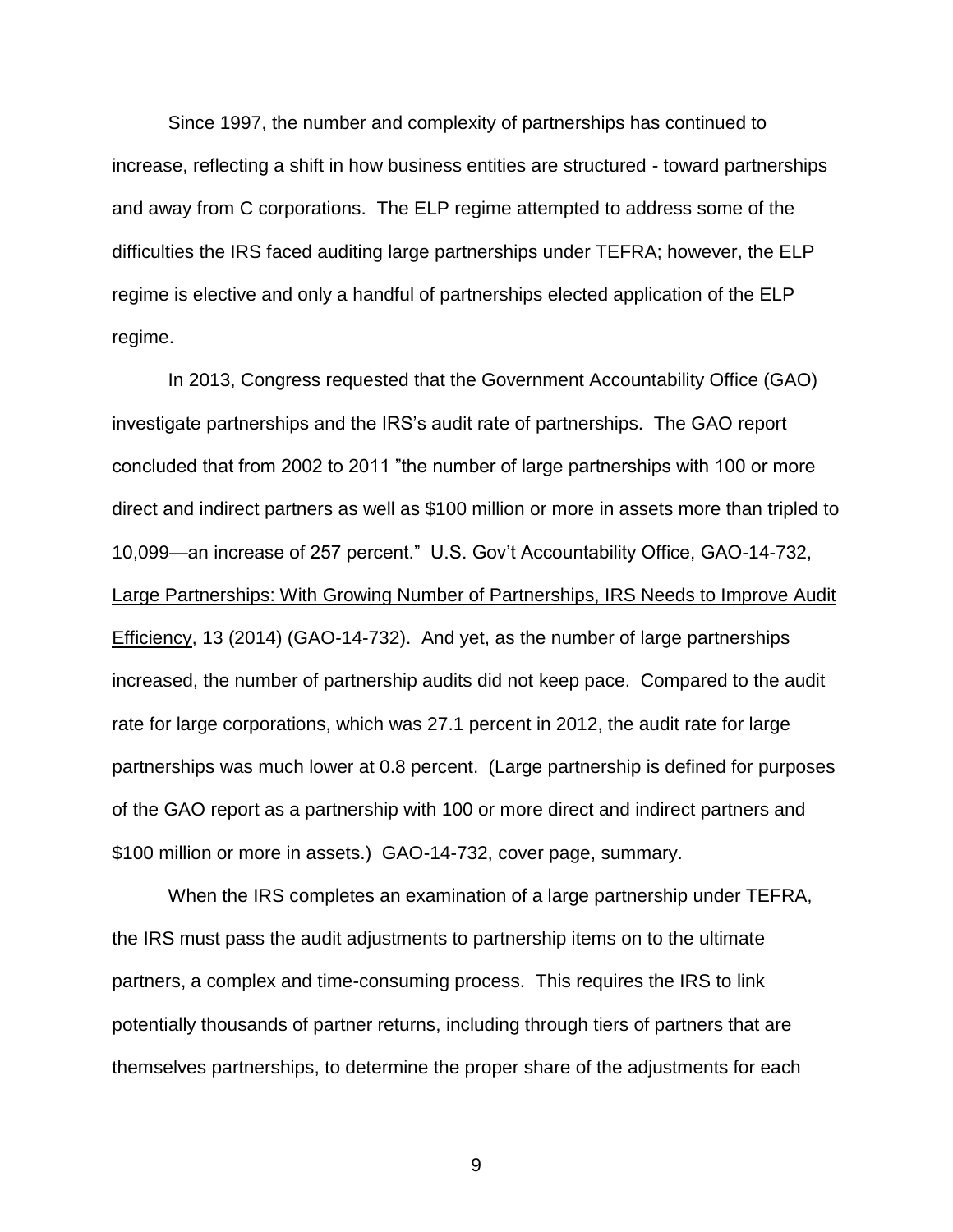Since 1997, the number and complexity of partnerships has continued to increase, reflecting a shift in how business entities are structured - toward partnerships and away from C corporations. The ELP regime attempted to address some of the difficulties the IRS faced auditing large partnerships under TEFRA; however, the ELP regime is elective and only a handful of partnerships elected application of the ELP regime.

In 2013, Congress requested that the Government Accountability Office (GAO) investigate partnerships and the IRS's audit rate of partnerships. The GAO report concluded that from 2002 to 2011 "the number of large partnerships with 100 or more direct and indirect partners as well as $100 million or more in assets more than tripled to 10,099—an increase of 257 percent." U.S. Gov't Accountability Office, GAO-14-732, Large Partnerships: With Growing Number of Partnerships, IRS Needs to Improve Audit Efficiency, 13 (2014) (GAO-14-732). And yet, as the number of large partnerships increased, the number of partnership audits did not keep pace. Compared to the audit rate for large corporations, which was 27.1 percent in 2012, the audit rate for large partnerships was much lower at 0.8 percent. (Large partnership is defined for purposes of the GAO report as a partnership with 100 or more direct and indirect partners and $100 million or more in assets.) GAO-14-732, cover page, summary.

When the IRS completes an examination of a large partnership under TEFRA, the IRS must pass the audit adjustments to partnership items on to the ultimate partners, a complex and time-consuming process. This requires the IRS to link potentially thousands of partner returns, including through tiers of partners that are themselves partnerships, to determine the proper share of the adjustments for each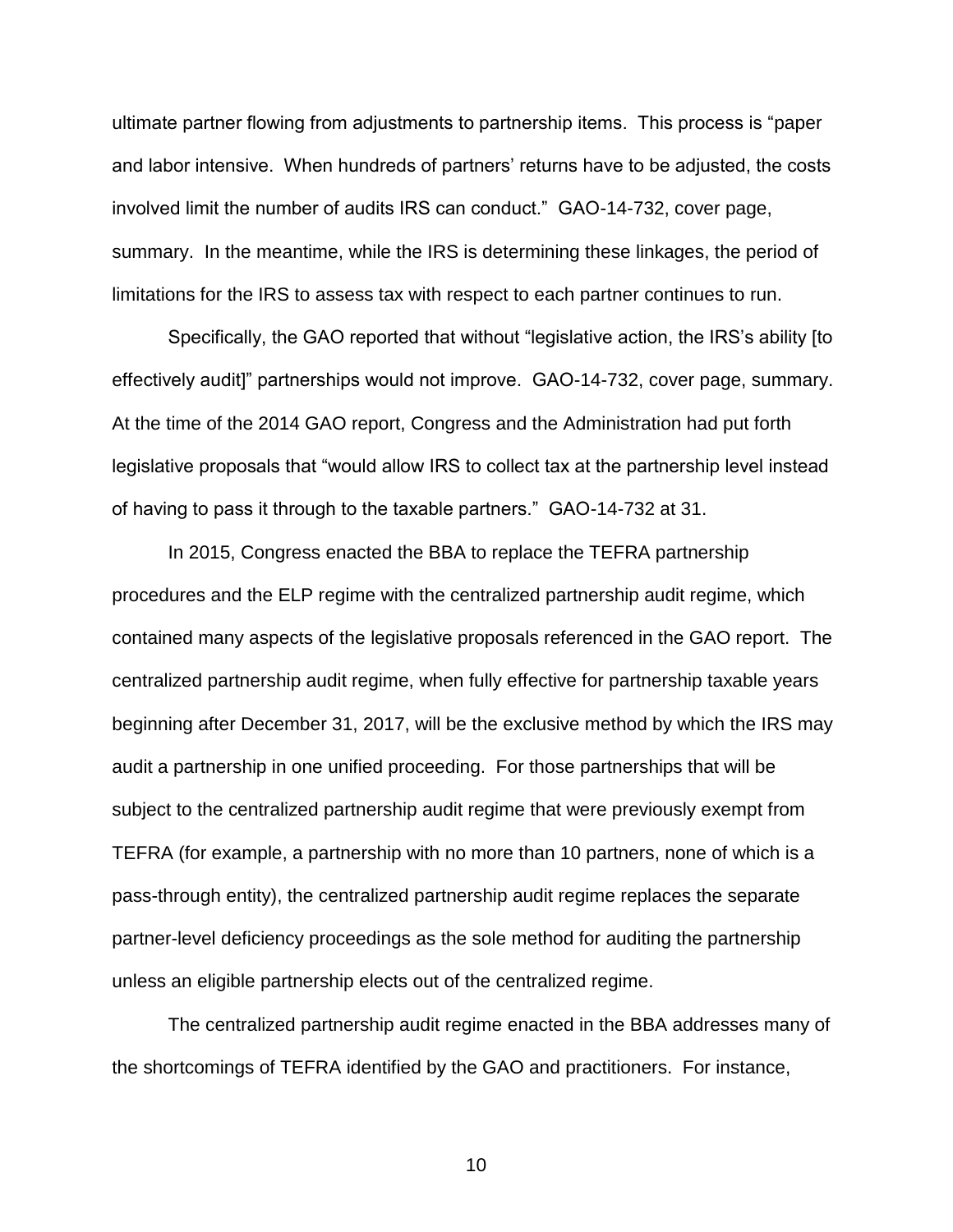ultimate partner flowing from adjustments to partnership items. This process is "paper and labor intensive. When hundreds of partners' returns have to be adjusted, the costs involved limit the number of audits IRS can conduct." GAO-14-732, cover page, summary. In the meantime, while the IRS is determining these linkages, the period of limitations for the IRS to assess tax with respect to each partner continues to run.

Specifically, the GAO reported that without "legislative action, the IRS's ability [to effectively audit]" partnerships would not improve. GAO-14-732, cover page, summary. At the time of the 2014 GAO report, Congress and the Administration had put forth legislative proposals that "would allow IRS to collect tax at the partnership level instead of having to pass it through to the taxable partners." GAO-14-732 at 31.

In 2015, Congress enacted the BBA to replace the TEFRA partnership procedures and the ELP regime with the centralized partnership audit regime, which contained many aspects of the legislative proposals referenced in the GAO report. The centralized partnership audit regime, when fully effective for partnership taxable years beginning after December 31, 2017, will be the exclusive method by which the IRS may audit a partnership in one unified proceeding. For those partnerships that will be subject to the centralized partnership audit regime that were previously exempt from TEFRA (for example, a partnership with no more than 10 partners, none of which is a pass-through entity), the centralized partnership audit regime replaces the separate partner-level deficiency proceedings as the sole method for auditing the partnership unless an eligible partnership elects out of the centralized regime.

The centralized partnership audit regime enacted in the BBA addresses many of the shortcomings of TEFRA identified by the GAO and practitioners. For instance,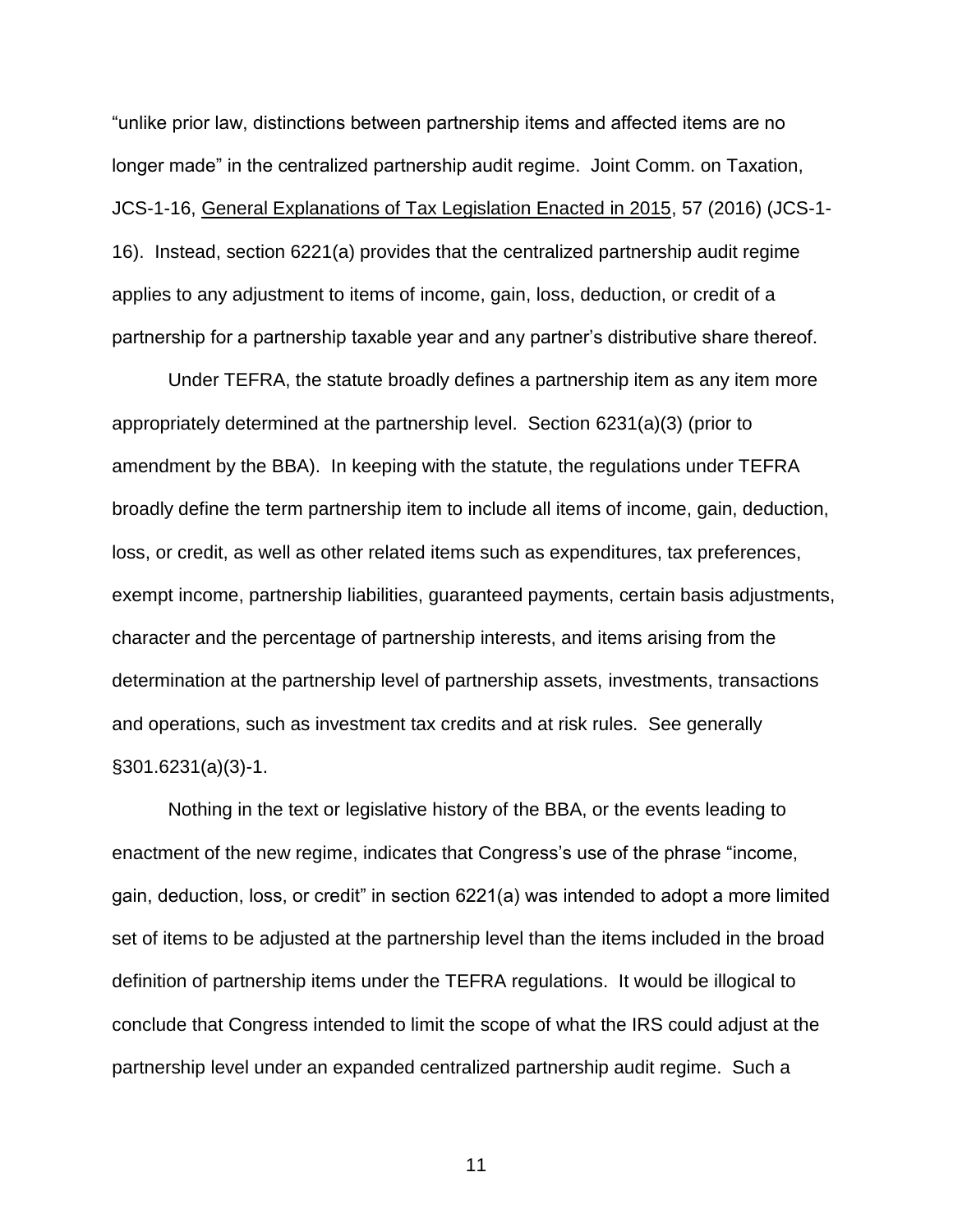"unlike prior law, distinctions between partnership items and affected items are no longer made" in the centralized partnership audit regime. Joint Comm. on Taxation, JCS-1-16, General Explanations of Tax Legislation Enacted in 2015, 57 (2016) (JCS-1-16). Instead, section 6221(a) provides that the centralized partnership audit regime applies to any adjustment to items of income, gain, loss, deduction, or credit of a partnership for a partnership taxable year and any partner's distributive share thereof.

Under TEFRA, the statute broadly defines a partnership item as any item more appropriately determined at the partnership level. Section 6231(a)(3) (prior to amendment by the BBA). In keeping with the statute, the regulations under TEFRA broadly define the term partnership item to include all items of income, gain, deduction, loss, or credit, as well as other related items such as expenditures, tax preferences, exempt income, partnership liabilities, guaranteed payments, certain basis adjustments, character and the percentage of partnership interests, and items arising from the determination at the partnership level of partnership assets, investments, transactions and operations, such as investment tax credits and at risk rules. See generally §301.6231(a)(3)-1.

Nothing in the text or legislative history of the BBA, or the events leading to enactment of the new regime, indicates that Congress's use of the phrase "income, gain, deduction, loss, or credit" in section 6221(a) was intended to adopt a more limited set of items to be adjusted at the partnership level than the items included in the broad definition of partnership items under the TEFRA regulations. It would be illogical to conclude that Congress intended to limit the scope of what the IRS could adjust at the partnership level under an expanded centralized partnership audit regime. Such a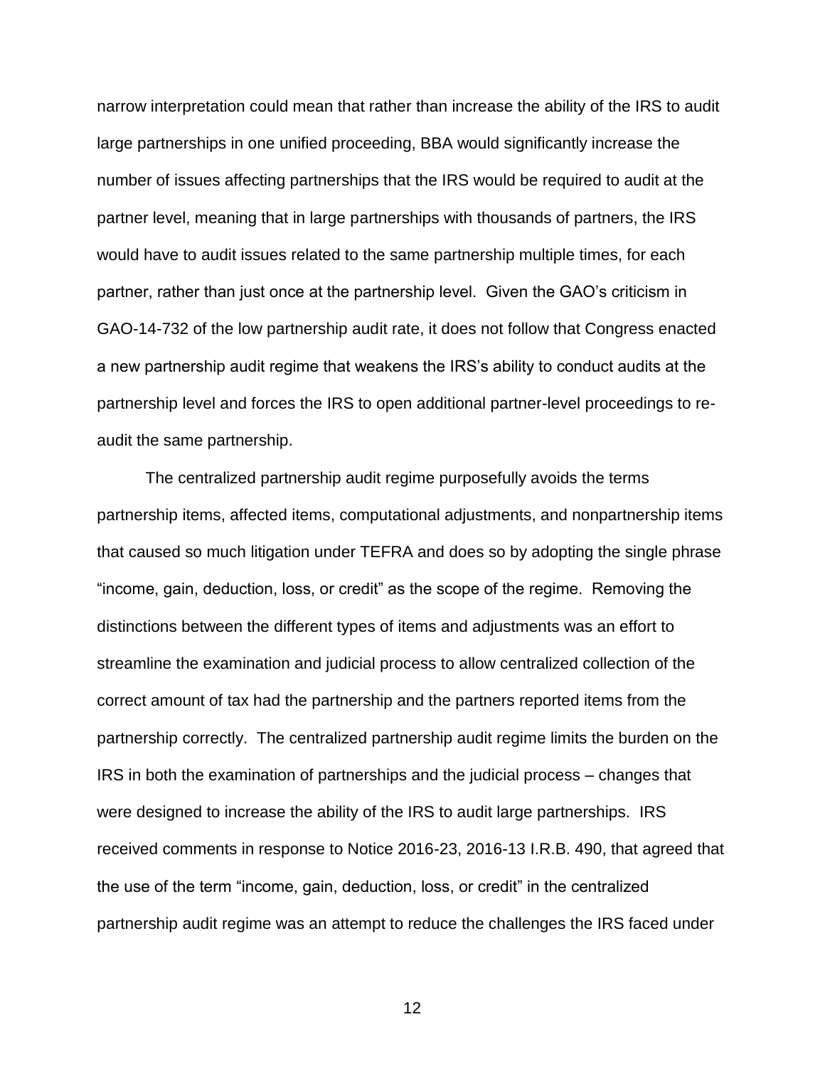narrow interpretation could mean that rather than increase the ability of the IRS to audit large partnerships in one unified proceeding, BBA would significantly increase the number of issues affecting partnerships that the IRS would be required to audit at the partner level, meaning that in large partnerships with thousands of partners, the IRS would have to audit issues related to the same partnership multiple times, for each partner, rather than just once at the partnership level. Given the GAO's criticism in GAO-14-732 of the low partnership audit rate, it does not follow that Congress enacted a new partnership audit regime that weakens the IRS's ability to conduct audits at the partnership level and forces the IRS to open additional partner-level proceedings to re-audit the same partnership.

The centralized partnership audit regime purposefully avoids the terms partnership items, affected items, computational adjustments, and nonpartnership items that caused so much litigation under TEFRA and does so by adopting the single phrase "income, gain, deduction, loss, or credit" as the scope of the regime. Removing the distinctions between the different types of items and adjustments was an effort to streamline the examination and judicial process to allow centralized collection of the correct amount of tax had the partnership and the partners reported items from the partnership correctly. The centralized partnership audit regime limits the burden on the IRS in both the examination of partnerships and the judicial process – changes that were designed to increase the ability of the IRS to audit large partnerships. IRS received comments in response to Notice 2016-23, 2016-13 I.R.B. 490, that agreed that the use of the term "income, gain, deduction, loss, or credit" in the centralized partnership audit regime was an attempt to reduce the challenges the IRS faced under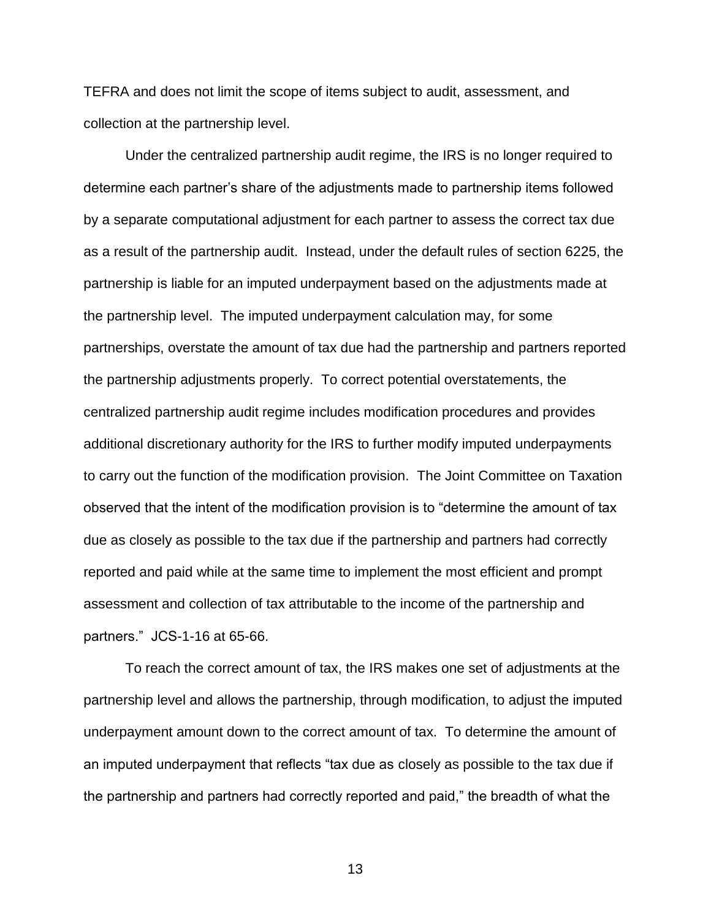TEFRA and does not limit the scope of items subject to audit, assessment, and collection at the partnership level.

Under the centralized partnership audit regime, the IRS is no longer required to determine each partner's share of the adjustments made to partnership items followed by a separate computational adjustment for each partner to assess the correct tax due as a result of the partnership audit. Instead, under the default rules of section 6225, the partnership is liable for an imputed underpayment based on the adjustments made at the partnership level. The imputed underpayment calculation may, for some partnerships, overstate the amount of tax due had the partnership and partners reported the partnership adjustments properly. To correct potential overstatements, the centralized partnership audit regime includes modification procedures and provides additional discretionary authority for the IRS to further modify imputed underpayments to carry out the function of the modification provision. The Joint Committee on Taxation observed that the intent of the modification provision is to "determine the amount of tax due as closely as possible to the tax due if the partnership and partners had correctly reported and paid while at the same time to implement the most efficient and prompt assessment and collection of tax attributable to the income of the partnership and partners." JCS-1-16 at 65-66.

To reach the correct amount of tax, the IRS makes one set of adjustments at the partnership level and allows the partnership, through modification, to adjust the imputed underpayment amount down to the correct amount of tax. To determine the amount of an imputed underpayment that reflects "tax due as closely as possible to the tax due if the partnership and partners had correctly reported and paid," the breadth of what the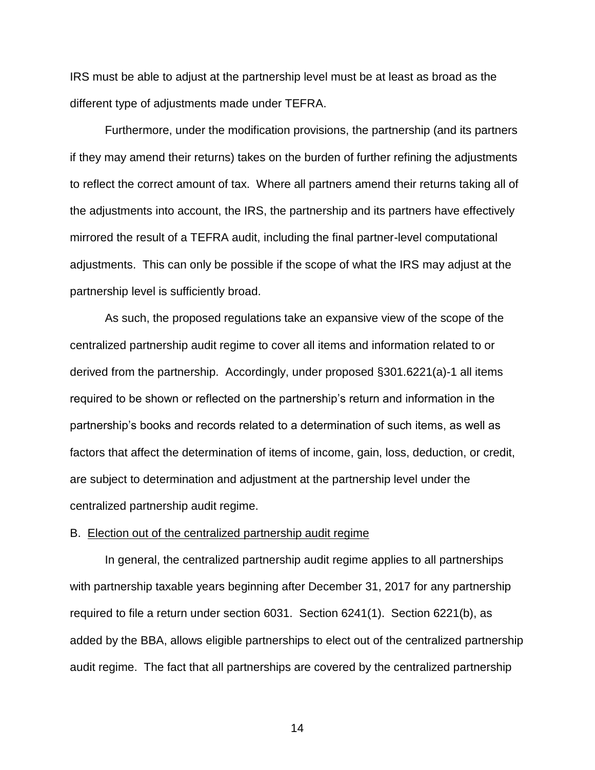IRS must be able to adjust at the partnership level must be at least as broad as the different type of adjustments made under TEFRA.

Furthermore, under the modification provisions, the partnership (and its partners if they may amend their returns) takes on the burden of further refining the adjustments to reflect the correct amount of tax. Where all partners amend their returns taking all of the adjustments into account, the IRS, the partnership and its partners have effectively mirrored the result of a TEFRA audit, including the final partner-level computational adjustments. This can only be possible if the scope of what the IRS may adjust at the partnership level is sufficiently broad.

As such, the proposed regulations take an expansive view of the scope of the centralized partnership audit regime to cover all items and information related to or derived from the partnership. Accordingly, under proposed §301.6221(a)-1 all items required to be shown or reflected on the partnership's return and information in the partnership's books and records related to a determination of such items, as well as factors that affect the determination of items of income, gain, loss, deduction, or credit, are subject to determination and adjustment at the partnership level under the centralized partnership audit regime.

B. Election out of the centralized partnership audit regime

In general, the centralized partnership audit regime applies to all partnerships with partnership taxable years beginning after December 31, 2017 for any partnership required to file a return under section 6031. Section 6241(1). Section 6221(b), as added by the BBA, allows eligible partnerships to elect out of the centralized partnership audit regime. The fact that all partnerships are covered by the centralized partnership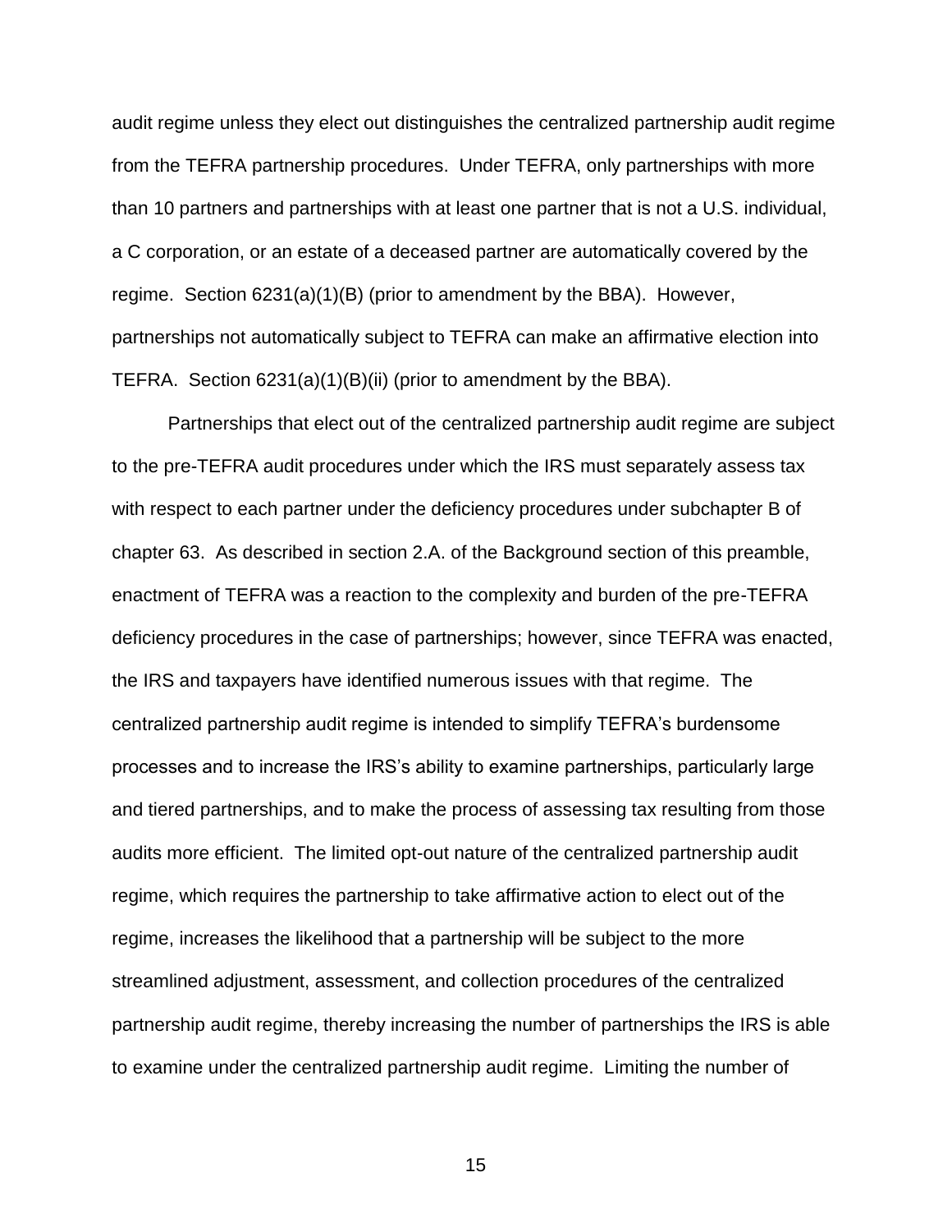audit regime unless they elect out distinguishes the centralized partnership audit regime from the TEFRA partnership procedures. Under TEFRA, only partnerships with more than 10 partners and partnerships with at least one partner that is not a U.S. individual, a C corporation, or an estate of a deceased partner are automatically covered by the regime. Section 6231(a)(1)(B) (prior to amendment by the BBA). However, partnerships not automatically subject to TEFRA can make an affirmative election into TEFRA. Section 6231(a)(1)(B)(ii) (prior to amendment by the BBA).

Partnerships that elect out of the centralized partnership audit regime are subject to the pre-TEFRA audit procedures under which the IRS must separately assess tax with respect to each partner under the deficiency procedures under subchapter B of chapter 63. As described in section 2.A. of the Background section of this preamble, enactment of TEFRA was a reaction to the complexity and burden of the pre-TEFRA deficiency procedures in the case of partnerships; however, since TEFRA was enacted, the IRS and taxpayers have identified numerous issues with that regime. The centralized partnership audit regime is intended to simplify TEFRA's burdensome processes and to increase the IRS's ability to examine partnerships, particularly large and tiered partnerships, and to make the process of assessing tax resulting from those audits more efficient. The limited opt-out nature of the centralized partnership audit regime, which requires the partnership to take affirmative action to elect out of the regime, increases the likelihood that a partnership will be subject to the more streamlined adjustment, assessment, and collection procedures of the centralized partnership audit regime, thereby increasing the number of partnerships the IRS is able to examine under the centralized partnership audit regime. Limiting the number of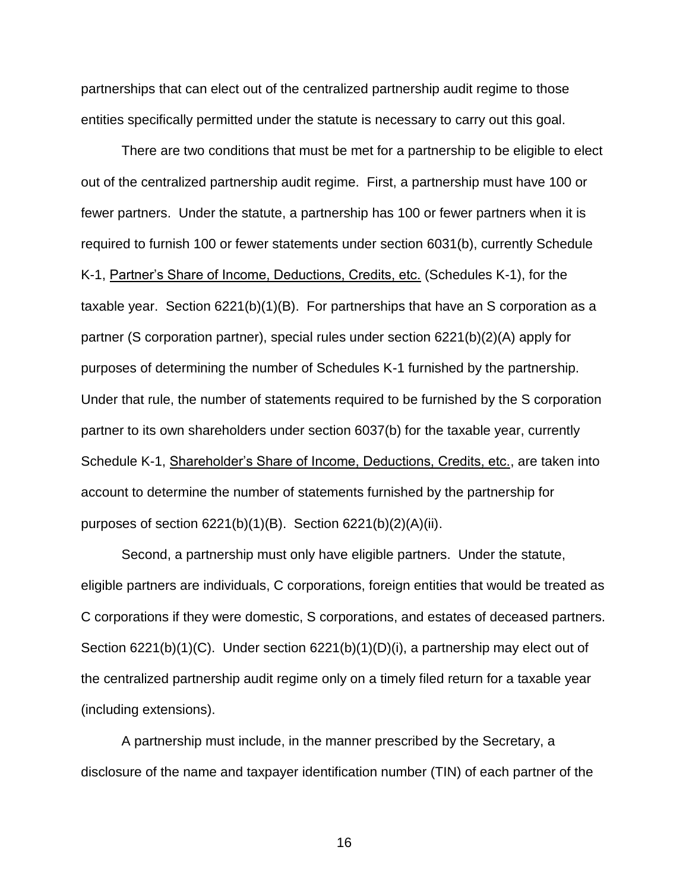partnerships that can elect out of the centralized partnership audit regime to those entities specifically permitted under the statute is necessary to carry out this goal.

There are two conditions that must be met for a partnership to be eligible to elect out of the centralized partnership audit regime. First, a partnership must have 100 or fewer partners. Under the statute, a partnership has 100 or fewer partners when it is required to furnish 100 or fewer statements under section 6031(b), currently Schedule K-1, Partner's Share of Income, Deductions, Credits, etc. (Schedules K-1), for the taxable year. Section 6221(b)(1)(B). For partnerships that have an S corporation as a partner (S corporation partner), special rules under section 6221(b)(2)(A) apply for purposes of determining the number of Schedules K-1 furnished by the partnership. Under that rule, the number of statements required to be furnished by the S corporation partner to its own shareholders under section 6037(b) for the taxable year, currently Schedule K-1, Shareholder's Share of Income, Deductions, Credits, etc., are taken into account to determine the number of statements furnished by the partnership for purposes of section 6221(b)(1)(B). Section 6221(b)(2)(A)(ii).

Second, a partnership must only have eligible partners. Under the statute, eligible partners are individuals, C corporations, foreign entities that would be treated as C corporations if they were domestic, S corporations, and estates of deceased partners. Section 6221(b)(1)(C). Under section 6221(b)(1)(D)(i), a partnership may elect out of the centralized partnership audit regime only on a timely filed return for a taxable year (including extensions).

A partnership must include, in the manner prescribed by the Secretary, a disclosure of the name and taxpayer identification number (TIN) of each partner of the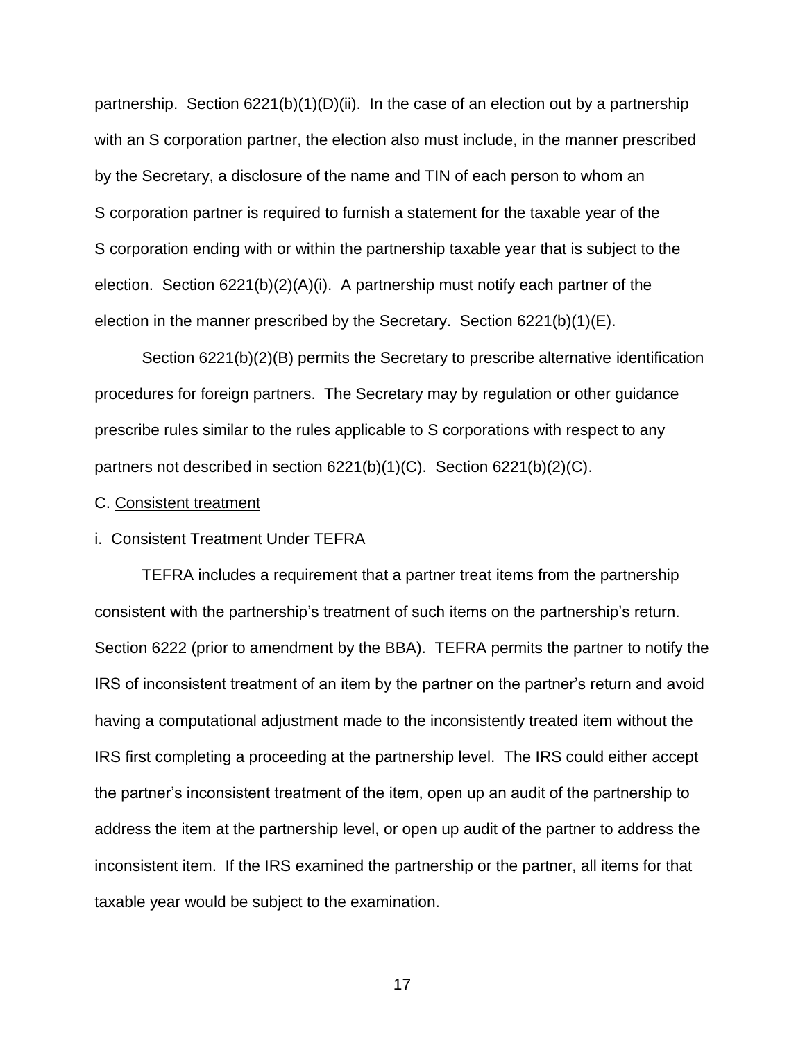partnership. Section 6221(b)(1)(D)(ii). In the case of an election out by a partnership with an S corporation partner, the election also must include, in the manner prescribed by the Secretary, a disclosure of the name and TIN of each person to whom an S corporation partner is required to furnish a statement for the taxable year of the S corporation ending with or within the partnership taxable year that is subject to the election. Section 6221(b)(2)(A)(i). A partnership must notify each partner of the election in the manner prescribed by the Secretary. Section 6221(b)(1)(E).

Section 6221(b)(2)(B) permits the Secretary to prescribe alternative identification procedures for foreign partners. The Secretary may by regulation or other guidance prescribe rules similar to the rules applicable to S corporations with respect to any partners not described in section 6221(b)(1)(C). Section 6221(b)(2)(C).

C. Consistent treatment

i. Consistent Treatment Under TEFRA

TEFRA includes a requirement that a partner treat items from the partnership consistent with the partnership's treatment of such items on the partnership's return. Section 6222 (prior to amendment by the BBA). TEFRA permits the partner to notify the IRS of inconsistent treatment of an item by the partner on the partner's return and avoid having a computational adjustment made to the inconsistently treated item without the IRS first completing a proceeding at the partnership level. The IRS could either accept the partner's inconsistent treatment of the item, open up an audit of the partnership to address the item at the partnership level, or open up audit of the partner to address the inconsistent item. If the IRS examined the partnership or the partner, all items for that taxable year would be subject to the examination.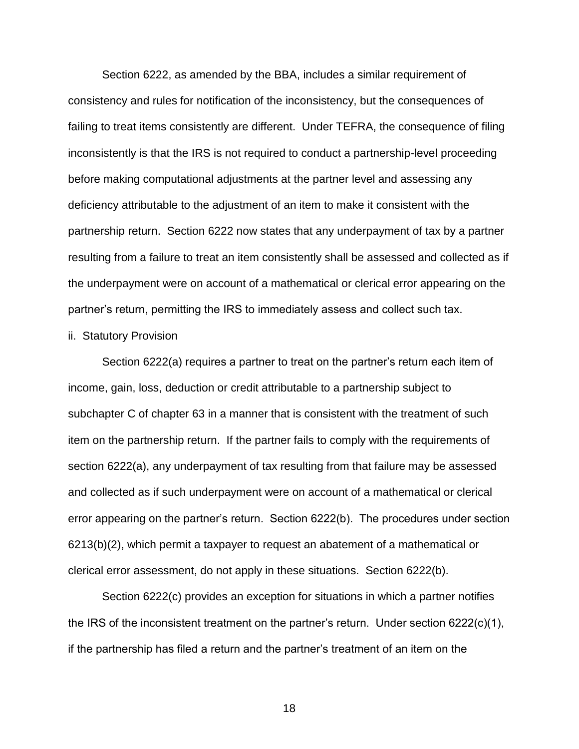Section 6222, as amended by the BBA, includes a similar requirement of consistency and rules for notification of the inconsistency, but the consequences of failing to treat items consistently are different. Under TEFRA, the consequence of filing inconsistently is that the IRS is not required to conduct a partnership-level proceeding before making computational adjustments at the partner level and assessing any deficiency attributable to the adjustment of an item to make it consistent with the partnership return. Section 6222 now states that any underpayment of tax by a partner resulting from a failure to treat an item consistently shall be assessed and collected as if the underpayment were on account of a mathematical or clerical error appearing on the partner's return, permitting the IRS to immediately assess and collect such tax.

ii. Statutory Provision

Section 6222(a) requires a partner to treat on the partner's return each item of income, gain, loss, deduction or credit attributable to a partnership subject to subchapter C of chapter 63 in a manner that is consistent with the treatment of such item on the partnership return. If the partner fails to comply with the requirements of section 6222(a), any underpayment of tax resulting from that failure may be assessed and collected as if such underpayment were on account of a mathematical or clerical error appearing on the partner's return. Section 6222(b). The procedures under section 6213(b)(2), which permit a taxpayer to request an abatement of a mathematical or clerical error assessment, do not apply in these situations. Section 6222(b).

Section 6222(c) provides an exception for situations in which a partner notifies the IRS of the inconsistent treatment on the partner's return. Under section 6222(c)(1), if the partnership has filed a return and the partner's treatment of an item on the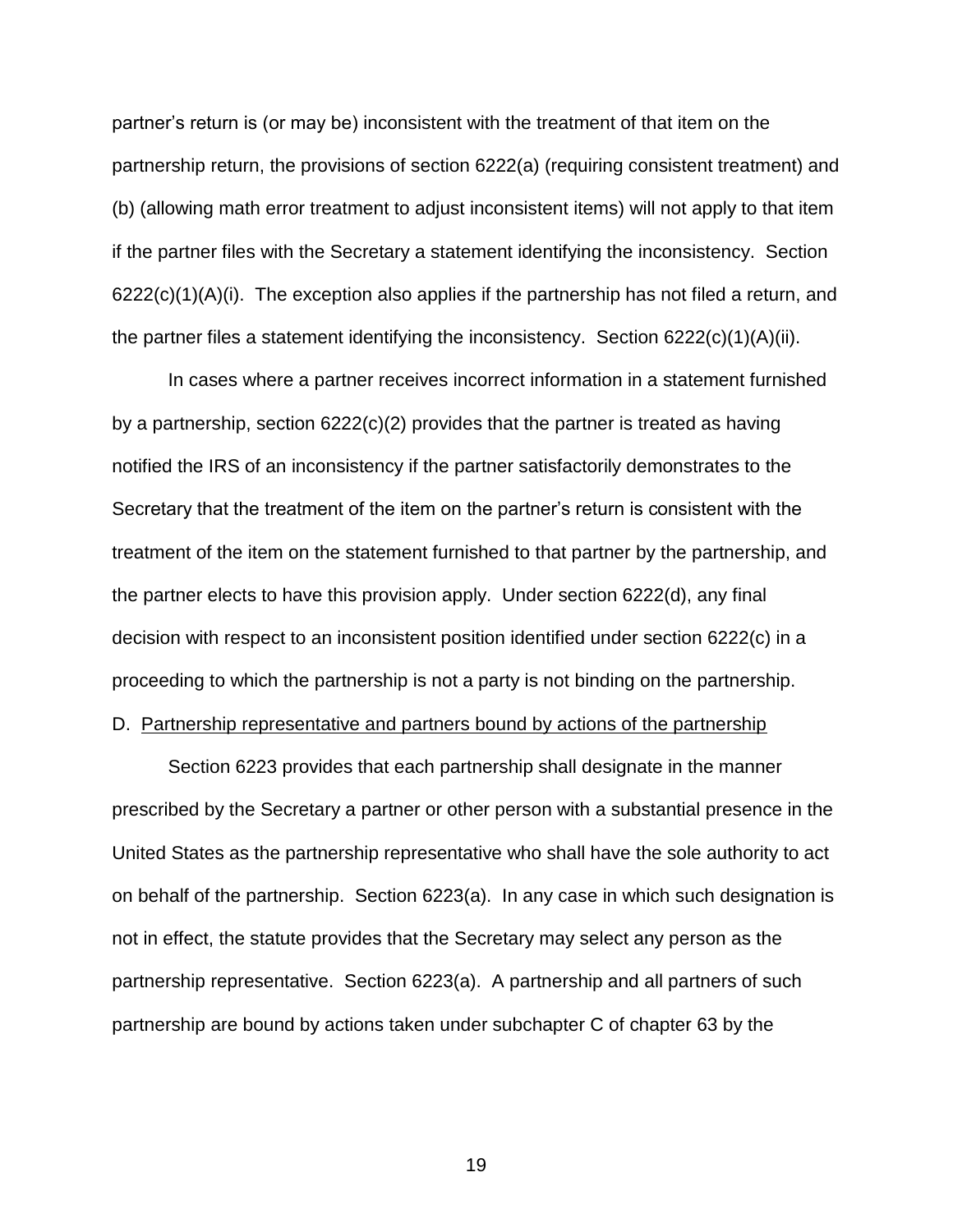partner's return is (or may be) inconsistent with the treatment of that item on the partnership return, the provisions of section 6222(a) (requiring consistent treatment) and (b) (allowing math error treatment to adjust inconsistent items) will not apply to that item if the partner files with the Secretary a statement identifying the inconsistency. Section 6222(c)(1)(A)(i). The exception also applies if the partnership has not filed a return, and the partner files a statement identifying the inconsistency. Section 6222(c)(1)(A)(ii).

In cases where a partner receives incorrect information in a statement furnished by a partnership, section 6222(c)(2) provides that the partner is treated as having notified the IRS of an inconsistency if the partner satisfactorily demonstrates to the Secretary that the treatment of the item on the partner's return is consistent with the treatment of the item on the statement furnished to that partner by the partnership, and the partner elects to have this provision apply. Under section 6222(d), any final decision with respect to an inconsistent position identified under section 6222(c) in a proceeding to which the partnership is not a party is not binding on the partnership.

D. Partnership representative and partners bound by actions of the partnership

Section 6223 provides that each partnership shall designate in the manner prescribed by the Secretary a partner or other person with a substantial presence in the United States as the partnership representative who shall have the sole authority to act on behalf of the partnership. Section 6223(a). In any case in which such designation is not in effect, the statute provides that the Secretary may select any person as the partnership representative. Section 6223(a). A partnership and all partners of such partnership are bound by actions taken under subchapter C of chapter 63 by the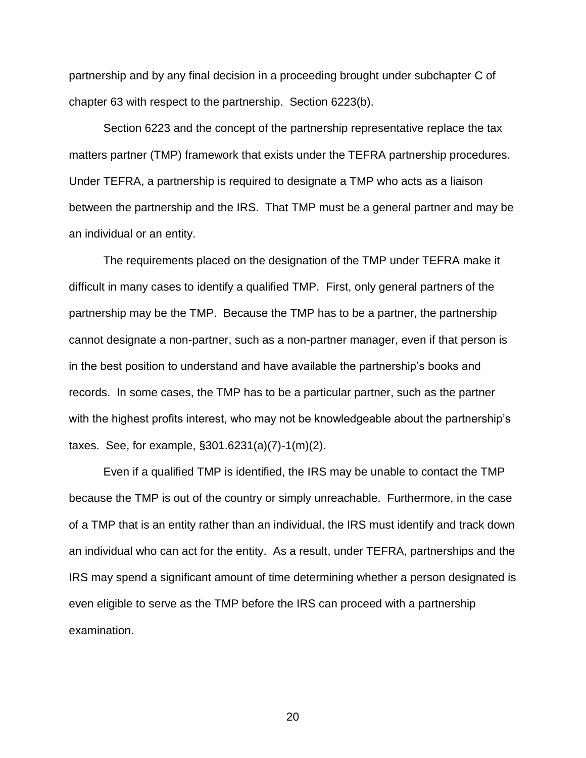partnership and by any final decision in a proceeding brought under subchapter C of chapter 63 with respect to the partnership. Section 6223(b).

Section 6223 and the concept of the partnership representative replace the tax matters partner (TMP) framework that exists under the TEFRA partnership procedures. Under TEFRA, a partnership is required to designate a TMP who acts as a liaison between the partnership and the IRS. That TMP must be a general partner and may be an individual or an entity.

The requirements placed on the designation of the TMP under TEFRA make it difficult in many cases to identify a qualified TMP. First, only general partners of the partnership may be the TMP. Because the TMP has to be a partner, the partnership cannot designate a non-partner, such as a non-partner manager, even if that person is in the best position to understand and have available the partnership's books and records. In some cases, the TMP has to be a particular partner, such as the partner with the highest profits interest, who may not be knowledgeable about the partnership's taxes. See, for example, §301.6231(a)(7)-1(m)(2).

Even if a qualified TMP is identified, the IRS may be unable to contact the TMP because the TMP is out of the country or simply unreachable. Furthermore, in the case of a TMP that is an entity rather than an individual, the IRS must identify and track down an individual who can act for the entity. As a result, under TEFRA, partnerships and the IRS may spend a significant amount of time determining whether a person designated is even eligible to serve as the TMP before the IRS can proceed with a partnership examination.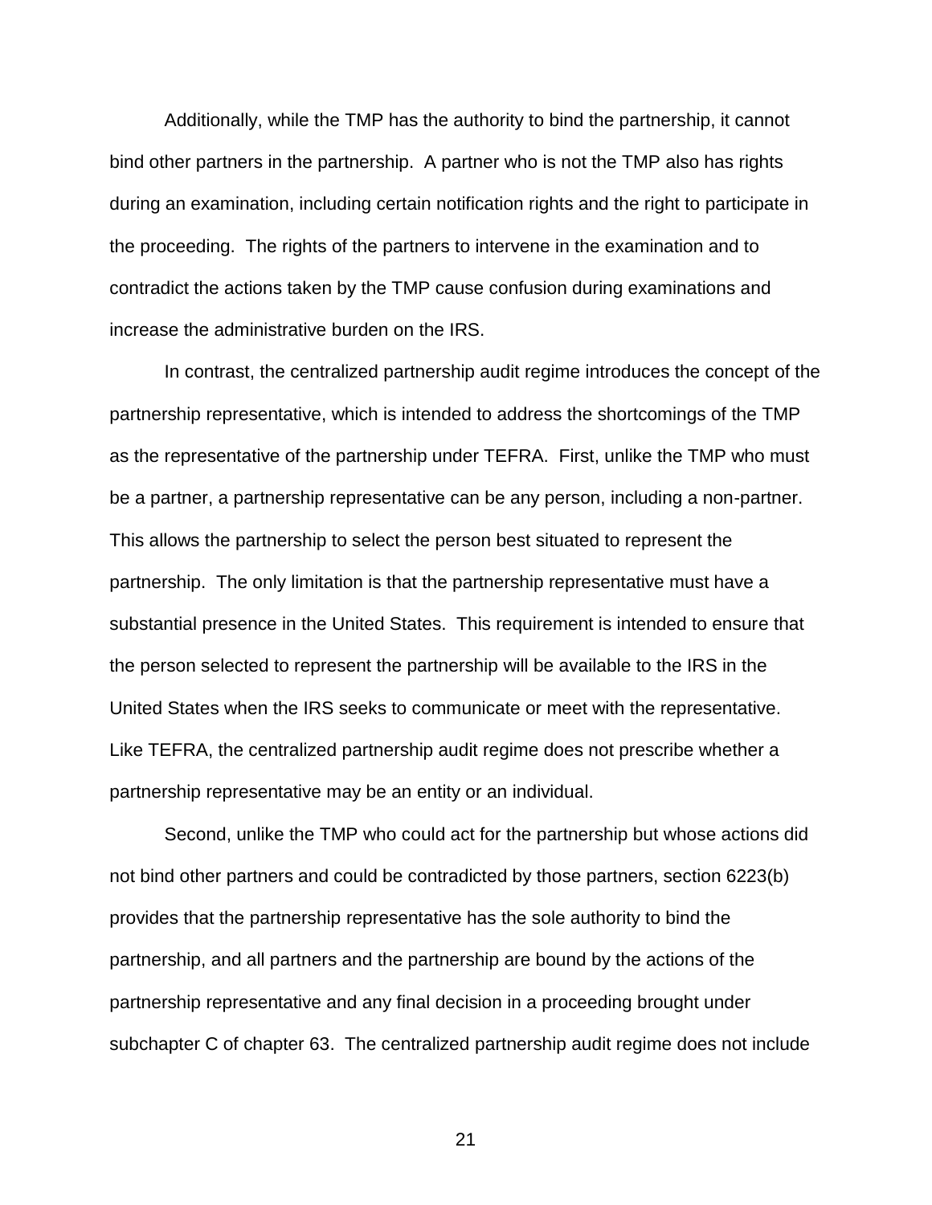Additionally, while the TMP has the authority to bind the partnership, it cannot bind other partners in the partnership. A partner who is not the TMP also has rights during an examination, including certain notification rights and the right to participate in the proceeding. The rights of the partners to intervene in the examination and to contradict the actions taken by the TMP cause confusion during examinations and increase the administrative burden on the IRS.

In contrast, the centralized partnership audit regime introduces the concept of the partnership representative, which is intended to address the shortcomings of the TMP as the representative of the partnership under TEFRA. First, unlike the TMP who must be a partner, a partnership representative can be any person, including a non-partner. This allows the partnership to select the person best situated to represent the partnership. The only limitation is that the partnership representative must have a substantial presence in the United States. This requirement is intended to ensure that the person selected to represent the partnership will be available to the IRS in the United States when the IRS seeks to communicate or meet with the representative. Like TEFRA, the centralized partnership audit regime does not prescribe whether a partnership representative may be an entity or an individual.

Second, unlike the TMP who could act for the partnership but whose actions did not bind other partners and could be contradicted by those partners, section 6223(b) provides that the partnership representative has the sole authority to bind the partnership, and all partners and the partnership are bound by the actions of the partnership representative and any final decision in a proceeding brought under subchapter C of chapter 63. The centralized partnership audit regime does not include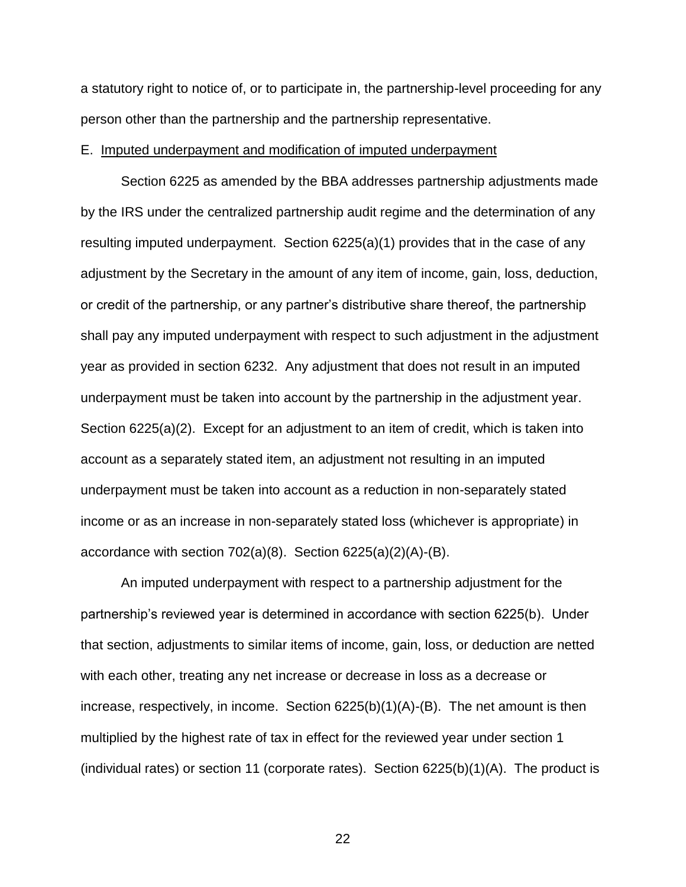a statutory right to notice of, or to participate in, the partnership-level proceeding for any person other than the partnership and the partnership representative.

### E. Imputed underpayment and modification of imputed underpayment

Section 6225 as amended by the BBA addresses partnership adjustments made by the IRS under the centralized partnership audit regime and the determination of any resulting imputed underpayment. Section 6225(a)(1) provides that in the case of any adjustment by the Secretary in the amount of any item of income, gain, loss, deduction, or credit of the partnership, or any partner's distributive share thereof, the partnership shall pay any imputed underpayment with respect to such adjustment in the adjustment year as provided in section 6232. Any adjustment that does not result in an imputed underpayment must be taken into account by the partnership in the adjustment year. Section 6225(a)(2). Except for an adjustment to an item of credit, which is taken into account as a separately stated item, an adjustment not resulting in an imputed underpayment must be taken into account as a reduction in non-separately stated income or as an increase in non-separately stated loss (whichever is appropriate) in accordance with section 702(a)(8). Section 6225(a)(2)(A)-(B).

An imputed underpayment with respect to a partnership adjustment for the partnership's reviewed year is determined in accordance with section 6225(b). Under that section, adjustments to similar items of income, gain, loss, or deduction are netted with each other, treating any net increase or decrease in loss as a decrease or increase, respectively, in income. Section 6225(b)(1)(A)-(B). The net amount is then multiplied by the highest rate of tax in effect for the reviewed year under section 1 (individual rates) or section 11 (corporate rates). Section 6225(b)(1)(A). The product is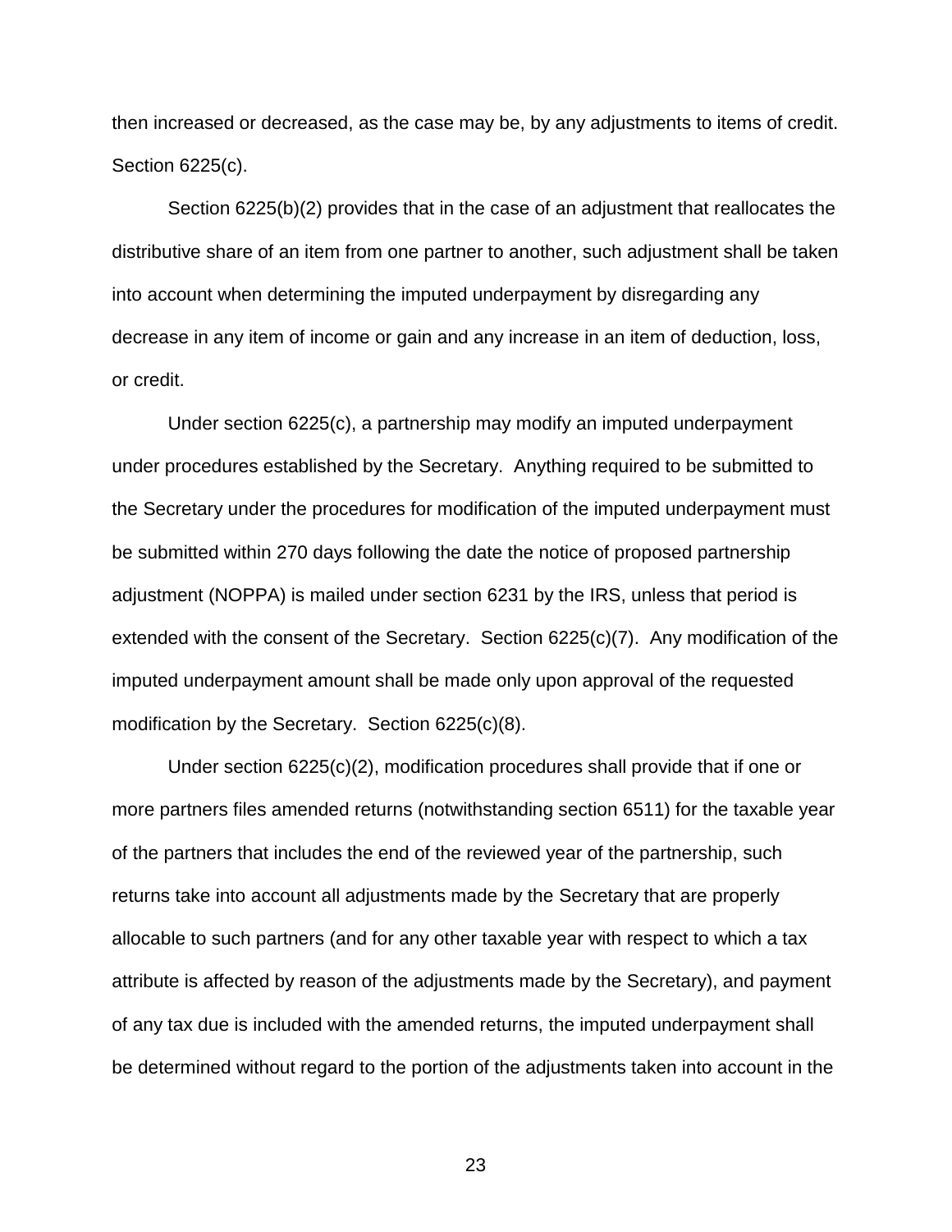then increased or decreased, as the case may be, by any adjustments to items of credit. Section 6225(c).

Section 6225(b)(2) provides that in the case of an adjustment that reallocates the distributive share of an item from one partner to another, such adjustment shall be taken into account when determining the imputed underpayment by disregarding any decrease in any item of income or gain and any increase in an item of deduction, loss, or credit.

Under section 6225(c), a partnership may modify an imputed underpayment under procedures established by the Secretary. Anything required to be submitted to the Secretary under the procedures for modification of the imputed underpayment must be submitted within 270 days following the date the notice of proposed partnership adjustment (NOPPA) is mailed under section 6231 by the IRS, unless that period is extended with the consent of the Secretary. Section 6225(c)(7). Any modification of the imputed underpayment amount shall be made only upon approval of the requested modification by the Secretary. Section 6225(c)(8).

Under section 6225(c)(2), modification procedures shall provide that if one or more partners files amended returns (notwithstanding section 6511) for the taxable year of the partners that includes the end of the reviewed year of the partnership, such returns take into account all adjustments made by the Secretary that are properly allocable to such partners (and for any other taxable year with respect to which a tax attribute is affected by reason of the adjustments made by the Secretary), and payment of any tax due is included with the amended returns, the imputed underpayment shall be determined without regard to the portion of the adjustments taken into account in the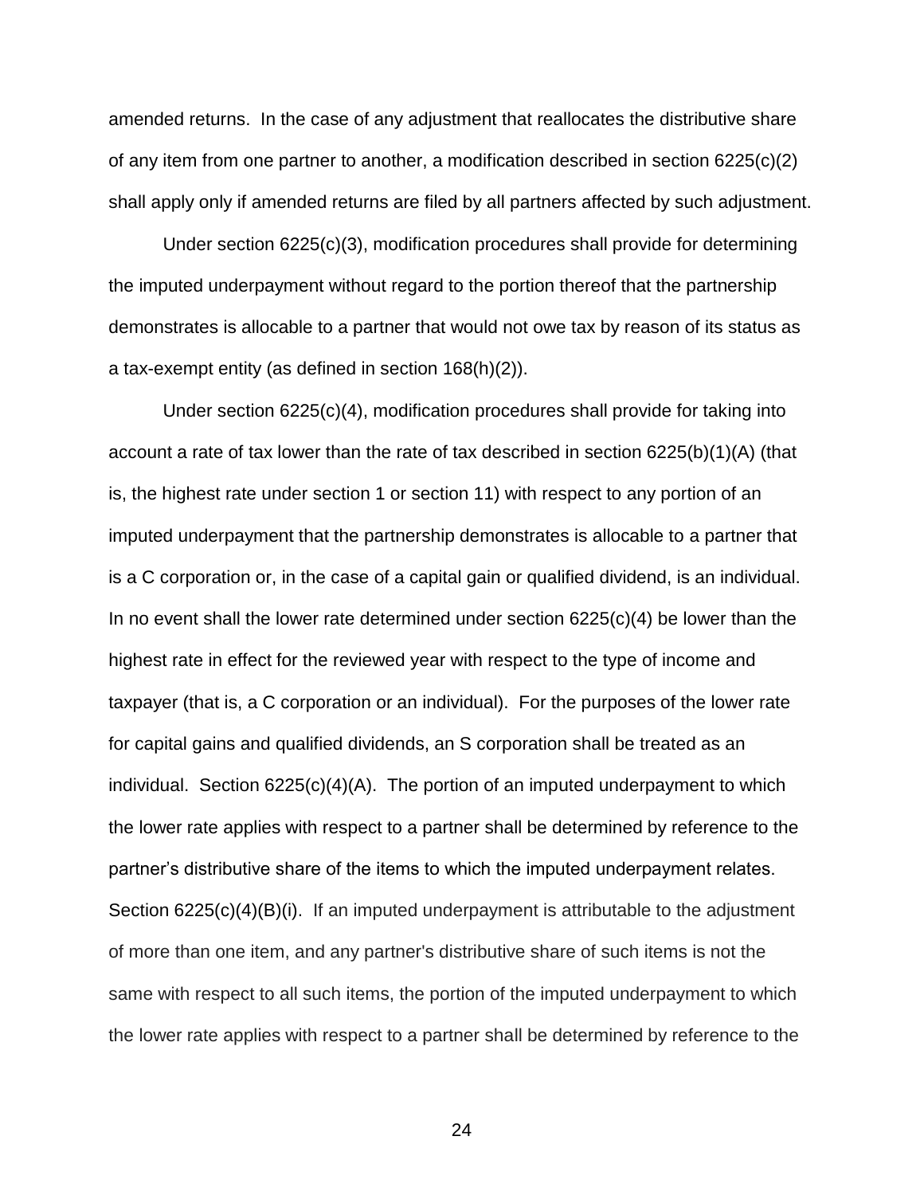amended returns. In the case of any adjustment that reallocates the distributive share of any item from one partner to another, a modification described in section 6225(c)(2) shall apply only if amended returns are filed by all partners affected by such adjustment.

Under section 6225(c)(3), modification procedures shall provide for determining the imputed underpayment without regard to the portion thereof that the partnership demonstrates is allocable to a partner that would not owe tax by reason of its status as a tax-exempt entity (as defined in section 168(h)(2)).

Under section 6225(c)(4), modification procedures shall provide for taking into account a rate of tax lower than the rate of tax described in section 6225(b)(1)(A) (that is, the highest rate under section 1 or section 11) with respect to any portion of an imputed underpayment that the partnership demonstrates is allocable to a partner that is a C corporation or, in the case of a capital gain or qualified dividend, is an individual. In no event shall the lower rate determined under section 6225(c)(4) be lower than the highest rate in effect for the reviewed year with respect to the type of income and taxpayer (that is, a C corporation or an individual). For the purposes of the lower rate for capital gains and qualified dividends, an S corporation shall be treated as an individual. Section 6225(c)(4)(A). The portion of an imputed underpayment to which the lower rate applies with respect to a partner shall be determined by reference to the partner's distributive share of the items to which the imputed underpayment relates. Section 6225(c)(4)(B)(i). If an imputed underpayment is attributable to the adjustment of more than one item, and any partner's distributive share of such items is not the same with respect to all such items, the portion of the imputed underpayment to which the lower rate applies with respect to a partner shall be determined by reference to the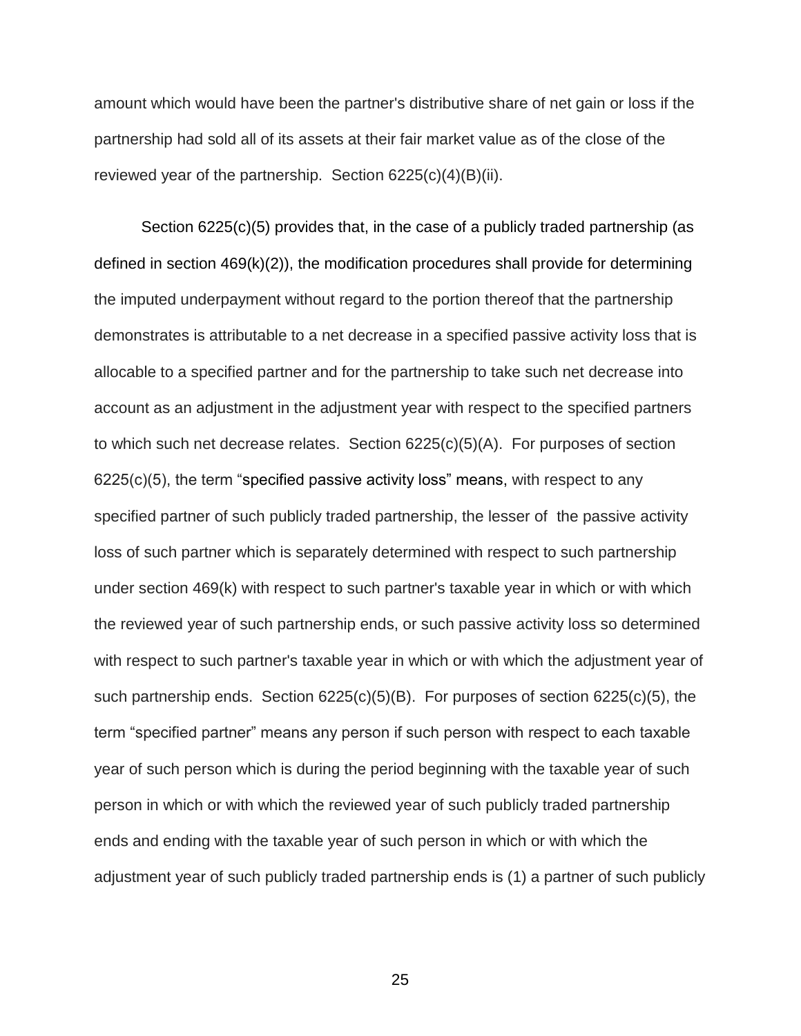amount which would have been the partner's distributive share of net gain or loss if the partnership had sold all of its assets at their fair market value as of the close of the reviewed year of the partnership. Section 6225(c)(4)(B)(ii).

Section 6225(c)(5) provides that, in the case of a publicly traded partnership (as defined in section 469(k)(2)), the modification procedures shall provide for determining the imputed underpayment without regard to the portion thereof that the partnership demonstrates is attributable to a net decrease in a specified passive activity loss that is allocable to a specified partner and for the partnership to take such net decrease into account as an adjustment in the adjustment year with respect to the specified partners to which such net decrease relates. Section 6225(c)(5)(A). For purposes of section 6225(c)(5), the term "specified passive activity loss" means, with respect to any specified partner of such publicly traded partnership, the lesser of the passive activity loss of such partner which is separately determined with respect to such partnership under section 469(k) with respect to such partner's taxable year in which or with which the reviewed year of such partnership ends, or such passive activity loss so determined with respect to such partner's taxable year in which or with which the adjustment year of such partnership ends. Section 6225(c)(5)(B). For purposes of section 6225(c)(5), the term "specified partner" means any person if such person with respect to each taxable year of such person which is during the period beginning with the taxable year of such person in which or with which the reviewed year of such publicly traded partnership ends and ending with the taxable year of such person in which or with which the adjustment year of such publicly traded partnership ends is (1) a partner of such publicly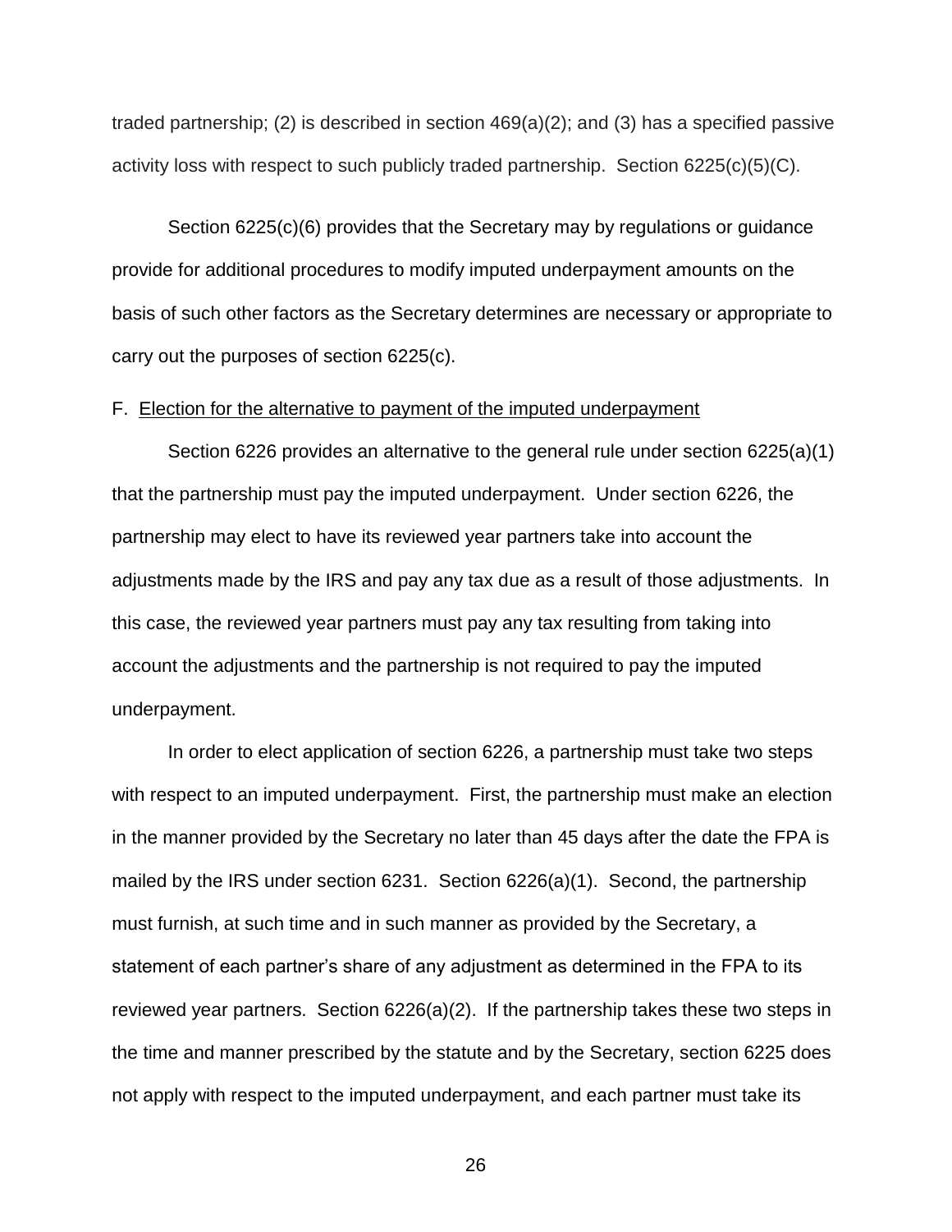traded partnership; (2) is described in section 469(a)(2); and (3) has a specified passive activity loss with respect to such publicly traded partnership. Section 6225(c)(5)(C).

Section 6225(c)(6) provides that the Secretary may by regulations or guidance provide for additional procedures to modify imputed underpayment amounts on the basis of such other factors as the Secretary determines are necessary or appropriate to carry out the purposes of section 6225(c).

F. Election for the alternative to payment of the imputed underpayment

Section 6226 provides an alternative to the general rule under section 6225(a)(1) that the partnership must pay the imputed underpayment. Under section 6226, the partnership may elect to have its reviewed year partners take into account the adjustments made by the IRS and pay any tax due as a result of those adjustments. In this case, the reviewed year partners must pay any tax resulting from taking into account the adjustments and the partnership is not required to pay the imputed underpayment.

In order to elect application of section 6226, a partnership must take two steps with respect to an imputed underpayment. First, the partnership must make an election in the manner provided by the Secretary no later than 45 days after the date the FPA is mailed by the IRS under section 6231. Section 6226(a)(1). Second, the partnership must furnish, at such time and in such manner as provided by the Secretary, a statement of each partner's share of any adjustment as determined in the FPA to its reviewed year partners. Section 6226(a)(2). If the partnership takes these two steps in the time and manner prescribed by the statute and by the Secretary, section 6225 does not apply with respect to the imputed underpayment, and each partner must take its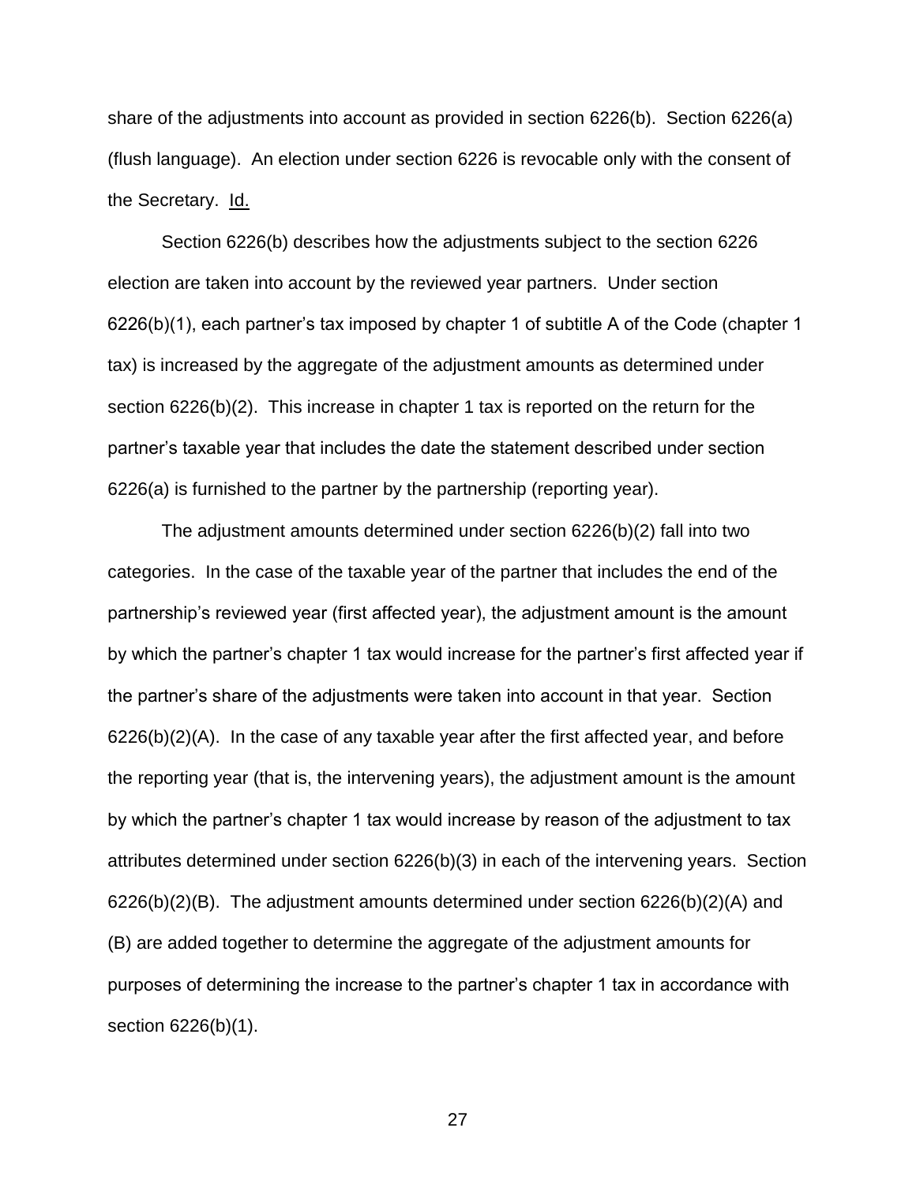share of the adjustments into account as provided in section 6226(b). Section 6226(a) (flush language). An election under section 6226 is revocable only with the consent of the Secretary. Id.

Section 6226(b) describes how the adjustments subject to the section 6226 election are taken into account by the reviewed year partners. Under section 6226(b)(1), each partner's tax imposed by chapter 1 of subtitle A of the Code (chapter 1 tax) is increased by the aggregate of the adjustment amounts as determined under section 6226(b)(2). This increase in chapter 1 tax is reported on the return for the partner's taxable year that includes the date the statement described under section 6226(a) is furnished to the partner by the partnership (reporting year).

The adjustment amounts determined under section 6226(b)(2) fall into two categories. In the case of the taxable year of the partner that includes the end of the partnership's reviewed year (first affected year), the adjustment amount is the amount by which the partner's chapter 1 tax would increase for the partner's first affected year if the partner's share of the adjustments were taken into account in that year. Section 6226(b)(2)(A). In the case of any taxable year after the first affected year, and before the reporting year (that is, the intervening years), the adjustment amount is the amount by which the partner's chapter 1 tax would increase by reason of the adjustment to tax attributes determined under section 6226(b)(3) in each of the intervening years. Section 6226(b)(2)(B). The adjustment amounts determined under section 6226(b)(2)(A) and (B) are added together to determine the aggregate of the adjustment amounts for purposes of determining the increase to the partner's chapter 1 tax in accordance with section 6226(b)(1).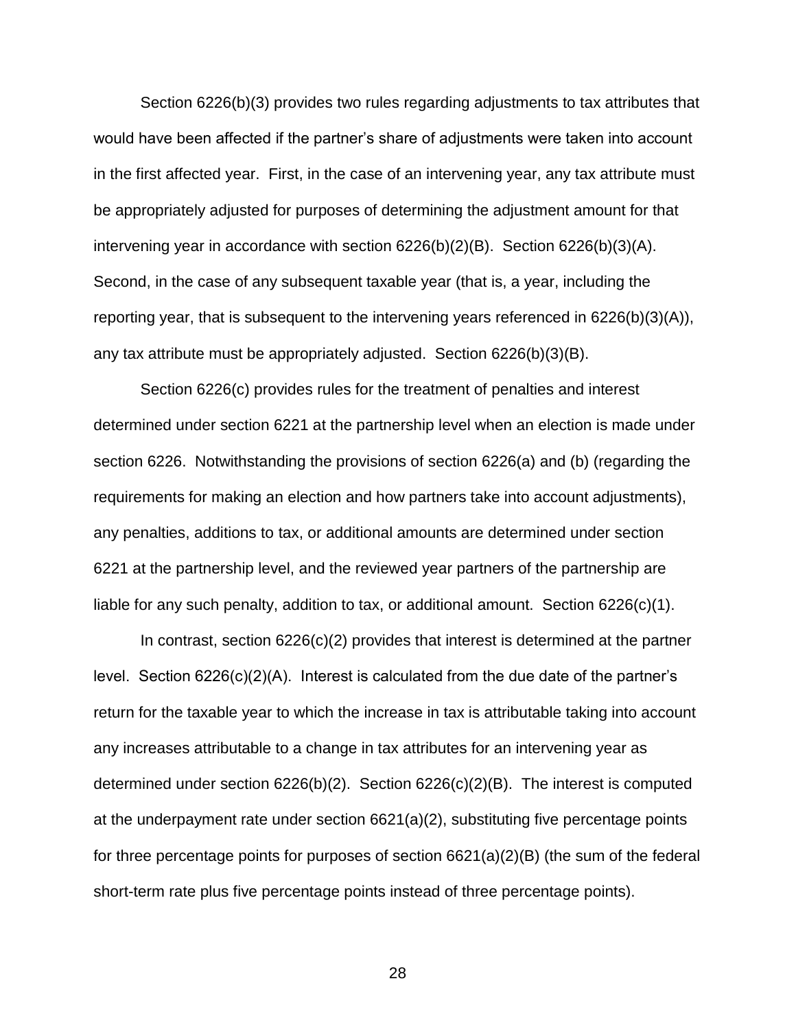Section 6226(b)(3) provides two rules regarding adjustments to tax attributes that would have been affected if the partner's share of adjustments were taken into account in the first affected year. First, in the case of an intervening year, any tax attribute must be appropriately adjusted for purposes of determining the adjustment amount for that intervening year in accordance with section 6226(b)(2)(B). Section 6226(b)(3)(A). Second, in the case of any subsequent taxable year (that is, a year, including the reporting year, that is subsequent to the intervening years referenced in 6226(b)(3)(A)), any tax attribute must be appropriately adjusted. Section 6226(b)(3)(B).

Section 6226(c) provides rules for the treatment of penalties and interest determined under section 6221 at the partnership level when an election is made under section 6226. Notwithstanding the provisions of section 6226(a) and (b) (regarding the requirements for making an election and how partners take into account adjustments), any penalties, additions to tax, or additional amounts are determined under section 6221 at the partnership level, and the reviewed year partners of the partnership are liable for any such penalty, addition to tax, or additional amount. Section 6226(c)(1).

In contrast, section 6226(c)(2) provides that interest is determined at the partner level. Section 6226(c)(2)(A). Interest is calculated from the due date of the partner's return for the taxable year to which the increase in tax is attributable taking into account any increases attributable to a change in tax attributes for an intervening year as determined under section 6226(b)(2). Section 6226(c)(2)(B). The interest is computed at the underpayment rate under section 6621(a)(2), substituting five percentage points for three percentage points for purposes of section 6621(a)(2)(B) (the sum of the federal short-term rate plus five percentage points instead of three percentage points).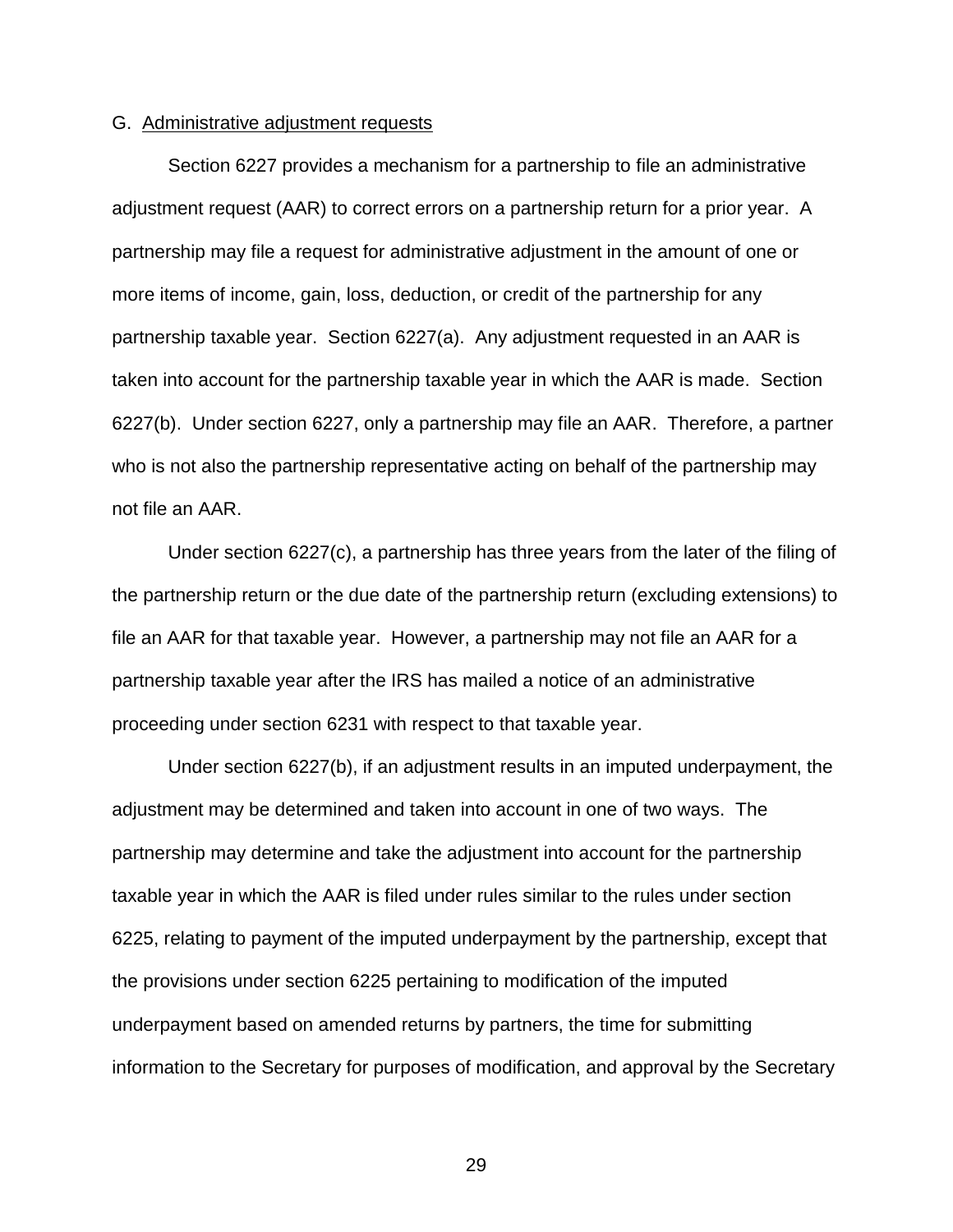G. Administrative adjustment requests

Section 6227 provides a mechanism for a partnership to file an administrative adjustment request (AAR) to correct errors on a partnership return for a prior year. A partnership may file a request for administrative adjustment in the amount of one or more items of income, gain, loss, deduction, or credit of the partnership for any partnership taxable year. Section 6227(a). Any adjustment requested in an AAR is taken into account for the partnership taxable year in which the AAR is made. Section 6227(b). Under section 6227, only a partnership may file an AAR. Therefore, a partner who is not also the partnership representative acting on behalf of the partnership may not file an AAR.

Under section 6227(c), a partnership has three years from the later of the filing of the partnership return or the due date of the partnership return (excluding extensions) to file an AAR for that taxable year. However, a partnership may not file an AAR for a partnership taxable year after the IRS has mailed a notice of an administrative proceeding under section 6231 with respect to that taxable year.

Under section 6227(b), if an adjustment results in an imputed underpayment, the adjustment may be determined and taken into account in one of two ways. The partnership may determine and take the adjustment into account for the partnership taxable year in which the AAR is filed under rules similar to the rules under section 6225, relating to payment of the imputed underpayment by the partnership, except that the provisions under section 6225 pertaining to modification of the imputed underpayment based on amended returns by partners, the time for submitting information to the Secretary for purposes of modification, and approval by the Secretary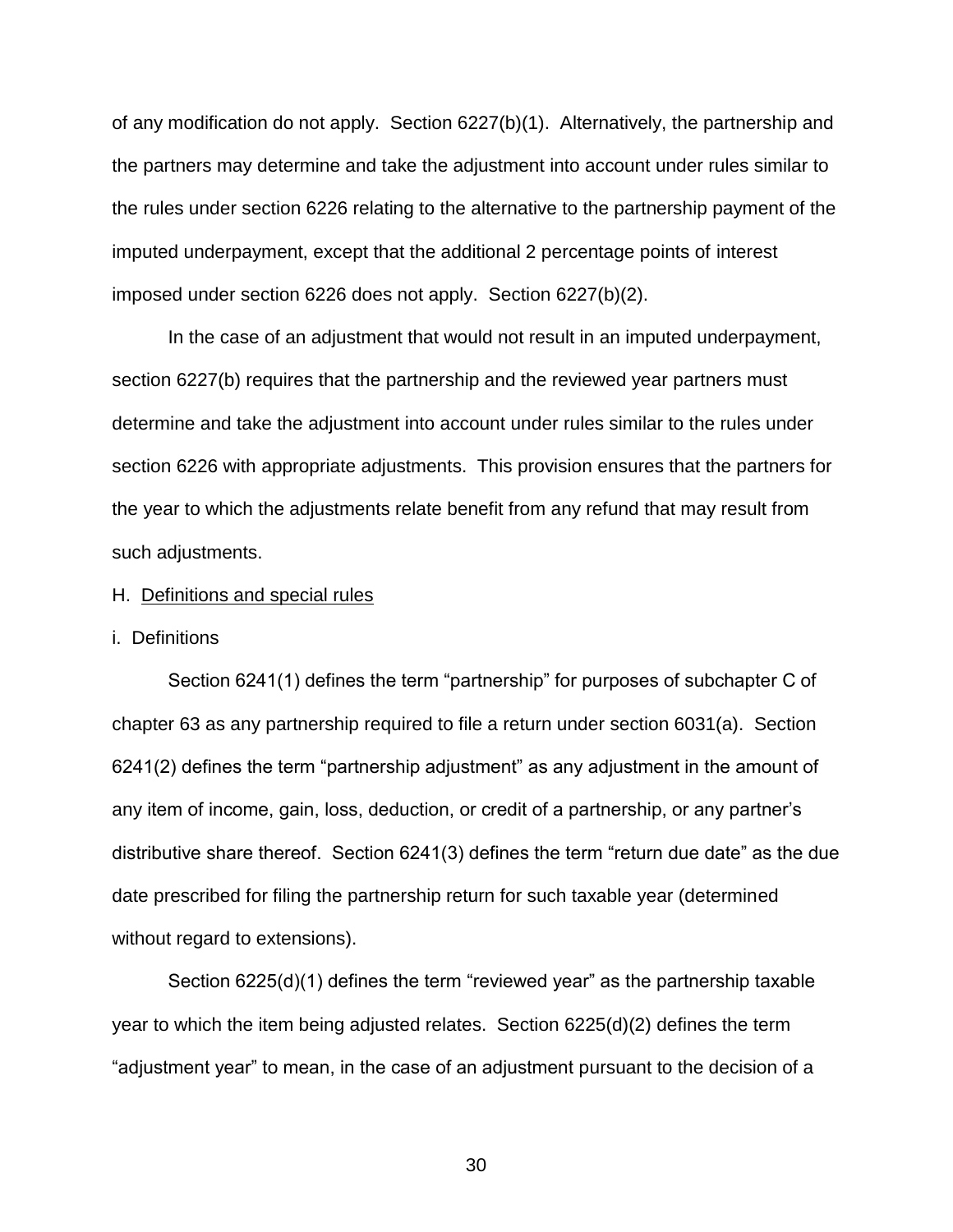of any modification do not apply. Section 6227(b)(1). Alternatively, the partnership and the partners may determine and take the adjustment into account under rules similar to the rules under section 6226 relating to the alternative to the partnership payment of the imputed underpayment, except that the additional 2 percentage points of interest imposed under section 6226 does not apply. Section 6227(b)(2).

In the case of an adjustment that would not result in an imputed underpayment, section 6227(b) requires that the partnership and the reviewed year partners must determine and take the adjustment into account under rules similar to the rules under section 6226 with appropriate adjustments. This provision ensures that the partners for the year to which the adjustments relate benefit from any refund that may result from such adjustments.

## H. Definitions and special rules

### i. Definitions

Section 6241(1) defines the term "partnership" for purposes of subchapter C of chapter 63 as any partnership required to file a return under section 6031(a). Section 6241(2) defines the term "partnership adjustment" as any adjustment in the amount of any item of income, gain, loss, deduction, or credit of a partnership, or any partner's distributive share thereof. Section 6241(3) defines the term "return due date" as the due date prescribed for filing the partnership return for such taxable year (determined without regard to extensions).

Section 6225(d)(1) defines the term "reviewed year" as the partnership taxable year to which the item being adjusted relates. Section 6225(d)(2) defines the term "adjustment year" to mean, in the case of an adjustment pursuant to the decision of a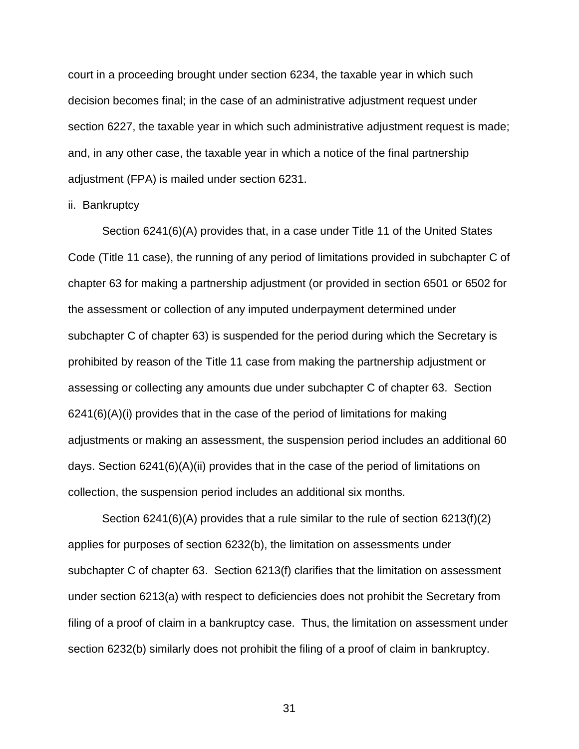court in a proceeding brought under section 6234, the taxable year in which such decision becomes final; in the case of an administrative adjustment request under section 6227, the taxable year in which such administrative adjustment request is made; and, in any other case, the taxable year in which a notice of the final partnership adjustment (FPA) is mailed under section 6231.

ii. Bankruptcy

Section 6241(6)(A) provides that, in a case under Title 11 of the United States Code (Title 11 case), the running of any period of limitations provided in subchapter C of chapter 63 for making a partnership adjustment (or provided in section 6501 or 6502 for the assessment or collection of any imputed underpayment determined under subchapter C of chapter 63) is suspended for the period during which the Secretary is prohibited by reason of the Title 11 case from making the partnership adjustment or assessing or collecting any amounts due under subchapter C of chapter 63. Section 6241(6)(A)(i) provides that in the case of the period of limitations for making adjustments or making an assessment, the suspension period includes an additional 60 days. Section 6241(6)(A)(ii) provides that in the case of the period of limitations on collection, the suspension period includes an additional six months.

Section 6241(6)(A) provides that a rule similar to the rule of section 6213(f)(2) applies for purposes of section 6232(b), the limitation on assessments under subchapter C of chapter 63. Section 6213(f) clarifies that the limitation on assessment under section 6213(a) with respect to deficiencies does not prohibit the Secretary from filing of a proof of claim in a bankruptcy case. Thus, the limitation on assessment under section 6232(b) similarly does not prohibit the filing of a proof of claim in bankruptcy.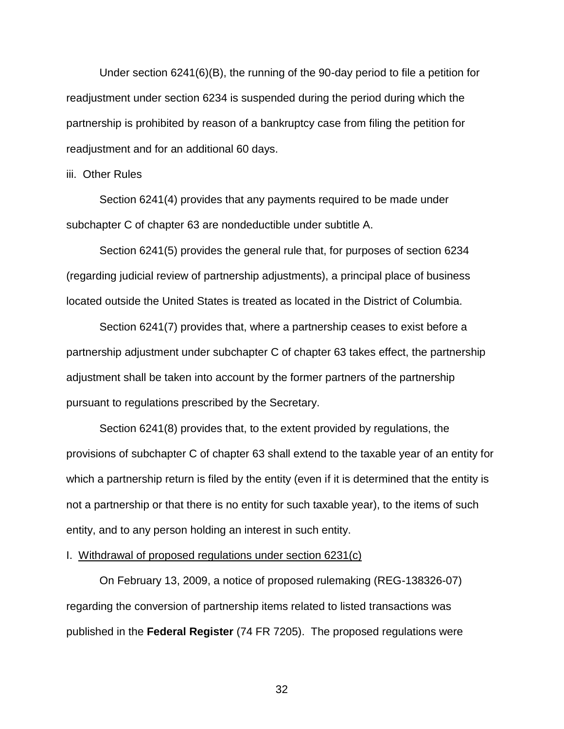Under section 6241(6)(B), the running of the 90-day period to file a petition for readjustment under section 6234 is suspended during the period during which the partnership is prohibited by reason of a bankruptcy case from filing the petition for readjustment and for an additional 60 days.

iii. Other Rules

Section 6241(4) provides that any payments required to be made under subchapter C of chapter 63 are nondeductible under subtitle A.

Section 6241(5) provides the general rule that, for purposes of section 6234 (regarding judicial review of partnership adjustments), a principal place of business located outside the United States is treated as located in the District of Columbia.

Section 6241(7) provides that, where a partnership ceases to exist before a partnership adjustment under subchapter C of chapter 63 takes effect, the partnership adjustment shall be taken into account by the former partners of the partnership pursuant to regulations prescribed by the Secretary.

Section 6241(8) provides that, to the extent provided by regulations, the provisions of subchapter C of chapter 63 shall extend to the taxable year of an entity for which a partnership return is filed by the entity (even if it is determined that the entity is not a partnership or that there is no entity for such taxable year), to the items of such entity, and to any person holding an interest in such entity.

I. Withdrawal of proposed regulations under section 6231(c)

On February 13, 2009, a notice of proposed rulemaking (REG-138326-07) regarding the conversion of partnership items related to listed transactions was published in the **Federal Register** (74 FR 7205). The proposed regulations were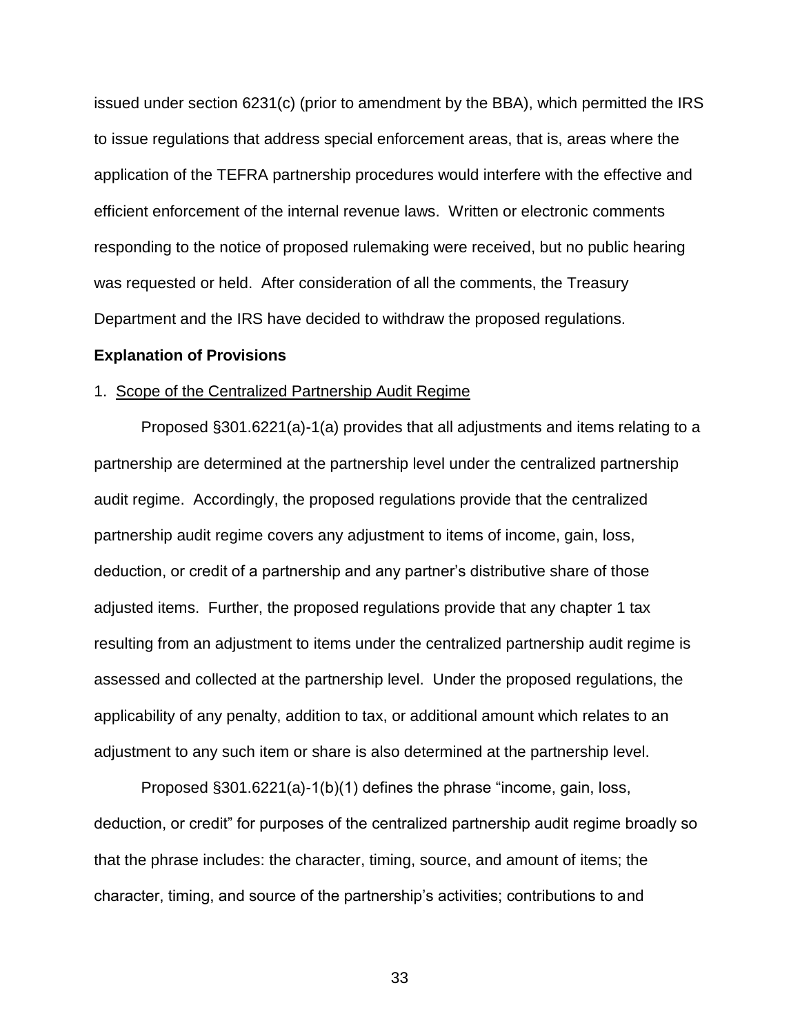issued under section 6231(c) (prior to amendment by the BBA), which permitted the IRS to issue regulations that address special enforcement areas, that is, areas where the application of the TEFRA partnership procedures would interfere with the effective and efficient enforcement of the internal revenue laws. Written or electronic comments responding to the notice of proposed rulemaking were received, but no public hearing was requested or held. After consideration of all the comments, the Treasury Department and the IRS have decided to withdraw the proposed regulations.

**Explanation of Provisions**

1. Scope of the Centralized Partnership Audit Regime

Proposed §301.6221(a)-1(a) provides that all adjustments and items relating to a partnership are determined at the partnership level under the centralized partnership audit regime. Accordingly, the proposed regulations provide that the centralized partnership audit regime covers any adjustment to items of income, gain, loss, deduction, or credit of a partnership and any partner's distributive share of those adjusted items. Further, the proposed regulations provide that any chapter 1 tax resulting from an adjustment to items under the centralized partnership audit regime is assessed and collected at the partnership level. Under the proposed regulations, the applicability of any penalty, addition to tax, or additional amount which relates to an adjustment to any such item or share is also determined at the partnership level.

Proposed §301.6221(a)-1(b)(1) defines the phrase "income, gain, loss, deduction, or credit" for purposes of the centralized partnership audit regime broadly so that the phrase includes: the character, timing, source, and amount of items; the character, timing, and source of the partnership's activities; contributions to and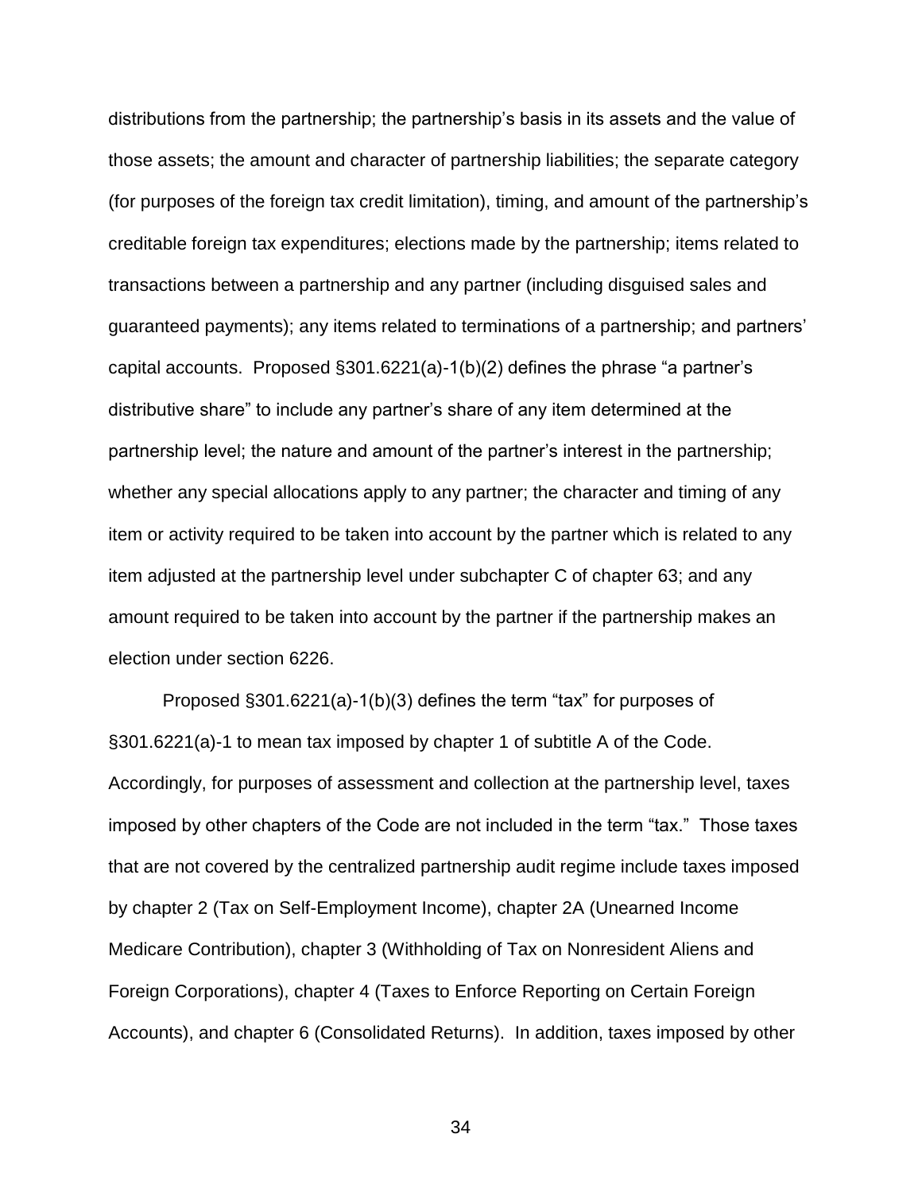distributions from the partnership; the partnership's basis in its assets and the value of those assets; the amount and character of partnership liabilities; the separate category (for purposes of the foreign tax credit limitation), timing, and amount of the partnership's creditable foreign tax expenditures; elections made by the partnership; items related to transactions between a partnership and any partner (including disguised sales and guaranteed payments); any items related to terminations of a partnership; and partners' capital accounts. Proposed §301.6221(a)-1(b)(2) defines the phrase "a partner's distributive share" to include any partner's share of any item determined at the partnership level; the nature and amount of the partner's interest in the partnership; whether any special allocations apply to any partner; the character and timing of any item or activity required to be taken into account by the partner which is related to any item adjusted at the partnership level under subchapter C of chapter 63; and any amount required to be taken into account by the partner if the partnership makes an election under section 6226.

Proposed §301.6221(a)-1(b)(3) defines the term "tax" for purposes of §301.6221(a)-1 to mean tax imposed by chapter 1 of subtitle A of the Code. Accordingly, for purposes of assessment and collection at the partnership level, taxes imposed by other chapters of the Code are not included in the term "tax." Those taxes that are not covered by the centralized partnership audit regime include taxes imposed by chapter 2 (Tax on Self-Employment Income), chapter 2A (Unearned Income Medicare Contribution), chapter 3 (Withholding of Tax on Nonresident Aliens and Foreign Corporations), chapter 4 (Taxes to Enforce Reporting on Certain Foreign Accounts), and chapter 6 (Consolidated Returns). In addition, taxes imposed by other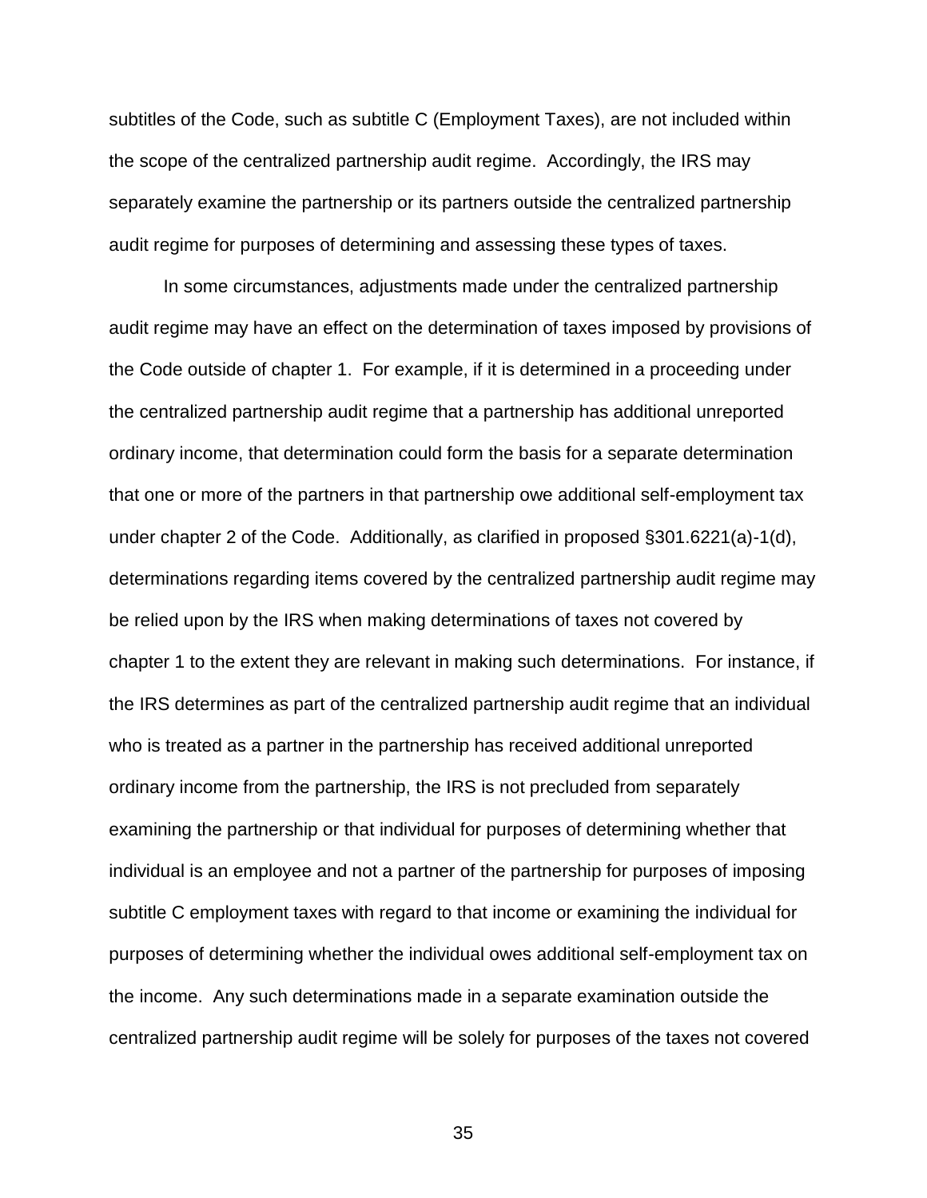subtitles of the Code, such as subtitle C (Employment Taxes), are not included within the scope of the centralized partnership audit regime. Accordingly, the IRS may separately examine the partnership or its partners outside the centralized partnership audit regime for purposes of determining and assessing these types of taxes.

In some circumstances, adjustments made under the centralized partnership audit regime may have an effect on the determination of taxes imposed by provisions of the Code outside of chapter 1. For example, if it is determined in a proceeding under the centralized partnership audit regime that a partnership has additional unreported ordinary income, that determination could form the basis for a separate determination that one or more of the partners in that partnership owe additional self-employment tax under chapter 2 of the Code. Additionally, as clarified in proposed §301.6221(a)-1(d), determinations regarding items covered by the centralized partnership audit regime may be relied upon by the IRS when making determinations of taxes not covered by chapter 1 to the extent they are relevant in making such determinations. For instance, if the IRS determines as part of the centralized partnership audit regime that an individual who is treated as a partner in the partnership has received additional unreported ordinary income from the partnership, the IRS is not precluded from separately examining the partnership or that individual for purposes of determining whether that individual is an employee and not a partner of the partnership for purposes of imposing subtitle C employment taxes with regard to that income or examining the individual for purposes of determining whether the individual owes additional self-employment tax on the income. Any such determinations made in a separate examination outside the centralized partnership audit regime will be solely for purposes of the taxes not covered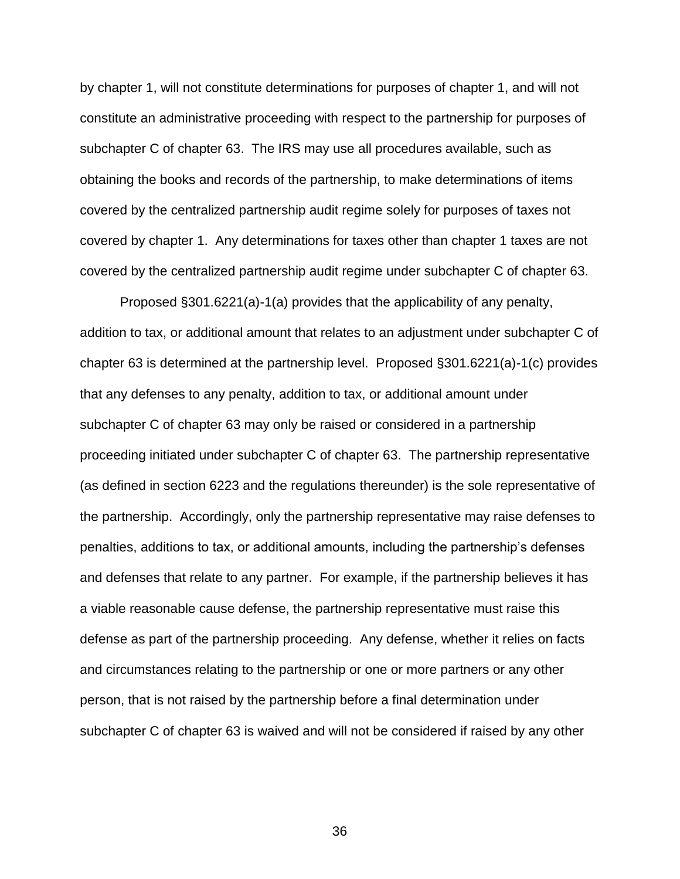by chapter 1, will not constitute determinations for purposes of chapter 1, and will not constitute an administrative proceeding with respect to the partnership for purposes of subchapter C of chapter 63. The IRS may use all procedures available, such as obtaining the books and records of the partnership, to make determinations of items covered by the centralized partnership audit regime solely for purposes of taxes not covered by chapter 1. Any determinations for taxes other than chapter 1 taxes are not covered by the centralized partnership audit regime under subchapter C of chapter 63.

Proposed §301.6221(a)-1(a) provides that the applicability of any penalty, addition to tax, or additional amount that relates to an adjustment under subchapter C of chapter 63 is determined at the partnership level. Proposed §301.6221(a)-1(c) provides that any defenses to any penalty, addition to tax, or additional amount under subchapter C of chapter 63 may only be raised or considered in a partnership proceeding initiated under subchapter C of chapter 63. The partnership representative (as defined in section 6223 and the regulations thereunder) is the sole representative of the partnership. Accordingly, only the partnership representative may raise defenses to penalties, additions to tax, or additional amounts, including the partnership's defenses and defenses that relate to any partner. For example, if the partnership believes it has a viable reasonable cause defense, the partnership representative must raise this defense as part of the partnership proceeding. Any defense, whether it relies on facts and circumstances relating to the partnership or one or more partners or any other person, that is not raised by the partnership before a final determination under subchapter C of chapter 63 is waived and will not be considered if raised by any other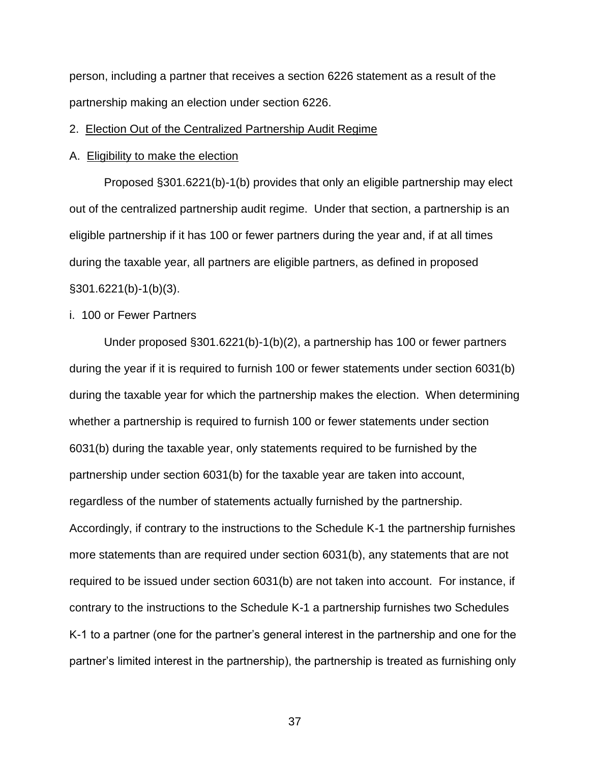person, including a partner that receives a section 6226 statement as a result of the partnership making an election under section 6226.

2. Election Out of the Centralized Partnership Audit Regime

A. Eligibility to make the election

Proposed §301.6221(b)-1(b) provides that only an eligible partnership may elect out of the centralized partnership audit regime. Under that section, a partnership is an eligible partnership if it has 100 or fewer partners during the year and, if at all times during the taxable year, all partners are eligible partners, as defined in proposed §301.6221(b)-1(b)(3).

i. 100 or Fewer Partners

Under proposed §301.6221(b)-1(b)(2), a partnership has 100 or fewer partners during the year if it is required to furnish 100 or fewer statements under section 6031(b) during the taxable year for which the partnership makes the election. When determining whether a partnership is required to furnish 100 or fewer statements under section 6031(b) during the taxable year, only statements required to be furnished by the partnership under section 6031(b) for the taxable year are taken into account, regardless of the number of statements actually furnished by the partnership. Accordingly, if contrary to the instructions to the Schedule K-1 the partnership furnishes more statements than are required under section 6031(b), any statements that are not required to be issued under section 6031(b) are not taken into account. For instance, if contrary to the instructions to the Schedule K-1 a partnership furnishes two Schedules K-1 to a partner (one for the partner's general interest in the partnership and one for the partner's limited interest in the partnership), the partnership is treated as furnishing only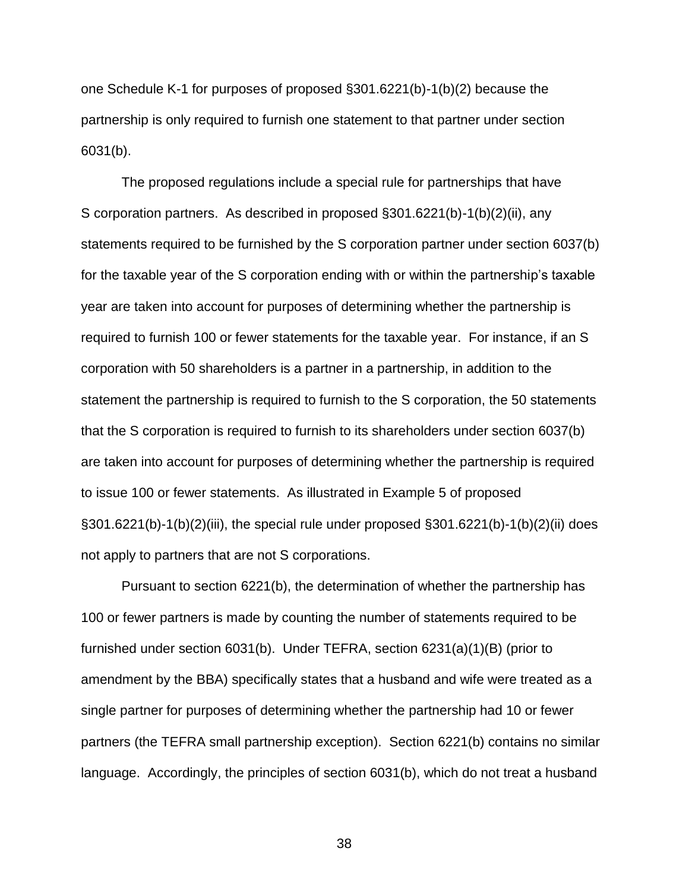one Schedule K-1 for purposes of proposed §301.6221(b)-1(b)(2) because the partnership is only required to furnish one statement to that partner under section 6031(b).

The proposed regulations include a special rule for partnerships that have S corporation partners. As described in proposed §301.6221(b)-1(b)(2)(ii), any statements required to be furnished by the S corporation partner under section 6037(b) for the taxable year of the S corporation ending with or within the partnership's taxable year are taken into account for purposes of determining whether the partnership is required to furnish 100 or fewer statements for the taxable year. For instance, if an S corporation with 50 shareholders is a partner in a partnership, in addition to the statement the partnership is required to furnish to the S corporation, the 50 statements that the S corporation is required to furnish to its shareholders under section 6037(b) are taken into account for purposes of determining whether the partnership is required to issue 100 or fewer statements. As illustrated in Example 5 of proposed §301.6221(b)-1(b)(2)(iii), the special rule under proposed §301.6221(b)-1(b)(2)(ii) does not apply to partners that are not S corporations.

Pursuant to section 6221(b), the determination of whether the partnership has 100 or fewer partners is made by counting the number of statements required to be furnished under section 6031(b). Under TEFRA, section 6231(a)(1)(B) (prior to amendment by the BBA) specifically states that a husband and wife were treated as a single partner for purposes of determining whether the partnership had 10 or fewer partners (the TEFRA small partnership exception). Section 6221(b) contains no similar language. Accordingly, the principles of section 6031(b), which do not treat a husband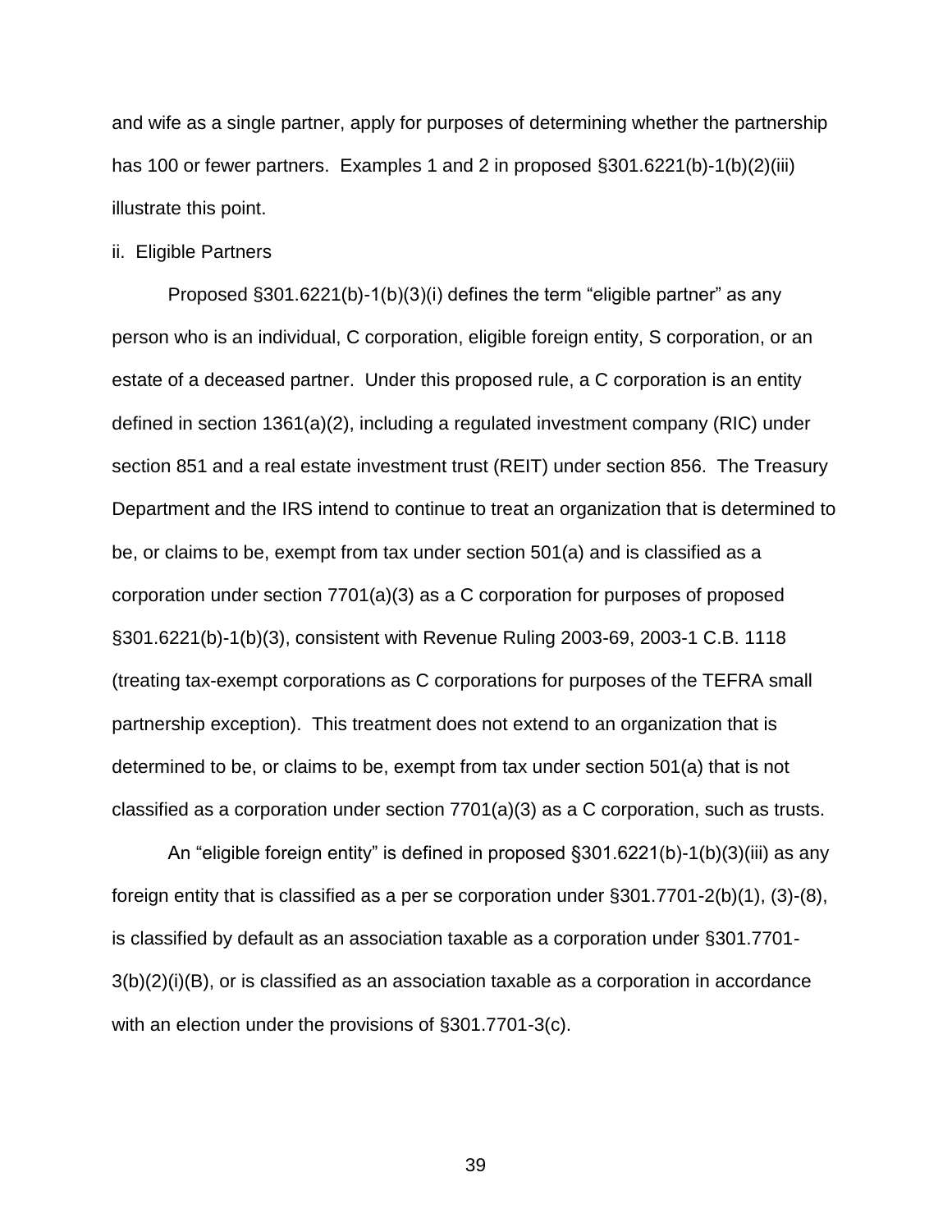and wife as a single partner, apply for purposes of determining whether the partnership has 100 or fewer partners. Examples 1 and 2 in proposed §301.6221(b)-1(b)(2)(iii) illustrate this point.

ii. Eligible Partners

Proposed §301.6221(b)-1(b)(3)(i) defines the term "eligible partner" as any person who is an individual, C corporation, eligible foreign entity, S corporation, or an estate of a deceased partner. Under this proposed rule, a C corporation is an entity defined in section 1361(a)(2), including a regulated investment company (RIC) under section 851 and a real estate investment trust (REIT) under section 856. The Treasury Department and the IRS intend to continue to treat an organization that is determined to be, or claims to be, exempt from tax under section 501(a) and is classified as a corporation under section 7701(a)(3) as a C corporation for purposes of proposed §301.6221(b)-1(b)(3), consistent with Revenue Ruling 2003-69, 2003-1 C.B. 1118 (treating tax-exempt corporations as C corporations for purposes of the TEFRA small partnership exception). This treatment does not extend to an organization that is determined to be, or claims to be, exempt from tax under section 501(a) that is not classified as a corporation under section 7701(a)(3) as a C corporation, such as trusts.

An "eligible foreign entity" is defined in proposed §301.6221(b)-1(b)(3)(iii) as any foreign entity that is classified as a per se corporation under §301.7701-2(b)(1), (3)-(8), is classified by default as an association taxable as a corporation under §301.7701-3(b)(2)(i)(B), or is classified as an association taxable as a corporation in accordance with an election under the provisions of §301.7701-3(c).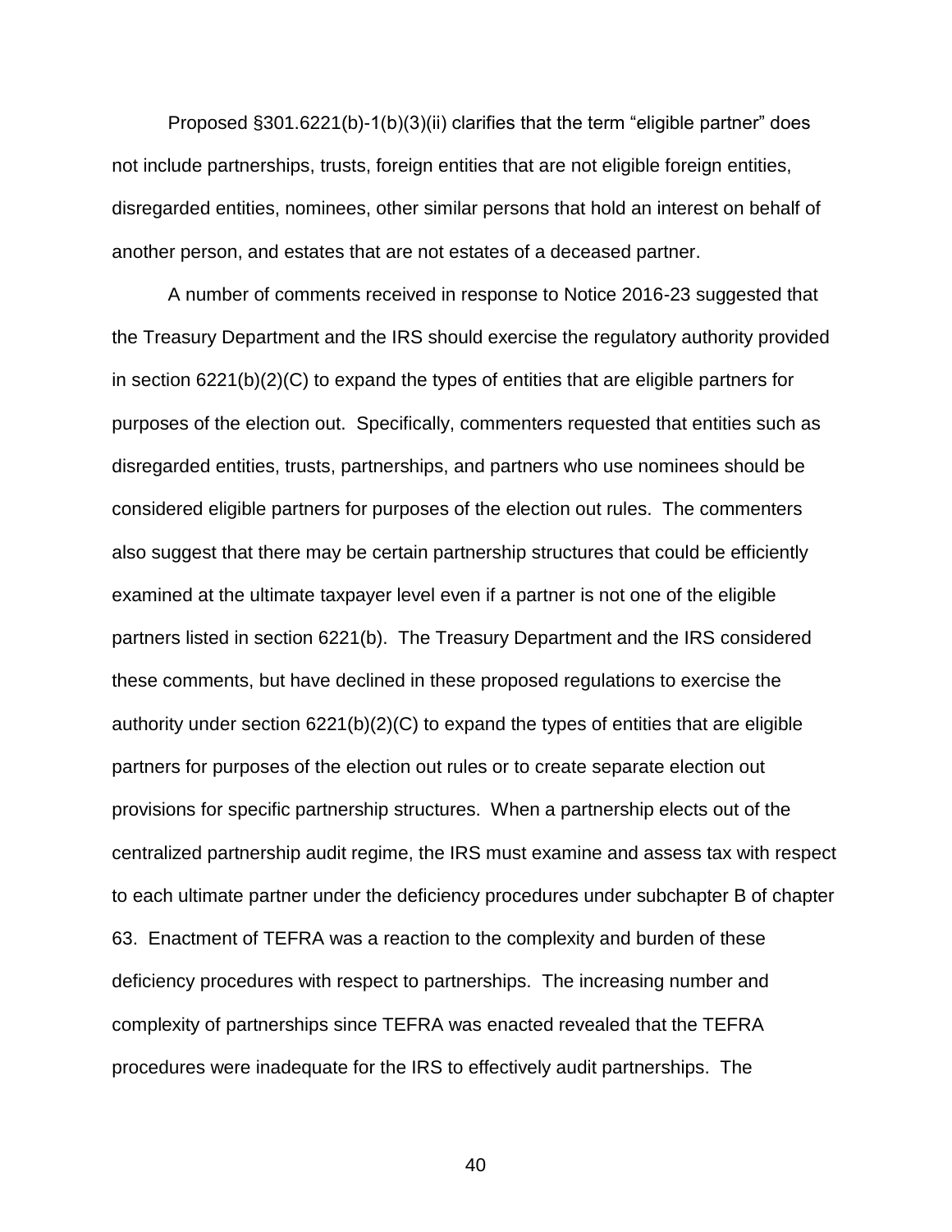Proposed §301.6221(b)-1(b)(3)(ii) clarifies that the term "eligible partner" does not include partnerships, trusts, foreign entities that are not eligible foreign entities, disregarded entities, nominees, other similar persons that hold an interest on behalf of another person, and estates that are not estates of a deceased partner.

A number of comments received in response to Notice 2016-23 suggested that the Treasury Department and the IRS should exercise the regulatory authority provided in section 6221(b)(2)(C) to expand the types of entities that are eligible partners for purposes of the election out. Specifically, commenters requested that entities such as disregarded entities, trusts, partnerships, and partners who use nominees should be considered eligible partners for purposes of the election out rules. The commenters also suggest that there may be certain partnership structures that could be efficiently examined at the ultimate taxpayer level even if a partner is not one of the eligible partners listed in section 6221(b). The Treasury Department and the IRS considered these comments, but have declined in these proposed regulations to exercise the authority under section 6221(b)(2)(C) to expand the types of entities that are eligible partners for purposes of the election out rules or to create separate election out provisions for specific partnership structures. When a partnership elects out of the centralized partnership audit regime, the IRS must examine and assess tax with respect to each ultimate partner under the deficiency procedures under subchapter B of chapter 63. Enactment of TEFRA was a reaction to the complexity and burden of these deficiency procedures with respect to partnerships. The increasing number and complexity of partnerships since TEFRA was enacted revealed that the TEFRA procedures were inadequate for the IRS to effectively audit partnerships. The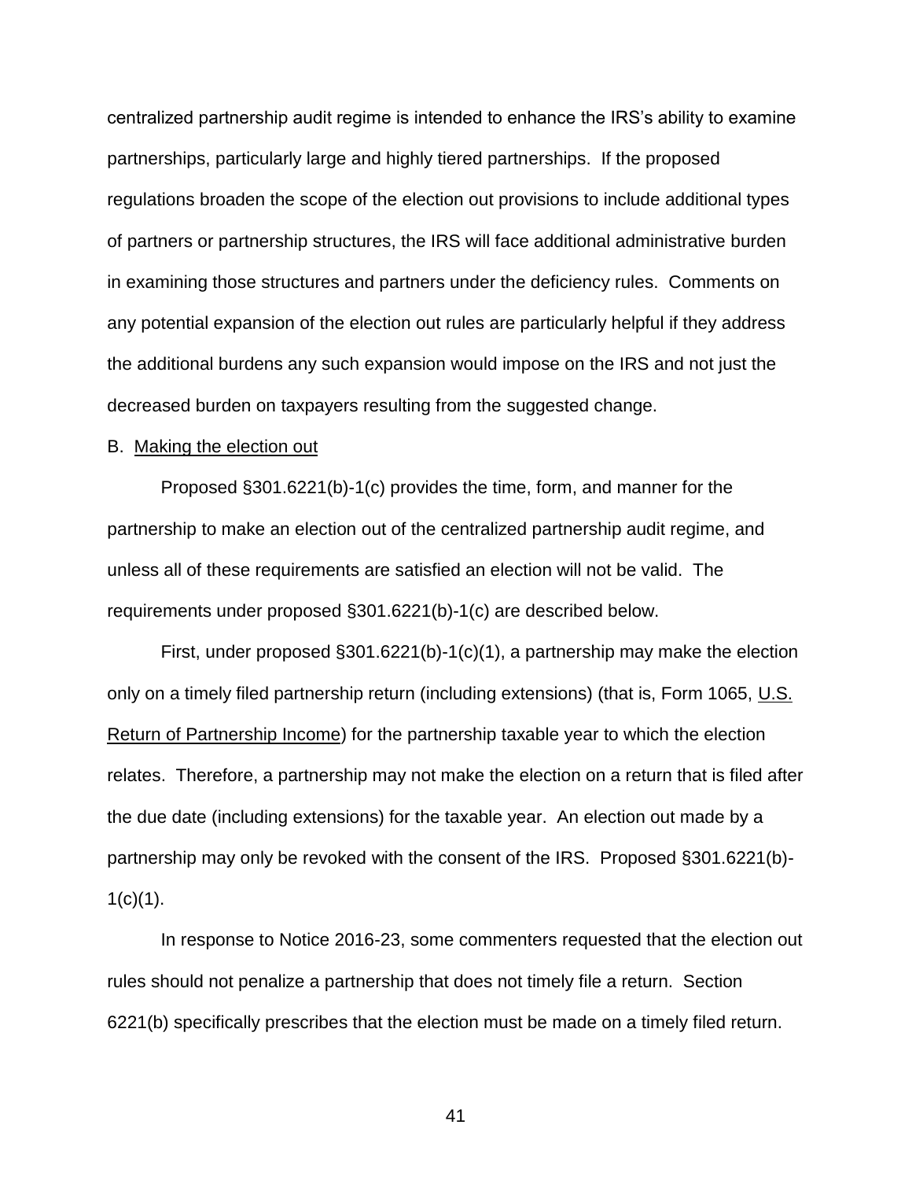centralized partnership audit regime is intended to enhance the IRS's ability to examine partnerships, particularly large and highly tiered partnerships. If the proposed regulations broaden the scope of the election out provisions to include additional types of partners or partnership structures, the IRS will face additional administrative burden in examining those structures and partners under the deficiency rules. Comments on any potential expansion of the election out rules are particularly helpful if they address the additional burdens any such expansion would impose on the IRS and not just the decreased burden on taxpayers resulting from the suggested change.

B. Making the election out

Proposed §301.6221(b)-1(c) provides the time, form, and manner for the partnership to make an election out of the centralized partnership audit regime, and unless all of these requirements are satisfied an election will not be valid. The requirements under proposed §301.6221(b)-1(c) are described below.

First, under proposed §301.6221(b)-1(c)(1), a partnership may make the election only on a timely filed partnership return (including extensions) (that is, Form 1065, U.S. Return of Partnership Income) for the partnership taxable year to which the election relates. Therefore, a partnership may not make the election on a return that is filed after the due date (including extensions) for the taxable year. An election out made by a partnership may only be revoked with the consent of the IRS. Proposed §301.6221(b)-1(c)(1).

In response to Notice 2016-23, some commenters requested that the election out rules should not penalize a partnership that does not timely file a return. Section 6221(b) specifically prescribes that the election must be made on a timely filed return.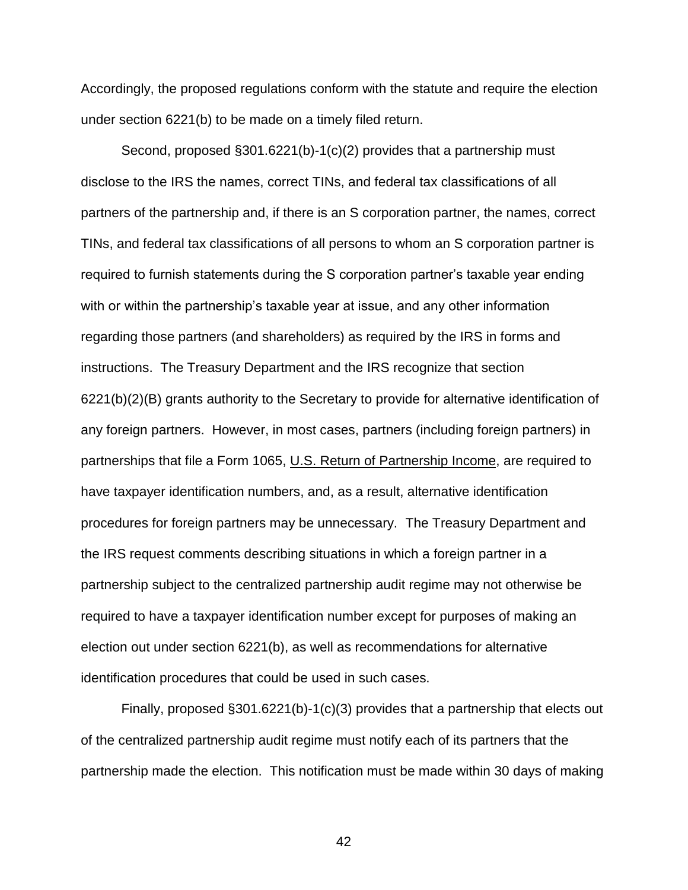Accordingly, the proposed regulations conform with the statute and require the election under section 6221(b) to be made on a timely filed return.

Second, proposed §301.6221(b)-1(c)(2) provides that a partnership must disclose to the IRS the names, correct TINs, and federal tax classifications of all partners of the partnership and, if there is an S corporation partner, the names, correct TINs, and federal tax classifications of all persons to whom an S corporation partner is required to furnish statements during the S corporation partner's taxable year ending with or within the partnership's taxable year at issue, and any other information regarding those partners (and shareholders) as required by the IRS in forms and instructions. The Treasury Department and the IRS recognize that section 6221(b)(2)(B) grants authority to the Secretary to provide for alternative identification of any foreign partners. However, in most cases, partners (including foreign partners) in partnerships that file a Form 1065, U.S. Return of Partnership Income, are required to have taxpayer identification numbers, and, as a result, alternative identification procedures for foreign partners may be unnecessary. The Treasury Department and the IRS request comments describing situations in which a foreign partner in a partnership subject to the centralized partnership audit regime may not otherwise be required to have a taxpayer identification number except for purposes of making an election out under section 6221(b), as well as recommendations for alternative identification procedures that could be used in such cases.

Finally, proposed §301.6221(b)-1(c)(3) provides that a partnership that elects out of the centralized partnership audit regime must notify each of its partners that the partnership made the election. This notification must be made within 30 days of making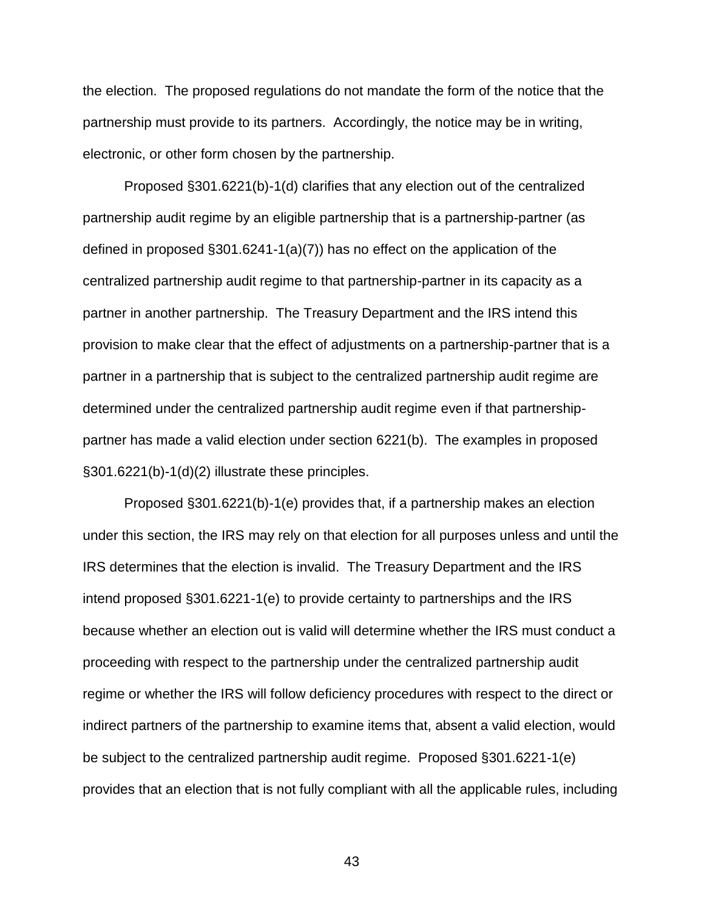the election. The proposed regulations do not mandate the form of the notice that the partnership must provide to its partners. Accordingly, the notice may be in writing, electronic, or other form chosen by the partnership.

Proposed §301.6221(b)-1(d) clarifies that any election out of the centralized partnership audit regime by an eligible partnership that is a partnership-partner (as defined in proposed §301.6241-1(a)(7)) has no effect on the application of the centralized partnership audit regime to that partnership-partner in its capacity as a partner in another partnership. The Treasury Department and the IRS intend this provision to make clear that the effect of adjustments on a partnership-partner that is a partner in a partnership that is subject to the centralized partnership audit regime are determined under the centralized partnership audit regime even if that partnership-partner has made a valid election under section 6221(b). The examples in proposed §301.6221(b)-1(d)(2) illustrate these principles.

Proposed §301.6221(b)-1(e) provides that, if a partnership makes an election under this section, the IRS may rely on that election for all purposes unless and until the IRS determines that the election is invalid. The Treasury Department and the IRS intend proposed §301.6221-1(e) to provide certainty to partnerships and the IRS because whether an election out is valid will determine whether the IRS must conduct a proceeding with respect to the partnership under the centralized partnership audit regime or whether the IRS will follow deficiency procedures with respect to the direct or indirect partners of the partnership to examine items that, absent a valid election, would be subject to the centralized partnership audit regime. Proposed §301.6221-1(e) provides that an election that is not fully compliant with all the applicable rules, including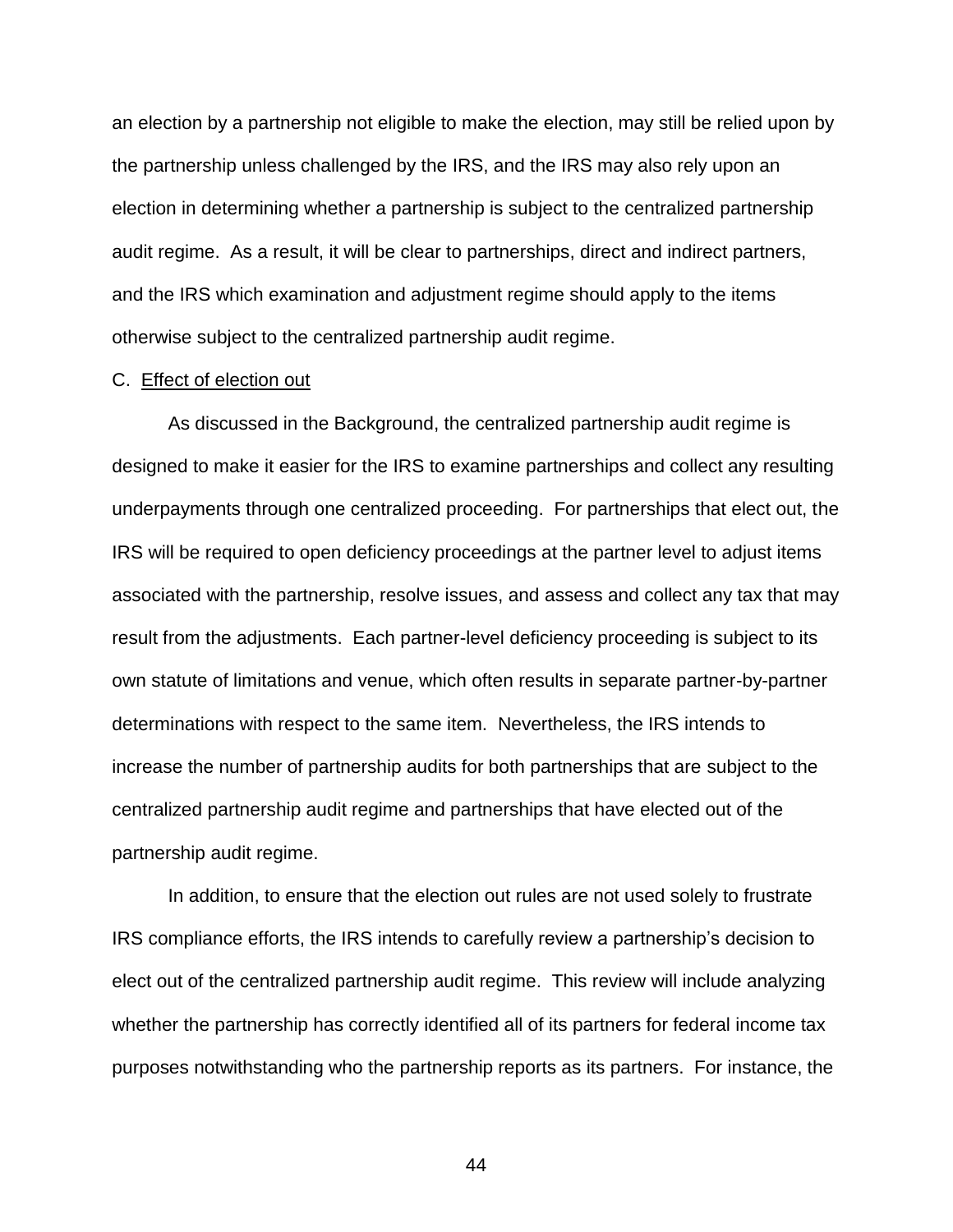an election by a partnership not eligible to make the election, may still be relied upon by the partnership unless challenged by the IRS, and the IRS may also rely upon an election in determining whether a partnership is subject to the centralized partnership audit regime. As a result, it will be clear to partnerships, direct and indirect partners, and the IRS which examination and adjustment regime should apply to the items otherwise subject to the centralized partnership audit regime.

C. Effect of election out

As discussed in the Background, the centralized partnership audit regime is designed to make it easier for the IRS to examine partnerships and collect any resulting underpayments through one centralized proceeding. For partnerships that elect out, the IRS will be required to open deficiency proceedings at the partner level to adjust items associated with the partnership, resolve issues, and assess and collect any tax that may result from the adjustments. Each partner-level deficiency proceeding is subject to its own statute of limitations and venue, which often results in separate partner-by-partner determinations with respect to the same item. Nevertheless, the IRS intends to increase the number of partnership audits for both partnerships that are subject to the centralized partnership audit regime and partnerships that have elected out of the partnership audit regime.

In addition, to ensure that the election out rules are not used solely to frustrate IRS compliance efforts, the IRS intends to carefully review a partnership's decision to elect out of the centralized partnership audit regime. This review will include analyzing whether the partnership has correctly identified all of its partners for federal income tax purposes notwithstanding who the partnership reports as its partners. For instance, the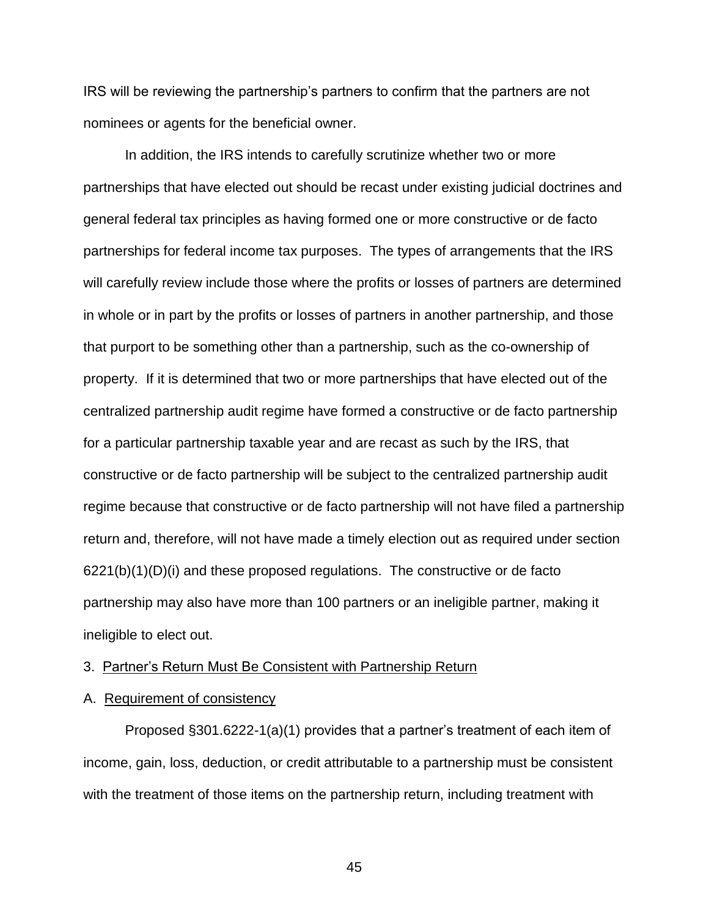IRS will be reviewing the partnership's partners to confirm that the partners are not nominees or agents for the beneficial owner.

In addition, the IRS intends to carefully scrutinize whether two or more partnerships that have elected out should be recast under existing judicial doctrines and general federal tax principles as having formed one or more constructive or de facto partnerships for federal income tax purposes. The types of arrangements that the IRS will carefully review include those where the profits or losses of partners are determined in whole or in part by the profits or losses of partners in another partnership, and those that purport to be something other than a partnership, such as the co-ownership of property. If it is determined that two or more partnerships that have elected out of the centralized partnership audit regime have formed a constructive or de facto partnership for a particular partnership taxable year and are recast as such by the IRS, that constructive or de facto partnership will be subject to the centralized partnership audit regime because that constructive or de facto partnership will not have filed a partnership return and, therefore, will not have made a timely election out as required under section 6221(b)(1)(D)(i) and these proposed regulations. The constructive or de facto partnership may also have more than 100 partners or an ineligible partner, making it ineligible to elect out.

3. Partner's Return Must Be Consistent with Partnership Return

A. Requirement of consistency

Proposed §301.6222-1(a)(1) provides that a partner's treatment of each item of income, gain, loss, deduction, or credit attributable to a partnership must be consistent with the treatment of those items on the partnership return, including treatment with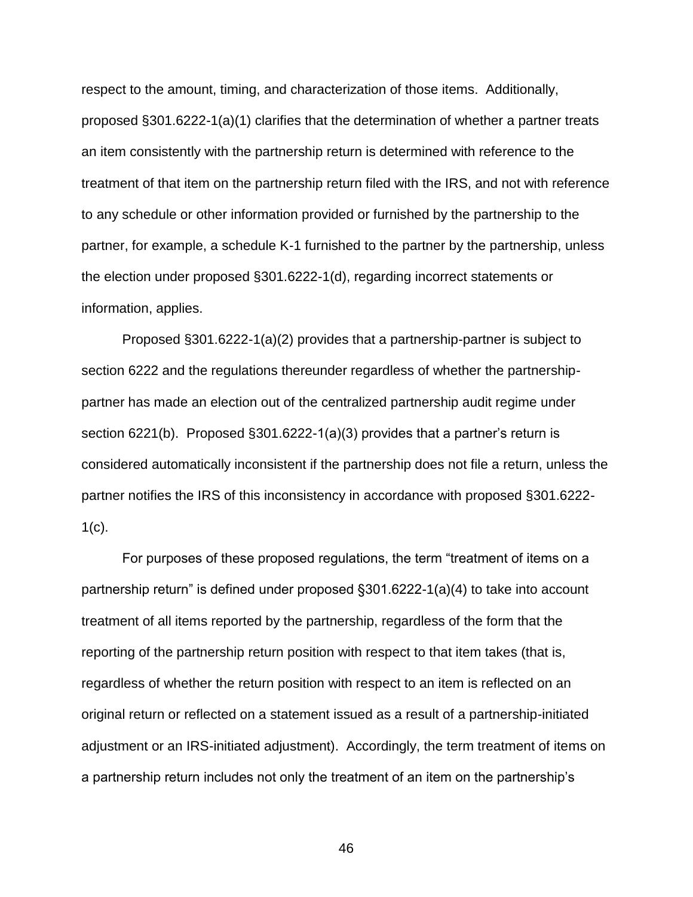respect to the amount, timing, and characterization of those items. Additionally, proposed §301.6222-1(a)(1) clarifies that the determination of whether a partner treats an item consistently with the partnership return is determined with reference to the treatment of that item on the partnership return filed with the IRS, and not with reference to any schedule or other information provided or furnished by the partnership to the partner, for example, a schedule K-1 furnished to the partner by the partnership, unless the election under proposed §301.6222-1(d), regarding incorrect statements or information, applies.

Proposed §301.6222-1(a)(2) provides that a partnership-partner is subject to section 6222 and the regulations thereunder regardless of whether the partnership-partner has made an election out of the centralized partnership audit regime under section 6221(b). Proposed §301.6222-1(a)(3) provides that a partner's return is considered automatically inconsistent if the partnership does not file a return, unless the partner notifies the IRS of this inconsistency in accordance with proposed §301.6222-1(c).

For purposes of these proposed regulations, the term "treatment of items on a partnership return" is defined under proposed §301.6222-1(a)(4) to take into account treatment of all items reported by the partnership, regardless of the form that the reporting of the partnership return position with respect to that item takes (that is, regardless of whether the return position with respect to an item is reflected on an original return or reflected on a statement issued as a result of a partnership-initiated adjustment or an IRS-initiated adjustment). Accordingly, the term treatment of items on a partnership return includes not only the treatment of an item on the partnership's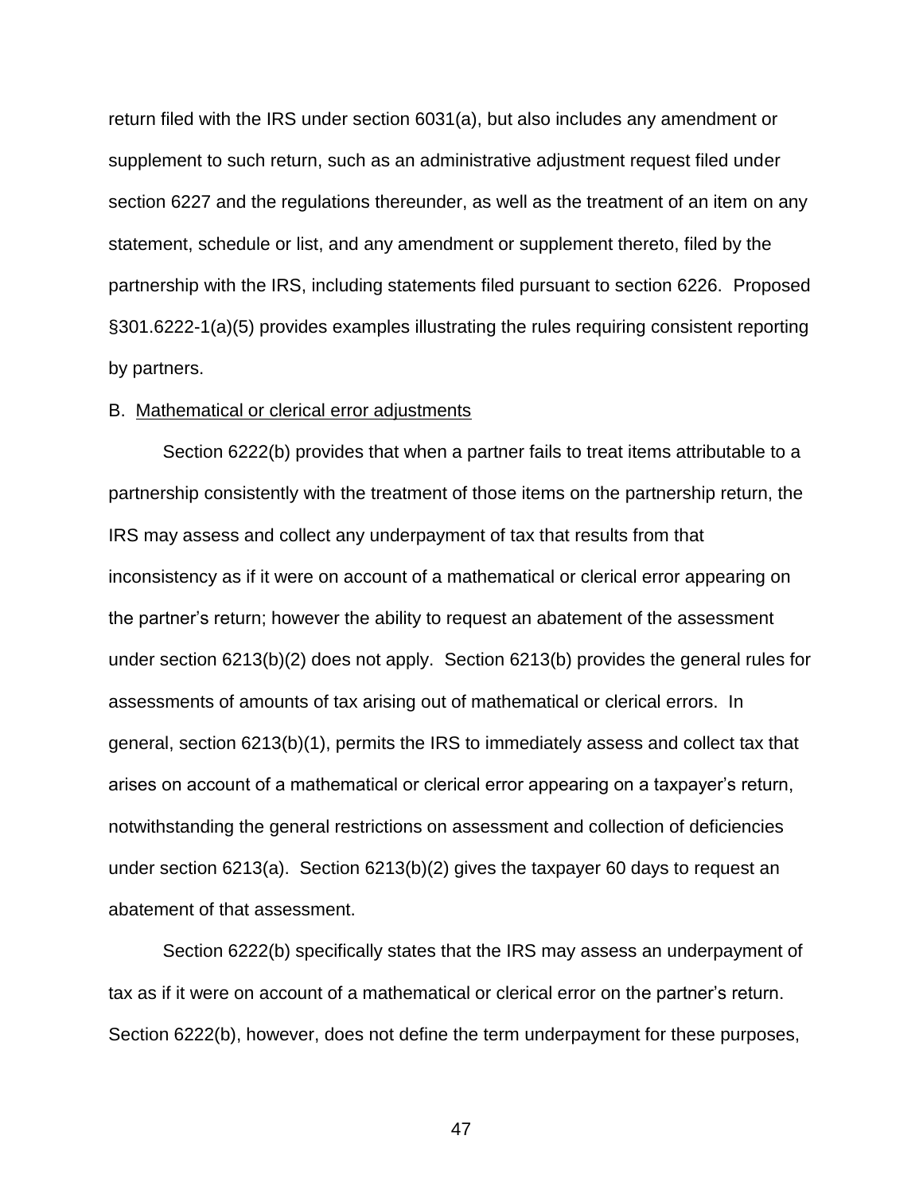return filed with the IRS under section 6031(a), but also includes any amendment or supplement to such return, such as an administrative adjustment request filed under section 6227 and the regulations thereunder, as well as the treatment of an item on any statement, schedule or list, and any amendment or supplement thereto, filed by the partnership with the IRS, including statements filed pursuant to section 6226. Proposed §301.6222-1(a)(5) provides examples illustrating the rules requiring consistent reporting by partners.

B. Mathematical or clerical error adjustments

Section 6222(b) provides that when a partner fails to treat items attributable to a partnership consistently with the treatment of those items on the partnership return, the IRS may assess and collect any underpayment of tax that results from that inconsistency as if it were on account of a mathematical or clerical error appearing on the partner's return; however the ability to request an abatement of the assessment under section 6213(b)(2) does not apply. Section 6213(b) provides the general rules for assessments of amounts of tax arising out of mathematical or clerical errors. In general, section 6213(b)(1), permits the IRS to immediately assess and collect tax that arises on account of a mathematical or clerical error appearing on a taxpayer's return, notwithstanding the general restrictions on assessment and collection of deficiencies under section 6213(a). Section 6213(b)(2) gives the taxpayer 60 days to request an abatement of that assessment.

Section 6222(b) specifically states that the IRS may assess an underpayment of tax as if it were on account of a mathematical or clerical error on the partner's return. Section 6222(b), however, does not define the term underpayment for these purposes,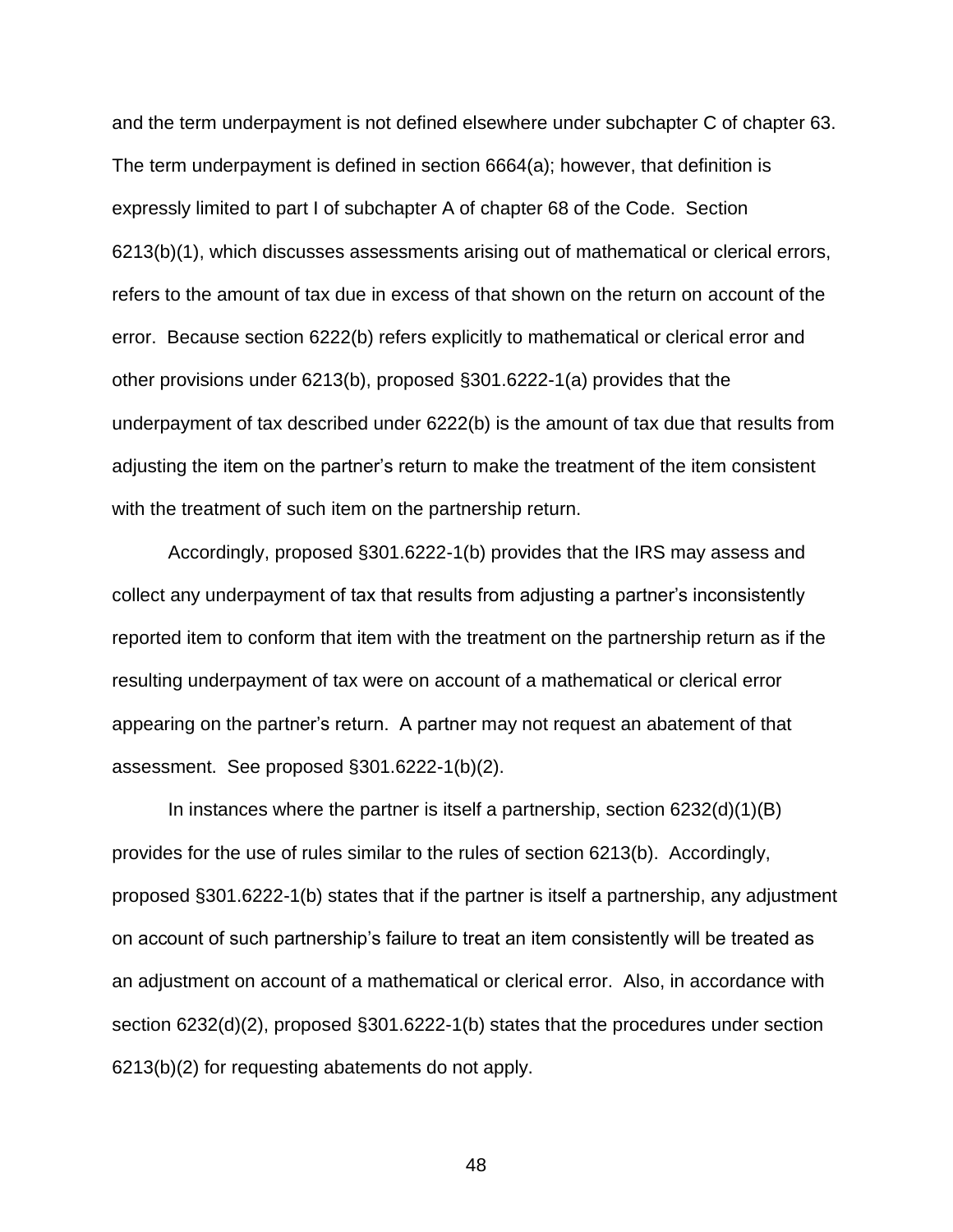and the term underpayment is not defined elsewhere under subchapter C of chapter 63. The term underpayment is defined in section 6664(a); however, that definition is expressly limited to part I of subchapter A of chapter 68 of the Code. Section 6213(b)(1), which discusses assessments arising out of mathematical or clerical errors, refers to the amount of tax due in excess of that shown on the return on account of the error. Because section 6222(b) refers explicitly to mathematical or clerical error and other provisions under 6213(b), proposed §301.6222-1(a) provides that the underpayment of tax described under 6222(b) is the amount of tax due that results from adjusting the item on the partner's return to make the treatment of the item consistent with the treatment of such item on the partnership return.

Accordingly, proposed §301.6222-1(b) provides that the IRS may assess and collect any underpayment of tax that results from adjusting a partner's inconsistently reported item to conform that item with the treatment on the partnership return as if the resulting underpayment of tax were on account of a mathematical or clerical error appearing on the partner's return. A partner may not request an abatement of that assessment. See proposed §301.6222-1(b)(2).

In instances where the partner is itself a partnership, section 6232(d)(1)(B) provides for the use of rules similar to the rules of section 6213(b). Accordingly, proposed §301.6222-1(b) states that if the partner is itself a partnership, any adjustment on account of such partnership's failure to treat an item consistently will be treated as an adjustment on account of a mathematical or clerical error. Also, in accordance with section 6232(d)(2), proposed §301.6222-1(b) states that the procedures under section 6213(b)(2) for requesting abatements do not apply.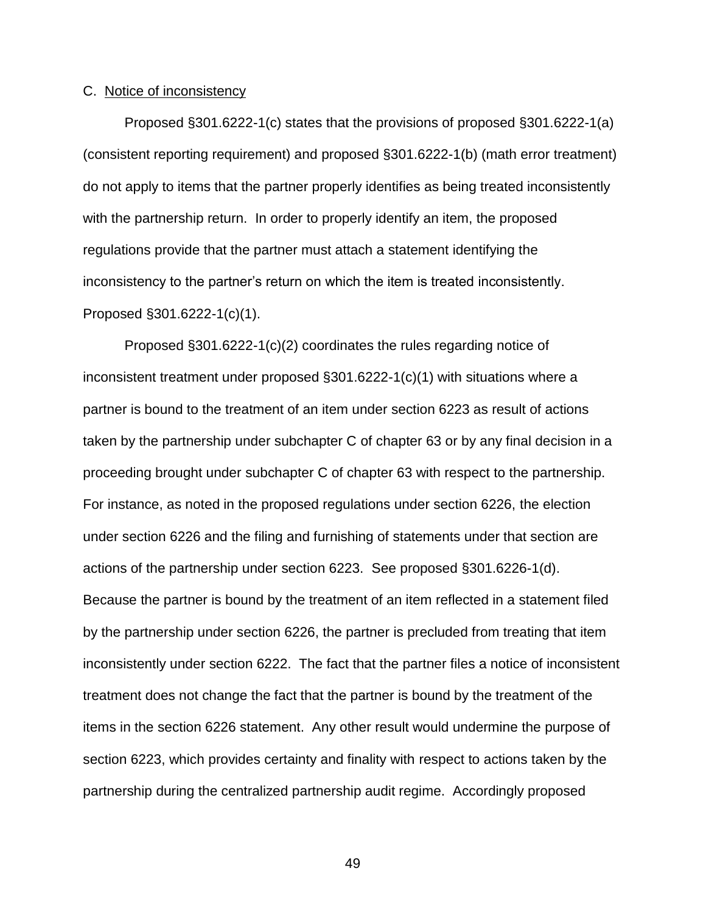C. <u>Notice of inconsistency</u>

Proposed §301.6222-1(c) states that the provisions of proposed §301.6222-1(a) (consistent reporting requirement) and proposed §301.6222-1(b) (math error treatment) do not apply to items that the partner properly identifies as being treated inconsistently with the partnership return. In order to properly identify an item, the proposed regulations provide that the partner must attach a statement identifying the inconsistency to the partner's return on which the item is treated inconsistently. Proposed §301.6222-1(c)(1).

Proposed §301.6222-1(c)(2) coordinates the rules regarding notice of inconsistent treatment under proposed §301.6222-1(c)(1) with situations where a partner is bound to the treatment of an item under section 6223 as result of actions taken by the partnership under subchapter C of chapter 63 or by any final decision in a proceeding brought under subchapter C of chapter 63 with respect to the partnership. For instance, as noted in the proposed regulations under section 6226, the election under section 6226 and the filing and furnishing of statements under that section are actions of the partnership under section 6223. See proposed §301.6226-1(d). Because the partner is bound by the treatment of an item reflected in a statement filed by the partnership under section 6226, the partner is precluded from treating that item inconsistently under section 6222. The fact that the partner files a notice of inconsistent treatment does not change the fact that the partner is bound by the treatment of the items in the section 6226 statement. Any other result would undermine the purpose of section 6223, which provides certainty and finality with respect to actions taken by the partnership during the centralized partnership audit regime. Accordingly proposed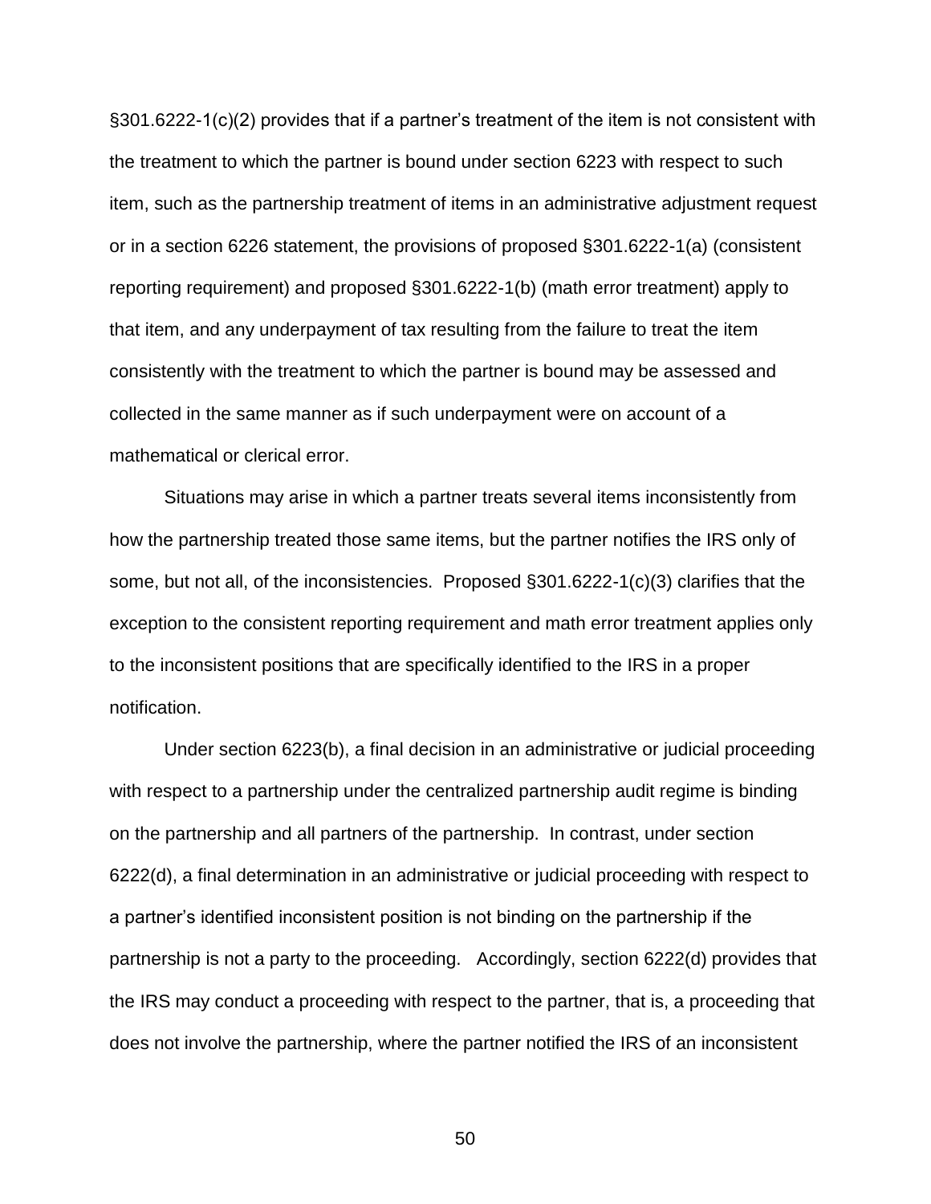§301.6222-1(c)(2) provides that if a partner's treatment of the item is not consistent with the treatment to which the partner is bound under section 6223 with respect to such item, such as the partnership treatment of items in an administrative adjustment request or in a section 6226 statement, the provisions of proposed §301.6222-1(a) (consistent reporting requirement) and proposed §301.6222-1(b) (math error treatment) apply to that item, and any underpayment of tax resulting from the failure to treat the item consistently with the treatment to which the partner is bound may be assessed and collected in the same manner as if such underpayment were on account of a mathematical or clerical error.

Situations may arise in which a partner treats several items inconsistently from how the partnership treated those same items, but the partner notifies the IRS only of some, but not all, of the inconsistencies. Proposed §301.6222-1(c)(3) clarifies that the exception to the consistent reporting requirement and math error treatment applies only to the inconsistent positions that are specifically identified to the IRS in a proper notification.

Under section 6223(b), a final decision in an administrative or judicial proceeding with respect to a partnership under the centralized partnership audit regime is binding on the partnership and all partners of the partnership. In contrast, under section 6222(d), a final determination in an administrative or judicial proceeding with respect to a partner's identified inconsistent position is not binding on the partnership if the partnership is not a party to the proceeding. Accordingly, section 6222(d) provides that the IRS may conduct a proceeding with respect to the partner, that is, a proceeding that does not involve the partnership, where the partner notified the IRS of an inconsistent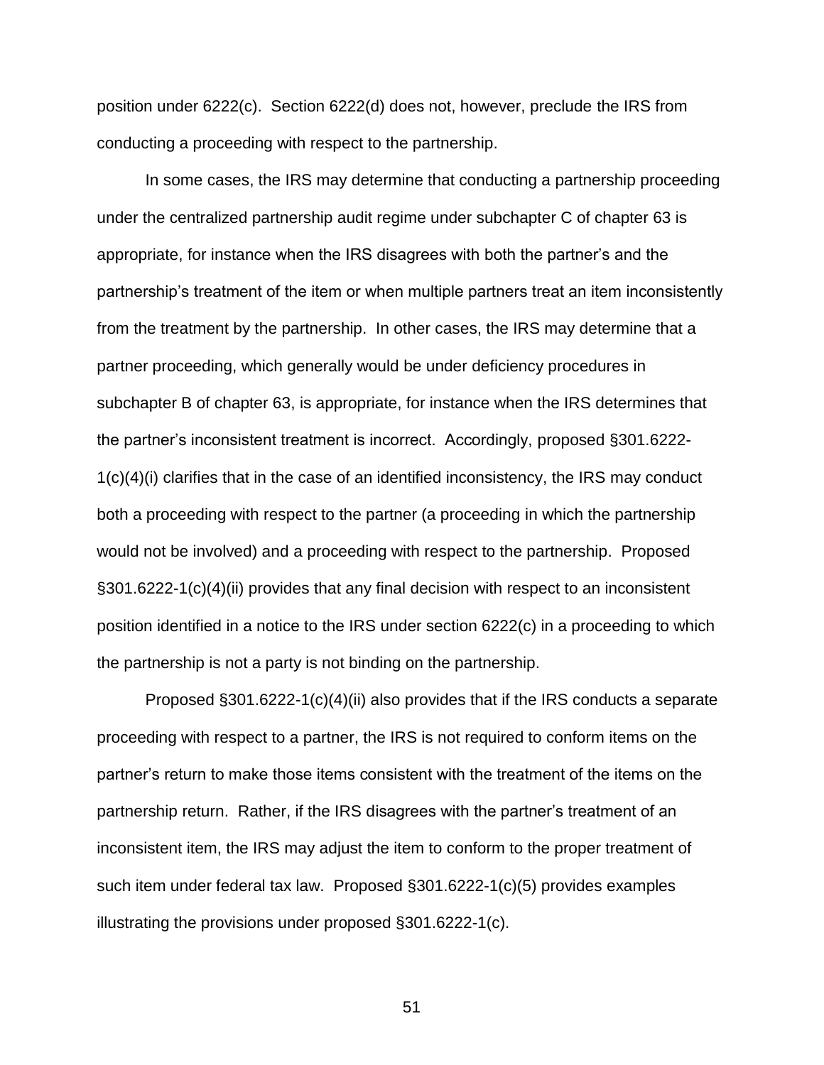position under 6222(c). Section 6222(d) does not, however, preclude the IRS from conducting a proceeding with respect to the partnership.

In some cases, the IRS may determine that conducting a partnership proceeding under the centralized partnership audit regime under subchapter C of chapter 63 is appropriate, for instance when the IRS disagrees with both the partner's and the partnership's treatment of the item or when multiple partners treat an item inconsistently from the treatment by the partnership. In other cases, the IRS may determine that a partner proceeding, which generally would be under deficiency procedures in subchapter B of chapter 63, is appropriate, for instance when the IRS determines that the partner's inconsistent treatment is incorrect. Accordingly, proposed §301.6222-1(c)(4)(i) clarifies that in the case of an identified inconsistency, the IRS may conduct both a proceeding with respect to the partner (a proceeding in which the partnership would not be involved) and a proceeding with respect to the partnership. Proposed §301.6222-1(c)(4)(ii) provides that any final decision with respect to an inconsistent position identified in a notice to the IRS under section 6222(c) in a proceeding to which the partnership is not a party is not binding on the partnership.

Proposed §301.6222-1(c)(4)(ii) also provides that if the IRS conducts a separate proceeding with respect to a partner, the IRS is not required to conform items on the partner's return to make those items consistent with the treatment of the items on the partnership return. Rather, if the IRS disagrees with the partner's treatment of an inconsistent item, the IRS may adjust the item to conform to the proper treatment of such item under federal tax law. Proposed §301.6222-1(c)(5) provides examples illustrating the provisions under proposed §301.6222-1(c).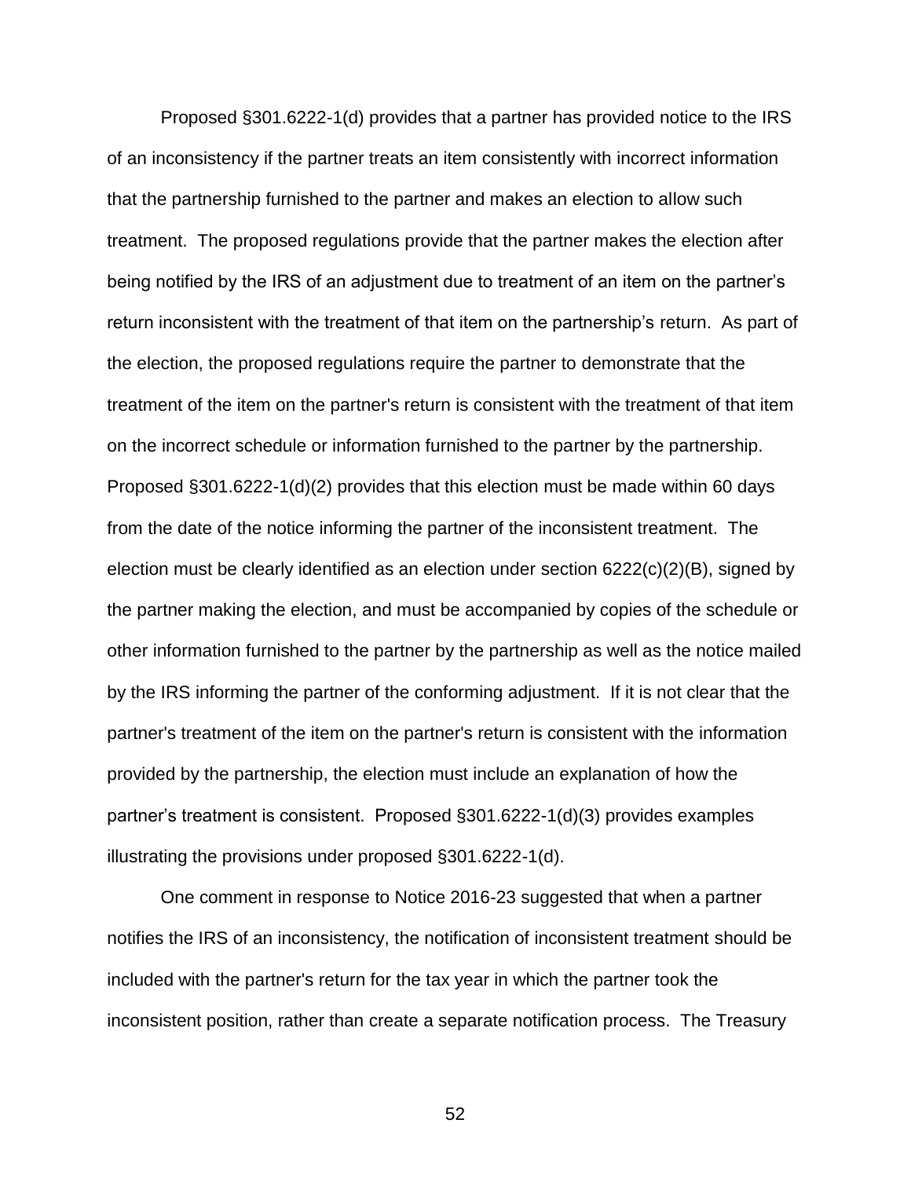Proposed §301.6222-1(d) provides that a partner has provided notice to the IRS of an inconsistency if the partner treats an item consistently with incorrect information that the partnership furnished to the partner and makes an election to allow such treatment. The proposed regulations provide that the partner makes the election after being notified by the IRS of an adjustment due to treatment of an item on the partner's return inconsistent with the treatment of that item on the partnership's return. As part of the election, the proposed regulations require the partner to demonstrate that the treatment of the item on the partner's return is consistent with the treatment of that item on the incorrect schedule or information furnished to the partner by the partnership. Proposed §301.6222-1(d)(2) provides that this election must be made within 60 days from the date of the notice informing the partner of the inconsistent treatment. The election must be clearly identified as an election under section 6222(c)(2)(B), signed by the partner making the election, and must be accompanied by copies of the schedule or other information furnished to the partner by the partnership as well as the notice mailed by the IRS informing the partner of the conforming adjustment. If it is not clear that the partner's treatment of the item on the partner's return is consistent with the information provided by the partnership, the election must include an explanation of how the partner's treatment is consistent. Proposed §301.6222-1(d)(3) provides examples illustrating the provisions under proposed §301.6222-1(d).

One comment in response to Notice 2016-23 suggested that when a partner notifies the IRS of an inconsistency, the notification of inconsistent treatment should be included with the partner's return for the tax year in which the partner took the inconsistent position, rather than create a separate notification process. The Treasury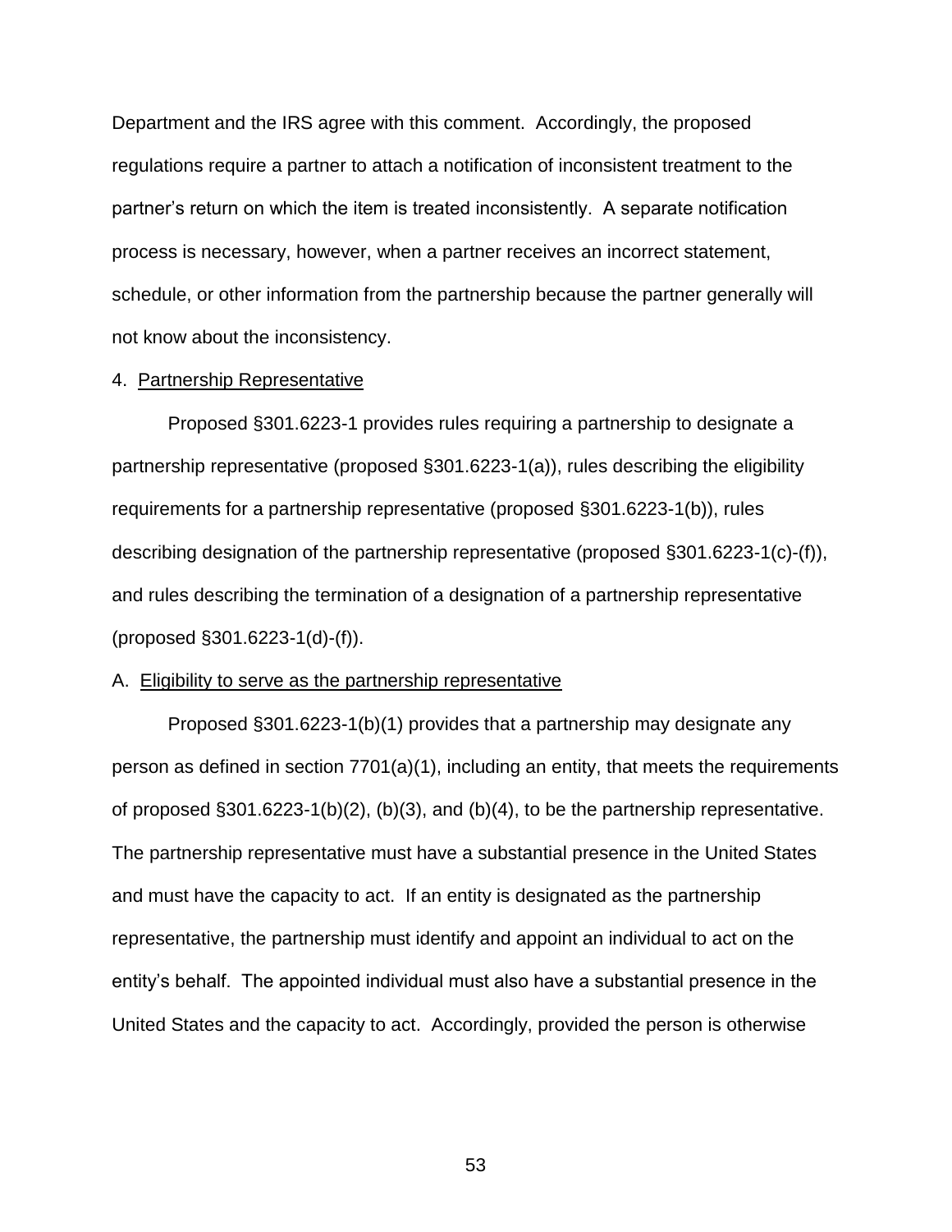Department and the IRS agree with this comment. Accordingly, the proposed regulations require a partner to attach a notification of inconsistent treatment to the partner's return on which the item is treated inconsistently. A separate notification process is necessary, however, when a partner receives an incorrect statement, schedule, or other information from the partnership because the partner generally will not know about the inconsistency.

4. Partnership Representative

Proposed §301.6223-1 provides rules requiring a partnership to designate a partnership representative (proposed §301.6223-1(a)), rules describing the eligibility requirements for a partnership representative (proposed §301.6223-1(b)), rules describing designation of the partnership representative (proposed §301.6223-1(c)-(f)), and rules describing the termination of a designation of a partnership representative (proposed §301.6223-1(d)-(f)).

A. Eligibility to serve as the partnership representative

Proposed §301.6223-1(b)(1) provides that a partnership may designate any person as defined in section 7701(a)(1), including an entity, that meets the requirements of proposed §301.6223-1(b)(2), (b)(3), and (b)(4), to be the partnership representative. The partnership representative must have a substantial presence in the United States and must have the capacity to act. If an entity is designated as the partnership representative, the partnership must identify and appoint an individual to act on the entity's behalf. The appointed individual must also have a substantial presence in the United States and the capacity to act. Accordingly, provided the person is otherwise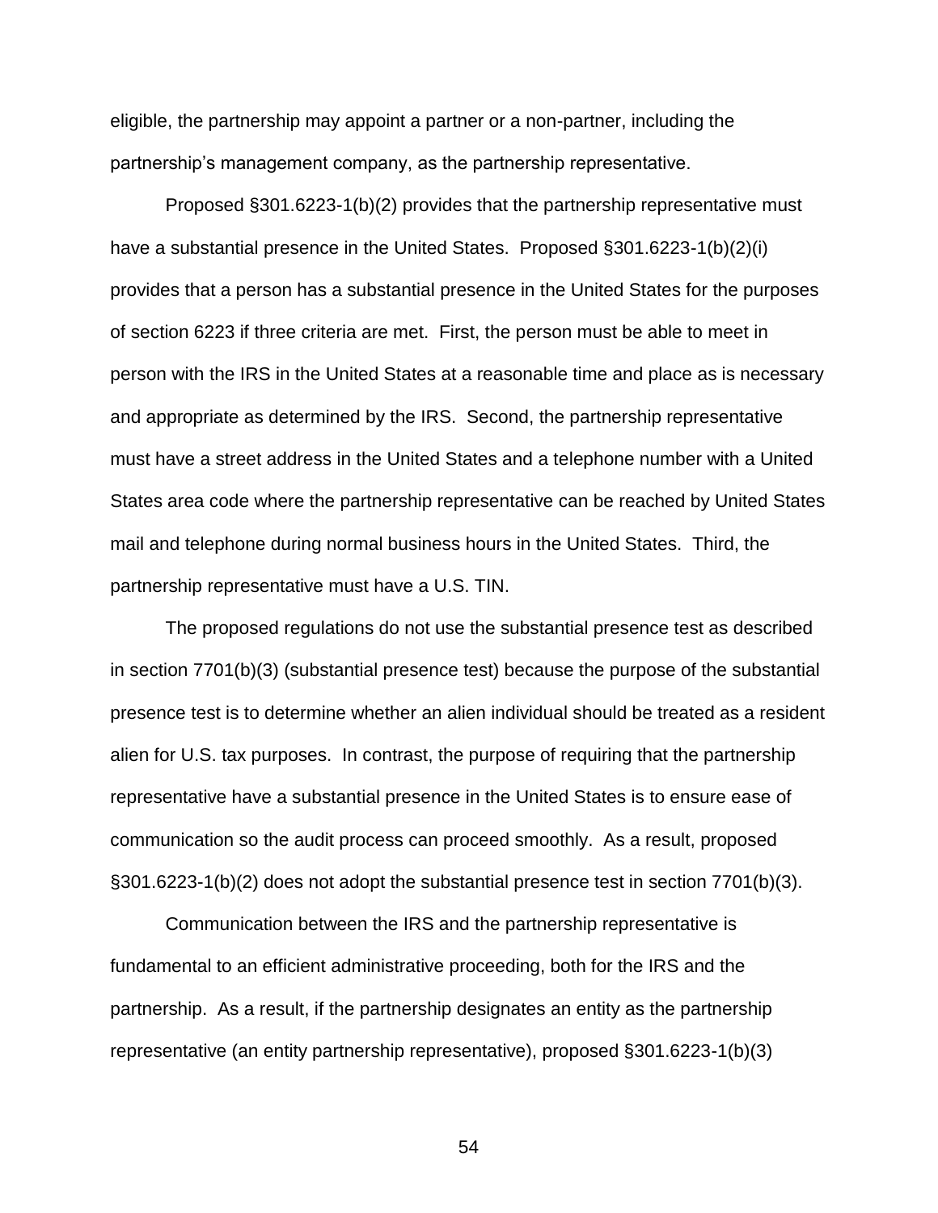eligible, the partnership may appoint a partner or a non-partner, including the partnership's management company, as the partnership representative.

Proposed §301.6223-1(b)(2) provides that the partnership representative must have a substantial presence in the United States. Proposed §301.6223-1(b)(2)(i) provides that a person has a substantial presence in the United States for the purposes of section 6223 if three criteria are met. First, the person must be able to meet in person with the IRS in the United States at a reasonable time and place as is necessary and appropriate as determined by the IRS. Second, the partnership representative must have a street address in the United States and a telephone number with a United States area code where the partnership representative can be reached by United States mail and telephone during normal business hours in the United States. Third, the partnership representative must have a U.S. TIN.

The proposed regulations do not use the substantial presence test as described in section 7701(b)(3) (substantial presence test) because the purpose of the substantial presence test is to determine whether an alien individual should be treated as a resident alien for U.S. tax purposes. In contrast, the purpose of requiring that the partnership representative have a substantial presence in the United States is to ensure ease of communication so the audit process can proceed smoothly. As a result, proposed §301.6223-1(b)(2) does not adopt the substantial presence test in section 7701(b)(3).

Communication between the IRS and the partnership representative is fundamental to an efficient administrative proceeding, both for the IRS and the partnership. As a result, if the partnership designates an entity as the partnership representative (an entity partnership representative), proposed §301.6223-1(b)(3)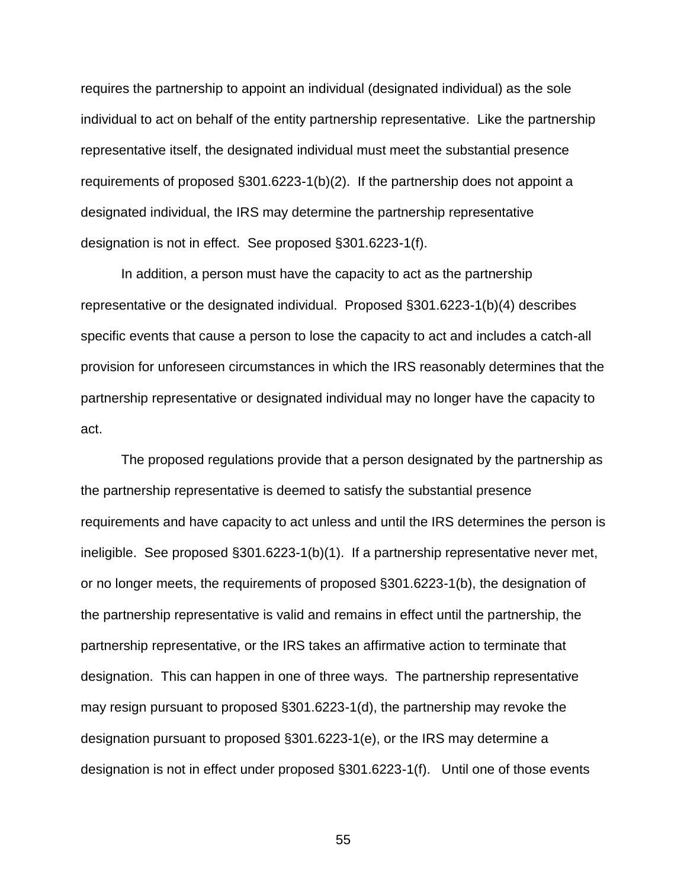requires the partnership to appoint an individual (designated individual) as the sole individual to act on behalf of the entity partnership representative. Like the partnership representative itself, the designated individual must meet the substantial presence requirements of proposed §301.6223-1(b)(2). If the partnership does not appoint a designated individual, the IRS may determine the partnership representative designation is not in effect. See proposed §301.6223-1(f).

In addition, a person must have the capacity to act as the partnership representative or the designated individual. Proposed §301.6223-1(b)(4) describes specific events that cause a person to lose the capacity to act and includes a catch-all provision for unforeseen circumstances in which the IRS reasonably determines that the partnership representative or designated individual may no longer have the capacity to act.

The proposed regulations provide that a person designated by the partnership as the partnership representative is deemed to satisfy the substantial presence requirements and have capacity to act unless and until the IRS determines the person is ineligible. See proposed §301.6223-1(b)(1). If a partnership representative never met, or no longer meets, the requirements of proposed §301.6223-1(b), the designation of the partnership representative is valid and remains in effect until the partnership, the partnership representative, or the IRS takes an affirmative action to terminate that designation. This can happen in one of three ways. The partnership representative may resign pursuant to proposed §301.6223-1(d), the partnership may revoke the designation pursuant to proposed §301.6223-1(e), or the IRS may determine a designation is not in effect under proposed §301.6223-1(f). Until one of those events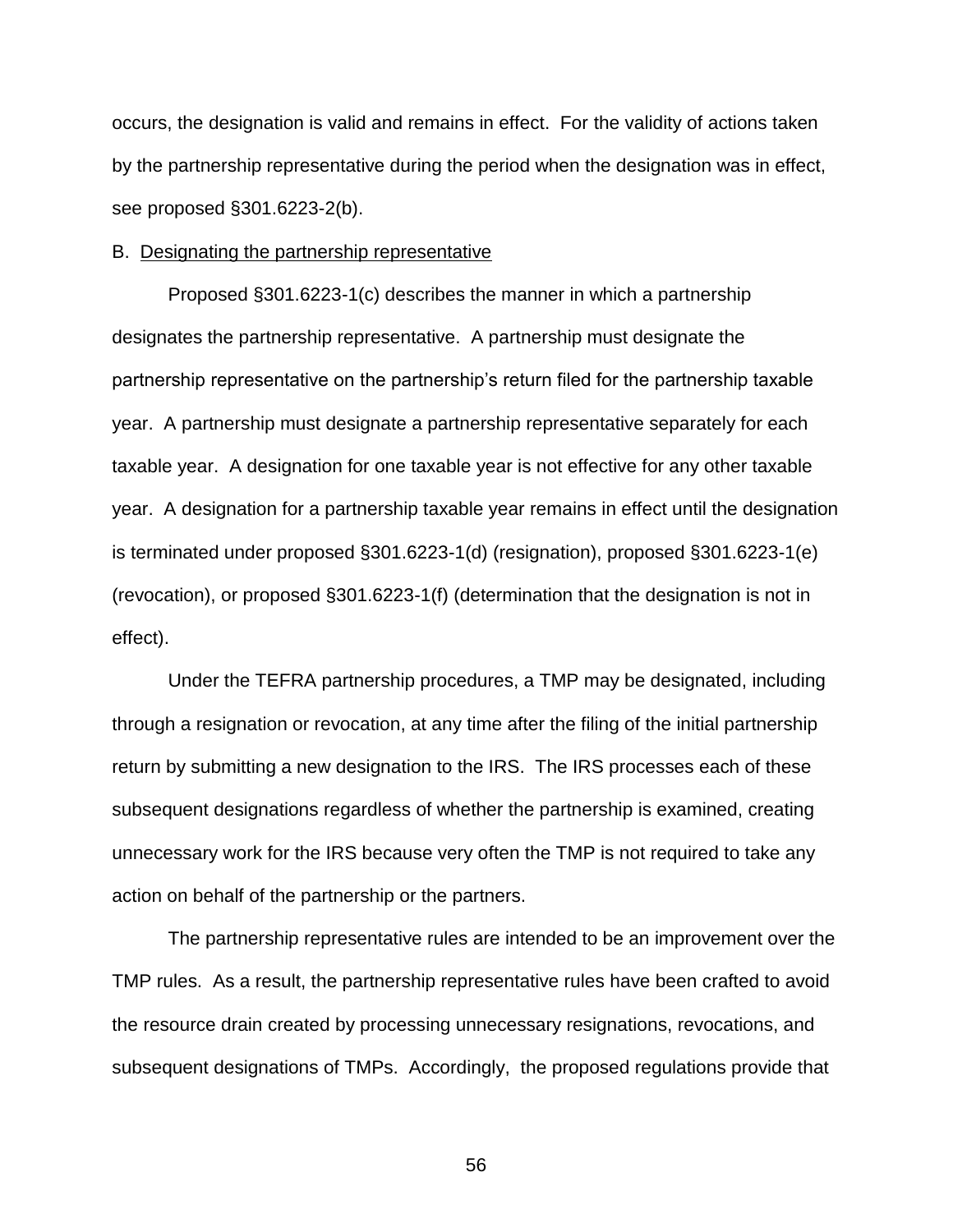occurs, the designation is valid and remains in effect. For the validity of actions taken by the partnership representative during the period when the designation was in effect, see proposed §301.6223-2(b).

B. Designating the partnership representative

Proposed §301.6223-1(c) describes the manner in which a partnership designates the partnership representative. A partnership must designate the partnership representative on the partnership's return filed for the partnership taxable year. A partnership must designate a partnership representative separately for each taxable year. A designation for one taxable year is not effective for any other taxable year. A designation for a partnership taxable year remains in effect until the designation is terminated under proposed §301.6223-1(d) (resignation), proposed §301.6223-1(e) (revocation), or proposed §301.6223-1(f) (determination that the designation is not in effect).

Under the TEFRA partnership procedures, a TMP may be designated, including through a resignation or revocation, at any time after the filing of the initial partnership return by submitting a new designation to the IRS. The IRS processes each of these subsequent designations regardless of whether the partnership is examined, creating unnecessary work for the IRS because very often the TMP is not required to take any action on behalf of the partnership or the partners.

The partnership representative rules are intended to be an improvement over the TMP rules. As a result, the partnership representative rules have been crafted to avoid the resource drain created by processing unnecessary resignations, revocations, and subsequent designations of TMPs. Accordingly, the proposed regulations provide that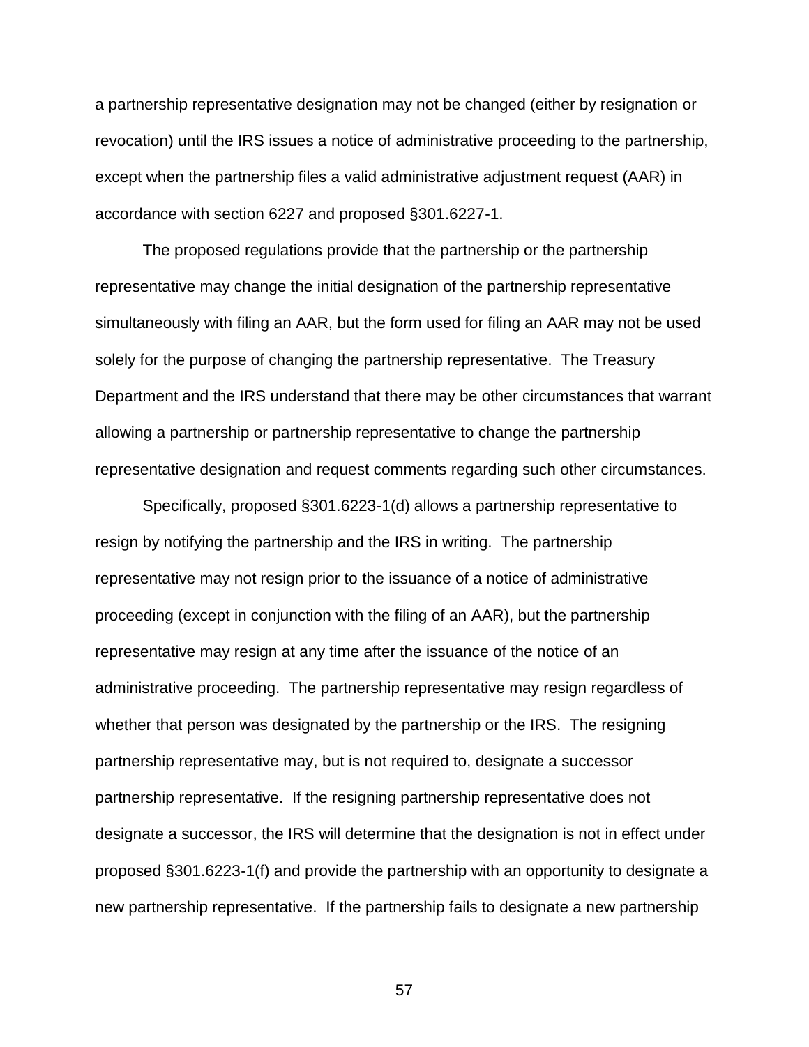a partnership representative designation may not be changed (either by resignation or revocation) until the IRS issues a notice of administrative proceeding to the partnership, except when the partnership files a valid administrative adjustment request (AAR) in accordance with section 6227 and proposed §301.6227-1.

The proposed regulations provide that the partnership or the partnership representative may change the initial designation of the partnership representative simultaneously with filing an AAR, but the form used for filing an AAR may not be used solely for the purpose of changing the partnership representative. The Treasury Department and the IRS understand that there may be other circumstances that warrant allowing a partnership or partnership representative to change the partnership representative designation and request comments regarding such other circumstances.

Specifically, proposed §301.6223-1(d) allows a partnership representative to resign by notifying the partnership and the IRS in writing. The partnership representative may not resign prior to the issuance of a notice of administrative proceeding (except in conjunction with the filing of an AAR), but the partnership representative may resign at any time after the issuance of the notice of an administrative proceeding. The partnership representative may resign regardless of whether that person was designated by the partnership or the IRS. The resigning partnership representative may, but is not required to, designate a successor partnership representative. If the resigning partnership representative does not designate a successor, the IRS will determine that the designation is not in effect under proposed §301.6223-1(f) and provide the partnership with an opportunity to designate a new partnership representative. If the partnership fails to designate a new partnership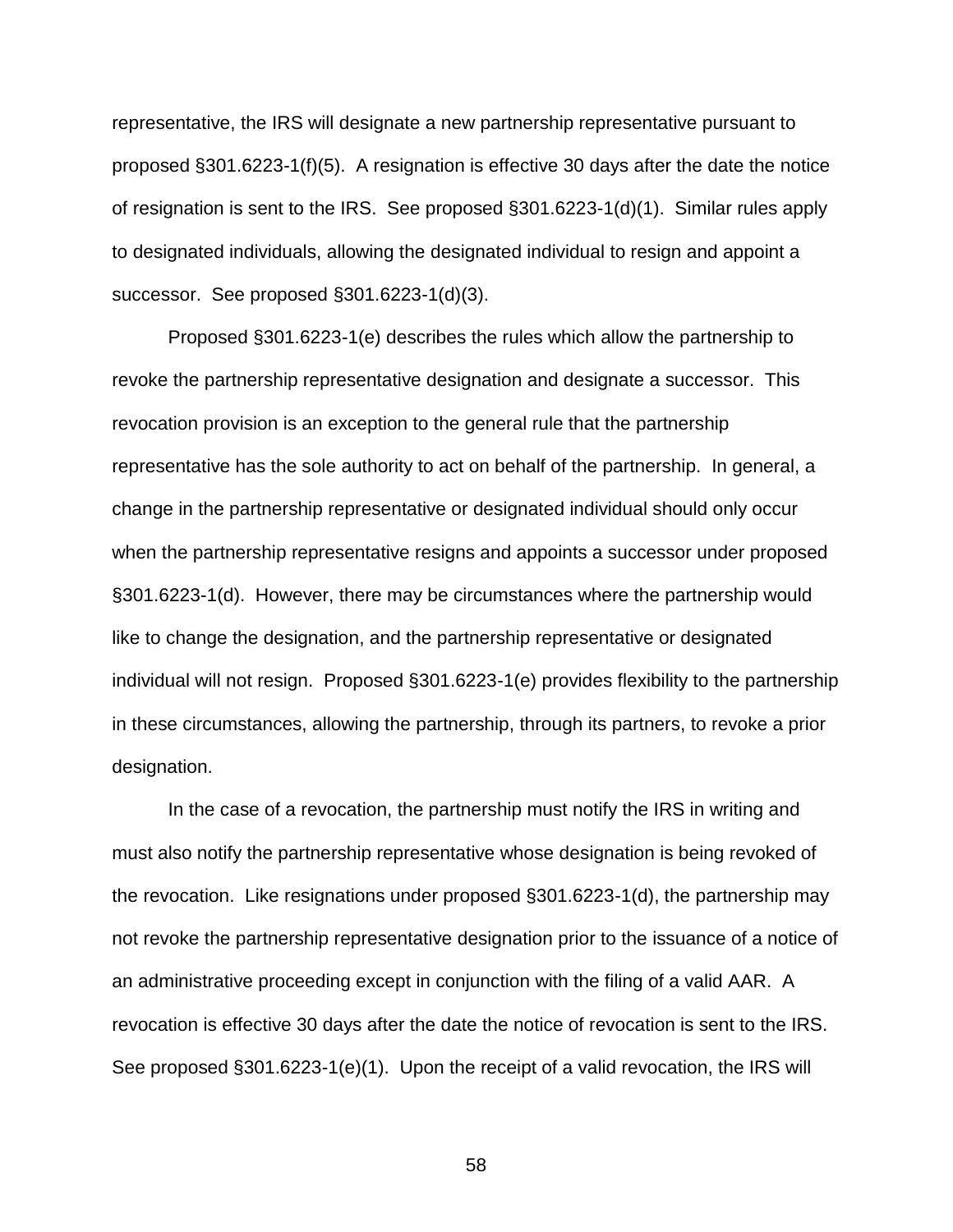representative, the IRS will designate a new partnership representative pursuant to proposed §301.6223-1(f)(5). A resignation is effective 30 days after the date the notice of resignation is sent to the IRS. See proposed §301.6223-1(d)(1). Similar rules apply to designated individuals, allowing the designated individual to resign and appoint a successor. See proposed §301.6223-1(d)(3).

Proposed §301.6223-1(e) describes the rules which allow the partnership to revoke the partnership representative designation and designate a successor. This revocation provision is an exception to the general rule that the partnership representative has the sole authority to act on behalf of the partnership. In general, a change in the partnership representative or designated individual should only occur when the partnership representative resigns and appoints a successor under proposed §301.6223-1(d). However, there may be circumstances where the partnership would like to change the designation, and the partnership representative or designated individual will not resign. Proposed §301.6223-1(e) provides flexibility to the partnership in these circumstances, allowing the partnership, through its partners, to revoke a prior designation.

In the case of a revocation, the partnership must notify the IRS in writing and must also notify the partnership representative whose designation is being revoked of the revocation. Like resignations under proposed §301.6223-1(d), the partnership may not revoke the partnership representative designation prior to the issuance of a notice of an administrative proceeding except in conjunction with the filing of a valid AAR. A revocation is effective 30 days after the date the notice of revocation is sent to the IRS. See proposed §301.6223-1(e)(1). Upon the receipt of a valid revocation, the IRS will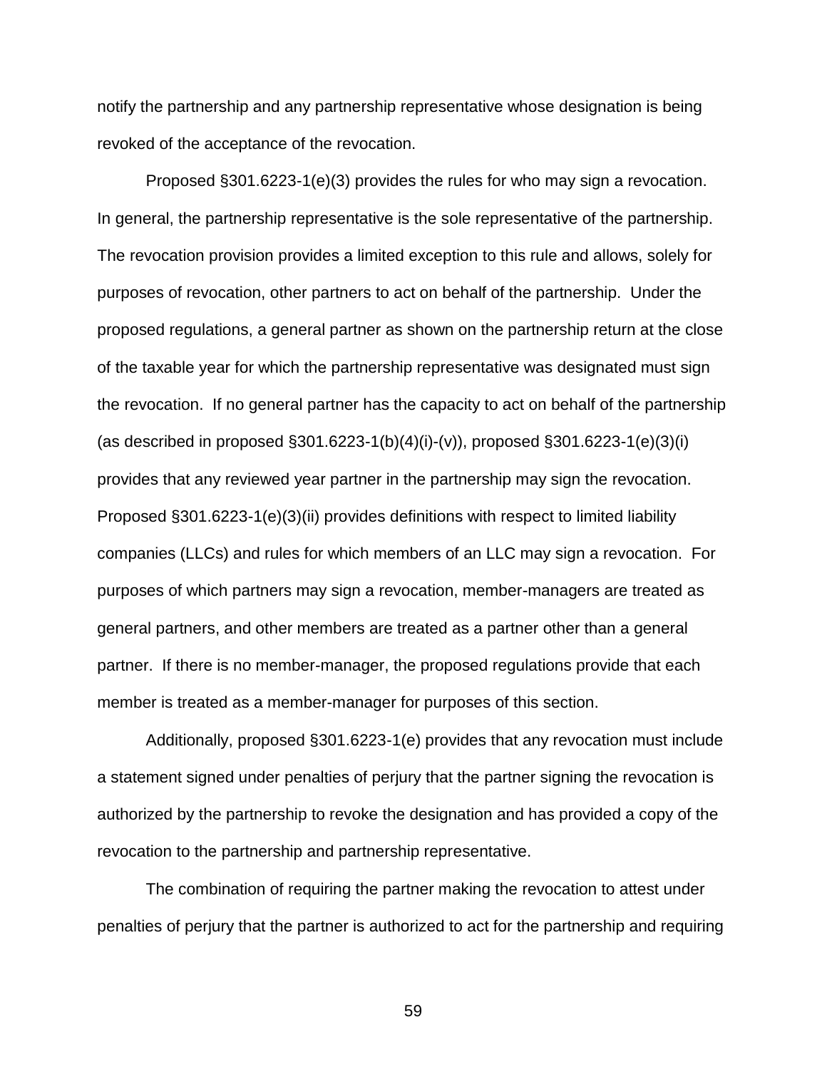notify the partnership and any partnership representative whose designation is being revoked of the acceptance of the revocation.

Proposed §301.6223-1(e)(3) provides the rules for who may sign a revocation. In general, the partnership representative is the sole representative of the partnership. The revocation provision provides a limited exception to this rule and allows, solely for purposes of revocation, other partners to act on behalf of the partnership. Under the proposed regulations, a general partner as shown on the partnership return at the close of the taxable year for which the partnership representative was designated must sign the revocation. If no general partner has the capacity to act on behalf of the partnership (as described in proposed §301.6223-1(b)(4)(i)-(v)), proposed §301.6223-1(e)(3)(i) provides that any reviewed year partner in the partnership may sign the revocation. Proposed §301.6223-1(e)(3)(ii) provides definitions with respect to limited liability companies (LLCs) and rules for which members of an LLC may sign a revocation. For purposes of which partners may sign a revocation, member-managers are treated as general partners, and other members are treated as a partner other than a general partner. If there is no member-manager, the proposed regulations provide that each member is treated as a member-manager for purposes of this section.

Additionally, proposed §301.6223-1(e) provides that any revocation must include a statement signed under penalties of perjury that the partner signing the revocation is authorized by the partnership to revoke the designation and has provided a copy of the revocation to the partnership and partnership representative.

The combination of requiring the partner making the revocation to attest under penalties of perjury that the partner is authorized to act for the partnership and requiring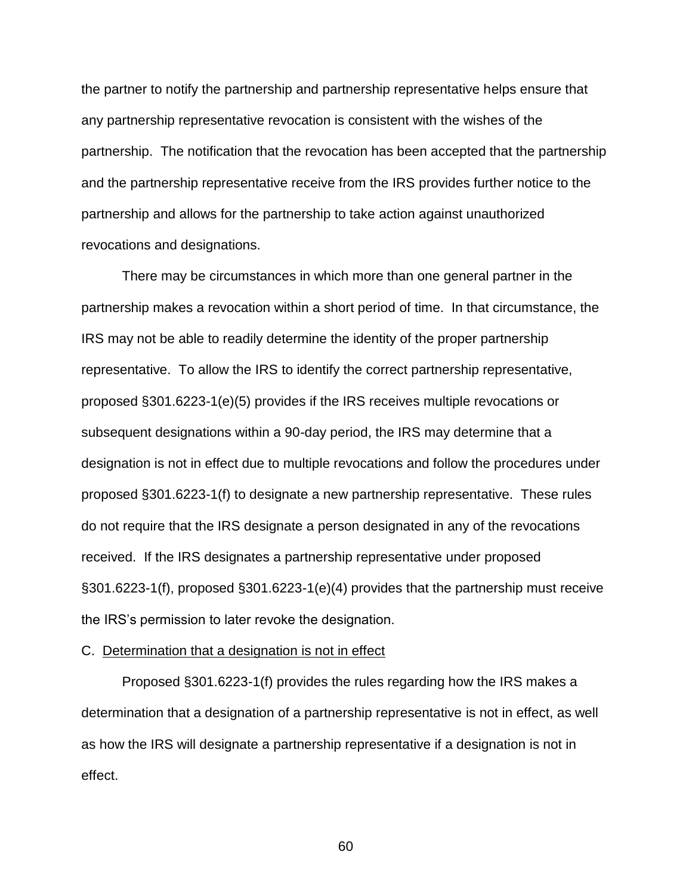the partner to notify the partnership and partnership representative helps ensure that any partnership representative revocation is consistent with the wishes of the partnership. The notification that the revocation has been accepted that the partnership and the partnership representative receive from the IRS provides further notice to the partnership and allows for the partnership to take action against unauthorized revocations and designations.

There may be circumstances in which more than one general partner in the partnership makes a revocation within a short period of time. In that circumstance, the IRS may not be able to readily determine the identity of the proper partnership representative. To allow the IRS to identify the correct partnership representative, proposed §301.6223-1(e)(5) provides if the IRS receives multiple revocations or subsequent designations within a 90-day period, the IRS may determine that a designation is not in effect due to multiple revocations and follow the procedures under proposed §301.6223-1(f) to designate a new partnership representative. These rules do not require that the IRS designate a person designated in any of the revocations received. If the IRS designates a partnership representative under proposed §301.6223-1(f), proposed §301.6223-1(e)(4) provides that the partnership must receive the IRS's permission to later revoke the designation.

C. Determination that a designation is not in effect

Proposed §301.6223-1(f) provides the rules regarding how the IRS makes a determination that a designation of a partnership representative is not in effect, as well as how the IRS will designate a partnership representative if a designation is not in effect.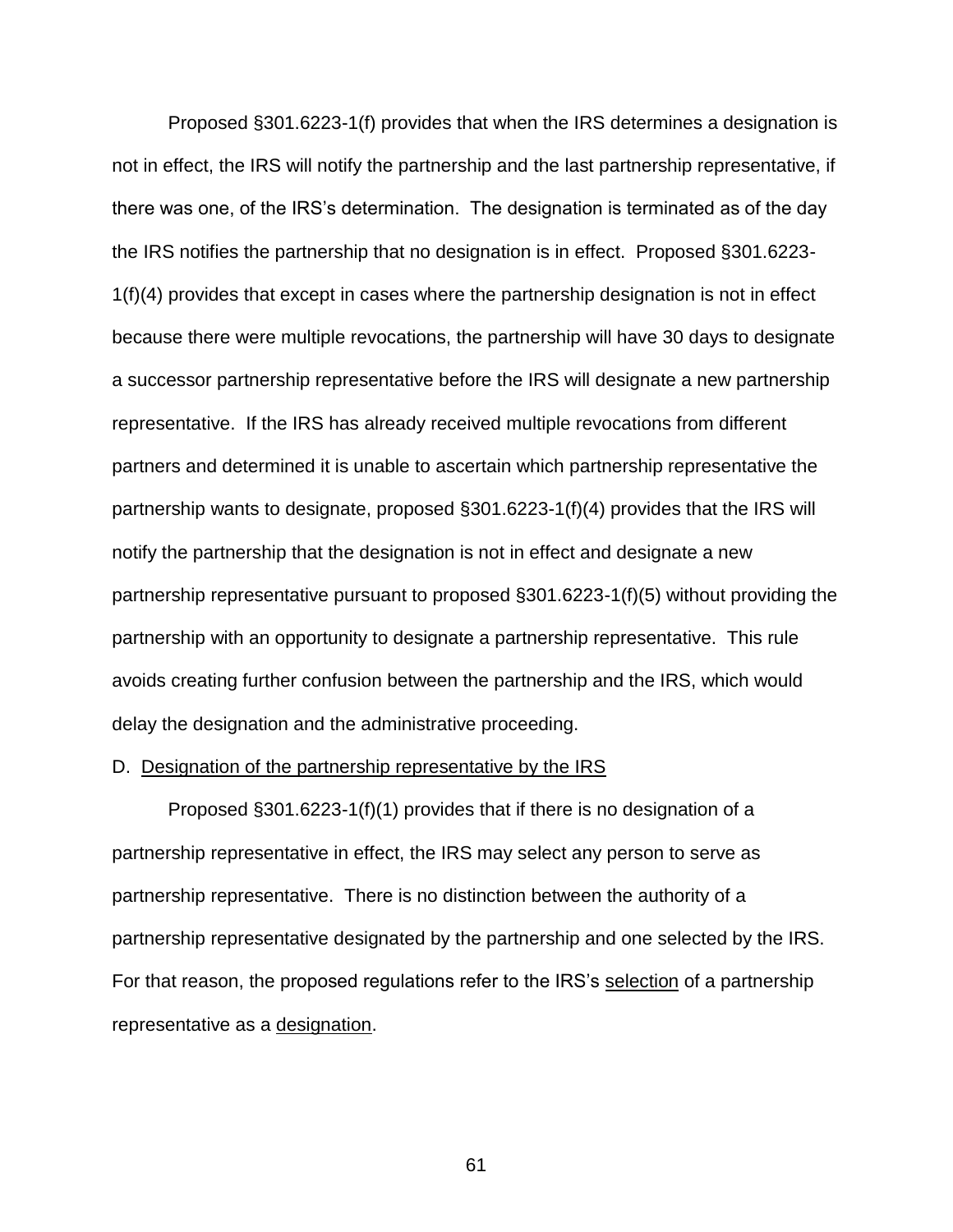Proposed §301.6223-1(f) provides that when the IRS determines a designation is not in effect, the IRS will notify the partnership and the last partnership representative, if there was one, of the IRS's determination. The designation is terminated as of the day the IRS notifies the partnership that no designation is in effect. Proposed §301.6223-1(f)(4) provides that except in cases where the partnership designation is not in effect because there were multiple revocations, the partnership will have 30 days to designate a successor partnership representative before the IRS will designate a new partnership representative. If the IRS has already received multiple revocations from different partners and determined it is unable to ascertain which partnership representative the partnership wants to designate, proposed §301.6223-1(f)(4) provides that the IRS will notify the partnership that the designation is not in effect and designate a new partnership representative pursuant to proposed §301.6223-1(f)(5) without providing the partnership with an opportunity to designate a partnership representative. This rule avoids creating further confusion between the partnership and the IRS, which would delay the designation and the administrative proceeding.

D. Designation of the partnership representative by the IRS

Proposed §301.6223-1(f)(1) provides that if there is no designation of a partnership representative in effect, the IRS may select any person to serve as partnership representative. There is no distinction between the authority of a partnership representative designated by the partnership and one selected by the IRS. For that reason, the proposed regulations refer to the IRS's selection of a partnership representative as a designation.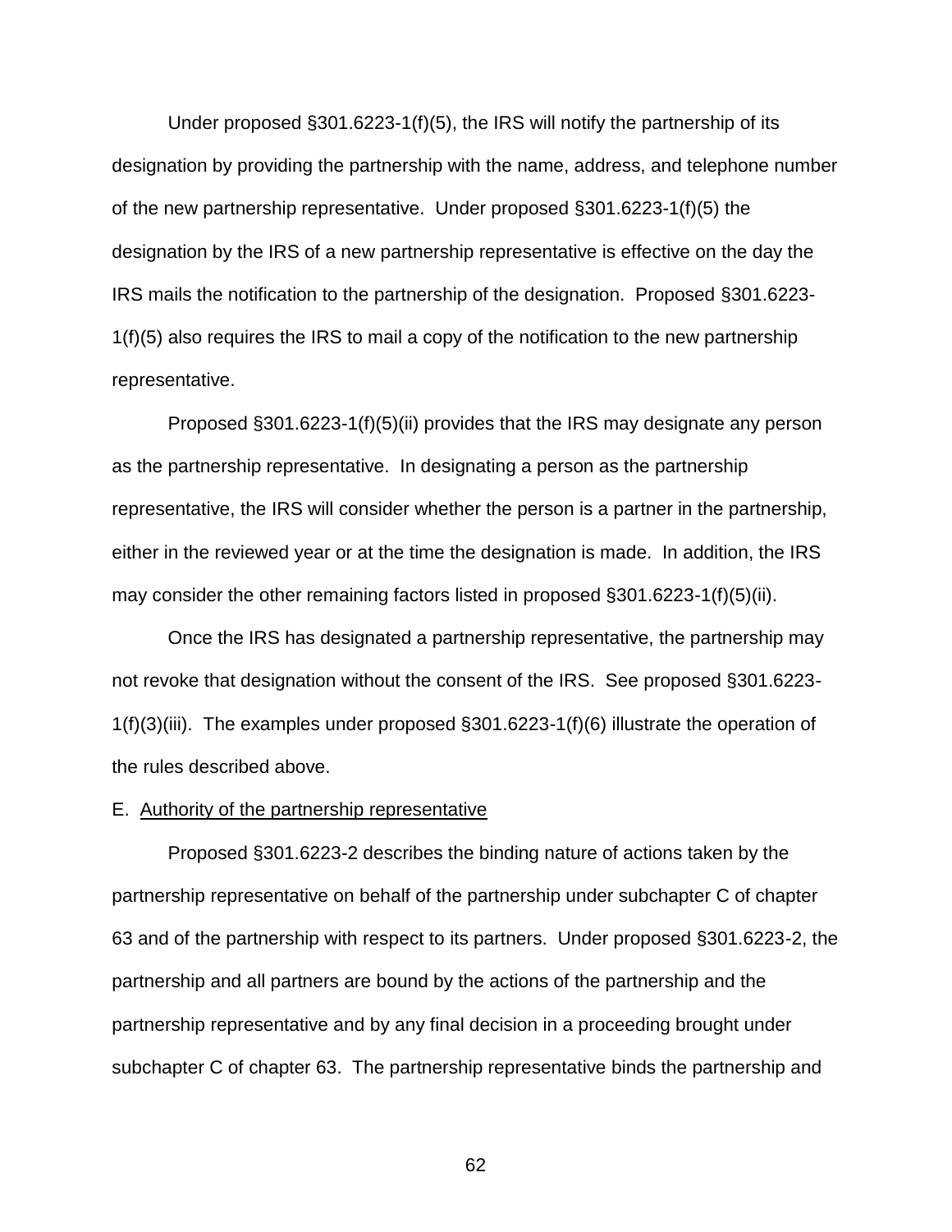Under proposed §301.6223-1(f)(5), the IRS will notify the partnership of its designation by providing the partnership with the name, address, and telephone number of the new partnership representative. Under proposed §301.6223-1(f)(5) the designation by the IRS of a new partnership representative is effective on the day the IRS mails the notification to the partnership of the designation. Proposed §301.6223-1(f)(5) also requires the IRS to mail a copy of the notification to the new partnership representative.

Proposed §301.6223-1(f)(5)(ii) provides that the IRS may designate any person as the partnership representative. In designating a person as the partnership representative, the IRS will consider whether the person is a partner in the partnership, either in the reviewed year or at the time the designation is made. In addition, the IRS may consider the other remaining factors listed in proposed §301.6223-1(f)(5)(ii).

Once the IRS has designated a partnership representative, the partnership may not revoke that designation without the consent of the IRS. See proposed §301.6223-1(f)(3)(iii). The examples under proposed §301.6223-1(f)(6) illustrate the operation of the rules described above.

E. Authority of the partnership representative

Proposed §301.6223-2 describes the binding nature of actions taken by the partnership representative on behalf of the partnership under subchapter C of chapter 63 and of the partnership with respect to its partners. Under proposed §301.6223-2, the partnership and all partners are bound by the actions of the partnership and the partnership representative and by any final decision in a proceeding brought under subchapter C of chapter 63. The partnership representative binds the partnership and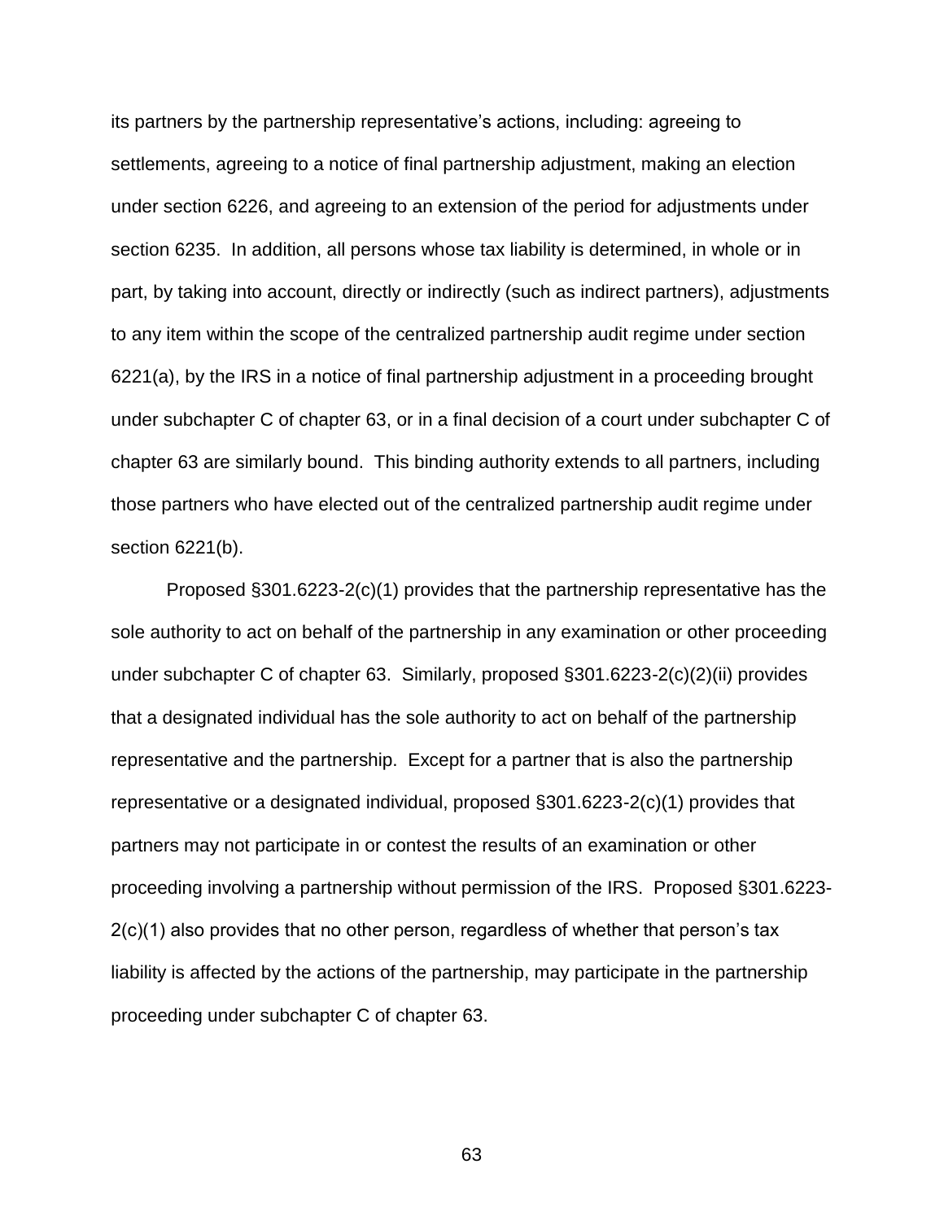its partners by the partnership representative's actions, including: agreeing to settlements, agreeing to a notice of final partnership adjustment, making an election under section 6226, and agreeing to an extension of the period for adjustments under section 6235. In addition, all persons whose tax liability is determined, in whole or in part, by taking into account, directly or indirectly (such as indirect partners), adjustments to any item within the scope of the centralized partnership audit regime under section 6221(a), by the IRS in a notice of final partnership adjustment in a proceeding brought under subchapter C of chapter 63, or in a final decision of a court under subchapter C of chapter 63 are similarly bound. This binding authority extends to all partners, including those partners who have elected out of the centralized partnership audit regime under section 6221(b).

Proposed §301.6223-2(c)(1) provides that the partnership representative has the sole authority to act on behalf of the partnership in any examination or other proceeding under subchapter C of chapter 63. Similarly, proposed §301.6223-2(c)(2)(ii) provides that a designated individual has the sole authority to act on behalf of the partnership representative and the partnership. Except for a partner that is also the partnership representative or a designated individual, proposed §301.6223-2(c)(1) provides that partners may not participate in or contest the results of an examination or other proceeding involving a partnership without permission of the IRS. Proposed §301.6223-2(c)(1) also provides that no other person, regardless of whether that person's tax liability is affected by the actions of the partnership, may participate in the partnership proceeding under subchapter C of chapter 63.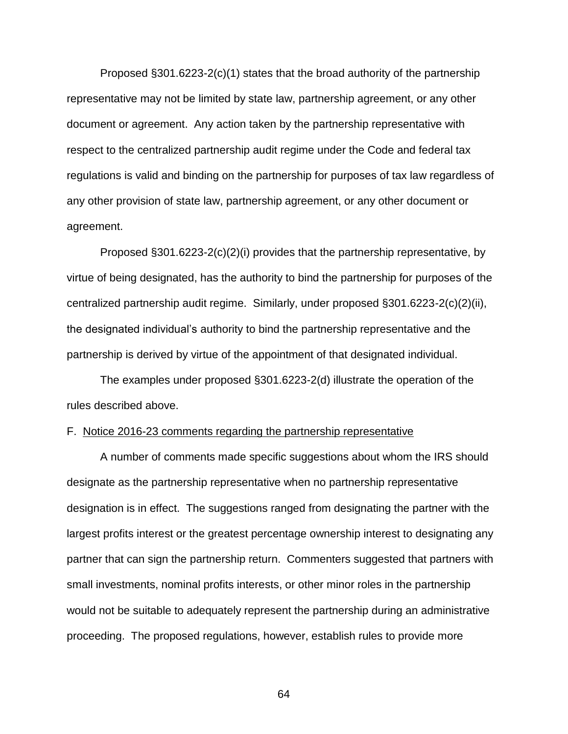Proposed §301.6223-2(c)(1) states that the broad authority of the partnership representative may not be limited by state law, partnership agreement, or any other document or agreement. Any action taken by the partnership representative with respect to the centralized partnership audit regime under the Code and federal tax regulations is valid and binding on the partnership for purposes of tax law regardless of any other provision of state law, partnership agreement, or any other document or agreement.

Proposed §301.6223-2(c)(2)(i) provides that the partnership representative, by virtue of being designated, has the authority to bind the partnership for purposes of the centralized partnership audit regime. Similarly, under proposed §301.6223-2(c)(2)(ii), the designated individual's authority to bind the partnership representative and the partnership is derived by virtue of the appointment of that designated individual.

The examples under proposed §301.6223-2(d) illustrate the operation of the rules described above.

F. Notice 2016-23 comments regarding the partnership representative

A number of comments made specific suggestions about whom the IRS should designate as the partnership representative when no partnership representative designation is in effect. The suggestions ranged from designating the partner with the largest profits interest or the greatest percentage ownership interest to designating any partner that can sign the partnership return. Commenters suggested that partners with small investments, nominal profits interests, or other minor roles in the partnership would not be suitable to adequately represent the partnership during an administrative proceeding. The proposed regulations, however, establish rules to provide more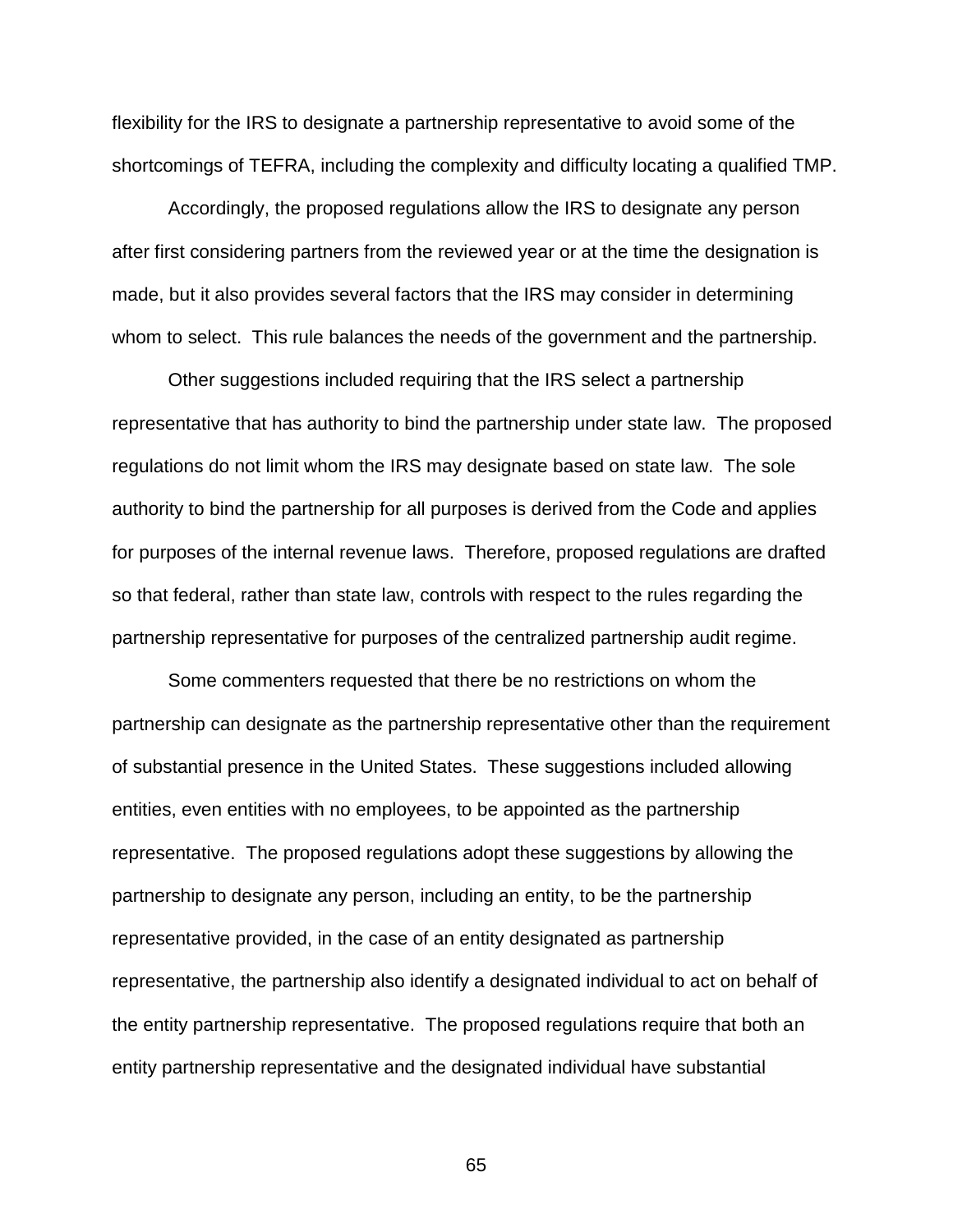flexibility for the IRS to designate a partnership representative to avoid some of the shortcomings of TEFRA, including the complexity and difficulty locating a qualified TMP.

Accordingly, the proposed regulations allow the IRS to designate any person after first considering partners from the reviewed year or at the time the designation is made, but it also provides several factors that the IRS may consider in determining whom to select. This rule balances the needs of the government and the partnership.

Other suggestions included requiring that the IRS select a partnership representative that has authority to bind the partnership under state law. The proposed regulations do not limit whom the IRS may designate based on state law. The sole authority to bind the partnership for all purposes is derived from the Code and applies for purposes of the internal revenue laws. Therefore, proposed regulations are drafted so that federal, rather than state law, controls with respect to the rules regarding the partnership representative for purposes of the centralized partnership audit regime.

Some commenters requested that there be no restrictions on whom the partnership can designate as the partnership representative other than the requirement of substantial presence in the United States. These suggestions included allowing entities, even entities with no employees, to be appointed as the partnership representative. The proposed regulations adopt these suggestions by allowing the partnership to designate any person, including an entity, to be the partnership representative provided, in the case of an entity designated as partnership representative, the partnership also identify a designated individual to act on behalf of the entity partnership representative. The proposed regulations require that both an entity partnership representative and the designated individual have substantial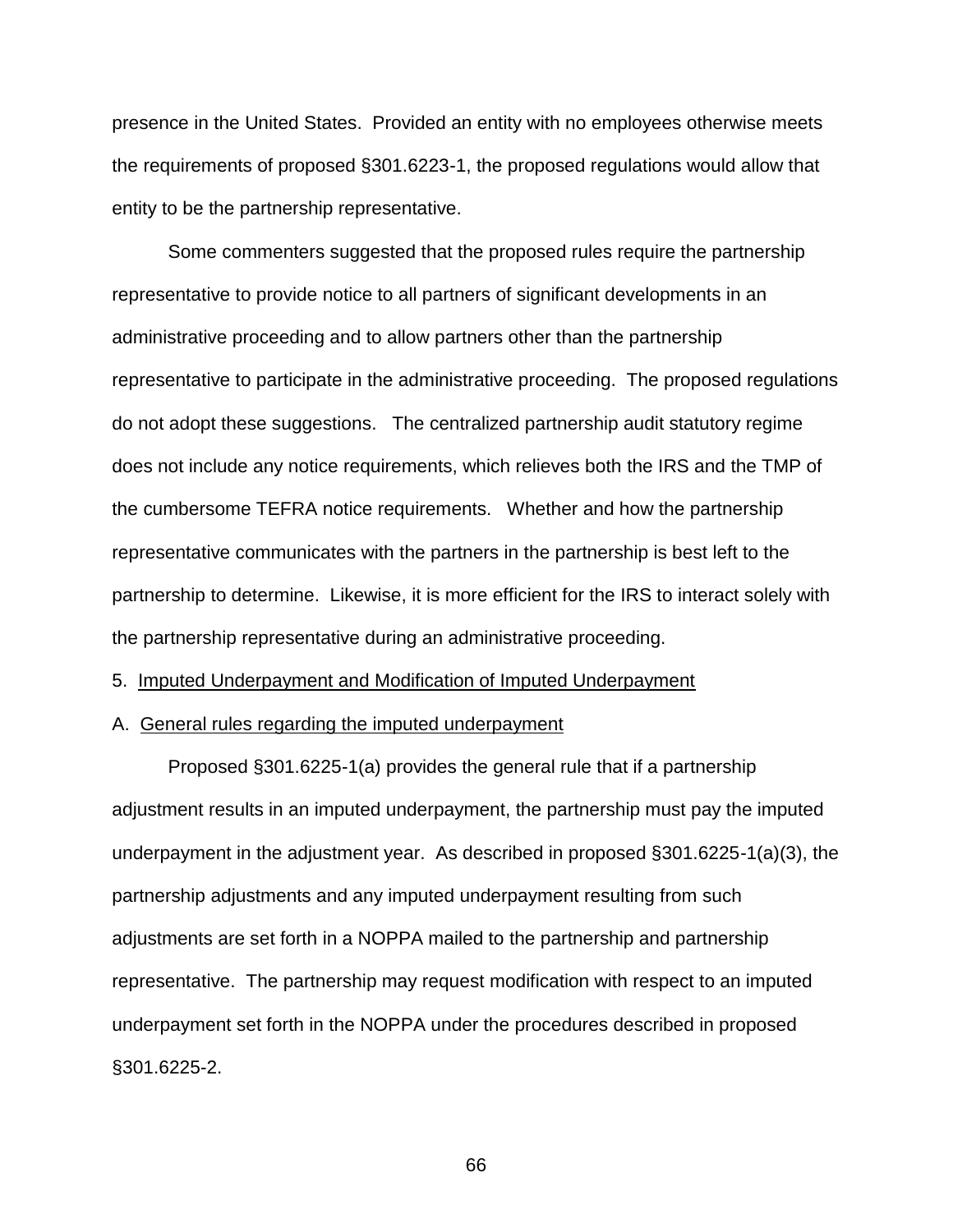presence in the United States. Provided an entity with no employees otherwise meets the requirements of proposed §301.6223-1, the proposed regulations would allow that entity to be the partnership representative.

Some commenters suggested that the proposed rules require the partnership representative to provide notice to all partners of significant developments in an administrative proceeding and to allow partners other than the partnership representative to participate in the administrative proceeding. The proposed regulations do not adopt these suggestions. The centralized partnership audit statutory regime does not include any notice requirements, which relieves both the IRS and the TMP of the cumbersome TEFRA notice requirements. Whether and how the partnership representative communicates with the partners in the partnership is best left to the partnership to determine. Likewise, it is more efficient for the IRS to interact solely with the partnership representative during an administrative proceeding.

5. <u>Imputed Underpayment and Modification of Imputed Underpayment</u>

A. <u>General rules regarding the imputed underpayment</u>

Proposed §301.6225-1(a) provides the general rule that if a partnership adjustment results in an imputed underpayment, the partnership must pay the imputed underpayment in the adjustment year. As described in proposed §301.6225-1(a)(3), the partnership adjustments and any imputed underpayment resulting from such adjustments are set forth in a NOPPA mailed to the partnership and partnership representative. The partnership may request modification with respect to an imputed underpayment set forth in the NOPPA under the procedures described in proposed §301.6225-2.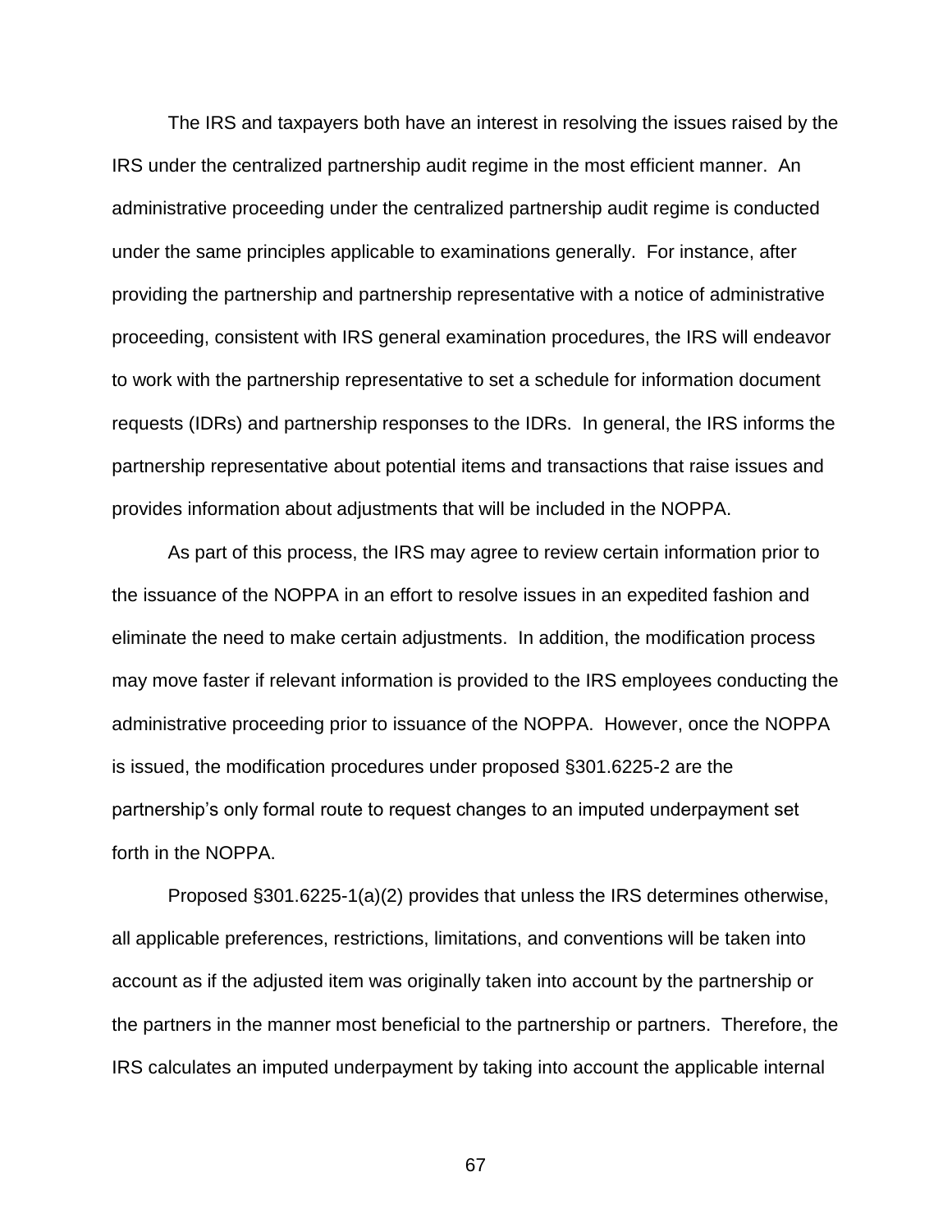The IRS and taxpayers both have an interest in resolving the issues raised by the IRS under the centralized partnership audit regime in the most efficient manner. An administrative proceeding under the centralized partnership audit regime is conducted under the same principles applicable to examinations generally. For instance, after providing the partnership and partnership representative with a notice of administrative proceeding, consistent with IRS general examination procedures, the IRS will endeavor to work with the partnership representative to set a schedule for information document requests (IDRs) and partnership responses to the IDRs. In general, the IRS informs the partnership representative about potential items and transactions that raise issues and provides information about adjustments that will be included in the NOPPA.

As part of this process, the IRS may agree to review certain information prior to the issuance of the NOPPA in an effort to resolve issues in an expedited fashion and eliminate the need to make certain adjustments. In addition, the modification process may move faster if relevant information is provided to the IRS employees conducting the administrative proceeding prior to issuance of the NOPPA. However, once the NOPPA is issued, the modification procedures under proposed §301.6225-2 are the partnership's only formal route to request changes to an imputed underpayment set forth in the NOPPA.

Proposed §301.6225-1(a)(2) provides that unless the IRS determines otherwise, all applicable preferences, restrictions, limitations, and conventions will be taken into account as if the adjusted item was originally taken into account by the partnership or the partners in the manner most beneficial to the partnership or partners. Therefore, the IRS calculates an imputed underpayment by taking into account the applicable internal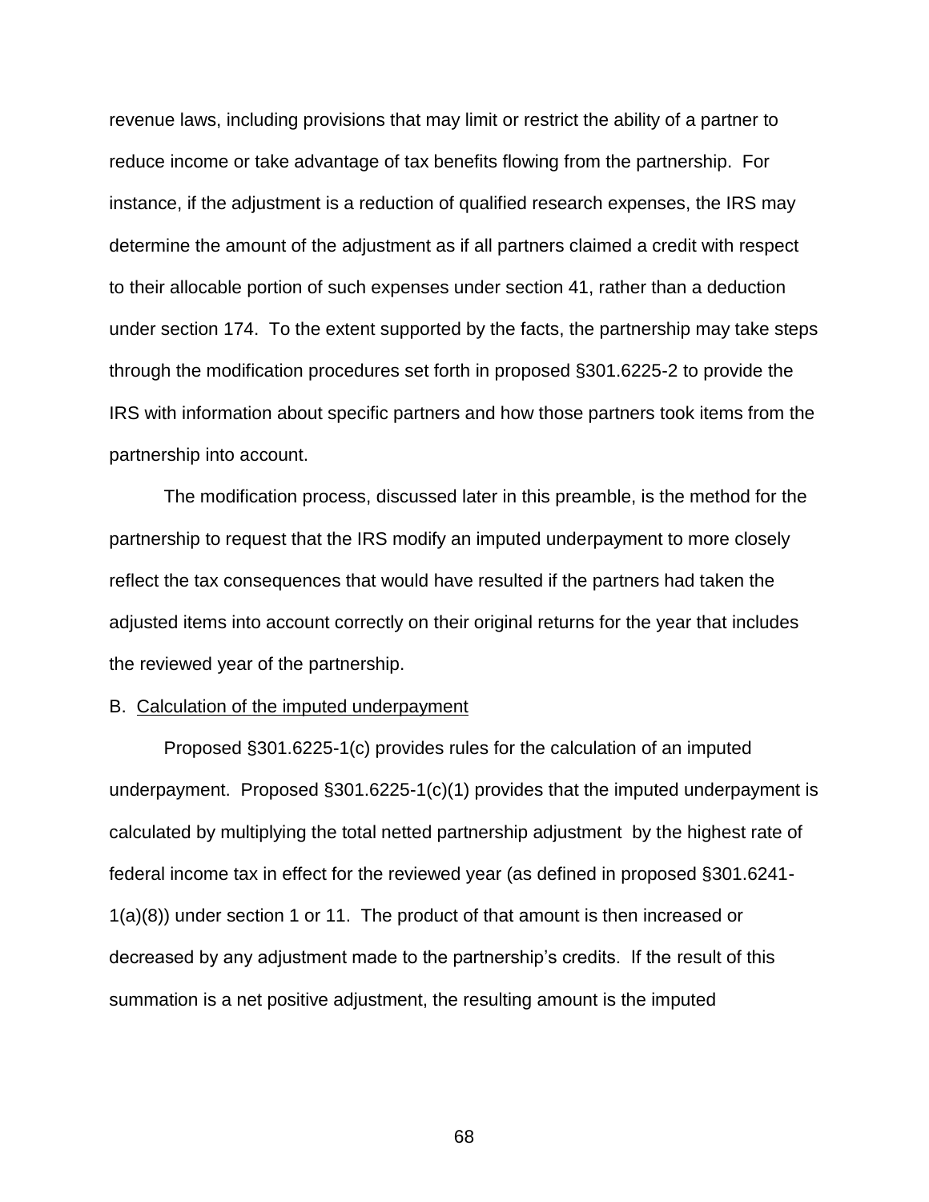revenue laws, including provisions that may limit or restrict the ability of a partner to reduce income or take advantage of tax benefits flowing from the partnership. For instance, if the adjustment is a reduction of qualified research expenses, the IRS may determine the amount of the adjustment as if all partners claimed a credit with respect to their allocable portion of such expenses under section 41, rather than a deduction under section 174. To the extent supported by the facts, the partnership may take steps through the modification procedures set forth in proposed §301.6225-2 to provide the IRS with information about specific partners and how those partners took items from the partnership into account.

The modification process, discussed later in this preamble, is the method for the partnership to request that the IRS modify an imputed underpayment to more closely reflect the tax consequences that would have resulted if the partners had taken the adjusted items into account correctly on their original returns for the year that includes the reviewed year of the partnership.

B. Calculation of the imputed underpayment

Proposed §301.6225-1(c) provides rules for the calculation of an imputed underpayment. Proposed §301.6225-1(c)(1) provides that the imputed underpayment is calculated by multiplying the total netted partnership adjustment by the highest rate of federal income tax in effect for the reviewed year (as defined in proposed §301.6241-1(a)(8)) under section 1 or 11. The product of that amount is then increased or decreased by any adjustment made to the partnership's credits. If the result of this summation is a net positive adjustment, the resulting amount is the imputed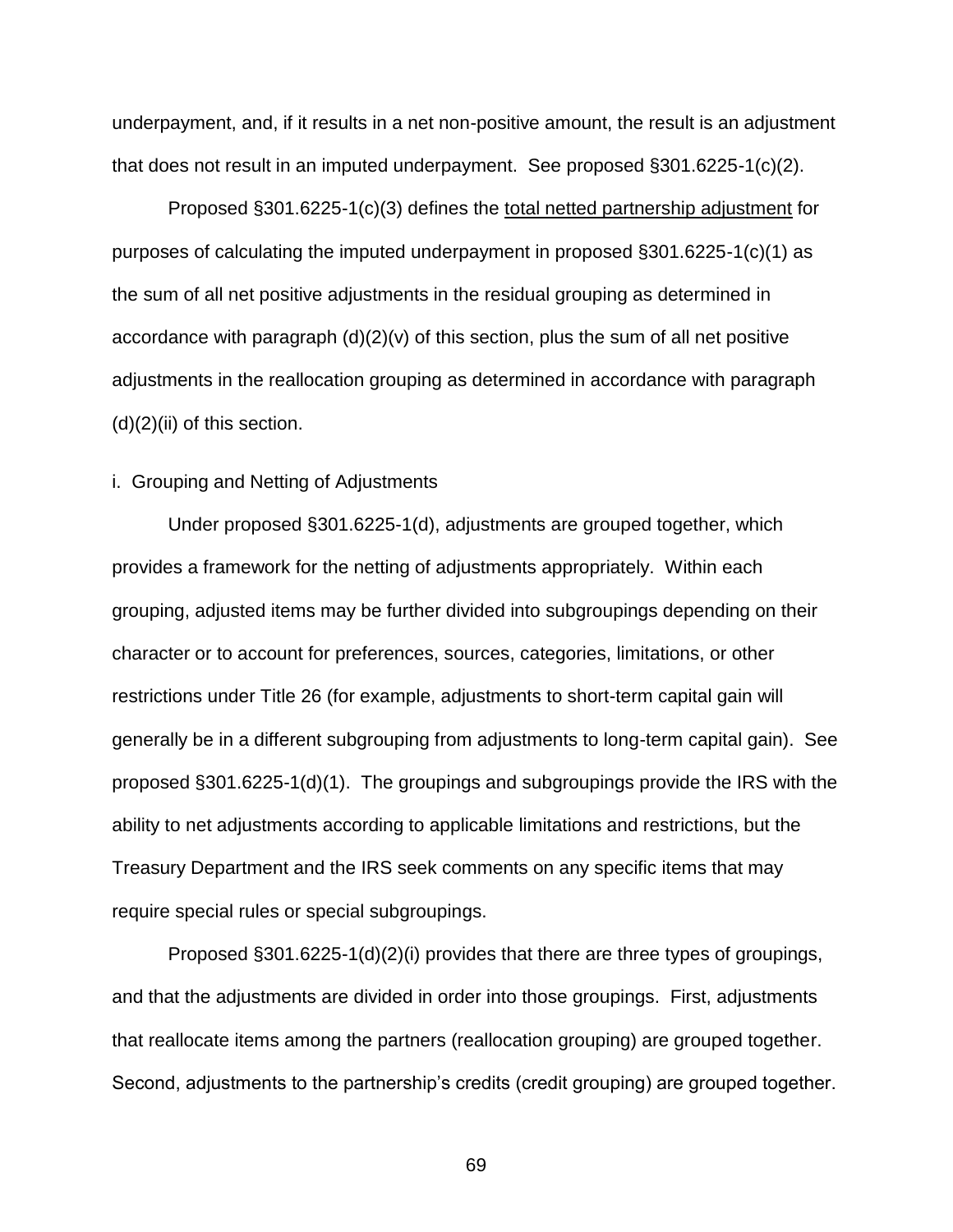underpayment, and, if it results in a net non-positive amount, the result is an adjustment that does not result in an imputed underpayment. See proposed §301.6225-1(c)(2).

Proposed §301.6225-1(c)(3) defines the total netted partnership adjustment for purposes of calculating the imputed underpayment in proposed §301.6225-1(c)(1) as the sum of all net positive adjustments in the residual grouping as determined in accordance with paragraph (d)(2)(v) of this section, plus the sum of all net positive adjustments in the reallocation grouping as determined in accordance with paragraph (d)(2)(ii) of this section.

i. Grouping and Netting of Adjustments

Under proposed §301.6225-1(d), adjustments are grouped together, which provides a framework for the netting of adjustments appropriately. Within each grouping, adjusted items may be further divided into subgroupings depending on their character or to account for preferences, sources, categories, limitations, or other restrictions under Title 26 (for example, adjustments to short-term capital gain will generally be in a different subgrouping from adjustments to long-term capital gain). See proposed §301.6225-1(d)(1). The groupings and subgroupings provide the IRS with the ability to net adjustments according to applicable limitations and restrictions, but the Treasury Department and the IRS seek comments on any specific items that may require special rules or special subgroupings.

Proposed §301.6225-1(d)(2)(i) provides that there are three types of groupings, and that the adjustments are divided in order into those groupings. First, adjustments that reallocate items among the partners (reallocation grouping) are grouped together. Second, adjustments to the partnership's credits (credit grouping) are grouped together.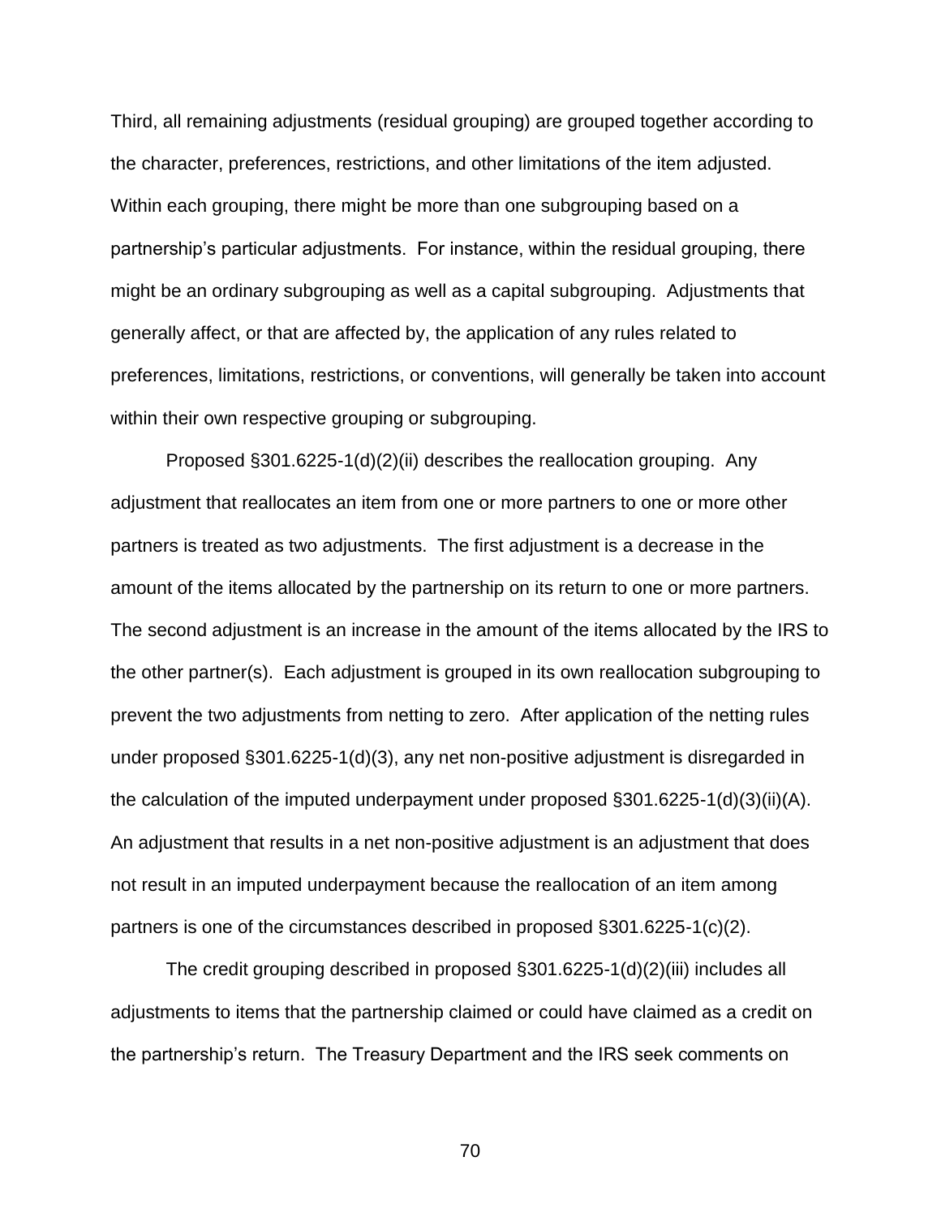Third, all remaining adjustments (residual grouping) are grouped together according to the character, preferences, restrictions, and other limitations of the item adjusted. Within each grouping, there might be more than one subgrouping based on a partnership's particular adjustments. For instance, within the residual grouping, there might be an ordinary subgrouping as well as a capital subgrouping. Adjustments that generally affect, or that are affected by, the application of any rules related to preferences, limitations, restrictions, or conventions, will generally be taken into account within their own respective grouping or subgrouping.

Proposed §301.6225-1(d)(2)(ii) describes the reallocation grouping. Any adjustment that reallocates an item from one or more partners to one or more other partners is treated as two adjustments. The first adjustment is a decrease in the amount of the items allocated by the partnership on its return to one or more partners. The second adjustment is an increase in the amount of the items allocated by the IRS to the other partner(s). Each adjustment is grouped in its own reallocation subgrouping to prevent the two adjustments from netting to zero. After application of the netting rules under proposed §301.6225-1(d)(3), any net non-positive adjustment is disregarded in the calculation of the imputed underpayment under proposed §301.6225-1(d)(3)(ii)(A). An adjustment that results in a net non-positive adjustment is an adjustment that does not result in an imputed underpayment because the reallocation of an item among partners is one of the circumstances described in proposed §301.6225-1(c)(2).

The credit grouping described in proposed §301.6225-1(d)(2)(iii) includes all adjustments to items that the partnership claimed or could have claimed as a credit on the partnership's return. The Treasury Department and the IRS seek comments on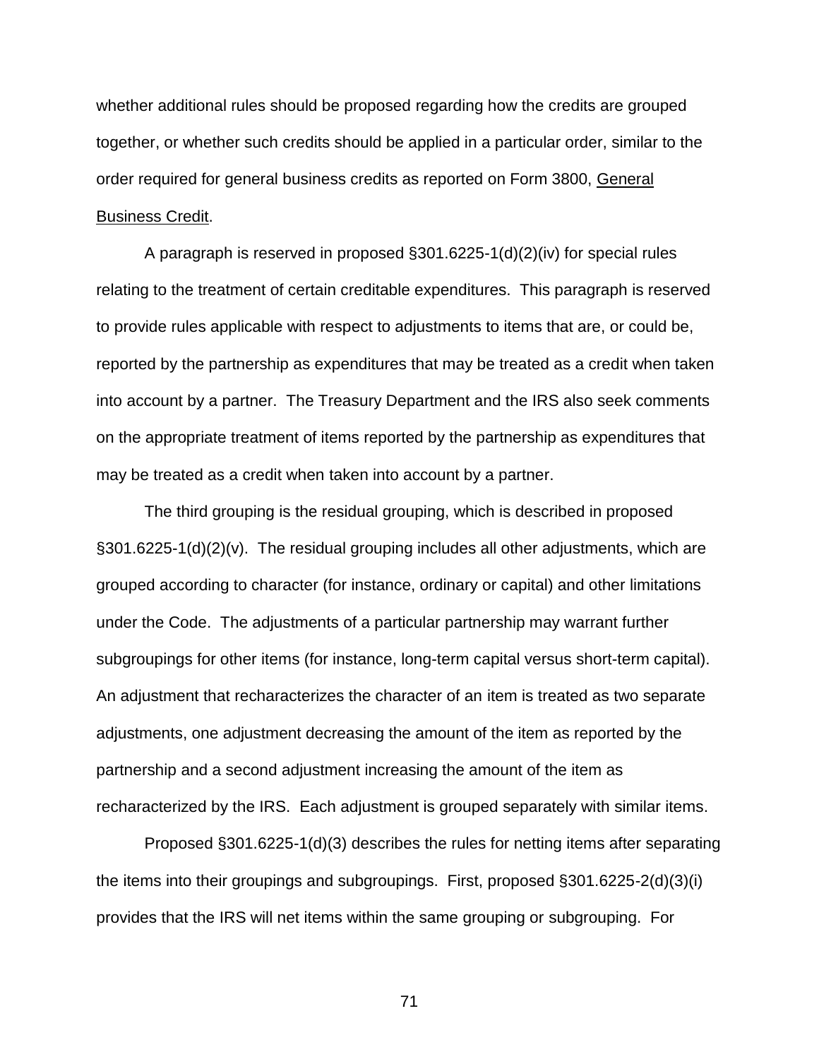whether additional rules should be proposed regarding how the credits are grouped together, or whether such credits should be applied in a particular order, similar to the order required for general business credits as reported on Form 3800, General Business Credit.

A paragraph is reserved in proposed §301.6225-1(d)(2)(iv) for special rules relating to the treatment of certain creditable expenditures. This paragraph is reserved to provide rules applicable with respect to adjustments to items that are, or could be, reported by the partnership as expenditures that may be treated as a credit when taken into account by a partner. The Treasury Department and the IRS also seek comments on the appropriate treatment of items reported by the partnership as expenditures that may be treated as a credit when taken into account by a partner.

The third grouping is the residual grouping, which is described in proposed §301.6225-1(d)(2)(v). The residual grouping includes all other adjustments, which are grouped according to character (for instance, ordinary or capital) and other limitations under the Code. The adjustments of a particular partnership may warrant further subgroupings for other items (for instance, long-term capital versus short-term capital). An adjustment that recharacterizes the character of an item is treated as two separate adjustments, one adjustment decreasing the amount of the item as reported by the partnership and a second adjustment increasing the amount of the item as recharacterized by the IRS. Each adjustment is grouped separately with similar items.

Proposed §301.6225-1(d)(3) describes the rules for netting items after separating the items into their groupings and subgroupings. First, proposed §301.6225-2(d)(3)(i) provides that the IRS will net items within the same grouping or subgrouping. For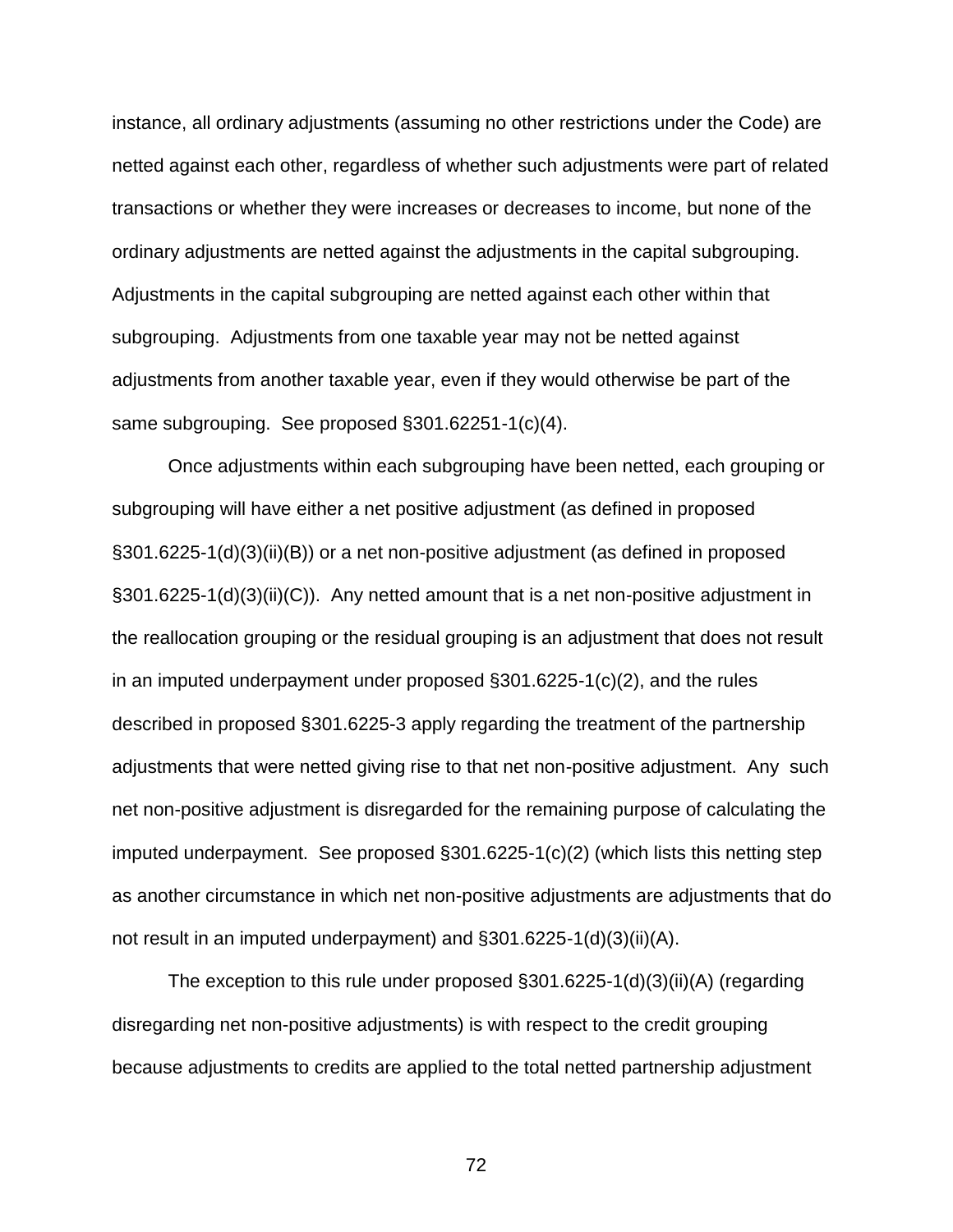instance, all ordinary adjustments (assuming no other restrictions under the Code) are netted against each other, regardless of whether such adjustments were part of related transactions or whether they were increases or decreases to income, but none of the ordinary adjustments are netted against the adjustments in the capital subgrouping. Adjustments in the capital subgrouping are netted against each other within that subgrouping. Adjustments from one taxable year may not be netted against adjustments from another taxable year, even if they would otherwise be part of the same subgrouping. See proposed §301.62251-1(c)(4).

Once adjustments within each subgrouping have been netted, each grouping or subgrouping will have either a net positive adjustment (as defined in proposed §301.6225-1(d)(3)(ii)(B)) or a net non-positive adjustment (as defined in proposed §301.6225-1(d)(3)(ii)(C)). Any netted amount that is a net non-positive adjustment in the reallocation grouping or the residual grouping is an adjustment that does not result in an imputed underpayment under proposed §301.6225-1(c)(2), and the rules described in proposed §301.6225-3 apply regarding the treatment of the partnership adjustments that were netted giving rise to that net non-positive adjustment. Any such net non-positive adjustment is disregarded for the remaining purpose of calculating the imputed underpayment. See proposed §301.6225-1(c)(2) (which lists this netting step as another circumstance in which net non-positive adjustments are adjustments that do not result in an imputed underpayment) and §301.6225-1(d)(3)(ii)(A).

The exception to this rule under proposed §301.6225-1(d)(3)(ii)(A) (regarding disregarding net non-positive adjustments) is with respect to the credit grouping because adjustments to credits are applied to the total netted partnership adjustment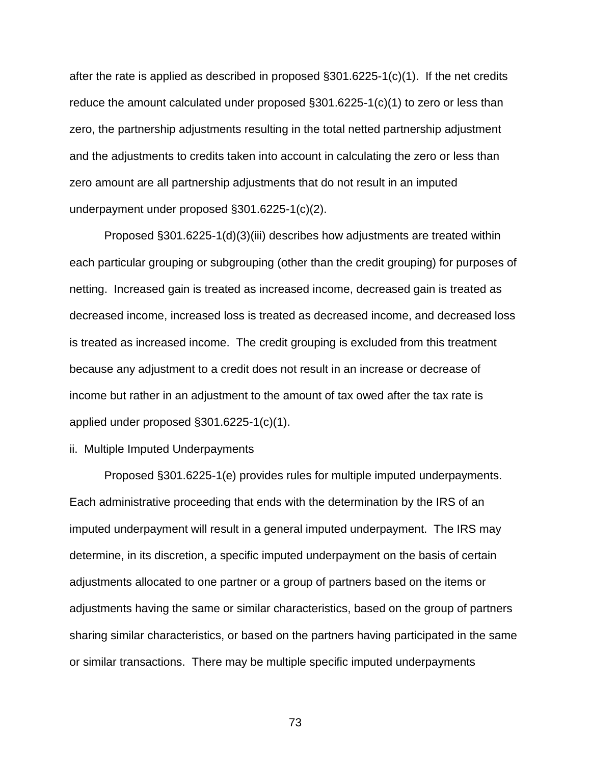after the rate is applied as described in proposed §301.6225-1(c)(1). If the net credits reduce the amount calculated under proposed §301.6225-1(c)(1) to zero or less than zero, the partnership adjustments resulting in the total netted partnership adjustment and the adjustments to credits taken into account in calculating the zero or less than zero amount are all partnership adjustments that do not result in an imputed underpayment under proposed §301.6225-1(c)(2).

Proposed §301.6225-1(d)(3)(iii) describes how adjustments are treated within each particular grouping or subgrouping (other than the credit grouping) for purposes of netting. Increased gain is treated as increased income, decreased gain is treated as decreased income, increased loss is treated as decreased income, and decreased loss is treated as increased income. The credit grouping is excluded from this treatment because any adjustment to a credit does not result in an increase or decrease of income but rather in an adjustment to the amount of tax owed after the tax rate is applied under proposed §301.6225-1(c)(1).

ii. Multiple Imputed Underpayments

Proposed §301.6225-1(e) provides rules for multiple imputed underpayments. Each administrative proceeding that ends with the determination by the IRS of an imputed underpayment will result in a general imputed underpayment. The IRS may determine, in its discretion, a specific imputed underpayment on the basis of certain adjustments allocated to one partner or a group of partners based on the items or adjustments having the same or similar characteristics, based on the group of partners sharing similar characteristics, or based on the partners having participated in the same or similar transactions. There may be multiple specific imputed underpayments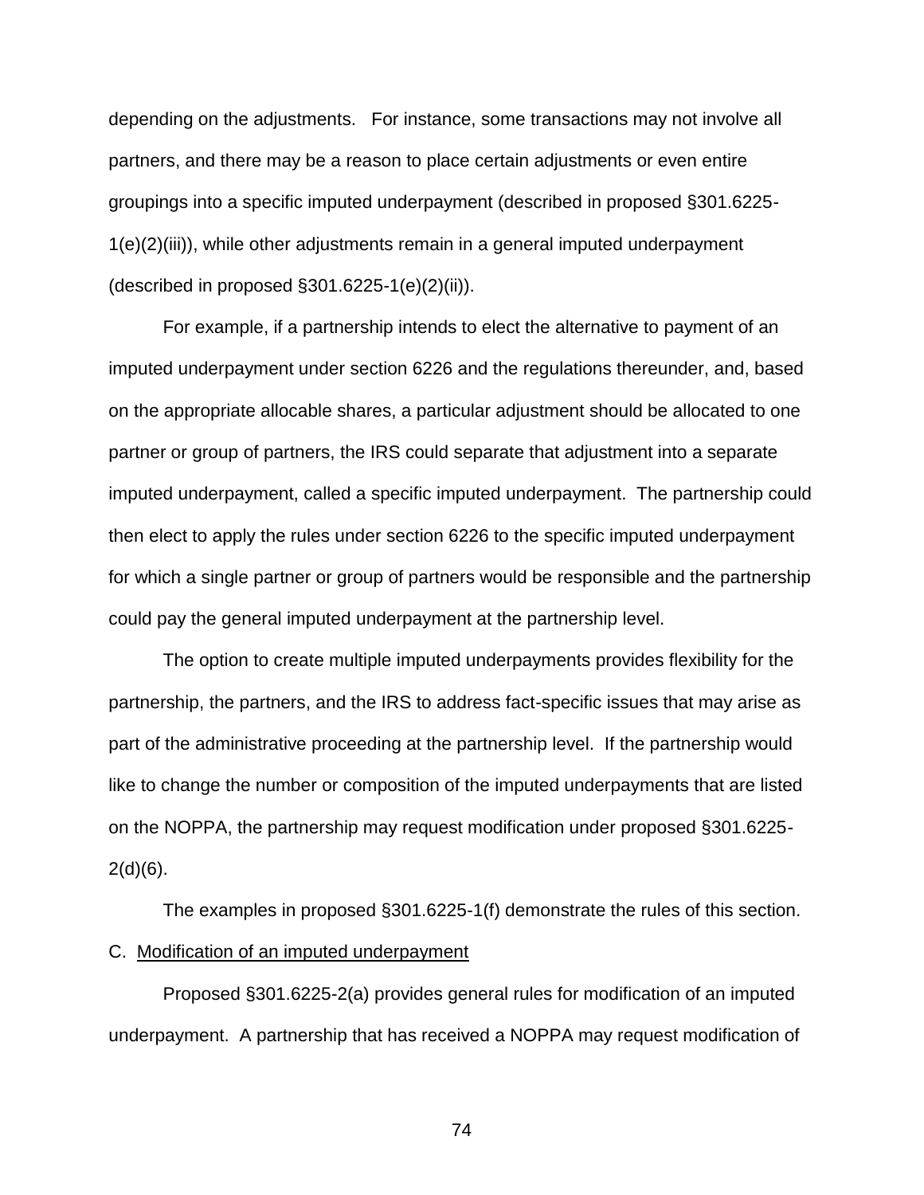depending on the adjustments. For instance, some transactions may not involve all partners, and there may be a reason to place certain adjustments or even entire groupings into a specific imputed underpayment (described in proposed §301.6225-1(e)(2)(iii)), while other adjustments remain in a general imputed underpayment (described in proposed §301.6225-1(e)(2)(ii)).

For example, if a partnership intends to elect the alternative to payment of an imputed underpayment under section 6226 and the regulations thereunder, and, based on the appropriate allocable shares, a particular adjustment should be allocated to one partner or group of partners, the IRS could separate that adjustment into a separate imputed underpayment, called a specific imputed underpayment. The partnership could then elect to apply the rules under section 6226 to the specific imputed underpayment for which a single partner or group of partners would be responsible and the partnership could pay the general imputed underpayment at the partnership level.

The option to create multiple imputed underpayments provides flexibility for the partnership, the partners, and the IRS to address fact-specific issues that may arise as part of the administrative proceeding at the partnership level. If the partnership would like to change the number or composition of the imputed underpayments that are listed on the NOPPA, the partnership may request modification under proposed §301.6225-2(d)(6).

The examples in proposed §301.6225-1(f) demonstrate the rules of this section.

C. Modification of an imputed underpayment

Proposed §301.6225-2(a) provides general rules for modification of an imputed underpayment. A partnership that has received a NOPPA may request modification of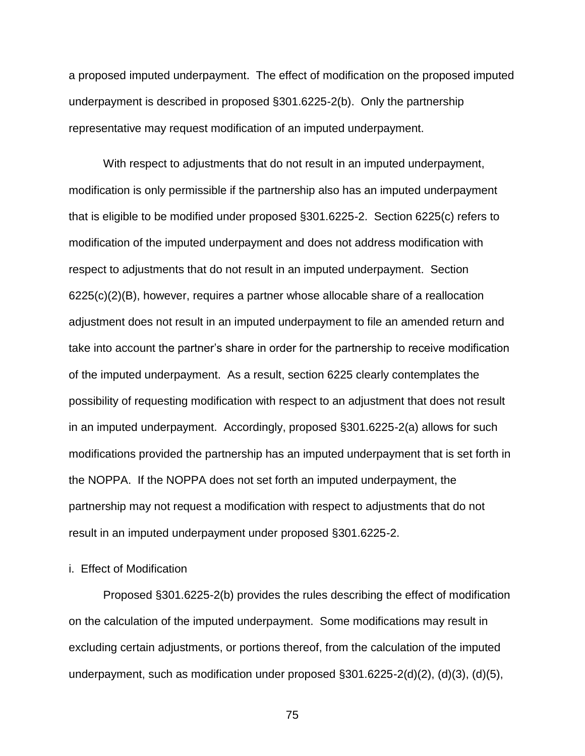a proposed imputed underpayment. The effect of modification on the proposed imputed underpayment is described in proposed §301.6225-2(b). Only the partnership representative may request modification of an imputed underpayment.

With respect to adjustments that do not result in an imputed underpayment, modification is only permissible if the partnership also has an imputed underpayment that is eligible to be modified under proposed §301.6225-2. Section 6225(c) refers to modification of the imputed underpayment and does not address modification with respect to adjustments that do not result in an imputed underpayment. Section 6225(c)(2)(B), however, requires a partner whose allocable share of a reallocation adjustment does not result in an imputed underpayment to file an amended return and take into account the partner's share in order for the partnership to receive modification of the imputed underpayment. As a result, section 6225 clearly contemplates the possibility of requesting modification with respect to an adjustment that does not result in an imputed underpayment. Accordingly, proposed §301.6225-2(a) allows for such modifications provided the partnership has an imputed underpayment that is set forth in the NOPPA. If the NOPPA does not set forth an imputed underpayment, the partnership may not request a modification with respect to adjustments that do not result in an imputed underpayment under proposed §301.6225-2.

i. Effect of Modification

Proposed §301.6225-2(b) provides the rules describing the effect of modification on the calculation of the imputed underpayment. Some modifications may result in excluding certain adjustments, or portions thereof, from the calculation of the imputed underpayment, such as modification under proposed §301.6225-2(d)(2), (d)(3), (d)(5),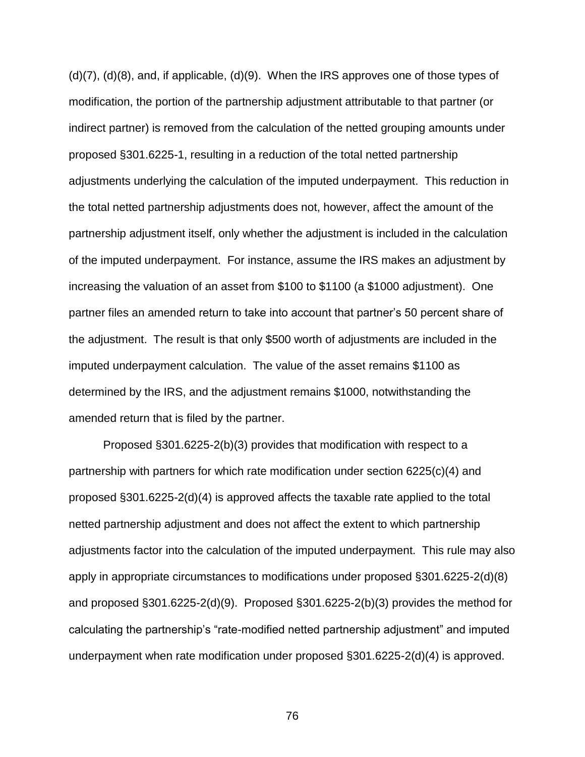(d)(7), (d)(8), and, if applicable, (d)(9). When the IRS approves one of those types of modification, the portion of the partnership adjustment attributable to that partner (or indirect partner) is removed from the calculation of the netted grouping amounts under proposed §301.6225-1, resulting in a reduction of the total netted partnership adjustments underlying the calculation of the imputed underpayment. This reduction in the total netted partnership adjustments does not, however, affect the amount of the partnership adjustment itself, only whether the adjustment is included in the calculation of the imputed underpayment. For instance, assume the IRS makes an adjustment by increasing the valuation of an asset from $100 to $1100 (a $1000 adjustment). One partner files an amended return to take into account that partner's 50 percent share of the adjustment. The result is that only $500 worth of adjustments are included in the imputed underpayment calculation. The value of the asset remains $1100 as determined by the IRS, and the adjustment remains $1000, notwithstanding the amended return that is filed by the partner.

Proposed §301.6225-2(b)(3) provides that modification with respect to a partnership with partners for which rate modification under section 6225(c)(4) and proposed §301.6225-2(d)(4) is approved affects the taxable rate applied to the total netted partnership adjustment and does not affect the extent to which partnership adjustments factor into the calculation of the imputed underpayment. This rule may also apply in appropriate circumstances to modifications under proposed §301.6225-2(d)(8) and proposed §301.6225-2(d)(9). Proposed §301.6225-2(b)(3) provides the method for calculating the partnership's "rate-modified netted partnership adjustment" and imputed underpayment when rate modification under proposed §301.6225-2(d)(4) is approved.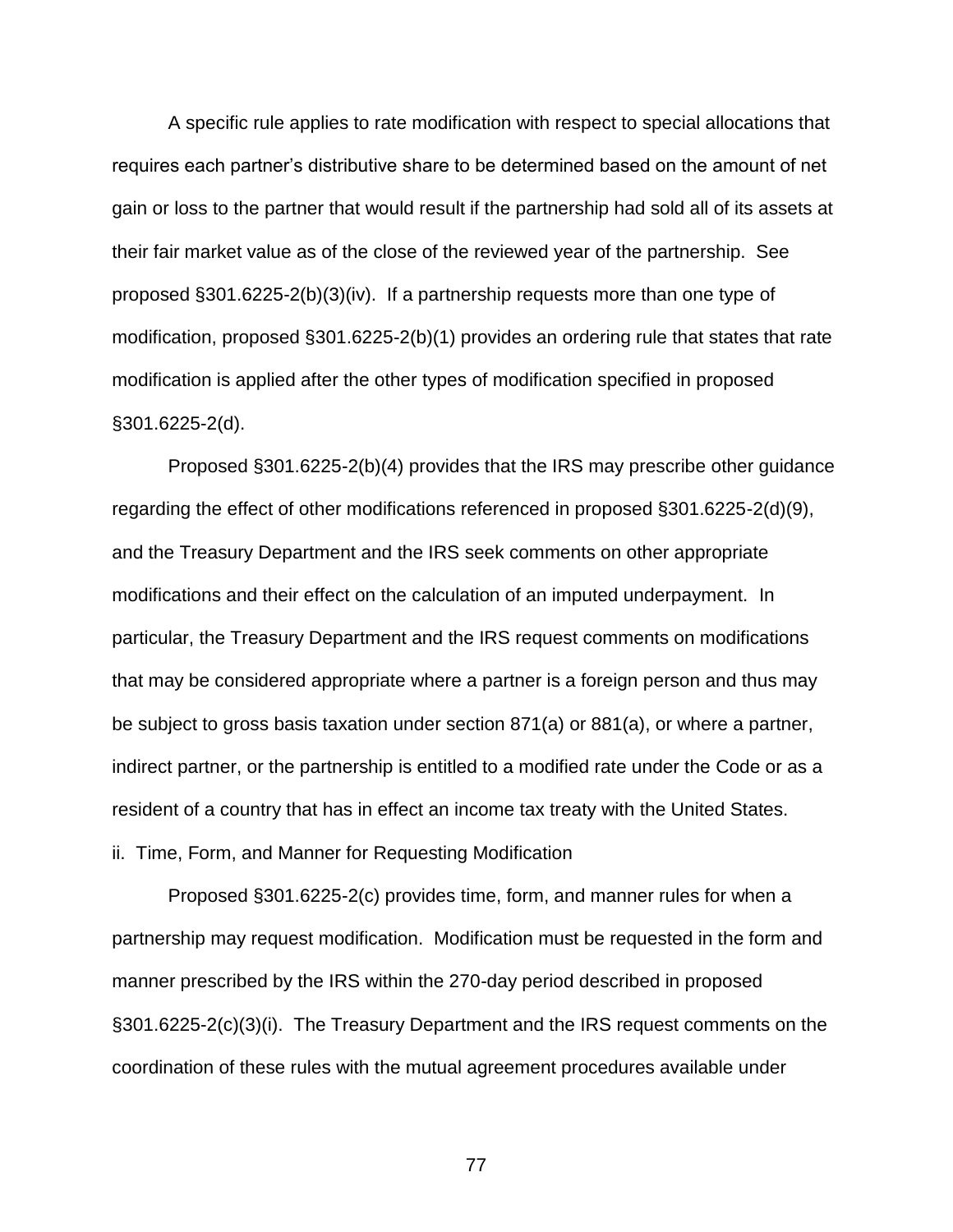A specific rule applies to rate modification with respect to special allocations that requires each partner's distributive share to be determined based on the amount of net gain or loss to the partner that would result if the partnership had sold all of its assets at their fair market value as of the close of the reviewed year of the partnership. See proposed §301.6225-2(b)(3)(iv). If a partnership requests more than one type of modification, proposed §301.6225-2(b)(1) provides an ordering rule that states that rate modification is applied after the other types of modification specified in proposed §301.6225-2(d).

Proposed §301.6225-2(b)(4) provides that the IRS may prescribe other guidance regarding the effect of other modifications referenced in proposed §301.6225-2(d)(9), and the Treasury Department and the IRS seek comments on other appropriate modifications and their effect on the calculation of an imputed underpayment. In particular, the Treasury Department and the IRS request comments on modifications that may be considered appropriate where a partner is a foreign person and thus may be subject to gross basis taxation under section 871(a) or 881(a), or where a partner, indirect partner, or the partnership is entitled to a modified rate under the Code or as a resident of a country that has in effect an income tax treaty with the United States.

ii. Time, Form, and Manner for Requesting Modification

Proposed §301.6225-2(c) provides time, form, and manner rules for when a partnership may request modification. Modification must be requested in the form and manner prescribed by the IRS within the 270-day period described in proposed §301.6225-2(c)(3)(i). The Treasury Department and the IRS request comments on the coordination of these rules with the mutual agreement procedures available under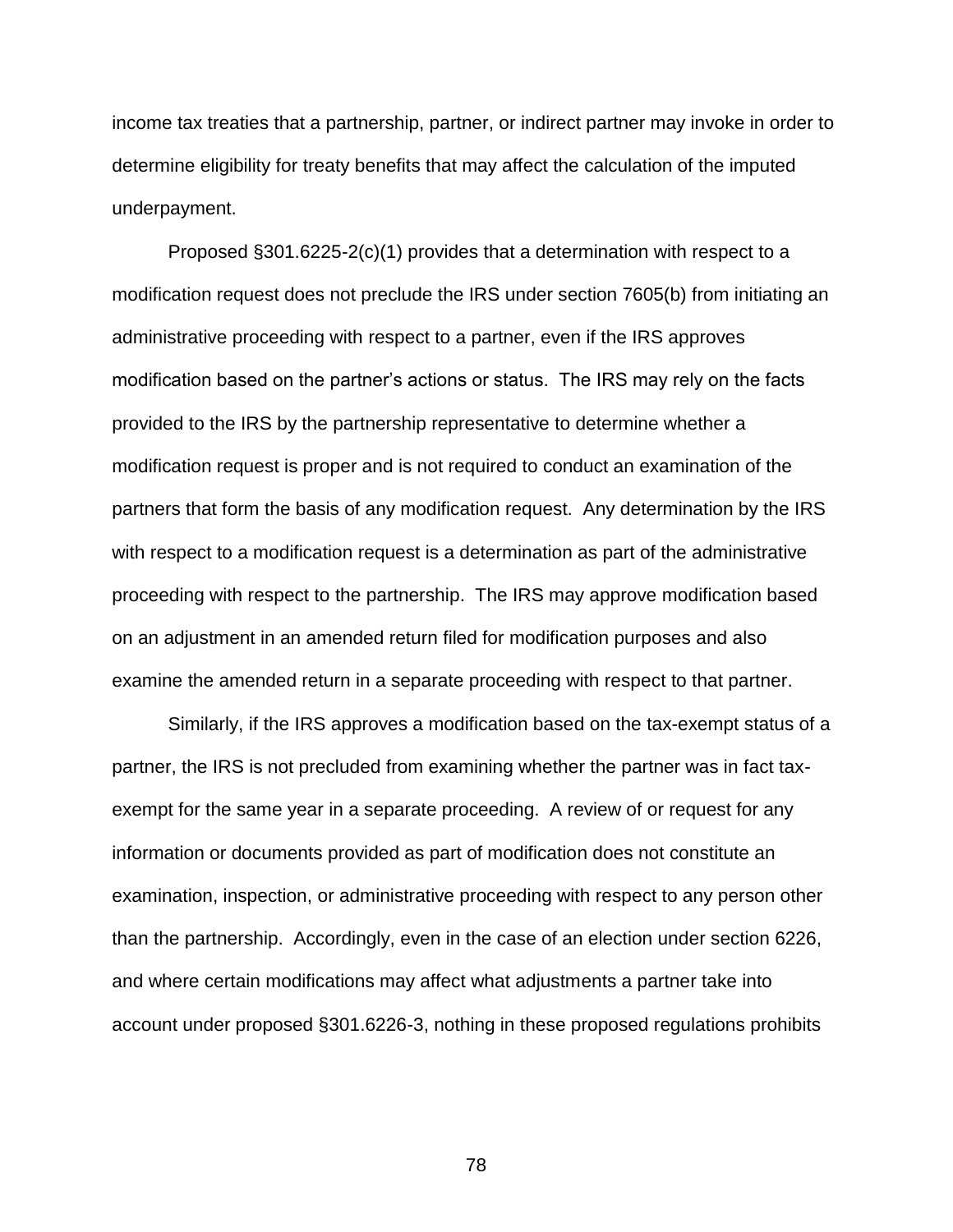income tax treaties that a partnership, partner, or indirect partner may invoke in order to determine eligibility for treaty benefits that may affect the calculation of the imputed underpayment.

Proposed §301.6225-2(c)(1) provides that a determination with respect to a modification request does not preclude the IRS under section 7605(b) from initiating an administrative proceeding with respect to a partner, even if the IRS approves modification based on the partner's actions or status. The IRS may rely on the facts provided to the IRS by the partnership representative to determine whether a modification request is proper and is not required to conduct an examination of the partners that form the basis of any modification request. Any determination by the IRS with respect to a modification request is a determination as part of the administrative proceeding with respect to the partnership. The IRS may approve modification based on an adjustment in an amended return filed for modification purposes and also examine the amended return in a separate proceeding with respect to that partner.

Similarly, if the IRS approves a modification based on the tax-exempt status of a partner, the IRS is not precluded from examining whether the partner was in fact tax-exempt for the same year in a separate proceeding. A review of or request for any information or documents provided as part of modification does not constitute an examination, inspection, or administrative proceeding with respect to any person other than the partnership. Accordingly, even in the case of an election under section 6226, and where certain modifications may affect what adjustments a partner take into account under proposed §301.6226-3, nothing in these proposed regulations prohibits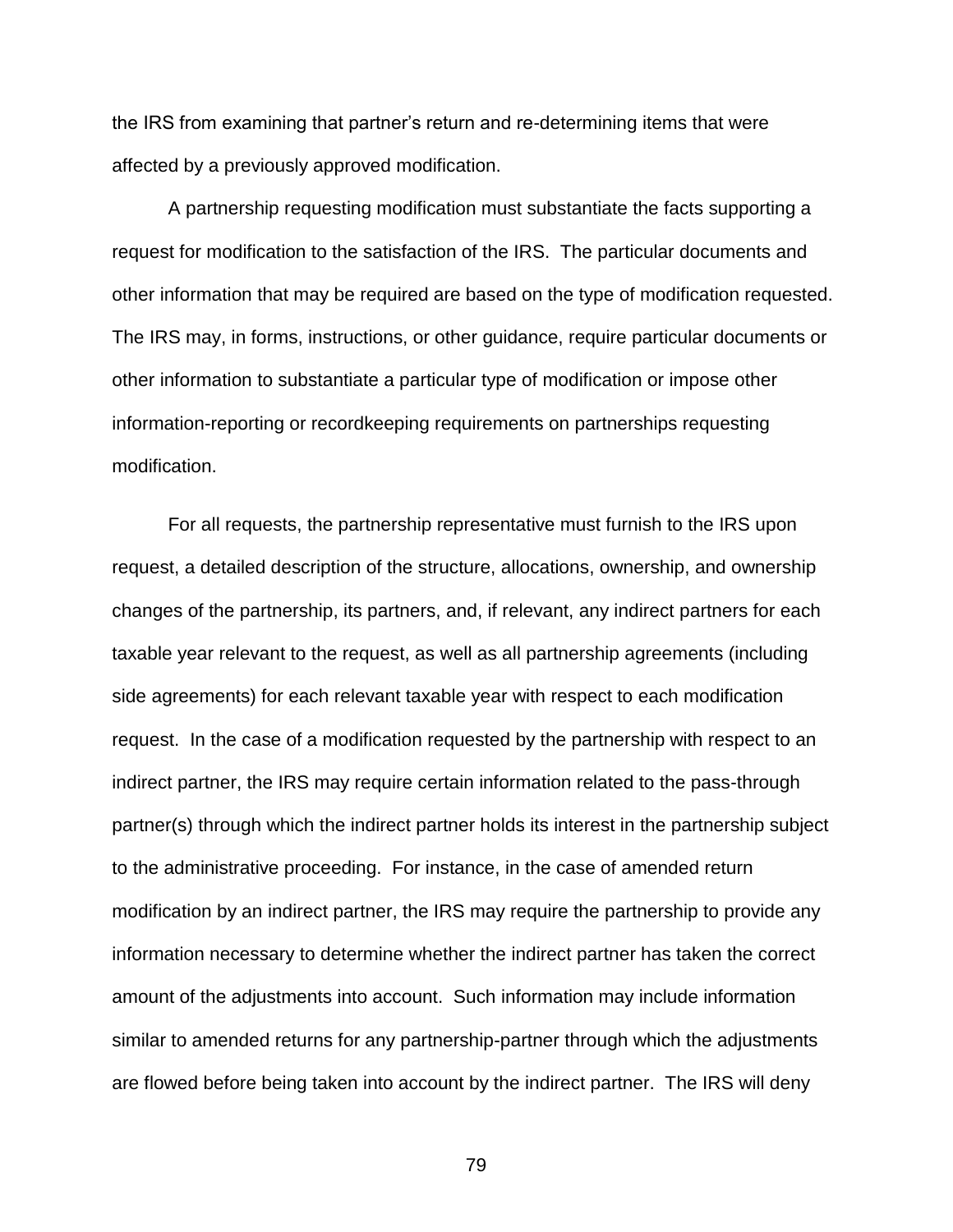the IRS from examining that partner's return and re-determining items that were affected by a previously approved modification.

A partnership requesting modification must substantiate the facts supporting a request for modification to the satisfaction of the IRS. The particular documents and other information that may be required are based on the type of modification requested. The IRS may, in forms, instructions, or other guidance, require particular documents or other information to substantiate a particular type of modification or impose other information-reporting or recordkeeping requirements on partnerships requesting modification.

For all requests, the partnership representative must furnish to the IRS upon request, a detailed description of the structure, allocations, ownership, and ownership changes of the partnership, its partners, and, if relevant, any indirect partners for each taxable year relevant to the request, as well as all partnership agreements (including side agreements) for each relevant taxable year with respect to each modification request. In the case of a modification requested by the partnership with respect to an indirect partner, the IRS may require certain information related to the pass-through partner(s) through which the indirect partner holds its interest in the partnership subject to the administrative proceeding. For instance, in the case of amended return modification by an indirect partner, the IRS may require the partnership to provide any information necessary to determine whether the indirect partner has taken the correct amount of the adjustments into account. Such information may include information similar to amended returns for any partnership-partner through which the adjustments are flowed before being taken into account by the indirect partner. The IRS will deny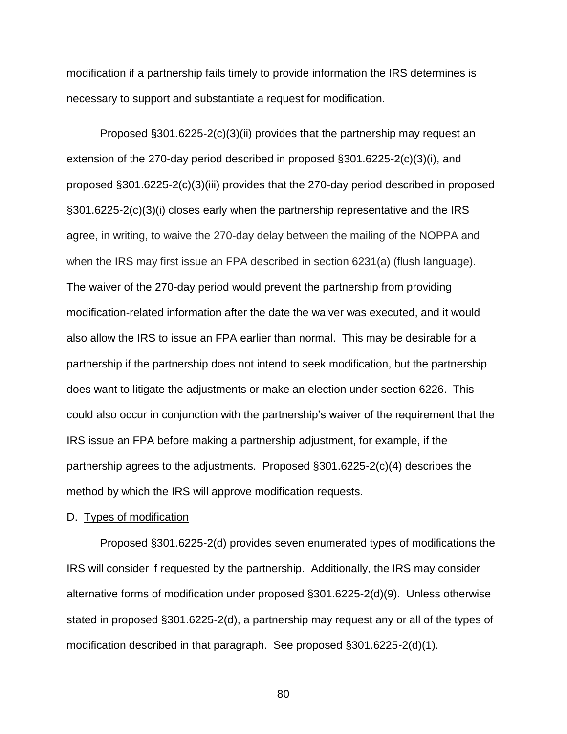modification if a partnership fails timely to provide information the IRS determines is necessary to support and substantiate a request for modification.

Proposed §301.6225-2(c)(3)(ii) provides that the partnership may request an extension of the 270-day period described in proposed §301.6225-2(c)(3)(i), and proposed §301.6225-2(c)(3)(iii) provides that the 270-day period described in proposed §301.6225-2(c)(3)(i) closes early when the partnership representative and the IRS agree, in writing, to waive the 270-day delay between the mailing of the NOPPA and when the IRS may first issue an FPA described in section 6231(a) (flush language). The waiver of the 270-day period would prevent the partnership from providing modification-related information after the date the waiver was executed, and it would also allow the IRS to issue an FPA earlier than normal. This may be desirable for a partnership if the partnership does not intend to seek modification, but the partnership does want to litigate the adjustments or make an election under section 6226. This could also occur in conjunction with the partnership's waiver of the requirement that the IRS issue an FPA before making a partnership adjustment, for example, if the partnership agrees to the adjustments. Proposed §301.6225-2(c)(4) describes the method by which the IRS will approve modification requests.

D. Types of modification

Proposed §301.6225-2(d) provides seven enumerated types of modifications the IRS will consider if requested by the partnership. Additionally, the IRS may consider alternative forms of modification under proposed §301.6225-2(d)(9). Unless otherwise stated in proposed §301.6225-2(d), a partnership may request any or all of the types of modification described in that paragraph. See proposed §301.6225-2(d)(1).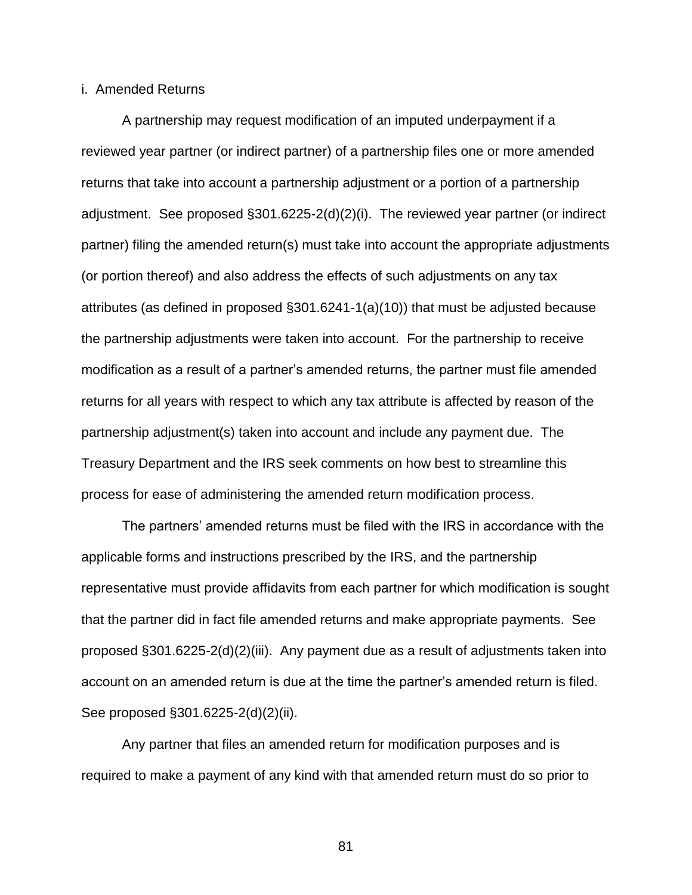i. Amended Returns

A partnership may request modification of an imputed underpayment if a reviewed year partner (or indirect partner) of a partnership files one or more amended returns that take into account a partnership adjustment or a portion of a partnership adjustment. See proposed §301.6225-2(d)(2)(i). The reviewed year partner (or indirect partner) filing the amended return(s) must take into account the appropriate adjustments (or portion thereof) and also address the effects of such adjustments on any tax attributes (as defined in proposed §301.6241-1(a)(10)) that must be adjusted because the partnership adjustments were taken into account. For the partnership to receive modification as a result of a partner's amended returns, the partner must file amended returns for all years with respect to which any tax attribute is affected by reason of the partnership adjustment(s) taken into account and include any payment due. The Treasury Department and the IRS seek comments on how best to streamline this process for ease of administering the amended return modification process.

The partners' amended returns must be filed with the IRS in accordance with the applicable forms and instructions prescribed by the IRS, and the partnership representative must provide affidavits from each partner for which modification is sought that the partner did in fact file amended returns and make appropriate payments. See proposed §301.6225-2(d)(2)(iii). Any payment due as a result of adjustments taken into account on an amended return is due at the time the partner's amended return is filed. See proposed §301.6225-2(d)(2)(ii).

Any partner that files an amended return for modification purposes and is required to make a payment of any kind with that amended return must do so prior to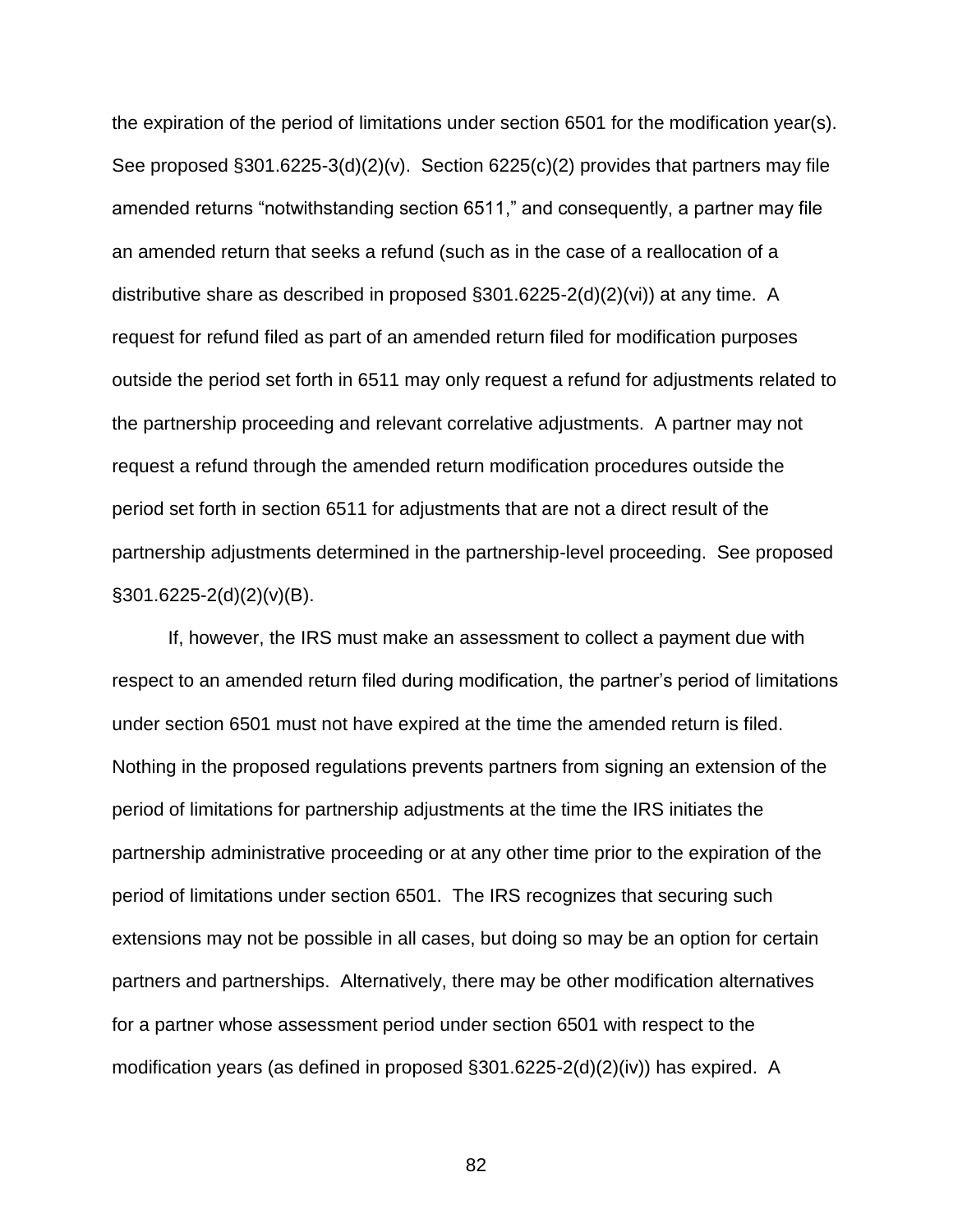the expiration of the period of limitations under section 6501 for the modification year(s). See proposed §301.6225-3(d)(2)(v). Section 6225(c)(2) provides that partners may file amended returns "notwithstanding section 6511," and consequently, a partner may file an amended return that seeks a refund (such as in the case of a reallocation of a distributive share as described in proposed §301.6225-2(d)(2)(vi)) at any time. A request for refund filed as part of an amended return filed for modification purposes outside the period set forth in 6511 may only request a refund for adjustments related to the partnership proceeding and relevant correlative adjustments. A partner may not request a refund through the amended return modification procedures outside the period set forth in section 6511 for adjustments that are not a direct result of the partnership adjustments determined in the partnership-level proceeding. See proposed §301.6225-2(d)(2)(v)(B).

If, however, the IRS must make an assessment to collect a payment due with respect to an amended return filed during modification, the partner's period of limitations under section 6501 must not have expired at the time the amended return is filed. Nothing in the proposed regulations prevents partners from signing an extension of the period of limitations for partnership adjustments at the time the IRS initiates the partnership administrative proceeding or at any other time prior to the expiration of the period of limitations under section 6501. The IRS recognizes that securing such extensions may not be possible in all cases, but doing so may be an option for certain partners and partnerships. Alternatively, there may be other modification alternatives for a partner whose assessment period under section 6501 with respect to the modification years (as defined in proposed §301.6225-2(d)(2)(iv)) has expired. A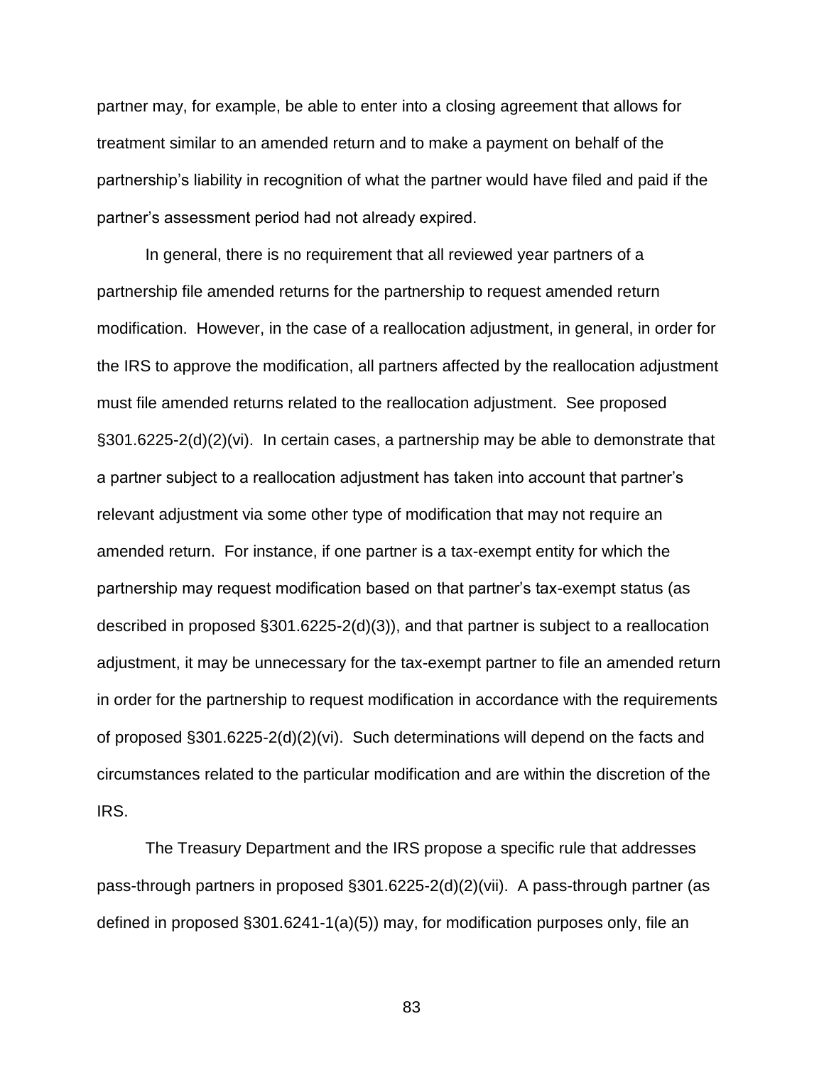partner may, for example, be able to enter into a closing agreement that allows for treatment similar to an amended return and to make a payment on behalf of the partnership's liability in recognition of what the partner would have filed and paid if the partner's assessment period had not already expired.

In general, there is no requirement that all reviewed year partners of a partnership file amended returns for the partnership to request amended return modification. However, in the case of a reallocation adjustment, in general, in order for the IRS to approve the modification, all partners affected by the reallocation adjustment must file amended returns related to the reallocation adjustment. See proposed §301.6225-2(d)(2)(vi). In certain cases, a partnership may be able to demonstrate that a partner subject to a reallocation adjustment has taken into account that partner's relevant adjustment via some other type of modification that may not require an amended return. For instance, if one partner is a tax-exempt entity for which the partnership may request modification based on that partner's tax-exempt status (as described in proposed §301.6225-2(d)(3)), and that partner is subject to a reallocation adjustment, it may be unnecessary for the tax-exempt partner to file an amended return in order for the partnership to request modification in accordance with the requirements of proposed §301.6225-2(d)(2)(vi). Such determinations will depend on the facts and circumstances related to the particular modification and are within the discretion of the IRS.

The Treasury Department and the IRS propose a specific rule that addresses pass-through partners in proposed §301.6225-2(d)(2)(vii). A pass-through partner (as defined in proposed §301.6241-1(a)(5)) may, for modification purposes only, file an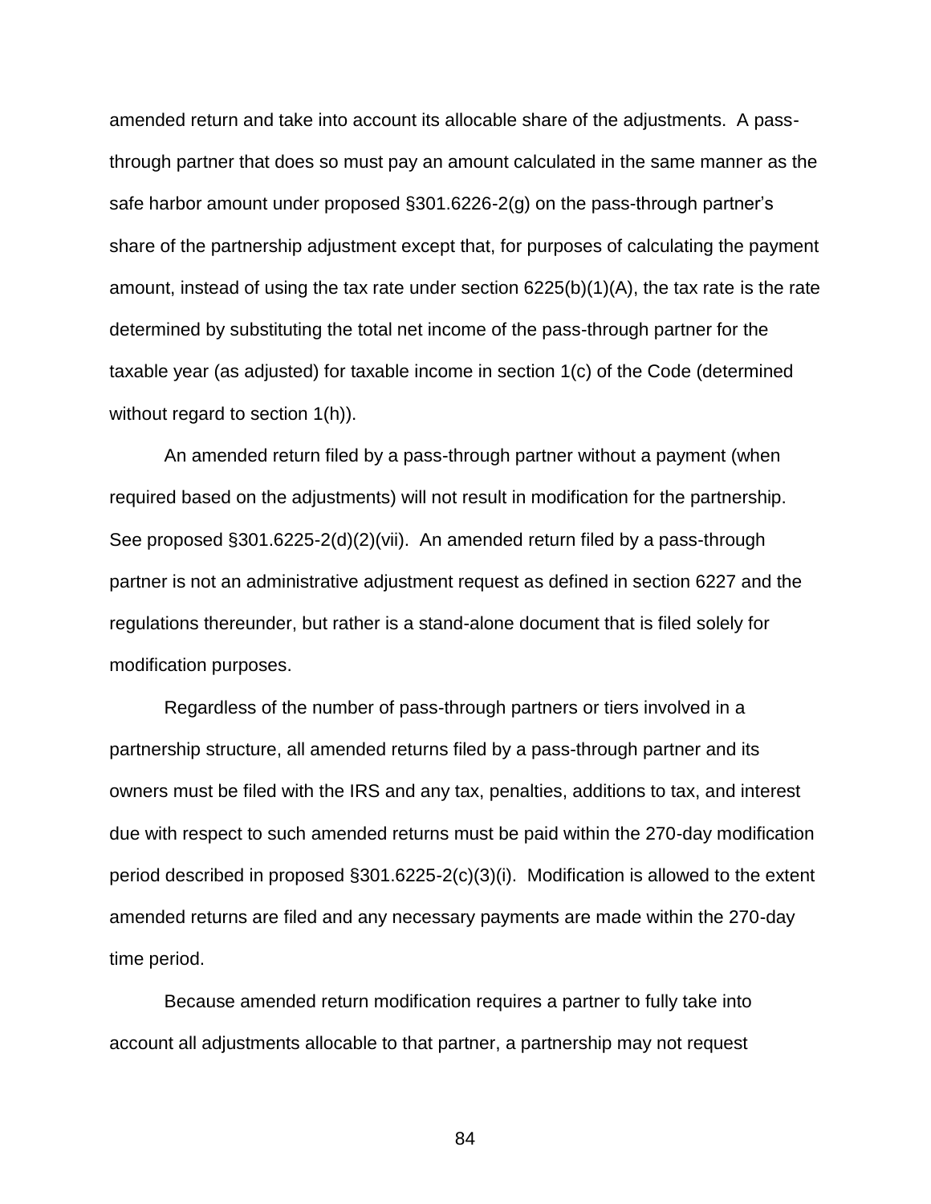amended return and take into account its allocable share of the adjustments. A pass-through partner that does so must pay an amount calculated in the same manner as the safe harbor amount under proposed §301.6226-2(g) on the pass-through partner's share of the partnership adjustment except that, for purposes of calculating the payment amount, instead of using the tax rate under section 6225(b)(1)(A), the tax rate is the rate determined by substituting the total net income of the pass-through partner for the taxable year (as adjusted) for taxable income in section 1(c) of the Code (determined without regard to section 1(h)).

An amended return filed by a pass-through partner without a payment (when required based on the adjustments) will not result in modification for the partnership. See proposed §301.6225-2(d)(2)(vii). An amended return filed by a pass-through partner is not an administrative adjustment request as defined in section 6227 and the regulations thereunder, but rather is a stand-alone document that is filed solely for modification purposes.

Regardless of the number of pass-through partners or tiers involved in a partnership structure, all amended returns filed by a pass-through partner and its owners must be filed with the IRS and any tax, penalties, additions to tax, and interest due with respect to such amended returns must be paid within the 270-day modification period described in proposed §301.6225-2(c)(3)(i). Modification is allowed to the extent amended returns are filed and any necessary payments are made within the 270-day time period.

Because amended return modification requires a partner to fully take into account all adjustments allocable to that partner, a partnership may not request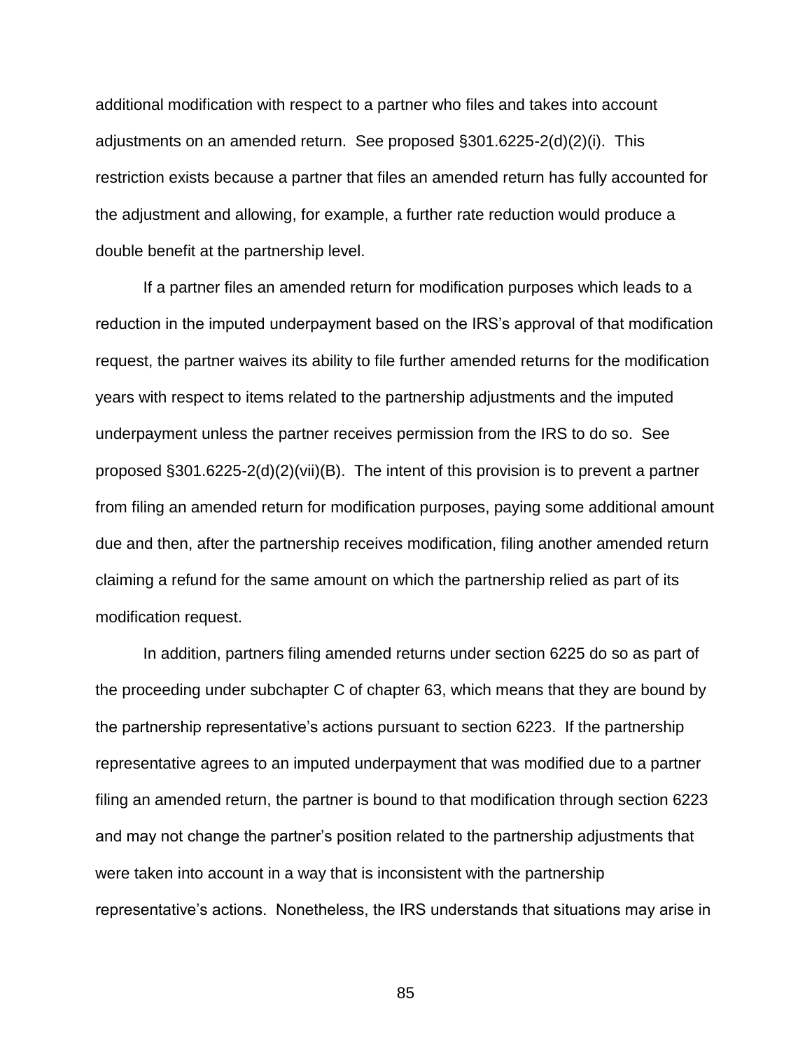additional modification with respect to a partner who files and takes into account adjustments on an amended return. See proposed §301.6225-2(d)(2)(i). This restriction exists because a partner that files an amended return has fully accounted for the adjustment and allowing, for example, a further rate reduction would produce a double benefit at the partnership level.

If a partner files an amended return for modification purposes which leads to a reduction in the imputed underpayment based on the IRS's approval of that modification request, the partner waives its ability to file further amended returns for the modification years with respect to items related to the partnership adjustments and the imputed underpayment unless the partner receives permission from the IRS to do so. See proposed §301.6225-2(d)(2)(vii)(B). The intent of this provision is to prevent a partner from filing an amended return for modification purposes, paying some additional amount due and then, after the partnership receives modification, filing another amended return claiming a refund for the same amount on which the partnership relied as part of its modification request.

In addition, partners filing amended returns under section 6225 do so as part of the proceeding under subchapter C of chapter 63, which means that they are bound by the partnership representative's actions pursuant to section 6223. If the partnership representative agrees to an imputed underpayment that was modified due to a partner filing an amended return, the partner is bound to that modification through section 6223 and may not change the partner's position related to the partnership adjustments that were taken into account in a way that is inconsistent with the partnership representative's actions. Nonetheless, the IRS understands that situations may arise in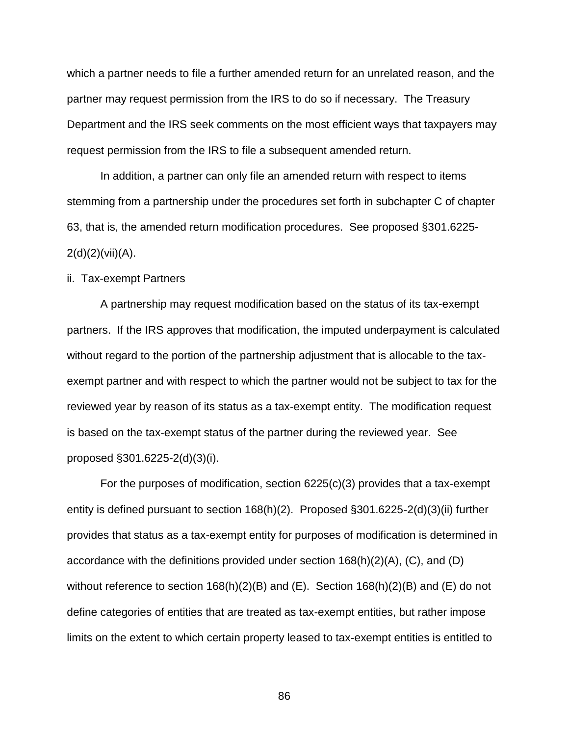which a partner needs to file a further amended return for an unrelated reason, and the partner may request permission from the IRS to do so if necessary. The Treasury Department and the IRS seek comments on the most efficient ways that taxpayers may request permission from the IRS to file a subsequent amended return.

In addition, a partner can only file an amended return with respect to items stemming from a partnership under the procedures set forth in subchapter C of chapter 63, that is, the amended return modification procedures. See proposed §301.6225-2(d)(2)(vii)(A).

ii. Tax-exempt Partners

A partnership may request modification based on the status of its tax-exempt partners. If the IRS approves that modification, the imputed underpayment is calculated without regard to the portion of the partnership adjustment that is allocable to the tax-exempt partner and with respect to which the partner would not be subject to tax for the reviewed year by reason of its status as a tax-exempt entity. The modification request is based on the tax-exempt status of the partner during the reviewed year. See proposed §301.6225-2(d)(3)(i).

For the purposes of modification, section 6225(c)(3) provides that a tax-exempt entity is defined pursuant to section 168(h)(2). Proposed §301.6225-2(d)(3)(ii) further provides that status as a tax-exempt entity for purposes of modification is determined in accordance with the definitions provided under section 168(h)(2)(A), (C), and (D) without reference to section 168(h)(2)(B) and (E). Section 168(h)(2)(B) and (E) do not define categories of entities that are treated as tax-exempt entities, but rather impose limits on the extent to which certain property leased to tax-exempt entities is entitled to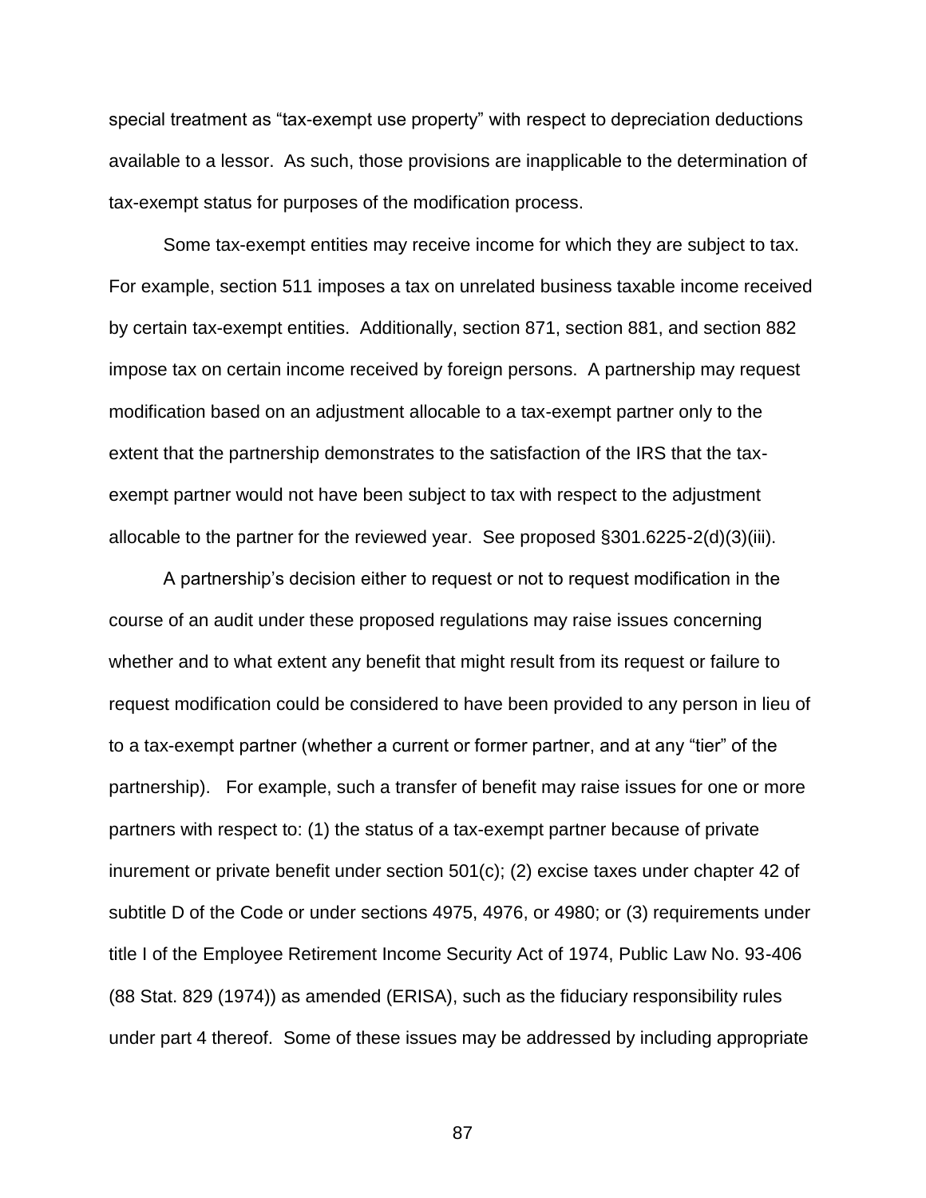special treatment as "tax-exempt use property" with respect to depreciation deductions available to a lessor. As such, those provisions are inapplicable to the determination of tax-exempt status for purposes of the modification process.

Some tax-exempt entities may receive income for which they are subject to tax. For example, section 511 imposes a tax on unrelated business taxable income received by certain tax-exempt entities. Additionally, section 871, section 881, and section 882 impose tax on certain income received by foreign persons. A partnership may request modification based on an adjustment allocable to a tax-exempt partner only to the extent that the partnership demonstrates to the satisfaction of the IRS that the tax-exempt partner would not have been subject to tax with respect to the adjustment allocable to the partner for the reviewed year. See proposed §301.6225-2(d)(3)(iii).

A partnership's decision either to request or not to request modification in the course of an audit under these proposed regulations may raise issues concerning whether and to what extent any benefit that might result from its request or failure to request modification could be considered to have been provided to any person in lieu of to a tax-exempt partner (whether a current or former partner, and at any "tier" of the partnership). For example, such a transfer of benefit may raise issues for one or more partners with respect to: (1) the status of a tax-exempt partner because of private inurement or private benefit under section 501(c); (2) excise taxes under chapter 42 of subtitle D of the Code or under sections 4975, 4976, or 4980; or (3) requirements under title I of the Employee Retirement Income Security Act of 1974, Public Law No. 93-406 (88 Stat. 829 (1974)) as amended (ERISA), such as the fiduciary responsibility rules under part 4 thereof. Some of these issues may be addressed by including appropriate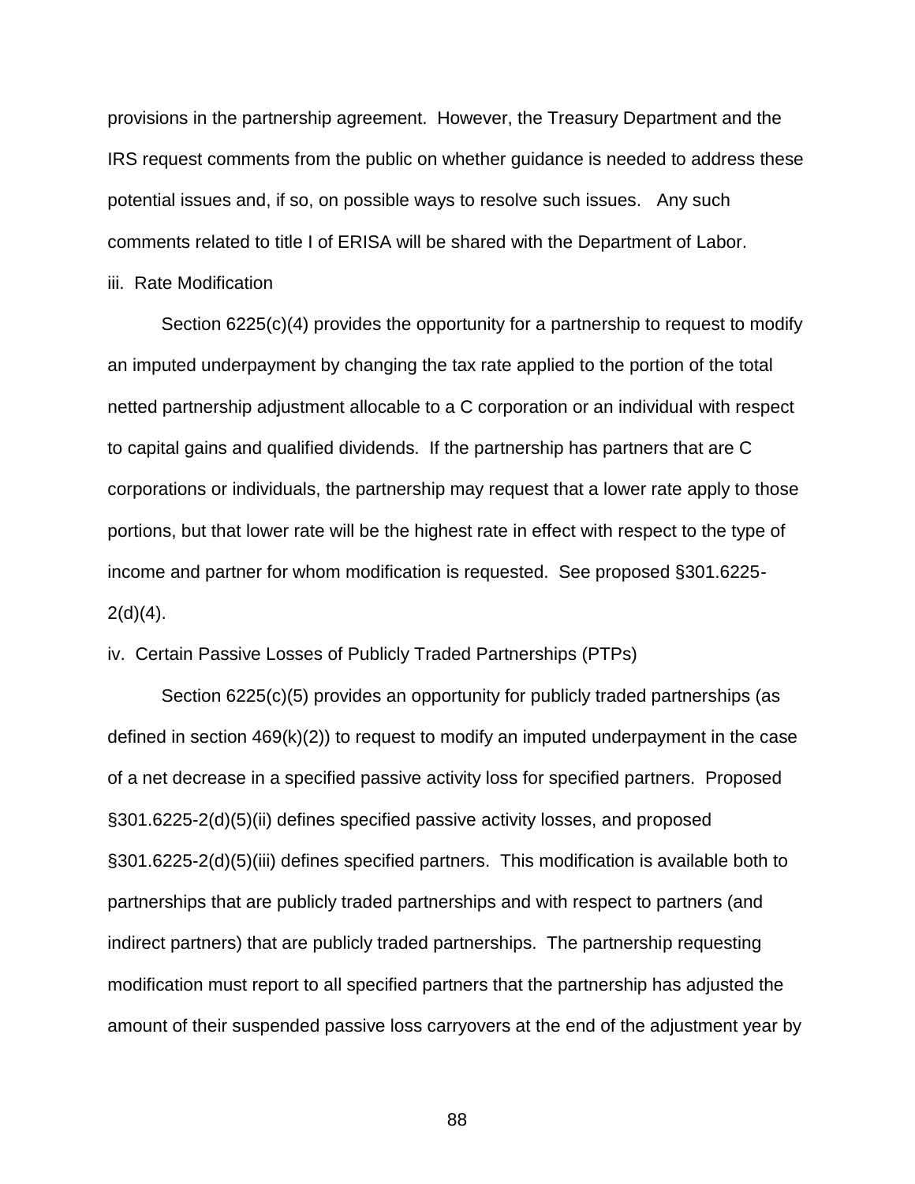provisions in the partnership agreement. However, the Treasury Department and the IRS request comments from the public on whether guidance is needed to address these potential issues and, if so, on possible ways to resolve such issues. Any such comments related to title I of ERISA will be shared with the Department of Labor.

iii. Rate Modification

Section 6225(c)(4) provides the opportunity for a partnership to request to modify an imputed underpayment by changing the tax rate applied to the portion of the total netted partnership adjustment allocable to a C corporation or an individual with respect to capital gains and qualified dividends. If the partnership has partners that are C corporations or individuals, the partnership may request that a lower rate apply to those portions, but that lower rate will be the highest rate in effect with respect to the type of income and partner for whom modification is requested. See proposed §301.6225-2(d)(4).

iv. Certain Passive Losses of Publicly Traded Partnerships (PTPs)

Section 6225(c)(5) provides an opportunity for publicly traded partnerships (as defined in section 469(k)(2)) to request to modify an imputed underpayment in the case of a net decrease in a specified passive activity loss for specified partners. Proposed §301.6225-2(d)(5)(ii) defines specified passive activity losses, and proposed §301.6225-2(d)(5)(iii) defines specified partners. This modification is available both to partnerships that are publicly traded partnerships and with respect to partners (and indirect partners) that are publicly traded partnerships. The partnership requesting modification must report to all specified partners that the partnership has adjusted the amount of their suspended passive loss carryovers at the end of the adjustment year by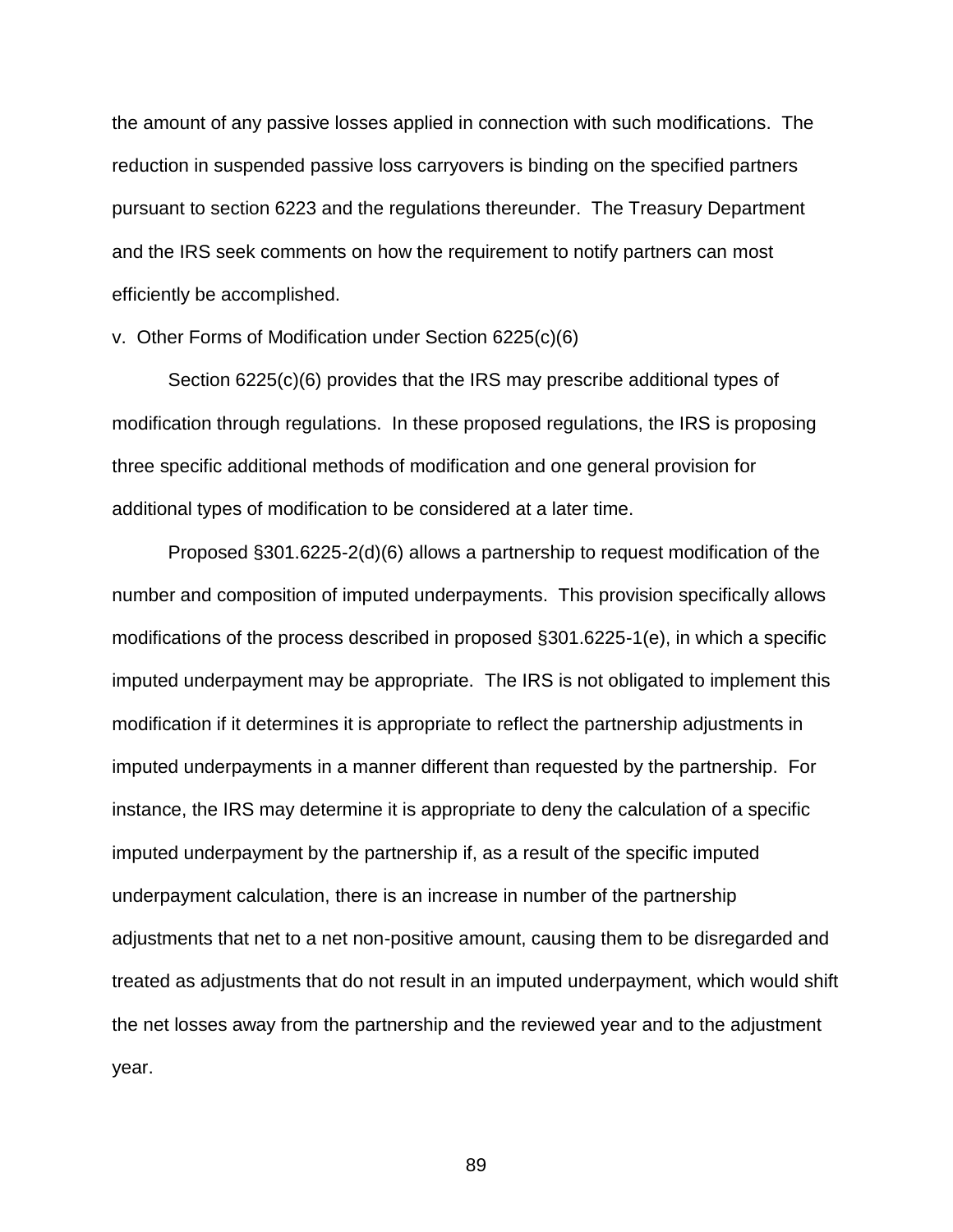the amount of any passive losses applied in connection with such modifications. The reduction in suspended passive loss carryovers is binding on the specified partners pursuant to section 6223 and the regulations thereunder. The Treasury Department and the IRS seek comments on how the requirement to notify partners can most efficiently be accomplished.

v. Other Forms of Modification under Section 6225(c)(6)

Section 6225(c)(6) provides that the IRS may prescribe additional types of modification through regulations. In these proposed regulations, the IRS is proposing three specific additional methods of modification and one general provision for additional types of modification to be considered at a later time.

Proposed §301.6225-2(d)(6) allows a partnership to request modification of the number and composition of imputed underpayments. This provision specifically allows modifications of the process described in proposed §301.6225-1(e), in which a specific imputed underpayment may be appropriate. The IRS is not obligated to implement this modification if it determines it is appropriate to reflect the partnership adjustments in imputed underpayments in a manner different than requested by the partnership. For instance, the IRS may determine it is appropriate to deny the calculation of a specific imputed underpayment by the partnership if, as a result of the specific imputed underpayment calculation, there is an increase in number of the partnership adjustments that net to a net non-positive amount, causing them to be disregarded and treated as adjustments that do not result in an imputed underpayment, which would shift the net losses away from the partnership and the reviewed year and to the adjustment year.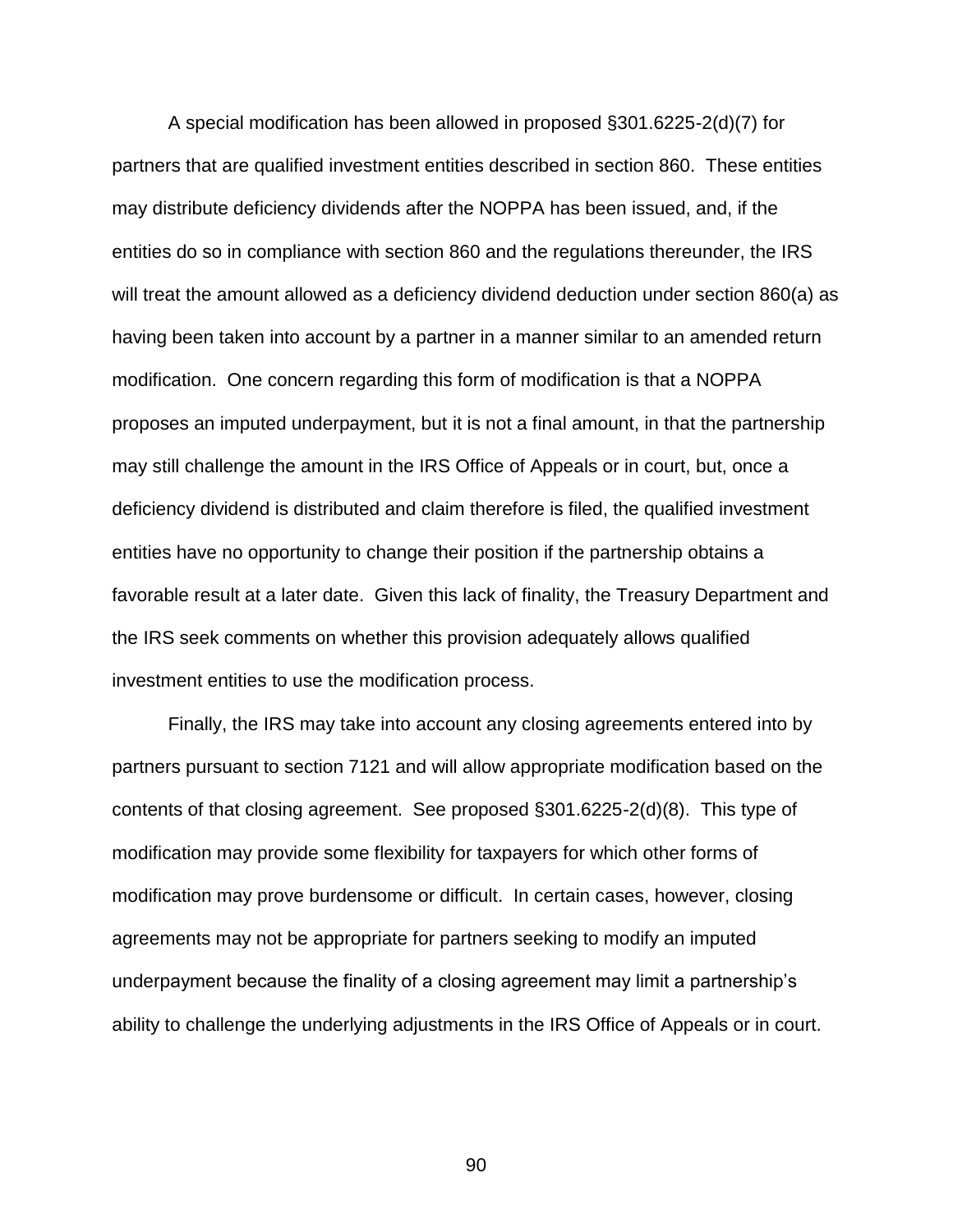A special modification has been allowed in proposed §301.6225-2(d)(7) for partners that are qualified investment entities described in section 860. These entities may distribute deficiency dividends after the NOPPA has been issued, and, if the entities do so in compliance with section 860 and the regulations thereunder, the IRS will treat the amount allowed as a deficiency dividend deduction under section 860(a) as having been taken into account by a partner in a manner similar to an amended return modification. One concern regarding this form of modification is that a NOPPA proposes an imputed underpayment, but it is not a final amount, in that the partnership may still challenge the amount in the IRS Office of Appeals or in court, but, once a deficiency dividend is distributed and claim therefore is filed, the qualified investment entities have no opportunity to change their position if the partnership obtains a favorable result at a later date. Given this lack of finality, the Treasury Department and the IRS seek comments on whether this provision adequately allows qualified investment entities to use the modification process.

Finally, the IRS may take into account any closing agreements entered into by partners pursuant to section 7121 and will allow appropriate modification based on the contents of that closing agreement. See proposed §301.6225-2(d)(8). This type of modification may provide some flexibility for taxpayers for which other forms of modification may prove burdensome or difficult. In certain cases, however, closing agreements may not be appropriate for partners seeking to modify an imputed underpayment because the finality of a closing agreement may limit a partnership's ability to challenge the underlying adjustments in the IRS Office of Appeals or in court.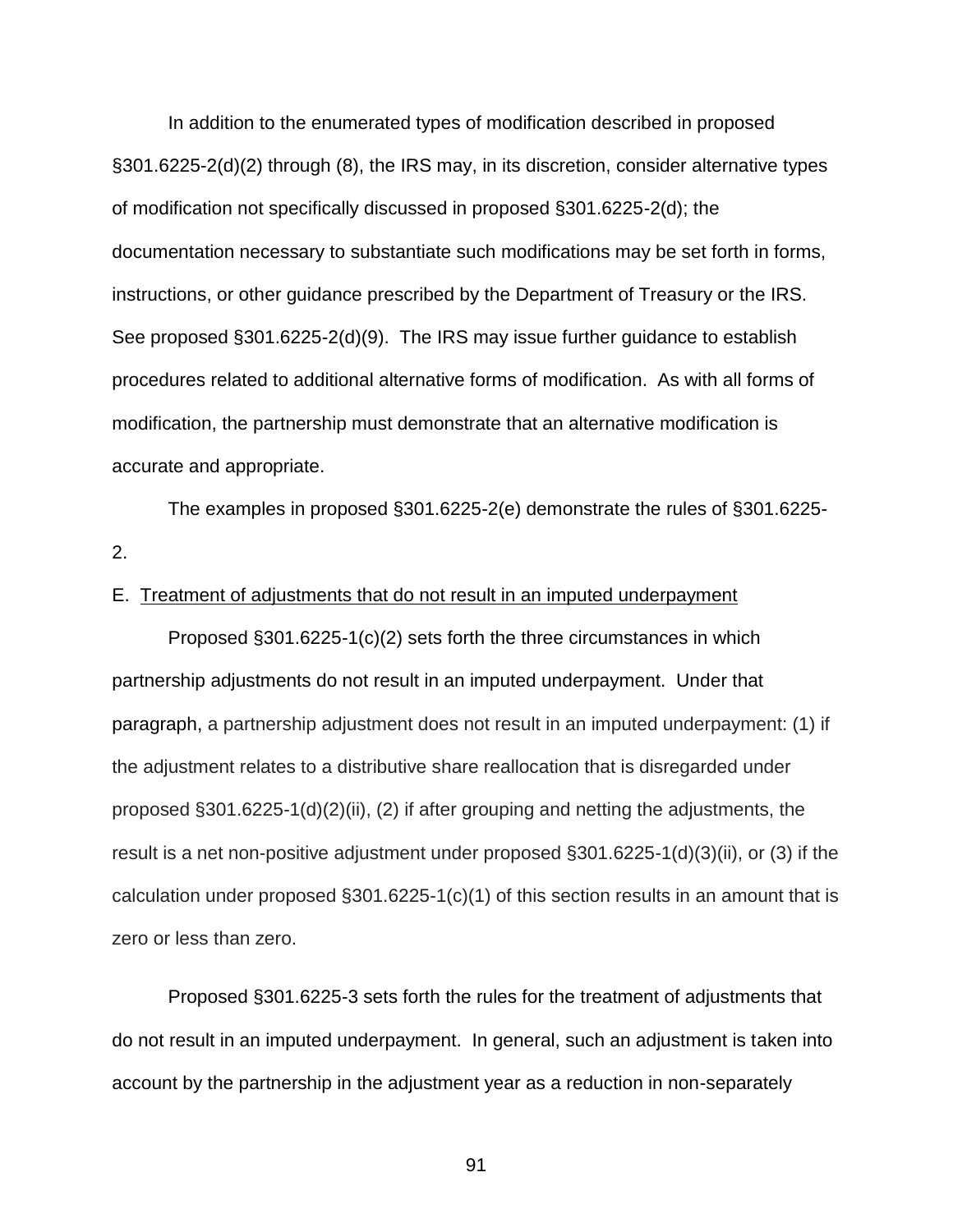In addition to the enumerated types of modification described in proposed §301.6225-2(d)(2) through (8), the IRS may, in its discretion, consider alternative types of modification not specifically discussed in proposed §301.6225-2(d); the documentation necessary to substantiate such modifications may be set forth in forms, instructions, or other guidance prescribed by the Department of Treasury or the IRS. See proposed §301.6225-2(d)(9). The IRS may issue further guidance to establish procedures related to additional alternative forms of modification. As with all forms of modification, the partnership must demonstrate that an alternative modification is accurate and appropriate.

The examples in proposed §301.6225-2(e) demonstrate the rules of §301.6225-2.

E. Treatment of adjustments that do not result in an imputed underpayment

Proposed §301.6225-1(c)(2) sets forth the three circumstances in which partnership adjustments do not result in an imputed underpayment. Under that paragraph, a partnership adjustment does not result in an imputed underpayment: (1) if the adjustment relates to a distributive share reallocation that is disregarded under proposed §301.6225-1(d)(2)(ii), (2) if after grouping and netting the adjustments, the result is a net non-positive adjustment under proposed §301.6225-1(d)(3)(ii), or (3) if the calculation under proposed §301.6225-1(c)(1) of this section results in an amount that is zero or less than zero.

Proposed §301.6225-3 sets forth the rules for the treatment of adjustments that do not result in an imputed underpayment. In general, such an adjustment is taken into account by the partnership in the adjustment year as a reduction in non-separately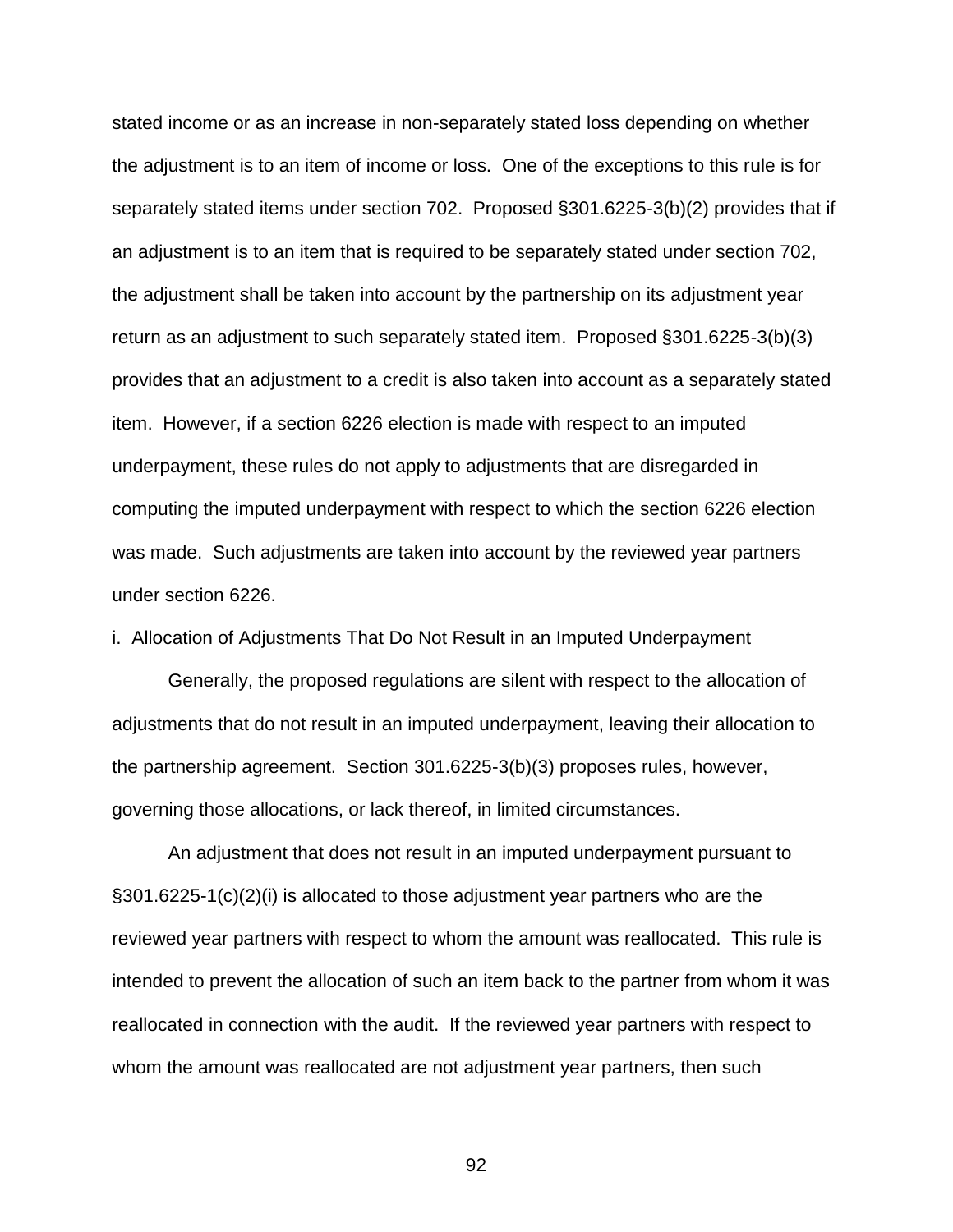stated income or as an increase in non-separately stated loss depending on whether the adjustment is to an item of income or loss. One of the exceptions to this rule is for separately stated items under section 702. Proposed §301.6225-3(b)(2) provides that if an adjustment is to an item that is required to be separately stated under section 702, the adjustment shall be taken into account by the partnership on its adjustment year return as an adjustment to such separately stated item. Proposed §301.6225-3(b)(3) provides that an adjustment to a credit is also taken into account as a separately stated item. However, if a section 6226 election is made with respect to an imputed underpayment, these rules do not apply to adjustments that are disregarded in computing the imputed underpayment with respect to which the section 6226 election was made. Such adjustments are taken into account by the reviewed year partners under section 6226.

i. Allocation of Adjustments That Do Not Result in an Imputed Underpayment

Generally, the proposed regulations are silent with respect to the allocation of adjustments that do not result in an imputed underpayment, leaving their allocation to the partnership agreement. Section 301.6225-3(b)(3) proposes rules, however, governing those allocations, or lack thereof, in limited circumstances.

An adjustment that does not result in an imputed underpayment pursuant to §301.6225-1(c)(2)(i) is allocated to those adjustment year partners who are the reviewed year partners with respect to whom the amount was reallocated. This rule is intended to prevent the allocation of such an item back to the partner from whom it was reallocated in connection with the audit. If the reviewed year partners with respect to whom the amount was reallocated are not adjustment year partners, then such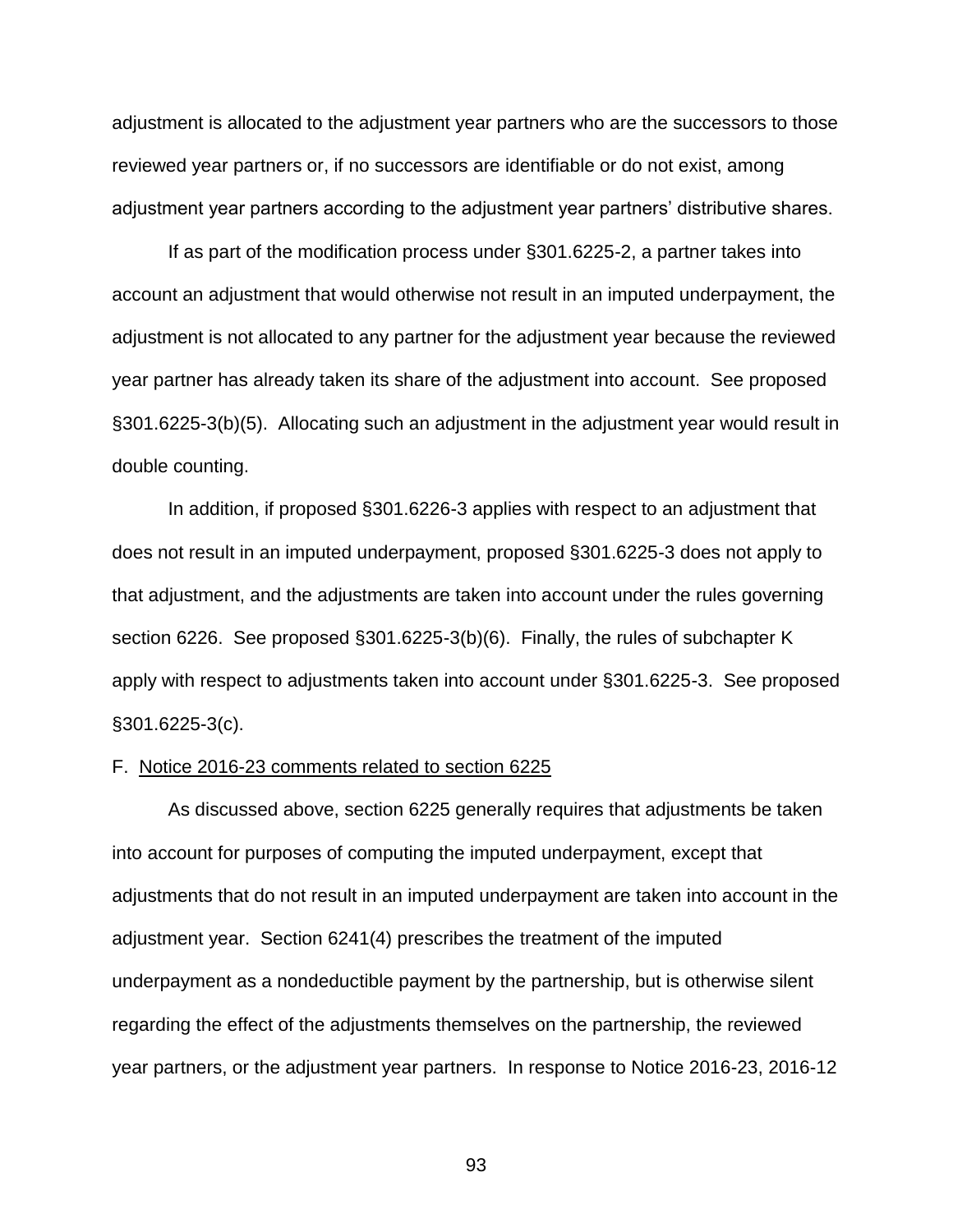adjustment is allocated to the adjustment year partners who are the successors to those reviewed year partners or, if no successors are identifiable or do not exist, among adjustment year partners according to the adjustment year partners' distributive shares.

If as part of the modification process under §301.6225-2, a partner takes into account an adjustment that would otherwise not result in an imputed underpayment, the adjustment is not allocated to any partner for the adjustment year because the reviewed year partner has already taken its share of the adjustment into account. See proposed §301.6225-3(b)(5). Allocating such an adjustment in the adjustment year would result in double counting.

In addition, if proposed §301.6226-3 applies with respect to an adjustment that does not result in an imputed underpayment, proposed §301.6225-3 does not apply to that adjustment, and the adjustments are taken into account under the rules governing section 6226. See proposed §301.6225-3(b)(6). Finally, the rules of subchapter K apply with respect to adjustments taken into account under §301.6225-3. See proposed §301.6225-3(c).

F. Notice 2016-23 comments related to section 6225

As discussed above, section 6225 generally requires that adjustments be taken into account for purposes of computing the imputed underpayment, except that adjustments that do not result in an imputed underpayment are taken into account in the adjustment year. Section 6241(4) prescribes the treatment of the imputed underpayment as a nondeductible payment by the partnership, but is otherwise silent regarding the effect of the adjustments themselves on the partnership, the reviewed year partners, or the adjustment year partners. In response to Notice 2016-23, 2016-12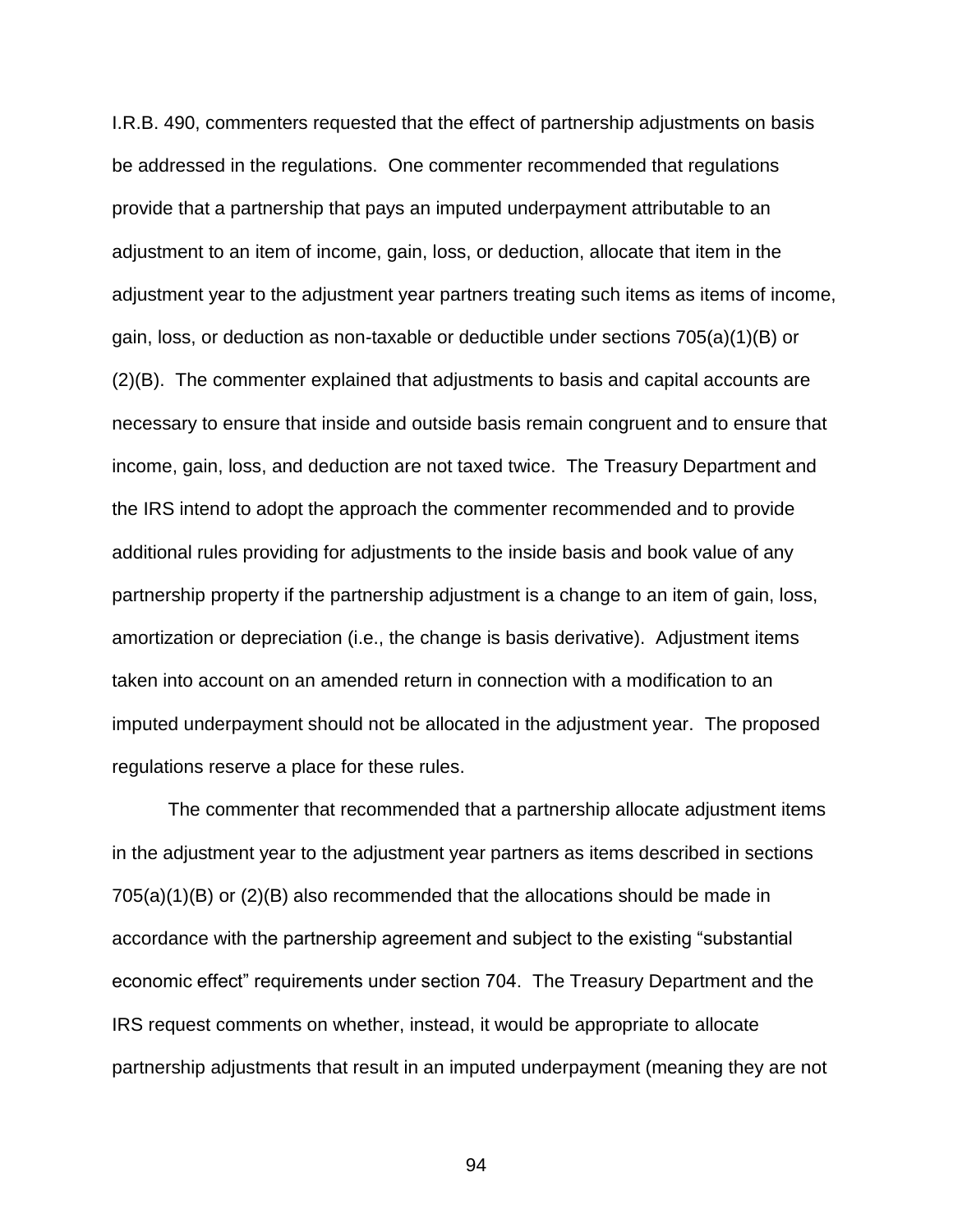I.R.B. 490, commenters requested that the effect of partnership adjustments on basis be addressed in the regulations. One commenter recommended that regulations provide that a partnership that pays an imputed underpayment attributable to an adjustment to an item of income, gain, loss, or deduction, allocate that item in the adjustment year to the adjustment year partners treating such items as items of income, gain, loss, or deduction as non-taxable or deductible under sections 705(a)(1)(B) or (2)(B). The commenter explained that adjustments to basis and capital accounts are necessary to ensure that inside and outside basis remain congruent and to ensure that income, gain, loss, and deduction are not taxed twice. The Treasury Department and the IRS intend to adopt the approach the commenter recommended and to provide additional rules providing for adjustments to the inside basis and book value of any partnership property if the partnership adjustment is a change to an item of gain, loss, amortization or depreciation (i.e., the change is basis derivative). Adjustment items taken into account on an amended return in connection with a modification to an imputed underpayment should not be allocated in the adjustment year. The proposed regulations reserve a place for these rules.

The commenter that recommended that a partnership allocate adjustment items in the adjustment year to the adjustment year partners as items described in sections 705(a)(1)(B) or (2)(B) also recommended that the allocations should be made in accordance with the partnership agreement and subject to the existing "substantial economic effect" requirements under section 704. The Treasury Department and the IRS request comments on whether, instead, it would be appropriate to allocate partnership adjustments that result in an imputed underpayment (meaning they are not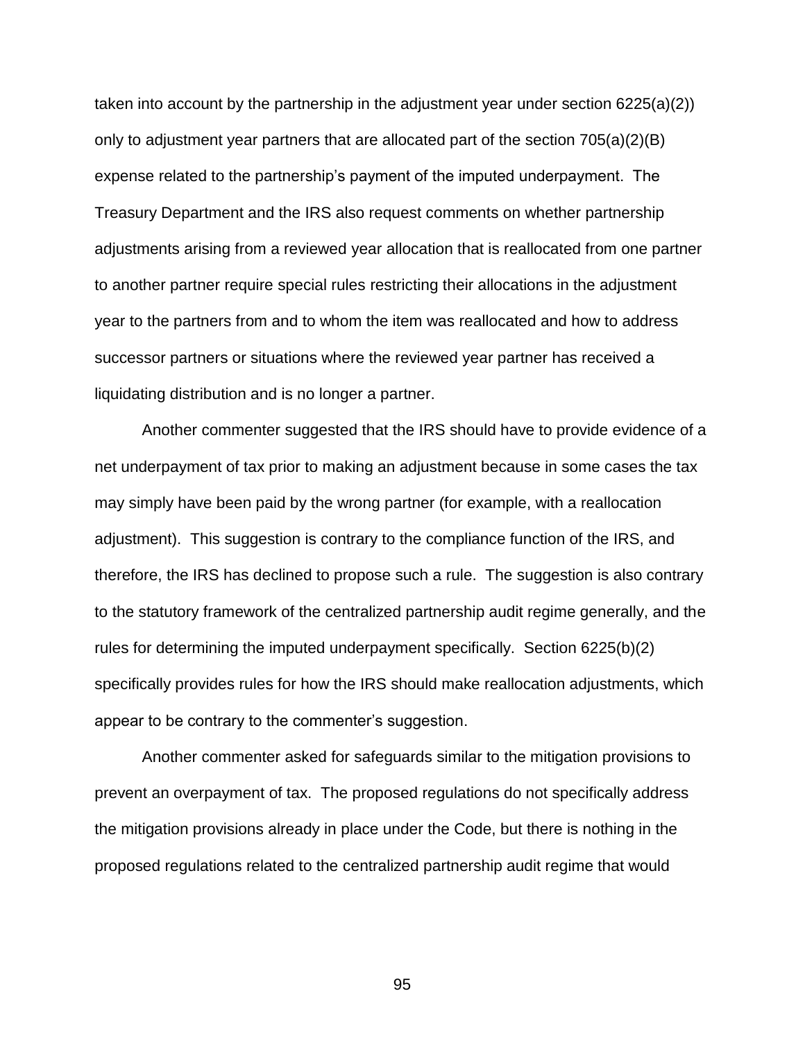taken into account by the partnership in the adjustment year under section 6225(a)(2)) only to adjustment year partners that are allocated part of the section 705(a)(2)(B) expense related to the partnership's payment of the imputed underpayment. The Treasury Department and the IRS also request comments on whether partnership adjustments arising from a reviewed year allocation that is reallocated from one partner to another partner require special rules restricting their allocations in the adjustment year to the partners from and to whom the item was reallocated and how to address successor partners or situations where the reviewed year partner has received a liquidating distribution and is no longer a partner.

Another commenter suggested that the IRS should have to provide evidence of a net underpayment of tax prior to making an adjustment because in some cases the tax may simply have been paid by the wrong partner (for example, with a reallocation adjustment). This suggestion is contrary to the compliance function of the IRS, and therefore, the IRS has declined to propose such a rule. The suggestion is also contrary to the statutory framework of the centralized partnership audit regime generally, and the rules for determining the imputed underpayment specifically. Section 6225(b)(2) specifically provides rules for how the IRS should make reallocation adjustments, which appear to be contrary to the commenter's suggestion.

Another commenter asked for safeguards similar to the mitigation provisions to prevent an overpayment of tax. The proposed regulations do not specifically address the mitigation provisions already in place under the Code, but there is nothing in the proposed regulations related to the centralized partnership audit regime that would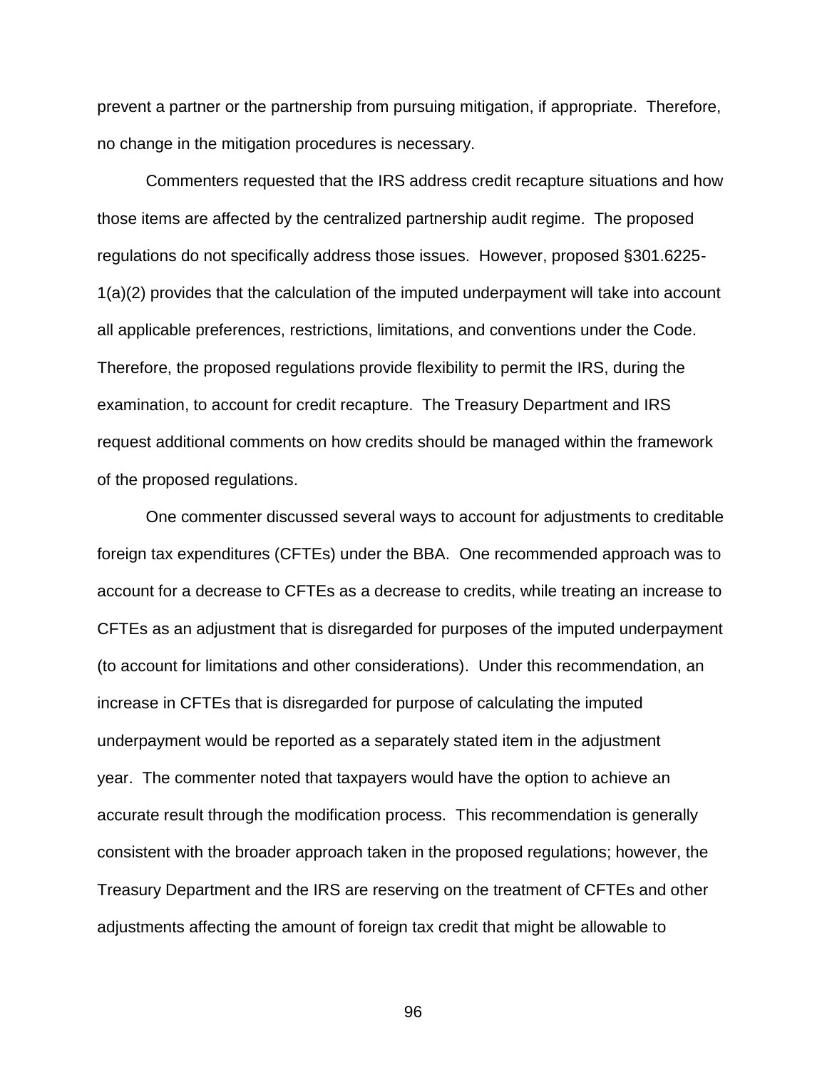prevent a partner or the partnership from pursuing mitigation, if appropriate. Therefore, no change in the mitigation procedures is necessary.

Commenters requested that the IRS address credit recapture situations and how those items are affected by the centralized partnership audit regime. The proposed regulations do not specifically address those issues. However, proposed §301.6225-1(a)(2) provides that the calculation of the imputed underpayment will take into account all applicable preferences, restrictions, limitations, and conventions under the Code. Therefore, the proposed regulations provide flexibility to permit the IRS, during the examination, to account for credit recapture. The Treasury Department and IRS request additional comments on how credits should be managed within the framework of the proposed regulations.

One commenter discussed several ways to account for adjustments to creditable foreign tax expenditures (CFTEs) under the BBA. One recommended approach was to account for a decrease to CFTEs as a decrease to credits, while treating an increase to CFTEs as an adjustment that is disregarded for purposes of the imputed underpayment (to account for limitations and other considerations). Under this recommendation, an increase in CFTEs that is disregarded for purpose of calculating the imputed underpayment would be reported as a separately stated item in the adjustment year. The commenter noted that taxpayers would have the option to achieve an accurate result through the modification process. This recommendation is generally consistent with the broader approach taken in the proposed regulations; however, the Treasury Department and the IRS are reserving on the treatment of CFTEs and other adjustments affecting the amount of foreign tax credit that might be allowable to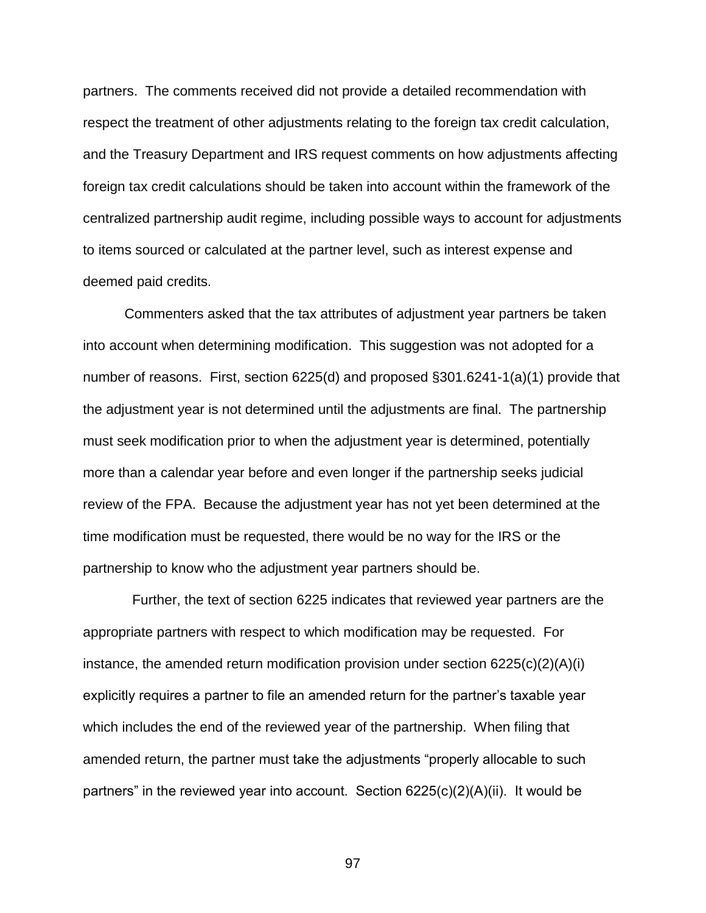partners. The comments received did not provide a detailed recommendation with respect the treatment of other adjustments relating to the foreign tax credit calculation, and the Treasury Department and IRS request comments on how adjustments affecting foreign tax credit calculations should be taken into account within the framework of the centralized partnership audit regime, including possible ways to account for adjustments to items sourced or calculated at the partner level, such as interest expense and deemed paid credits.

Commenters asked that the tax attributes of adjustment year partners be taken into account when determining modification. This suggestion was not adopted for a number of reasons. First, section 6225(d) and proposed §301.6241-1(a)(1) provide that the adjustment year is not determined until the adjustments are final. The partnership must seek modification prior to when the adjustment year is determined, potentially more than a calendar year before and even longer if the partnership seeks judicial review of the FPA. Because the adjustment year has not yet been determined at the time modification must be requested, there would be no way for the IRS or the partnership to know who the adjustment year partners should be.

Further, the text of section 6225 indicates that reviewed year partners are the appropriate partners with respect to which modification may be requested. For instance, the amended return modification provision under section 6225(c)(2)(A)(i) explicitly requires a partner to file an amended return for the partner's taxable year which includes the end of the reviewed year of the partnership. When filing that amended return, the partner must take the adjustments "properly allocable to such partners" in the reviewed year into account. Section 6225(c)(2)(A)(ii). It would be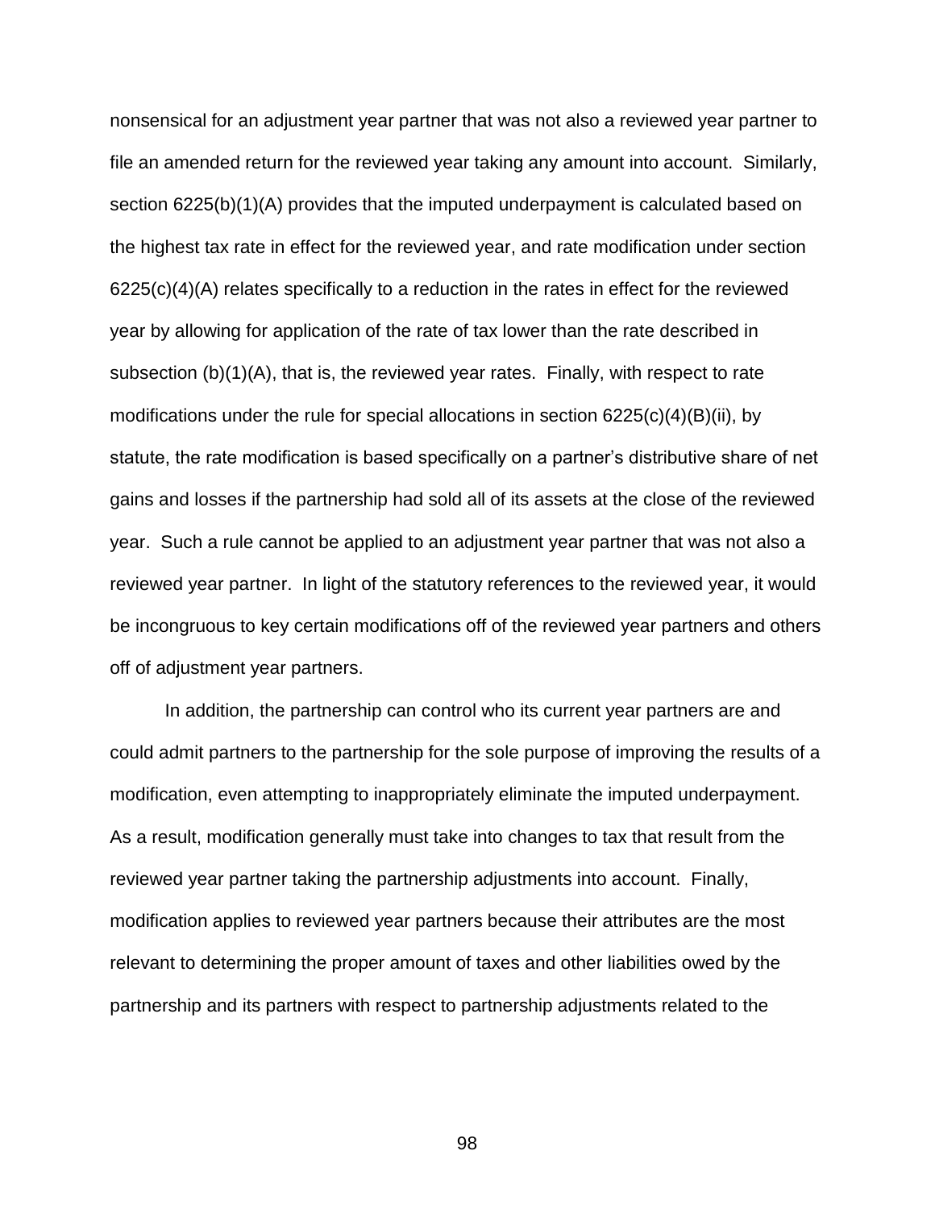nonsensical for an adjustment year partner that was not also a reviewed year partner to file an amended return for the reviewed year taking any amount into account. Similarly, section 6225(b)(1)(A) provides that the imputed underpayment is calculated based on the highest tax rate in effect for the reviewed year, and rate modification under section 6225(c)(4)(A) relates specifically to a reduction in the rates in effect for the reviewed year by allowing for application of the rate of tax lower than the rate described in subsection (b)(1)(A), that is, the reviewed year rates. Finally, with respect to rate modifications under the rule for special allocations in section 6225(c)(4)(B)(ii), by statute, the rate modification is based specifically on a partner's distributive share of net gains and losses if the partnership had sold all of its assets at the close of the reviewed year. Such a rule cannot be applied to an adjustment year partner that was not also a reviewed year partner. In light of the statutory references to the reviewed year, it would be incongruous to key certain modifications off of the reviewed year partners and others off of adjustment year partners.

In addition, the partnership can control who its current year partners are and could admit partners to the partnership for the sole purpose of improving the results of a modification, even attempting to inappropriately eliminate the imputed underpayment. As a result, modification generally must take into changes to tax that result from the reviewed year partner taking the partnership adjustments into account. Finally, modification applies to reviewed year partners because their attributes are the most relevant to determining the proper amount of taxes and other liabilities owed by the partnership and its partners with respect to partnership adjustments related to the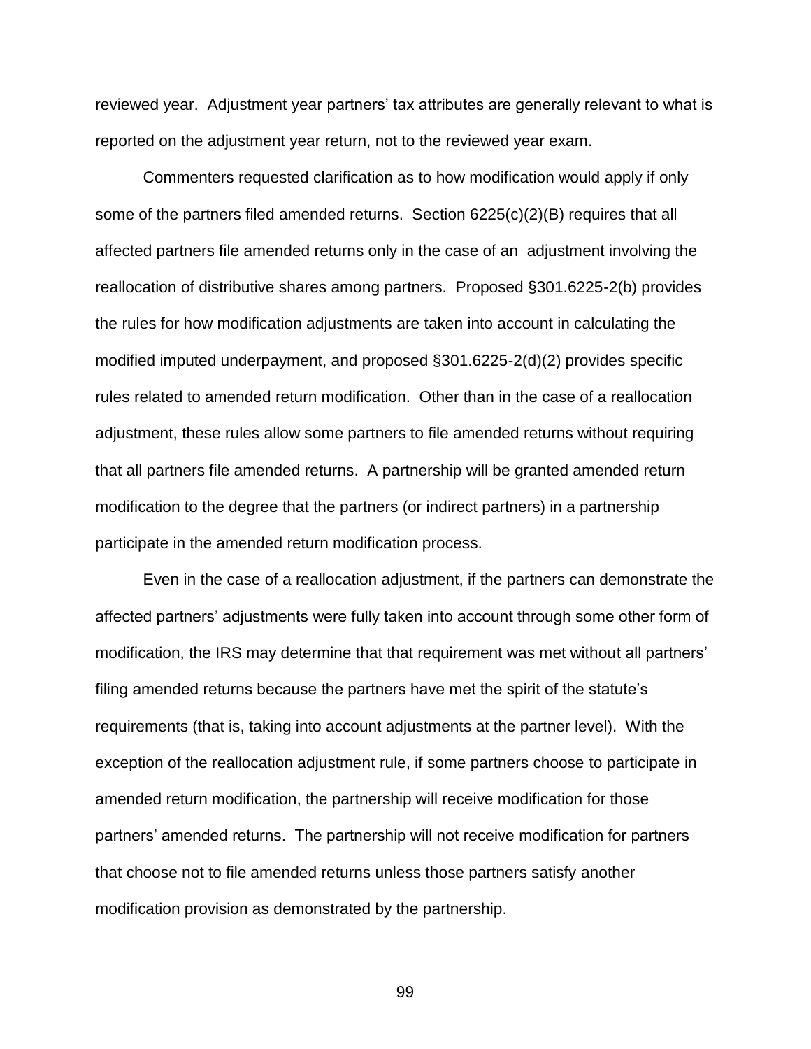reviewed year. Adjustment year partners' tax attributes are generally relevant to what is reported on the adjustment year return, not to the reviewed year exam.

Commenters requested clarification as to how modification would apply if only some of the partners filed amended returns. Section 6225(c)(2)(B) requires that all affected partners file amended returns only in the case of an adjustment involving the reallocation of distributive shares among partners. Proposed §301.6225-2(b) provides the rules for how modification adjustments are taken into account in calculating the modified imputed underpayment, and proposed §301.6225-2(d)(2) provides specific rules related to amended return modification. Other than in the case of a reallocation adjustment, these rules allow some partners to file amended returns without requiring that all partners file amended returns. A partnership will be granted amended return modification to the degree that the partners (or indirect partners) in a partnership participate in the amended return modification process.

Even in the case of a reallocation adjustment, if the partners can demonstrate the affected partners' adjustments were fully taken into account through some other form of modification, the IRS may determine that that requirement was met without all partners' filing amended returns because the partners have met the spirit of the statute's requirements (that is, taking into account adjustments at the partner level). With the exception of the reallocation adjustment rule, if some partners choose to participate in amended return modification, the partnership will receive modification for those partners' amended returns. The partnership will not receive modification for partners that choose not to file amended returns unless those partners satisfy another modification provision as demonstrated by the partnership.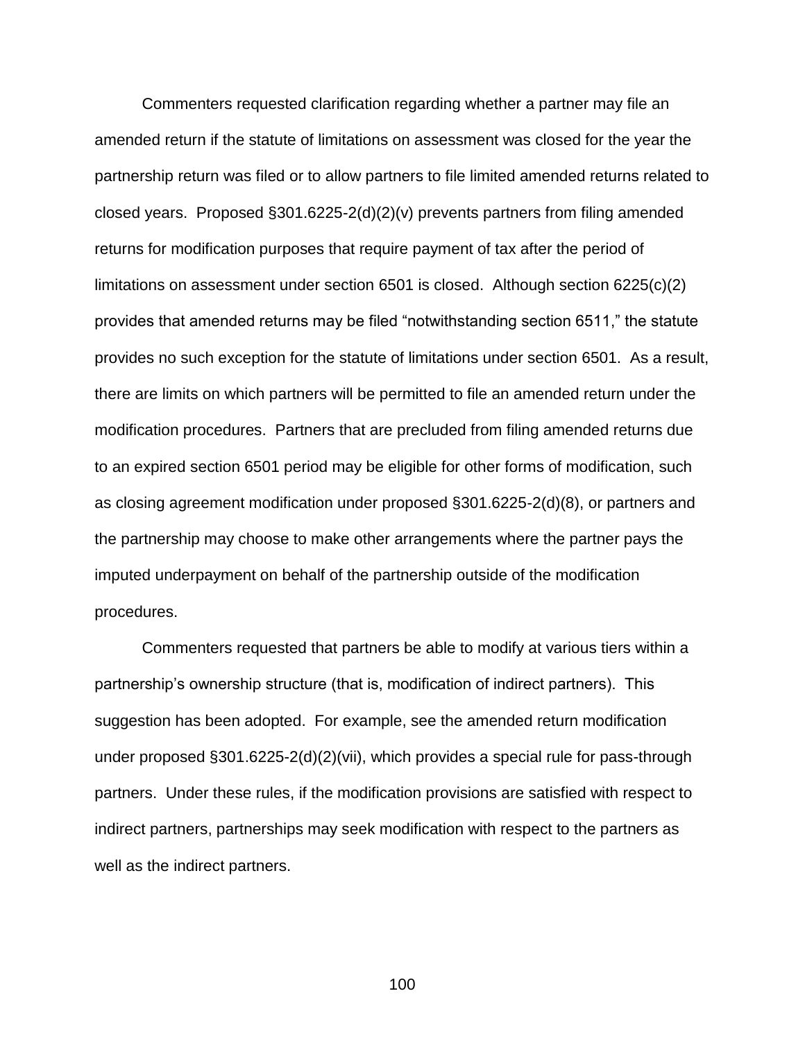Commenters requested clarification regarding whether a partner may file an amended return if the statute of limitations on assessment was closed for the year the partnership return was filed or to allow partners to file limited amended returns related to closed years. Proposed §301.6225-2(d)(2)(v) prevents partners from filing amended returns for modification purposes that require payment of tax after the period of limitations on assessment under section 6501 is closed. Although section 6225(c)(2) provides that amended returns may be filed "notwithstanding section 6511," the statute provides no such exception for the statute of limitations under section 6501. As a result, there are limits on which partners will be permitted to file an amended return under the modification procedures. Partners that are precluded from filing amended returns due to an expired section 6501 period may be eligible for other forms of modification, such as closing agreement modification under proposed §301.6225-2(d)(8), or partners and the partnership may choose to make other arrangements where the partner pays the imputed underpayment on behalf of the partnership outside of the modification procedures.

Commenters requested that partners be able to modify at various tiers within a partnership's ownership structure (that is, modification of indirect partners). This suggestion has been adopted. For example, see the amended return modification under proposed §301.6225-2(d)(2)(vii), which provides a special rule for pass-through partners. Under these rules, if the modification provisions are satisfied with respect to indirect partners, partnerships may seek modification with respect to the partners as well as the indirect partners.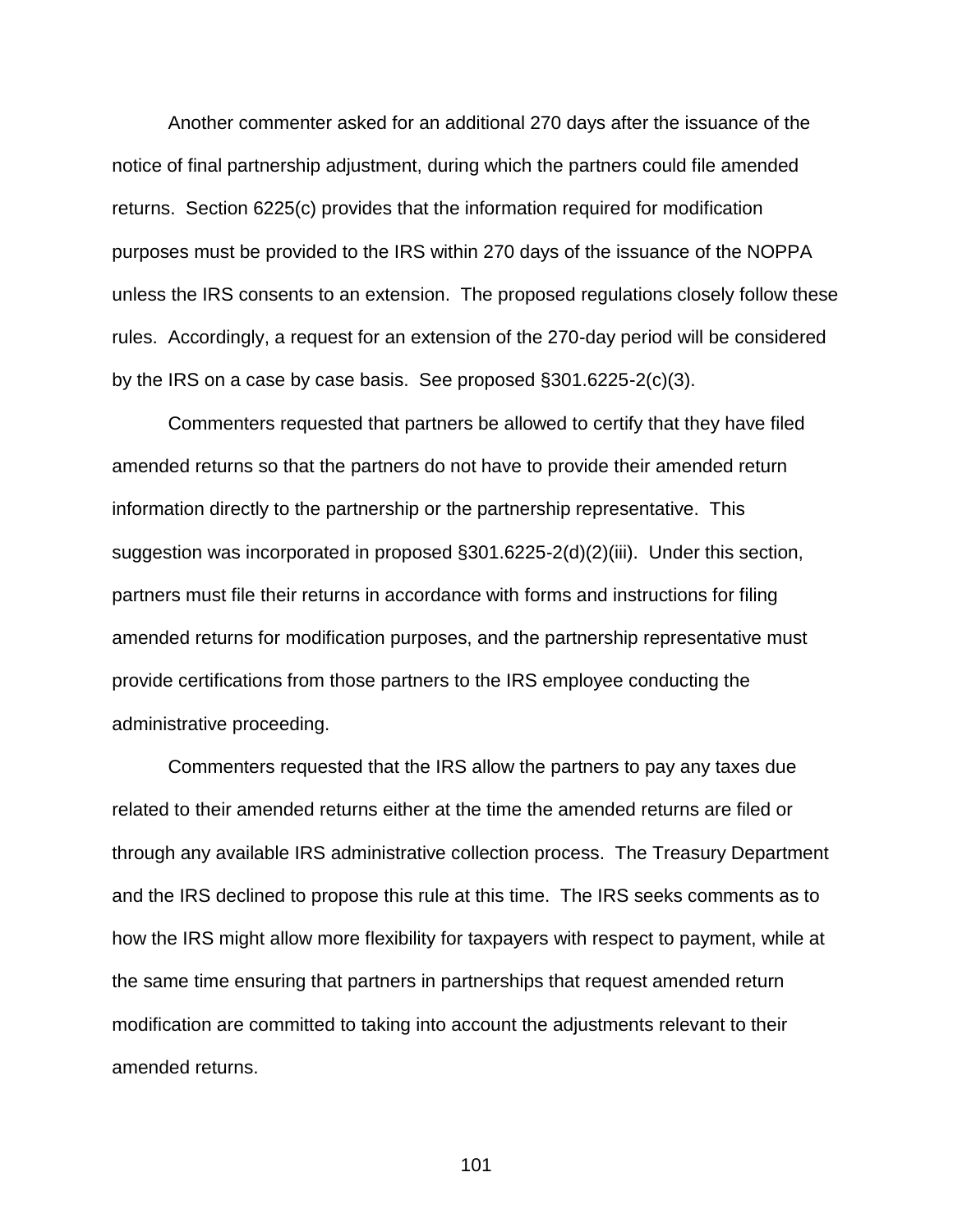Another commenter asked for an additional 270 days after the issuance of the notice of final partnership adjustment, during which the partners could file amended returns. Section 6225(c) provides that the information required for modification purposes must be provided to the IRS within 270 days of the issuance of the NOPPA unless the IRS consents to an extension. The proposed regulations closely follow these rules. Accordingly, a request for an extension of the 270-day period will be considered by the IRS on a case by case basis. See proposed §301.6225-2(c)(3).

Commenters requested that partners be allowed to certify that they have filed amended returns so that the partners do not have to provide their amended return information directly to the partnership or the partnership representative. This suggestion was incorporated in proposed §301.6225-2(d)(2)(iii). Under this section, partners must file their returns in accordance with forms and instructions for filing amended returns for modification purposes, and the partnership representative must provide certifications from those partners to the IRS employee conducting the administrative proceeding.

Commenters requested that the IRS allow the partners to pay any taxes due related to their amended returns either at the time the amended returns are filed or through any available IRS administrative collection process. The Treasury Department and the IRS declined to propose this rule at this time. The IRS seeks comments as to how the IRS might allow more flexibility for taxpayers with respect to payment, while at the same time ensuring that partners in partnerships that request amended return modification are committed to taking into account the adjustments relevant to their amended returns.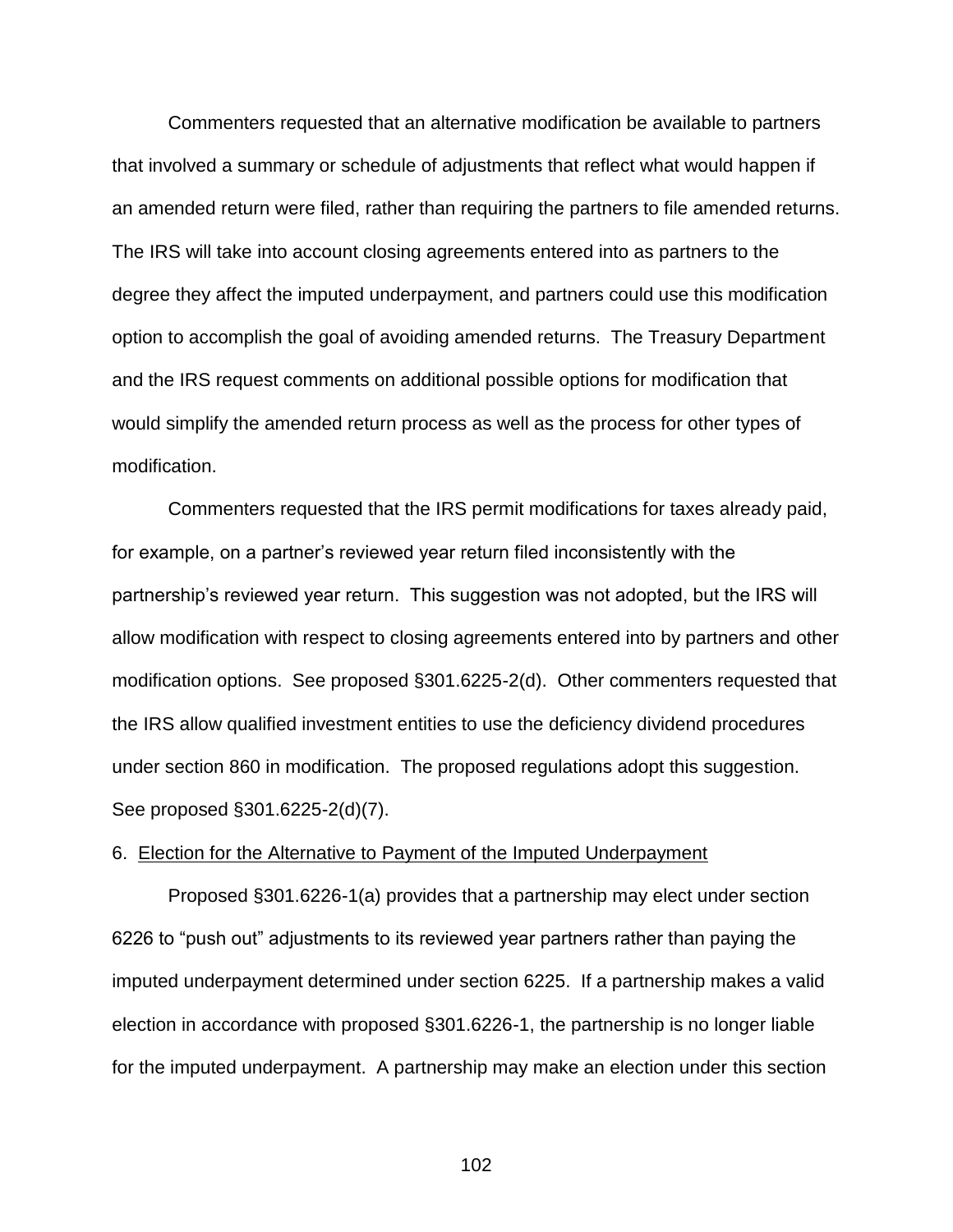Commenters requested that an alternative modification be available to partners that involved a summary or schedule of adjustments that reflect what would happen if an amended return were filed, rather than requiring the partners to file amended returns. The IRS will take into account closing agreements entered into as partners to the degree they affect the imputed underpayment, and partners could use this modification option to accomplish the goal of avoiding amended returns. The Treasury Department and the IRS request comments on additional possible options for modification that would simplify the amended return process as well as the process for other types of modification.

Commenters requested that the IRS permit modifications for taxes already paid, for example, on a partner's reviewed year return filed inconsistently with the partnership's reviewed year return. This suggestion was not adopted, but the IRS will allow modification with respect to closing agreements entered into by partners and other modification options. See proposed §301.6225-2(d). Other commenters requested that the IRS allow qualified investment entities to use the deficiency dividend procedures under section 860 in modification. The proposed regulations adopt this suggestion. See proposed §301.6225-2(d)(7).

6. Election for the Alternative to Payment of the Imputed Underpayment

Proposed §301.6226-1(a) provides that a partnership may elect under section 6226 to "push out" adjustments to its reviewed year partners rather than paying the imputed underpayment determined under section 6225. If a partnership makes a valid election in accordance with proposed §301.6226-1, the partnership is no longer liable for the imputed underpayment. A partnership may make an election under this section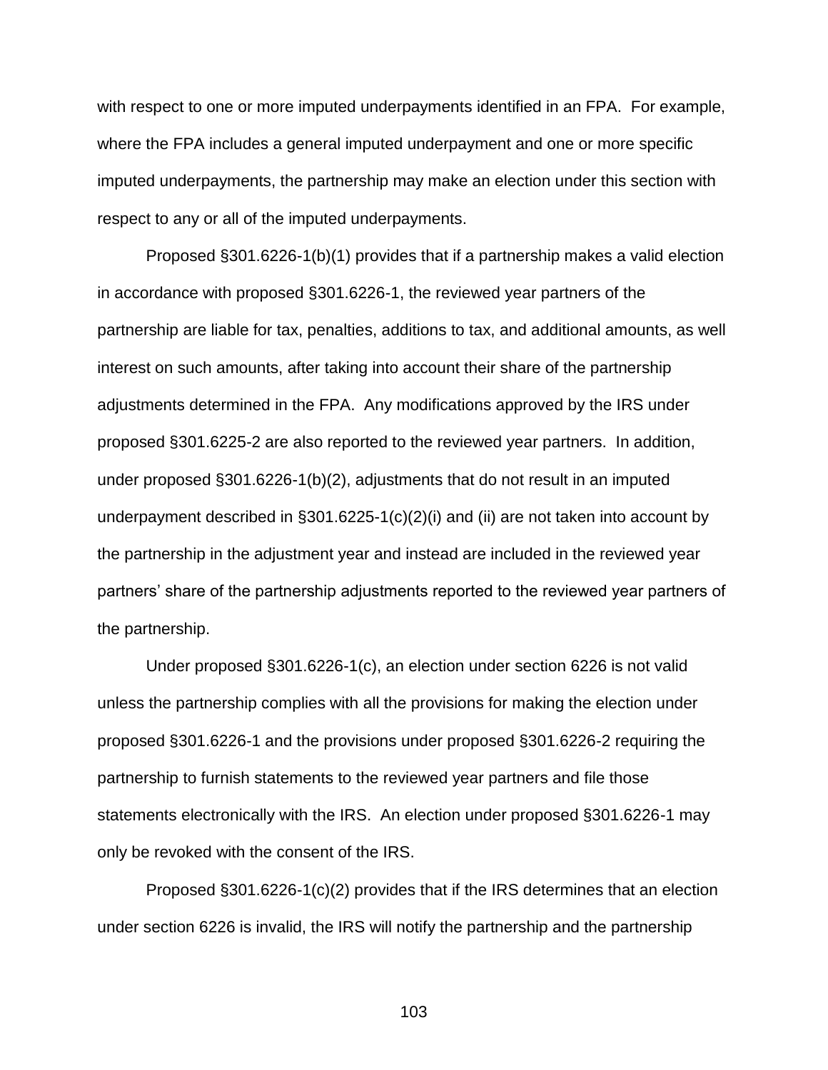with respect to one or more imputed underpayments identified in an FPA. For example, where the FPA includes a general imputed underpayment and one or more specific imputed underpayments, the partnership may make an election under this section with respect to any or all of the imputed underpayments.

Proposed §301.6226-1(b)(1) provides that if a partnership makes a valid election in accordance with proposed §301.6226-1, the reviewed year partners of the partnership are liable for tax, penalties, additions to tax, and additional amounts, as well interest on such amounts, after taking into account their share of the partnership adjustments determined in the FPA. Any modifications approved by the IRS under proposed §301.6225-2 are also reported to the reviewed year partners. In addition, under proposed §301.6226-1(b)(2), adjustments that do not result in an imputed underpayment described in §301.6225-1(c)(2)(i) and (ii) are not taken into account by the partnership in the adjustment year and instead are included in the reviewed year partners' share of the partnership adjustments reported to the reviewed year partners of the partnership.

Under proposed §301.6226-1(c), an election under section 6226 is not valid unless the partnership complies with all the provisions for making the election under proposed §301.6226-1 and the provisions under proposed §301.6226-2 requiring the partnership to furnish statements to the reviewed year partners and file those statements electronically with the IRS. An election under proposed §301.6226-1 may only be revoked with the consent of the IRS.

Proposed §301.6226-1(c)(2) provides that if the IRS determines that an election under section 6226 is invalid, the IRS will notify the partnership and the partnership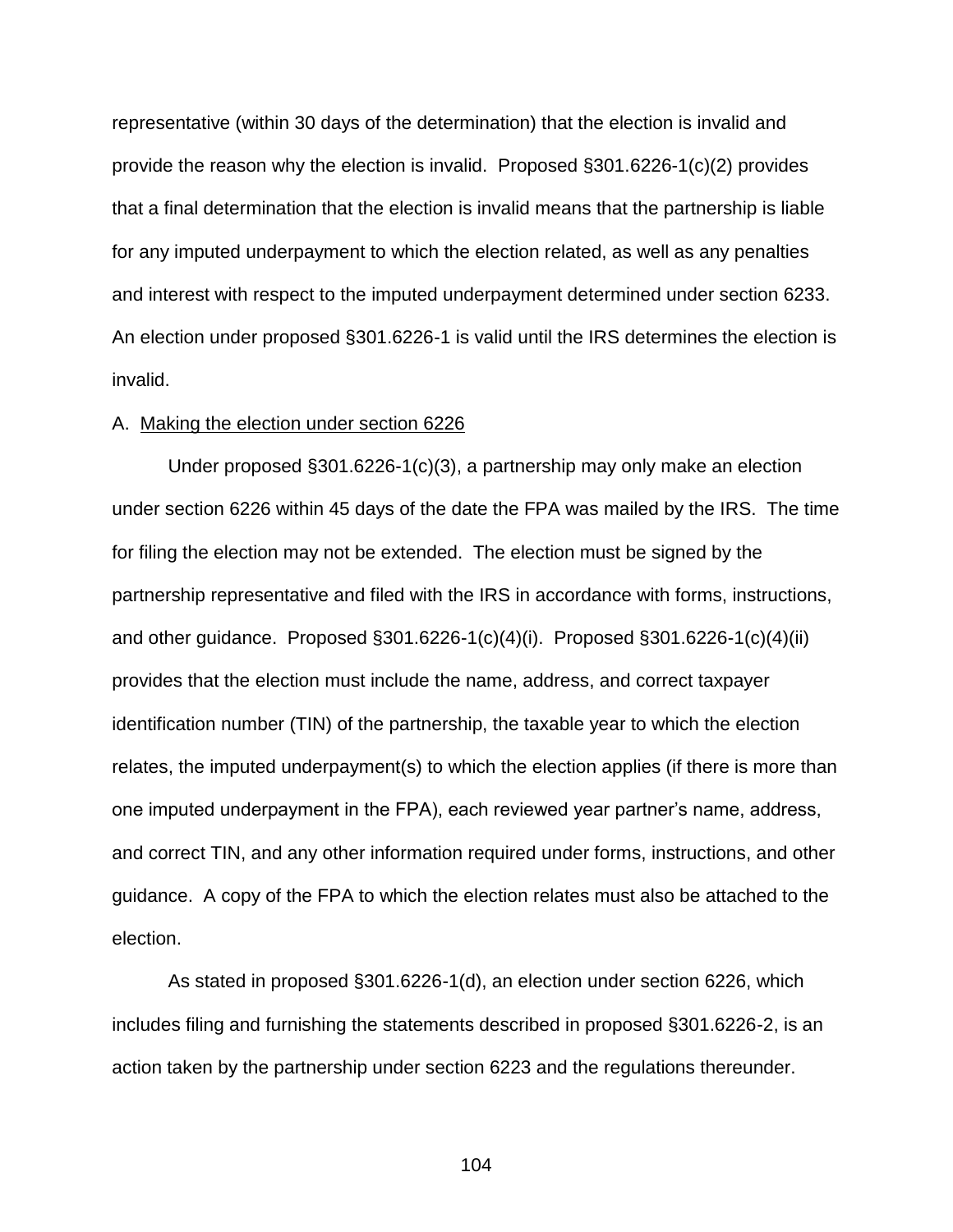representative (within 30 days of the determination) that the election is invalid and provide the reason why the election is invalid. Proposed §301.6226-1(c)(2) provides that a final determination that the election is invalid means that the partnership is liable for any imputed underpayment to which the election related, as well as any penalties and interest with respect to the imputed underpayment determined under section 6233. An election under proposed §301.6226-1 is valid until the IRS determines the election is invalid.

A. Making the election under section 6226

Under proposed §301.6226-1(c)(3), a partnership may only make an election under section 6226 within 45 days of the date the FPA was mailed by the IRS. The time for filing the election may not be extended. The election must be signed by the partnership representative and filed with the IRS in accordance with forms, instructions, and other guidance. Proposed §301.6226-1(c)(4)(i). Proposed §301.6226-1(c)(4)(ii) provides that the election must include the name, address, and correct taxpayer identification number (TIN) of the partnership, the taxable year to which the election relates, the imputed underpayment(s) to which the election applies (if there is more than one imputed underpayment in the FPA), each reviewed year partner's name, address, and correct TIN, and any other information required under forms, instructions, and other guidance. A copy of the FPA to which the election relates must also be attached to the election.

As stated in proposed §301.6226-1(d), an election under section 6226, which includes filing and furnishing the statements described in proposed §301.6226-2, is an action taken by the partnership under section 6223 and the regulations thereunder.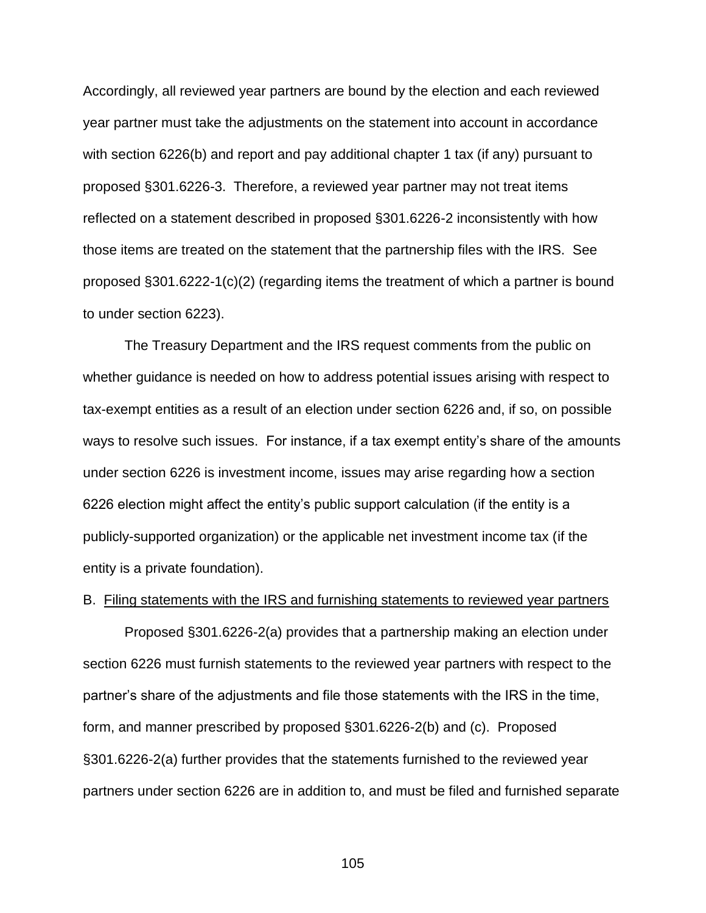Accordingly, all reviewed year partners are bound by the election and each reviewed year partner must take the adjustments on the statement into account in accordance with section 6226(b) and report and pay additional chapter 1 tax (if any) pursuant to proposed §301.6226-3. Therefore, a reviewed year partner may not treat items reflected on a statement described in proposed §301.6226-2 inconsistently with how those items are treated on the statement that the partnership files with the IRS. See proposed §301.6222-1(c)(2) (regarding items the treatment of which a partner is bound to under section 6223).

The Treasury Department and the IRS request comments from the public on whether guidance is needed on how to address potential issues arising with respect to tax-exempt entities as a result of an election under section 6226 and, if so, on possible ways to resolve such issues. For instance, if a tax exempt entity's share of the amounts under section 6226 is investment income, issues may arise regarding how a section 6226 election might affect the entity's public support calculation (if the entity is a publicly-supported organization) or the applicable net investment income tax (if the entity is a private foundation).

B. Filing statements with the IRS and furnishing statements to reviewed year partners

Proposed §301.6226-2(a) provides that a partnership making an election under section 6226 must furnish statements to the reviewed year partners with respect to the partner's share of the adjustments and file those statements with the IRS in the time, form, and manner prescribed by proposed §301.6226-2(b) and (c). Proposed §301.6226-2(a) further provides that the statements furnished to the reviewed year partners under section 6226 are in addition to, and must be filed and furnished separate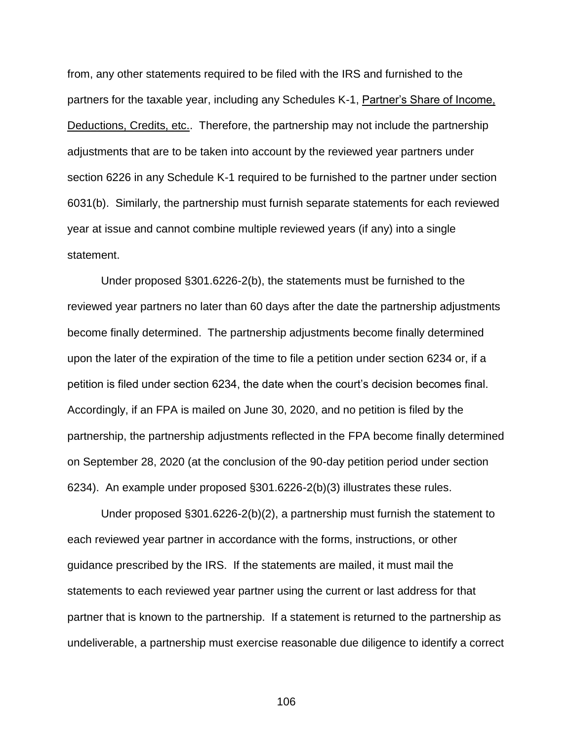from, any other statements required to be filed with the IRS and furnished to the partners for the taxable year, including any Schedules K-1, Partner's Share of Income, Deductions, Credits, etc.. Therefore, the partnership may not include the partnership adjustments that are to be taken into account by the reviewed year partners under section 6226 in any Schedule K-1 required to be furnished to the partner under section 6031(b). Similarly, the partnership must furnish separate statements for each reviewed year at issue and cannot combine multiple reviewed years (if any) into a single statement.

Under proposed §301.6226-2(b), the statements must be furnished to the reviewed year partners no later than 60 days after the date the partnership adjustments become finally determined. The partnership adjustments become finally determined upon the later of the expiration of the time to file a petition under section 6234 or, if a petition is filed under section 6234, the date when the court's decision becomes final. Accordingly, if an FPA is mailed on June 30, 2020, and no petition is filed by the partnership, the partnership adjustments reflected in the FPA become finally determined on September 28, 2020 (at the conclusion of the 90-day petition period under section 6234). An example under proposed §301.6226-2(b)(3) illustrates these rules.

Under proposed §301.6226-2(b)(2), a partnership must furnish the statement to each reviewed year partner in accordance with the forms, instructions, or other guidance prescribed by the IRS. If the statements are mailed, it must mail the statements to each reviewed year partner using the current or last address for that partner that is known to the partnership. If a statement is returned to the partnership as undeliverable, a partnership must exercise reasonable due diligence to identify a correct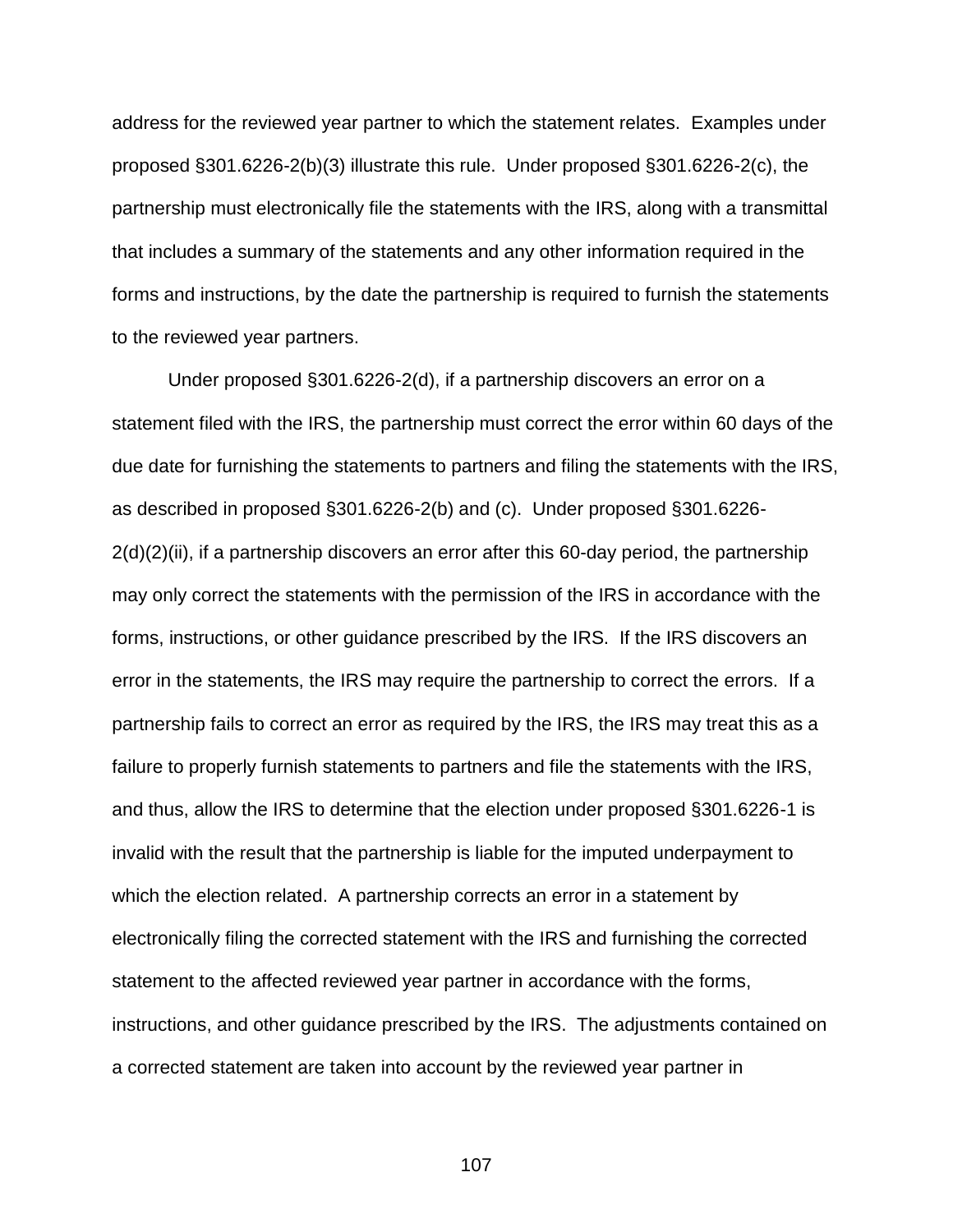address for the reviewed year partner to which the statement relates. Examples under proposed §301.6226-2(b)(3) illustrate this rule. Under proposed §301.6226-2(c), the partnership must electronically file the statements with the IRS, along with a transmittal that includes a summary of the statements and any other information required in the forms and instructions, by the date the partnership is required to furnish the statements to the reviewed year partners.

Under proposed §301.6226-2(d), if a partnership discovers an error on a statement filed with the IRS, the partnership must correct the error within 60 days of the due date for furnishing the statements to partners and filing the statements with the IRS, as described in proposed §301.6226-2(b) and (c). Under proposed §301.6226-2(d)(2)(ii), if a partnership discovers an error after this 60-day period, the partnership may only correct the statements with the permission of the IRS in accordance with the forms, instructions, or other guidance prescribed by the IRS. If the IRS discovers an error in the statements, the IRS may require the partnership to correct the errors. If a partnership fails to correct an error as required by the IRS, the IRS may treat this as a failure to properly furnish statements to partners and file the statements with the IRS, and thus, allow the IRS to determine that the election under proposed §301.6226-1 is invalid with the result that the partnership is liable for the imputed underpayment to which the election related. A partnership corrects an error in a statement by electronically filing the corrected statement with the IRS and furnishing the corrected statement to the affected reviewed year partner in accordance with the forms, instructions, and other guidance prescribed by the IRS. The adjustments contained on a corrected statement are taken into account by the reviewed year partner in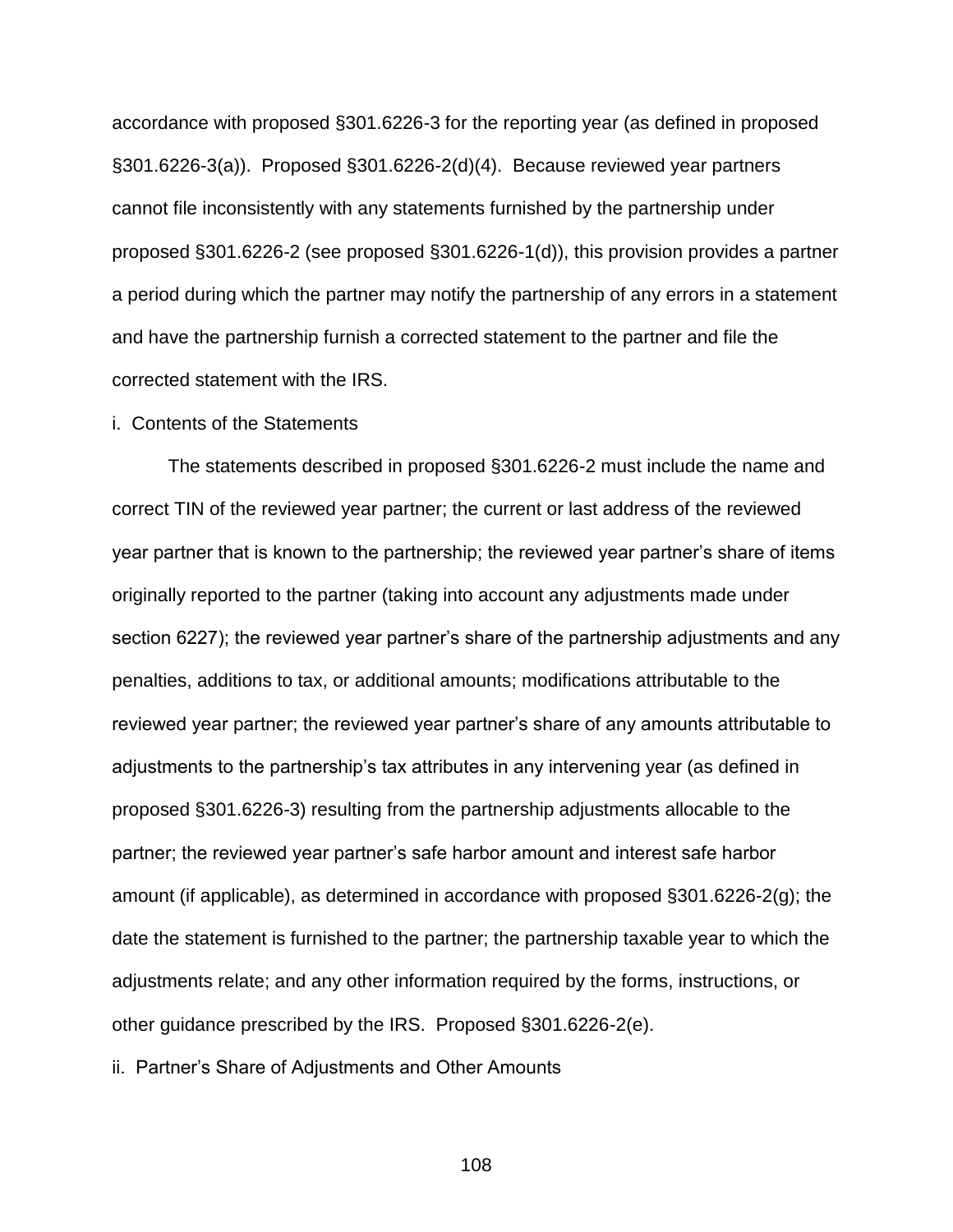accordance with proposed §301.6226-3 for the reporting year (as defined in proposed §301.6226-3(a)). Proposed §301.6226-2(d)(4). Because reviewed year partners cannot file inconsistently with any statements furnished by the partnership under proposed §301.6226-2 (see proposed §301.6226-1(d)), this provision provides a partner a period during which the partner may notify the partnership of any errors in a statement and have the partnership furnish a corrected statement to the partner and file the corrected statement with the IRS.

i. Contents of the Statements

The statements described in proposed §301.6226-2 must include the name and correct TIN of the reviewed year partner; the current or last address of the reviewed year partner that is known to the partnership; the reviewed year partner's share of items originally reported to the partner (taking into account any adjustments made under section 6227); the reviewed year partner's share of the partnership adjustments and any penalties, additions to tax, or additional amounts; modifications attributable to the reviewed year partner; the reviewed year partner's share of any amounts attributable to adjustments to the partnership's tax attributes in any intervening year (as defined in proposed §301.6226-3) resulting from the partnership adjustments allocable to the partner; the reviewed year partner's safe harbor amount and interest safe harbor amount (if applicable), as determined in accordance with proposed §301.6226-2(g); the date the statement is furnished to the partner; the partnership taxable year to which the adjustments relate; and any other information required by the forms, instructions, or other guidance prescribed by the IRS. Proposed §301.6226-2(e).

ii. Partner's Share of Adjustments and Other Amounts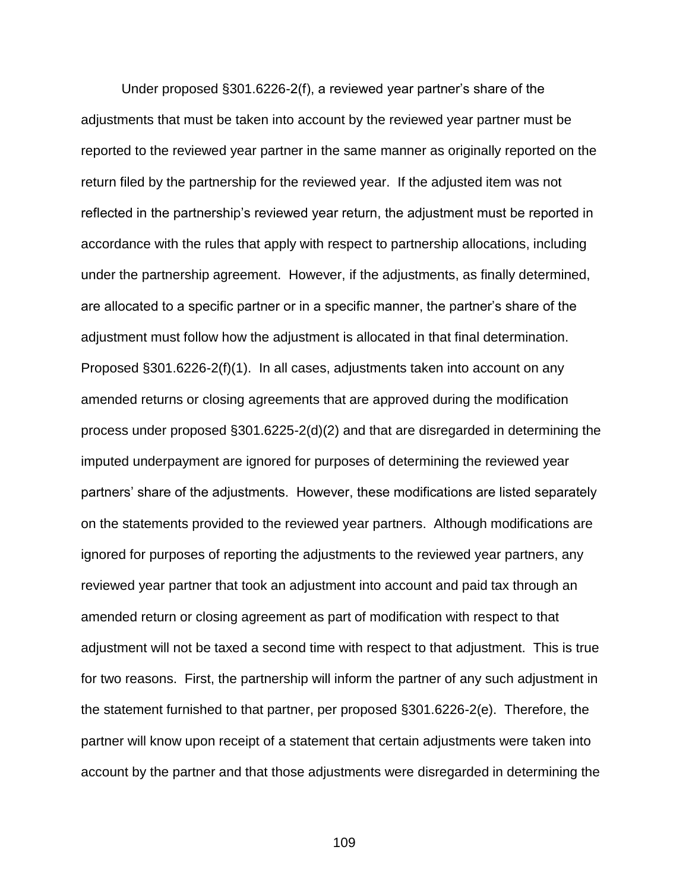Under proposed §301.6226-2(f), a reviewed year partner's share of the adjustments that must be taken into account by the reviewed year partner must be reported to the reviewed year partner in the same manner as originally reported on the return filed by the partnership for the reviewed year. If the adjusted item was not reflected in the partnership's reviewed year return, the adjustment must be reported in accordance with the rules that apply with respect to partnership allocations, including under the partnership agreement. However, if the adjustments, as finally determined, are allocated to a specific partner or in a specific manner, the partner's share of the adjustment must follow how the adjustment is allocated in that final determination. Proposed §301.6226-2(f)(1). In all cases, adjustments taken into account on any amended returns or closing agreements that are approved during the modification process under proposed §301.6225-2(d)(2) and that are disregarded in determining the imputed underpayment are ignored for purposes of determining the reviewed year partners' share of the adjustments. However, these modifications are listed separately on the statements provided to the reviewed year partners. Although modifications are ignored for purposes of reporting the adjustments to the reviewed year partners, any reviewed year partner that took an adjustment into account and paid tax through an amended return or closing agreement as part of modification with respect to that adjustment will not be taxed a second time with respect to that adjustment. This is true for two reasons. First, the partnership will inform the partner of any such adjustment in the statement furnished to that partner, per proposed §301.6226-2(e). Therefore, the partner will know upon receipt of a statement that certain adjustments were taken into account by the partner and that those adjustments were disregarded in determining the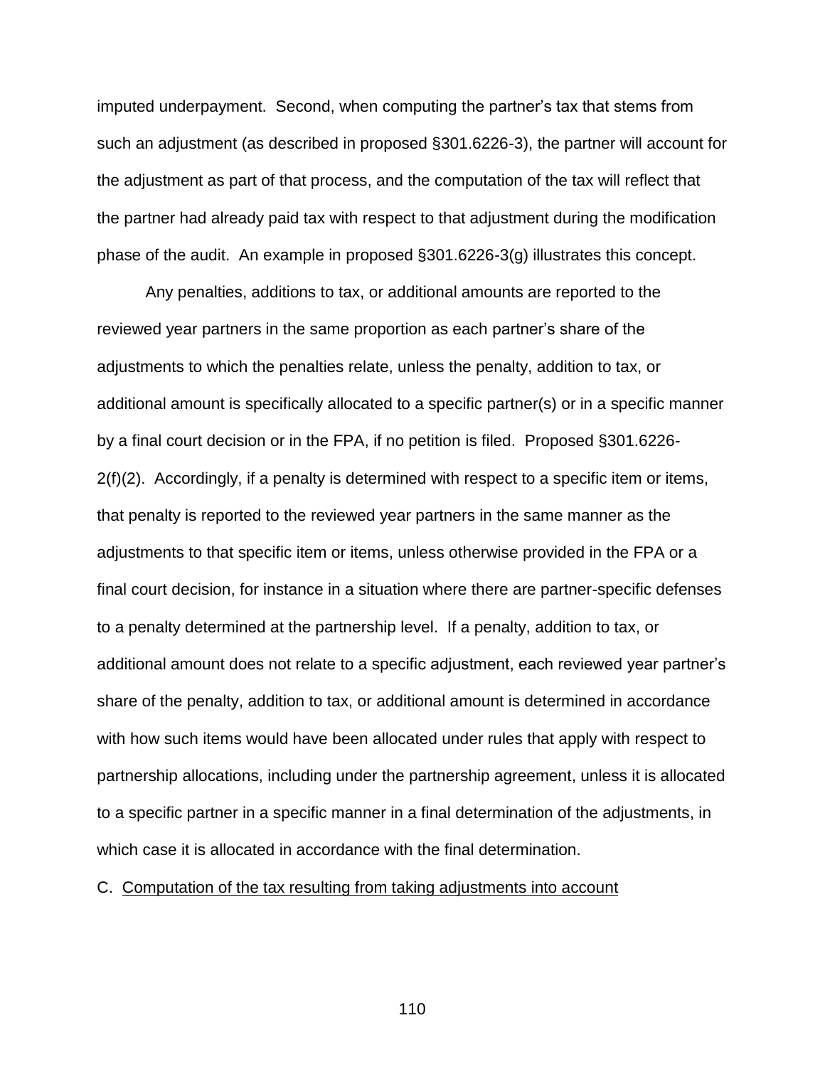imputed underpayment. Second, when computing the partner's tax that stems from such an adjustment (as described in proposed §301.6226-3), the partner will account for the adjustment as part of that process, and the computation of the tax will reflect that the partner had already paid tax with respect to that adjustment during the modification phase of the audit. An example in proposed §301.6226-3(g) illustrates this concept.

Any penalties, additions to tax, or additional amounts are reported to the reviewed year partners in the same proportion as each partner's share of the adjustments to which the penalties relate, unless the penalty, addition to tax, or additional amount is specifically allocated to a specific partner(s) or in a specific manner by a final court decision or in the FPA, if no petition is filed. Proposed §301.6226-2(f)(2). Accordingly, if a penalty is determined with respect to a specific item or items, that penalty is reported to the reviewed year partners in the same manner as the adjustments to that specific item or items, unless otherwise provided in the FPA or a final court decision, for instance in a situation where there are partner-specific defenses to a penalty determined at the partnership level. If a penalty, addition to tax, or additional amount does not relate to a specific adjustment, each reviewed year partner's share of the penalty, addition to tax, or additional amount is determined in accordance with how such items would have been allocated under rules that apply with respect to partnership allocations, including under the partnership agreement, unless it is allocated to a specific partner in a specific manner in a final determination of the adjustments, in which case it is allocated in accordance with the final determination.

C. Computation of the tax resulting from taking adjustments into account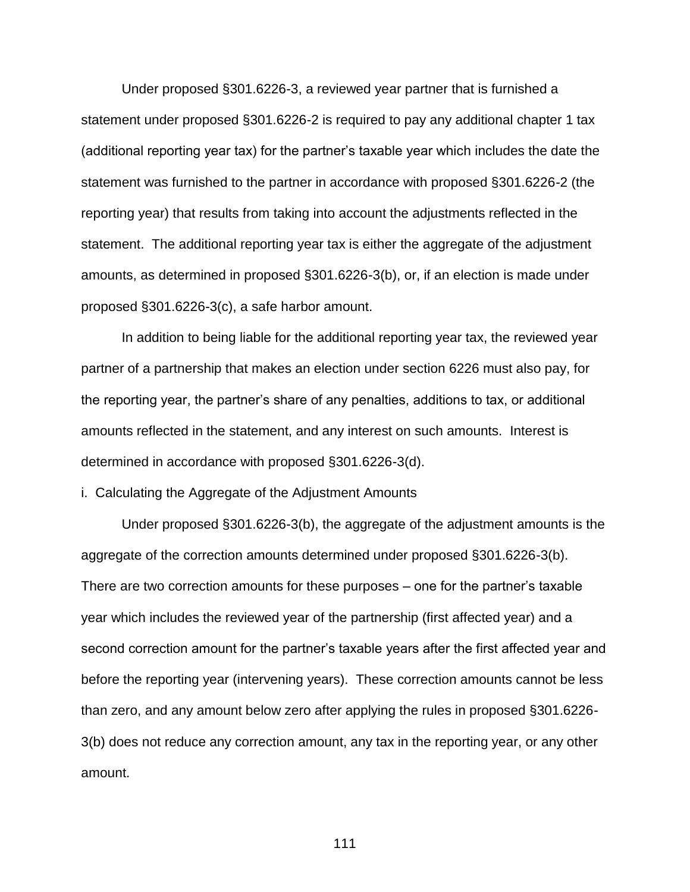Under proposed §301.6226-3, a reviewed year partner that is furnished a statement under proposed §301.6226-2 is required to pay any additional chapter 1 tax (additional reporting year tax) for the partner's taxable year which includes the date the statement was furnished to the partner in accordance with proposed §301.6226-2 (the reporting year) that results from taking into account the adjustments reflected in the statement. The additional reporting year tax is either the aggregate of the adjustment amounts, as determined in proposed §301.6226-3(b), or, if an election is made under proposed §301.6226-3(c), a safe harbor amount.

In addition to being liable for the additional reporting year tax, the reviewed year partner of a partnership that makes an election under section 6226 must also pay, for the reporting year, the partner's share of any penalties, additions to tax, or additional amounts reflected in the statement, and any interest on such amounts. Interest is determined in accordance with proposed §301.6226-3(d).

i. Calculating the Aggregate of the Adjustment Amounts

Under proposed §301.6226-3(b), the aggregate of the adjustment amounts is the aggregate of the correction amounts determined under proposed §301.6226-3(b). There are two correction amounts for these purposes – one for the partner's taxable year which includes the reviewed year of the partnership (first affected year) and a second correction amount for the partner's taxable years after the first affected year and before the reporting year (intervening years). These correction amounts cannot be less than zero, and any amount below zero after applying the rules in proposed §301.6226-3(b) does not reduce any correction amount, any tax in the reporting year, or any other amount.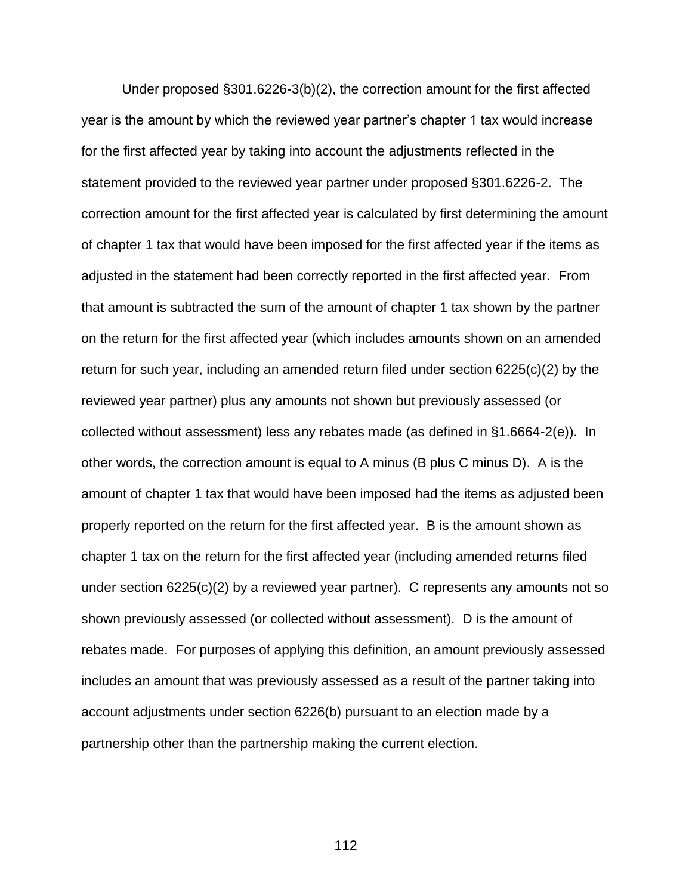Under proposed §301.6226-3(b)(2), the correction amount for the first affected year is the amount by which the reviewed year partner's chapter 1 tax would increase for the first affected year by taking into account the adjustments reflected in the statement provided to the reviewed year partner under proposed §301.6226-2. The correction amount for the first affected year is calculated by first determining the amount of chapter 1 tax that would have been imposed for the first affected year if the items as adjusted in the statement had been correctly reported in the first affected year. From that amount is subtracted the sum of the amount of chapter 1 tax shown by the partner on the return for the first affected year (which includes amounts shown on an amended return for such year, including an amended return filed under section 6225(c)(2) by the reviewed year partner) plus any amounts not shown but previously assessed (or collected without assessment) less any rebates made (as defined in §1.6664-2(e)). In other words, the correction amount is equal to A minus (B plus C minus D). A is the amount of chapter 1 tax that would have been imposed had the items as adjusted been properly reported on the return for the first affected year. B is the amount shown as chapter 1 tax on the return for the first affected year (including amended returns filed under section 6225(c)(2) by a reviewed year partner). C represents any amounts not so shown previously assessed (or collected without assessment). D is the amount of rebates made. For purposes of applying this definition, an amount previously assessed includes an amount that was previously assessed as a result of the partner taking into account adjustments under section 6226(b) pursuant to an election made by a partnership other than the partnership making the current election.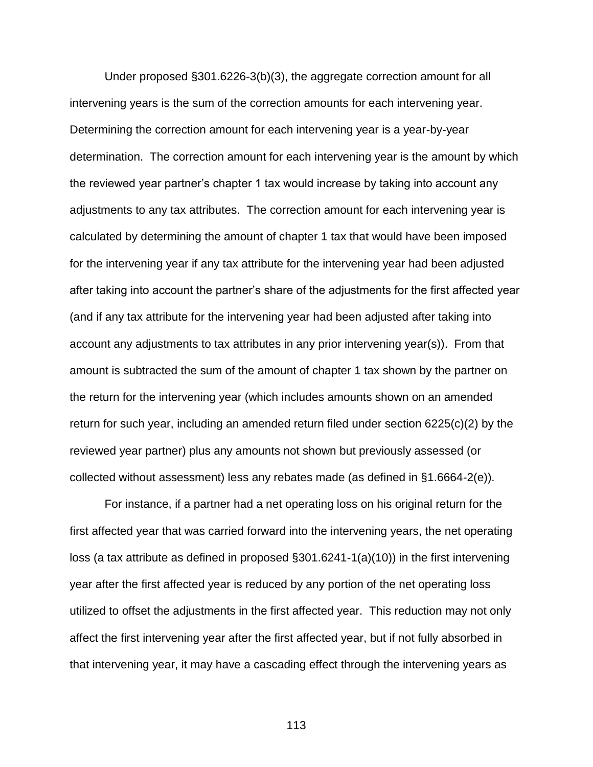Under proposed §301.6226-3(b)(3), the aggregate correction amount for all intervening years is the sum of the correction amounts for each intervening year. Determining the correction amount for each intervening year is a year-by-year determination. The correction amount for each intervening year is the amount by which the reviewed year partner's chapter 1 tax would increase by taking into account any adjustments to any tax attributes. The correction amount for each intervening year is calculated by determining the amount of chapter 1 tax that would have been imposed for the intervening year if any tax attribute for the intervening year had been adjusted after taking into account the partner's share of the adjustments for the first affected year (and if any tax attribute for the intervening year had been adjusted after taking into account any adjustments to tax attributes in any prior intervening year(s)). From that amount is subtracted the sum of the amount of chapter 1 tax shown by the partner on the return for the intervening year (which includes amounts shown on an amended return for such year, including an amended return filed under section 6225(c)(2) by the reviewed year partner) plus any amounts not shown but previously assessed (or collected without assessment) less any rebates made (as defined in §1.6664-2(e)).

For instance, if a partner had a net operating loss on his original return for the first affected year that was carried forward into the intervening years, the net operating loss (a tax attribute as defined in proposed §301.6241-1(a)(10)) in the first intervening year after the first affected year is reduced by any portion of the net operating loss utilized to offset the adjustments in the first affected year. This reduction may not only affect the first intervening year after the first affected year, but if not fully absorbed in that intervening year, it may have a cascading effect through the intervening years as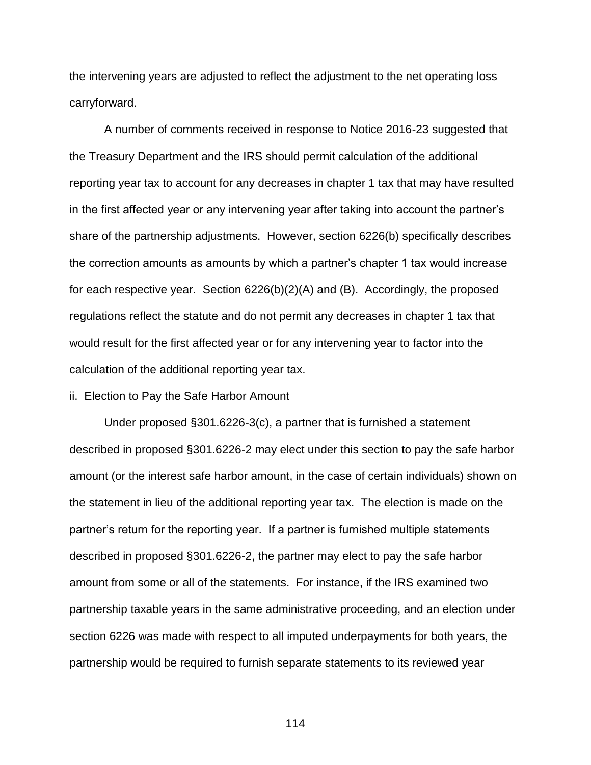the intervening years are adjusted to reflect the adjustment to the net operating loss carryforward.

A number of comments received in response to Notice 2016-23 suggested that the Treasury Department and the IRS should permit calculation of the additional reporting year tax to account for any decreases in chapter 1 tax that may have resulted in the first affected year or any intervening year after taking into account the partner's share of the partnership adjustments. However, section 6226(b) specifically describes the correction amounts as amounts by which a partner's chapter 1 tax would increase for each respective year. Section 6226(b)(2)(A) and (B). Accordingly, the proposed regulations reflect the statute and do not permit any decreases in chapter 1 tax that would result for the first affected year or for any intervening year to factor into the calculation of the additional reporting year tax.

ii. Election to Pay the Safe Harbor Amount

Under proposed §301.6226-3(c), a partner that is furnished a statement described in proposed §301.6226-2 may elect under this section to pay the safe harbor amount (or the interest safe harbor amount, in the case of certain individuals) shown on the statement in lieu of the additional reporting year tax. The election is made on the partner's return for the reporting year. If a partner is furnished multiple statements described in proposed §301.6226-2, the partner may elect to pay the safe harbor amount from some or all of the statements. For instance, if the IRS examined two partnership taxable years in the same administrative proceeding, and an election under section 6226 was made with respect to all imputed underpayments for both years, the partnership would be required to furnish separate statements to its reviewed year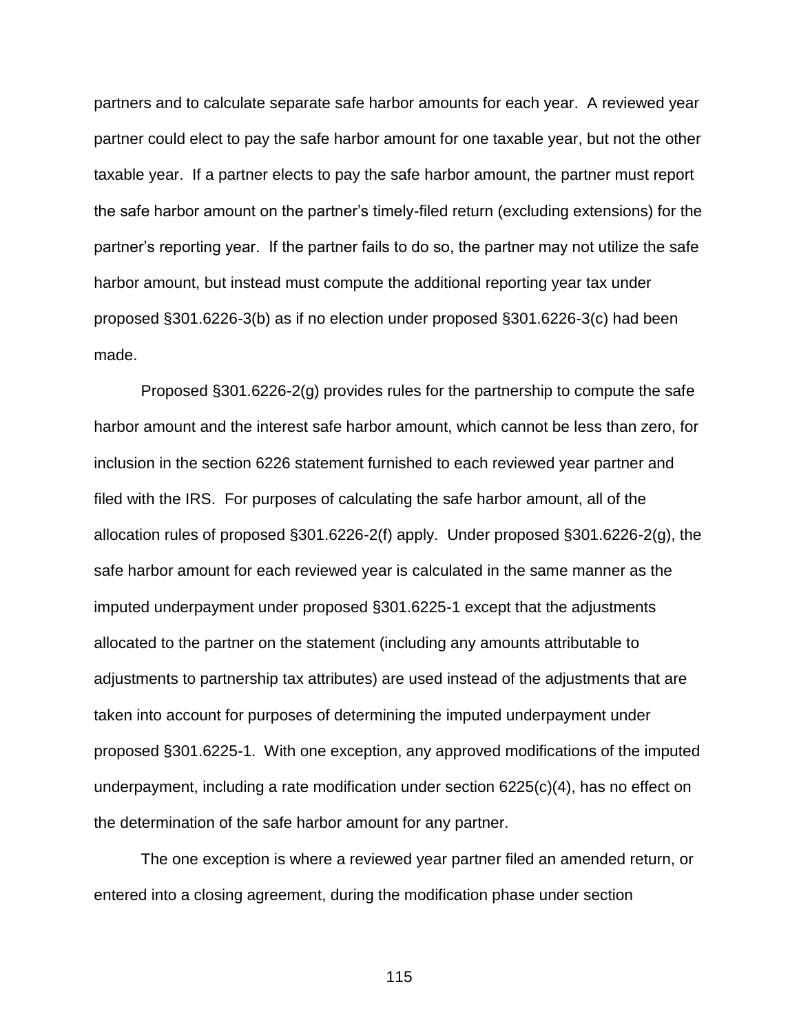partners and to calculate separate safe harbor amounts for each year. A reviewed year partner could elect to pay the safe harbor amount for one taxable year, but not the other taxable year. If a partner elects to pay the safe harbor amount, the partner must report the safe harbor amount on the partner's timely-filed return (excluding extensions) for the partner's reporting year. If the partner fails to do so, the partner may not utilize the safe harbor amount, but instead must compute the additional reporting year tax under proposed §301.6226-3(b) as if no election under proposed §301.6226-3(c) had been made.

Proposed §301.6226-2(g) provides rules for the partnership to compute the safe harbor amount and the interest safe harbor amount, which cannot be less than zero, for inclusion in the section 6226 statement furnished to each reviewed year partner and filed with the IRS. For purposes of calculating the safe harbor amount, all of the allocation rules of proposed §301.6226-2(f) apply. Under proposed §301.6226-2(g), the safe harbor amount for each reviewed year is calculated in the same manner as the imputed underpayment under proposed §301.6225-1 except that the adjustments allocated to the partner on the statement (including any amounts attributable to adjustments to partnership tax attributes) are used instead of the adjustments that are taken into account for purposes of determining the imputed underpayment under proposed §301.6225-1. With one exception, any approved modifications of the imputed underpayment, including a rate modification under section 6225(c)(4), has no effect on the determination of the safe harbor amount for any partner.

The one exception is where a reviewed year partner filed an amended return, or entered into a closing agreement, during the modification phase under section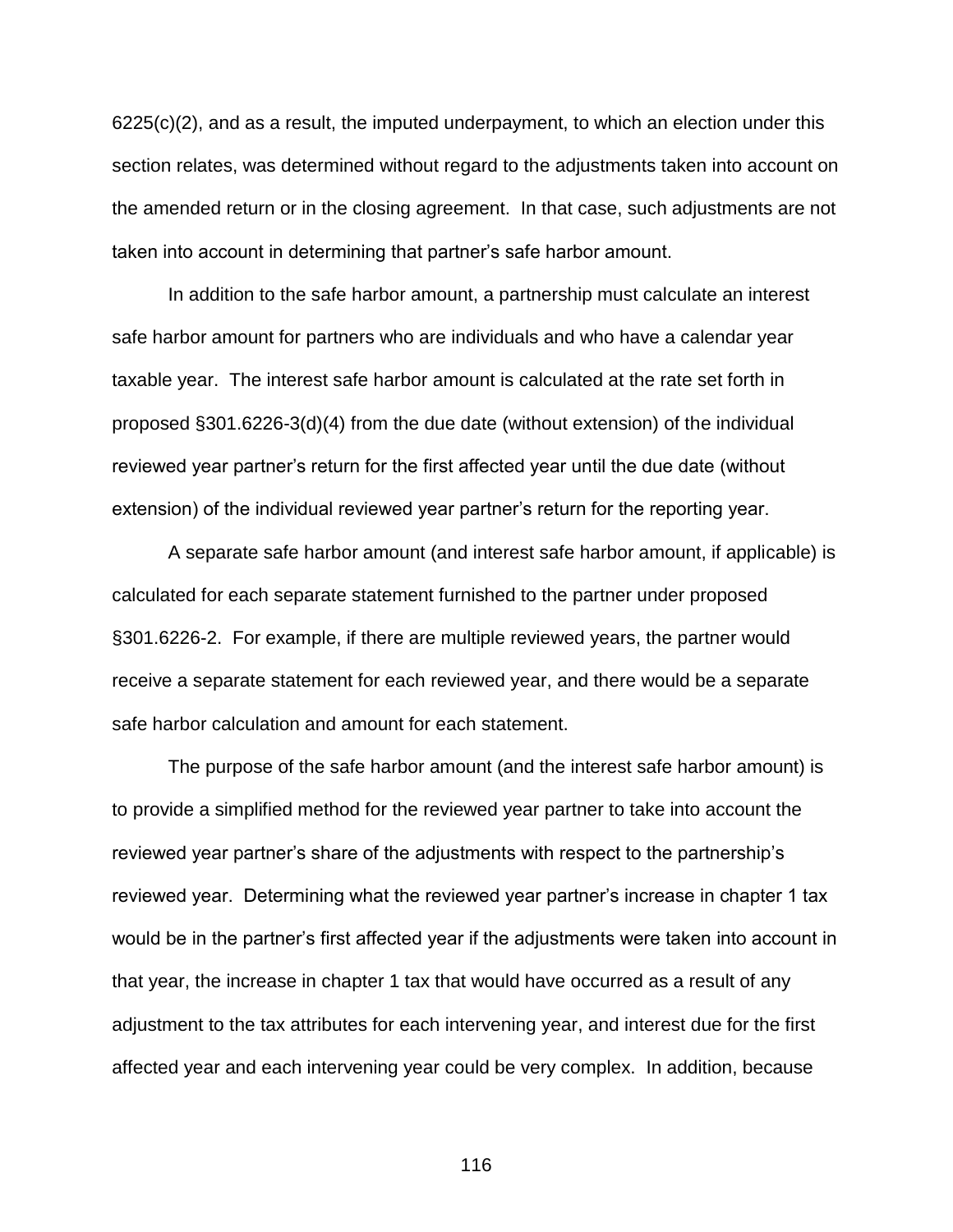6225(c)(2), and as a result, the imputed underpayment, to which an election under this section relates, was determined without regard to the adjustments taken into account on the amended return or in the closing agreement. In that case, such adjustments are not taken into account in determining that partner's safe harbor amount.

In addition to the safe harbor amount, a partnership must calculate an interest safe harbor amount for partners who are individuals and who have a calendar year taxable year. The interest safe harbor amount is calculated at the rate set forth in proposed §301.6226-3(d)(4) from the due date (without extension) of the individual reviewed year partner's return for the first affected year until the due date (without extension) of the individual reviewed year partner's return for the reporting year.

A separate safe harbor amount (and interest safe harbor amount, if applicable) is calculated for each separate statement furnished to the partner under proposed §301.6226-2. For example, if there are multiple reviewed years, the partner would receive a separate statement for each reviewed year, and there would be a separate safe harbor calculation and amount for each statement.

The purpose of the safe harbor amount (and the interest safe harbor amount) is to provide a simplified method for the reviewed year partner to take into account the reviewed year partner's share of the adjustments with respect to the partnership's reviewed year. Determining what the reviewed year partner's increase in chapter 1 tax would be in the partner's first affected year if the adjustments were taken into account in that year, the increase in chapter 1 tax that would have occurred as a result of any adjustment to the tax attributes for each intervening year, and interest due for the first affected year and each intervening year could be very complex. In addition, because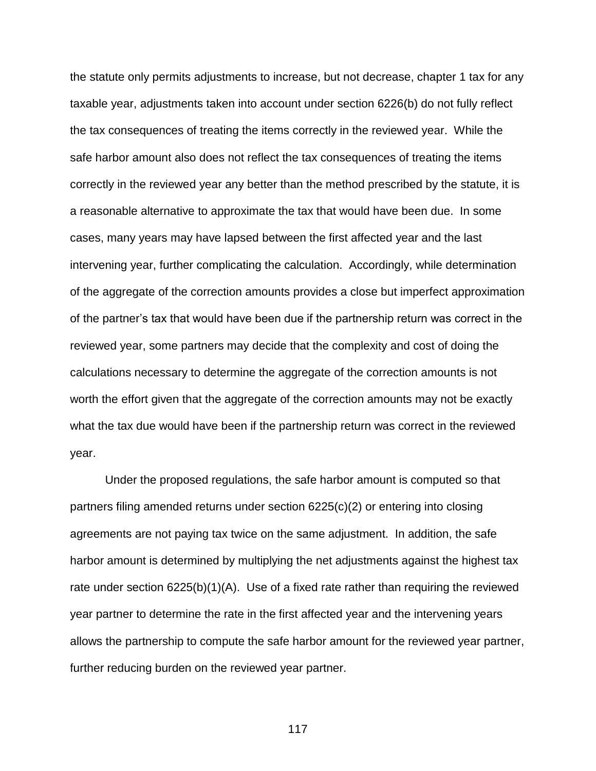the statute only permits adjustments to increase, but not decrease, chapter 1 tax for any taxable year, adjustments taken into account under section 6226(b) do not fully reflect the tax consequences of treating the items correctly in the reviewed year. While the safe harbor amount also does not reflect the tax consequences of treating the items correctly in the reviewed year any better than the method prescribed by the statute, it is a reasonable alternative to approximate the tax that would have been due. In some cases, many years may have lapsed between the first affected year and the last intervening year, further complicating the calculation. Accordingly, while determination of the aggregate of the correction amounts provides a close but imperfect approximation of the partner's tax that would have been due if the partnership return was correct in the reviewed year, some partners may decide that the complexity and cost of doing the calculations necessary to determine the aggregate of the correction amounts is not worth the effort given that the aggregate of the correction amounts may not be exactly what the tax due would have been if the partnership return was correct in the reviewed year.

Under the proposed regulations, the safe harbor amount is computed so that partners filing amended returns under section 6225(c)(2) or entering into closing agreements are not paying tax twice on the same adjustment. In addition, the safe harbor amount is determined by multiplying the net adjustments against the highest tax rate under section 6225(b)(1)(A). Use of a fixed rate rather than requiring the reviewed year partner to determine the rate in the first affected year and the intervening years allows the partnership to compute the safe harbor amount for the reviewed year partner, further reducing burden on the reviewed year partner.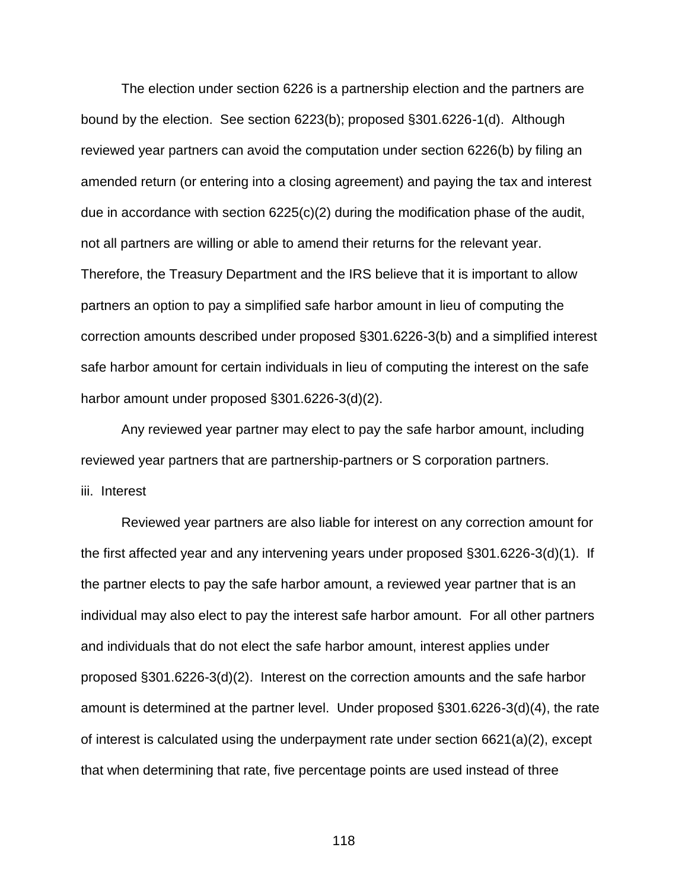The election under section 6226 is a partnership election and the partners are bound by the election. See section 6223(b); proposed §301.6226-1(d). Although reviewed year partners can avoid the computation under section 6226(b) by filing an amended return (or entering into a closing agreement) and paying the tax and interest due in accordance with section 6225(c)(2) during the modification phase of the audit, not all partners are willing or able to amend their returns for the relevant year. Therefore, the Treasury Department and the IRS believe that it is important to allow partners an option to pay a simplified safe harbor amount in lieu of computing the correction amounts described under proposed §301.6226-3(b) and a simplified interest safe harbor amount for certain individuals in lieu of computing the interest on the safe harbor amount under proposed §301.6226-3(d)(2).

Any reviewed year partner may elect to pay the safe harbor amount, including reviewed year partners that are partnership-partners or S corporation partners.

iii. Interest

Reviewed year partners are also liable for interest on any correction amount for the first affected year and any intervening years under proposed §301.6226-3(d)(1). If the partner elects to pay the safe harbor amount, a reviewed year partner that is an individual may also elect to pay the interest safe harbor amount. For all other partners and individuals that do not elect the safe harbor amount, interest applies under proposed §301.6226-3(d)(2). Interest on the correction amounts and the safe harbor amount is determined at the partner level. Under proposed §301.6226-3(d)(4), the rate of interest is calculated using the underpayment rate under section 6621(a)(2), except that when determining that rate, five percentage points are used instead of three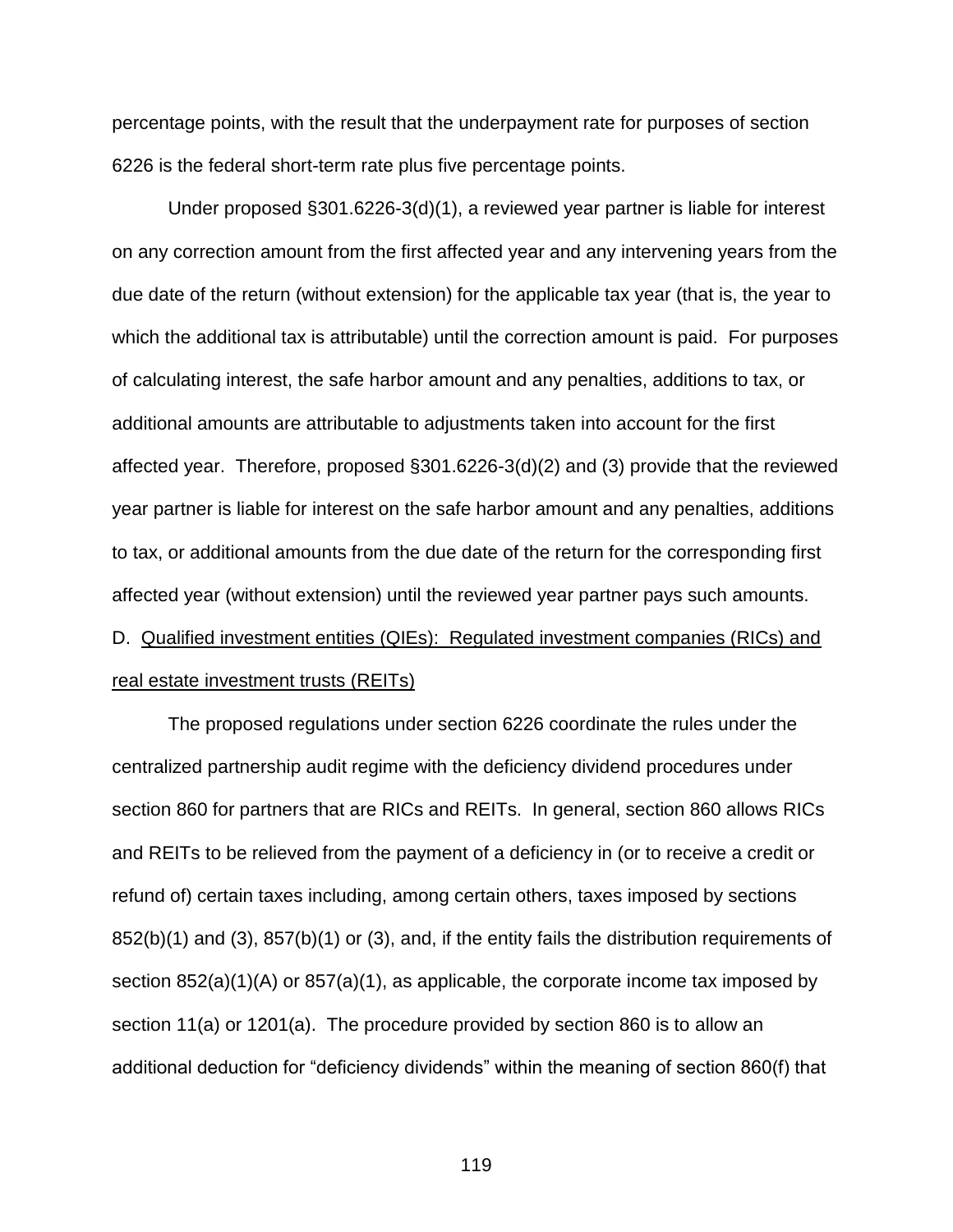percentage points, with the result that the underpayment rate for purposes of section 6226 is the federal short-term rate plus five percentage points.

Under proposed §301.6226-3(d)(1), a reviewed year partner is liable for interest on any correction amount from the first affected year and any intervening years from the due date of the return (without extension) for the applicable tax year (that is, the year to which the additional tax is attributable) until the correction amount is paid. For purposes of calculating interest, the safe harbor amount and any penalties, additions to tax, or additional amounts are attributable to adjustments taken into account for the first affected year. Therefore, proposed §301.6226-3(d)(2) and (3) provide that the reviewed year partner is liable for interest on the safe harbor amount and any penalties, additions to tax, or additional amounts from the due date of the return for the corresponding first affected year (without extension) until the reviewed year partner pays such amounts.

D. <u>Qualified investment entities (QIEs): Regulated investment companies (RICs) and real estate investment trusts (REITs)</u>

The proposed regulations under section 6226 coordinate the rules under the centralized partnership audit regime with the deficiency dividend procedures under section 860 for partners that are RICs and REITs. In general, section 860 allows RICs and REITs to be relieved from the payment of a deficiency in (or to receive a credit or refund of) certain taxes including, among certain others, taxes imposed by sections 852(b)(1) and (3), 857(b)(1) or (3), and, if the entity fails the distribution requirements of section 852(a)(1)(A) or 857(a)(1), as applicable, the corporate income tax imposed by section 11(a) or 1201(a). The procedure provided by section 860 is to allow an additional deduction for “deficiency dividends” within the meaning of section 860(f) that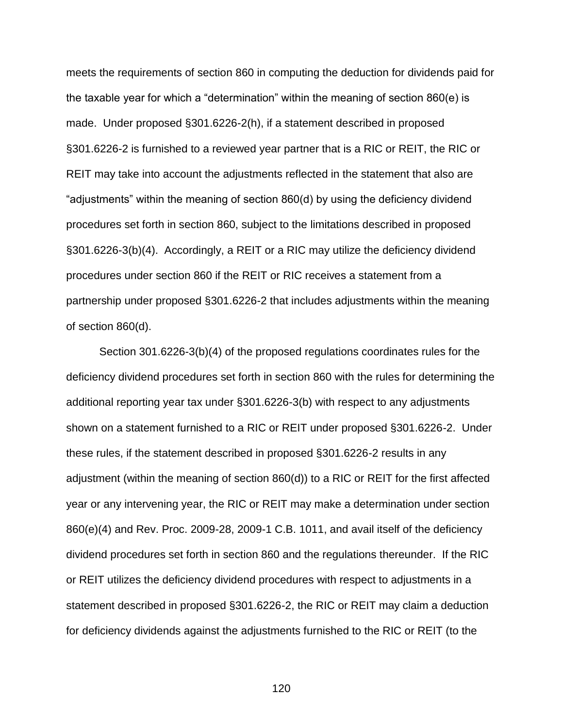meets the requirements of section 860 in computing the deduction for dividends paid for the taxable year for which a "determination" within the meaning of section 860(e) is made. Under proposed §301.6226-2(h), if a statement described in proposed §301.6226-2 is furnished to a reviewed year partner that is a RIC or REIT, the RIC or REIT may take into account the adjustments reflected in the statement that also are "adjustments" within the meaning of section 860(d) by using the deficiency dividend procedures set forth in section 860, subject to the limitations described in proposed §301.6226-3(b)(4). Accordingly, a REIT or a RIC may utilize the deficiency dividend procedures under section 860 if the REIT or RIC receives a statement from a partnership under proposed §301.6226-2 that includes adjustments within the meaning of section 860(d).

Section 301.6226-3(b)(4) of the proposed regulations coordinates rules for the deficiency dividend procedures set forth in section 860 with the rules for determining the additional reporting year tax under §301.6226-3(b) with respect to any adjustments shown on a statement furnished to a RIC or REIT under proposed §301.6226-2. Under these rules, if the statement described in proposed §301.6226-2 results in any adjustment (within the meaning of section 860(d)) to a RIC or REIT for the first affected year or any intervening year, the RIC or REIT may make a determination under section 860(e)(4) and Rev. Proc. 2009-28, 2009-1 C.B. 1011, and avail itself of the deficiency dividend procedures set forth in section 860 and the regulations thereunder. If the RIC or REIT utilizes the deficiency dividend procedures with respect to adjustments in a statement described in proposed §301.6226-2, the RIC or REIT may claim a deduction for deficiency dividends against the adjustments furnished to the RIC or REIT (to the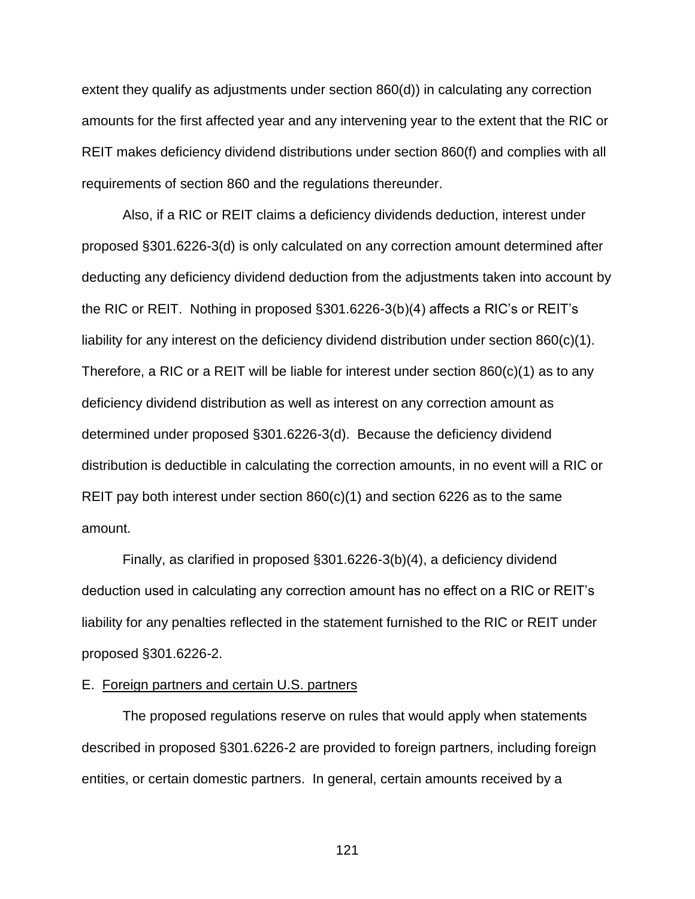extent they qualify as adjustments under section 860(d)) in calculating any correction amounts for the first affected year and any intervening year to the extent that the RIC or REIT makes deficiency dividend distributions under section 860(f) and complies with all requirements of section 860 and the regulations thereunder.

Also, if a RIC or REIT claims a deficiency dividends deduction, interest under proposed §301.6226-3(d) is only calculated on any correction amount determined after deducting any deficiency dividend deduction from the adjustments taken into account by the RIC or REIT. Nothing in proposed §301.6226-3(b)(4) affects a RIC's or REIT's liability for any interest on the deficiency dividend distribution under section 860(c)(1). Therefore, a RIC or a REIT will be liable for interest under section 860(c)(1) as to any deficiency dividend distribution as well as interest on any correction amount as determined under proposed §301.6226-3(d). Because the deficiency dividend distribution is deductible in calculating the correction amounts, in no event will a RIC or REIT pay both interest under section 860(c)(1) and section 6226 as to the same amount.

Finally, as clarified in proposed §301.6226-3(b)(4), a deficiency dividend deduction used in calculating any correction amount has no effect on a RIC or REIT's liability for any penalties reflected in the statement furnished to the RIC or REIT under proposed §301.6226-2.

E. Foreign partners and certain U.S. partners

The proposed regulations reserve on rules that would apply when statements described in proposed §301.6226-2 are provided to foreign partners, including foreign entities, or certain domestic partners. In general, certain amounts received by a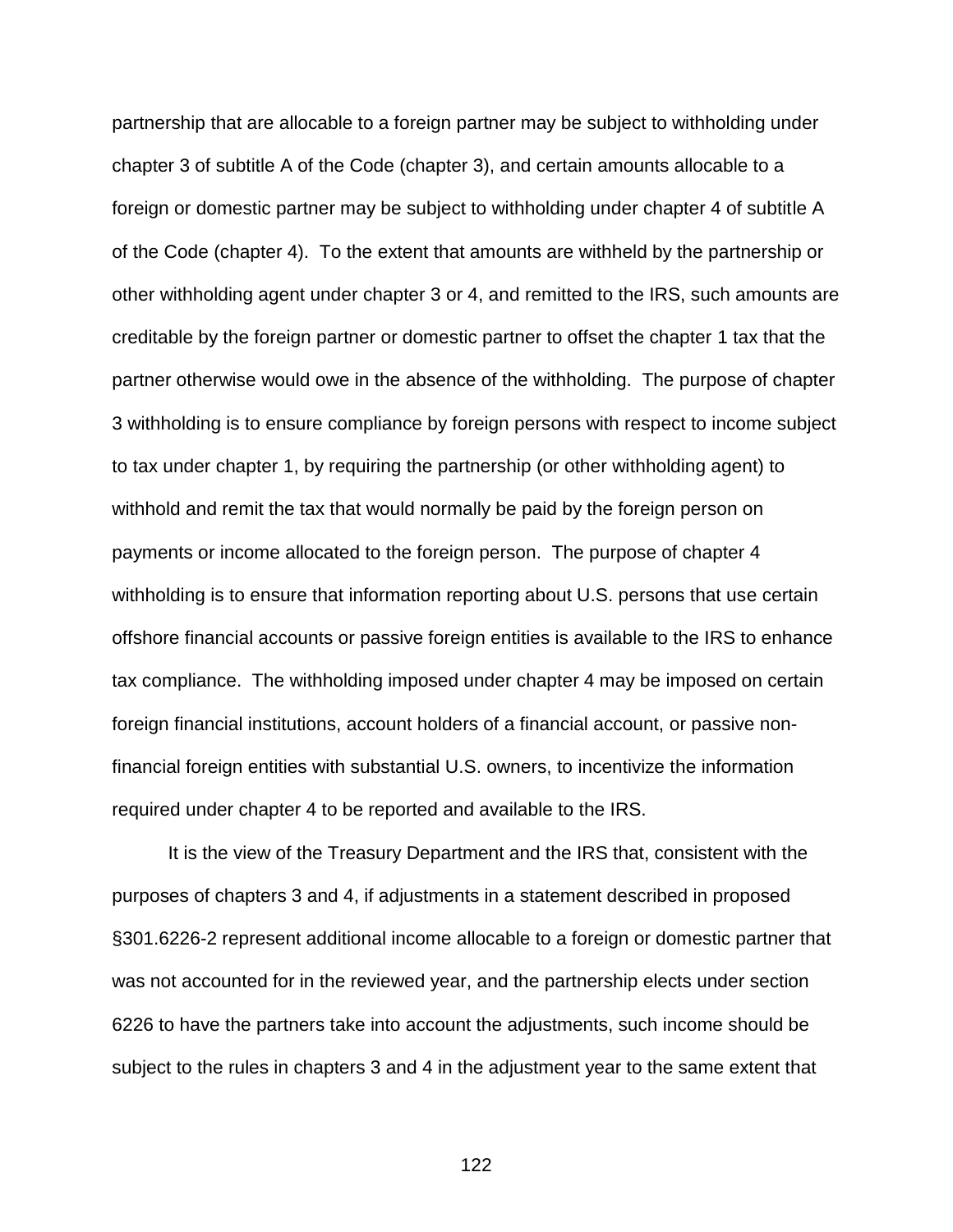partnership that are allocable to a foreign partner may be subject to withholding under chapter 3 of subtitle A of the Code (chapter 3), and certain amounts allocable to a foreign or domestic partner may be subject to withholding under chapter 4 of subtitle A of the Code (chapter 4). To the extent that amounts are withheld by the partnership or other withholding agent under chapter 3 or 4, and remitted to the IRS, such amounts are creditable by the foreign partner or domestic partner to offset the chapter 1 tax that the partner otherwise would owe in the absence of the withholding. The purpose of chapter 3 withholding is to ensure compliance by foreign persons with respect to income subject to tax under chapter 1, by requiring the partnership (or other withholding agent) to withhold and remit the tax that would normally be paid by the foreign person on payments or income allocated to the foreign person. The purpose of chapter 4 withholding is to ensure that information reporting about U.S. persons that use certain offshore financial accounts or passive foreign entities is available to the IRS to enhance tax compliance. The withholding imposed under chapter 4 may be imposed on certain foreign financial institutions, account holders of a financial account, or passive non-financial foreign entities with substantial U.S. owners, to incentivize the information required under chapter 4 to be reported and available to the IRS.

It is the view of the Treasury Department and the IRS that, consistent with the purposes of chapters 3 and 4, if adjustments in a statement described in proposed §301.6226-2 represent additional income allocable to a foreign or domestic partner that was not accounted for in the reviewed year, and the partnership elects under section 6226 to have the partners take into account the adjustments, such income should be subject to the rules in chapters 3 and 4 in the adjustment year to the same extent that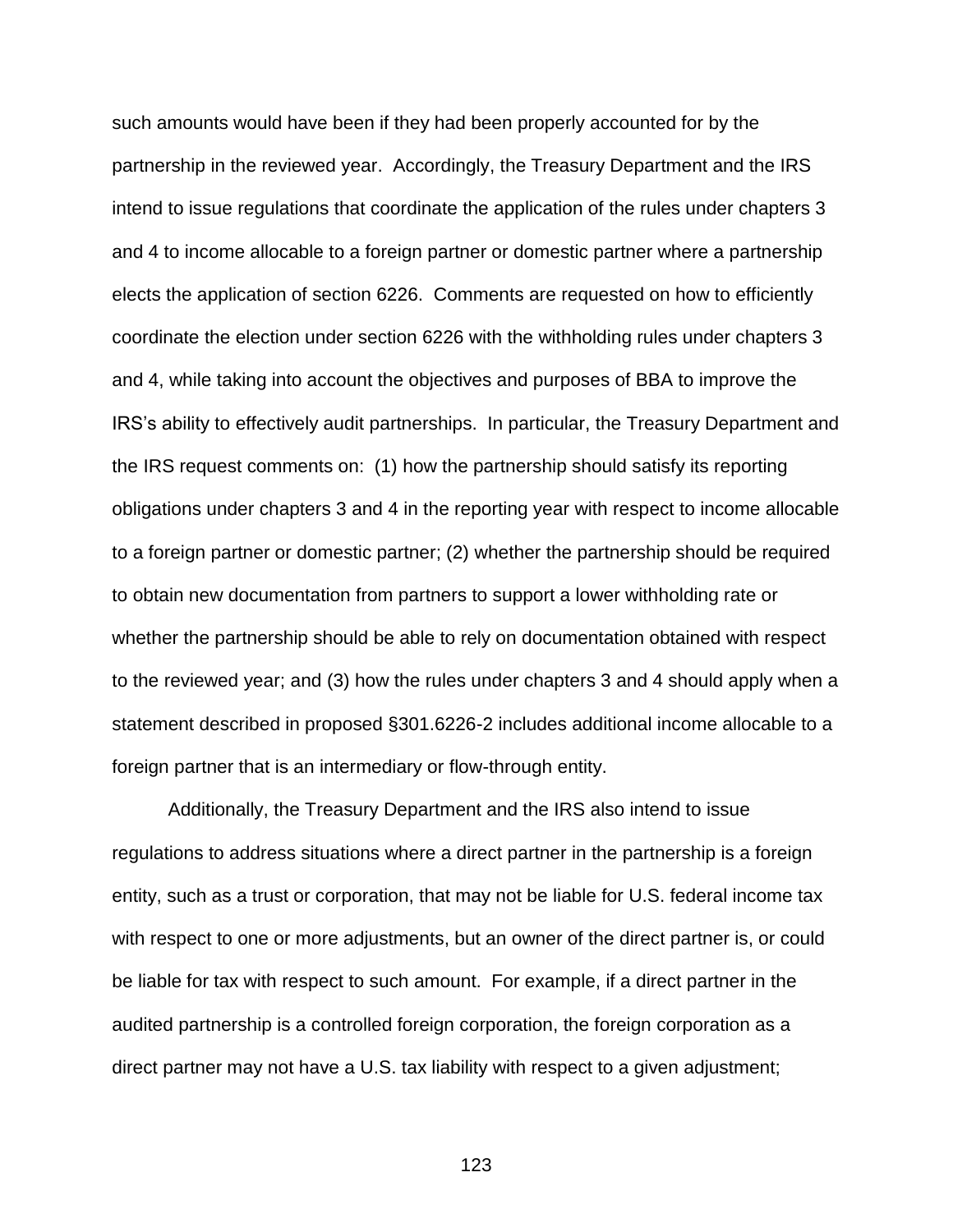such amounts would have been if they had been properly accounted for by the partnership in the reviewed year. Accordingly, the Treasury Department and the IRS intend to issue regulations that coordinate the application of the rules under chapters 3 and 4 to income allocable to a foreign partner or domestic partner where a partnership elects the application of section 6226. Comments are requested on how to efficiently coordinate the election under section 6226 with the withholding rules under chapters 3 and 4, while taking into account the objectives and purposes of BBA to improve the IRS's ability to effectively audit partnerships. In particular, the Treasury Department and the IRS request comments on: (1) how the partnership should satisfy its reporting obligations under chapters 3 and 4 in the reporting year with respect to income allocable to a foreign partner or domestic partner; (2) whether the partnership should be required to obtain new documentation from partners to support a lower withholding rate or whether the partnership should be able to rely on documentation obtained with respect to the reviewed year; and (3) how the rules under chapters 3 and 4 should apply when a statement described in proposed §301.6226-2 includes additional income allocable to a foreign partner that is an intermediary or flow-through entity.

Additionally, the Treasury Department and the IRS also intend to issue regulations to address situations where a direct partner in the partnership is a foreign entity, such as a trust or corporation, that may not be liable for U.S. federal income tax with respect to one or more adjustments, but an owner of the direct partner is, or could be liable for tax with respect to such amount. For example, if a direct partner in the audited partnership is a controlled foreign corporation, the foreign corporation as a direct partner may not have a U.S. tax liability with respect to a given adjustment;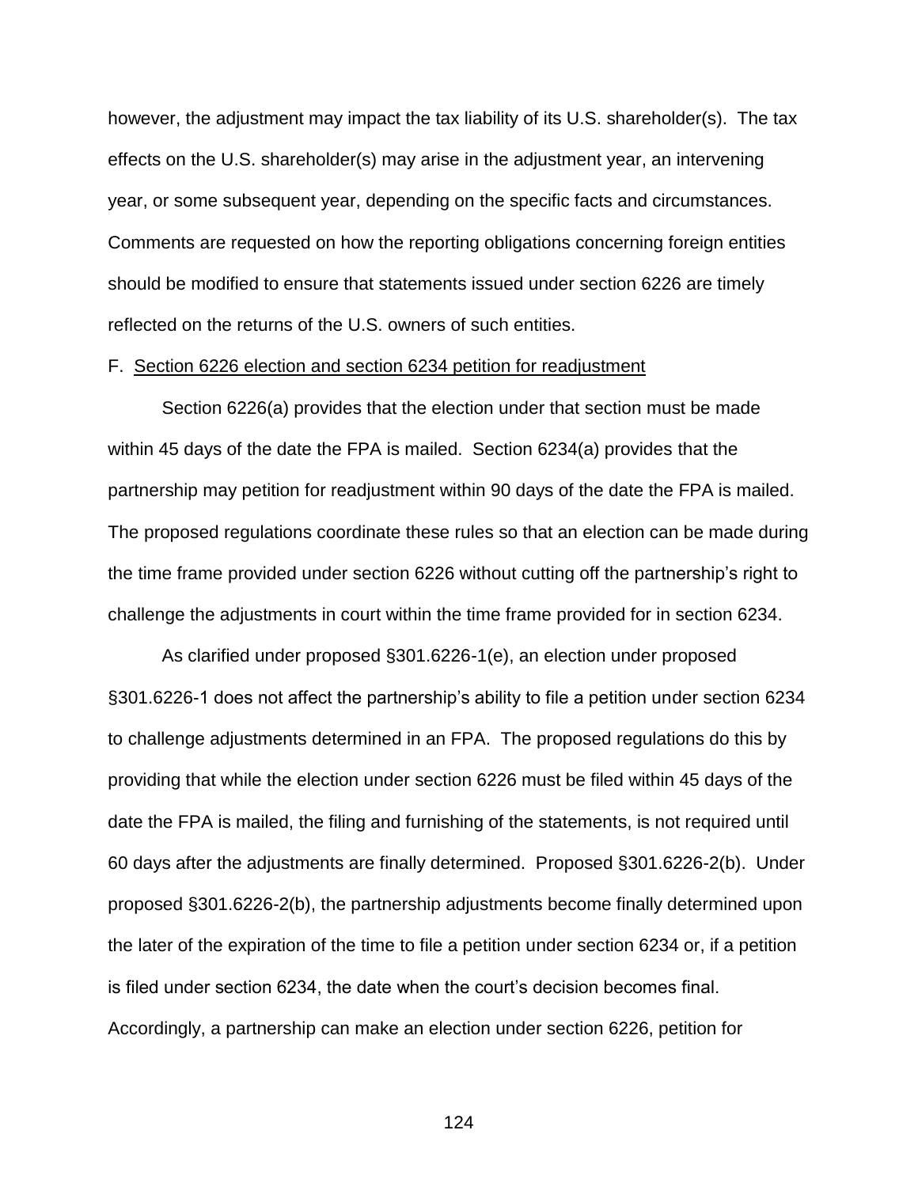however, the adjustment may impact the tax liability of its U.S. shareholder(s). The tax effects on the U.S. shareholder(s) may arise in the adjustment year, an intervening year, or some subsequent year, depending on the specific facts and circumstances. Comments are requested on how the reporting obligations concerning foreign entities should be modified to ensure that statements issued under section 6226 are timely reflected on the returns of the U.S. owners of such entities.

F. <u>Section 6226 election and section 6234 petition for readjustment</u>

Section 6226(a) provides that the election under that section must be made within 45 days of the date the FPA is mailed. Section 6234(a) provides that the partnership may petition for readjustment within 90 days of the date the FPA is mailed. The proposed regulations coordinate these rules so that an election can be made during the time frame provided under section 6226 without cutting off the partnership's right to challenge the adjustments in court within the time frame provided for in section 6234.

As clarified under proposed §301.6226-1(e), an election under proposed §301.6226-1 does not affect the partnership's ability to file a petition under section 6234 to challenge adjustments determined in an FPA. The proposed regulations do this by providing that while the election under section 6226 must be filed within 45 days of the date the FPA is mailed, the filing and furnishing of the statements, is not required until 60 days after the adjustments are finally determined. Proposed §301.6226-2(b). Under proposed §301.6226-2(b), the partnership adjustments become finally determined upon the later of the expiration of the time to file a petition under section 6234 or, if a petition is filed under section 6234, the date when the court's decision becomes final. Accordingly, a partnership can make an election under section 6226, petition for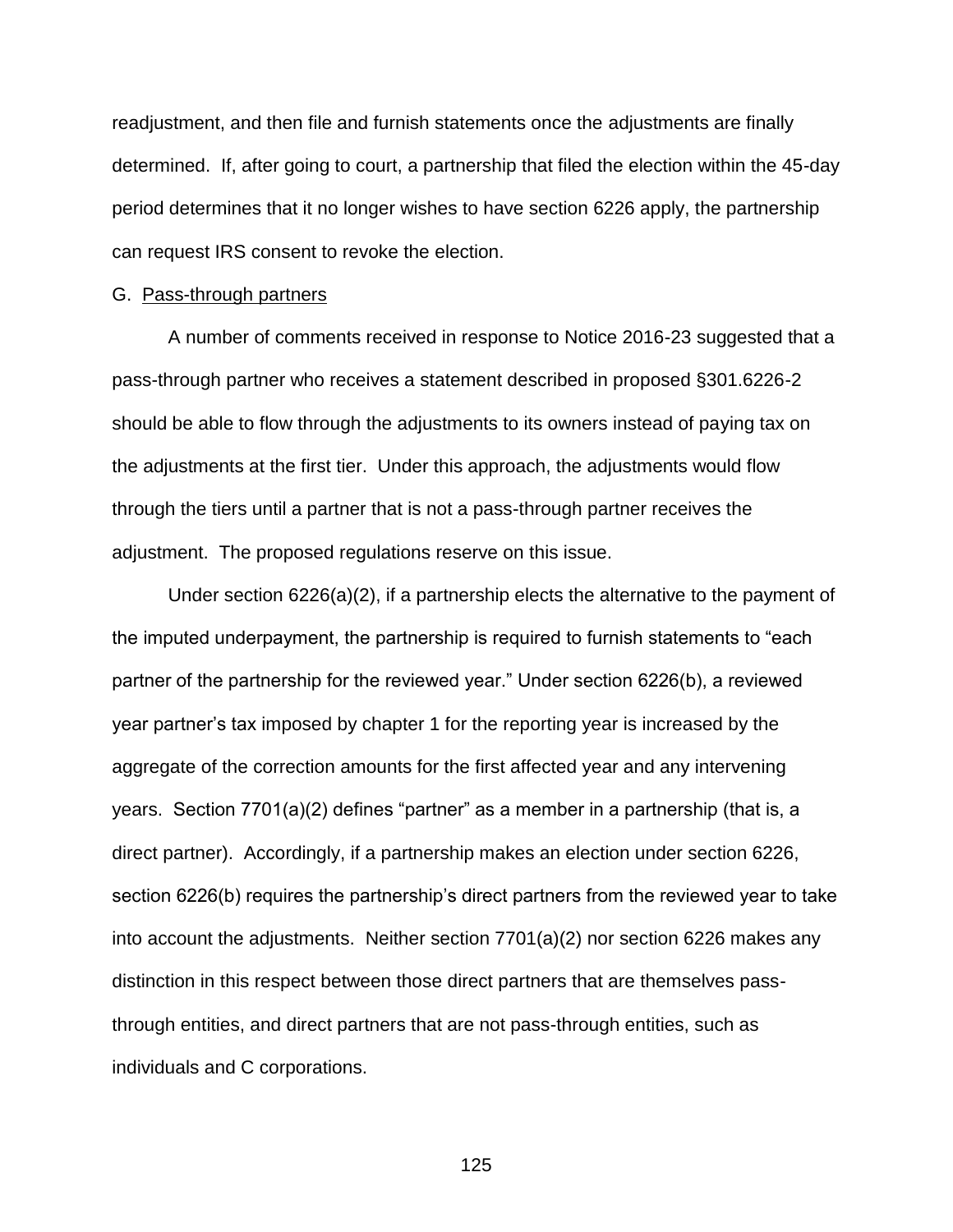readjustment, and then file and furnish statements once the adjustments are finally determined. If, after going to court, a partnership that filed the election within the 45-day period determines that it no longer wishes to have section 6226 apply, the partnership can request IRS consent to revoke the election.

### G. Pass-through partners

A number of comments received in response to Notice 2016-23 suggested that a pass-through partner who receives a statement described in proposed §301.6226-2 should be able to flow through the adjustments to its owners instead of paying tax on the adjustments at the first tier. Under this approach, the adjustments would flow through the tiers until a partner that is not a pass-through partner receives the adjustment. The proposed regulations reserve on this issue.

Under section 6226(a)(2), if a partnership elects the alternative to the payment of the imputed underpayment, the partnership is required to furnish statements to "each partner of the partnership for the reviewed year." Under section 6226(b), a reviewed year partner's tax imposed by chapter 1 for the reporting year is increased by the aggregate of the correction amounts for the first affected year and any intervening years. Section 7701(a)(2) defines "partner" as a member in a partnership (that is, a direct partner). Accordingly, if a partnership makes an election under section 6226, section 6226(b) requires the partnership's direct partners from the reviewed year to take into account the adjustments. Neither section 7701(a)(2) nor section 6226 makes any distinction in this respect between those direct partners that are themselves pass-through entities, and direct partners that are not pass-through entities, such as individuals and C corporations.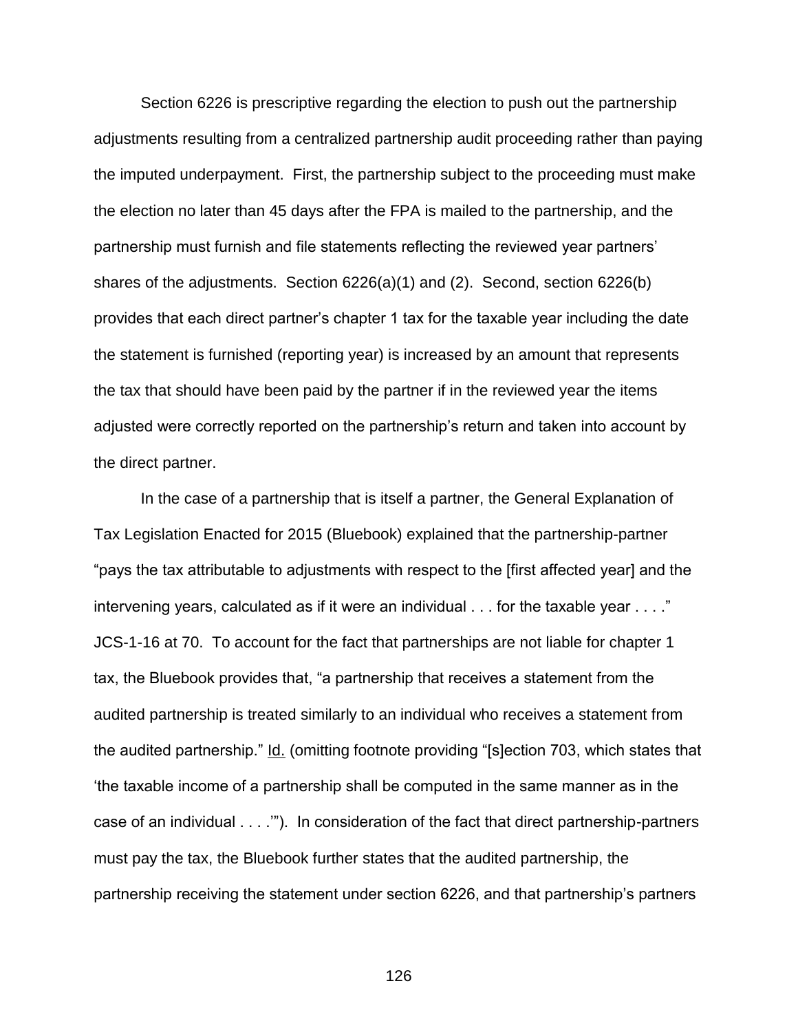Section 6226 is prescriptive regarding the election to push out the partnership adjustments resulting from a centralized partnership audit proceeding rather than paying the imputed underpayment. First, the partnership subject to the proceeding must make the election no later than 45 days after the FPA is mailed to the partnership, and the partnership must furnish and file statements reflecting the reviewed year partners' shares of the adjustments. Section 6226(a)(1) and (2). Second, section 6226(b) provides that each direct partner's chapter 1 tax for the taxable year including the date the statement is furnished (reporting year) is increased by an amount that represents the tax that should have been paid by the partner if in the reviewed year the items adjusted were correctly reported on the partnership's return and taken into account by the direct partner.

In the case of a partnership that is itself a partner, the General Explanation of Tax Legislation Enacted for 2015 (Bluebook) explained that the partnership-partner "pays the tax attributable to adjustments with respect to the [first affected year] and the intervening years, calculated as if it were an individual . . . for the taxable year . . . ." JCS-1-16 at 70. To account for the fact that partnerships are not liable for chapter 1 tax, the Bluebook provides that, "a partnership that receives a statement from the audited partnership is treated similarly to an individual who receives a statement from the audited partnership." Id. (omitting footnote providing "[s]ection 703, which states that 'the taxable income of a partnership shall be computed in the same manner as in the case of an individual . . . .'"). In consideration of the fact that direct partnership-partners must pay the tax, the Bluebook further states that the audited partnership, the partnership receiving the statement under section 6226, and that partnership's partners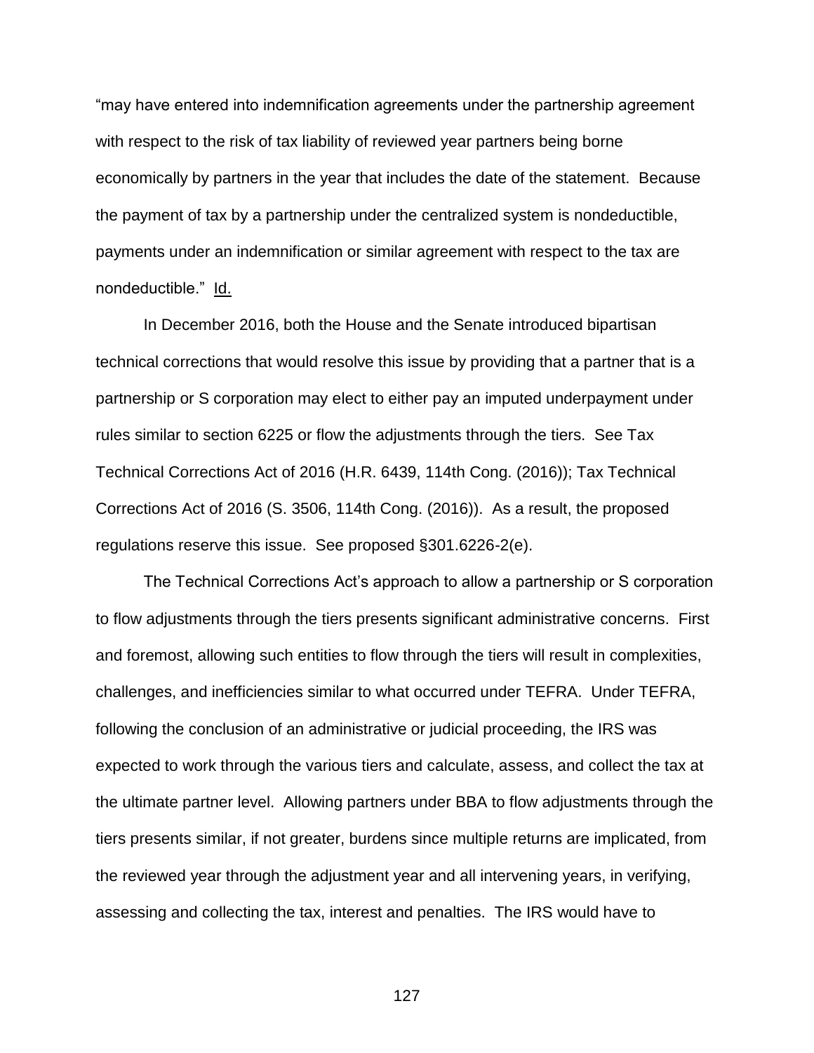"may have entered into indemnification agreements under the partnership agreement with respect to the risk of tax liability of reviewed year partners being borne economically by partners in the year that includes the date of the statement. Because the payment of tax by a partnership under the centralized system is nondeductible, payments under an indemnification or similar agreement with respect to the tax are nondeductible." Id.

In December 2016, both the House and the Senate introduced bipartisan technical corrections that would resolve this issue by providing that a partner that is a partnership or S corporation may elect to either pay an imputed underpayment under rules similar to section 6225 or flow the adjustments through the tiers. See Tax Technical Corrections Act of 2016 (H.R. 6439, 114th Cong. (2016)); Tax Technical Corrections Act of 2016 (S. 3506, 114th Cong. (2016)). As a result, the proposed regulations reserve this issue. See proposed §301.6226-2(e).

The Technical Corrections Act's approach to allow a partnership or S corporation to flow adjustments through the tiers presents significant administrative concerns. First and foremost, allowing such entities to flow through the tiers will result in complexities, challenges, and inefficiencies similar to what occurred under TEFRA. Under TEFRA, following the conclusion of an administrative or judicial proceeding, the IRS was expected to work through the various tiers and calculate, assess, and collect the tax at the ultimate partner level. Allowing partners under BBA to flow adjustments through the tiers presents similar, if not greater, burdens since multiple returns are implicated, from the reviewed year through the adjustment year and all intervening years, in verifying, assessing and collecting the tax, interest and penalties. The IRS would have to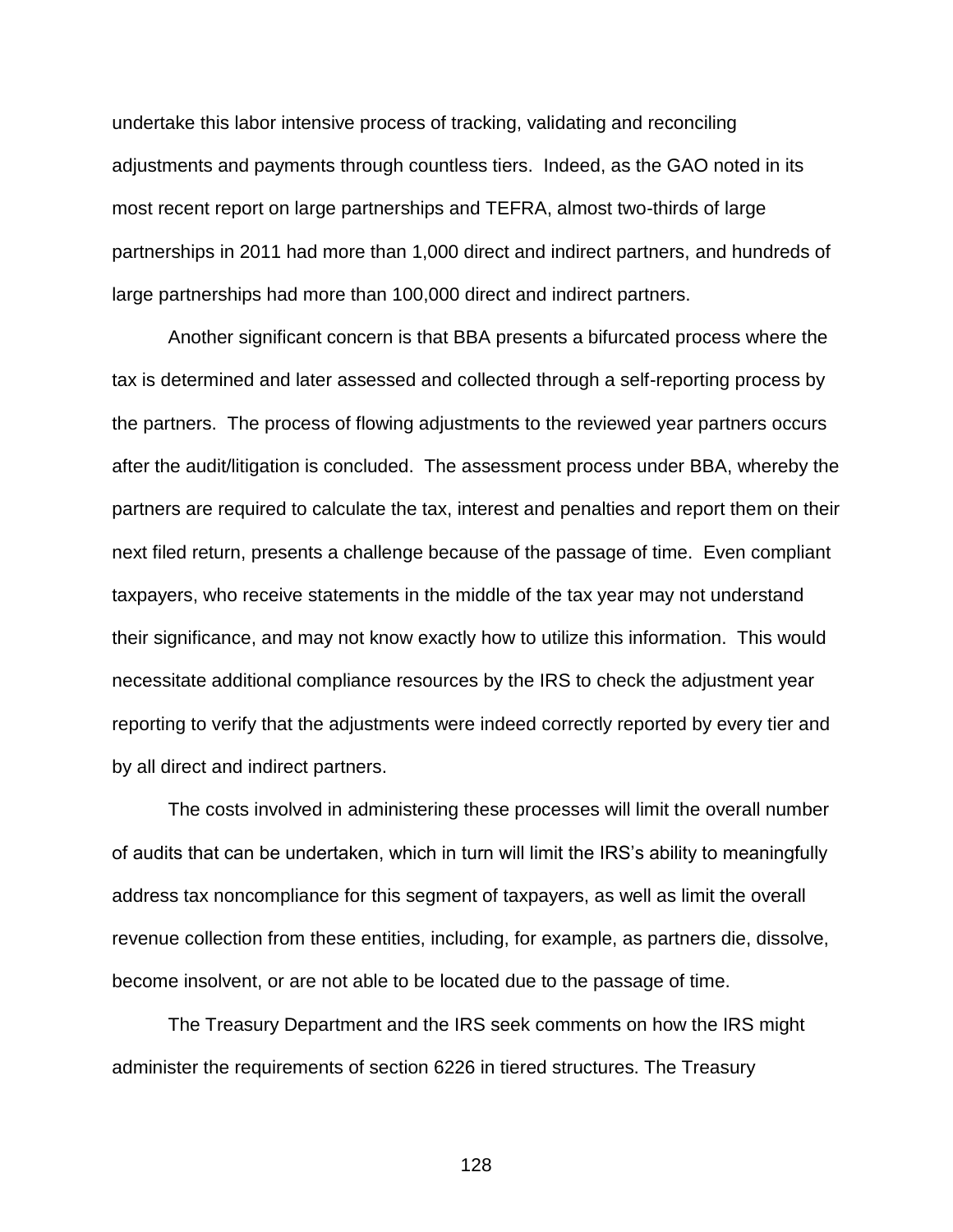undertake this labor intensive process of tracking, validating and reconciling adjustments and payments through countless tiers. Indeed, as the GAO noted in its most recent report on large partnerships and TEFRA, almost two-thirds of large partnerships in 2011 had more than 1,000 direct and indirect partners, and hundreds of large partnerships had more than 100,000 direct and indirect partners.

Another significant concern is that BBA presents a bifurcated process where the tax is determined and later assessed and collected through a self-reporting process by the partners. The process of flowing adjustments to the reviewed year partners occurs after the audit/litigation is concluded. The assessment process under BBA, whereby the partners are required to calculate the tax, interest and penalties and report them on their next filed return, presents a challenge because of the passage of time. Even compliant taxpayers, who receive statements in the middle of the tax year may not understand their significance, and may not know exactly how to utilize this information. This would necessitate additional compliance resources by the IRS to check the adjustment year reporting to verify that the adjustments were indeed correctly reported by every tier and by all direct and indirect partners.

The costs involved in administering these processes will limit the overall number of audits that can be undertaken, which in turn will limit the IRS's ability to meaningfully address tax noncompliance for this segment of taxpayers, as well as limit the overall revenue collection from these entities, including, for example, as partners die, dissolve, become insolvent, or are not able to be located due to the passage of time.

The Treasury Department and the IRS seek comments on how the IRS might administer the requirements of section 6226 in tiered structures. The Treasury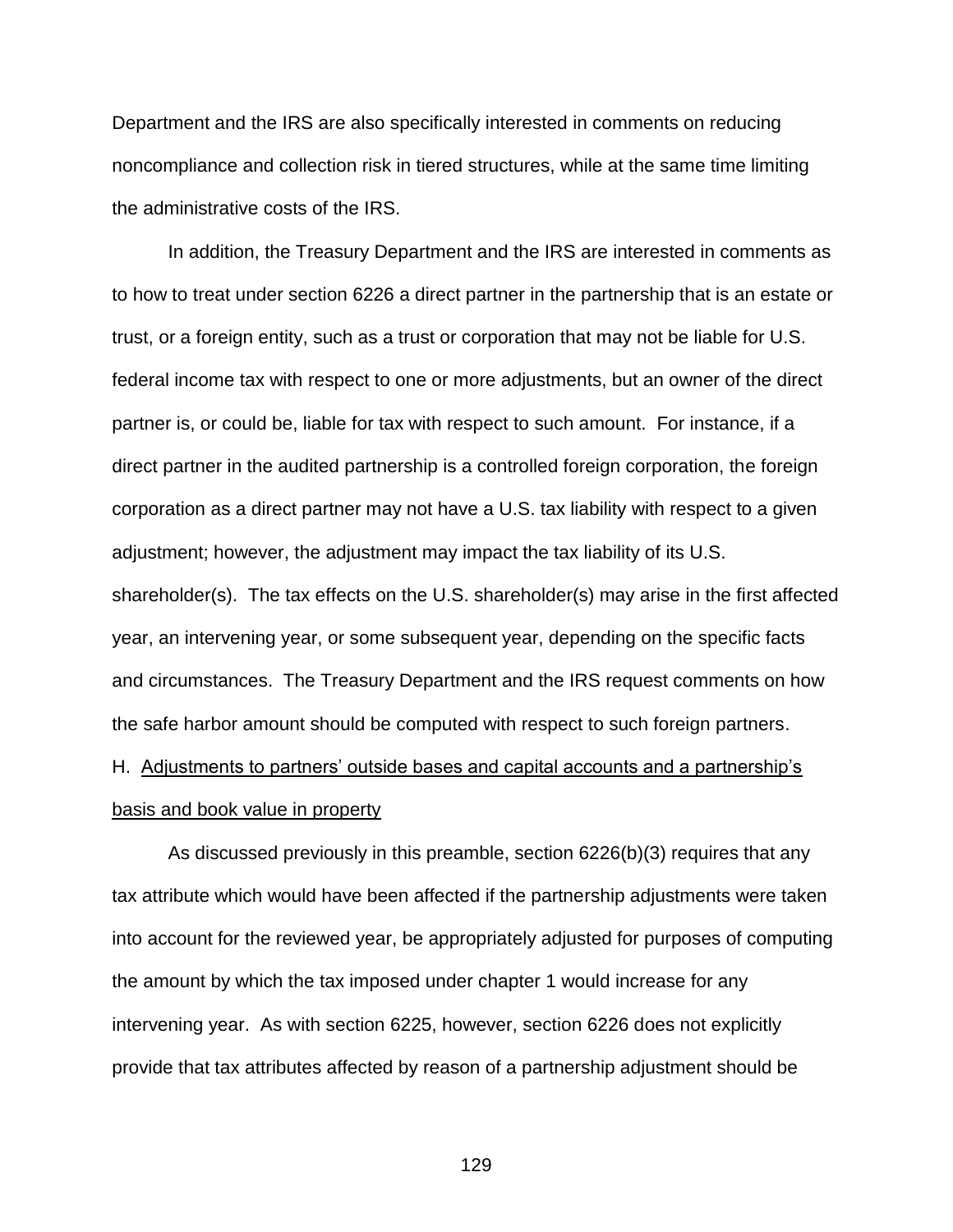Department and the IRS are also specifically interested in comments on reducing noncompliance and collection risk in tiered structures, while at the same time limiting the administrative costs of the IRS.

In addition, the Treasury Department and the IRS are interested in comments as to how to treat under section 6226 a direct partner in the partnership that is an estate or trust, or a foreign entity, such as a trust or corporation that may not be liable for U.S. federal income tax with respect to one or more adjustments, but an owner of the direct partner is, or could be, liable for tax with respect to such amount. For instance, if a direct partner in the audited partnership is a controlled foreign corporation, the foreign corporation as a direct partner may not have a U.S. tax liability with respect to a given adjustment; however, the adjustment may impact the tax liability of its U.S. shareholder(s). The tax effects on the U.S. shareholder(s) may arise in the first affected year, an intervening year, or some subsequent year, depending on the specific facts and circumstances. The Treasury Department and the IRS request comments on how the safe harbor amount should be computed with respect to such foreign partners.

H. Adjustments to partners' outside bases and capital accounts and a partnership's basis and book value in property

As discussed previously in this preamble, section 6226(b)(3) requires that any tax attribute which would have been affected if the partnership adjustments were taken into account for the reviewed year, be appropriately adjusted for purposes of computing the amount by which the tax imposed under chapter 1 would increase for any intervening year. As with section 6225, however, section 6226 does not explicitly provide that tax attributes affected by reason of a partnership adjustment should be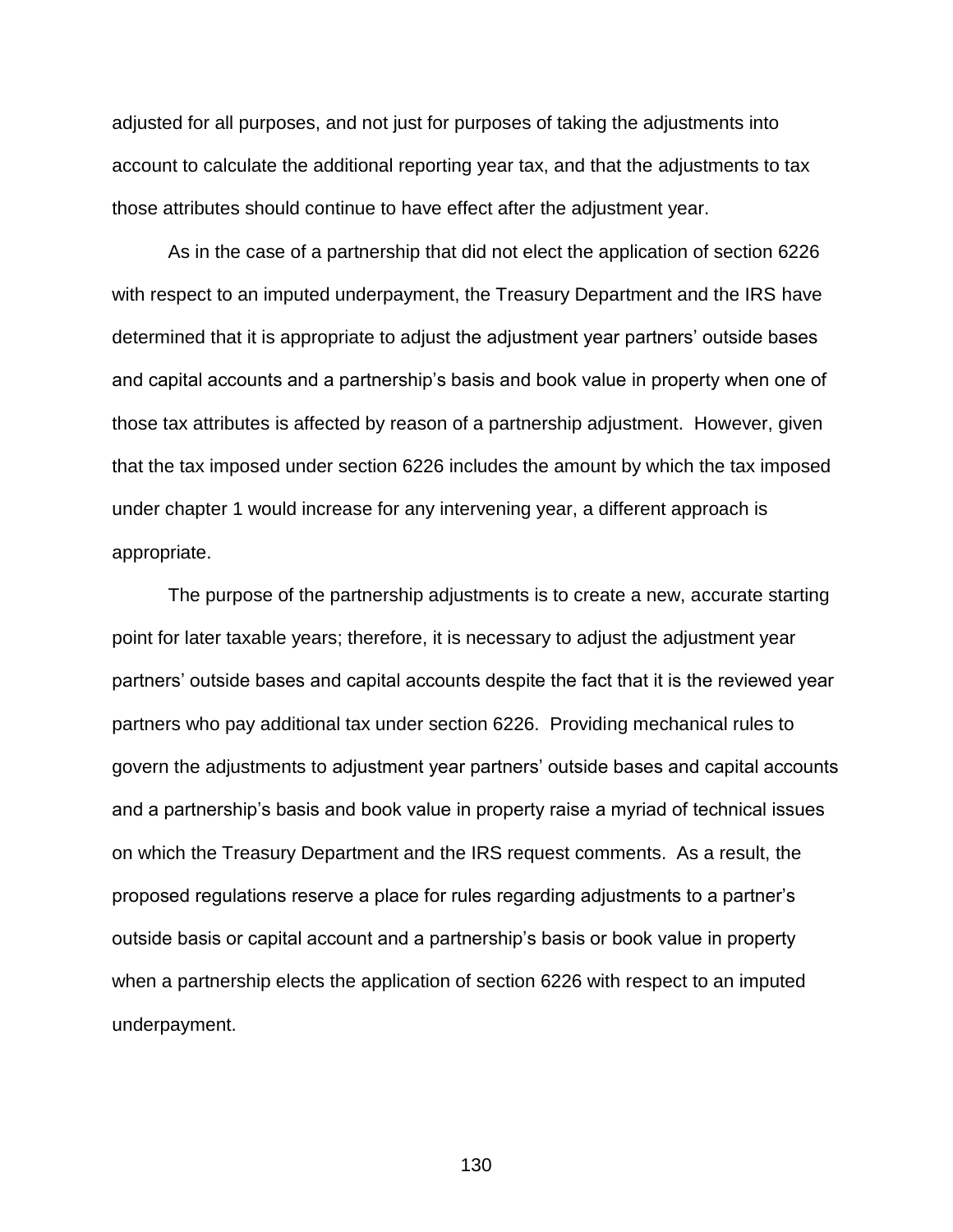adjusted for all purposes, and not just for purposes of taking the adjustments into account to calculate the additional reporting year tax, and that the adjustments to tax those attributes should continue to have effect after the adjustment year.

As in the case of a partnership that did not elect the application of section 6226 with respect to an imputed underpayment, the Treasury Department and the IRS have determined that it is appropriate to adjust the adjustment year partners' outside bases and capital accounts and a partnership's basis and book value in property when one of those tax attributes is affected by reason of a partnership adjustment. However, given that the tax imposed under section 6226 includes the amount by which the tax imposed under chapter 1 would increase for any intervening year, a different approach is appropriate.

The purpose of the partnership adjustments is to create a new, accurate starting point for later taxable years; therefore, it is necessary to adjust the adjustment year partners' outside bases and capital accounts despite the fact that it is the reviewed year partners who pay additional tax under section 6226. Providing mechanical rules to govern the adjustments to adjustment year partners' outside bases and capital accounts and a partnership's basis and book value in property raise a myriad of technical issues on which the Treasury Department and the IRS request comments. As a result, the proposed regulations reserve a place for rules regarding adjustments to a partner's outside basis or capital account and a partnership's basis or book value in property when a partnership elects the application of section 6226 with respect to an imputed underpayment.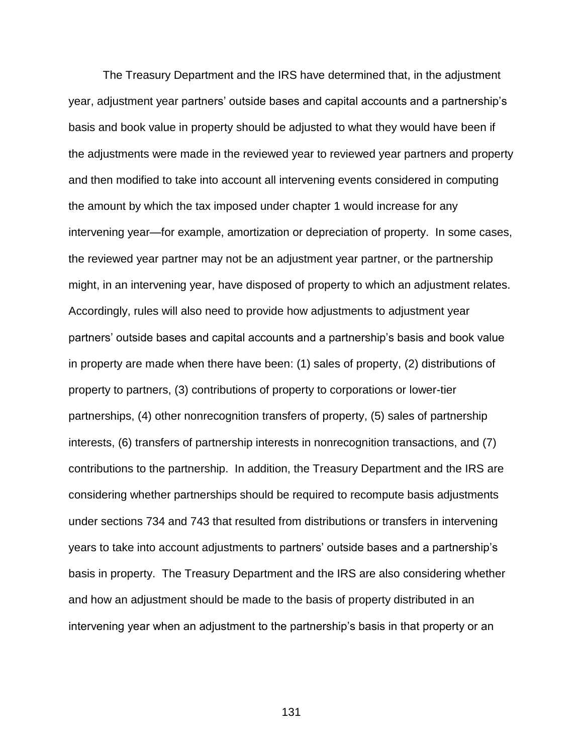The Treasury Department and the IRS have determined that, in the adjustment year, adjustment year partners' outside bases and capital accounts and a partnership's basis and book value in property should be adjusted to what they would have been if the adjustments were made in the reviewed year to reviewed year partners and property and then modified to take into account all intervening events considered in computing the amount by which the tax imposed under chapter 1 would increase for any intervening year—for example, amortization or depreciation of property. In some cases, the reviewed year partner may not be an adjustment year partner, or the partnership might, in an intervening year, have disposed of property to which an adjustment relates. Accordingly, rules will also need to provide how adjustments to adjustment year partners' outside bases and capital accounts and a partnership's basis and book value in property are made when there have been: (1) sales of property, (2) distributions of property to partners, (3) contributions of property to corporations or lower-tier partnerships, (4) other nonrecognition transfers of property, (5) sales of partnership interests, (6) transfers of partnership interests in nonrecognition transactions, and (7) contributions to the partnership. In addition, the Treasury Department and the IRS are considering whether partnerships should be required to recompute basis adjustments under sections 734 and 743 that resulted from distributions or transfers in intervening years to take into account adjustments to partners' outside bases and a partnership's basis in property. The Treasury Department and the IRS are also considering whether and how an adjustment should be made to the basis of property distributed in an intervening year when an adjustment to the partnership's basis in that property or an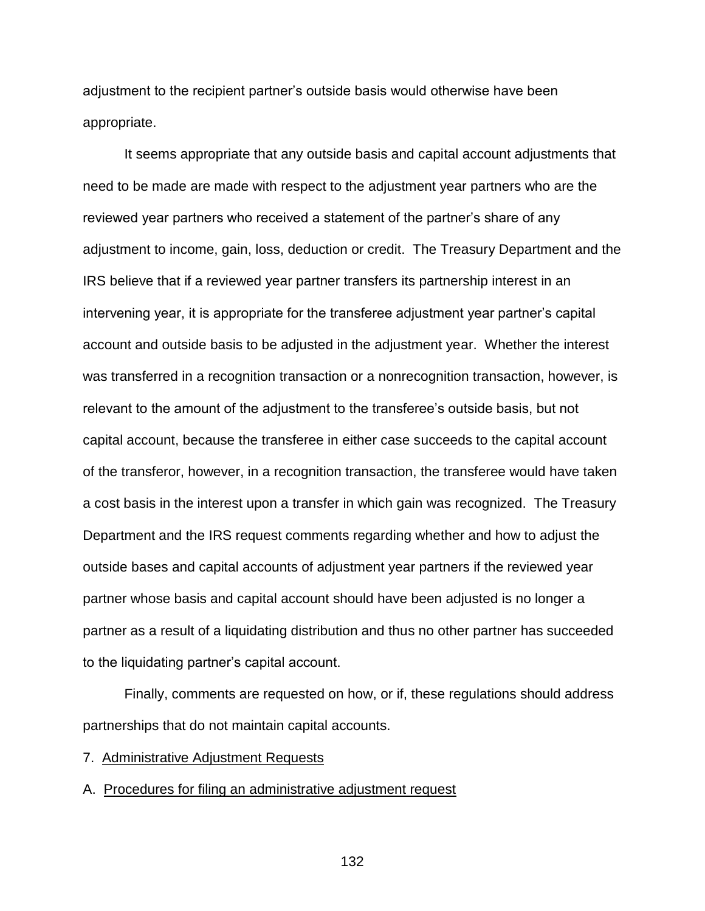adjustment to the recipient partner's outside basis would otherwise have been appropriate.

It seems appropriate that any outside basis and capital account adjustments that need to be made are made with respect to the adjustment year partners who are the reviewed year partners who received a statement of the partner's share of any adjustment to income, gain, loss, deduction or credit. The Treasury Department and the IRS believe that if a reviewed year partner transfers its partnership interest in an intervening year, it is appropriate for the transferee adjustment year partner's capital account and outside basis to be adjusted in the adjustment year. Whether the interest was transferred in a recognition transaction or a nonrecognition transaction, however, is relevant to the amount of the adjustment to the transferee's outside basis, but not capital account, because the transferee in either case succeeds to the capital account of the transferor, however, in a recognition transaction, the transferee would have taken a cost basis in the interest upon a transfer in which gain was recognized. The Treasury Department and the IRS request comments regarding whether and how to adjust the outside bases and capital accounts of adjustment year partners if the reviewed year partner whose basis and capital account should have been adjusted is no longer a partner as a result of a liquidating distribution and thus no other partner has succeeded to the liquidating partner's capital account.

Finally, comments are requested on how, or if, these regulations should address partnerships that do not maintain capital accounts.

7. Administrative Adjustment Requests

A. Procedures for filing an administrative adjustment request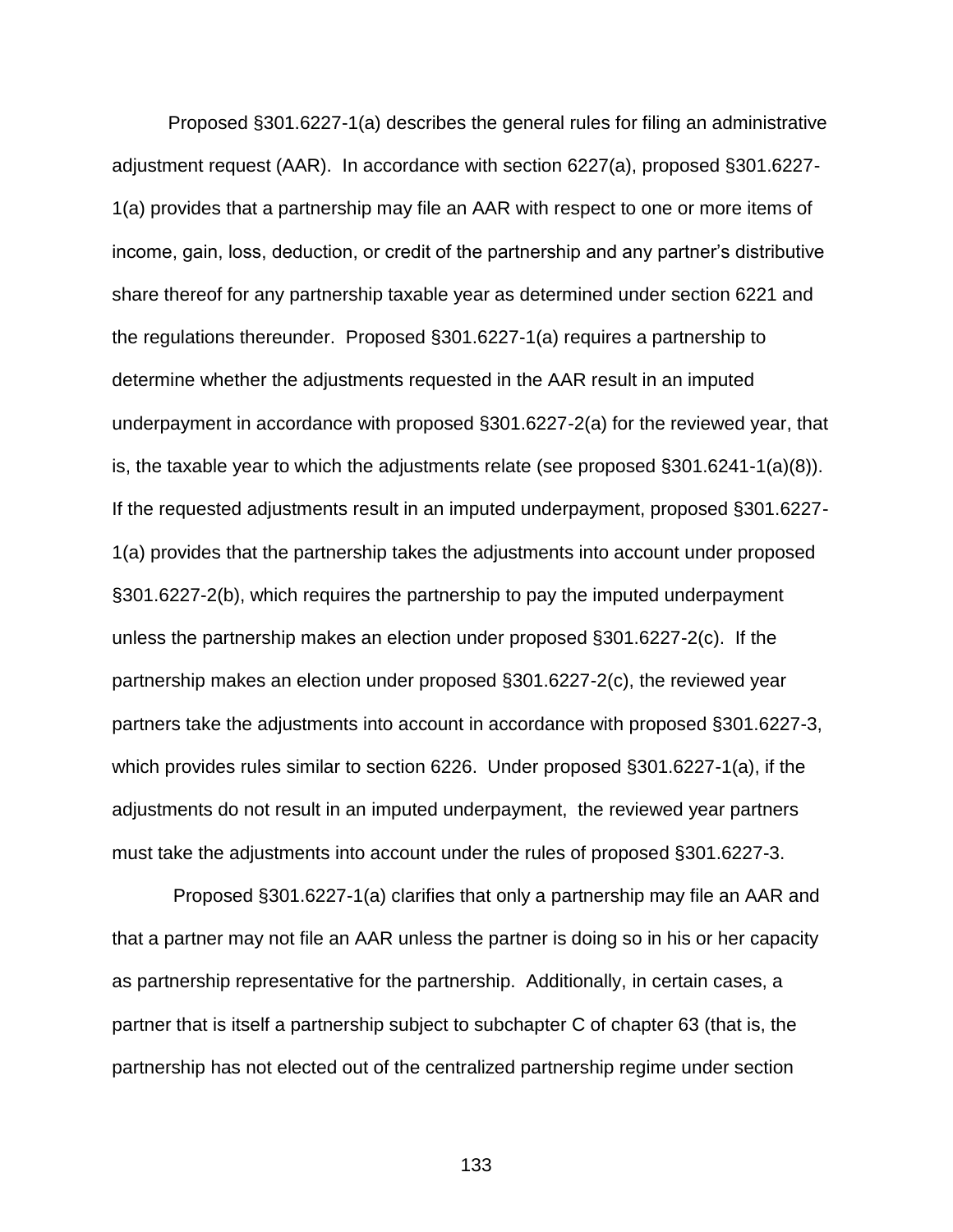Proposed §301.6227-1(a) describes the general rules for filing an administrative adjustment request (AAR). In accordance with section 6227(a), proposed §301.6227-1(a) provides that a partnership may file an AAR with respect to one or more items of income, gain, loss, deduction, or credit of the partnership and any partner's distributive share thereof for any partnership taxable year as determined under section 6221 and the regulations thereunder. Proposed §301.6227-1(a) requires a partnership to determine whether the adjustments requested in the AAR result in an imputed underpayment in accordance with proposed §301.6227-2(a) for the reviewed year, that is, the taxable year to which the adjustments relate (see proposed §301.6241-1(a)(8)). If the requested adjustments result in an imputed underpayment, proposed §301.6227-1(a) provides that the partnership takes the adjustments into account under proposed §301.6227-2(b), which requires the partnership to pay the imputed underpayment unless the partnership makes an election under proposed §301.6227-2(c). If the partnership makes an election under proposed §301.6227-2(c), the reviewed year partners take the adjustments into account in accordance with proposed §301.6227-3, which provides rules similar to section 6226. Under proposed §301.6227-1(a), if the adjustments do not result in an imputed underpayment, the reviewed year partners must take the adjustments into account under the rules of proposed §301.6227-3.

Proposed §301.6227-1(a) clarifies that only a partnership may file an AAR and that a partner may not file an AAR unless the partner is doing so in his or her capacity as partnership representative for the partnership. Additionally, in certain cases, a partner that is itself a partnership subject to subchapter C of chapter 63 (that is, the partnership has not elected out of the centralized partnership regime under section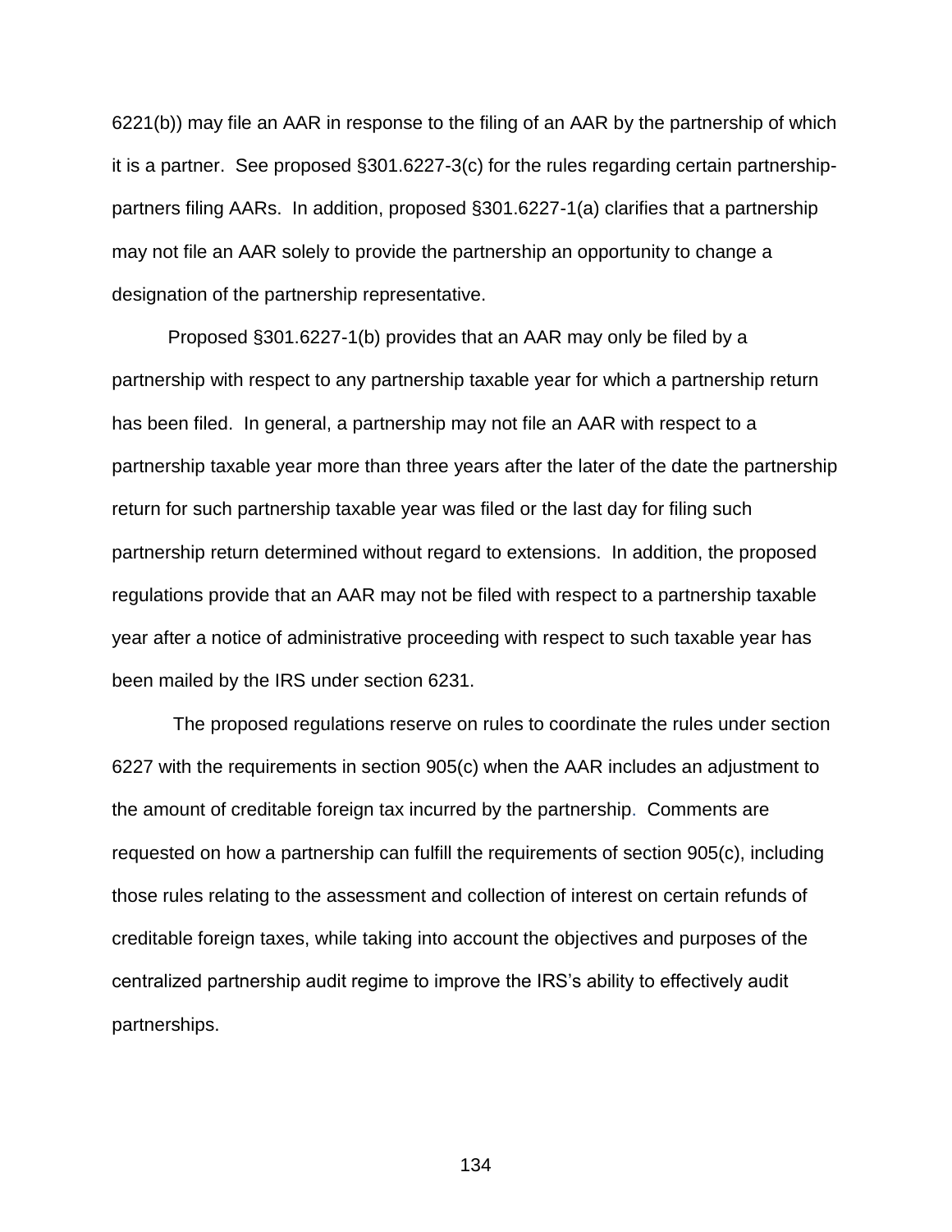6221(b)) may file an AAR in response to the filing of an AAR by the partnership of which it is a partner. See proposed §301.6227-3(c) for the rules regarding certain partnership-partners filing AARs. In addition, proposed §301.6227-1(a) clarifies that a partnership may not file an AAR solely to provide the partnership an opportunity to change a designation of the partnership representative.

Proposed §301.6227-1(b) provides that an AAR may only be filed by a partnership with respect to any partnership taxable year for which a partnership return has been filed. In general, a partnership may not file an AAR with respect to a partnership taxable year more than three years after the later of the date the partnership return for such partnership taxable year was filed or the last day for filing such partnership return determined without regard to extensions. In addition, the proposed regulations provide that an AAR may not be filed with respect to a partnership taxable year after a notice of administrative proceeding with respect to such taxable year has been mailed by the IRS under section 6231.

The proposed regulations reserve on rules to coordinate the rules under section 6227 with the requirements in section 905(c) when the AAR includes an adjustment to the amount of creditable foreign tax incurred by the partnership. Comments are requested on how a partnership can fulfill the requirements of section 905(c), including those rules relating to the assessment and collection of interest on certain refunds of creditable foreign taxes, while taking into account the objectives and purposes of the centralized partnership audit regime to improve the IRS's ability to effectively audit partnerships.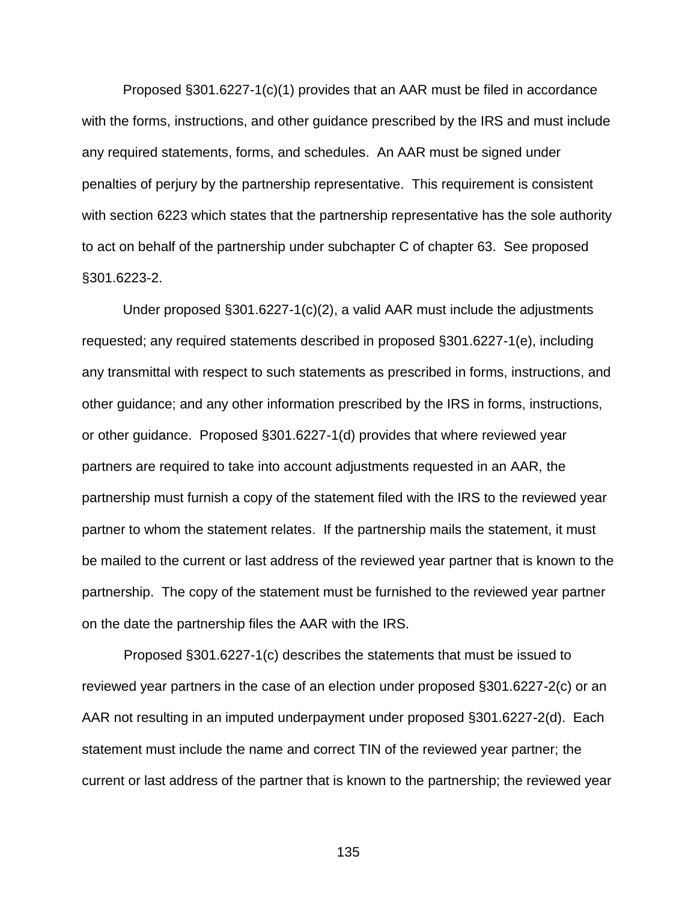Proposed §301.6227-1(c)(1) provides that an AAR must be filed in accordance with the forms, instructions, and other guidance prescribed by the IRS and must include any required statements, forms, and schedules. An AAR must be signed under penalties of perjury by the partnership representative. This requirement is consistent with section 6223 which states that the partnership representative has the sole authority to act on behalf of the partnership under subchapter C of chapter 63. See proposed §301.6223-2.

Under proposed §301.6227-1(c)(2), a valid AAR must include the adjustments requested; any required statements described in proposed §301.6227-1(e), including any transmittal with respect to such statements as prescribed in forms, instructions, and other guidance; and any other information prescribed by the IRS in forms, instructions, or other guidance. Proposed §301.6227-1(d) provides that where reviewed year partners are required to take into account adjustments requested in an AAR, the partnership must furnish a copy of the statement filed with the IRS to the reviewed year partner to whom the statement relates. If the partnership mails the statement, it must be mailed to the current or last address of the reviewed year partner that is known to the partnership. The copy of the statement must be furnished to the reviewed year partner on the date the partnership files the AAR with the IRS.

Proposed §301.6227-1(c) describes the statements that must be issued to reviewed year partners in the case of an election under proposed §301.6227-2(c) or an AAR not resulting in an imputed underpayment under proposed §301.6227-2(d). Each statement must include the name and correct TIN of the reviewed year partner; the current or last address of the partner that is known to the partnership; the reviewed year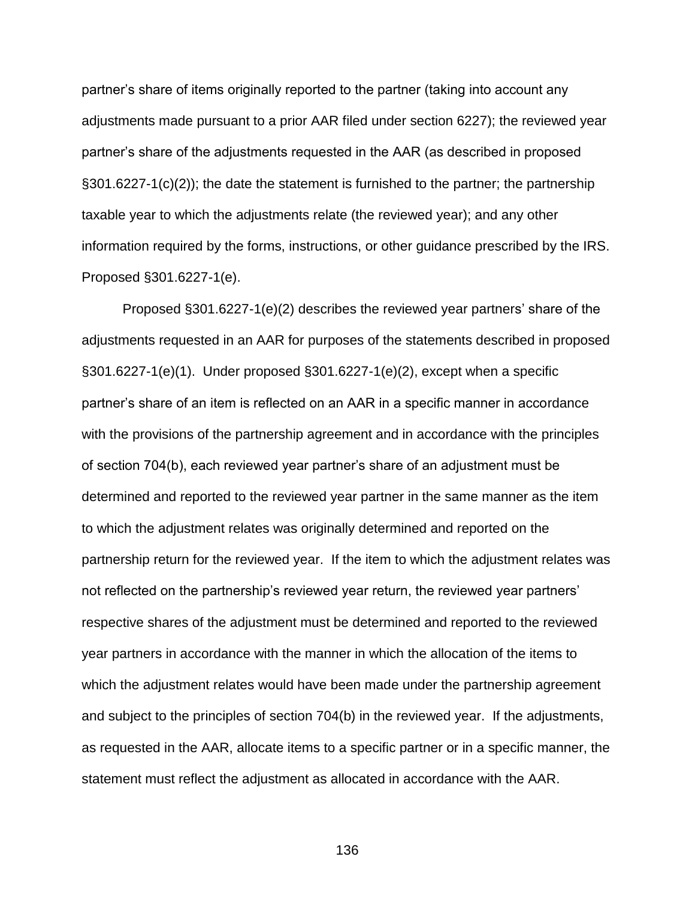partner's share of items originally reported to the partner (taking into account any adjustments made pursuant to a prior AAR filed under section 6227); the reviewed year partner's share of the adjustments requested in the AAR (as described in proposed §301.6227-1(c)(2)); the date the statement is furnished to the partner; the partnership taxable year to which the adjustments relate (the reviewed year); and any other information required by the forms, instructions, or other guidance prescribed by the IRS. Proposed §301.6227-1(e).

Proposed §301.6227-1(e)(2) describes the reviewed year partners' share of the adjustments requested in an AAR for purposes of the statements described in proposed §301.6227-1(e)(1). Under proposed §301.6227-1(e)(2), except when a specific partner's share of an item is reflected on an AAR in a specific manner in accordance with the provisions of the partnership agreement and in accordance with the principles of section 704(b), each reviewed year partner's share of an adjustment must be determined and reported to the reviewed year partner in the same manner as the item to which the adjustment relates was originally determined and reported on the partnership return for the reviewed year. If the item to which the adjustment relates was not reflected on the partnership's reviewed year return, the reviewed year partners' respective shares of the adjustment must be determined and reported to the reviewed year partners in accordance with the manner in which the allocation of the items to which the adjustment relates would have been made under the partnership agreement and subject to the principles of section 704(b) in the reviewed year. If the adjustments, as requested in the AAR, allocate items to a specific partner or in a specific manner, the statement must reflect the adjustment as allocated in accordance with the AAR.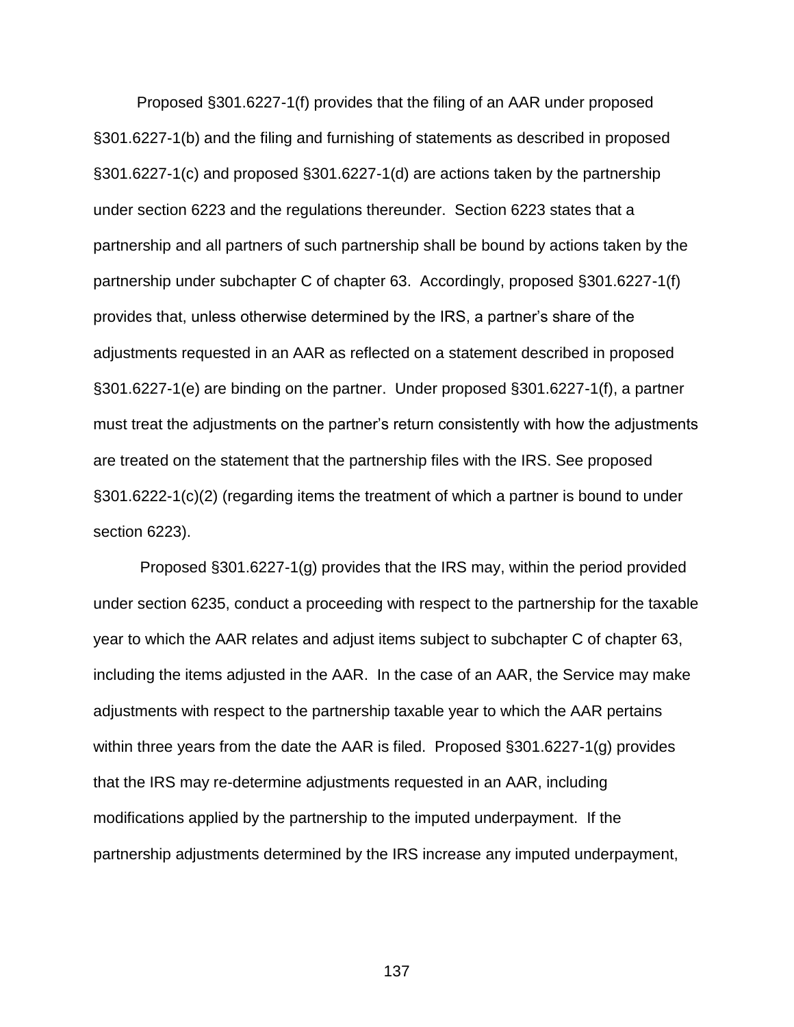Proposed §301.6227-1(f) provides that the filing of an AAR under proposed §301.6227-1(b) and the filing and furnishing of statements as described in proposed §301.6227-1(c) and proposed §301.6227-1(d) are actions taken by the partnership under section 6223 and the regulations thereunder. Section 6223 states that a partnership and all partners of such partnership shall be bound by actions taken by the partnership under subchapter C of chapter 63. Accordingly, proposed §301.6227-1(f) provides that, unless otherwise determined by the IRS, a partner's share of the adjustments requested in an AAR as reflected on a statement described in proposed §301.6227-1(e) are binding on the partner. Under proposed §301.6227-1(f), a partner must treat the adjustments on the partner's return consistently with how the adjustments are treated on the statement that the partnership files with the IRS. See proposed §301.6222-1(c)(2) (regarding items the treatment of which a partner is bound to under section 6223).

Proposed §301.6227-1(g) provides that the IRS may, within the period provided under section 6235, conduct a proceeding with respect to the partnership for the taxable year to which the AAR relates and adjust items subject to subchapter C of chapter 63, including the items adjusted in the AAR. In the case of an AAR, the Service may make adjustments with respect to the partnership taxable year to which the AAR pertains within three years from the date the AAR is filed. Proposed §301.6227-1(g) provides that the IRS may re-determine adjustments requested in an AAR, including modifications applied by the partnership to the imputed underpayment. If the partnership adjustments determined by the IRS increase any imputed underpayment,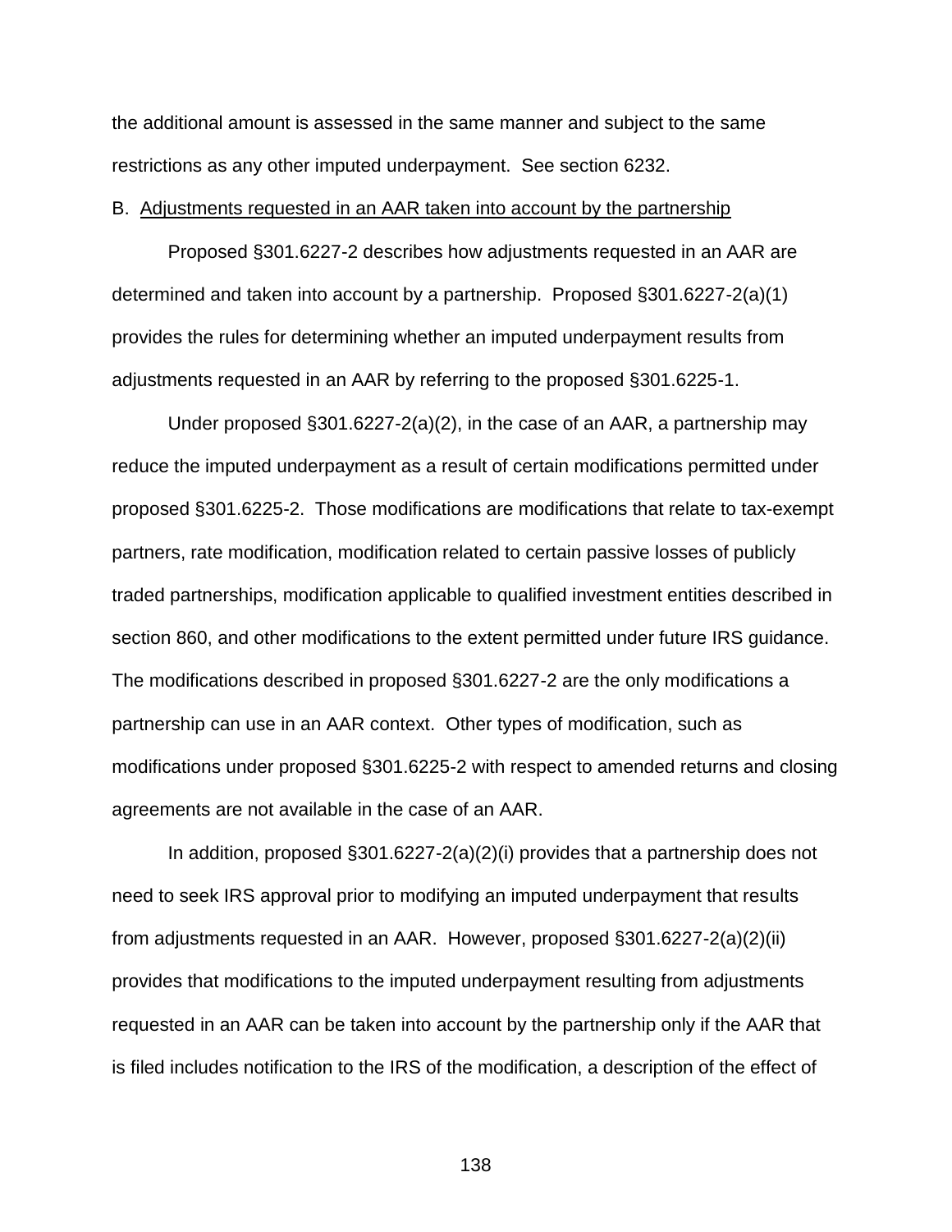the additional amount is assessed in the same manner and subject to the same restrictions as any other imputed underpayment. See section 6232.

B. <u>Adjustments requested in an AAR taken into account by the partnership</u>

Proposed §301.6227-2 describes how adjustments requested in an AAR are determined and taken into account by a partnership. Proposed §301.6227-2(a)(1) provides the rules for determining whether an imputed underpayment results from adjustments requested in an AAR by referring to the proposed §301.6225-1.

Under proposed §301.6227-2(a)(2), in the case of an AAR, a partnership may reduce the imputed underpayment as a result of certain modifications permitted under proposed §301.6225-2. Those modifications are modifications that relate to tax-exempt partners, rate modification, modification related to certain passive losses of publicly traded partnerships, modification applicable to qualified investment entities described in section 860, and other modifications to the extent permitted under future IRS guidance. The modifications described in proposed §301.6227-2 are the only modifications a partnership can use in an AAR context. Other types of modification, such as modifications under proposed §301.6225-2 with respect to amended returns and closing agreements are not available in the case of an AAR.

In addition, proposed §301.6227-2(a)(2)(i) provides that a partnership does not need to seek IRS approval prior to modifying an imputed underpayment that results from adjustments requested in an AAR. However, proposed §301.6227-2(a)(2)(ii) provides that modifications to the imputed underpayment resulting from adjustments requested in an AAR can be taken into account by the partnership only if the AAR that is filed includes notification to the IRS of the modification, a description of the effect of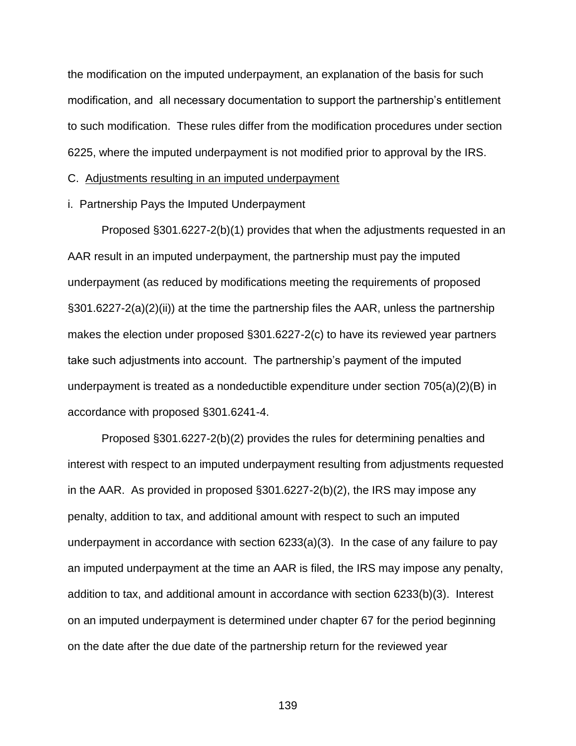the modification on the imputed underpayment, an explanation of the basis for such modification, and all necessary documentation to support the partnership's entitlement to such modification. These rules differ from the modification procedures under section 6225, where the imputed underpayment is not modified prior to approval by the IRS.

C. Adjustments resulting in an imputed underpayment

i. Partnership Pays the Imputed Underpayment

Proposed §301.6227-2(b)(1) provides that when the adjustments requested in an AAR result in an imputed underpayment, the partnership must pay the imputed underpayment (as reduced by modifications meeting the requirements of proposed §301.6227-2(a)(2)(ii)) at the time the partnership files the AAR, unless the partnership makes the election under proposed §301.6227-2(c) to have its reviewed year partners take such adjustments into account. The partnership's payment of the imputed underpayment is treated as a nondeductible expenditure under section 705(a)(2)(B) in accordance with proposed §301.6241-4.

Proposed §301.6227-2(b)(2) provides the rules for determining penalties and interest with respect to an imputed underpayment resulting from adjustments requested in the AAR. As provided in proposed §301.6227-2(b)(2), the IRS may impose any penalty, addition to tax, and additional amount with respect to such an imputed underpayment in accordance with section 6233(a)(3). In the case of any failure to pay an imputed underpayment at the time an AAR is filed, the IRS may impose any penalty, addition to tax, and additional amount in accordance with section 6233(b)(3). Interest on an imputed underpayment is determined under chapter 67 for the period beginning on the date after the due date of the partnership return for the reviewed year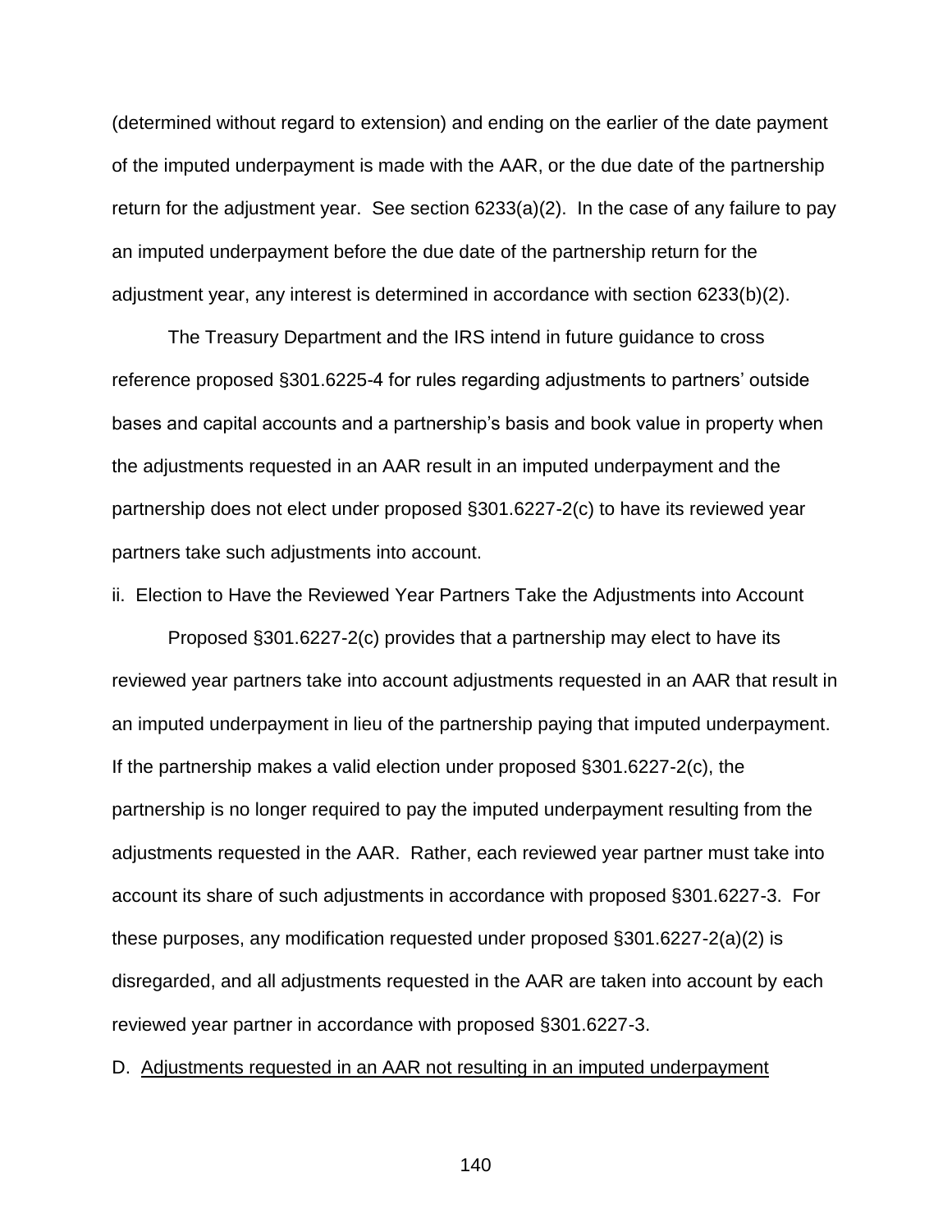(determined without regard to extension) and ending on the earlier of the date payment of the imputed underpayment is made with the AAR, or the due date of the partnership return for the adjustment year. See section 6233(a)(2). In the case of any failure to pay an imputed underpayment before the due date of the partnership return for the adjustment year, any interest is determined in accordance with section 6233(b)(2).

The Treasury Department and the IRS intend in future guidance to cross reference proposed §301.6225-4 for rules regarding adjustments to partners' outside bases and capital accounts and a partnership's basis and book value in property when the adjustments requested in an AAR result in an imputed underpayment and the partnership does not elect under proposed §301.6227-2(c) to have its reviewed year partners take such adjustments into account.

ii. Election to Have the Reviewed Year Partners Take the Adjustments into Account

Proposed §301.6227-2(c) provides that a partnership may elect to have its reviewed year partners take into account adjustments requested in an AAR that result in an imputed underpayment in lieu of the partnership paying that imputed underpayment. If the partnership makes a valid election under proposed §301.6227-2(c), the partnership is no longer required to pay the imputed underpayment resulting from the adjustments requested in the AAR. Rather, each reviewed year partner must take into account its share of such adjustments in accordance with proposed §301.6227-3. For these purposes, any modification requested under proposed §301.6227-2(a)(2) is disregarded, and all adjustments requested in the AAR are taken into account by each reviewed year partner in accordance with proposed §301.6227-3.

D. Adjustments requested in an AAR not resulting in an imputed underpayment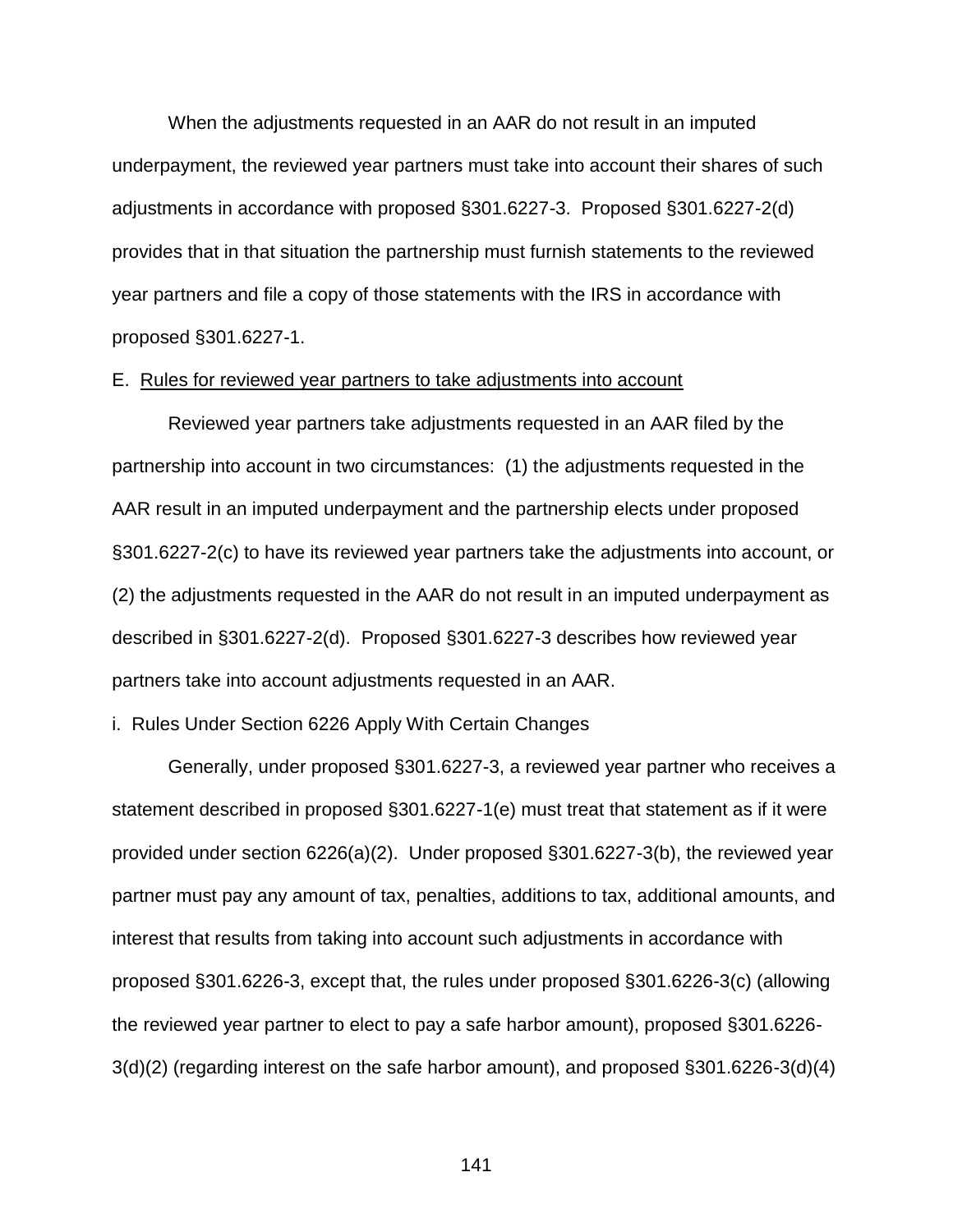When the adjustments requested in an AAR do not result in an imputed underpayment, the reviewed year partners must take into account their shares of such adjustments in accordance with proposed §301.6227-3. Proposed §301.6227-2(d) provides that in that situation the partnership must furnish statements to the reviewed year partners and file a copy of those statements with the IRS in accordance with proposed §301.6227-1.

E. Rules for reviewed year partners to take adjustments into account

Reviewed year partners take adjustments requested in an AAR filed by the partnership into account in two circumstances: (1) the adjustments requested in the AAR result in an imputed underpayment and the partnership elects under proposed §301.6227-2(c) to have its reviewed year partners take the adjustments into account, or (2) the adjustments requested in the AAR do not result in an imputed underpayment as described in §301.6227-2(d). Proposed §301.6227-3 describes how reviewed year partners take into account adjustments requested in an AAR.

i. Rules Under Section 6226 Apply With Certain Changes

Generally, under proposed §301.6227-3, a reviewed year partner who receives a statement described in proposed §301.6227-1(e) must treat that statement as if it were provided under section 6226(a)(2). Under proposed §301.6227-3(b), the reviewed year partner must pay any amount of tax, penalties, additions to tax, additional amounts, and interest that results from taking into account such adjustments in accordance with proposed §301.6226-3, except that, the rules under proposed §301.6226-3(c) (allowing the reviewed year partner to elect to pay a safe harbor amount), proposed §301.6226-3(d)(2) (regarding interest on the safe harbor amount), and proposed §301.6226-3(d)(4)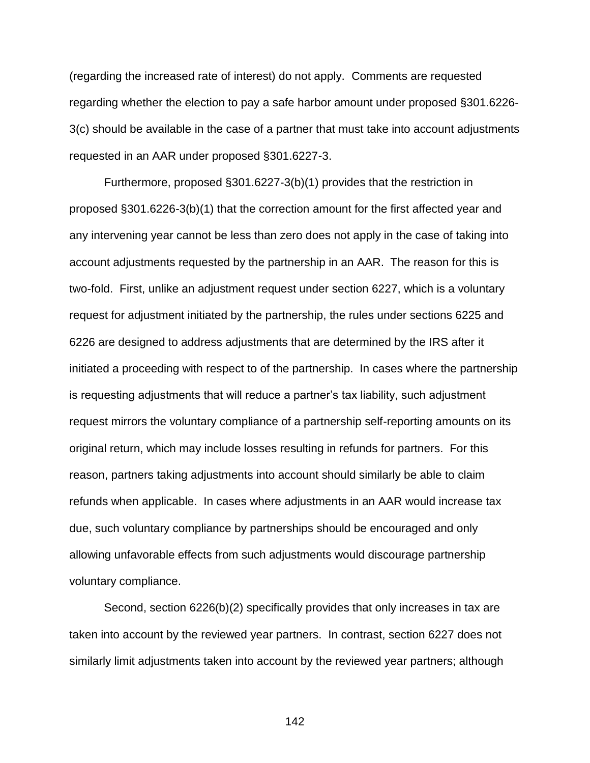(regarding the increased rate of interest) do not apply. Comments are requested regarding whether the election to pay a safe harbor amount under proposed §301.6226-3(c) should be available in the case of a partner that must take into account adjustments requested in an AAR under proposed §301.6227-3.

Furthermore, proposed §301.6227-3(b)(1) provides that the restriction in proposed §301.6226-3(b)(1) that the correction amount for the first affected year and any intervening year cannot be less than zero does not apply in the case of taking into account adjustments requested by the partnership in an AAR. The reason for this is two-fold. First, unlike an adjustment request under section 6227, which is a voluntary request for adjustment initiated by the partnership, the rules under sections 6225 and 6226 are designed to address adjustments that are determined by the IRS after it initiated a proceeding with respect to of the partnership. In cases where the partnership is requesting adjustments that will reduce a partner's tax liability, such adjustment request mirrors the voluntary compliance of a partnership self-reporting amounts on its original return, which may include losses resulting in refunds for partners. For this reason, partners taking adjustments into account should similarly be able to claim refunds when applicable. In cases where adjustments in an AAR would increase tax due, such voluntary compliance by partnerships should be encouraged and only allowing unfavorable effects from such adjustments would discourage partnership voluntary compliance.

Second, section 6226(b)(2) specifically provides that only increases in tax are taken into account by the reviewed year partners. In contrast, section 6227 does not similarly limit adjustments taken into account by the reviewed year partners; although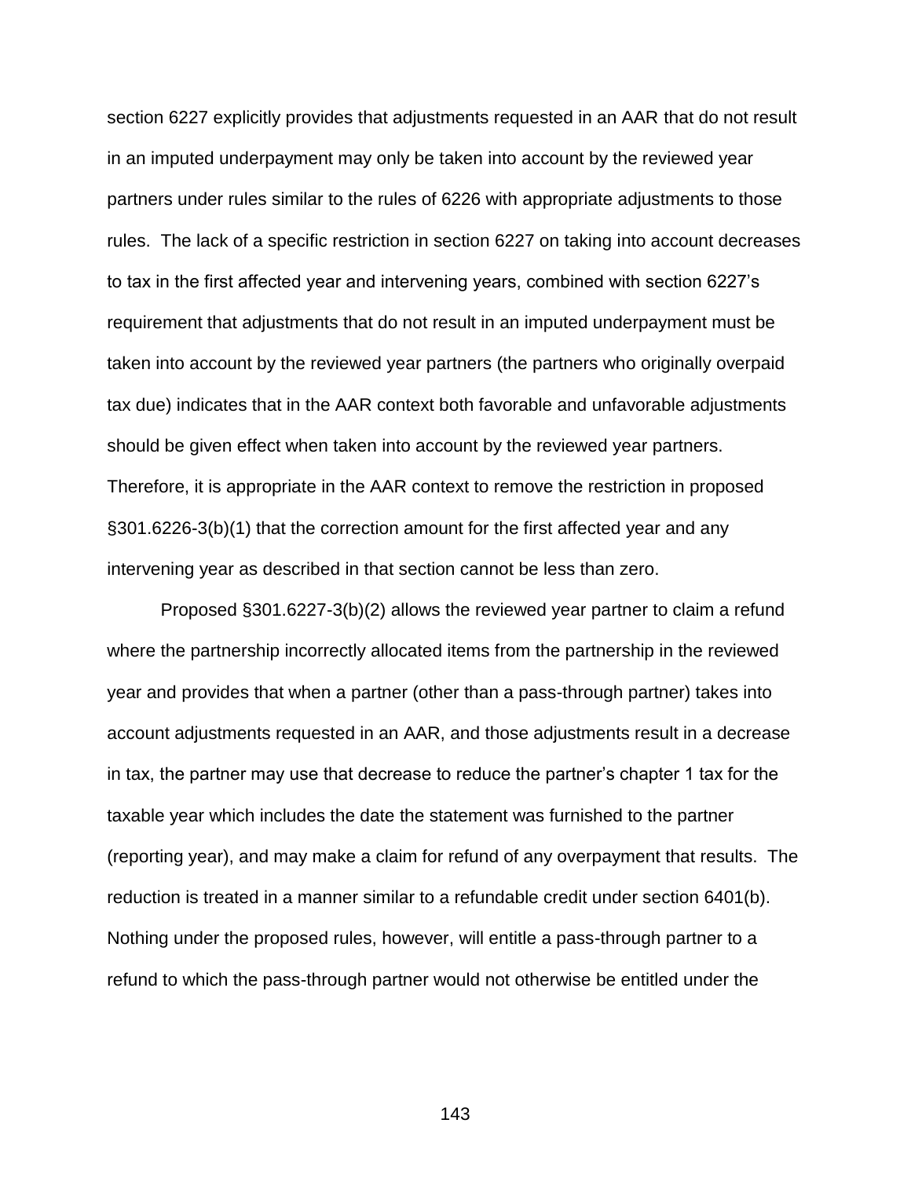section 6227 explicitly provides that adjustments requested in an AAR that do not result in an imputed underpayment may only be taken into account by the reviewed year partners under rules similar to the rules of 6226 with appropriate adjustments to those rules. The lack of a specific restriction in section 6227 on taking into account decreases to tax in the first affected year and intervening years, combined with section 6227's requirement that adjustments that do not result in an imputed underpayment must be taken into account by the reviewed year partners (the partners who originally overpaid tax due) indicates that in the AAR context both favorable and unfavorable adjustments should be given effect when taken into account by the reviewed year partners. Therefore, it is appropriate in the AAR context to remove the restriction in proposed §301.6226-3(b)(1) that the correction amount for the first affected year and any intervening year as described in that section cannot be less than zero.

Proposed §301.6227-3(b)(2) allows the reviewed year partner to claim a refund where the partnership incorrectly allocated items from the partnership in the reviewed year and provides that when a partner (other than a pass-through partner) takes into account adjustments requested in an AAR, and those adjustments result in a decrease in tax, the partner may use that decrease to reduce the partner's chapter 1 tax for the taxable year which includes the date the statement was furnished to the partner (reporting year), and may make a claim for refund of any overpayment that results. The reduction is treated in a manner similar to a refundable credit under section 6401(b). Nothing under the proposed rules, however, will entitle a pass-through partner to a refund to which the pass-through partner would not otherwise be entitled under the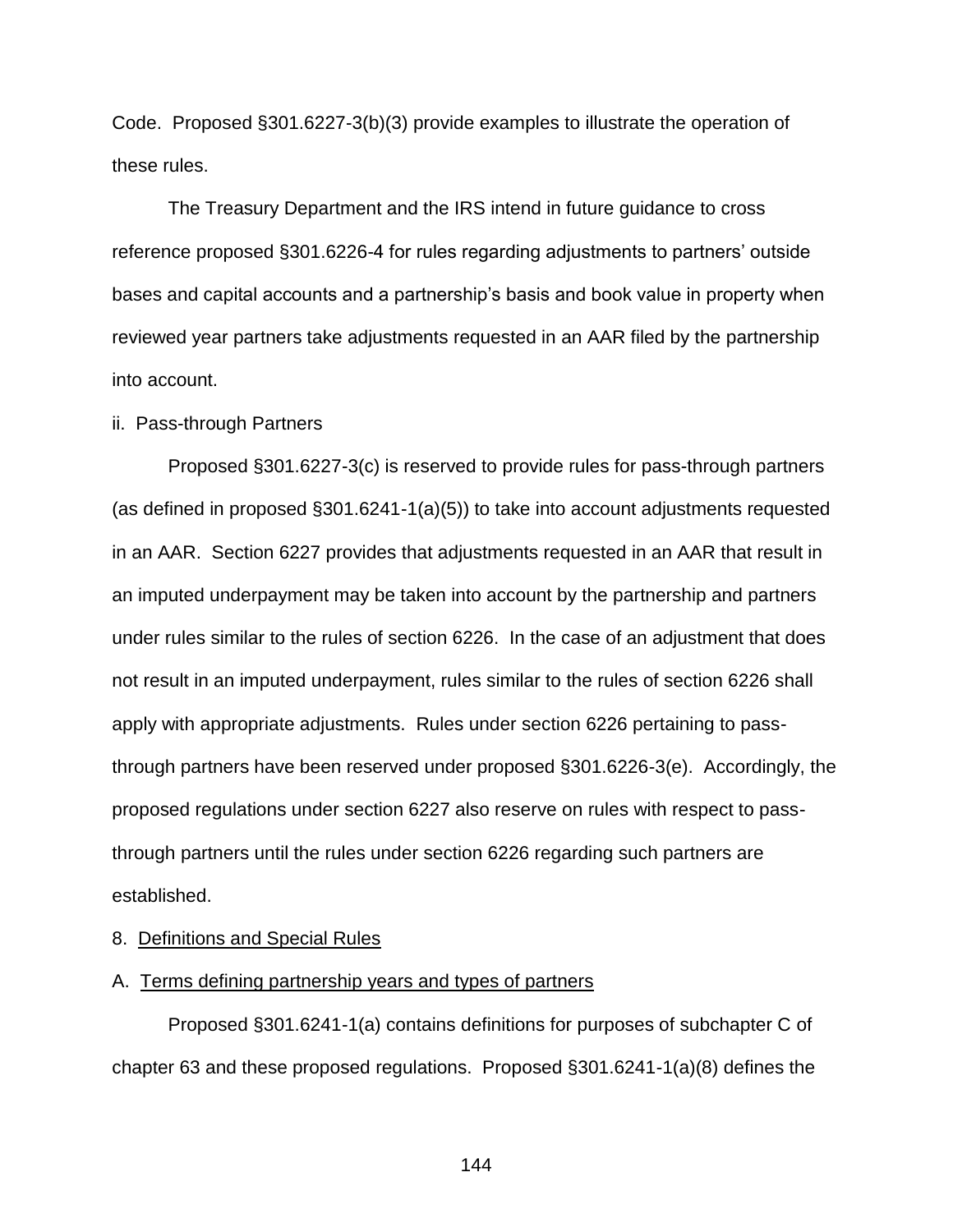Code. Proposed §301.6227-3(b)(3) provide examples to illustrate the operation of these rules.

The Treasury Department and the IRS intend in future guidance to cross reference proposed §301.6226-4 for rules regarding adjustments to partners' outside bases and capital accounts and a partnership's basis and book value in property when reviewed year partners take adjustments requested in an AAR filed by the partnership into account.

ii. Pass-through Partners

Proposed §301.6227-3(c) is reserved to provide rules for pass-through partners (as defined in proposed §301.6241-1(a)(5)) to take into account adjustments requested in an AAR. Section 6227 provides that adjustments requested in an AAR that result in an imputed underpayment may be taken into account by the partnership and partners under rules similar to the rules of section 6226. In the case of an adjustment that does not result in an imputed underpayment, rules similar to the rules of section 6226 shall apply with appropriate adjustments. Rules under section 6226 pertaining to pass-through partners have been reserved under proposed §301.6226-3(e). Accordingly, the proposed regulations under section 6227 also reserve on rules with respect to pass-through partners until the rules under section 6226 regarding such partners are established.

8. Definitions and Special Rules

A. Terms defining partnership years and types of partners

Proposed §301.6241-1(a) contains definitions for purposes of subchapter C of chapter 63 and these proposed regulations. Proposed §301.6241-1(a)(8) defines the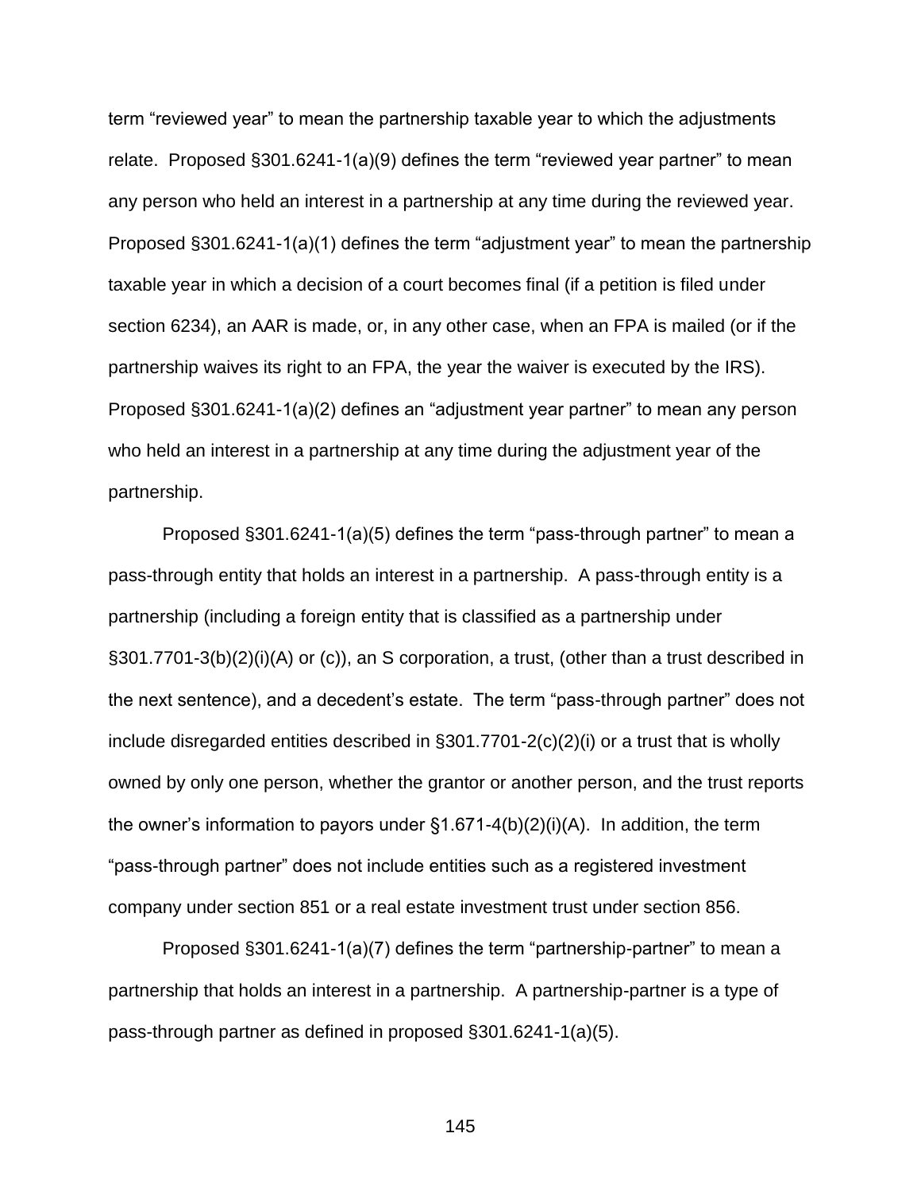term "reviewed year" to mean the partnership taxable year to which the adjustments relate. Proposed §301.6241-1(a)(9) defines the term "reviewed year partner" to mean any person who held an interest in a partnership at any time during the reviewed year. Proposed §301.6241-1(a)(1) defines the term "adjustment year" to mean the partnership taxable year in which a decision of a court becomes final (if a petition is filed under section 6234), an AAR is made, or, in any other case, when an FPA is mailed (or if the partnership waives its right to an FPA, the year the waiver is executed by the IRS). Proposed §301.6241-1(a)(2) defines an "adjustment year partner" to mean any person who held an interest in a partnership at any time during the adjustment year of the partnership.

Proposed §301.6241-1(a)(5) defines the term "pass-through partner" to mean a pass-through entity that holds an interest in a partnership. A pass-through entity is a partnership (including a foreign entity that is classified as a partnership under §301.7701-3(b)(2)(i)(A) or (c)), an S corporation, a trust, (other than a trust described in the next sentence), and a decedent's estate. The term "pass-through partner" does not include disregarded entities described in §301.7701-2(c)(2)(i) or a trust that is wholly owned by only one person, whether the grantor or another person, and the trust reports the owner's information to payors under §1.671-4(b)(2)(i)(A). In addition, the term "pass-through partner" does not include entities such as a registered investment company under section 851 or a real estate investment trust under section 856.

Proposed §301.6241-1(a)(7) defines the term "partnership-partner" to mean a partnership that holds an interest in a partnership. A partnership-partner is a type of pass-through partner as defined in proposed §301.6241-1(a)(5).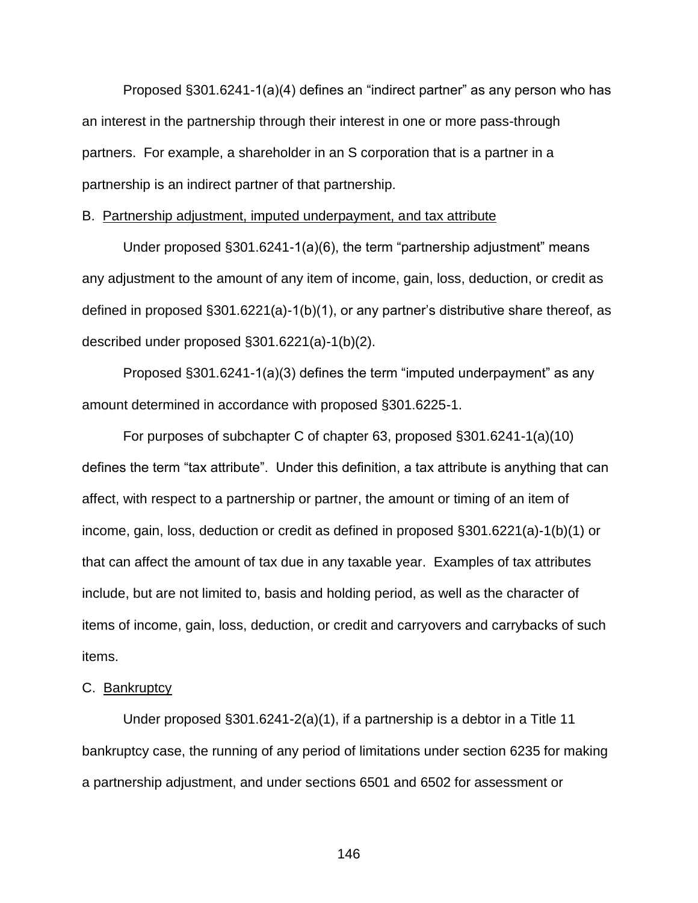Proposed §301.6241-1(a)(4) defines an "indirect partner" as any person who has an interest in the partnership through their interest in one or more pass-through partners. For example, a shareholder in an S corporation that is a partner in a partnership is an indirect partner of that partnership.

B. <u>Partnership adjustment, imputed underpayment, and tax attribute</u>

Under proposed §301.6241-1(a)(6), the term "partnership adjustment" means any adjustment to the amount of any item of income, gain, loss, deduction, or credit as defined in proposed §301.6221(a)-1(b)(1), or any partner's distributive share thereof, as described under proposed §301.6221(a)-1(b)(2).

Proposed §301.6241-1(a)(3) defines the term "imputed underpayment" as any amount determined in accordance with proposed §301.6225-1.

For purposes of subchapter C of chapter 63, proposed §301.6241-1(a)(10) defines the term "tax attribute". Under this definition, a tax attribute is anything that can affect, with respect to a partnership or partner, the amount or timing of an item of income, gain, loss, deduction or credit as defined in proposed §301.6221(a)-1(b)(1) or that can affect the amount of tax due in any taxable year. Examples of tax attributes include, but are not limited to, basis and holding period, as well as the character of items of income, gain, loss, deduction, or credit and carryovers and carrybacks of such items.

C. <u>Bankruptcy</u>

Under proposed §301.6241-2(a)(1), if a partnership is a debtor in a Title 11 bankruptcy case, the running of any period of limitations under section 6235 for making a partnership adjustment, and under sections 6501 and 6502 for assessment or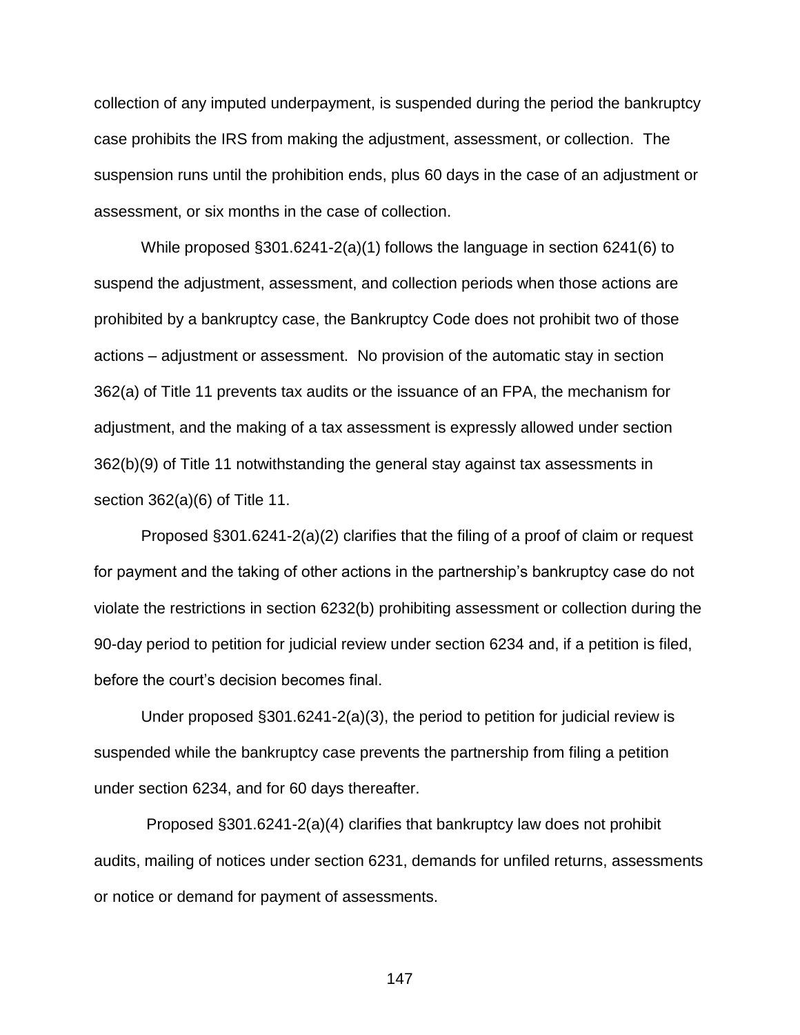collection of any imputed underpayment, is suspended during the period the bankruptcy case prohibits the IRS from making the adjustment, assessment, or collection. The suspension runs until the prohibition ends, plus 60 days in the case of an adjustment or assessment, or six months in the case of collection.

While proposed §301.6241-2(a)(1) follows the language in section 6241(6) to suspend the adjustment, assessment, and collection periods when those actions are prohibited by a bankruptcy case, the Bankruptcy Code does not prohibit two of those actions – adjustment or assessment. No provision of the automatic stay in section 362(a) of Title 11 prevents tax audits or the issuance of an FPA, the mechanism for adjustment, and the making of a tax assessment is expressly allowed under section 362(b)(9) of Title 11 notwithstanding the general stay against tax assessments in section 362(a)(6) of Title 11.

Proposed §301.6241-2(a)(2) clarifies that the filing of a proof of claim or request for payment and the taking of other actions in the partnership's bankruptcy case do not violate the restrictions in section 6232(b) prohibiting assessment or collection during the 90-day period to petition for judicial review under section 6234 and, if a petition is filed, before the court's decision becomes final.

Under proposed §301.6241-2(a)(3), the period to petition for judicial review is suspended while the bankruptcy case prevents the partnership from filing a petition under section 6234, and for 60 days thereafter.

Proposed §301.6241-2(a)(4) clarifies that bankruptcy law does not prohibit audits, mailing of notices under section 6231, demands for unfiled returns, assessments or notice or demand for payment of assessments.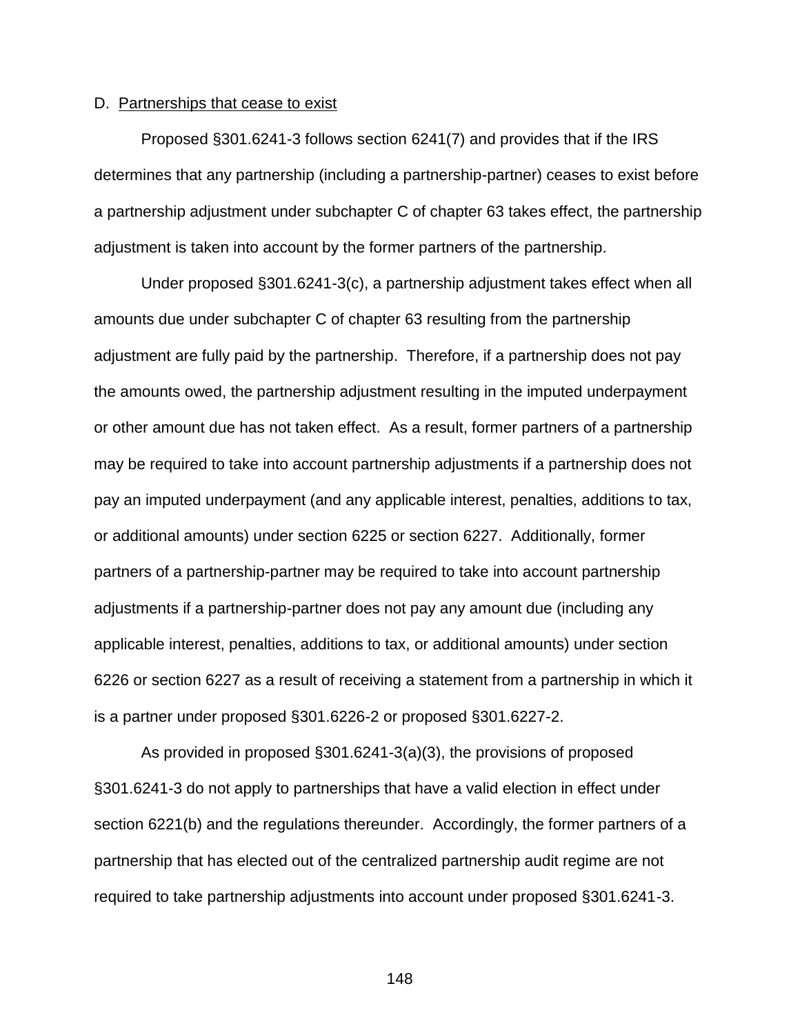### D. Partnerships that cease to exist

Proposed §301.6241-3 follows section 6241(7) and provides that if the IRS determines that any partnership (including a partnership-partner) ceases to exist before a partnership adjustment under subchapter C of chapter 63 takes effect, the partnership adjustment is taken into account by the former partners of the partnership.

Under proposed §301.6241-3(c), a partnership adjustment takes effect when all amounts due under subchapter C of chapter 63 resulting from the partnership adjustment are fully paid by the partnership. Therefore, if a partnership does not pay the amounts owed, the partnership adjustment resulting in the imputed underpayment or other amount due has not taken effect. As a result, former partners of a partnership may be required to take into account partnership adjustments if a partnership does not pay an imputed underpayment (and any applicable interest, penalties, additions to tax, or additional amounts) under section 6225 or section 6227. Additionally, former partners of a partnership-partner may be required to take into account partnership adjustments if a partnership-partner does not pay any amount due (including any applicable interest, penalties, additions to tax, or additional amounts) under section 6226 or section 6227 as a result of receiving a statement from a partnership in which it is a partner under proposed §301.6226-2 or proposed §301.6227-2.

As provided in proposed §301.6241-3(a)(3), the provisions of proposed §301.6241-3 do not apply to partnerships that have a valid election in effect under section 6221(b) and the regulations thereunder. Accordingly, the former partners of a partnership that has elected out of the centralized partnership audit regime are not required to take partnership adjustments into account under proposed §301.6241-3.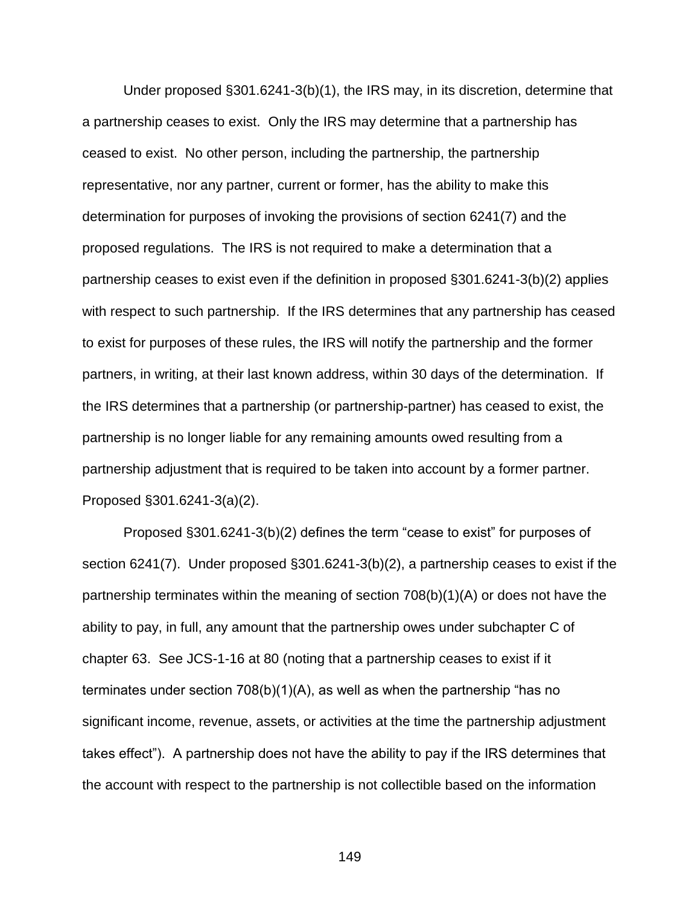Under proposed §301.6241-3(b)(1), the IRS may, in its discretion, determine that a partnership ceases to exist. Only the IRS may determine that a partnership has ceased to exist. No other person, including the partnership, the partnership representative, nor any partner, current or former, has the ability to make this determination for purposes of invoking the provisions of section 6241(7) and the proposed regulations. The IRS is not required to make a determination that a partnership ceases to exist even if the definition in proposed §301.6241-3(b)(2) applies with respect to such partnership. If the IRS determines that any partnership has ceased to exist for purposes of these rules, the IRS will notify the partnership and the former partners, in writing, at their last known address, within 30 days of the determination. If the IRS determines that a partnership (or partnership-partner) has ceased to exist, the partnership is no longer liable for any remaining amounts owed resulting from a partnership adjustment that is required to be taken into account by a former partner. Proposed §301.6241-3(a)(2).

Proposed §301.6241-3(b)(2) defines the term "cease to exist" for purposes of section 6241(7). Under proposed §301.6241-3(b)(2), a partnership ceases to exist if the partnership terminates within the meaning of section 708(b)(1)(A) or does not have the ability to pay, in full, any amount that the partnership owes under subchapter C of chapter 63. See JCS-1-16 at 80 (noting that a partnership ceases to exist if it terminates under section 708(b)(1)(A), as well as when the partnership "has no significant income, revenue, assets, or activities at the time the partnership adjustment takes effect"). A partnership does not have the ability to pay if the IRS determines that the account with respect to the partnership is not collectible based on the information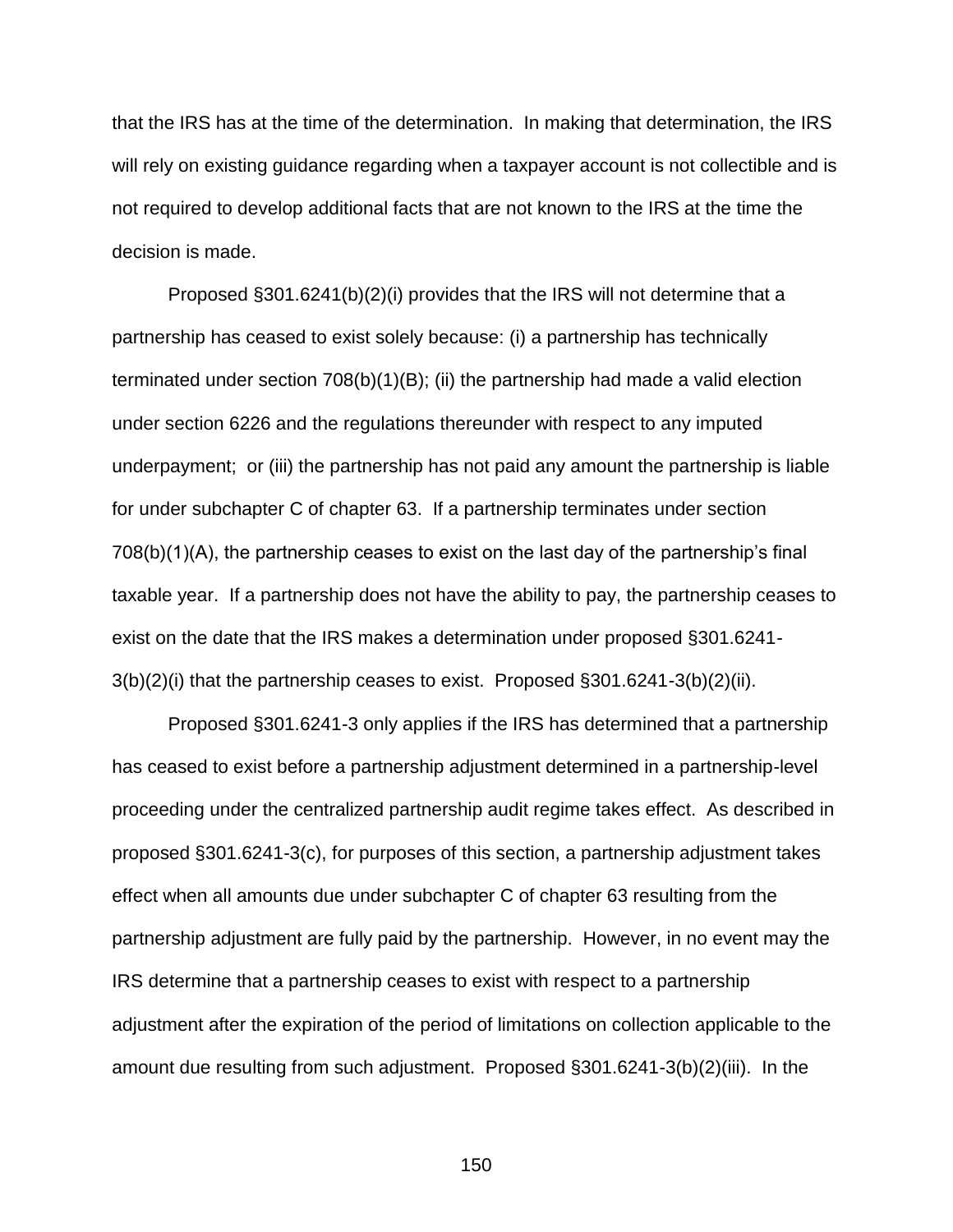that the IRS has at the time of the determination. In making that determination, the IRS will rely on existing guidance regarding when a taxpayer account is not collectible and is not required to develop additional facts that are not known to the IRS at the time the decision is made.

Proposed §301.6241(b)(2)(i) provides that the IRS will not determine that a partnership has ceased to exist solely because: (i) a partnership has technically terminated under section 708(b)(1)(B); (ii) the partnership had made a valid election under section 6226 and the regulations thereunder with respect to any imputed underpayment; or (iii) the partnership has not paid any amount the partnership is liable for under subchapter C of chapter 63. If a partnership terminates under section 708(b)(1)(A), the partnership ceases to exist on the last day of the partnership's final taxable year. If a partnership does not have the ability to pay, the partnership ceases to exist on the date that the IRS makes a determination under proposed §301.6241-3(b)(2)(i) that the partnership ceases to exist. Proposed §301.6241-3(b)(2)(ii).

Proposed §301.6241-3 only applies if the IRS has determined that a partnership has ceased to exist before a partnership adjustment determined in a partnership-level proceeding under the centralized partnership audit regime takes effect. As described in proposed §301.6241-3(c), for purposes of this section, a partnership adjustment takes effect when all amounts due under subchapter C of chapter 63 resulting from the partnership adjustment are fully paid by the partnership. However, in no event may the IRS determine that a partnership ceases to exist with respect to a partnership adjustment after the expiration of the period of limitations on collection applicable to the amount due resulting from such adjustment. Proposed §301.6241-3(b)(2)(iii). In the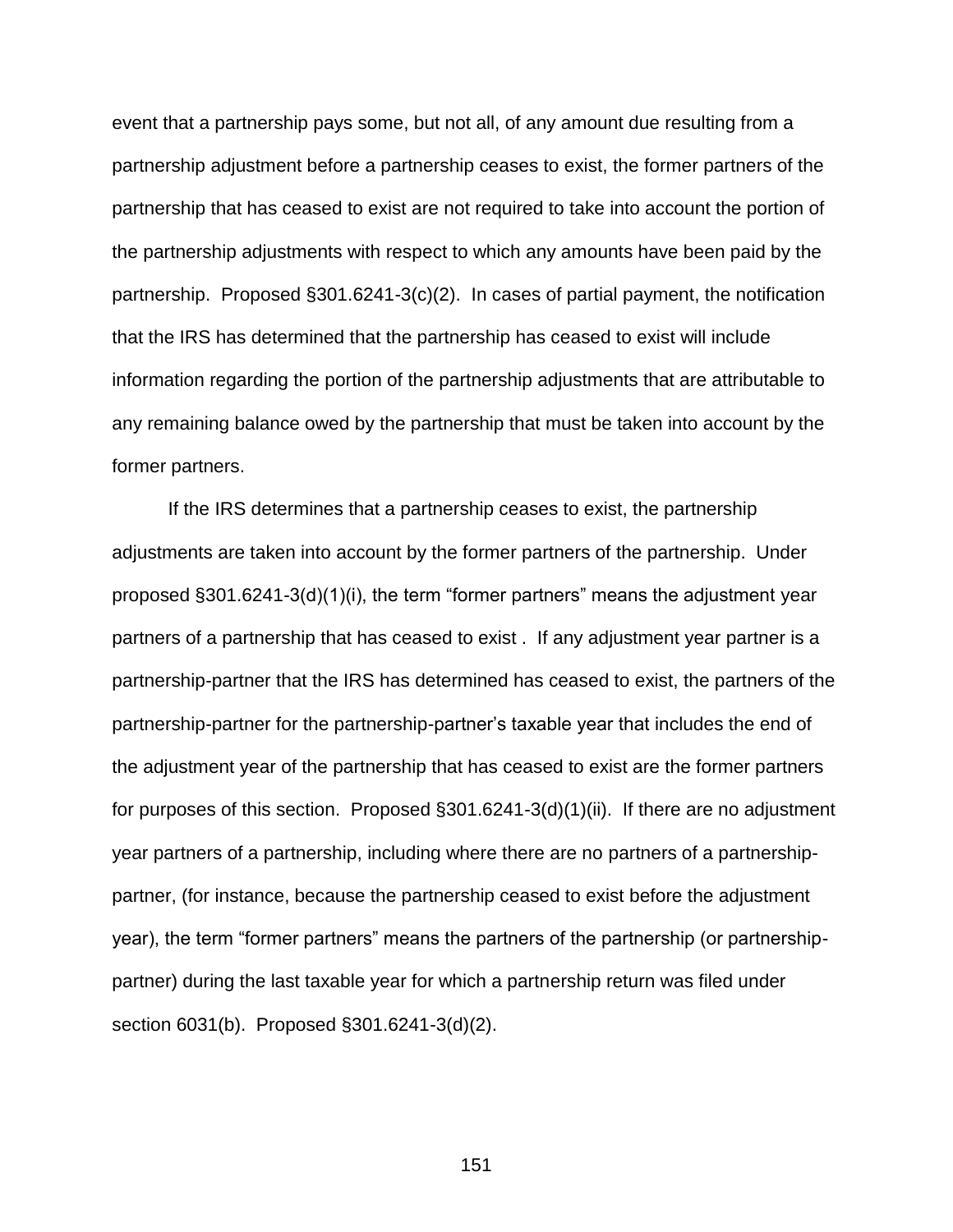event that a partnership pays some, but not all, of any amount due resulting from a partnership adjustment before a partnership ceases to exist, the former partners of the partnership that has ceased to exist are not required to take into account the portion of the partnership adjustments with respect to which any amounts have been paid by the partnership. Proposed §301.6241-3(c)(2). In cases of partial payment, the notification that the IRS has determined that the partnership has ceased to exist will include information regarding the portion of the partnership adjustments that are attributable to any remaining balance owed by the partnership that must be taken into account by the former partners.

If the IRS determines that a partnership ceases to exist, the partnership adjustments are taken into account by the former partners of the partnership. Under proposed §301.6241-3(d)(1)(i), the term "former partners" means the adjustment year partners of a partnership that has ceased to exist . If any adjustment year partner is a partnership-partner that the IRS has determined has ceased to exist, the partners of the partnership-partner for the partnership-partner's taxable year that includes the end of the adjustment year of the partnership that has ceased to exist are the former partners for purposes of this section. Proposed §301.6241-3(d)(1)(ii). If there are no adjustment year partners of a partnership, including where there are no partners of a partnership-partner, (for instance, because the partnership ceased to exist before the adjustment year), the term "former partners" means the partners of the partnership (or partnership-partner) during the last taxable year for which a partnership return was filed under section 6031(b). Proposed §301.6241-3(d)(2).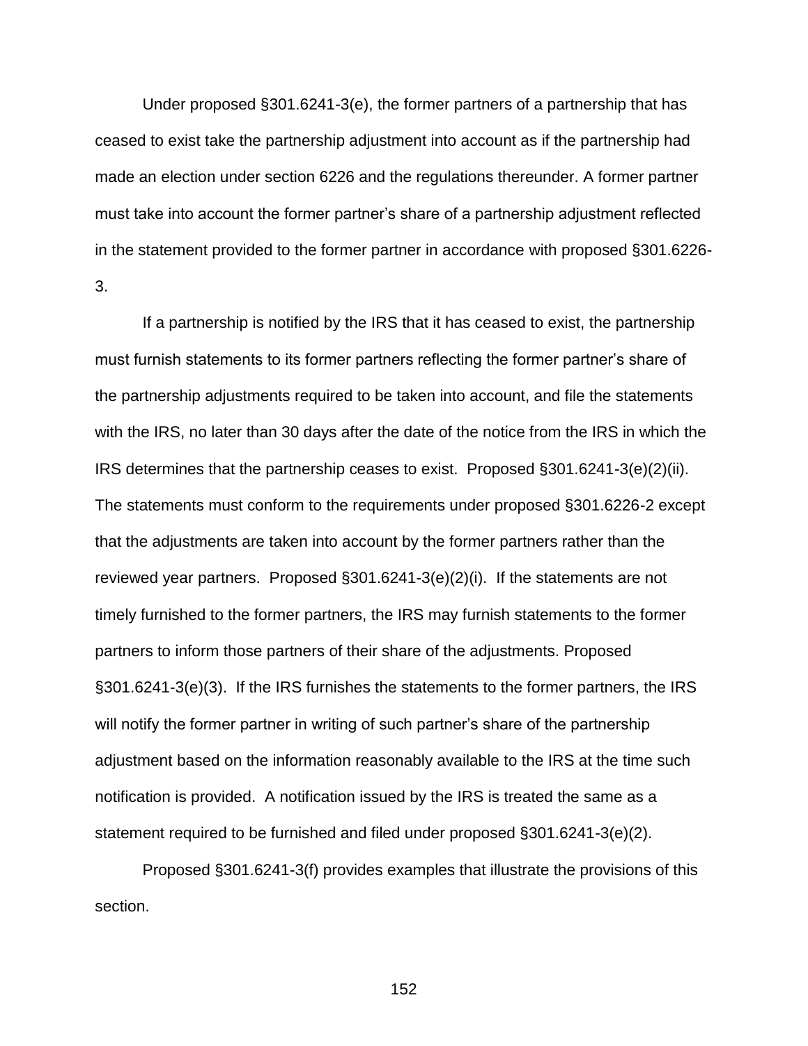Under proposed §301.6241-3(e), the former partners of a partnership that has ceased to exist take the partnership adjustment into account as if the partnership had made an election under section 6226 and the regulations thereunder. A former partner must take into account the former partner's share of a partnership adjustment reflected in the statement provided to the former partner in accordance with proposed §301.6226-3.

If a partnership is notified by the IRS that it has ceased to exist, the partnership must furnish statements to its former partners reflecting the former partner's share of the partnership adjustments required to be taken into account, and file the statements with the IRS, no later than 30 days after the date of the notice from the IRS in which the IRS determines that the partnership ceases to exist. Proposed §301.6241-3(e)(2)(ii). The statements must conform to the requirements under proposed §301.6226-2 except that the adjustments are taken into account by the former partners rather than the reviewed year partners. Proposed §301.6241-3(e)(2)(i). If the statements are not timely furnished to the former partners, the IRS may furnish statements to the former partners to inform those partners of their share of the adjustments. Proposed §301.6241-3(e)(3). If the IRS furnishes the statements to the former partners, the IRS will notify the former partner in writing of such partner's share of the partnership adjustment based on the information reasonably available to the IRS at the time such notification is provided. A notification issued by the IRS is treated the same as a statement required to be furnished and filed under proposed §301.6241-3(e)(2).

Proposed §301.6241-3(f) provides examples that illustrate the provisions of this section.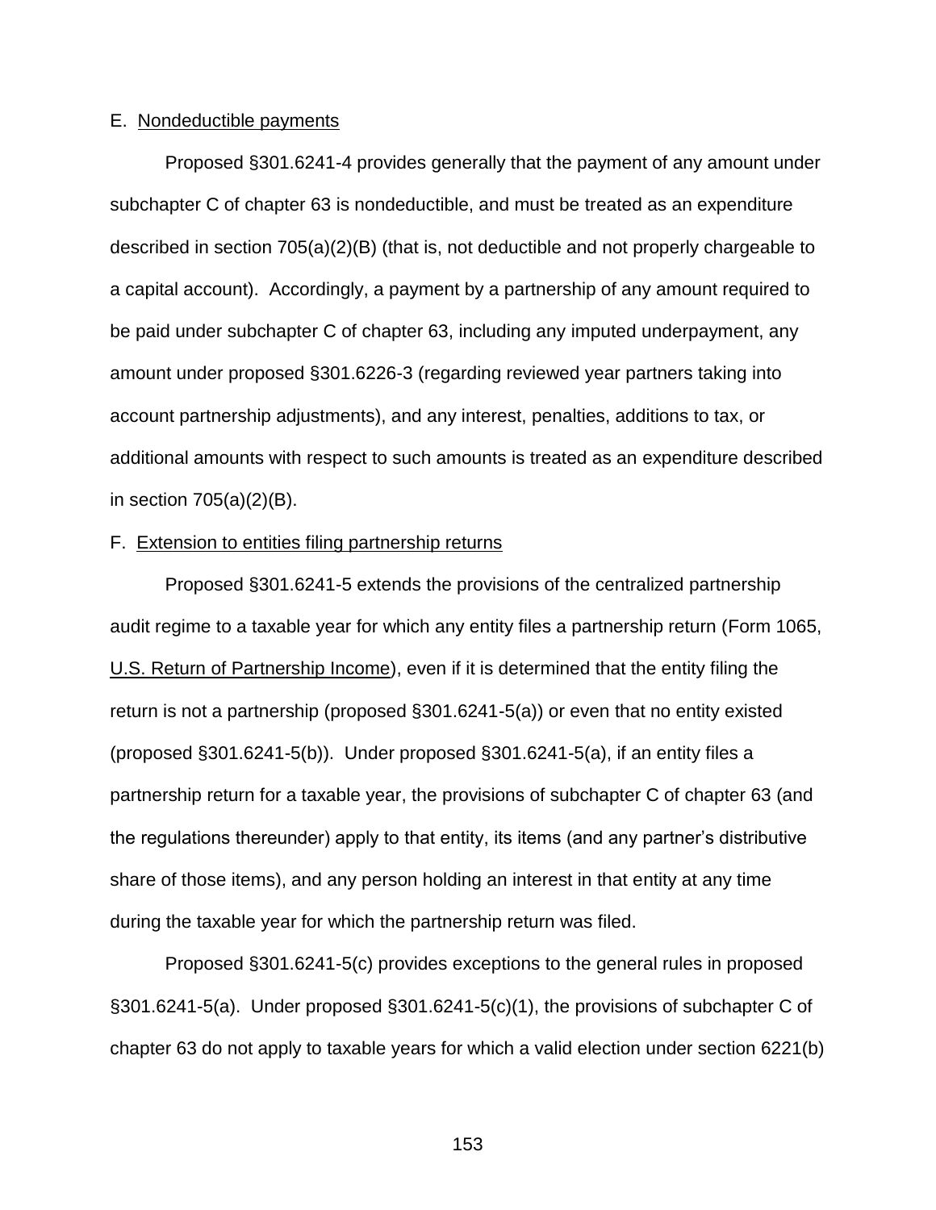E. Nondeductible payments

Proposed §301.6241-4 provides generally that the payment of any amount under subchapter C of chapter 63 is nondeductible, and must be treated as an expenditure described in section 705(a)(2)(B) (that is, not deductible and not properly chargeable to a capital account). Accordingly, a payment by a partnership of any amount required to be paid under subchapter C of chapter 63, including any imputed underpayment, any amount under proposed §301.6226-3 (regarding reviewed year partners taking into account partnership adjustments), and any interest, penalties, additions to tax, or additional amounts with respect to such amounts is treated as an expenditure described in section 705(a)(2)(B).

F. Extension to entities filing partnership returns

Proposed §301.6241-5 extends the provisions of the centralized partnership audit regime to a taxable year for which any entity files a partnership return (Form 1065, U.S. Return of Partnership Income), even if it is determined that the entity filing the return is not a partnership (proposed §301.6241-5(a)) or even that no entity existed (proposed §301.6241-5(b)). Under proposed §301.6241-5(a), if an entity files a partnership return for a taxable year, the provisions of subchapter C of chapter 63 (and the regulations thereunder) apply to that entity, its items (and any partner's distributive share of those items), and any person holding an interest in that entity at any time during the taxable year for which the partnership return was filed.

Proposed §301.6241-5(c) provides exceptions to the general rules in proposed §301.6241-5(a). Under proposed §301.6241-5(c)(1), the provisions of subchapter C of chapter 63 do not apply to taxable years for which a valid election under section 6221(b)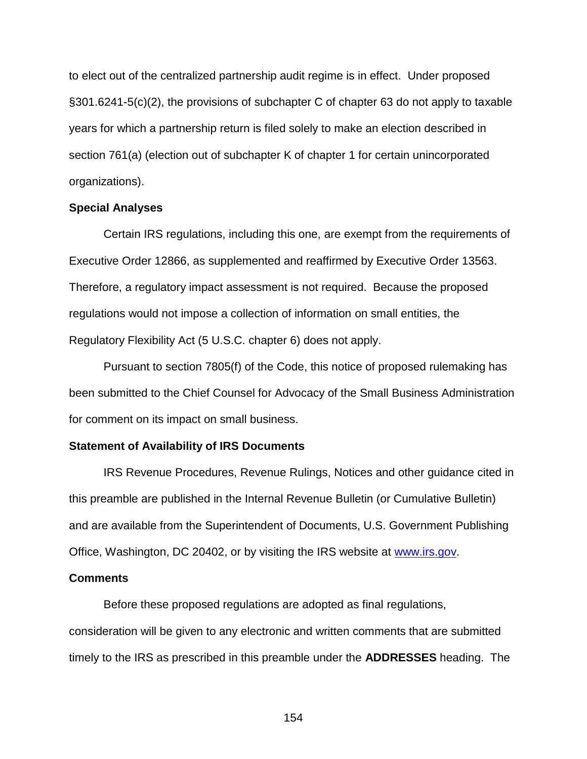to elect out of the centralized partnership audit regime is in effect. Under proposed §301.6241-5(c)(2), the provisions of subchapter C of chapter 63 do not apply to taxable years for which a partnership return is filed solely to make an election described in section 761(a) (election out of subchapter K of chapter 1 for certain unincorporated organizations).

**Special Analyses**

Certain IRS regulations, including this one, are exempt from the requirements of Executive Order 12866, as supplemented and reaffirmed by Executive Order 13563. Therefore, a regulatory impact assessment is not required. Because the proposed regulations would not impose a collection of information on small entities, the Regulatory Flexibility Act (5 U.S.C. chapter 6) does not apply.

Pursuant to section 7805(f) of the Code, this notice of proposed rulemaking has been submitted to the Chief Counsel for Advocacy of the Small Business Administration for comment on its impact on small business.

**Statement of Availability of IRS Documents**

IRS Revenue Procedures, Revenue Rulings, Notices and other guidance cited in this preamble are published in the Internal Revenue Bulletin (or Cumulative Bulletin) and are available from the Superintendent of Documents, U.S. Government Publishing Office, Washington, DC 20402, or by visiting the IRS website at [www.irs.gov](http://www.irs.gov).

**Comments**

Before these proposed regulations are adopted as final regulations, consideration will be given to any electronic and written comments that are submitted timely to the IRS as prescribed in this preamble under the **ADDRESSES** heading. The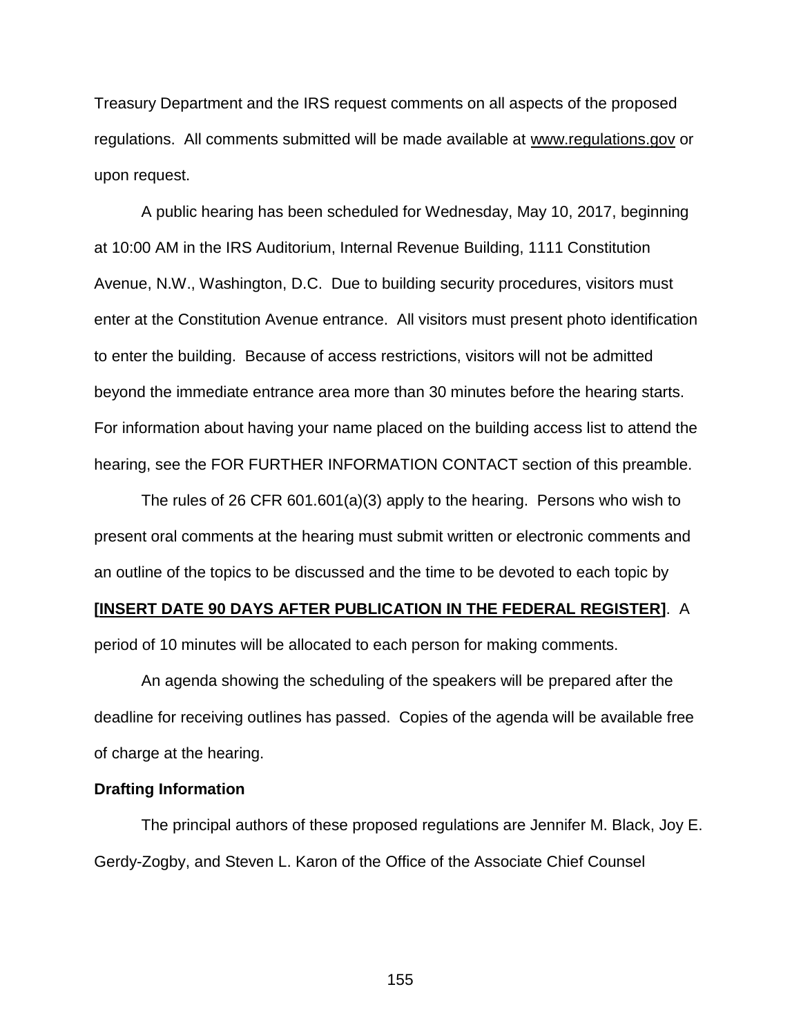Treasury Department and the IRS request comments on all aspects of the proposed regulations. All comments submitted will be made available at www.regulations.gov or upon request.

A public hearing has been scheduled for Wednesday, May 10, 2017, beginning at 10:00 AM in the IRS Auditorium, Internal Revenue Building, 1111 Constitution Avenue, N.W., Washington, D.C. Due to building security procedures, visitors must enter at the Constitution Avenue entrance. All visitors must present photo identification to enter the building. Because of access restrictions, visitors will not be admitted beyond the immediate entrance area more than 30 minutes before the hearing starts. For information about having your name placed on the building access list to attend the hearing, see the FOR FURTHER INFORMATION CONTACT section of this preamble.

The rules of 26 CFR 601.601(a)(3) apply to the hearing. Persons who wish to present oral comments at the hearing must submit written or electronic comments and an outline of the topics to be discussed and the time to be devoted to each topic by **[INSERT DATE 90 DAYS AFTER PUBLICATION IN THE FEDERAL REGISTER]**. A period of 10 minutes will be allocated to each person for making comments.

An agenda showing the scheduling of the speakers will be prepared after the deadline for receiving outlines has passed. Copies of the agenda will be available free of charge at the hearing.

**Drafting Information**

The principal authors of these proposed regulations are Jennifer M. Black, Joy E. Gerdy-Zogby, and Steven L. Karon of the Office of the Associate Chief Counsel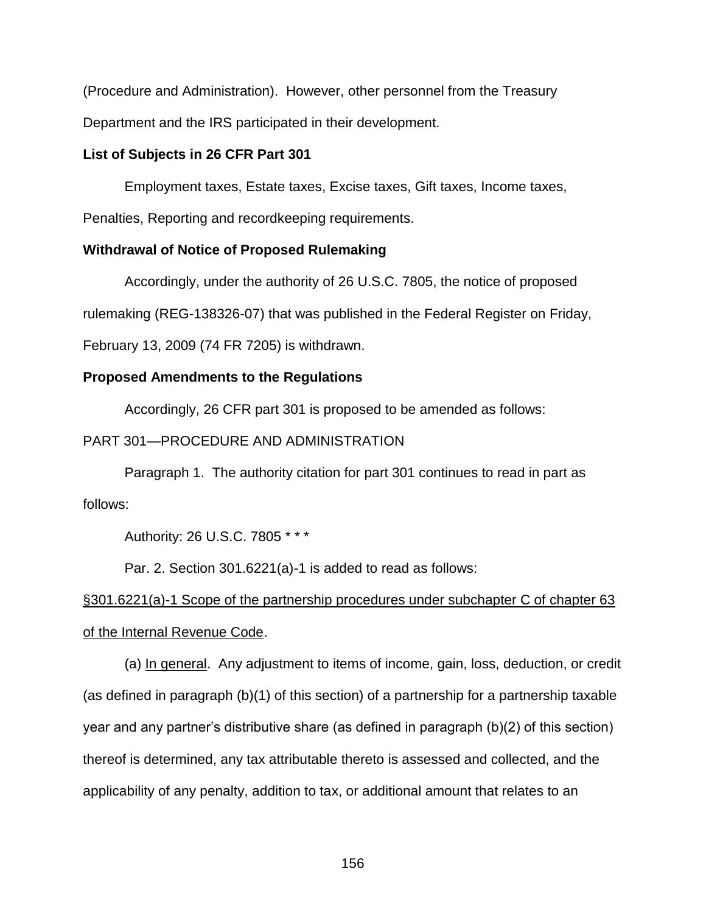(Procedure and Administration). However, other personnel from the Treasury Department and the IRS participated in their development.

**List of Subjects in 26 CFR Part 301**

Employment taxes, Estate taxes, Excise taxes, Gift taxes, Income taxes, Penalties, Reporting and recordkeeping requirements.

**Withdrawal of Notice of Proposed Rulemaking**

Accordingly, under the authority of 26 U.S.C. 7805, the notice of proposed rulemaking (REG-138326-07) that was published in the Federal Register on Friday, February 13, 2009 (74 FR 7205) is withdrawn.

**Proposed Amendments to the Regulations**

Accordingly, 26 CFR part 301 is proposed to be amended as follows:

PART 301—PROCEDURE AND ADMINISTRATION

Paragraph 1. The authority citation for part 301 continues to read in part as follows:

Authority: 26 U.S.C. 7805 * * *

Par. 2. Section 301.6221(a)-1 is added to read as follows:

§301.6221(a)-1 Scope of the partnership procedures under subchapter C of chapter 63 of the Internal Revenue Code.

(a) In general. Any adjustment to items of income, gain, loss, deduction, or credit (as defined in paragraph (b)(1) of this section) of a partnership for a partnership taxable year and any partner's distributive share (as defined in paragraph (b)(2) of this section) thereof is determined, any tax attributable thereto is assessed and collected, and the applicability of any penalty, addition to tax, or additional amount that relates to an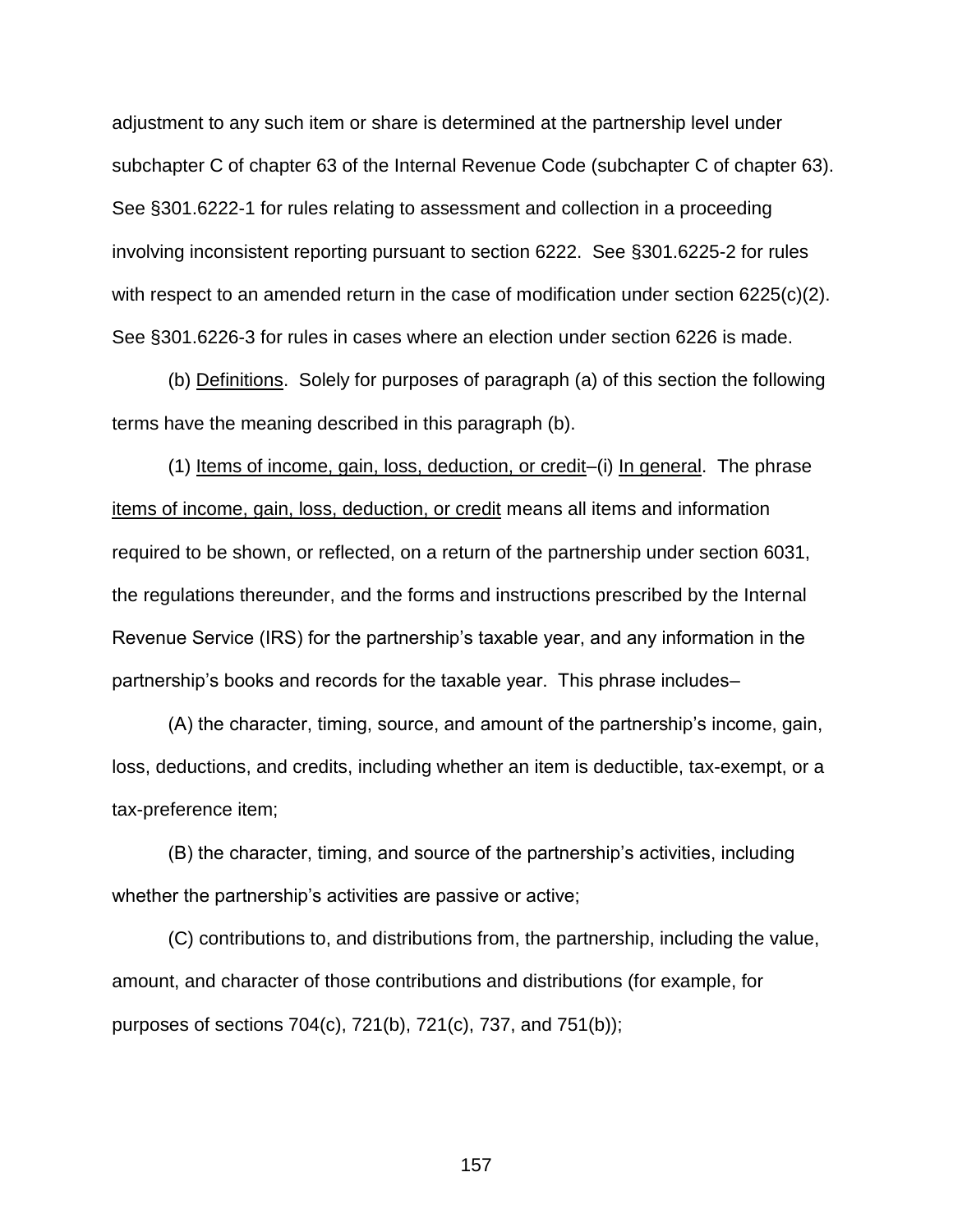adjustment to any such item or share is determined at the partnership level under subchapter C of chapter 63 of the Internal Revenue Code (subchapter C of chapter 63). See §301.6222-1 for rules relating to assessment and collection in a proceeding involving inconsistent reporting pursuant to section 6222. See §301.6225-2 for rules with respect to an amended return in the case of modification under section 6225(c)(2). See §301.6226-3 for rules in cases where an election under section 6226 is made.

(b) Definitions. Solely for purposes of paragraph (a) of this section the following terms have the meaning described in this paragraph (b).

(1) Items of income, gain, loss, deduction, or credit–(i) In general. The phrase items of income, gain, loss, deduction, or credit means all items and information required to be shown, or reflected, on a return of the partnership under section 6031, the regulations thereunder, and the forms and instructions prescribed by the Internal Revenue Service (IRS) for the partnership's taxable year, and any information in the partnership's books and records for the taxable year. This phrase includes–

(A) the character, timing, source, and amount of the partnership's income, gain, loss, deductions, and credits, including whether an item is deductible, tax-exempt, or a tax-preference item;

(B) the character, timing, and source of the partnership's activities, including whether the partnership's activities are passive or active;

(C) contributions to, and distributions from, the partnership, including the value, amount, and character of those contributions and distributions (for example, for purposes of sections 704(c), 721(b), 721(c), 737, and 751(b));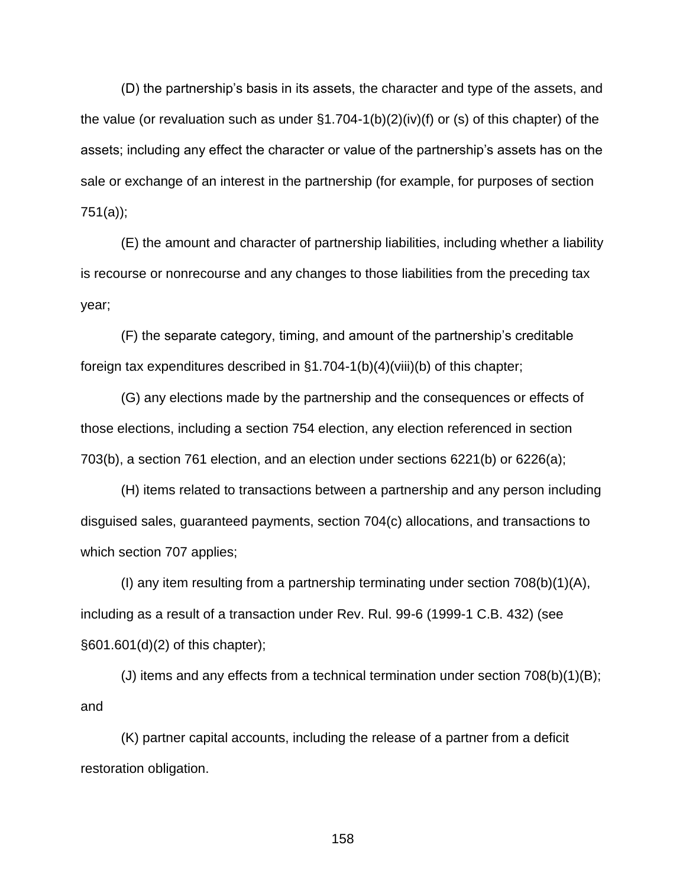(D) the partnership's basis in its assets, the character and type of the assets, and the value (or revaluation such as under §1.704-1(b)(2)(iv)(f) or (s) of this chapter) of the assets; including any effect the character or value of the partnership's assets has on the sale or exchange of an interest in the partnership (for example, for purposes of section 751(a));

(E) the amount and character of partnership liabilities, including whether a liability is recourse or nonrecourse and any changes to those liabilities from the preceding tax year;

(F) the separate category, timing, and amount of the partnership's creditable foreign tax expenditures described in §1.704-1(b)(4)(viii)(b) of this chapter;

(G) any elections made by the partnership and the consequences or effects of those elections, including a section 754 election, any election referenced in section 703(b), a section 761 election, and an election under sections 6221(b) or 6226(a);

(H) items related to transactions between a partnership and any person including disguised sales, guaranteed payments, section 704(c) allocations, and transactions to which section 707 applies;

(I) any item resulting from a partnership terminating under section 708(b)(1)(A), including as a result of a transaction under Rev. Rul. 99-6 (1999-1 C.B. 432) (see §601.601(d)(2) of this chapter);

(J) items and any effects from a technical termination under section 708(b)(1)(B); and

(K) partner capital accounts, including the release of a partner from a deficit restoration obligation.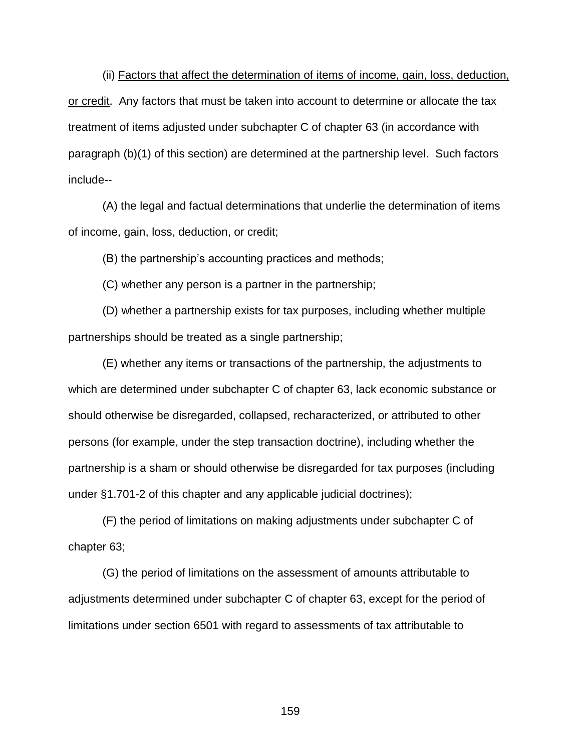(ii) <u>Factors that affect the determination of items of income, gain, loss, deduction, or credit</u>. Any factors that must be taken into account to determine or allocate the tax treatment of items adjusted under subchapter C of chapter 63 (in accordance with paragraph (b)(1) of this section) are determined at the partnership level. Such factors include--

(A) the legal and factual determinations that underlie the determination of items of income, gain, loss, deduction, or credit;

(B) the partnership's accounting practices and methods;

(C) whether any person is a partner in the partnership;

(D) whether a partnership exists for tax purposes, including whether multiple partnerships should be treated as a single partnership;

(E) whether any items or transactions of the partnership, the adjustments to which are determined under subchapter C of chapter 63, lack economic substance or should otherwise be disregarded, collapsed, recharacterized, or attributed to other persons (for example, under the step transaction doctrine), including whether the partnership is a sham or should otherwise be disregarded for tax purposes (including under §1.701-2 of this chapter and any applicable judicial doctrines);

(F) the period of limitations on making adjustments under subchapter C of chapter 63;

(G) the period of limitations on the assessment of amounts attributable to adjustments determined under subchapter C of chapter 63, except for the period of limitations under section 6501 with regard to assessments of tax attributable to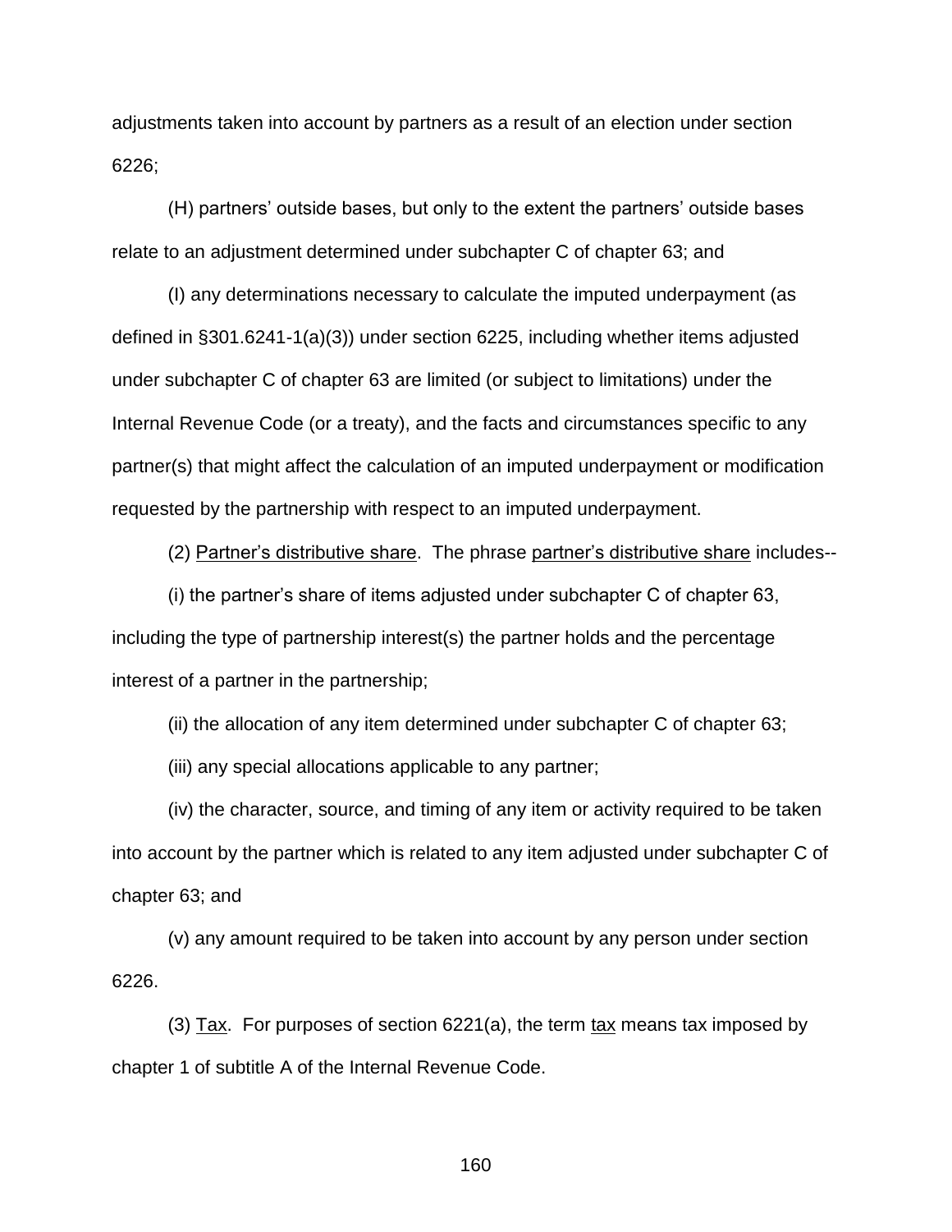adjustments taken into account by partners as a result of an election under section 6226;

(H) partners' outside bases, but only to the extent the partners' outside bases relate to an adjustment determined under subchapter C of chapter 63; and

(I) any determinations necessary to calculate the imputed underpayment (as defined in §301.6241-1(a)(3)) under section 6225, including whether items adjusted under subchapter C of chapter 63 are limited (or subject to limitations) under the Internal Revenue Code (or a treaty), and the facts and circumstances specific to any partner(s) that might affect the calculation of an imputed underpayment or modification requested by the partnership with respect to an imputed underpayment.

(2) Partner's distributive share. The phrase partner's distributive share includes--

(i) the partner's share of items adjusted under subchapter C of chapter 63, including the type of partnership interest(s) the partner holds and the percentage interest of a partner in the partnership;

(ii) the allocation of any item determined under subchapter C of chapter 63;

(iii) any special allocations applicable to any partner;

(iv) the character, source, and timing of any item or activity required to be taken into account by the partner which is related to any item adjusted under subchapter C of chapter 63; and

(v) any amount required to be taken into account by any person under section 6226.

(3) Tax. For purposes of section 6221(a), the term tax means tax imposed by chapter 1 of subtitle A of the Internal Revenue Code.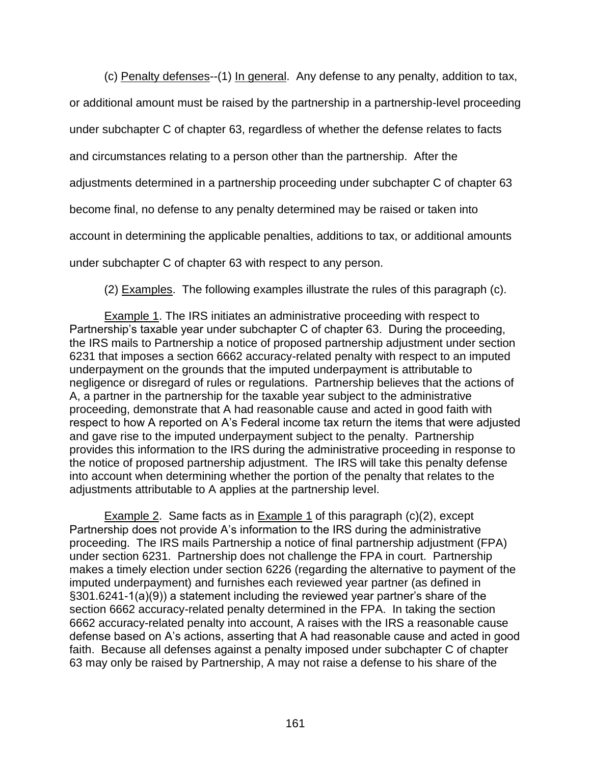(c) Penalty defenses--(1) In general. Any defense to any penalty, addition to tax, or additional amount must be raised by the partnership in a partnership-level proceeding under subchapter C of chapter 63, regardless of whether the defense relates to facts and circumstances relating to a person other than the partnership. After the adjustments determined in a partnership proceeding under subchapter C of chapter 63 become final, no defense to any penalty determined may be raised or taken into account in determining the applicable penalties, additions to tax, or additional amounts under subchapter C of chapter 63 with respect to any person.

(2) Examples. The following examples illustrate the rules of this paragraph (c).

Example 1. The IRS initiates an administrative proceeding with respect to Partnership's taxable year under subchapter C of chapter 63. During the proceeding, the IRS mails to Partnership a notice of proposed partnership adjustment under section 6231 that imposes a section 6662 accuracy-related penalty with respect to an imputed underpayment on the grounds that the imputed underpayment is attributable to negligence or disregard of rules or regulations. Partnership believes that the actions of A, a partner in the partnership for the taxable year subject to the administrative proceeding, demonstrate that A had reasonable cause and acted in good faith with respect to how A reported on A's Federal income tax return the items that were adjusted and gave rise to the imputed underpayment subject to the penalty. Partnership provides this information to the IRS during the administrative proceeding in response to the notice of proposed partnership adjustment. The IRS will take this penalty defense into account when determining whether the portion of the penalty that relates to the adjustments attributable to A applies at the partnership level.

Example 2. Same facts as in Example 1 of this paragraph (c)(2), except Partnership does not provide A's information to the IRS during the administrative proceeding. The IRS mails Partnership a notice of final partnership adjustment (FPA) under section 6231. Partnership does not challenge the FPA in court. Partnership makes a timely election under section 6226 (regarding the alternative to payment of the imputed underpayment) and furnishes each reviewed year partner (as defined in §301.6241-1(a)(9)) a statement including the reviewed year partner's share of the section 6662 accuracy-related penalty determined in the FPA. In taking the section 6662 accuracy-related penalty into account, A raises with the IRS a reasonable cause defense based on A's actions, asserting that A had reasonable cause and acted in good faith. Because all defenses against a penalty imposed under subchapter C of chapter 63 may only be raised by Partnership, A may not raise a defense to his share of the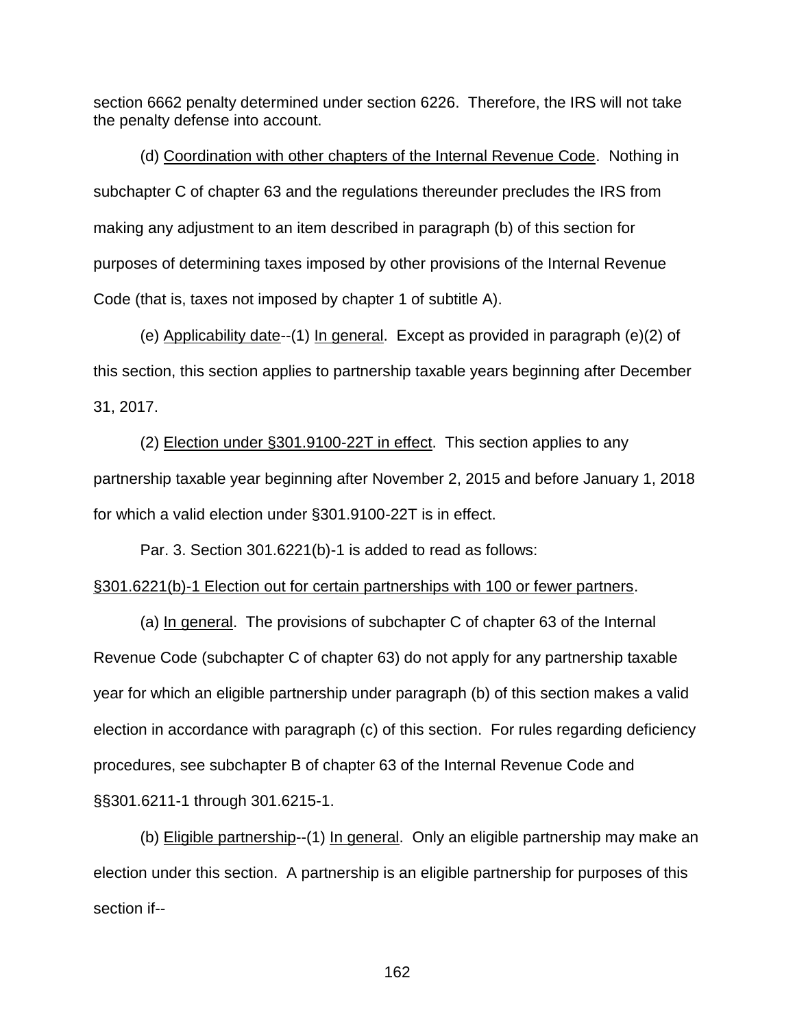section 6662 penalty determined under section 6226. Therefore, the IRS will not take the penalty defense into account.

(d) Coordination with other chapters of the Internal Revenue Code. Nothing in subchapter C of chapter 63 and the regulations thereunder precludes the IRS from making any adjustment to an item described in paragraph (b) of this section for purposes of determining taxes imposed by other provisions of the Internal Revenue Code (that is, taxes not imposed by chapter 1 of subtitle A).

(e) Applicability date--(1) In general. Except as provided in paragraph (e)(2) of this section, this section applies to partnership taxable years beginning after December 31, 2017.

(2) Election under §301.9100-22T in effect. This section applies to any partnership taxable year beginning after November 2, 2015 and before January 1, 2018 for which a valid election under §301.9100-22T is in effect.

Par. 3. Section 301.6221(b)-1 is added to read as follows:

§301.6221(b)-1 Election out for certain partnerships with 100 or fewer partners.

(a) In general. The provisions of subchapter C of chapter 63 of the Internal Revenue Code (subchapter C of chapter 63) do not apply for any partnership taxable year for which an eligible partnership under paragraph (b) of this section makes a valid election in accordance with paragraph (c) of this section. For rules regarding deficiency procedures, see subchapter B of chapter 63 of the Internal Revenue Code and §§301.6211-1 through 301.6215-1.

(b) Eligible partnership--(1) In general. Only an eligible partnership may make an election under this section. A partnership is an eligible partnership for purposes of this section if--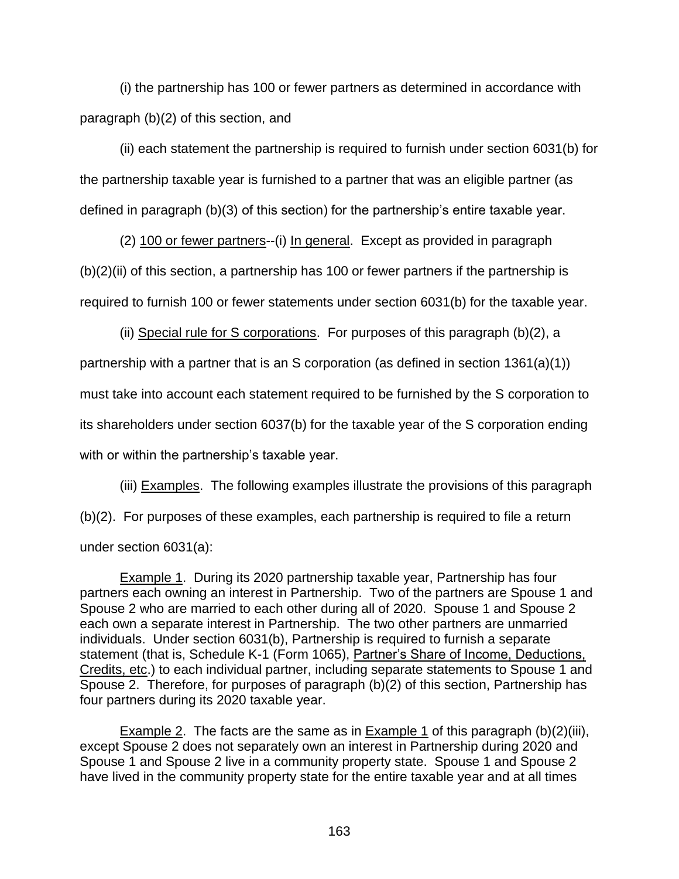(i) the partnership has 100 or fewer partners as determined in accordance with paragraph (b)(2) of this section, and

(ii) each statement the partnership is required to furnish under section 6031(b) for the partnership taxable year is furnished to a partner that was an eligible partner (as defined in paragraph (b)(3) of this section) for the partnership's entire taxable year.

(2) 100 or fewer partners--(i) In general. Except as provided in paragraph (b)(2)(ii) of this section, a partnership has 100 or fewer partners if the partnership is required to furnish 100 or fewer statements under section 6031(b) for the taxable year.

(ii) Special rule for S corporations. For purposes of this paragraph (b)(2), a partnership with a partner that is an S corporation (as defined in section 1361(a)(1)) must take into account each statement required to be furnished by the S corporation to its shareholders under section 6037(b) for the taxable year of the S corporation ending with or within the partnership's taxable year.

(iii) Examples. The following examples illustrate the provisions of this paragraph (b)(2). For purposes of these examples, each partnership is required to file a return under section 6031(a):

Example 1. During its 2020 partnership taxable year, Partnership has four partners each owning an interest in Partnership. Two of the partners are Spouse 1 and Spouse 2 who are married to each other during all of 2020. Spouse 1 and Spouse 2 each own a separate interest in Partnership. The two other partners are unmarried individuals. Under section 6031(b), Partnership is required to furnish a separate statement (that is, Schedule K-1 (Form 1065), Partner's Share of Income, Deductions, Credits, etc.) to each individual partner, including separate statements to Spouse 1 and Spouse 2. Therefore, for purposes of paragraph (b)(2) of this section, Partnership has four partners during its 2020 taxable year.

Example 2. The facts are the same as in Example 1 of this paragraph (b)(2)(iii), except Spouse 2 does not separately own an interest in Partnership during 2020 and Spouse 1 and Spouse 2 live in a community property state. Spouse 1 and Spouse 2 have lived in the community property state for the entire taxable year and at all times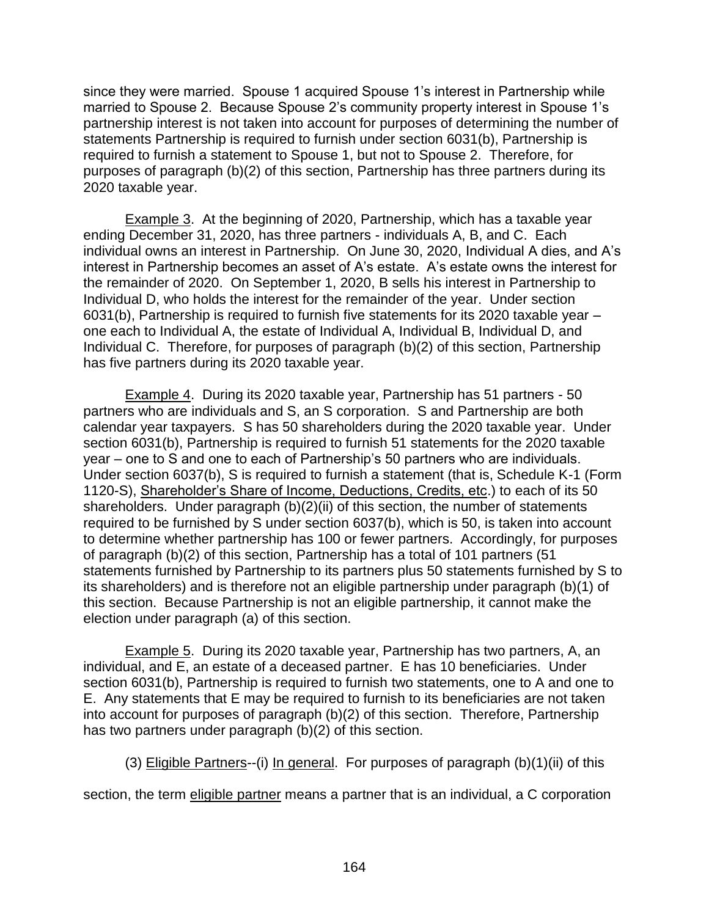since they were married. Spouse 1 acquired Spouse 1's interest in Partnership while married to Spouse 2. Because Spouse 2's community property interest in Spouse 1's partnership interest is not taken into account for purposes of determining the number of statements Partnership is required to furnish under section 6031(b), Partnership is required to furnish a statement to Spouse 1, but not to Spouse 2. Therefore, for purposes of paragraph (b)(2) of this section, Partnership has three partners during its 2020 taxable year.

Example 3. At the beginning of 2020, Partnership, which has a taxable year ending December 31, 2020, has three partners - individuals A, B, and C. Each individual owns an interest in Partnership. On June 30, 2020, Individual A dies, and A's interest in Partnership becomes an asset of A's estate. A's estate owns the interest for the remainder of 2020. On September 1, 2020, B sells his interest in Partnership to Individual D, who holds the interest for the remainder of the year. Under section 6031(b), Partnership is required to furnish five statements for its 2020 taxable year – one each to Individual A, the estate of Individual A, Individual B, Individual D, and Individual C. Therefore, for purposes of paragraph (b)(2) of this section, Partnership has five partners during its 2020 taxable year.

Example 4. During its 2020 taxable year, Partnership has 51 partners - 50 partners who are individuals and S, an S corporation. S and Partnership are both calendar year taxpayers. S has 50 shareholders during the 2020 taxable year. Under section 6031(b), Partnership is required to furnish 51 statements for the 2020 taxable year – one to S and one to each of Partnership's 50 partners who are individuals. Under section 6037(b), S is required to furnish a statement (that is, Schedule K-1 (Form 1120-S), Shareholder's Share of Income, Deductions, Credits, etc.) to each of its 50 shareholders. Under paragraph (b)(2)(ii) of this section, the number of statements required to be furnished by S under section 6037(b), which is 50, is taken into account to determine whether partnership has 100 or fewer partners. Accordingly, for purposes of paragraph (b)(2) of this section, Partnership has a total of 101 partners (51 statements furnished by Partnership to its partners plus 50 statements furnished by S to its shareholders) and is therefore not an eligible partnership under paragraph (b)(1) of this section. Because Partnership is not an eligible partnership, it cannot make the election under paragraph (a) of this section.

Example 5. During its 2020 taxable year, Partnership has two partners, A, an individual, and E, an estate of a deceased partner. E has 10 beneficiaries. Under section 6031(b), Partnership is required to furnish two statements, one to A and one to E. Any statements that E may be required to furnish to its beneficiaries are not taken into account for purposes of paragraph (b)(2) of this section. Therefore, Partnership has two partners under paragraph (b)(2) of this section.

(3) Eligible Partners--(i) In general. For purposes of paragraph (b)(1)(ii) of this section, the term eligible partner means a partner that is an individual, a C corporation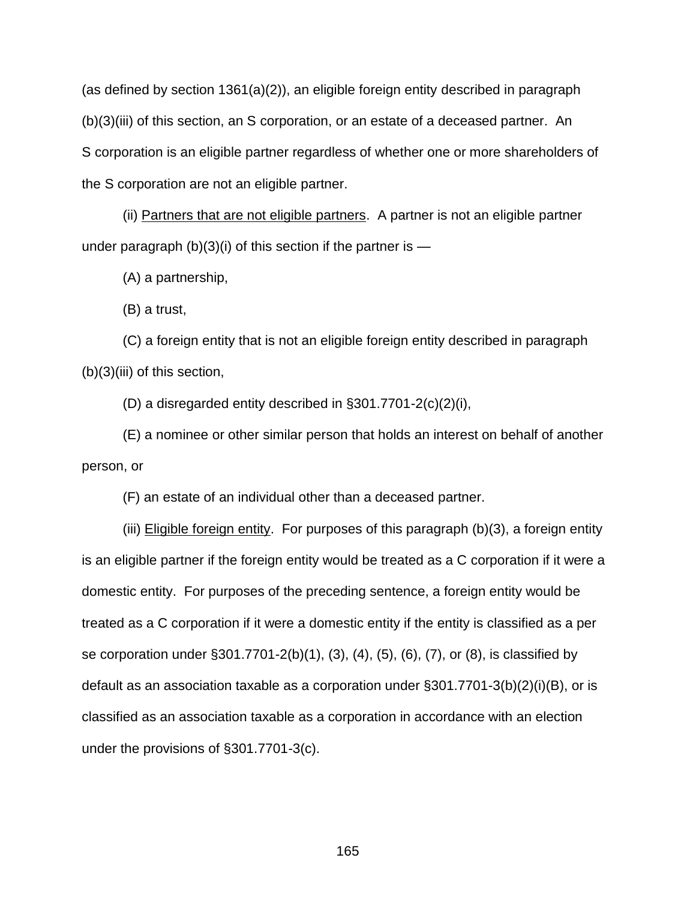(as defined by section 1361(a)(2)), an eligible foreign entity described in paragraph (b)(3)(iii) of this section, an S corporation, or an estate of a deceased partner. An S corporation is an eligible partner regardless of whether one or more shareholders of the S corporation are not an eligible partner.

(ii) Partners that are not eligible partners. A partner is not an eligible partner under paragraph (b)(3)(i) of this section if the partner is —

(A) a partnership,

(B) a trust,

(C) a foreign entity that is not an eligible foreign entity described in paragraph (b)(3)(iii) of this section,

(D) a disregarded entity described in §301.7701-2(c)(2)(i),

(E) a nominee or other similar person that holds an interest on behalf of another person, or

(F) an estate of an individual other than a deceased partner.

(iii) Eligible foreign entity. For purposes of this paragraph (b)(3), a foreign entity is an eligible partner if the foreign entity would be treated as a C corporation if it were a domestic entity. For purposes of the preceding sentence, a foreign entity would be treated as a C corporation if it were a domestic entity if the entity is classified as a per se corporation under §301.7701-2(b)(1), (3), (4), (5), (6), (7), or (8), is classified by default as an association taxable as a corporation under §301.7701-3(b)(2)(i)(B), or is classified as an association taxable as a corporation in accordance with an election under the provisions of §301.7701-3(c).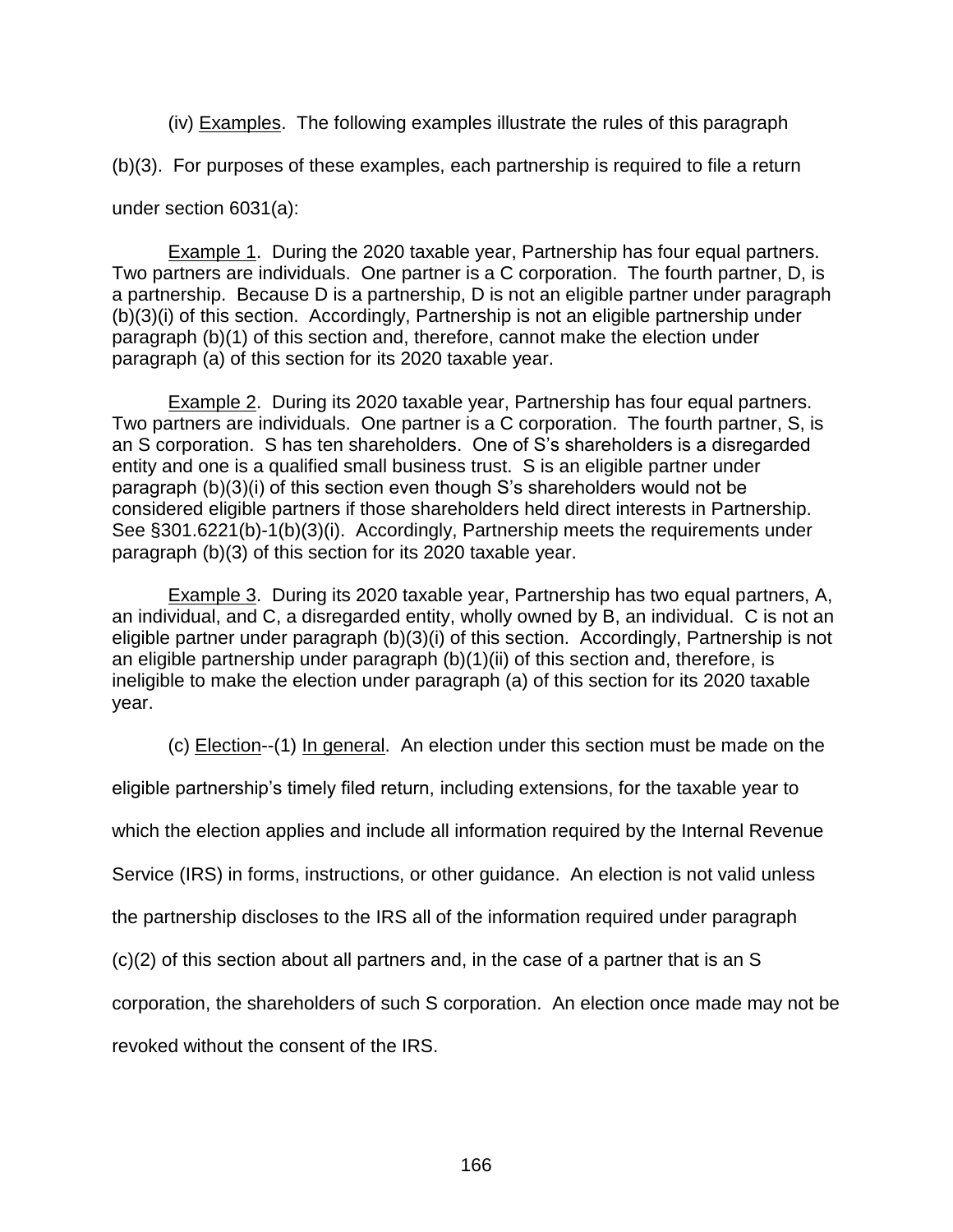(iv) Examples. The following examples illustrate the rules of this paragraph (b)(3). For purposes of these examples, each partnership is required to file a return under section 6031(a):

Example 1. During the 2020 taxable year, Partnership has four equal partners. Two partners are individuals. One partner is a C corporation. The fourth partner, D, is a partnership. Because D is a partnership, D is not an eligible partner under paragraph (b)(3)(i) of this section. Accordingly, Partnership is not an eligible partnership under paragraph (b)(1) of this section and, therefore, cannot make the election under paragraph (a) of this section for its 2020 taxable year.

Example 2. During its 2020 taxable year, Partnership has four equal partners. Two partners are individuals. One partner is a C corporation. The fourth partner, S, is an S corporation. S has ten shareholders. One of S's shareholders is a disregarded entity and one is a qualified small business trust. S is an eligible partner under paragraph (b)(3)(i) of this section even though S's shareholders would not be considered eligible partners if those shareholders held direct interests in Partnership. See §301.6221(b)-1(b)(3)(i). Accordingly, Partnership meets the requirements under paragraph (b)(3) of this section for its 2020 taxable year.

Example 3. During its 2020 taxable year, Partnership has two equal partners, A, an individual, and C, a disregarded entity, wholly owned by B, an individual. C is not an eligible partner under paragraph (b)(3)(i) of this section. Accordingly, Partnership is not an eligible partnership under paragraph (b)(1)(ii) of this section and, therefore, is ineligible to make the election under paragraph (a) of this section for its 2020 taxable year.

(c) Election--(1) In general. An election under this section must be made on the eligible partnership's timely filed return, including extensions, for the taxable year to which the election applies and include all information required by the Internal Revenue Service (IRS) in forms, instructions, or other guidance. An election is not valid unless the partnership discloses to the IRS all of the information required under paragraph (c)(2) of this section about all partners and, in the case of a partner that is an S corporation, the shareholders of such S corporation. An election once made may not be revoked without the consent of the IRS.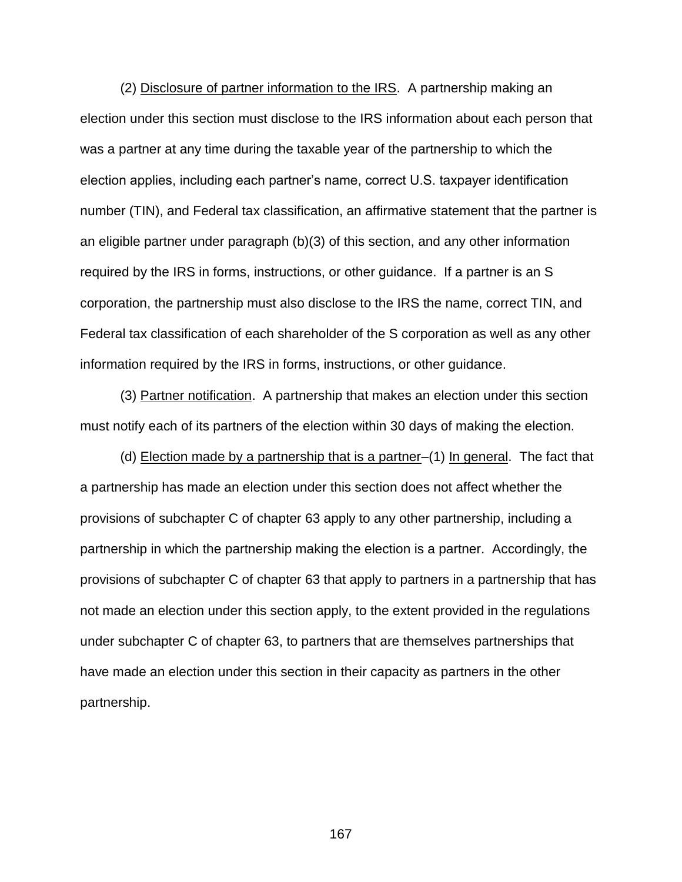(2) Disclosure of partner information to the IRS. A partnership making an election under this section must disclose to the IRS information about each person that was a partner at any time during the taxable year of the partnership to which the election applies, including each partner's name, correct U.S. taxpayer identification number (TIN), and Federal tax classification, an affirmative statement that the partner is an eligible partner under paragraph (b)(3) of this section, and any other information required by the IRS in forms, instructions, or other guidance. If a partner is an S corporation, the partnership must also disclose to the IRS the name, correct TIN, and Federal tax classification of each shareholder of the S corporation as well as any other information required by the IRS in forms, instructions, or other guidance.

(3) Partner notification. A partnership that makes an election under this section must notify each of its partners of the election within 30 days of making the election.

(d) Election made by a partnership that is a partner–(1) In general. The fact that a partnership has made an election under this section does not affect whether the provisions of subchapter C of chapter 63 apply to any other partnership, including a partnership in which the partnership making the election is a partner. Accordingly, the provisions of subchapter C of chapter 63 that apply to partners in a partnership that has not made an election under this section apply, to the extent provided in the regulations under subchapter C of chapter 63, to partners that are themselves partnerships that have made an election under this section in their capacity as partners in the other partnership.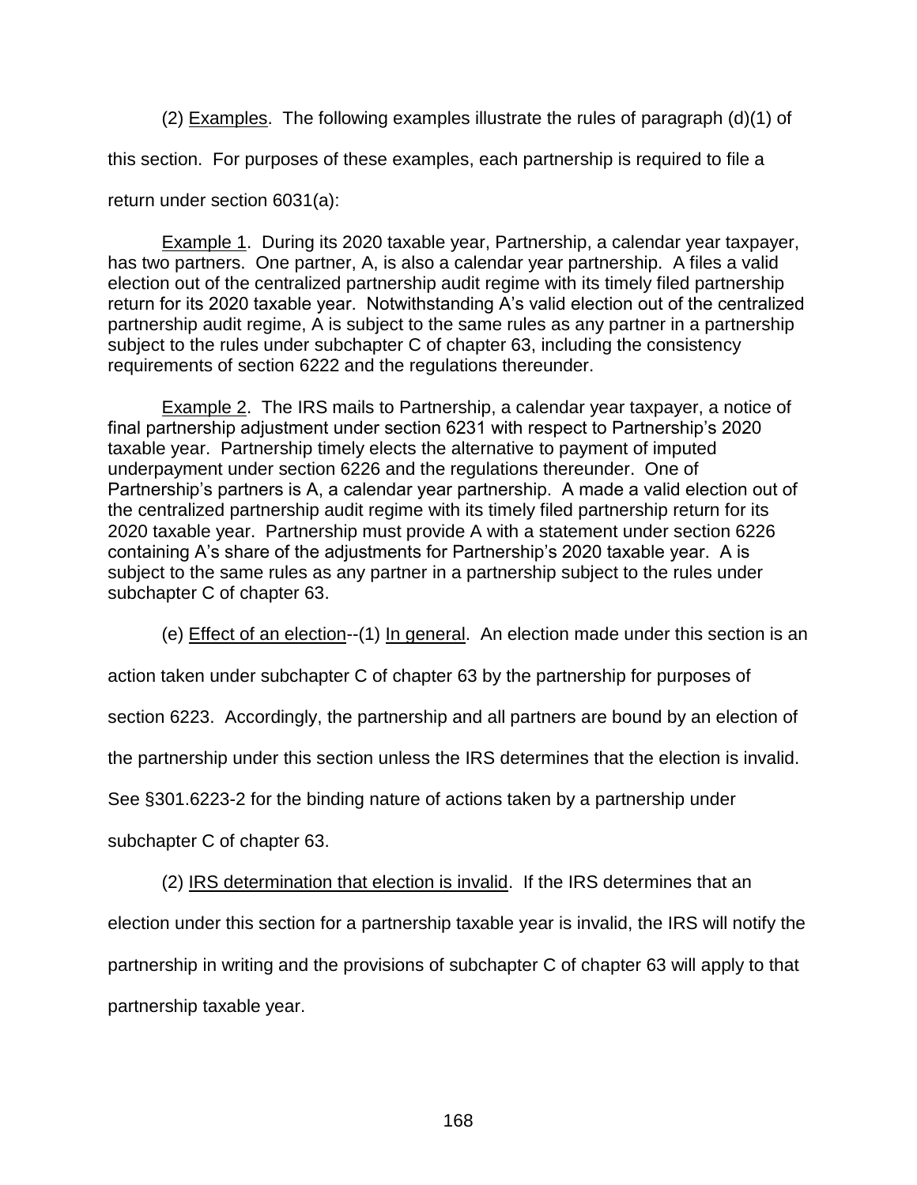(2) Examples. The following examples illustrate the rules of paragraph (d)(1) of this section. For purposes of these examples, each partnership is required to file a return under section 6031(a):

Example 1. During its 2020 taxable year, Partnership, a calendar year taxpayer, has two partners. One partner, A, is also a calendar year partnership. A files a valid election out of the centralized partnership audit regime with its timely filed partnership return for its 2020 taxable year. Notwithstanding A's valid election out of the centralized partnership audit regime, A is subject to the same rules as any partner in a partnership subject to the rules under subchapter C of chapter 63, including the consistency requirements of section 6222 and the regulations thereunder.

Example 2. The IRS mails to Partnership, a calendar year taxpayer, a notice of final partnership adjustment under section 6231 with respect to Partnership's 2020 taxable year. Partnership timely elects the alternative to payment of imputed underpayment under section 6226 and the regulations thereunder. One of Partnership's partners is A, a calendar year partnership. A made a valid election out of the centralized partnership audit regime with its timely filed partnership return for its 2020 taxable year. Partnership must provide A with a statement under section 6226 containing A's share of the adjustments for Partnership's 2020 taxable year. A is subject to the same rules as any partner in a partnership subject to the rules under subchapter C of chapter 63.

(e) Effect of an election--(1) In general. An election made under this section is an action taken under subchapter C of chapter 63 by the partnership for purposes of section 6223. Accordingly, the partnership and all partners are bound by an election of the partnership under this section unless the IRS determines that the election is invalid. See §301.6223-2 for the binding nature of actions taken by a partnership under subchapter C of chapter 63.

(2) IRS determination that election is invalid. If the IRS determines that an election under this section for a partnership taxable year is invalid, the IRS will notify the partnership in writing and the provisions of subchapter C of chapter 63 will apply to that partnership taxable year.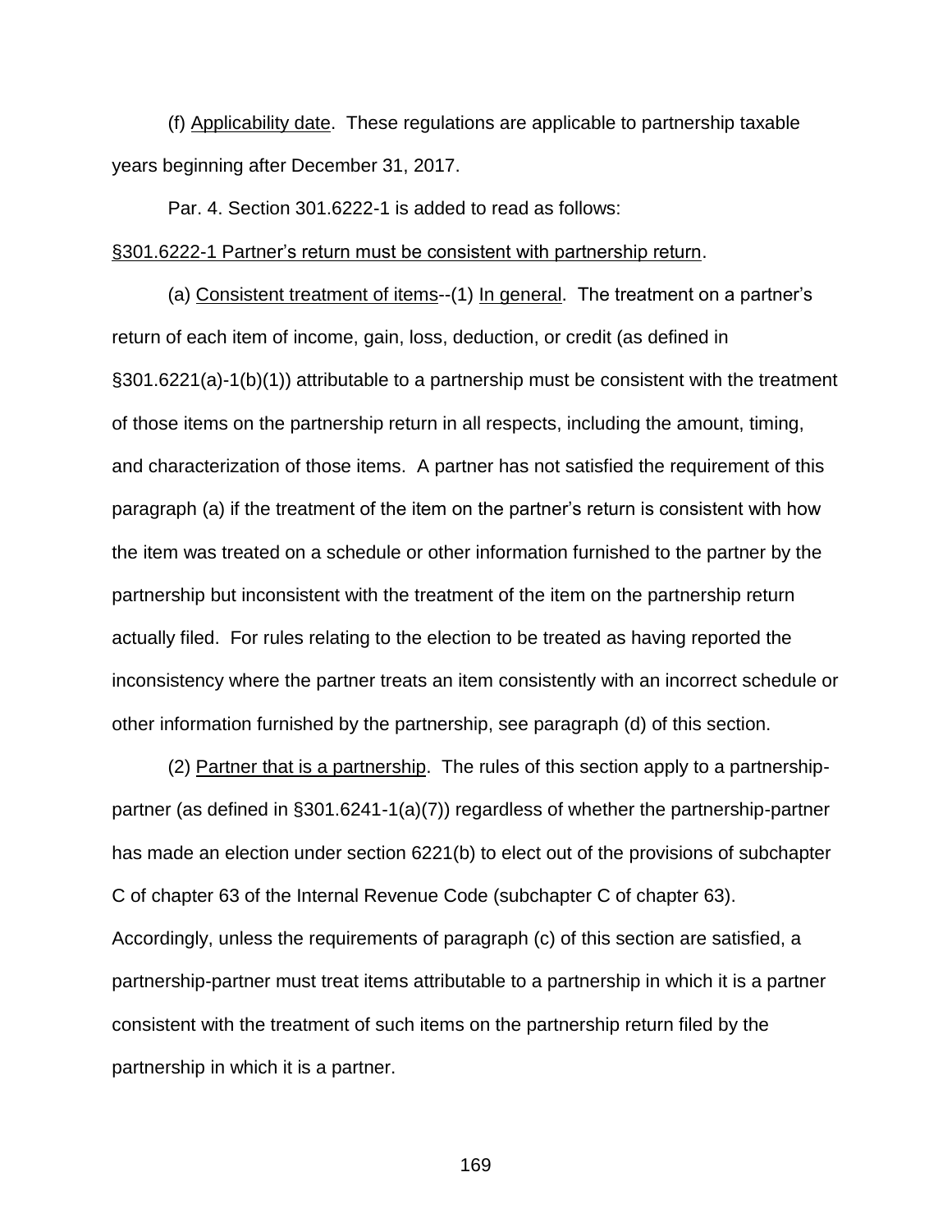(f) Applicability date. These regulations are applicable to partnership taxable years beginning after December 31, 2017.

Par. 4. Section 301.6222-1 is added to read as follows:

§301.6222-1 Partner's return must be consistent with partnership return.

(a) Consistent treatment of items--(1) In general. The treatment on a partner's return of each item of income, gain, loss, deduction, or credit (as defined in §301.6221(a)-1(b)(1)) attributable to a partnership must be consistent with the treatment of those items on the partnership return in all respects, including the amount, timing, and characterization of those items. A partner has not satisfied the requirement of this paragraph (a) if the treatment of the item on the partner's return is consistent with how the item was treated on a schedule or other information furnished to the partner by the partnership but inconsistent with the treatment of the item on the partnership return actually filed. For rules relating to the election to be treated as having reported the inconsistency where the partner treats an item consistently with an incorrect schedule or other information furnished by the partnership, see paragraph (d) of this section.

(2) Partner that is a partnership. The rules of this section apply to a partnership-partner (as defined in §301.6241-1(a)(7)) regardless of whether the partnership-partner has made an election under section 6221(b) to elect out of the provisions of subchapter C of chapter 63 of the Internal Revenue Code (subchapter C of chapter 63). Accordingly, unless the requirements of paragraph (c) of this section are satisfied, a partnership-partner must treat items attributable to a partnership in which it is a partner consistent with the treatment of such items on the partnership return filed by the partnership in which it is a partner.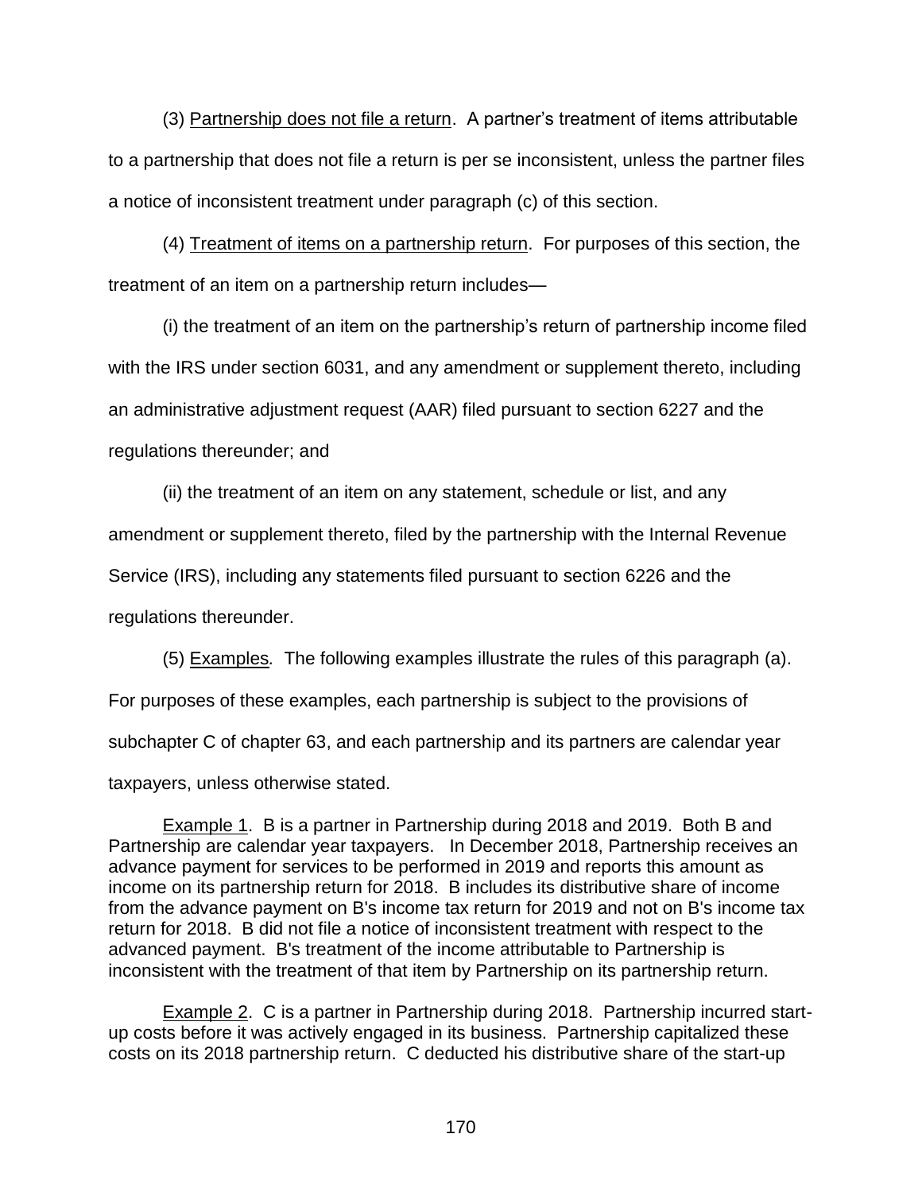(3) Partnership does not file a return. A partner's treatment of items attributable to a partnership that does not file a return is per se inconsistent, unless the partner files a notice of inconsistent treatment under paragraph (c) of this section.

(4) Treatment of items on a partnership return. For purposes of this section, the treatment of an item on a partnership return includes—

(i) the treatment of an item on the partnership's return of partnership income filed with the IRS under section 6031, and any amendment or supplement thereto, including an administrative adjustment request (AAR) filed pursuant to section 6227 and the regulations thereunder; and

(ii) the treatment of an item on any statement, schedule or list, and any amendment or supplement thereto, filed by the partnership with the Internal Revenue Service (IRS), including any statements filed pursuant to section 6226 and the regulations thereunder.

(5) Examples*.* The following examples illustrate the rules of this paragraph (a). For purposes of these examples, each partnership is subject to the provisions of subchapter C of chapter 63, and each partnership and its partners are calendar year taxpayers, unless otherwise stated.

Example 1. B is a partner in Partnership during 2018 and 2019. Both B and Partnership are calendar year taxpayers. In December 2018, Partnership receives an advance payment for services to be performed in 2019 and reports this amount as income on its partnership return for 2018. B includes its distributive share of income from the advance payment on B's income tax return for 2019 and not on B's income tax return for 2018. B did not file a notice of inconsistent treatment with respect to the advanced payment. B's treatment of the income attributable to Partnership is inconsistent with the treatment of that item by Partnership on its partnership return.

Example 2. C is a partner in Partnership during 2018. Partnership incurred start-up costs before it was actively engaged in its business. Partnership capitalized these costs on its 2018 partnership return. C deducted his distributive share of the start-up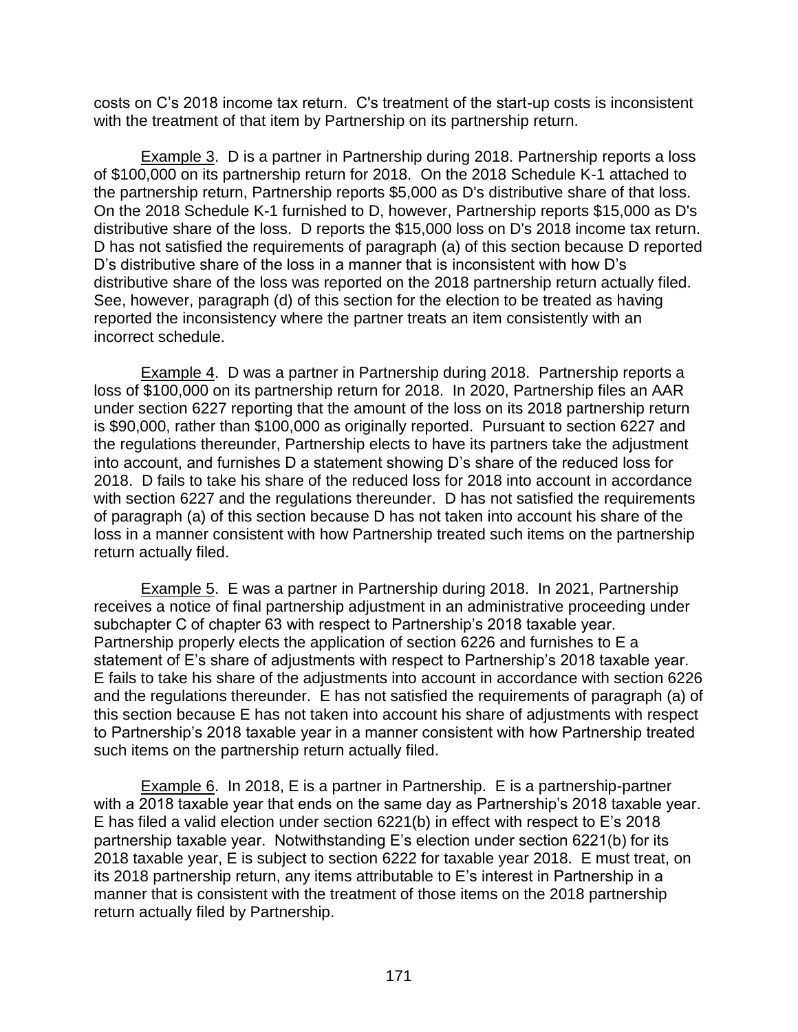costs on C’s 2018 income tax return. C's treatment of the start-up costs is inconsistent with the treatment of that item by Partnership on its partnership return.

Example 3. D is a partner in Partnership during 2018. Partnership reports a loss of $100,000 on its partnership return for 2018. On the 2018 Schedule K-1 attached to the partnership return, Partnership reports $5,000 as D's distributive share of that loss. On the 2018 Schedule K-1 furnished to D, however, Partnership reports $15,000 as D's distributive share of the loss. D reports the $15,000 loss on D's 2018 income tax return. D has not satisfied the requirements of paragraph (a) of this section because D reported D’s distributive share of the loss in a manner that is inconsistent with how D’s distributive share of the loss was reported on the 2018 partnership return actually filed. See, however, paragraph (d) of this section for the election to be treated as having reported the inconsistency where the partner treats an item consistently with an incorrect schedule.

Example 4. D was a partner in Partnership during 2018. Partnership reports a loss of $100,000 on its partnership return for 2018. In 2020, Partnership files an AAR under section 6227 reporting that the amount of the loss on its 2018 partnership return is $90,000, rather than $100,000 as originally reported. Pursuant to section 6227 and the regulations thereunder, Partnership elects to have its partners take the adjustment into account, and furnishes D a statement showing D’s share of the reduced loss for 2018. D fails to take his share of the reduced loss for 2018 into account in accordance with section 6227 and the regulations thereunder. D has not satisfied the requirements of paragraph (a) of this section because D has not taken into account his share of the loss in a manner consistent with how Partnership treated such items on the partnership return actually filed.

Example 5. E was a partner in Partnership during 2018. In 2021, Partnership receives a notice of final partnership adjustment in an administrative proceeding under subchapter C of chapter 63 with respect to Partnership’s 2018 taxable year. Partnership properly elects the application of section 6226 and furnishes to E a statement of E’s share of adjustments with respect to Partnership’s 2018 taxable year. E fails to take his share of the adjustments into account in accordance with section 6226 and the regulations thereunder. E has not satisfied the requirements of paragraph (a) of this section because E has not taken into account his share of adjustments with respect to Partnership’s 2018 taxable year in a manner consistent with how Partnership treated such items on the partnership return actually filed.

Example 6. In 2018, E is a partner in Partnership. E is a partnership-partner with a 2018 taxable year that ends on the same day as Partnership’s 2018 taxable year. E has filed a valid election under section 6221(b) in effect with respect to E’s 2018 partnership taxable year. Notwithstanding E’s election under section 6221(b) for its 2018 taxable year, E is subject to section 6222 for taxable year 2018. E must treat, on its 2018 partnership return, any items attributable to E’s interest in Partnership in a manner that is consistent with the treatment of those items on the 2018 partnership return actually filed by Partnership.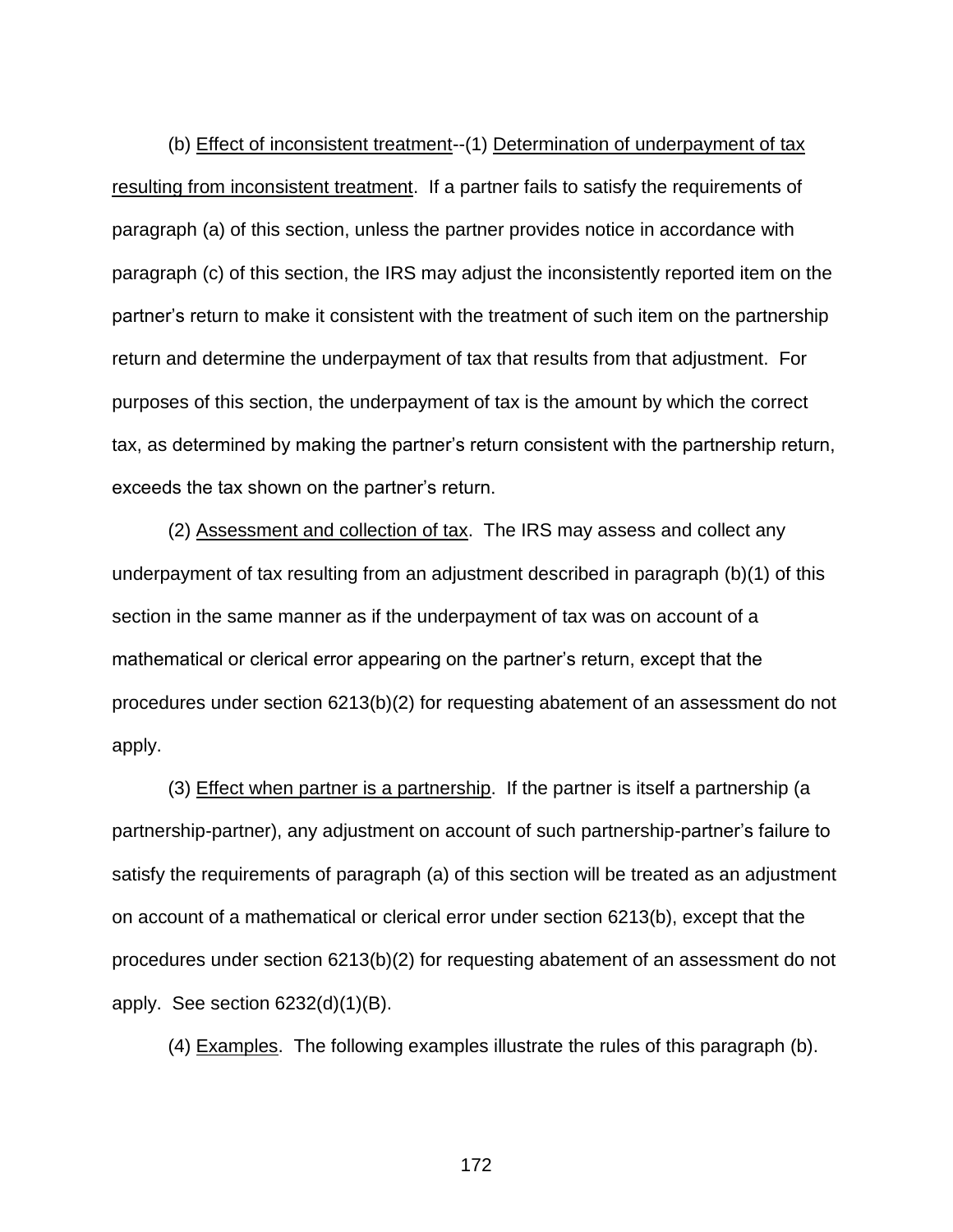(b) Effect of inconsistent treatment--(1) Determination of underpayment of tax resulting from inconsistent treatment. If a partner fails to satisfy the requirements of paragraph (a) of this section, unless the partner provides notice in accordance with paragraph (c) of this section, the IRS may adjust the inconsistently reported item on the partner's return to make it consistent with the treatment of such item on the partnership return and determine the underpayment of tax that results from that adjustment. For purposes of this section, the underpayment of tax is the amount by which the correct tax, as determined by making the partner's return consistent with the partnership return, exceeds the tax shown on the partner's return.

(2) Assessment and collection of tax. The IRS may assess and collect any underpayment of tax resulting from an adjustment described in paragraph (b)(1) of this section in the same manner as if the underpayment of tax was on account of a mathematical or clerical error appearing on the partner's return, except that the procedures under section 6213(b)(2) for requesting abatement of an assessment do not apply.

(3) Effect when partner is a partnership. If the partner is itself a partnership (a partnership-partner), any adjustment on account of such partnership-partner's failure to satisfy the requirements of paragraph (a) of this section will be treated as an adjustment on account of a mathematical or clerical error under section 6213(b), except that the procedures under section 6213(b)(2) for requesting abatement of an assessment do not apply. See section 6232(d)(1)(B).

(4) Examples. The following examples illustrate the rules of this paragraph (b).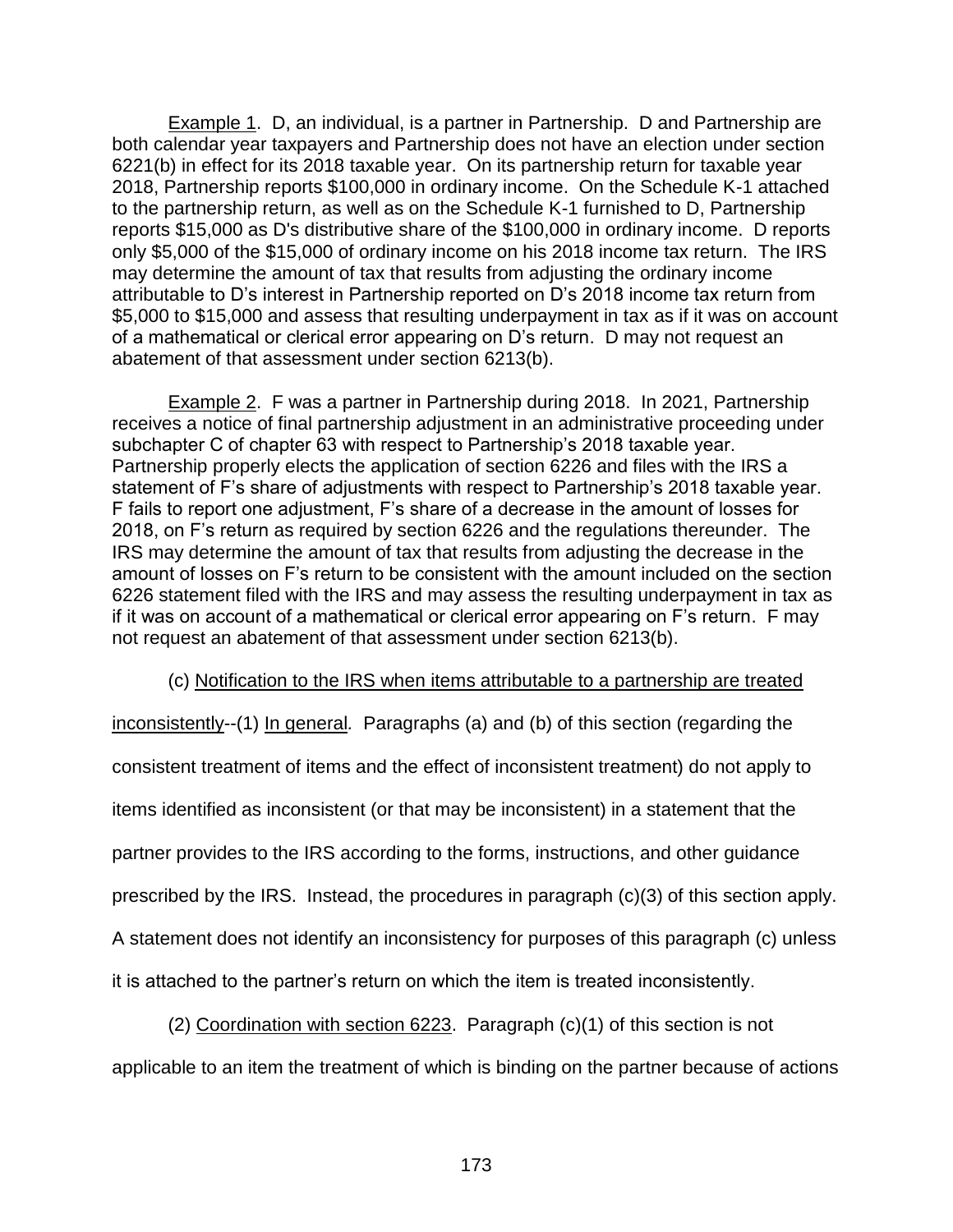Example 1. D, an individual, is a partner in Partnership. D and Partnership are both calendar year taxpayers and Partnership does not have an election under section 6221(b) in effect for its 2018 taxable year. On its partnership return for taxable year 2018, Partnership reports $100,000 in ordinary income. On the Schedule K-1 attached to the partnership return, as well as on the Schedule K-1 furnished to D, Partnership reports $15,000 as D's distributive share of the $100,000 in ordinary income. D reports only $5,000 of the $15,000 of ordinary income on his 2018 income tax return. The IRS may determine the amount of tax that results from adjusting the ordinary income attributable to D's interest in Partnership reported on D's 2018 income tax return from $5,000 to $15,000 and assess that resulting underpayment in tax as if it was on account of a mathematical or clerical error appearing on D's return. D may not request an abatement of that assessment under section 6213(b).

Example 2. F was a partner in Partnership during 2018. In 2021, Partnership receives a notice of final partnership adjustment in an administrative proceeding under subchapter C of chapter 63 with respect to Partnership's 2018 taxable year. Partnership properly elects the application of section 6226 and files with the IRS a statement of F's share of adjustments with respect to Partnership's 2018 taxable year. F fails to report one adjustment, F's share of a decrease in the amount of losses for 2018, on F's return as required by section 6226 and the regulations thereunder. The IRS may determine the amount of tax that results from adjusting the decrease in the amount of losses on F's return to be consistent with the amount included on the section 6226 statement filed with the IRS and may assess the resulting underpayment in tax as if it was on account of a mathematical or clerical error appearing on F's return. F may not request an abatement of that assessment under section 6213(b).

(c) Notification to the IRS when items attributable to a partnership are treated inconsistently--(1) In general. Paragraphs (a) and (b) of this section (regarding the consistent treatment of items and the effect of inconsistent treatment) do not apply to items identified as inconsistent (or that may be inconsistent) in a statement that the partner provides to the IRS according to the forms, instructions, and other guidance prescribed by the IRS. Instead, the procedures in paragraph (c)(3) of this section apply. A statement does not identify an inconsistency for purposes of this paragraph (c) unless it is attached to the partner's return on which the item is treated inconsistently.

(2) Coordination with section 6223. Paragraph (c)(1) of this section is not applicable to an item the treatment of which is binding on the partner because of actions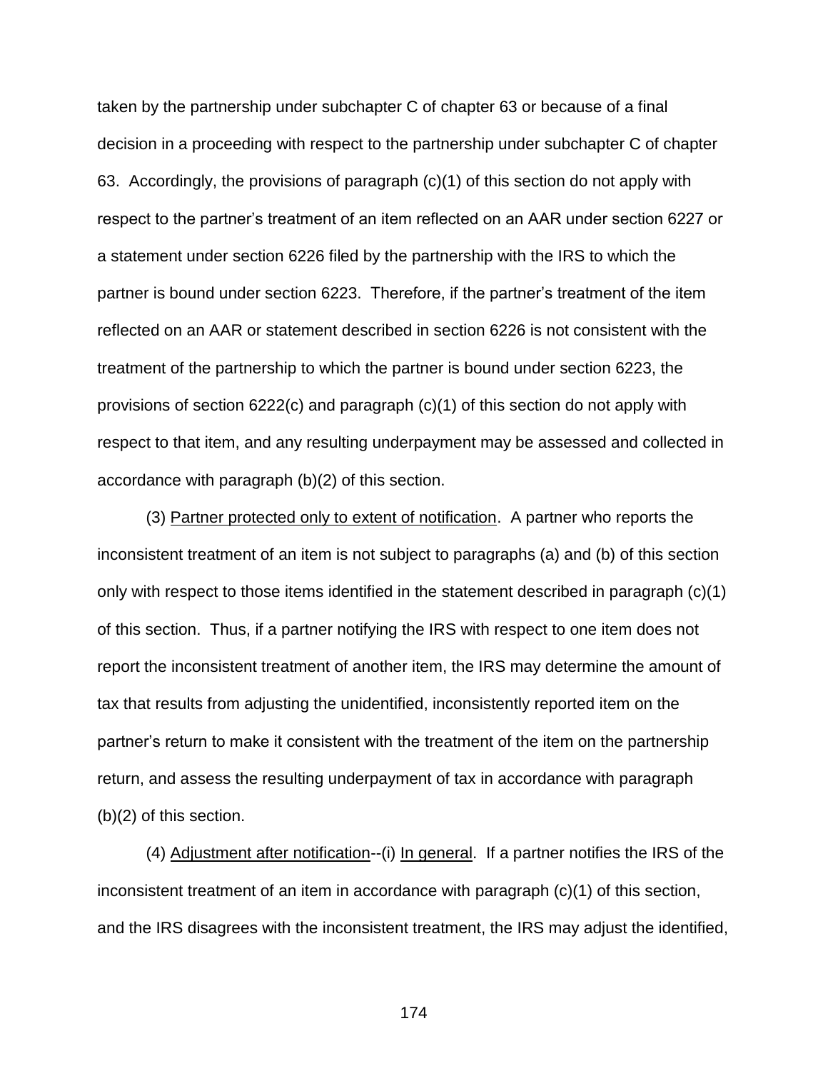taken by the partnership under subchapter C of chapter 63 or because of a final decision in a proceeding with respect to the partnership under subchapter C of chapter 63. Accordingly, the provisions of paragraph (c)(1) of this section do not apply with respect to the partner's treatment of an item reflected on an AAR under section 6227 or a statement under section 6226 filed by the partnership with the IRS to which the partner is bound under section 6223. Therefore, if the partner's treatment of the item reflected on an AAR or statement described in section 6226 is not consistent with the treatment of the partnership to which the partner is bound under section 6223, the provisions of section 6222(c) and paragraph (c)(1) of this section do not apply with respect to that item, and any resulting underpayment may be assessed and collected in accordance with paragraph (b)(2) of this section.

(3) Partner protected only to extent of notification. A partner who reports the inconsistent treatment of an item is not subject to paragraphs (a) and (b) of this section only with respect to those items identified in the statement described in paragraph (c)(1) of this section. Thus, if a partner notifying the IRS with respect to one item does not report the inconsistent treatment of another item, the IRS may determine the amount of tax that results from adjusting the unidentified, inconsistently reported item on the partner's return to make it consistent with the treatment of the item on the partnership return, and assess the resulting underpayment of tax in accordance with paragraph (b)(2) of this section.

(4) Adjustment after notification--(i) In general. If a partner notifies the IRS of the inconsistent treatment of an item in accordance with paragraph (c)(1) of this section, and the IRS disagrees with the inconsistent treatment, the IRS may adjust the identified,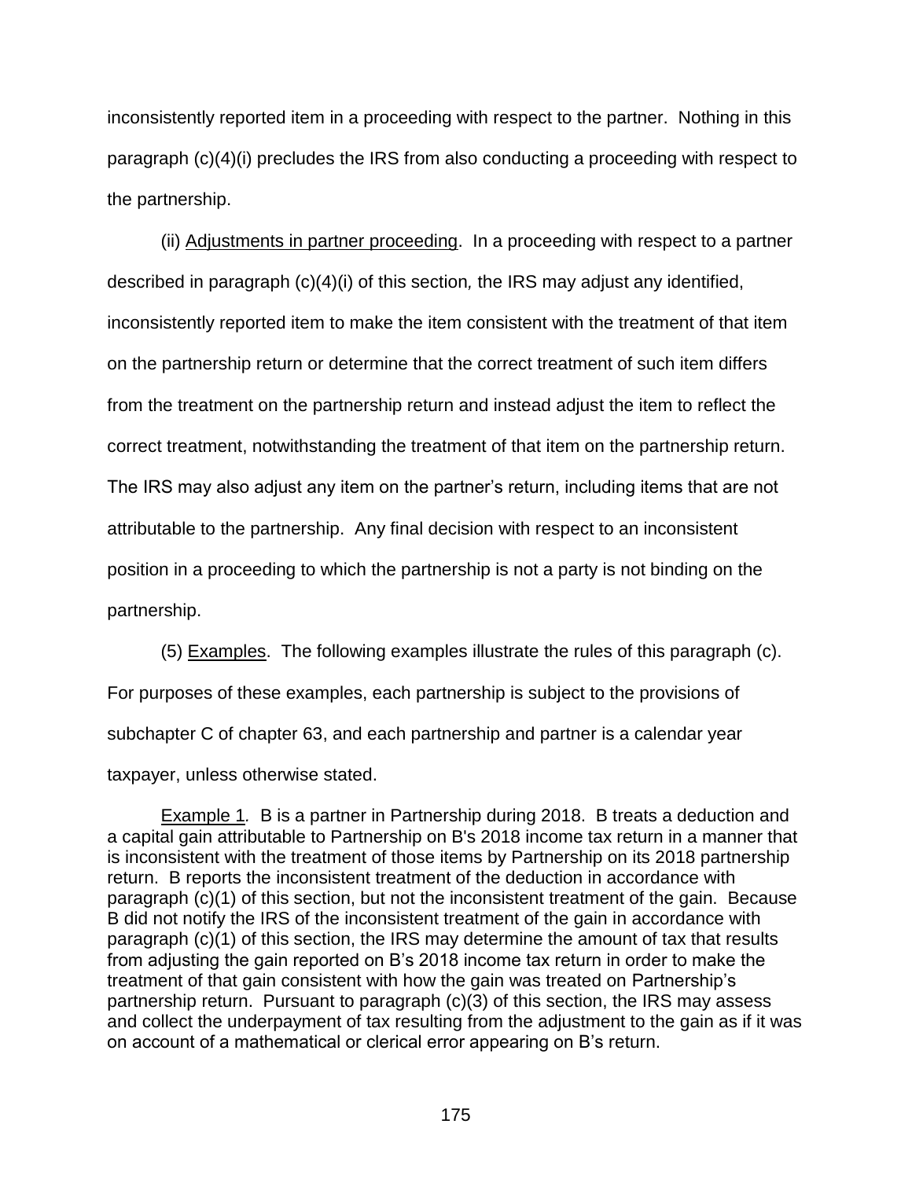inconsistently reported item in a proceeding with respect to the partner. Nothing in this paragraph (c)(4)(i) precludes the IRS from also conducting a proceeding with respect to the partnership.

(ii) Adjustments in partner proceeding. In a proceeding with respect to a partner described in paragraph (c)(4)(i) of this section, the IRS may adjust any identified, inconsistently reported item to make the item consistent with the treatment of that item on the partnership return or determine that the correct treatment of such item differs from the treatment on the partnership return and instead adjust the item to reflect the correct treatment, notwithstanding the treatment of that item on the partnership return. The IRS may also adjust any item on the partner's return, including items that are not attributable to the partnership. Any final decision with respect to an inconsistent position in a proceeding to which the partnership is not a party is not binding on the partnership.

(5) Examples. The following examples illustrate the rules of this paragraph (c). For purposes of these examples, each partnership is subject to the provisions of subchapter C of chapter 63, and each partnership and partner is a calendar year taxpayer, unless otherwise stated.

Example 1. B is a partner in Partnership during 2018. B treats a deduction and a capital gain attributable to Partnership on B's 2018 income tax return in a manner that is inconsistent with the treatment of those items by Partnership on its 2018 partnership return. B reports the inconsistent treatment of the deduction in accordance with paragraph (c)(1) of this section, but not the inconsistent treatment of the gain. Because B did not notify the IRS of the inconsistent treatment of the gain in accordance with paragraph (c)(1) of this section, the IRS may determine the amount of tax that results from adjusting the gain reported on B's 2018 income tax return in order to make the treatment of that gain consistent with how the gain was treated on Partnership's partnership return. Pursuant to paragraph (c)(3) of this section, the IRS may assess and collect the underpayment of tax resulting from the adjustment to the gain as if it was on account of a mathematical or clerical error appearing on B's return.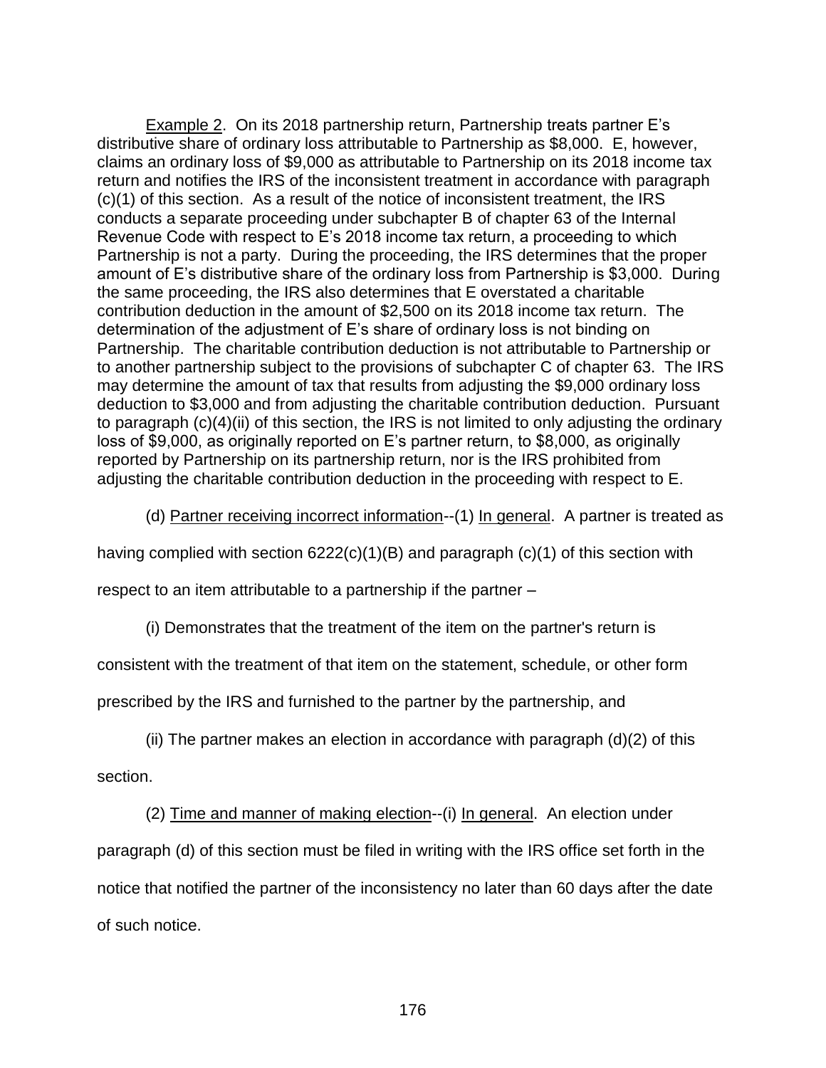Example 2. On its 2018 partnership return, Partnership treats partner E's distributive share of ordinary loss attributable to Partnership as $8,000. E, however, claims an ordinary loss of $9,000 as attributable to Partnership on its 2018 income tax return and notifies the IRS of the inconsistent treatment in accordance with paragraph (c)(1) of this section. As a result of the notice of inconsistent treatment, the IRS conducts a separate proceeding under subchapter B of chapter 63 of the Internal Revenue Code with respect to E's 2018 income tax return, a proceeding to which Partnership is not a party. During the proceeding, the IRS determines that the proper amount of E's distributive share of the ordinary loss from Partnership is $3,000. During the same proceeding, the IRS also determines that E overstated a charitable contribution deduction in the amount of $2,500 on its 2018 income tax return. The determination of the adjustment of E's share of ordinary loss is not binding on Partnership. The charitable contribution deduction is not attributable to Partnership or to another partnership subject to the provisions of subchapter C of chapter 63. The IRS may determine the amount of tax that results from adjusting the $9,000 ordinary loss deduction to $3,000 and from adjusting the charitable contribution deduction. Pursuant to paragraph (c)(4)(ii) of this section, the IRS is not limited to only adjusting the ordinary loss of $9,000, as originally reported on E's partner return, to $8,000, as originally reported by Partnership on its partnership return, nor is the IRS prohibited from adjusting the charitable contribution deduction in the proceeding with respect to E.

(d) Partner receiving incorrect information--(1) In general. A partner is treated as having complied with section 6222(c)(1)(B) and paragraph (c)(1) of this section with respect to an item attributable to a partnership if the partner –

(i) Demonstrates that the treatment of the item on the partner's return is consistent with the treatment of that item on the statement, schedule, or other form prescribed by the IRS and furnished to the partner by the partnership, and

(ii) The partner makes an election in accordance with paragraph (d)(2) of this section.

(2) Time and manner of making election--(i) In general. An election under paragraph (d) of this section must be filed in writing with the IRS office set forth in the notice that notified the partner of the inconsistency no later than 60 days after the date of such notice.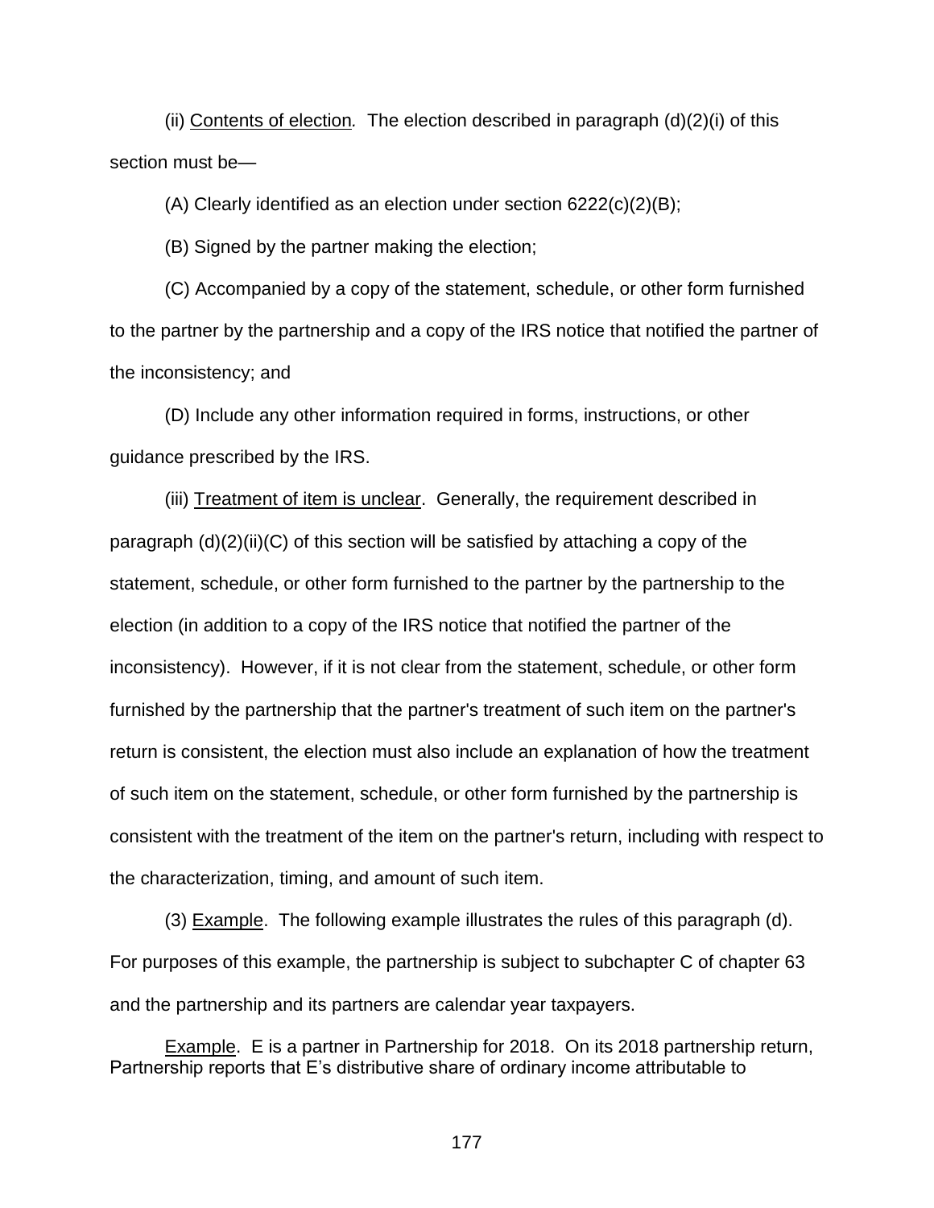(ii) Contents of election. The election described in paragraph (d)(2)(i) of this section must be—

(A) Clearly identified as an election under section 6222(c)(2)(B);

(B) Signed by the partner making the election;

(C) Accompanied by a copy of the statement, schedule, or other form furnished to the partner by the partnership and a copy of the IRS notice that notified the partner of the inconsistency; and

(D) Include any other information required in forms, instructions, or other guidance prescribed by the IRS.

(iii) Treatment of item is unclear. Generally, the requirement described in paragraph (d)(2)(ii)(C) of this section will be satisfied by attaching a copy of the statement, schedule, or other form furnished to the partner by the partnership to the election (in addition to a copy of the IRS notice that notified the partner of the inconsistency). However, if it is not clear from the statement, schedule, or other form furnished by the partnership that the partner's treatment of such item on the partner's return is consistent, the election must also include an explanation of how the treatment of such item on the statement, schedule, or other form furnished by the partnership is consistent with the treatment of the item on the partner's return, including with respect to the characterization, timing, and amount of such item.

(3) Example. The following example illustrates the rules of this paragraph (d). For purposes of this example, the partnership is subject to subchapter C of chapter 63 and the partnership and its partners are calendar year taxpayers.

Example. E is a partner in Partnership for 2018. On its 2018 partnership return, Partnership reports that E's distributive share of ordinary income attributable to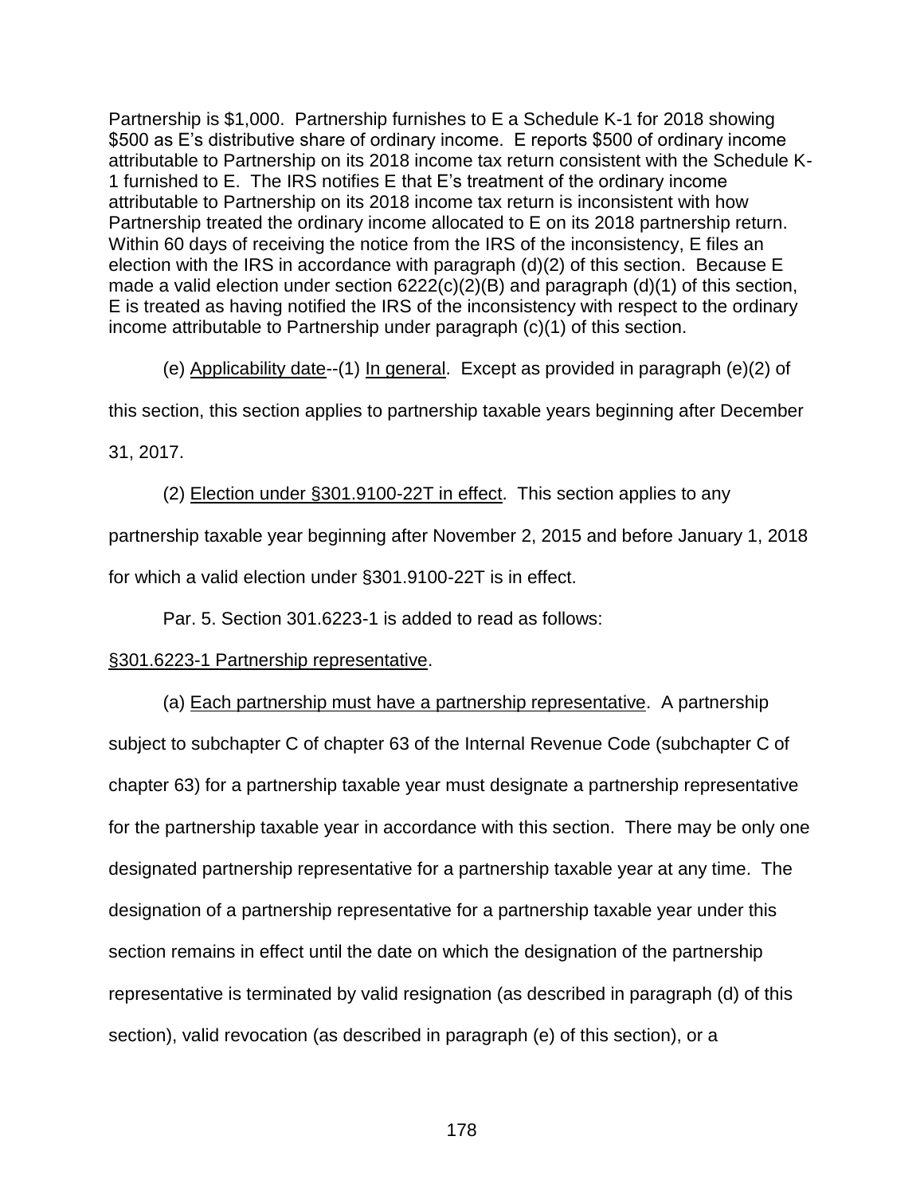Partnership is $1,000. Partnership furnishes to E a Schedule K-1 for 2018 showing $500 as E's distributive share of ordinary income. E reports $500 of ordinary income attributable to Partnership on its 2018 income tax return consistent with the Schedule K-1 furnished to E. The IRS notifies E that E's treatment of the ordinary income attributable to Partnership on its 2018 income tax return is inconsistent with how Partnership treated the ordinary income allocated to E on its 2018 partnership return. Within 60 days of receiving the notice from the IRS of the inconsistency, E files an election with the IRS in accordance with paragraph (d)(2) of this section. Because E made a valid election under section 6222(c)(2)(B) and paragraph (d)(1) of this section, E is treated as having notified the IRS of the inconsistency with respect to the ordinary income attributable to Partnership under paragraph (c)(1) of this section.

(e) Applicability date--(1) In general. Except as provided in paragraph (e)(2) of this section, this section applies to partnership taxable years beginning after December 31, 2017.

(2) Election under §301.9100-22T in effect. This section applies to any partnership taxable year beginning after November 2, 2015 and before January 1, 2018 for which a valid election under §301.9100-22T is in effect.

Par. 5. Section 301.6223-1 is added to read as follows:

§301.6223-1 Partnership representative.

(a) Each partnership must have a partnership representative. A partnership subject to subchapter C of chapter 63 of the Internal Revenue Code (subchapter C of chapter 63) for a partnership taxable year must designate a partnership representative for the partnership taxable year in accordance with this section. There may be only one designated partnership representative for a partnership taxable year at any time. The designation of a partnership representative for a partnership taxable year under this section remains in effect until the date on which the designation of the partnership representative is terminated by valid resignation (as described in paragraph (d) of this section), valid revocation (as described in paragraph (e) of this section), or a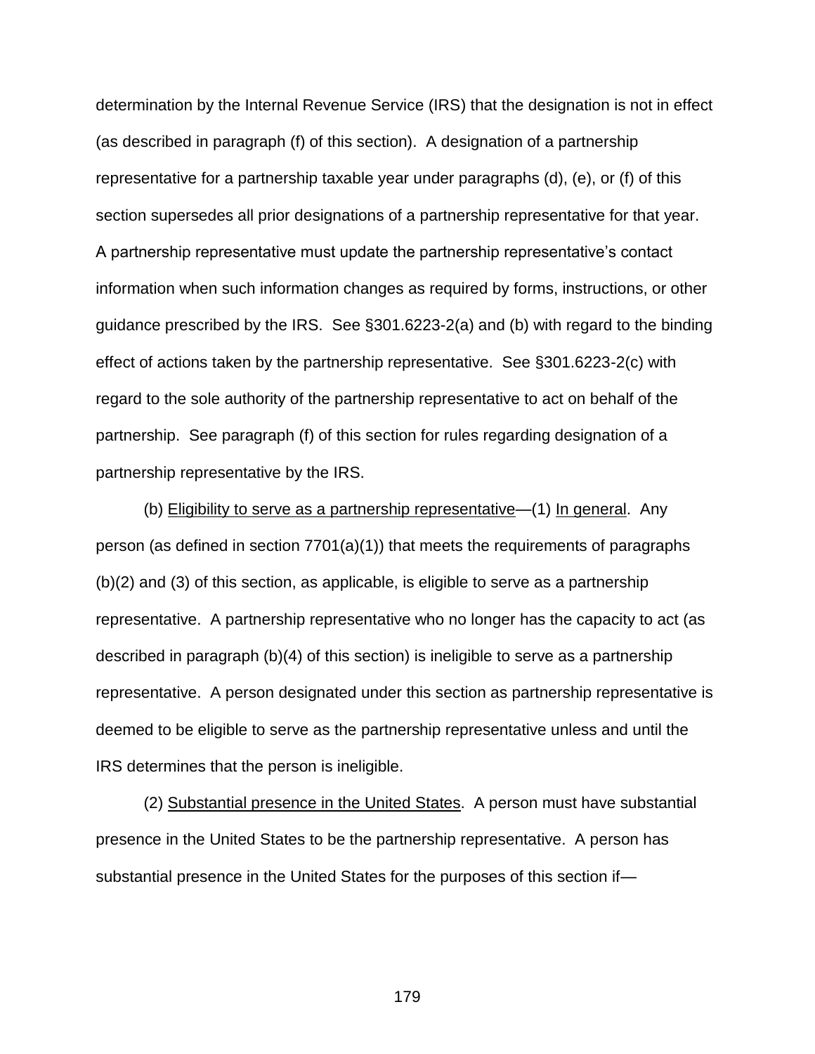determination by the Internal Revenue Service (IRS) that the designation is not in effect (as described in paragraph (f) of this section). A designation of a partnership representative for a partnership taxable year under paragraphs (d), (e), or (f) of this section supersedes all prior designations of a partnership representative for that year. A partnership representative must update the partnership representative's contact information when such information changes as required by forms, instructions, or other guidance prescribed by the IRS. See §301.6223-2(a) and (b) with regard to the binding effect of actions taken by the partnership representative. See §301.6223-2(c) with regard to the sole authority of the partnership representative to act on behalf of the partnership. See paragraph (f) of this section for rules regarding designation of a partnership representative by the IRS.

(b) Eligibility to serve as a partnership representative—(1) In general. Any person (as defined in section 7701(a)(1)) that meets the requirements of paragraphs (b)(2) and (3) of this section, as applicable, is eligible to serve as a partnership representative. A partnership representative who no longer has the capacity to act (as described in paragraph (b)(4) of this section) is ineligible to serve as a partnership representative. A person designated under this section as partnership representative is deemed to be eligible to serve as the partnership representative unless and until the IRS determines that the person is ineligible.

(2) Substantial presence in the United States. A person must have substantial presence in the United States to be the partnership representative. A person has substantial presence in the United States for the purposes of this section if—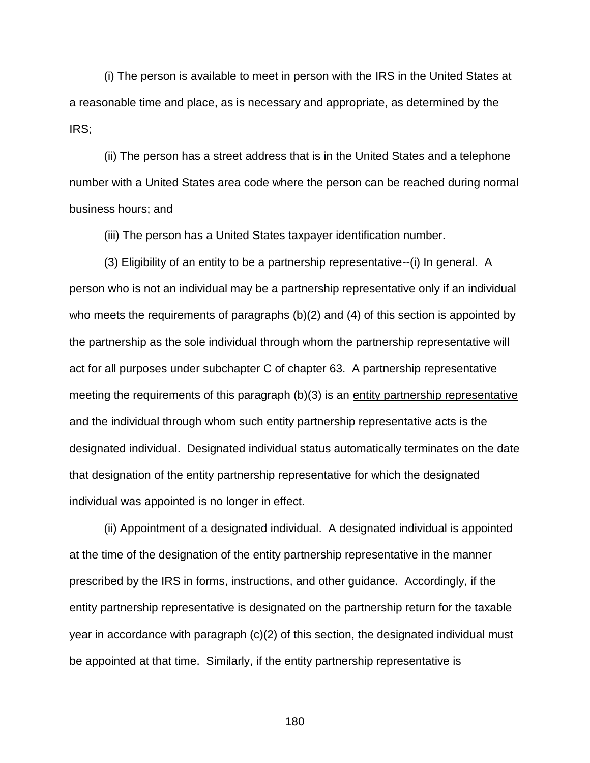(i) The person is available to meet in person with the IRS in the United States at a reasonable time and place, as is necessary and appropriate, as determined by the IRS;

(ii) The person has a street address that is in the United States and a telephone number with a United States area code where the person can be reached during normal business hours; and

(iii) The person has a United States taxpayer identification number.

(3) Eligibility of an entity to be a partnership representative--(i) In general. A person who is not an individual may be a partnership representative only if an individual who meets the requirements of paragraphs (b)(2) and (4) of this section is appointed by the partnership as the sole individual through whom the partnership representative will act for all purposes under subchapter C of chapter 63. A partnership representative meeting the requirements of this paragraph (b)(3) is an entity partnership representative and the individual through whom such entity partnership representative acts is the designated individual. Designated individual status automatically terminates on the date that designation of the entity partnership representative for which the designated individual was appointed is no longer in effect.

(ii) Appointment of a designated individual. A designated individual is appointed at the time of the designation of the entity partnership representative in the manner prescribed by the IRS in forms, instructions, and other guidance. Accordingly, if the entity partnership representative is designated on the partnership return for the taxable year in accordance with paragraph (c)(2) of this section, the designated individual must be appointed at that time. Similarly, if the entity partnership representative is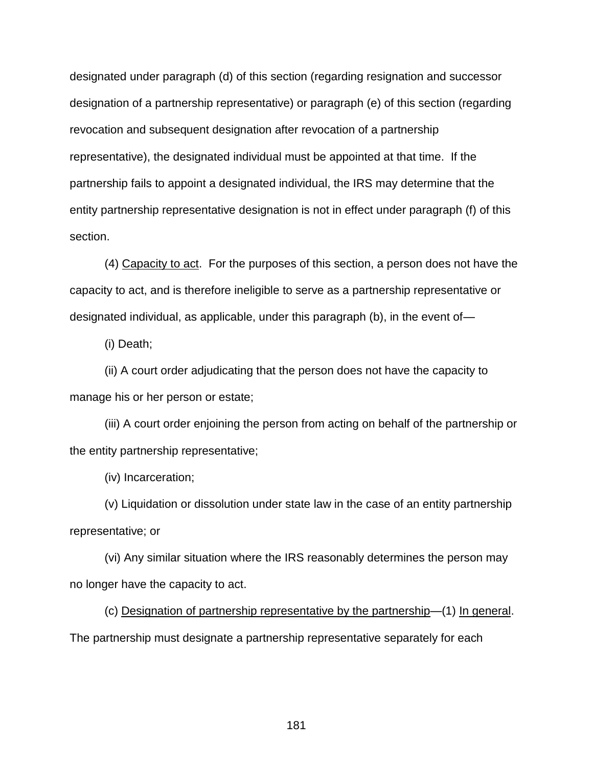designated under paragraph (d) of this section (regarding resignation and successor designation of a partnership representative) or paragraph (e) of this section (regarding revocation and subsequent designation after revocation of a partnership representative), the designated individual must be appointed at that time. If the partnership fails to appoint a designated individual, the IRS may determine that the entity partnership representative designation is not in effect under paragraph (f) of this section.

(4) Capacity to act. For the purposes of this section, a person does not have the capacity to act, and is therefore ineligible to serve as a partnership representative or designated individual, as applicable, under this paragraph (b), in the event of—

(i) Death;

(ii) A court order adjudicating that the person does not have the capacity to manage his or her person or estate;

(iii) A court order enjoining the person from acting on behalf of the partnership or the entity partnership representative;

(iv) Incarceration;

(v) Liquidation or dissolution under state law in the case of an entity partnership representative; or

(vi) Any similar situation where the IRS reasonably determines the person may no longer have the capacity to act.

(c) Designation of partnership representative by the partnership—(1) In general. The partnership must designate a partnership representative separately for each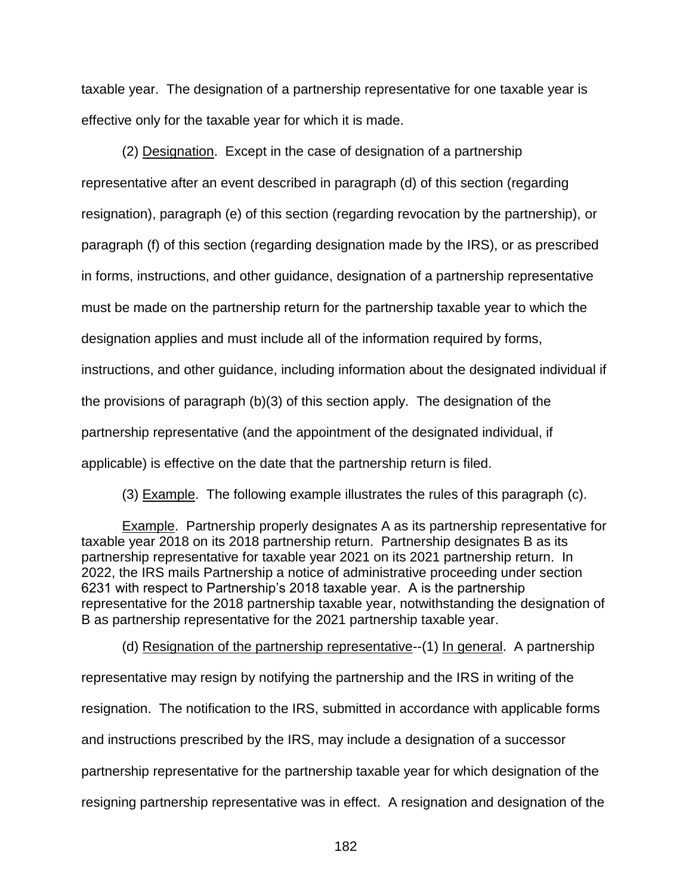taxable year. The designation of a partnership representative for one taxable year is effective only for the taxable year for which it is made.

(2) Designation. Except in the case of designation of a partnership representative after an event described in paragraph (d) of this section (regarding resignation), paragraph (e) of this section (regarding revocation by the partnership), or paragraph (f) of this section (regarding designation made by the IRS), or as prescribed in forms, instructions, and other guidance, designation of a partnership representative must be made on the partnership return for the partnership taxable year to which the designation applies and must include all of the information required by forms, instructions, and other guidance, including information about the designated individual if the provisions of paragraph (b)(3) of this section apply. The designation of the partnership representative (and the appointment of the designated individual, if applicable) is effective on the date that the partnership return is filed.

(3) Example. The following example illustrates the rules of this paragraph (c).

Example. Partnership properly designates A as its partnership representative for taxable year 2018 on its 2018 partnership return. Partnership designates B as its partnership representative for taxable year 2021 on its 2021 partnership return. In 2022, the IRS mails Partnership a notice of administrative proceeding under section 6231 with respect to Partnership's 2018 taxable year. A is the partnership representative for the 2018 partnership taxable year, notwithstanding the designation of B as partnership representative for the 2021 partnership taxable year.

(d) Resignation of the partnership representative--(1) In general. A partnership representative may resign by notifying the partnership and the IRS in writing of the resignation. The notification to the IRS, submitted in accordance with applicable forms and instructions prescribed by the IRS, may include a designation of a successor partnership representative for the partnership taxable year for which designation of the resigning partnership representative was in effect. A resignation and designation of the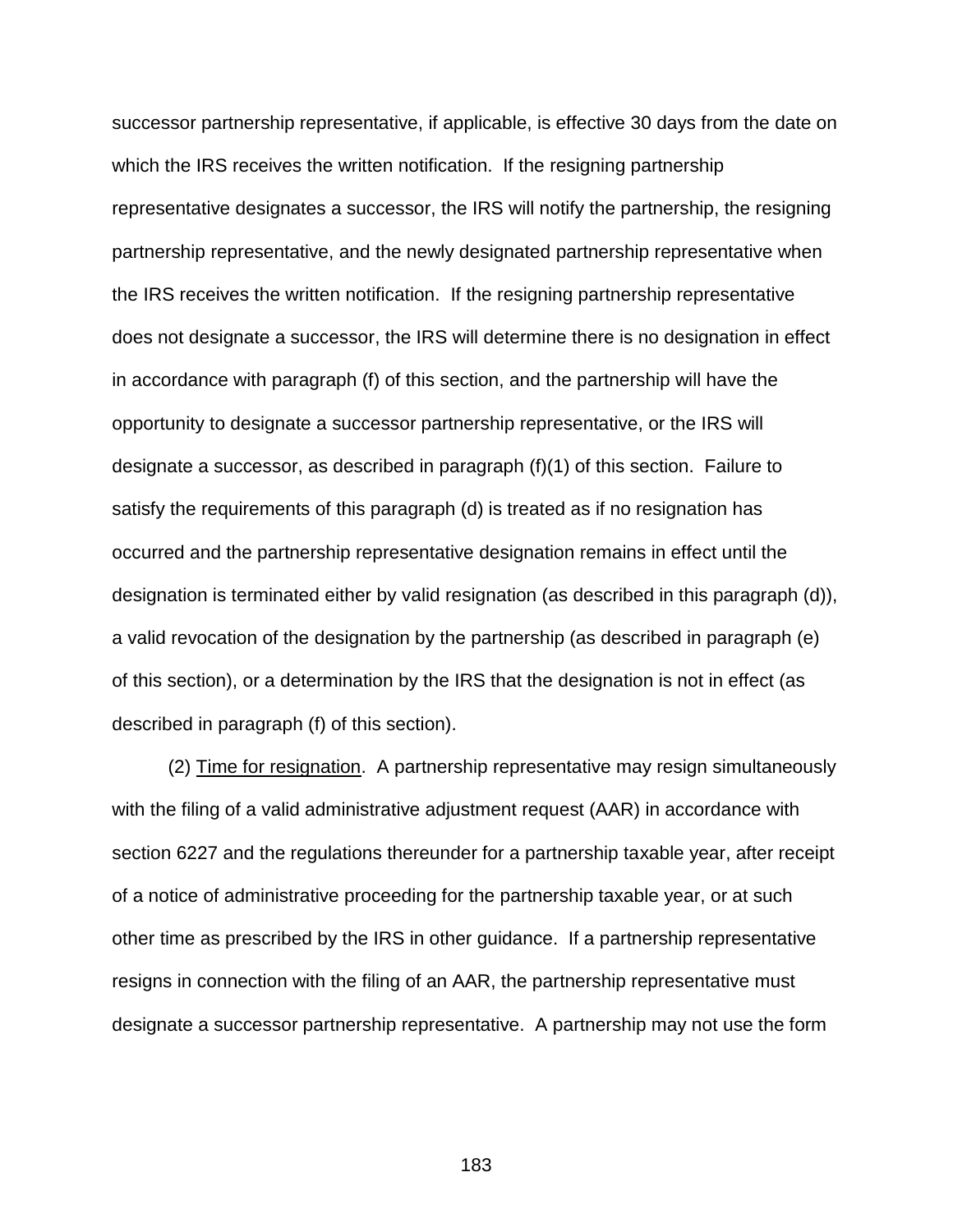successor partnership representative, if applicable, is effective 30 days from the date on which the IRS receives the written notification. If the resigning partnership representative designates a successor, the IRS will notify the partnership, the resigning partnership representative, and the newly designated partnership representative when the IRS receives the written notification. If the resigning partnership representative does not designate a successor, the IRS will determine there is no designation in effect in accordance with paragraph (f) of this section, and the partnership will have the opportunity to designate a successor partnership representative, or the IRS will designate a successor, as described in paragraph (f)(1) of this section. Failure to satisfy the requirements of this paragraph (d) is treated as if no resignation has occurred and the partnership representative designation remains in effect until the designation is terminated either by valid resignation (as described in this paragraph (d)), a valid revocation of the designation by the partnership (as described in paragraph (e) of this section), or a determination by the IRS that the designation is not in effect (as described in paragraph (f) of this section).

(2) Time for resignation. A partnership representative may resign simultaneously with the filing of a valid administrative adjustment request (AAR) in accordance with section 6227 and the regulations thereunder for a partnership taxable year, after receipt of a notice of administrative proceeding for the partnership taxable year, or at such other time as prescribed by the IRS in other guidance. If a partnership representative resigns in connection with the filing of an AAR, the partnership representative must designate a successor partnership representative. A partnership may not use the form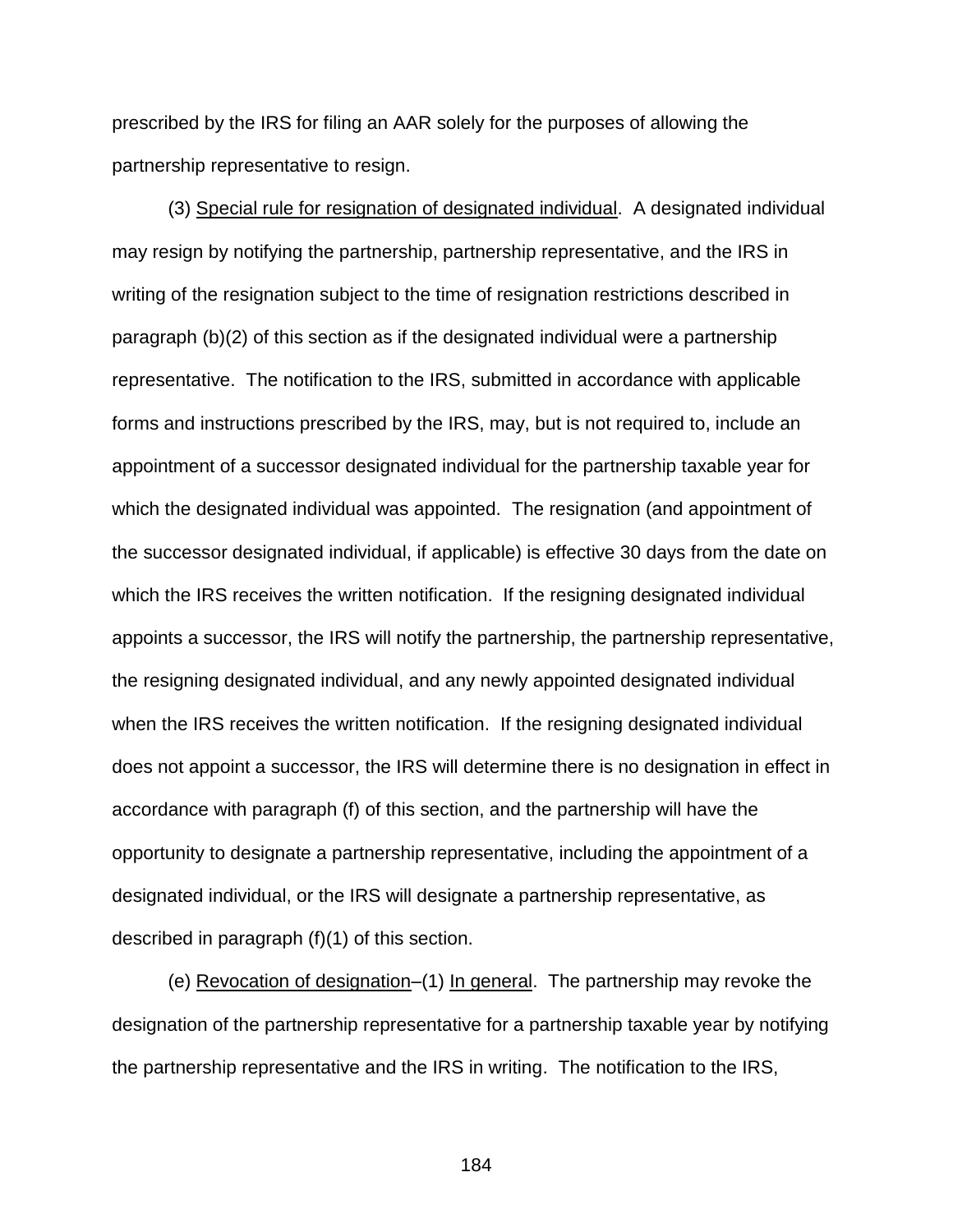prescribed by the IRS for filing an AAR solely for the purposes of allowing the partnership representative to resign.

(3) Special rule for resignation of designated individual. A designated individual may resign by notifying the partnership, partnership representative, and the IRS in writing of the resignation subject to the time of resignation restrictions described in paragraph (b)(2) of this section as if the designated individual were a partnership representative. The notification to the IRS, submitted in accordance with applicable forms and instructions prescribed by the IRS, may, but is not required to, include an appointment of a successor designated individual for the partnership taxable year for which the designated individual was appointed. The resignation (and appointment of the successor designated individual, if applicable) is effective 30 days from the date on which the IRS receives the written notification. If the resigning designated individual appoints a successor, the IRS will notify the partnership, the partnership representative, the resigning designated individual, and any newly appointed designated individual when the IRS receives the written notification. If the resigning designated individual does not appoint a successor, the IRS will determine there is no designation in effect in accordance with paragraph (f) of this section, and the partnership will have the opportunity to designate a partnership representative, including the appointment of a designated individual, or the IRS will designate a partnership representative, as described in paragraph (f)(1) of this section.

(e) Revocation of designation–(1) In general. The partnership may revoke the designation of the partnership representative for a partnership taxable year by notifying the partnership representative and the IRS in writing. The notification to the IRS,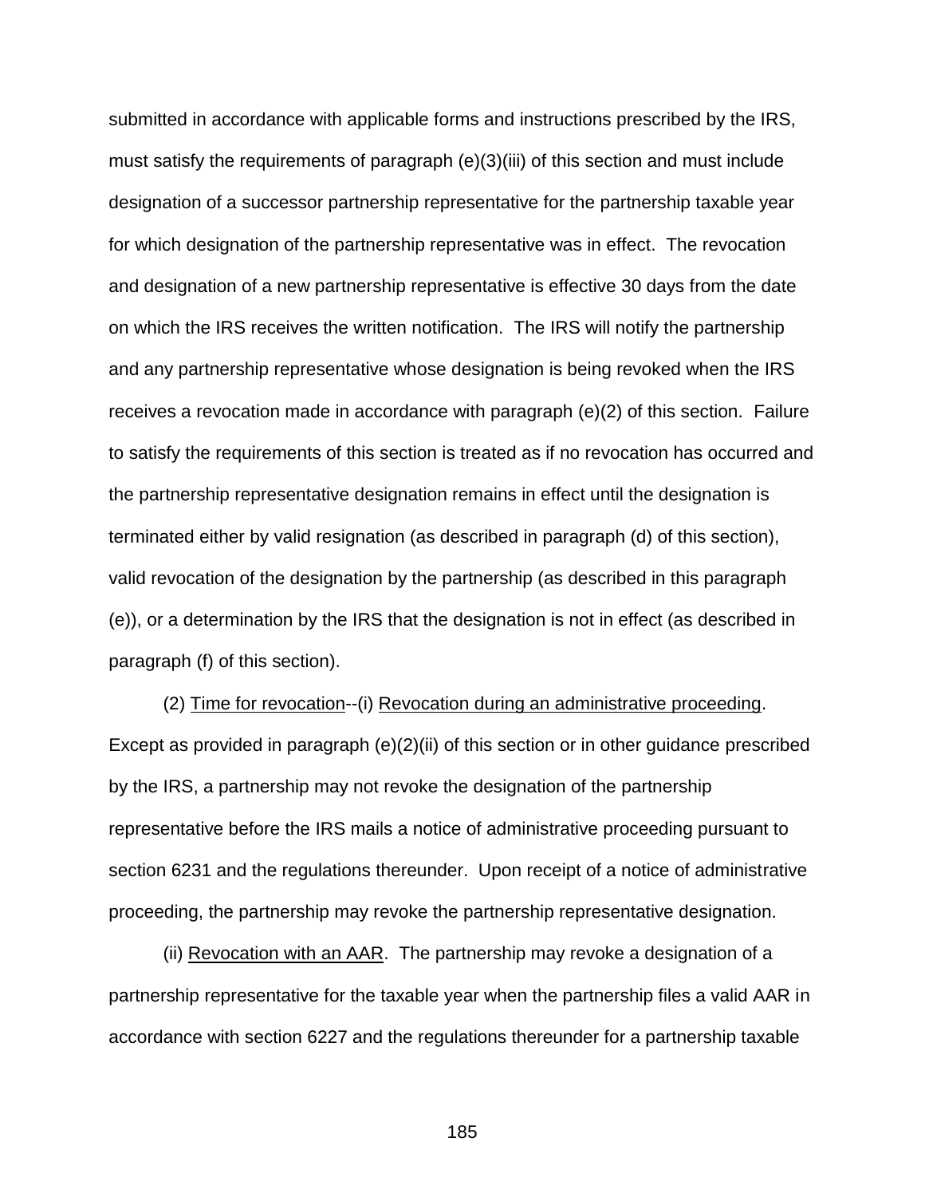submitted in accordance with applicable forms and instructions prescribed by the IRS, must satisfy the requirements of paragraph (e)(3)(iii) of this section and must include designation of a successor partnership representative for the partnership taxable year for which designation of the partnership representative was in effect. The revocation and designation of a new partnership representative is effective 30 days from the date on which the IRS receives the written notification. The IRS will notify the partnership and any partnership representative whose designation is being revoked when the IRS receives a revocation made in accordance with paragraph (e)(2) of this section. Failure to satisfy the requirements of this section is treated as if no revocation has occurred and the partnership representative designation remains in effect until the designation is terminated either by valid resignation (as described in paragraph (d) of this section), valid revocation of the designation by the partnership (as described in this paragraph (e)), or a determination by the IRS that the designation is not in effect (as described in paragraph (f) of this section).

(2) Time for revocation--(i) Revocation during an administrative proceeding. Except as provided in paragraph (e)(2)(ii) of this section or in other guidance prescribed by the IRS, a partnership may not revoke the designation of the partnership representative before the IRS mails a notice of administrative proceeding pursuant to section 6231 and the regulations thereunder. Upon receipt of a notice of administrative proceeding, the partnership may revoke the partnership representative designation.

(ii) Revocation with an AAR. The partnership may revoke a designation of a partnership representative for the taxable year when the partnership files a valid AAR in accordance with section 6227 and the regulations thereunder for a partnership taxable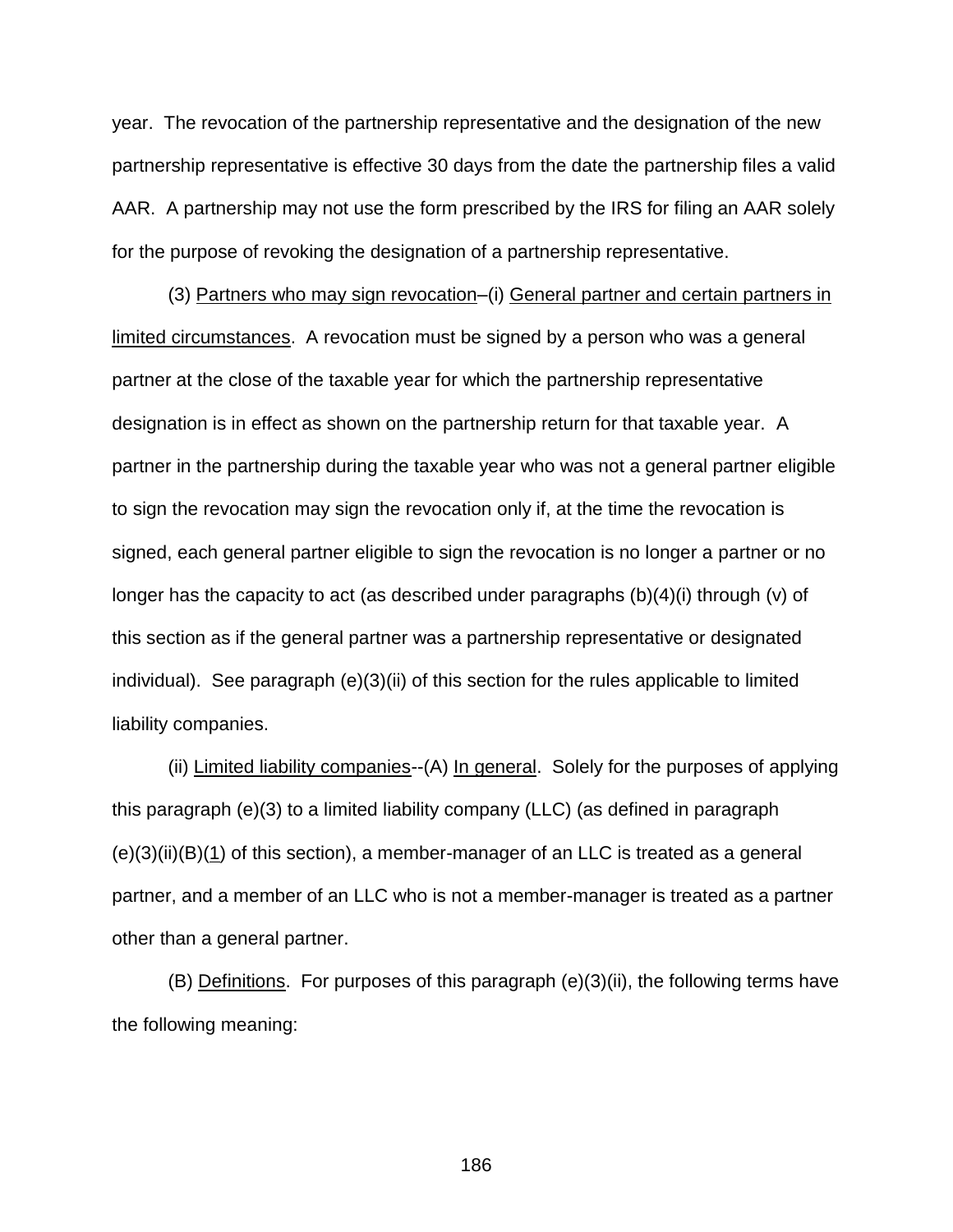year. The revocation of the partnership representative and the designation of the new partnership representative is effective 30 days from the date the partnership files a valid AAR. A partnership may not use the form prescribed by the IRS for filing an AAR solely for the purpose of revoking the designation of a partnership representative.

(3) Partners who may sign revocation–(i) General partner and certain partners in limited circumstances. A revocation must be signed by a person who was a general partner at the close of the taxable year for which the partnership representative designation is in effect as shown on the partnership return for that taxable year. A partner in the partnership during the taxable year who was not a general partner eligible to sign the revocation may sign the revocation only if, at the time the revocation is signed, each general partner eligible to sign the revocation is no longer a partner or no longer has the capacity to act (as described under paragraphs (b)(4)(i) through (v) of this section as if the general partner was a partnership representative or designated individual). See paragraph (e)(3)(ii) of this section for the rules applicable to limited liability companies.

(ii) Limited liability companies--(A) In general. Solely for the purposes of applying this paragraph (e)(3) to a limited liability company (LLC) (as defined in paragraph (e)(3)(ii)(B)(1) of this section), a member-manager of an LLC is treated as a general partner, and a member of an LLC who is not a member-manager is treated as a partner other than a general partner.

(B) Definitions. For purposes of this paragraph (e)(3)(ii), the following terms have the following meaning: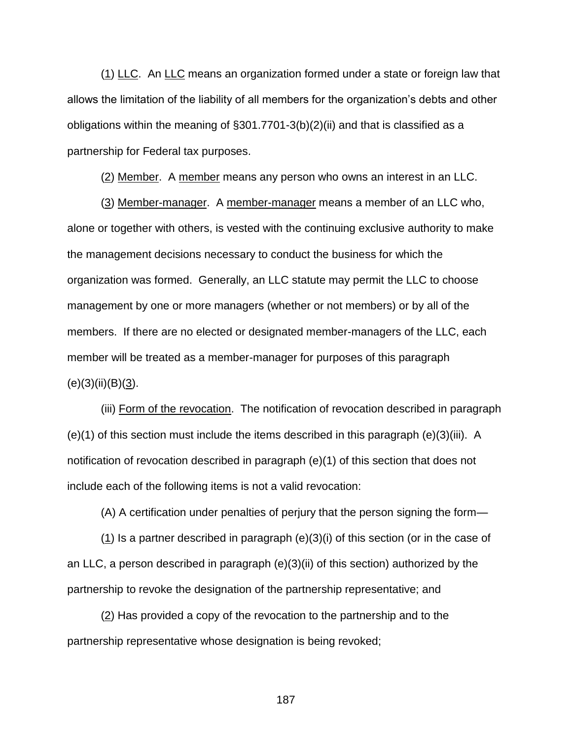(1) LLC. An LLC means an organization formed under a state or foreign law that allows the limitation of the liability of all members for the organization's debts and other obligations within the meaning of §301.7701-3(b)(2)(ii) and that is classified as a partnership for Federal tax purposes.

(2) Member. A member means any person who owns an interest in an LLC.

(3) Member-manager. A member-manager means a member of an LLC who, alone or together with others, is vested with the continuing exclusive authority to make the management decisions necessary to conduct the business for which the organization was formed. Generally, an LLC statute may permit the LLC to choose management by one or more managers (whether or not members) or by all of the members. If there are no elected or designated member-managers of the LLC, each member will be treated as a member-manager for purposes of this paragraph (e)(3)(ii)(B)(3).

(iii) Form of the revocation. The notification of revocation described in paragraph (e)(1) of this section must include the items described in this paragraph (e)(3)(iii). A notification of revocation described in paragraph (e)(1) of this section that does not include each of the following items is not a valid revocation:

(A) A certification under penalties of perjury that the person signing the form—

(1) Is a partner described in paragraph (e)(3)(i) of this section (or in the case of an LLC, a person described in paragraph (e)(3)(ii) of this section) authorized by the partnership to revoke the designation of the partnership representative; and

(2) Has provided a copy of the revocation to the partnership and to the partnership representative whose designation is being revoked;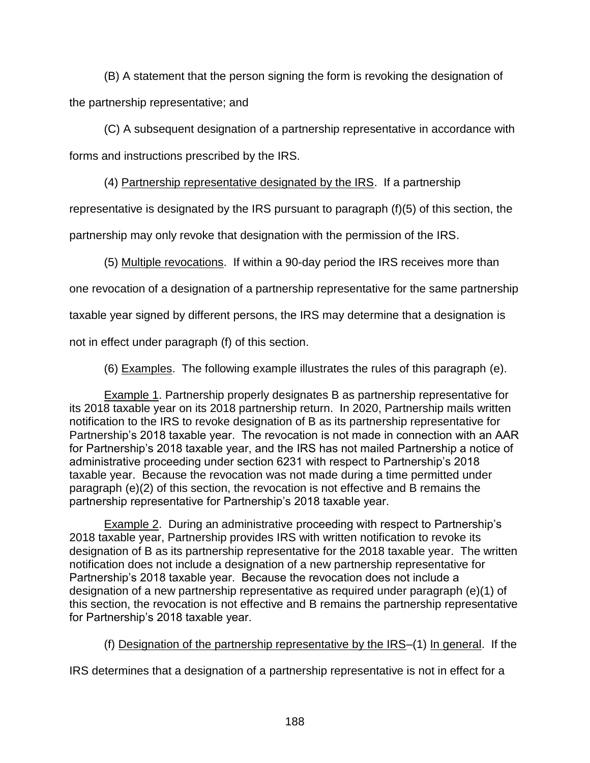(B) A statement that the person signing the form is revoking the designation of the partnership representative; and

(C) A subsequent designation of a partnership representative in accordance with forms and instructions prescribed by the IRS.

(4) Partnership representative designated by the IRS. If a partnership representative is designated by the IRS pursuant to paragraph (f)(5) of this section, the partnership may only revoke that designation with the permission of the IRS.

(5) Multiple revocations. If within a 90-day period the IRS receives more than one revocation of a designation of a partnership representative for the same partnership taxable year signed by different persons, the IRS may determine that a designation is not in effect under paragraph (f) of this section.

(6) Examples. The following example illustrates the rules of this paragraph (e).

Example 1. Partnership properly designates B as partnership representative for its 2018 taxable year on its 2018 partnership return. In 2020, Partnership mails written notification to the IRS to revoke designation of B as its partnership representative for Partnership's 2018 taxable year. The revocation is not made in connection with an AAR for Partnership's 2018 taxable year, and the IRS has not mailed Partnership a notice of administrative proceeding under section 6231 with respect to Partnership's 2018 taxable year. Because the revocation was not made during a time permitted under paragraph (e)(2) of this section, the revocation is not effective and B remains the partnership representative for Partnership's 2018 taxable year.

Example 2. During an administrative proceeding with respect to Partnership's 2018 taxable year, Partnership provides IRS with written notification to revoke its designation of B as its partnership representative for the 2018 taxable year. The written notification does not include a designation of a new partnership representative for Partnership's 2018 taxable year. Because the revocation does not include a designation of a new partnership representative as required under paragraph (e)(1) of this section, the revocation is not effective and B remains the partnership representative for Partnership's 2018 taxable year.

(f) Designation of the partnership representative by the IRS–(1) In general. If the IRS determines that a designation of a partnership representative is not in effect for a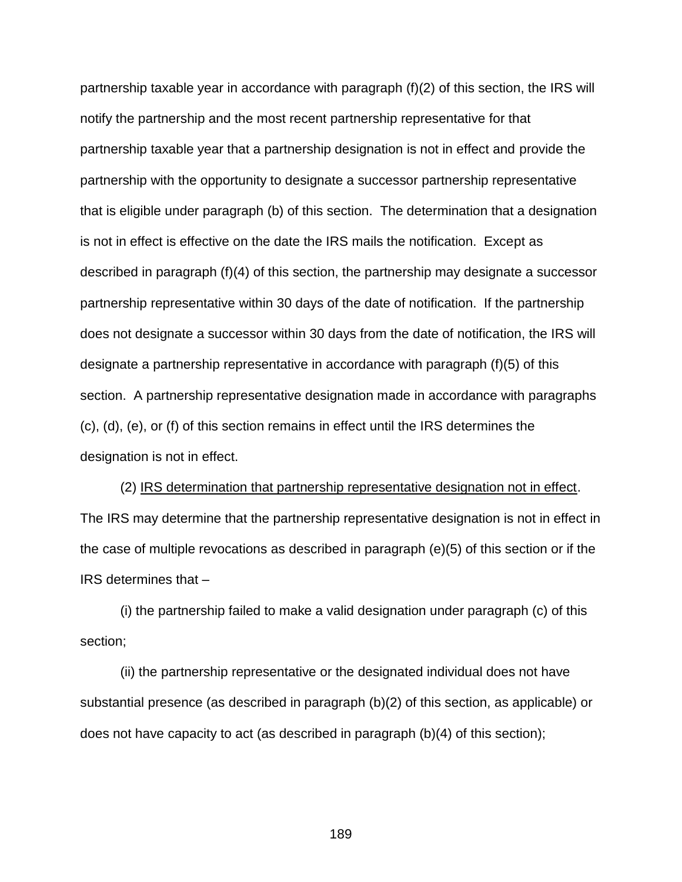partnership taxable year in accordance with paragraph (f)(2) of this section, the IRS will notify the partnership and the most recent partnership representative for that partnership taxable year that a partnership designation is not in effect and provide the partnership with the opportunity to designate a successor partnership representative that is eligible under paragraph (b) of this section. The determination that a designation is not in effect is effective on the date the IRS mails the notification. Except as described in paragraph (f)(4) of this section, the partnership may designate a successor partnership representative within 30 days of the date of notification. If the partnership does not designate a successor within 30 days from the date of notification, the IRS will designate a partnership representative in accordance with paragraph (f)(5) of this section. A partnership representative designation made in accordance with paragraphs (c), (d), (e), or (f) of this section remains in effect until the IRS determines the designation is not in effect.

(2) IRS determination that partnership representative designation not in effect. The IRS may determine that the partnership representative designation is not in effect in the case of multiple revocations as described in paragraph (e)(5) of this section or if the IRS determines that –

(i) the partnership failed to make a valid designation under paragraph (c) of this section;

(ii) the partnership representative or the designated individual does not have substantial presence (as described in paragraph (b)(2) of this section, as applicable) or does not have capacity to act (as described in paragraph (b)(4) of this section);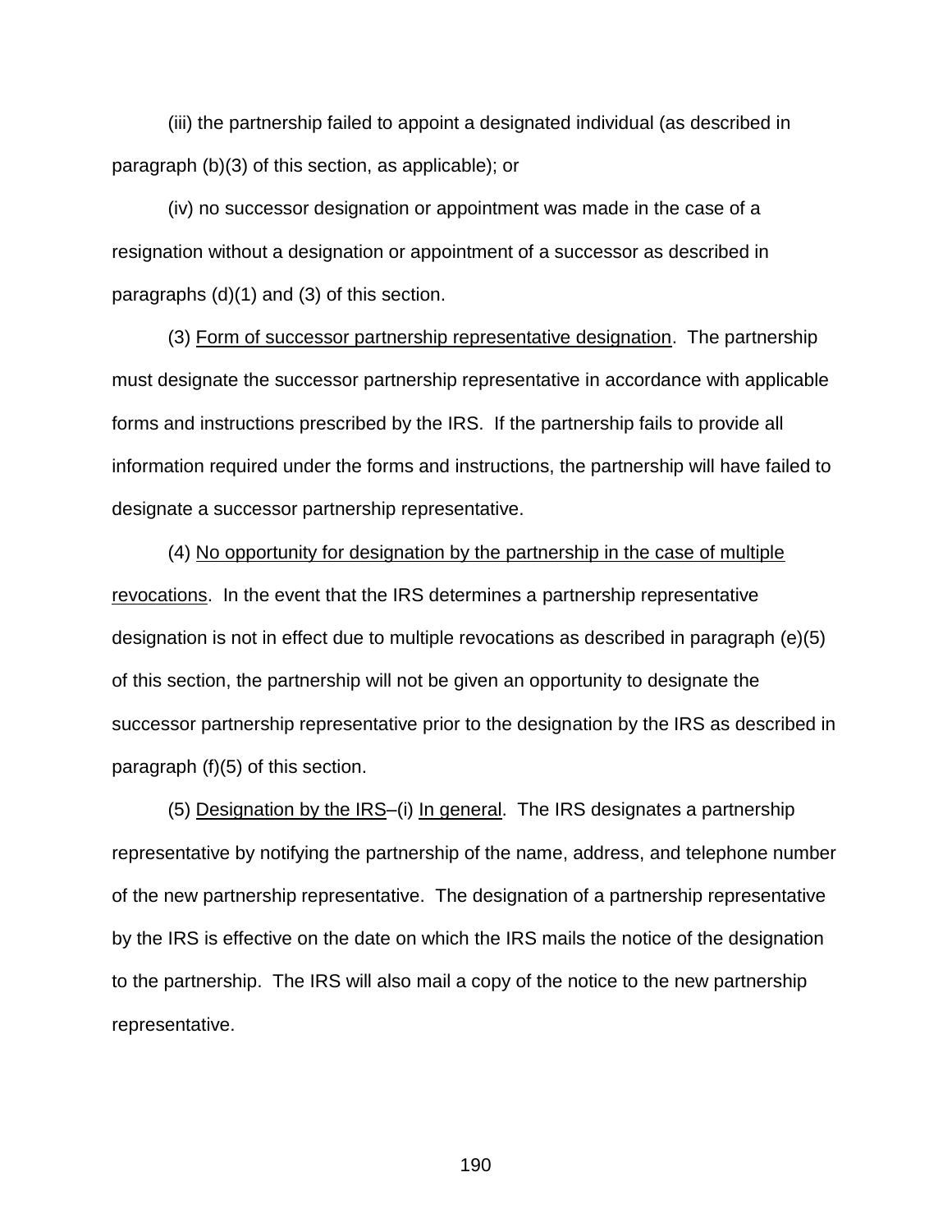(iii) the partnership failed to appoint a designated individual (as described in paragraph (b)(3) of this section, as applicable); or

(iv) no successor designation or appointment was made in the case of a resignation without a designation or appointment of a successor as described in paragraphs (d)(1) and (3) of this section.

(3) Form of successor partnership representative designation. The partnership must designate the successor partnership representative in accordance with applicable forms and instructions prescribed by the IRS. If the partnership fails to provide all information required under the forms and instructions, the partnership will have failed to designate a successor partnership representative.

(4) No opportunity for designation by the partnership in the case of multiple revocations. In the event that the IRS determines a partnership representative designation is not in effect due to multiple revocations as described in paragraph (e)(5) of this section, the partnership will not be given an opportunity to designate the successor partnership representative prior to the designation by the IRS as described in paragraph (f)(5) of this section.

(5) Designation by the IRS–(i) In general. The IRS designates a partnership representative by notifying the partnership of the name, address, and telephone number of the new partnership representative. The designation of a partnership representative by the IRS is effective on the date on which the IRS mails the notice of the designation to the partnership. The IRS will also mail a copy of the notice to the new partnership representative.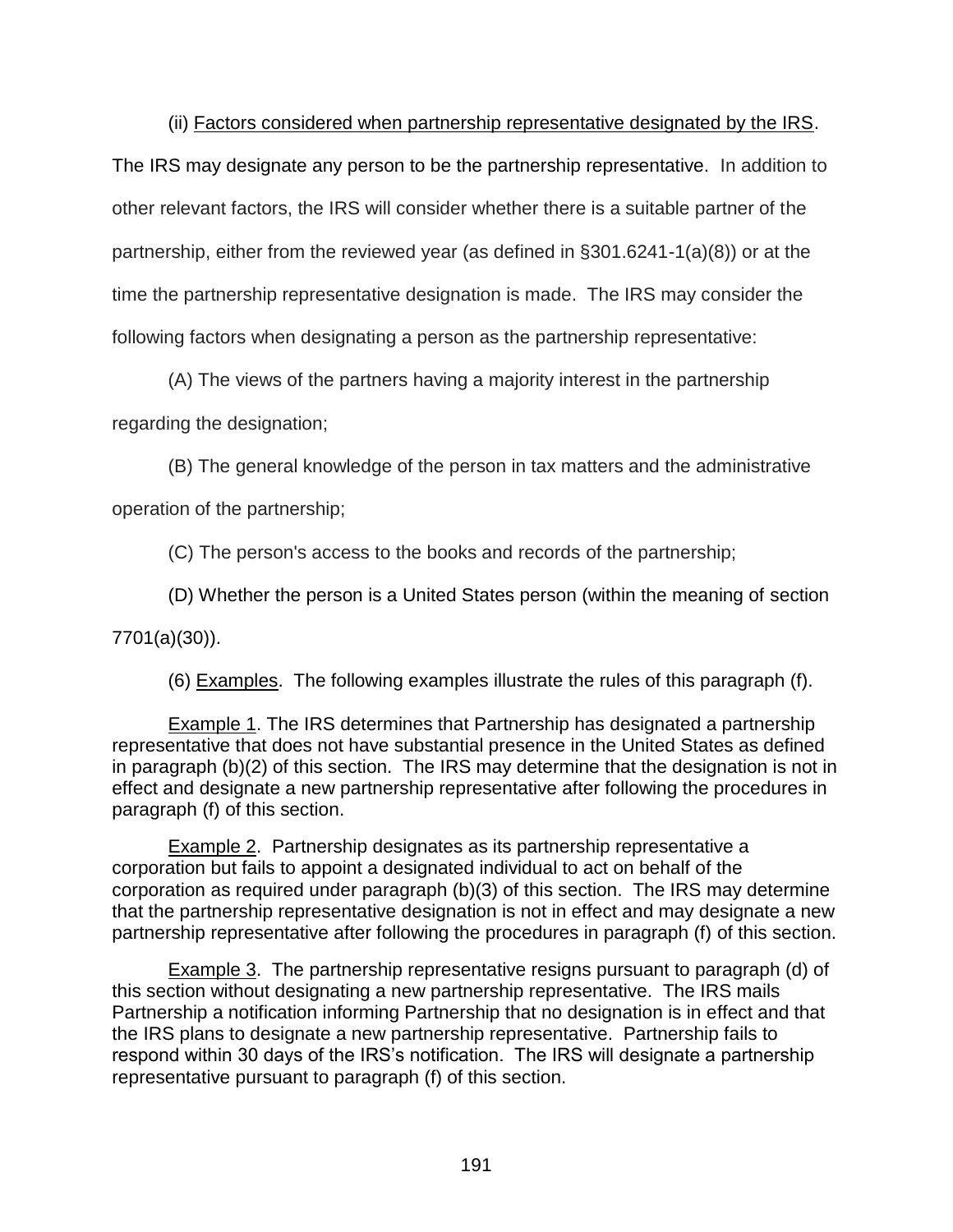(ii) Factors considered when partnership representative designated by the IRS. The IRS may designate any person to be the partnership representative. In addition to other relevant factors, the IRS will consider whether there is a suitable partner of the partnership, either from the reviewed year (as defined in §301.6241-1(a)(8)) or at the time the partnership representative designation is made. The IRS may consider the following factors when designating a person as the partnership representative:

(A) The views of the partners having a majority interest in the partnership regarding the designation;

(B) The general knowledge of the person in tax matters and the administrative operation of the partnership;

(C) The person's access to the books and records of the partnership;

(D) Whether the person is a United States person (within the meaning of section 7701(a)(30)).

(6) Examples. The following examples illustrate the rules of this paragraph (f).

Example 1. The IRS determines that Partnership has designated a partnership representative that does not have substantial presence in the United States as defined in paragraph (b)(2) of this section. The IRS may determine that the designation is not in effect and designate a new partnership representative after following the procedures in paragraph (f) of this section.

Example 2. Partnership designates as its partnership representative a corporation but fails to appoint a designated individual to act on behalf of the corporation as required under paragraph (b)(3) of this section. The IRS may determine that the partnership representative designation is not in effect and may designate a new partnership representative after following the procedures in paragraph (f) of this section.

Example 3. The partnership representative resigns pursuant to paragraph (d) of this section without designating a new partnership representative. The IRS mails Partnership a notification informing Partnership that no designation is in effect and that the IRS plans to designate a new partnership representative. Partnership fails to respond within 30 days of the IRS's notification. The IRS will designate a partnership representative pursuant to paragraph (f) of this section.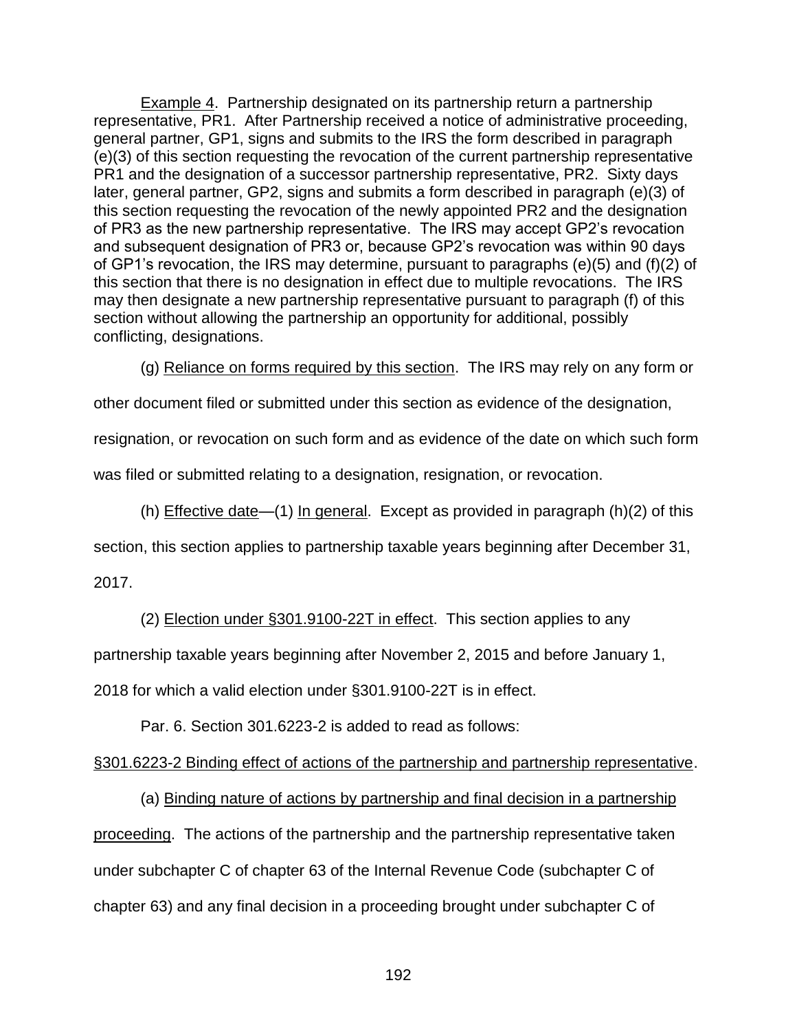Example 4. Partnership designated on its partnership return a partnership representative, PR1. After Partnership received a notice of administrative proceeding, general partner, GP1, signs and submits to the IRS the form described in paragraph (e)(3) of this section requesting the revocation of the current partnership representative PR1 and the designation of a successor partnership representative, PR2. Sixty days later, general partner, GP2, signs and submits a form described in paragraph (e)(3) of this section requesting the revocation of the newly appointed PR2 and the designation of PR3 as the new partnership representative. The IRS may accept GP2's revocation and subsequent designation of PR3 or, because GP2's revocation was within 90 days of GP1's revocation, the IRS may determine, pursuant to paragraphs (e)(5) and (f)(2) of this section that there is no designation in effect due to multiple revocations. The IRS may then designate a new partnership representative pursuant to paragraph (f) of this section without allowing the partnership an opportunity for additional, possibly conflicting, designations.

(g) Reliance on forms required by this section. The IRS may rely on any form or other document filed or submitted under this section as evidence of the designation, resignation, or revocation on such form and as evidence of the date on which such form was filed or submitted relating to a designation, resignation, or revocation.

(h) Effective date—(1) In general. Except as provided in paragraph (h)(2) of this section, this section applies to partnership taxable years beginning after December 31, 2017.

(2) Election under §301.9100-22T in effect. This section applies to any partnership taxable years beginning after November 2, 2015 and before January 1, 2018 for which a valid election under §301.9100-22T is in effect.

Par. 6. Section 301.6223-2 is added to read as follows:

§301.6223-2 Binding effect of actions of the partnership and partnership representative.

(a) Binding nature of actions by partnership and final decision in a partnership proceeding. The actions of the partnership and the partnership representative taken under subchapter C of chapter 63 of the Internal Revenue Code (subchapter C of chapter 63) and any final decision in a proceeding brought under subchapter C of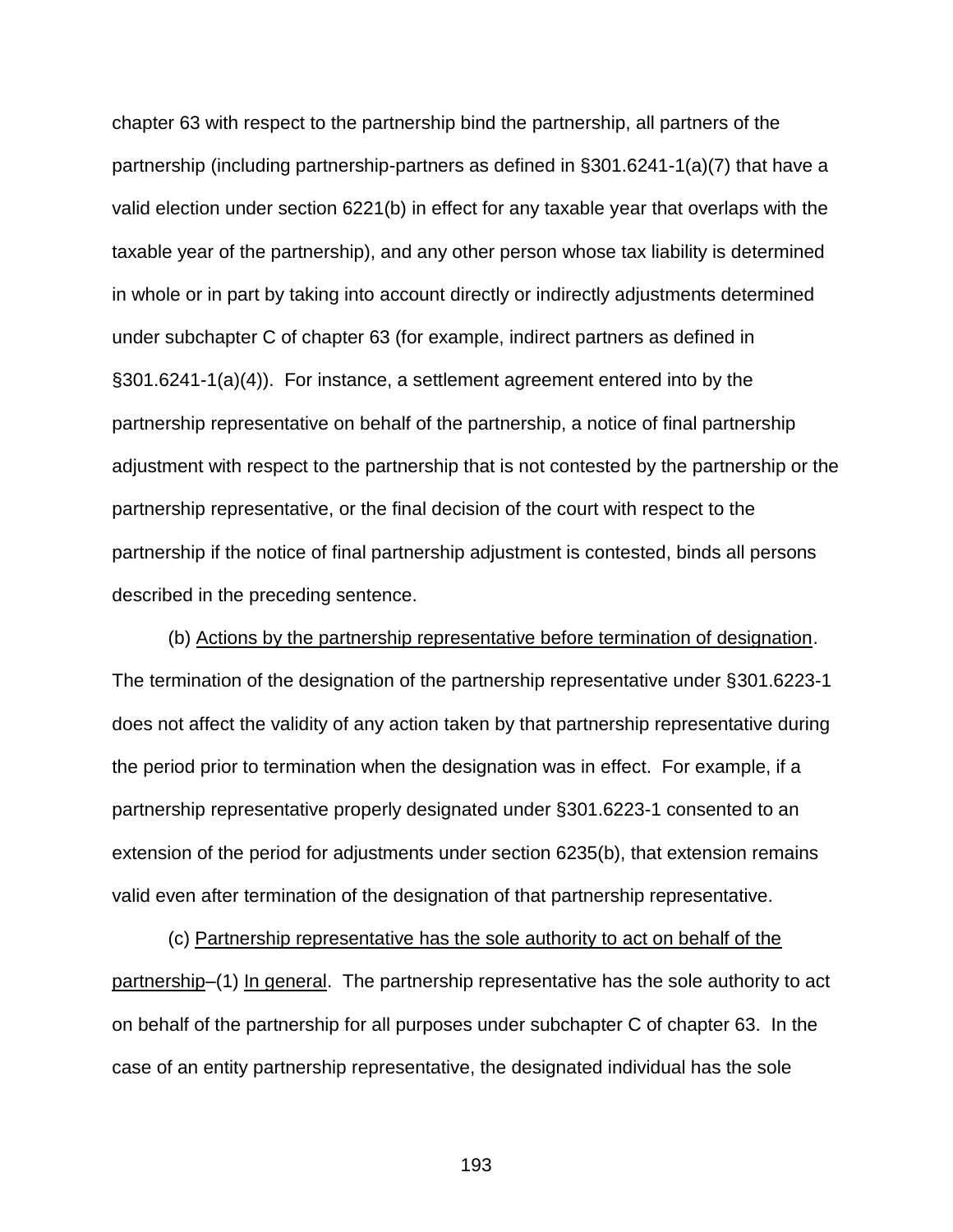chapter 63 with respect to the partnership bind the partnership, all partners of the partnership (including partnership-partners as defined in §301.6241-1(a)(7) that have a valid election under section 6221(b) in effect for any taxable year that overlaps with the taxable year of the partnership), and any other person whose tax liability is determined in whole or in part by taking into account directly or indirectly adjustments determined under subchapter C of chapter 63 (for example, indirect partners as defined in §301.6241-1(a)(4)). For instance, a settlement agreement entered into by the partnership representative on behalf of the partnership, a notice of final partnership adjustment with respect to the partnership that is not contested by the partnership or the partnership representative, or the final decision of the court with respect to the partnership if the notice of final partnership adjustment is contested, binds all persons described in the preceding sentence.

(b) Actions by the partnership representative before termination of designation. The termination of the designation of the partnership representative under §301.6223-1 does not affect the validity of any action taken by that partnership representative during the period prior to termination when the designation was in effect. For example, if a partnership representative properly designated under §301.6223-1 consented to an extension of the period for adjustments under section 6235(b), that extension remains valid even after termination of the designation of that partnership representative.

(c) Partnership representative has the sole authority to act on behalf of the partnership–(1) In general. The partnership representative has the sole authority to act on behalf of the partnership for all purposes under subchapter C of chapter 63. In the case of an entity partnership representative, the designated individual has the sole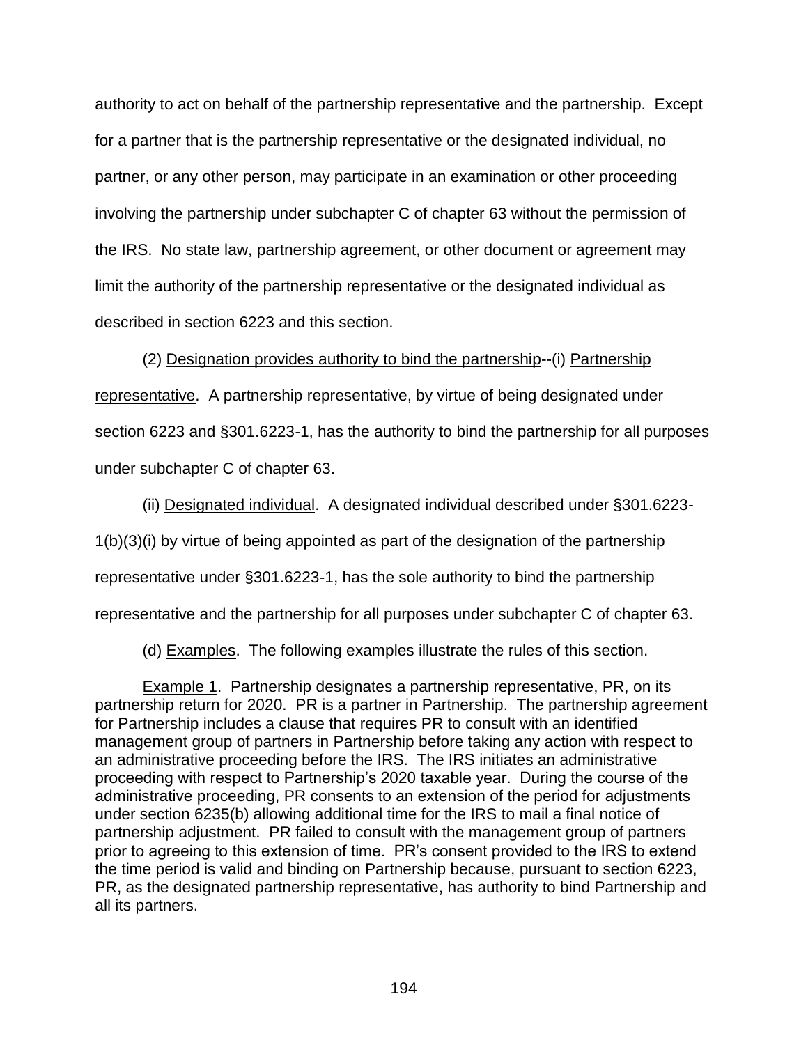authority to act on behalf of the partnership representative and the partnership. Except for a partner that is the partnership representative or the designated individual, no partner, or any other person, may participate in an examination or other proceeding involving the partnership under subchapter C of chapter 63 without the permission of the IRS. No state law, partnership agreement, or other document or agreement may limit the authority of the partnership representative or the designated individual as described in section 6223 and this section.

(2) Designation provides authority to bind the partnership--(i) Partnership representative. A partnership representative, by virtue of being designated under section 6223 and §301.6223-1, has the authority to bind the partnership for all purposes under subchapter C of chapter 63.

(ii) Designated individual. A designated individual described under §301.6223-1(b)(3)(i) by virtue of being appointed as part of the designation of the partnership representative under §301.6223-1, has the sole authority to bind the partnership representative and the partnership for all purposes under subchapter C of chapter 63.

(d) Examples. The following examples illustrate the rules of this section.

Example 1. Partnership designates a partnership representative, PR, on its partnership return for 2020. PR is a partner in Partnership. The partnership agreement for Partnership includes a clause that requires PR to consult with an identified management group of partners in Partnership before taking any action with respect to an administrative proceeding before the IRS. The IRS initiates an administrative proceeding with respect to Partnership's 2020 taxable year. During the course of the administrative proceeding, PR consents to an extension of the period for adjustments under section 6235(b) allowing additional time for the IRS to mail a final notice of partnership adjustment. PR failed to consult with the management group of partners prior to agreeing to this extension of time. PR's consent provided to the IRS to extend the time period is valid and binding on Partnership because, pursuant to section 6223, PR, as the designated partnership representative, has authority to bind Partnership and all its partners.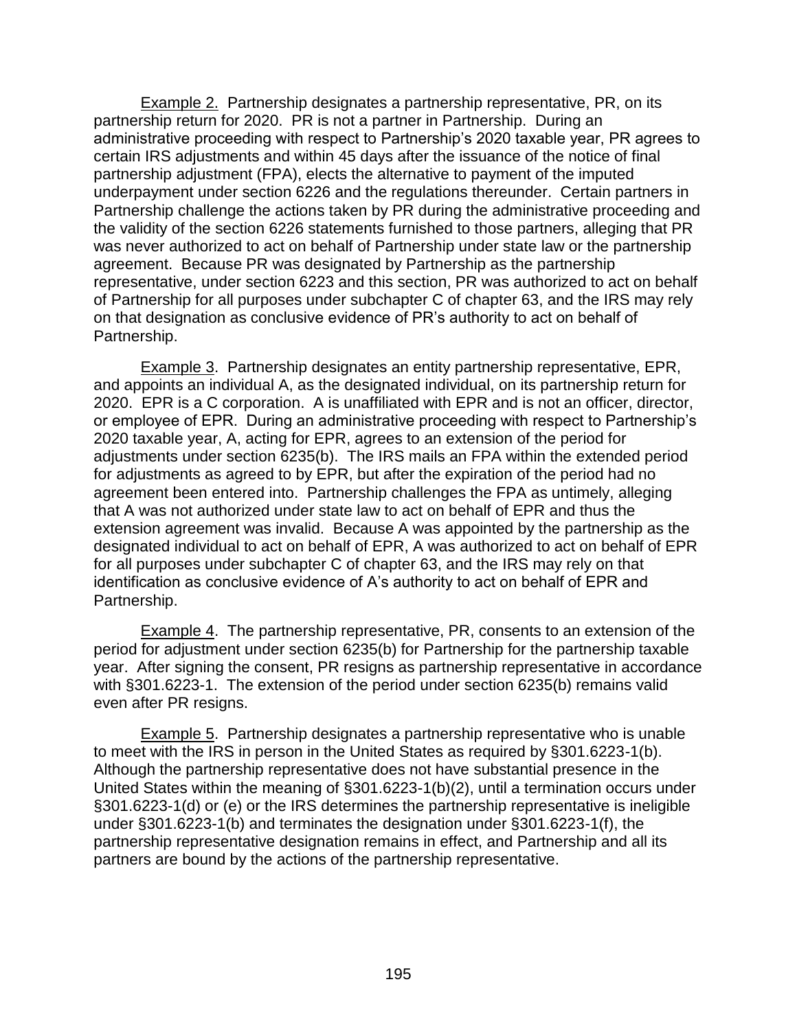Example 2. Partnership designates a partnership representative, PR, on its partnership return for 2020. PR is not a partner in Partnership. During an administrative proceeding with respect to Partnership's 2020 taxable year, PR agrees to certain IRS adjustments and within 45 days after the issuance of the notice of final partnership adjustment (FPA), elects the alternative to payment of the imputed underpayment under section 6226 and the regulations thereunder. Certain partners in Partnership challenge the actions taken by PR during the administrative proceeding and the validity of the section 6226 statements furnished to those partners, alleging that PR was never authorized to act on behalf of Partnership under state law or the partnership agreement. Because PR was designated by Partnership as the partnership representative, under section 6223 and this section, PR was authorized to act on behalf of Partnership for all purposes under subchapter C of chapter 63, and the IRS may rely on that designation as conclusive evidence of PR's authority to act on behalf of Partnership.

Example 3. Partnership designates an entity partnership representative, EPR, and appoints an individual A, as the designated individual, on its partnership return for 2020. EPR is a C corporation. A is unaffiliated with EPR and is not an officer, director, or employee of EPR. During an administrative proceeding with respect to Partnership's 2020 taxable year, A, acting for EPR, agrees to an extension of the period for adjustments under section 6235(b). The IRS mails an FPA within the extended period for adjustments as agreed to by EPR, but after the expiration of the period had no agreement been entered into. Partnership challenges the FPA as untimely, alleging that A was not authorized under state law to act on behalf of EPR and thus the extension agreement was invalid. Because A was appointed by the partnership as the designated individual to act on behalf of EPR, A was authorized to act on behalf of EPR for all purposes under subchapter C of chapter 63, and the IRS may rely on that identification as conclusive evidence of A's authority to act on behalf of EPR and Partnership.

Example 4. The partnership representative, PR, consents to an extension of the period for adjustment under section 6235(b) for Partnership for the partnership taxable year. After signing the consent, PR resigns as partnership representative in accordance with §301.6223-1. The extension of the period under section 6235(b) remains valid even after PR resigns.

Example 5. Partnership designates a partnership representative who is unable to meet with the IRS in person in the United States as required by §301.6223-1(b). Although the partnership representative does not have substantial presence in the United States within the meaning of §301.6223-1(b)(2), until a termination occurs under §301.6223-1(d) or (e) or the IRS determines the partnership representative is ineligible under §301.6223-1(b) and terminates the designation under §301.6223-1(f), the partnership representative designation remains in effect, and Partnership and all its partners are bound by the actions of the partnership representative.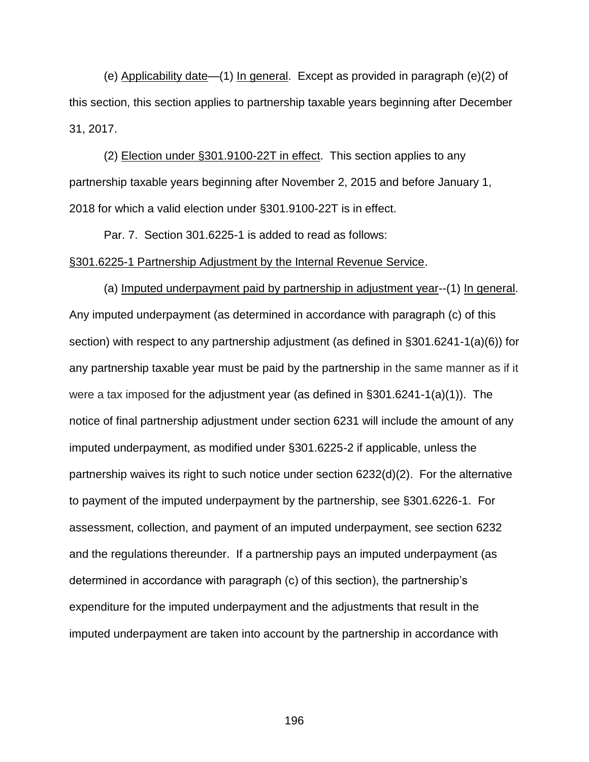(e) Applicability date—(1) In general. Except as provided in paragraph (e)(2) of this section, this section applies to partnership taxable years beginning after December 31, 2017.

(2) Election under §301.9100-22T in effect. This section applies to any partnership taxable years beginning after November 2, 2015 and before January 1, 2018 for which a valid election under §301.9100-22T is in effect.

Par. 7. Section 301.6225-1 is added to read as follows:

§301.6225-1 Partnership Adjustment by the Internal Revenue Service.

(a) Imputed underpayment paid by partnership in adjustment year--(1) In general. Any imputed underpayment (as determined in accordance with paragraph (c) of this section) with respect to any partnership adjustment (as defined in §301.6241-1(a)(6)) for any partnership taxable year must be paid by the partnership in the same manner as if it were a tax imposed for the adjustment year (as defined in §301.6241-1(a)(1)). The notice of final partnership adjustment under section 6231 will include the amount of any imputed underpayment, as modified under §301.6225-2 if applicable, unless the partnership waives its right to such notice under section 6232(d)(2). For the alternative to payment of the imputed underpayment by the partnership, see §301.6226-1. For assessment, collection, and payment of an imputed underpayment, see section 6232 and the regulations thereunder. If a partnership pays an imputed underpayment (as determined in accordance with paragraph (c) of this section), the partnership's expenditure for the imputed underpayment and the adjustments that result in the imputed underpayment are taken into account by the partnership in accordance with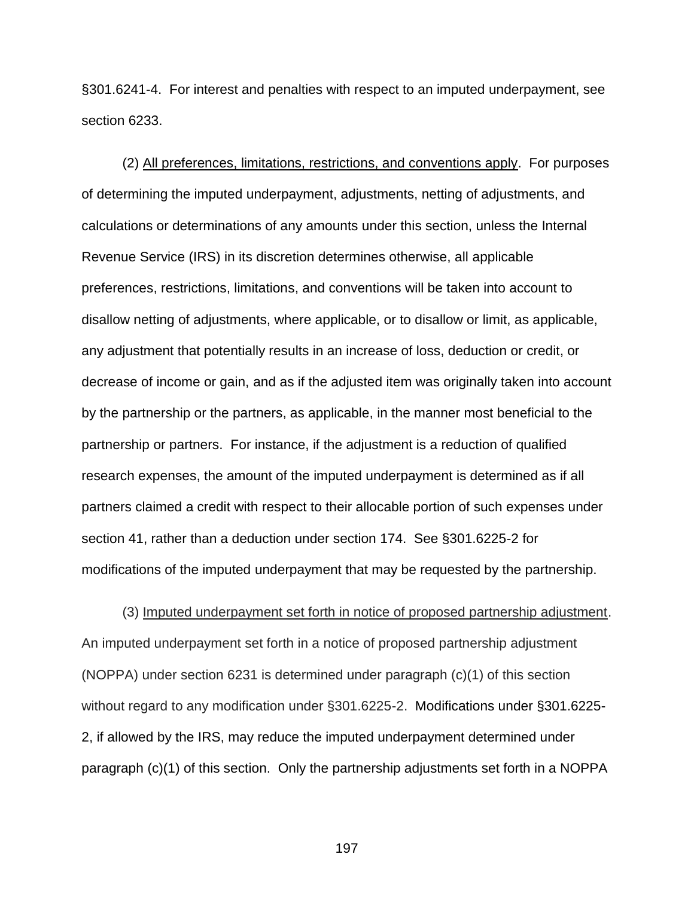§301.6241-4. For interest and penalties with respect to an imputed underpayment, see section 6233.

(2) All preferences, limitations, restrictions, and conventions apply. For purposes of determining the imputed underpayment, adjustments, netting of adjustments, and calculations or determinations of any amounts under this section, unless the Internal Revenue Service (IRS) in its discretion determines otherwise, all applicable preferences, restrictions, limitations, and conventions will be taken into account to disallow netting of adjustments, where applicable, or to disallow or limit, as applicable, any adjustment that potentially results in an increase of loss, deduction or credit, or decrease of income or gain, and as if the adjusted item was originally taken into account by the partnership or the partners, as applicable, in the manner most beneficial to the partnership or partners. For instance, if the adjustment is a reduction of qualified research expenses, the amount of the imputed underpayment is determined as if all partners claimed a credit with respect to their allocable portion of such expenses under section 41, rather than a deduction under section 174. See §301.6225-2 for modifications of the imputed underpayment that may be requested by the partnership.

(3) Imputed underpayment set forth in notice of proposed partnership adjustment. An imputed underpayment set forth in a notice of proposed partnership adjustment (NOPPA) under section 6231 is determined under paragraph (c)(1) of this section without regard to any modification under §301.6225-2. Modifications under §301.6225-2, if allowed by the IRS, may reduce the imputed underpayment determined under paragraph (c)(1) of this section. Only the partnership adjustments set forth in a NOPPA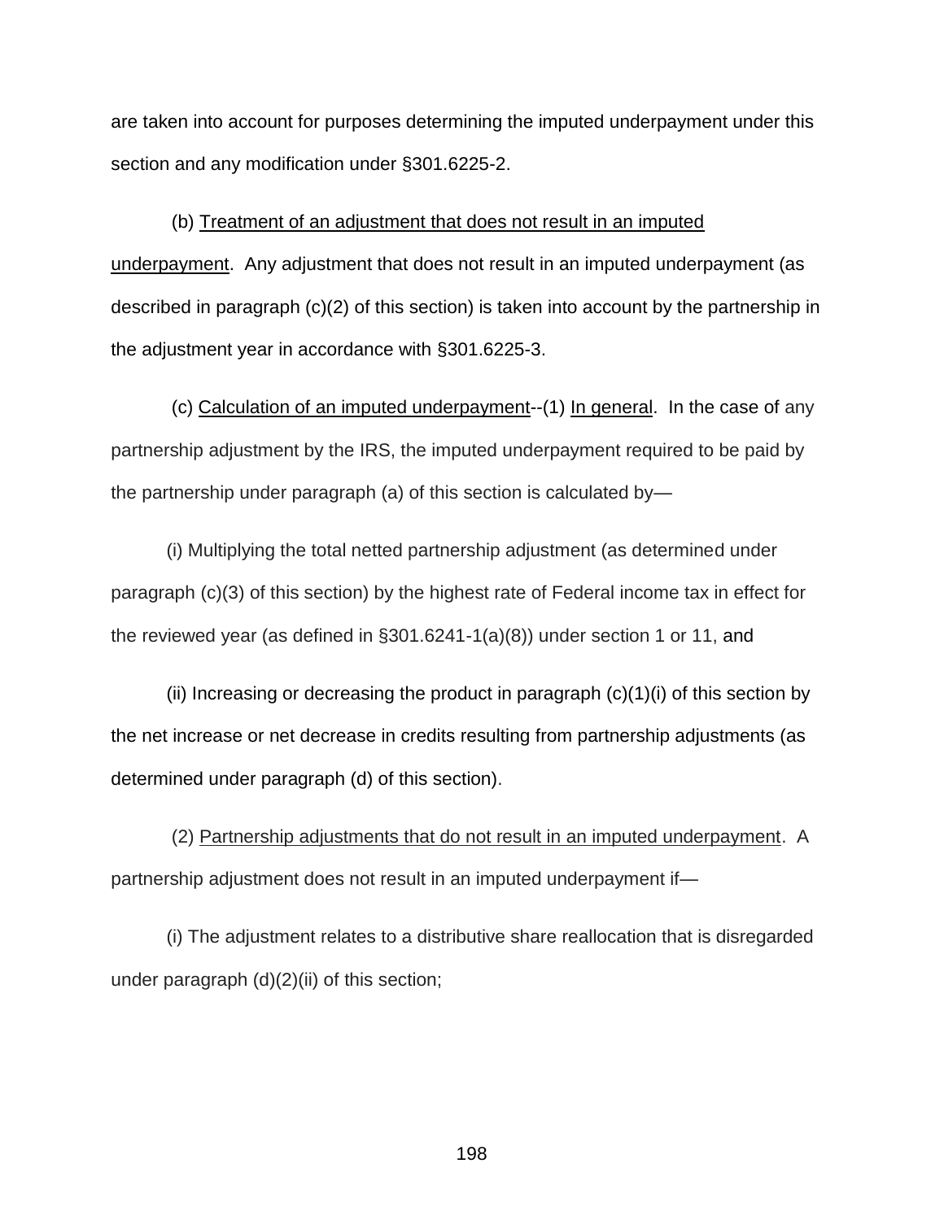are taken into account for purposes determining the imputed underpayment under this section and any modification under §301.6225-2.

(b) Treatment of an adjustment that does not result in an imputed underpayment. Any adjustment that does not result in an imputed underpayment (as described in paragraph (c)(2) of this section) is taken into account by the partnership in the adjustment year in accordance with §301.6225-3.

(c) Calculation of an imputed underpayment--(1) In general. In the case of any partnership adjustment by the IRS, the imputed underpayment required to be paid by the partnership under paragraph (a) of this section is calculated by—

(i) Multiplying the total netted partnership adjustment (as determined under paragraph (c)(3) of this section) by the highest rate of Federal income tax in effect for the reviewed year (as defined in §301.6241-1(a)(8)) under section 1 or 11, and

(ii) Increasing or decreasing the product in paragraph (c)(1)(i) of this section by the net increase or net decrease in credits resulting from partnership adjustments (as determined under paragraph (d) of this section).

(2) Partnership adjustments that do not result in an imputed underpayment. A partnership adjustment does not result in an imputed underpayment if—

(i) The adjustment relates to a distributive share reallocation that is disregarded under paragraph (d)(2)(ii) of this section;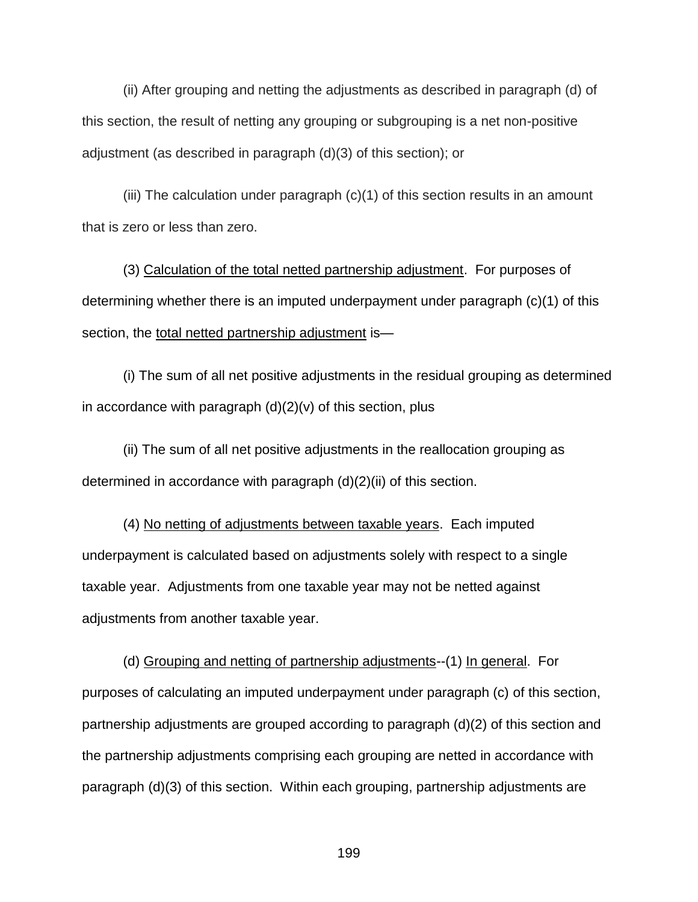(ii) After grouping and netting the adjustments as described in paragraph (d) of this section, the result of netting any grouping or subgrouping is a net non-positive adjustment (as described in paragraph (d)(3) of this section); or

(iii) The calculation under paragraph (c)(1) of this section results in an amount that is zero or less than zero.

(3) Calculation of the total netted partnership adjustment. For purposes of determining whether there is an imputed underpayment under paragraph (c)(1) of this section, the total netted partnership adjustment is—

(i) The sum of all net positive adjustments in the residual grouping as determined in accordance with paragraph (d)(2)(v) of this section, plus

(ii) The sum of all net positive adjustments in the reallocation grouping as determined in accordance with paragraph (d)(2)(ii) of this section.

(4) No netting of adjustments between taxable years. Each imputed underpayment is calculated based on adjustments solely with respect to a single taxable year. Adjustments from one taxable year may not be netted against adjustments from another taxable year.

(d) Grouping and netting of partnership adjustments--(1) In general. For purposes of calculating an imputed underpayment under paragraph (c) of this section, partnership adjustments are grouped according to paragraph (d)(2) of this section and the partnership adjustments comprising each grouping are netted in accordance with paragraph (d)(3) of this section. Within each grouping, partnership adjustments are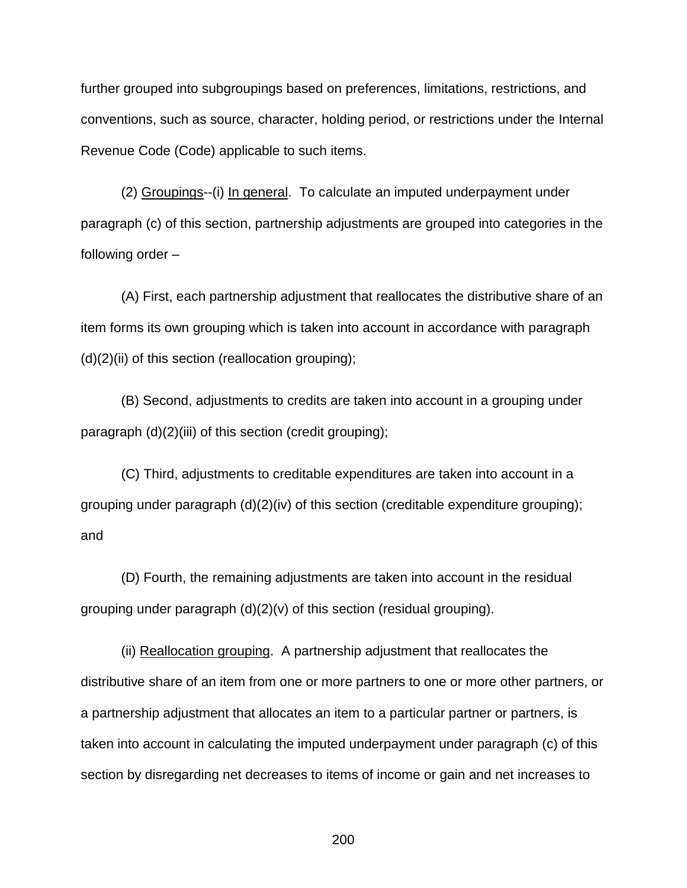further grouped into subgroupings based on preferences, limitations, restrictions, and conventions, such as source, character, holding period, or restrictions under the Internal Revenue Code (Code) applicable to such items.

(2) Groupings--(i) In general. To calculate an imputed underpayment under paragraph (c) of this section, partnership adjustments are grouped into categories in the following order –

(A) First, each partnership adjustment that reallocates the distributive share of an item forms its own grouping which is taken into account in accordance with paragraph (d)(2)(ii) of this section (reallocation grouping);

(B) Second, adjustments to credits are taken into account in a grouping under paragraph (d)(2)(iii) of this section (credit grouping);

(C) Third, adjustments to creditable expenditures are taken into account in a grouping under paragraph (d)(2)(iv) of this section (creditable expenditure grouping); and

(D) Fourth, the remaining adjustments are taken into account in the residual grouping under paragraph (d)(2)(v) of this section (residual grouping).

(ii) Reallocation grouping. A partnership adjustment that reallocates the distributive share of an item from one or more partners to one or more other partners, or a partnership adjustment that allocates an item to a particular partner or partners, is taken into account in calculating the imputed underpayment under paragraph (c) of this section by disregarding net decreases to items of income or gain and net increases to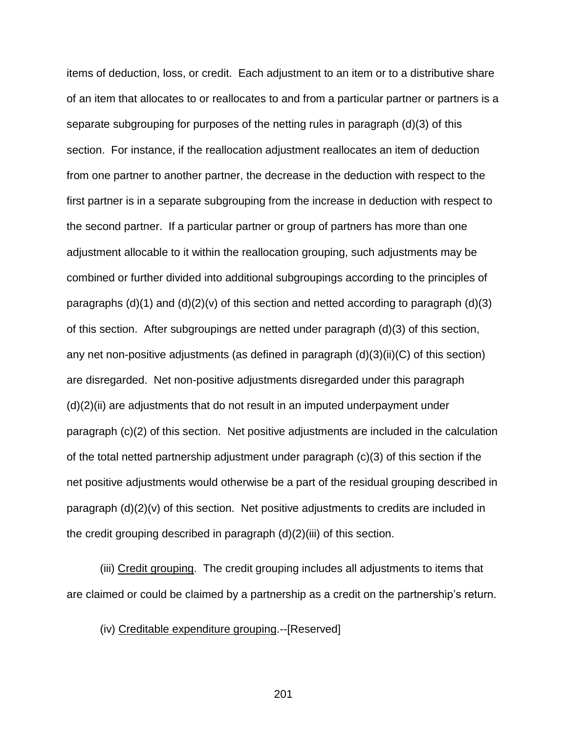items of deduction, loss, or credit. Each adjustment to an item or to a distributive share of an item that allocates to or reallocates to and from a particular partner or partners is a separate subgrouping for purposes of the netting rules in paragraph (d)(3) of this section. For instance, if the reallocation adjustment reallocates an item of deduction from one partner to another partner, the decrease in the deduction with respect to the first partner is in a separate subgrouping from the increase in deduction with respect to the second partner. If a particular partner or group of partners has more than one adjustment allocable to it within the reallocation grouping, such adjustments may be combined or further divided into additional subgroupings according to the principles of paragraphs (d)(1) and (d)(2)(v) of this section and netted according to paragraph (d)(3) of this section. After subgroupings are netted under paragraph (d)(3) of this section, any net non-positive adjustments (as defined in paragraph (d)(3)(ii)(C) of this section) are disregarded. Net non-positive adjustments disregarded under this paragraph (d)(2)(ii) are adjustments that do not result in an imputed underpayment under paragraph (c)(2) of this section. Net positive adjustments are included in the calculation of the total netted partnership adjustment under paragraph (c)(3) of this section if the net positive adjustments would otherwise be a part of the residual grouping described in paragraph (d)(2)(v) of this section. Net positive adjustments to credits are included in the credit grouping described in paragraph (d)(2)(iii) of this section.

(iii) Credit grouping. The credit grouping includes all adjustments to items that are claimed or could be claimed by a partnership as a credit on the partnership's return.

(iv) Creditable expenditure grouping.--[Reserved]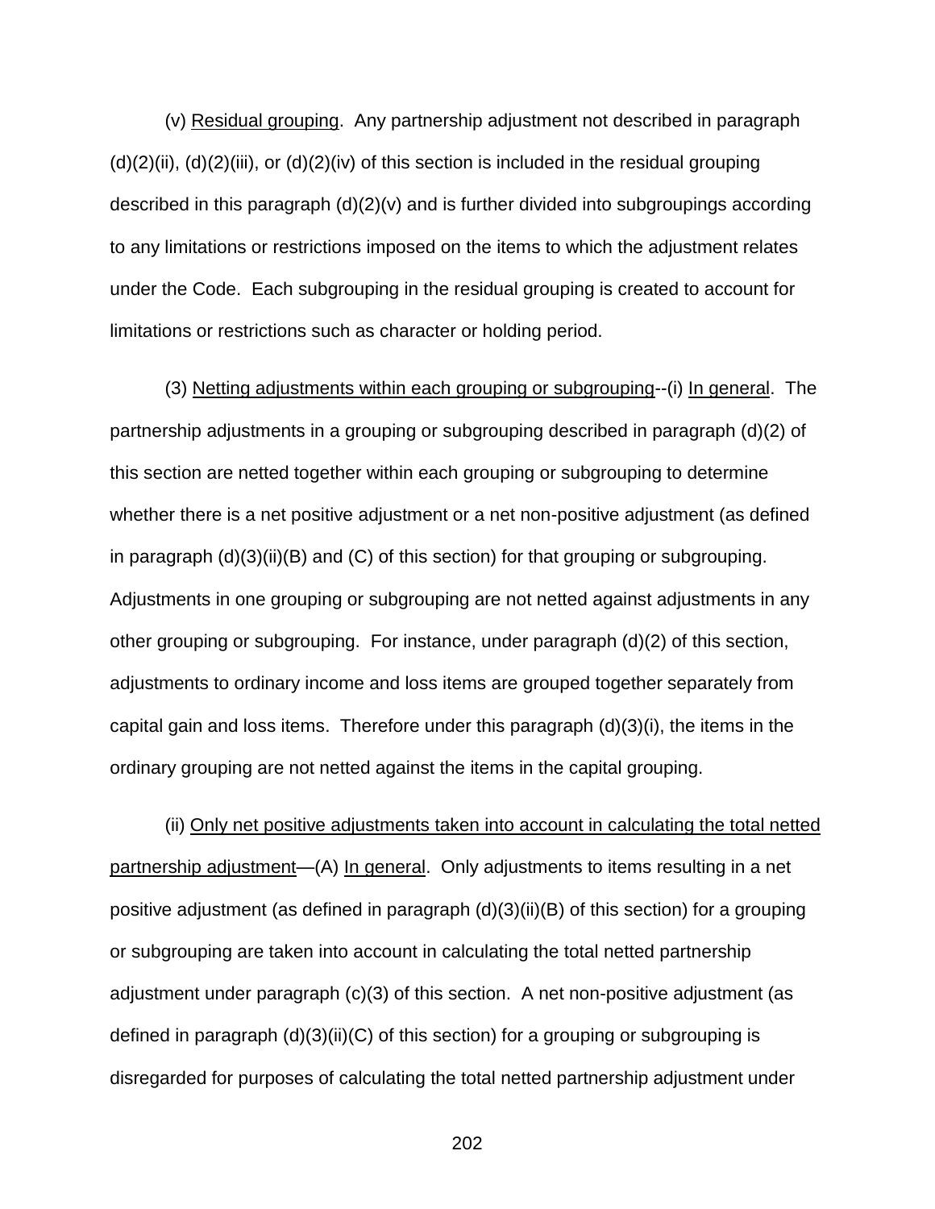(v) Residual grouping. Any partnership adjustment not described in paragraph (d)(2)(ii), (d)(2)(iii), or (d)(2)(iv) of this section is included in the residual grouping described in this paragraph (d)(2)(v) and is further divided into subgroupings according to any limitations or restrictions imposed on the items to which the adjustment relates under the Code. Each subgrouping in the residual grouping is created to account for limitations or restrictions such as character or holding period.

(3) Netting adjustments within each grouping or subgrouping--(i) In general. The partnership adjustments in a grouping or subgrouping described in paragraph (d)(2) of this section are netted together within each grouping or subgrouping to determine whether there is a net positive adjustment or a net non-positive adjustment (as defined in paragraph (d)(3)(ii)(B) and (C) of this section) for that grouping or subgrouping. Adjustments in one grouping or subgrouping are not netted against adjustments in any other grouping or subgrouping. For instance, under paragraph (d)(2) of this section, adjustments to ordinary income and loss items are grouped together separately from capital gain and loss items. Therefore under this paragraph (d)(3)(i), the items in the ordinary grouping are not netted against the items in the capital grouping.

(ii) Only net positive adjustments taken into account in calculating the total netted partnership adjustment—(A) In general. Only adjustments to items resulting in a net positive adjustment (as defined in paragraph (d)(3)(ii)(B) of this section) for a grouping or subgrouping are taken into account in calculating the total netted partnership adjustment under paragraph (c)(3) of this section. A net non-positive adjustment (as defined in paragraph (d)(3)(ii)(C) of this section) for a grouping or subgrouping is disregarded for purposes of calculating the total netted partnership adjustment under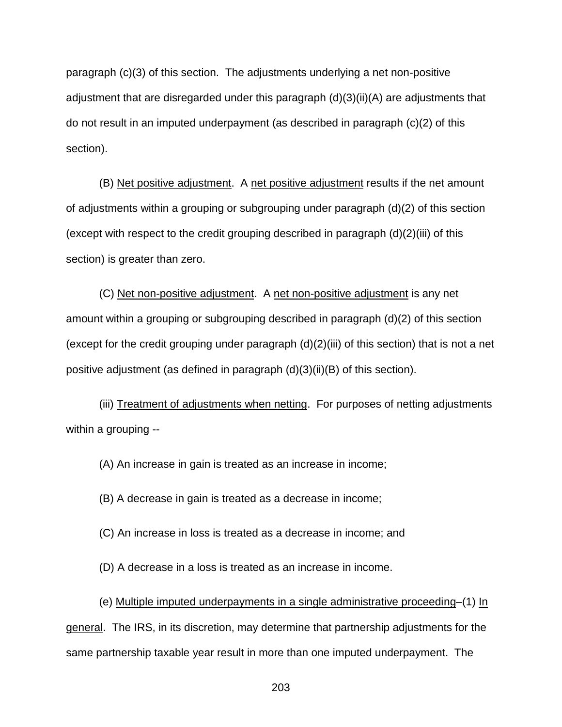paragraph (c)(3) of this section. The adjustments underlying a net non-positive adjustment that are disregarded under this paragraph (d)(3)(ii)(A) are adjustments that do not result in an imputed underpayment (as described in paragraph (c)(2) of this section).

(B) Net positive adjustment. A net positive adjustment results if the net amount of adjustments within a grouping or subgrouping under paragraph (d)(2) of this section (except with respect to the credit grouping described in paragraph (d)(2)(iii) of this section) is greater than zero.

(C) Net non-positive adjustment. A net non-positive adjustment is any net amount within a grouping or subgrouping described in paragraph (d)(2) of this section (except for the credit grouping under paragraph (d)(2)(iii) of this section) that is not a net positive adjustment (as defined in paragraph (d)(3)(ii)(B) of this section).

(iii) Treatment of adjustments when netting. For purposes of netting adjustments within a grouping --

(A) An increase in gain is treated as an increase in income;

(B) A decrease in gain is treated as a decrease in income;

(C) An increase in loss is treated as a decrease in income; and

(D) A decrease in a loss is treated as an increase in income.

(e) Multiple imputed underpayments in a single administrative proceeding–(1) In general. The IRS, in its discretion, may determine that partnership adjustments for the same partnership taxable year result in more than one imputed underpayment. The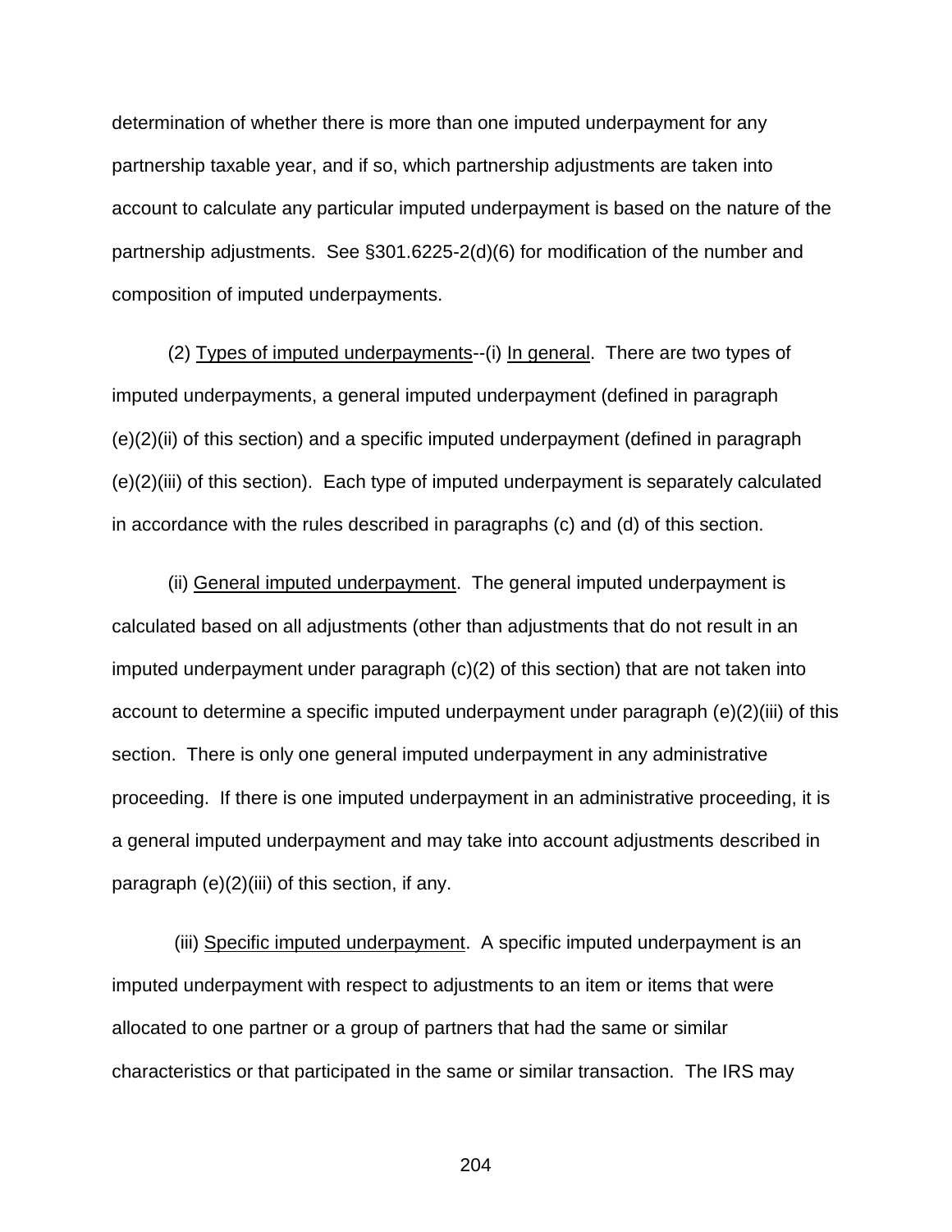determination of whether there is more than one imputed underpayment for any partnership taxable year, and if so, which partnership adjustments are taken into account to calculate any particular imputed underpayment is based on the nature of the partnership adjustments. See §301.6225-2(d)(6) for modification of the number and composition of imputed underpayments.

(2) Types of imputed underpayments--(i) In general. There are two types of imputed underpayments, a general imputed underpayment (defined in paragraph (e)(2)(ii) of this section) and a specific imputed underpayment (defined in paragraph (e)(2)(iii) of this section). Each type of imputed underpayment is separately calculated in accordance with the rules described in paragraphs (c) and (d) of this section.

(ii) General imputed underpayment. The general imputed underpayment is calculated based on all adjustments (other than adjustments that do not result in an imputed underpayment under paragraph (c)(2) of this section) that are not taken into account to determine a specific imputed underpayment under paragraph (e)(2)(iii) of this section. There is only one general imputed underpayment in any administrative proceeding. If there is one imputed underpayment in an administrative proceeding, it is a general imputed underpayment and may take into account adjustments described in paragraph (e)(2)(iii) of this section, if any.

(iii) Specific imputed underpayment. A specific imputed underpayment is an imputed underpayment with respect to adjustments to an item or items that were allocated to one partner or a group of partners that had the same or similar characteristics or that participated in the same or similar transaction. The IRS may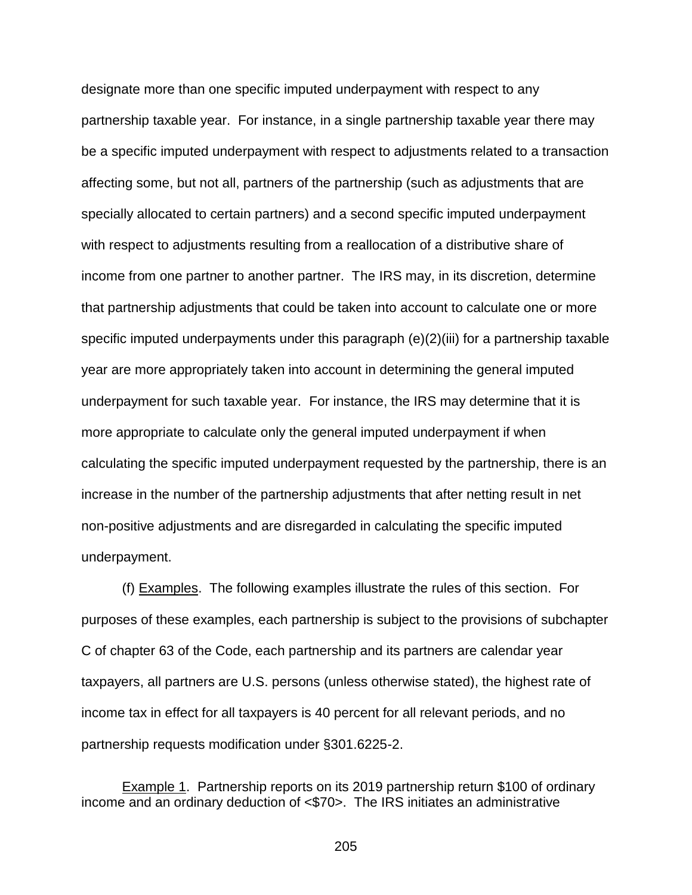designate more than one specific imputed underpayment with respect to any partnership taxable year. For instance, in a single partnership taxable year there may be a specific imputed underpayment with respect to adjustments related to a transaction affecting some, but not all, partners of the partnership (such as adjustments that are specially allocated to certain partners) and a second specific imputed underpayment with respect to adjustments resulting from a reallocation of a distributive share of income from one partner to another partner. The IRS may, in its discretion, determine that partnership adjustments that could be taken into account to calculate one or more specific imputed underpayments under this paragraph (e)(2)(iii) for a partnership taxable year are more appropriately taken into account in determining the general imputed underpayment for such taxable year. For instance, the IRS may determine that it is more appropriate to calculate only the general imputed underpayment if when calculating the specific imputed underpayment requested by the partnership, there is an increase in the number of the partnership adjustments that after netting result in net non-positive adjustments and are disregarded in calculating the specific imputed underpayment.

(f) Examples. The following examples illustrate the rules of this section. For purposes of these examples, each partnership is subject to the provisions of subchapter C of chapter 63 of the Code, each partnership and its partners are calendar year taxpayers, all partners are U.S. persons (unless otherwise stated), the highest rate of income tax in effect for all taxpayers is 40 percent for all relevant periods, and no partnership requests modification under §301.6225-2.

Example 1. Partnership reports on its 2019 partnership return $100 of ordinary income and an ordinary deduction of <$70>. The IRS initiates an administrative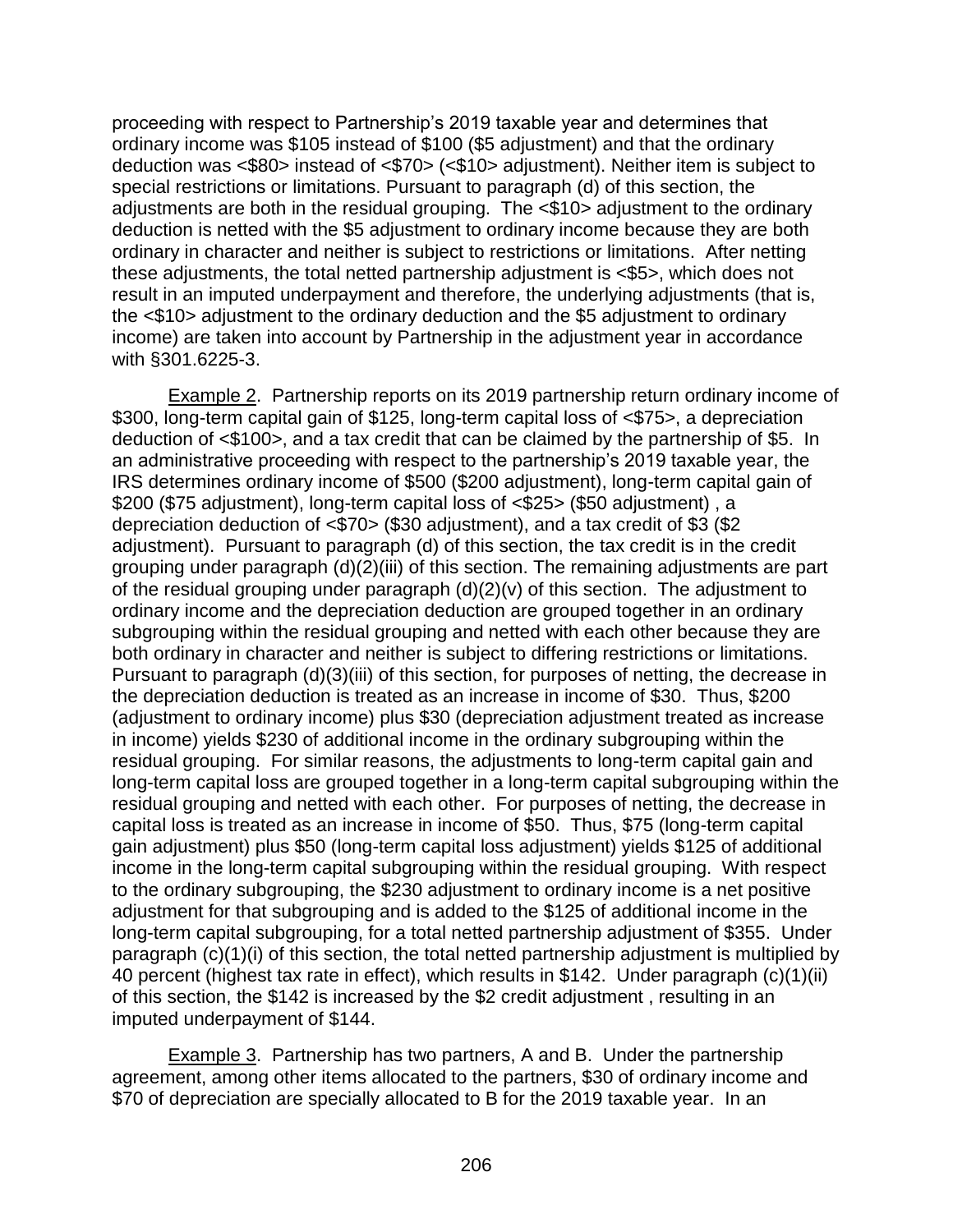proceeding with respect to Partnership's 2019 taxable year and determines that ordinary income was $105 instead of $100 ($5 adjustment) and that the ordinary deduction was <$80> instead of <$70> (<$10> adjustment). Neither item is subject to special restrictions or limitations. Pursuant to paragraph (d) of this section, the adjustments are both in the residual grouping. The <$10> adjustment to the ordinary deduction is netted with the $5 adjustment to ordinary income because they are both ordinary in character and neither is subject to restrictions or limitations. After netting these adjustments, the total netted partnership adjustment is <$5>, which does not result in an imputed underpayment and therefore, the underlying adjustments (that is, the <$10> adjustment to the ordinary deduction and the $5 adjustment to ordinary income) are taken into account by Partnership in the adjustment year in accordance with §301.6225-3.

Example 2. Partnership reports on its 2019 partnership return ordinary income of $300, long-term capital gain of $125, long-term capital loss of <$75>, a depreciation deduction of <$100>, and a tax credit that can be claimed by the partnership of $5. In an administrative proceeding with respect to the partnership's 2019 taxable year, the IRS determines ordinary income of $500 ($200 adjustment), long-term capital gain of $200 ($75 adjustment), long-term capital loss of <$25> ($50 adjustment) , a depreciation deduction of <$70> ($30 adjustment), and a tax credit of $3 ($2 adjustment). Pursuant to paragraph (d) of this section, the tax credit is in the credit grouping under paragraph (d)(2)(iii) of this section. The remaining adjustments are part of the residual grouping under paragraph (d)(2)(v) of this section. The adjustment to ordinary income and the depreciation deduction are grouped together in an ordinary subgrouping within the residual grouping and netted with each other because they are both ordinary in character and neither is subject to differing restrictions or limitations. Pursuant to paragraph (d)(3)(iii) of this section, for purposes of netting, the decrease in the depreciation deduction is treated as an increase in income of $30. Thus, $200 (adjustment to ordinary income) plus $30 (depreciation adjustment treated as increase in income) yields $230 of additional income in the ordinary subgrouping within the residual grouping. For similar reasons, the adjustments to long-term capital gain and long-term capital loss are grouped together in a long-term capital subgrouping within the residual grouping and netted with each other. For purposes of netting, the decrease in capital loss is treated as an increase in income of $50. Thus, $75 (long-term capital gain adjustment) plus $50 (long-term capital loss adjustment) yields $125 of additional income in the long-term capital subgrouping within the residual grouping. With respect to the ordinary subgrouping, the $230 adjustment to ordinary income is a net positive adjustment for that subgrouping and is added to the $125 of additional income in the long-term capital subgrouping, for a total netted partnership adjustment of $355. Under paragraph (c)(1)(i) of this section, the total netted partnership adjustment is multiplied by 40 percent (highest tax rate in effect), which results in $142. Under paragraph (c)(1)(ii) of this section, the $142 is increased by the $2 credit adjustment , resulting in an imputed underpayment of $144.

Example 3. Partnership has two partners, A and B. Under the partnership agreement, among other items allocated to the partners, $30 of ordinary income and $70 of depreciation are specially allocated to B for the 2019 taxable year. In an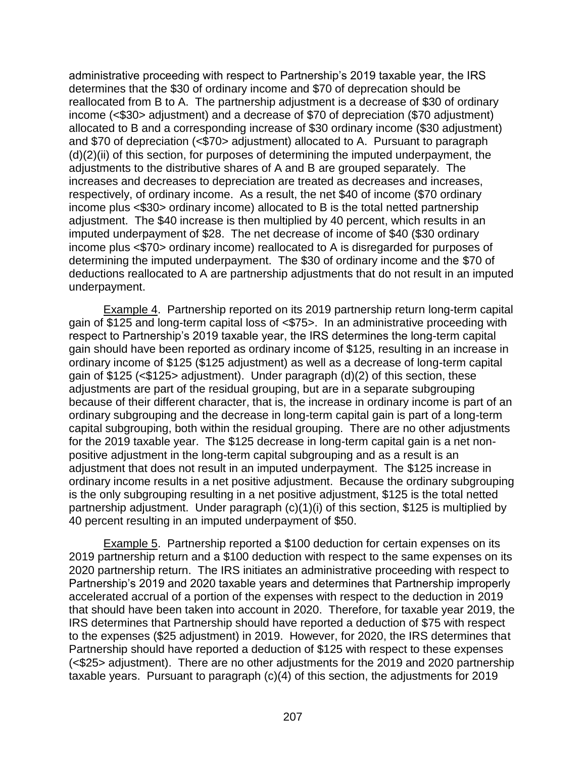administrative proceeding with respect to Partnership's 2019 taxable year, the IRS determines that the $30 of ordinary income and $70 of deprecation should be reallocated from B to A. The partnership adjustment is a decrease of $30 of ordinary income (<$30> adjustment) and a decrease of $70 of depreciation ($70 adjustment) allocated to B and a corresponding increase of $30 ordinary income ($30 adjustment) and $70 of depreciation (<$70> adjustment) allocated to A. Pursuant to paragraph (d)(2)(ii) of this section, for purposes of determining the imputed underpayment, the adjustments to the distributive shares of A and B are grouped separately. The increases and decreases to depreciation are treated as decreases and increases, respectively, of ordinary income. As a result, the net $40 of income ($70 ordinary income plus <$30> ordinary income) allocated to B is the total netted partnership adjustment. The $40 increase is then multiplied by 40 percent, which results in an imputed underpayment of $28. The net decrease of income of $40 ($30 ordinary income plus <$70> ordinary income) reallocated to A is disregarded for purposes of determining the imputed underpayment. The $30 of ordinary income and the $70 of deductions reallocated to A are partnership adjustments that do not result in an imputed underpayment.

Example 4. Partnership reported on its 2019 partnership return long-term capital gain of $125 and long-term capital loss of <$75>. In an administrative proceeding with respect to Partnership's 2019 taxable year, the IRS determines the long-term capital gain should have been reported as ordinary income of $125, resulting in an increase in ordinary income of $125 ($125 adjustment) as well as a decrease of long-term capital gain of $125 (<$125> adjustment). Under paragraph (d)(2) of this section, these adjustments are part of the residual grouping, but are in a separate subgrouping because of their different character, that is, the increase in ordinary income is part of an ordinary subgrouping and the decrease in long-term capital gain is part of a long-term capital subgrouping, both within the residual grouping. There are no other adjustments for the 2019 taxable year. The $125 decrease in long-term capital gain is a net non-positive adjustment in the long-term capital subgrouping and as a result is an adjustment that does not result in an imputed underpayment. The $125 increase in ordinary income results in a net positive adjustment. Because the ordinary subgrouping is the only subgrouping resulting in a net positive adjustment, $125 is the total netted partnership adjustment. Under paragraph (c)(1)(i) of this section, $125 is multiplied by 40 percent resulting in an imputed underpayment of $50.

Example 5. Partnership reported a $100 deduction for certain expenses on its 2019 partnership return and a $100 deduction with respect to the same expenses on its 2020 partnership return. The IRS initiates an administrative proceeding with respect to Partnership's 2019 and 2020 taxable years and determines that Partnership improperly accelerated accrual of a portion of the expenses with respect to the deduction in 2019 that should have been taken into account in 2020. Therefore, for taxable year 2019, the IRS determines that Partnership should have reported a deduction of $75 with respect to the expenses ($25 adjustment) in 2019. However, for 2020, the IRS determines that Partnership should have reported a deduction of $125 with respect to these expenses (<$25> adjustment). There are no other adjustments for the 2019 and 2020 partnership taxable years. Pursuant to paragraph (c)(4) of this section, the adjustments for 2019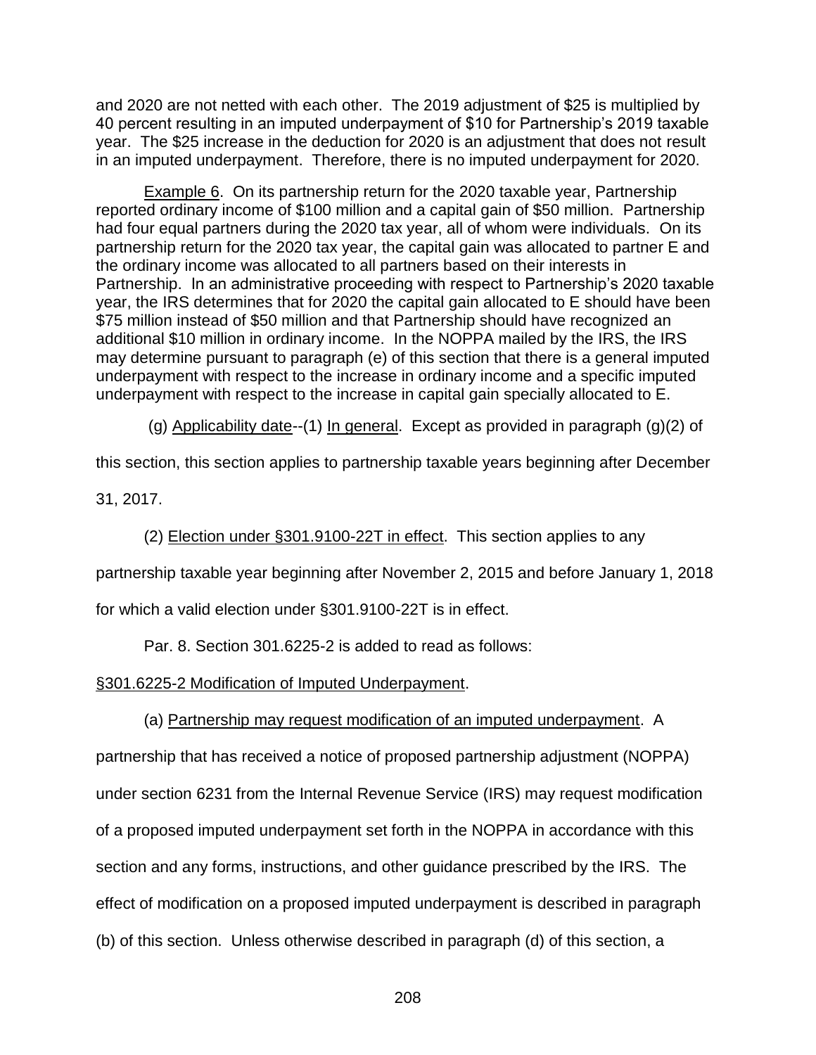and 2020 are not netted with each other. The 2019 adjustment of $25 is multiplied by 40 percent resulting in an imputed underpayment of $10 for Partnership's 2019 taxable year. The $25 increase in the deduction for 2020 is an adjustment that does not result in an imputed underpayment. Therefore, there is no imputed underpayment for 2020.

Example 6. On its partnership return for the 2020 taxable year, Partnership reported ordinary income of $100 million and a capital gain of $50 million. Partnership had four equal partners during the 2020 tax year, all of whom were individuals. On its partnership return for the 2020 tax year, the capital gain was allocated to partner E and the ordinary income was allocated to all partners based on their interests in Partnership. In an administrative proceeding with respect to Partnership's 2020 taxable year, the IRS determines that for 2020 the capital gain allocated to E should have been $75 million instead of $50 million and that Partnership should have recognized an additional $10 million in ordinary income. In the NOPPA mailed by the IRS, the IRS may determine pursuant to paragraph (e) of this section that there is a general imputed underpayment with respect to the increase in ordinary income and a specific imputed underpayment with respect to the increase in capital gain specially allocated to E.

(g) Applicability date--(1) In general. Except as provided in paragraph (g)(2) of this section, this section applies to partnership taxable years beginning after December 31, 2017.

(2) Election under §301.9100-22T in effect. This section applies to any partnership taxable year beginning after November 2, 2015 and before January 1, 2018 for which a valid election under §301.9100-22T is in effect.

Par. 8. Section 301.6225-2 is added to read as follows:

§301.6225-2 Modification of Imputed Underpayment.

(a) Partnership may request modification of an imputed underpayment. A partnership that has received a notice of proposed partnership adjustment (NOPPA) under section 6231 from the Internal Revenue Service (IRS) may request modification of a proposed imputed underpayment set forth in the NOPPA in accordance with this section and any forms, instructions, and other guidance prescribed by the IRS. The effect of modification on a proposed imputed underpayment is described in paragraph (b) of this section. Unless otherwise described in paragraph (d) of this section, a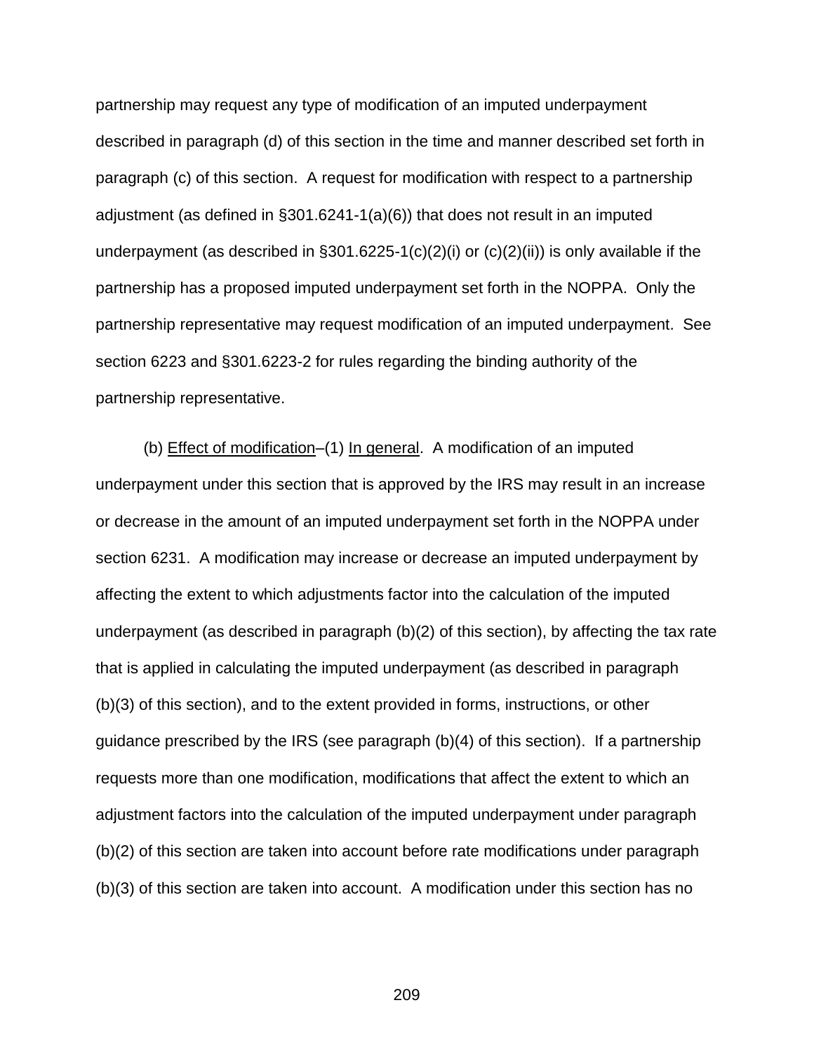partnership may request any type of modification of an imputed underpayment described in paragraph (d) of this section in the time and manner described set forth in paragraph (c) of this section. A request for modification with respect to a partnership adjustment (as defined in §301.6241-1(a)(6)) that does not result in an imputed underpayment (as described in §301.6225-1(c)(2)(i) or (c)(2)(ii)) is only available if the partnership has a proposed imputed underpayment set forth in the NOPPA. Only the partnership representative may request modification of an imputed underpayment. See section 6223 and §301.6223-2 for rules regarding the binding authority of the partnership representative.

(b) Effect of modification–(1) In general. A modification of an imputed underpayment under this section that is approved by the IRS may result in an increase or decrease in the amount of an imputed underpayment set forth in the NOPPA under section 6231. A modification may increase or decrease an imputed underpayment by affecting the extent to which adjustments factor into the calculation of the imputed underpayment (as described in paragraph (b)(2) of this section), by affecting the tax rate that is applied in calculating the imputed underpayment (as described in paragraph (b)(3) of this section), and to the extent provided in forms, instructions, or other guidance prescribed by the IRS (see paragraph (b)(4) of this section). If a partnership requests more than one modification, modifications that affect the extent to which an adjustment factors into the calculation of the imputed underpayment under paragraph (b)(2) of this section are taken into account before rate modifications under paragraph (b)(3) of this section are taken into account. A modification under this section has no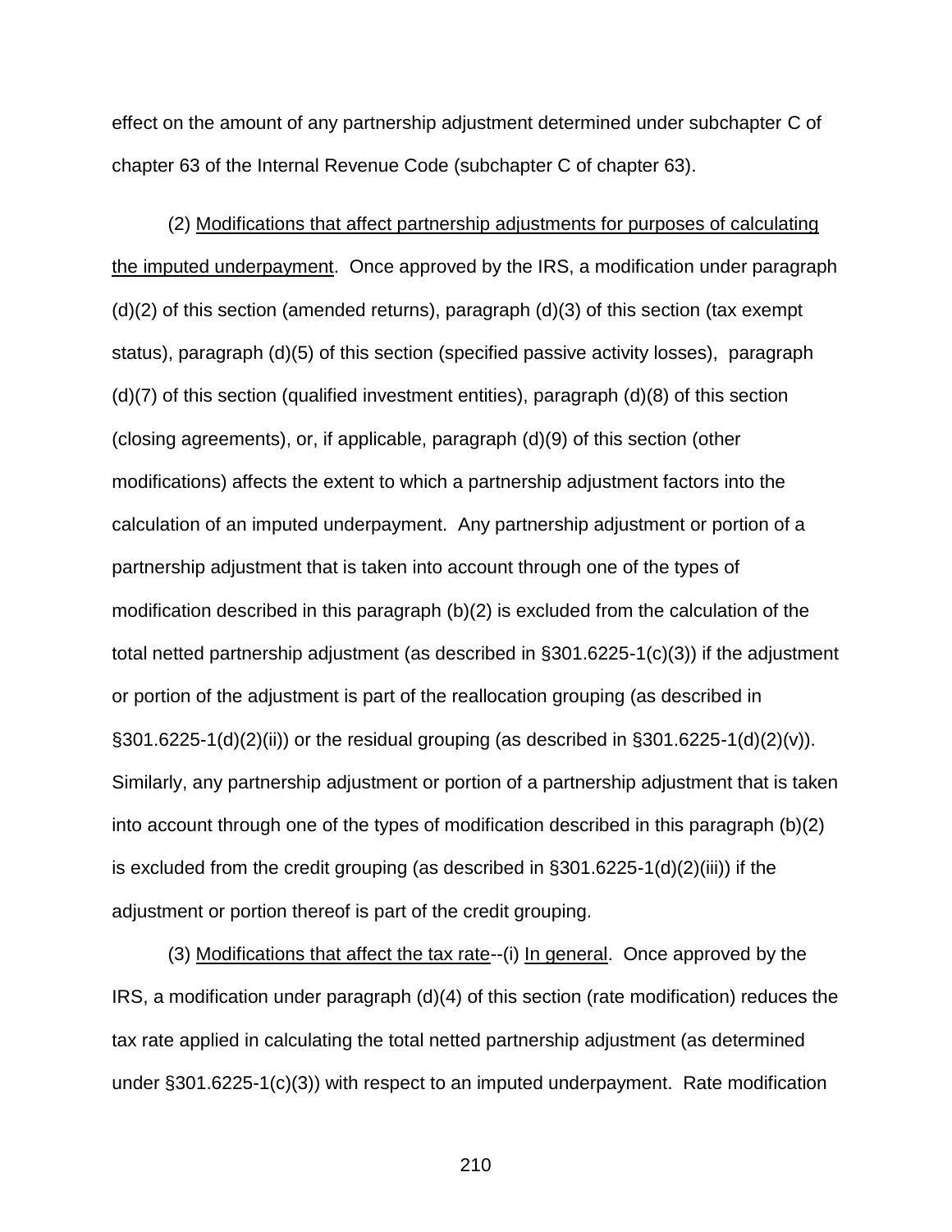effect on the amount of any partnership adjustment determined under subchapter C of chapter 63 of the Internal Revenue Code (subchapter C of chapter 63).

(2) Modifications that affect partnership adjustments for purposes of calculating the imputed underpayment. Once approved by the IRS, a modification under paragraph (d)(2) of this section (amended returns), paragraph (d)(3) of this section (tax exempt status), paragraph (d)(5) of this section (specified passive activity losses), paragraph (d)(7) of this section (qualified investment entities), paragraph (d)(8) of this section (closing agreements), or, if applicable, paragraph (d)(9) of this section (other modifications) affects the extent to which a partnership adjustment factors into the calculation of an imputed underpayment. Any partnership adjustment or portion of a partnership adjustment that is taken into account through one of the types of modification described in this paragraph (b)(2) is excluded from the calculation of the total netted partnership adjustment (as described in §301.6225-1(c)(3)) if the adjustment or portion of the adjustment is part of the reallocation grouping (as described in §301.6225-1(d)(2)(ii)) or the residual grouping (as described in §301.6225-1(d)(2)(v)). Similarly, any partnership adjustment or portion of a partnership adjustment that is taken into account through one of the types of modification described in this paragraph (b)(2) is excluded from the credit grouping (as described in §301.6225-1(d)(2)(iii)) if the adjustment or portion thereof is part of the credit grouping.

(3) Modifications that affect the tax rate--(i) In general. Once approved by the IRS, a modification under paragraph (d)(4) of this section (rate modification) reduces the tax rate applied in calculating the total netted partnership adjustment (as determined under §301.6225-1(c)(3)) with respect to an imputed underpayment. Rate modification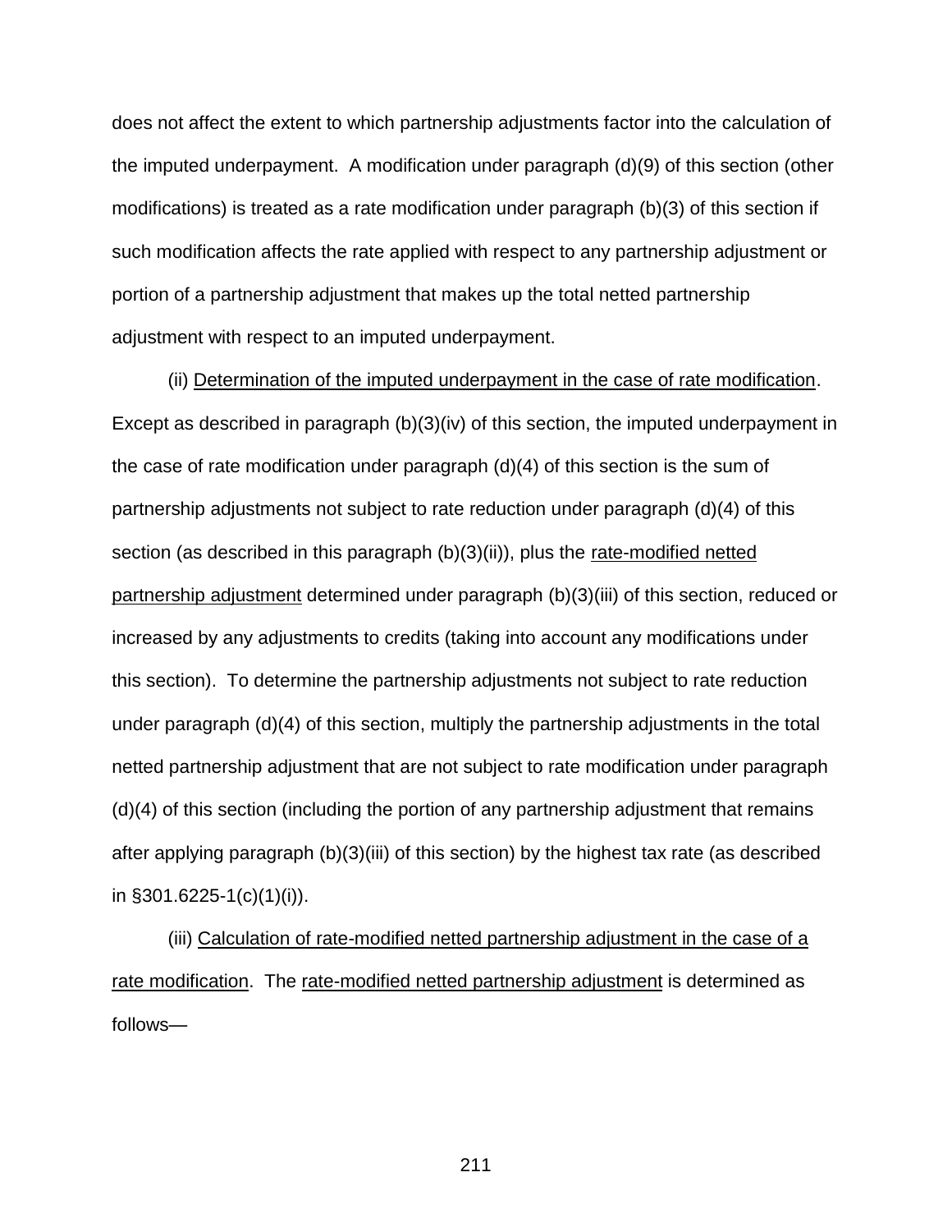does not affect the extent to which partnership adjustments factor into the calculation of the imputed underpayment. A modification under paragraph (d)(9) of this section (other modifications) is treated as a rate modification under paragraph (b)(3) of this section if such modification affects the rate applied with respect to any partnership adjustment or portion of a partnership adjustment that makes up the total netted partnership adjustment with respect to an imputed underpayment.

(ii) Determination of the imputed underpayment in the case of rate modification. Except as described in paragraph (b)(3)(iv) of this section, the imputed underpayment in the case of rate modification under paragraph (d)(4) of this section is the sum of partnership adjustments not subject to rate reduction under paragraph (d)(4) of this section (as described in this paragraph (b)(3)(ii)), plus the rate-modified netted partnership adjustment determined under paragraph (b)(3)(iii) of this section, reduced or increased by any adjustments to credits (taking into account any modifications under this section). To determine the partnership adjustments not subject to rate reduction under paragraph (d)(4) of this section, multiply the partnership adjustments in the total netted partnership adjustment that are not subject to rate modification under paragraph (d)(4) of this section (including the portion of any partnership adjustment that remains after applying paragraph (b)(3)(iii) of this section) by the highest tax rate (as described in §301.6225-1(c)(1)(i)).

(iii) Calculation of rate-modified netted partnership adjustment in the case of a rate modification. The rate-modified netted partnership adjustment is determined as follows—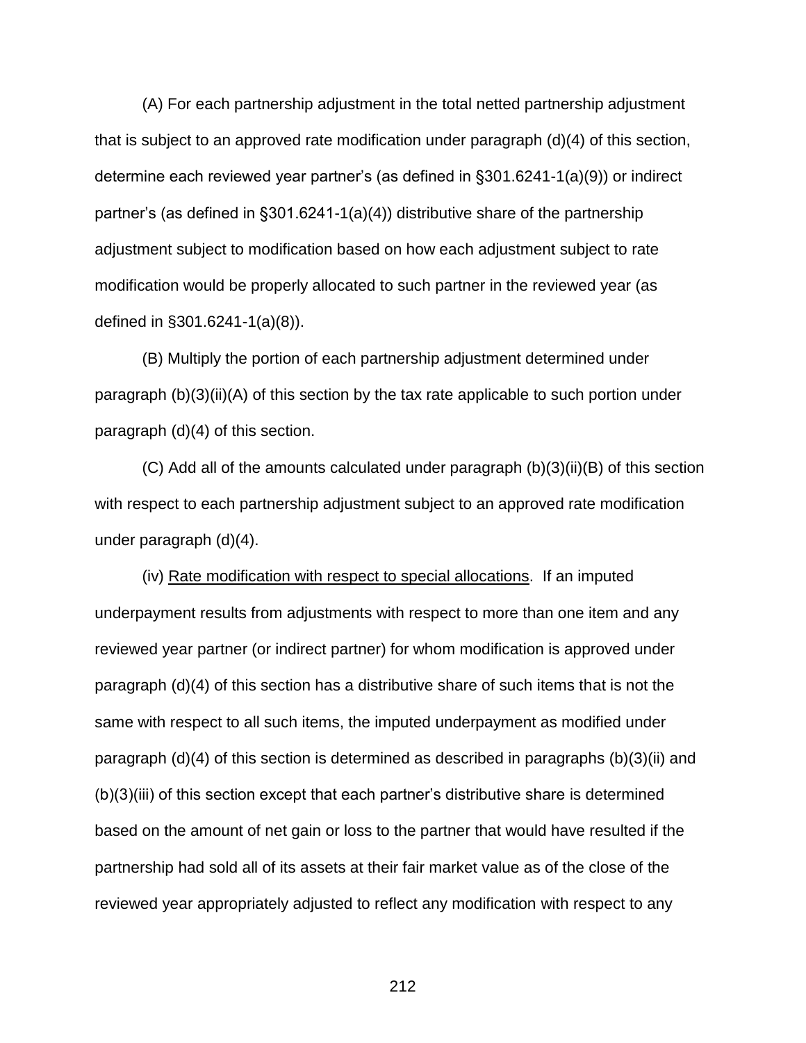(A) For each partnership adjustment in the total netted partnership adjustment that is subject to an approved rate modification under paragraph (d)(4) of this section, determine each reviewed year partner's (as defined in §301.6241-1(a)(9)) or indirect partner's (as defined in §301.6241-1(a)(4)) distributive share of the partnership adjustment subject to modification based on how each adjustment subject to rate modification would be properly allocated to such partner in the reviewed year (as defined in §301.6241-1(a)(8)).

(B) Multiply the portion of each partnership adjustment determined under paragraph (b)(3)(ii)(A) of this section by the tax rate applicable to such portion under paragraph (d)(4) of this section.

(C) Add all of the amounts calculated under paragraph (b)(3)(ii)(B) of this section with respect to each partnership adjustment subject to an approved rate modification under paragraph (d)(4).

(iv) Rate modification with respect to special allocations. If an imputed underpayment results from adjustments with respect to more than one item and any reviewed year partner (or indirect partner) for whom modification is approved under paragraph (d)(4) of this section has a distributive share of such items that is not the same with respect to all such items, the imputed underpayment as modified under paragraph (d)(4) of this section is determined as described in paragraphs (b)(3)(ii) and (b)(3)(iii) of this section except that each partner's distributive share is determined based on the amount of net gain or loss to the partner that would have resulted if the partnership had sold all of its assets at their fair market value as of the close of the reviewed year appropriately adjusted to reflect any modification with respect to any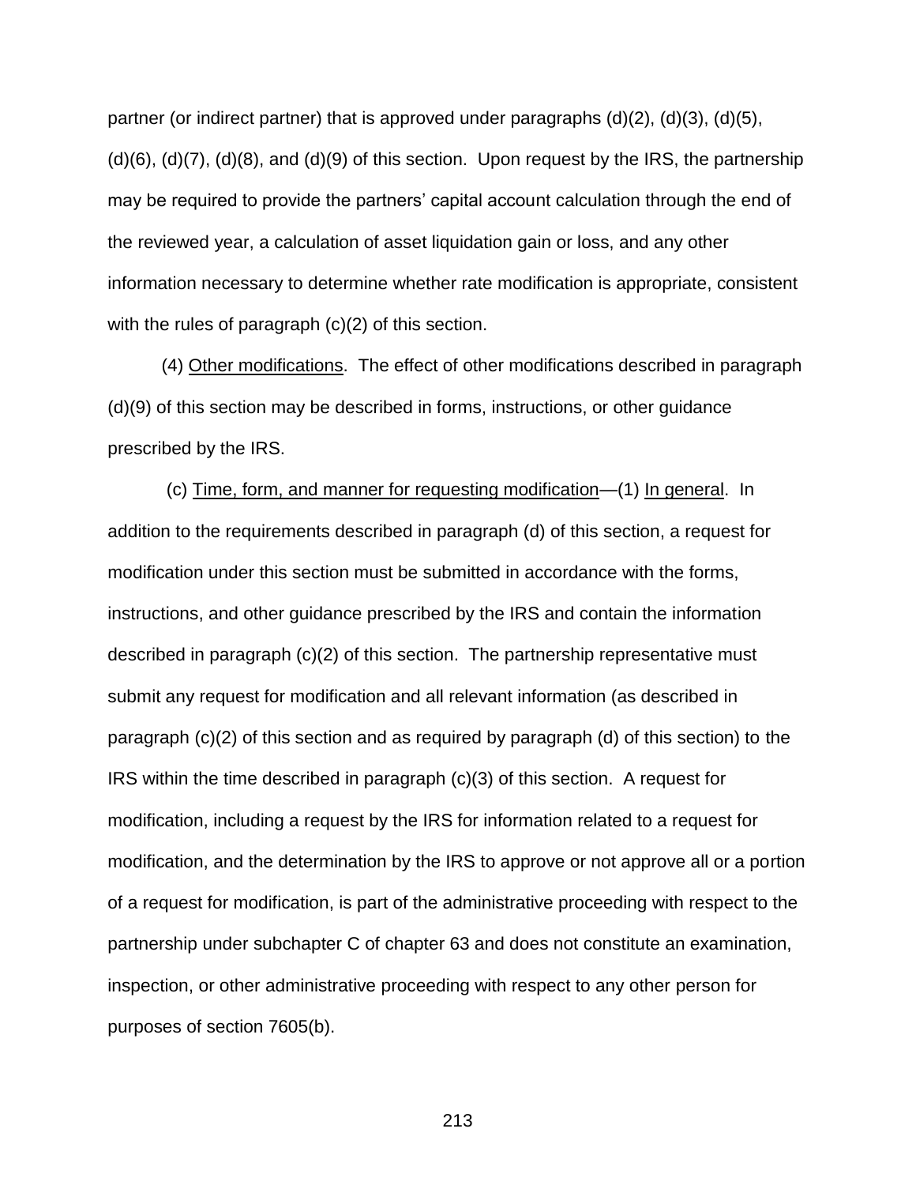partner (or indirect partner) that is approved under paragraphs (d)(2), (d)(3), (d)(5), (d)(6), (d)(7), (d)(8), and (d)(9) of this section. Upon request by the IRS, the partnership may be required to provide the partners' capital account calculation through the end of the reviewed year, a calculation of asset liquidation gain or loss, and any other information necessary to determine whether rate modification is appropriate, consistent with the rules of paragraph (c)(2) of this section.

(4) Other modifications. The effect of other modifications described in paragraph (d)(9) of this section may be described in forms, instructions, or other guidance prescribed by the IRS.

(c) Time, form, and manner for requesting modification—(1) In general. In addition to the requirements described in paragraph (d) of this section, a request for modification under this section must be submitted in accordance with the forms, instructions, and other guidance prescribed by the IRS and contain the information described in paragraph (c)(2) of this section. The partnership representative must submit any request for modification and all relevant information (as described in paragraph (c)(2) of this section and as required by paragraph (d) of this section) to the IRS within the time described in paragraph (c)(3) of this section. A request for modification, including a request by the IRS for information related to a request for modification, and the determination by the IRS to approve or not approve all or a portion of a request for modification, is part of the administrative proceeding with respect to the partnership under subchapter C of chapter 63 and does not constitute an examination, inspection, or other administrative proceeding with respect to any other person for purposes of section 7605(b).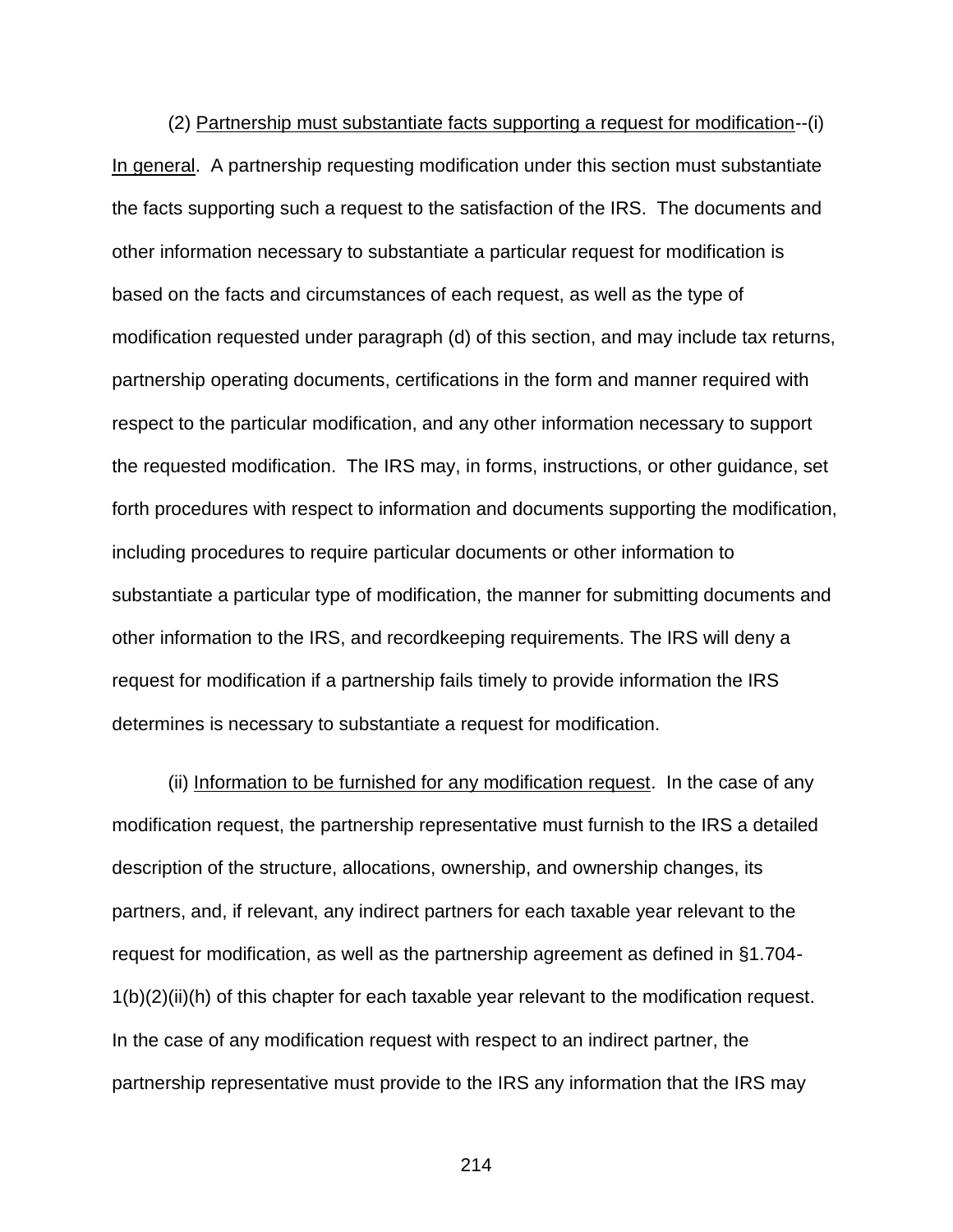(2) Partnership must substantiate facts supporting a request for modification--(i) In general. A partnership requesting modification under this section must substantiate the facts supporting such a request to the satisfaction of the IRS. The documents and other information necessary to substantiate a particular request for modification is based on the facts and circumstances of each request, as well as the type of modification requested under paragraph (d) of this section, and may include tax returns, partnership operating documents, certifications in the form and manner required with respect to the particular modification, and any other information necessary to support the requested modification. The IRS may, in forms, instructions, or other guidance, set forth procedures with respect to information and documents supporting the modification, including procedures to require particular documents or other information to substantiate a particular type of modification, the manner for submitting documents and other information to the IRS, and recordkeeping requirements. The IRS will deny a request for modification if a partnership fails timely to provide information the IRS determines is necessary to substantiate a request for modification.

(ii) Information to be furnished for any modification request. In the case of any modification request, the partnership representative must furnish to the IRS a detailed description of the structure, allocations, ownership, and ownership changes, its partners, and, if relevant, any indirect partners for each taxable year relevant to the request for modification, as well as the partnership agreement as defined in §1.704-1(b)(2)(ii)(h) of this chapter for each taxable year relevant to the modification request. In the case of any modification request with respect to an indirect partner, the partnership representative must provide to the IRS any information that the IRS may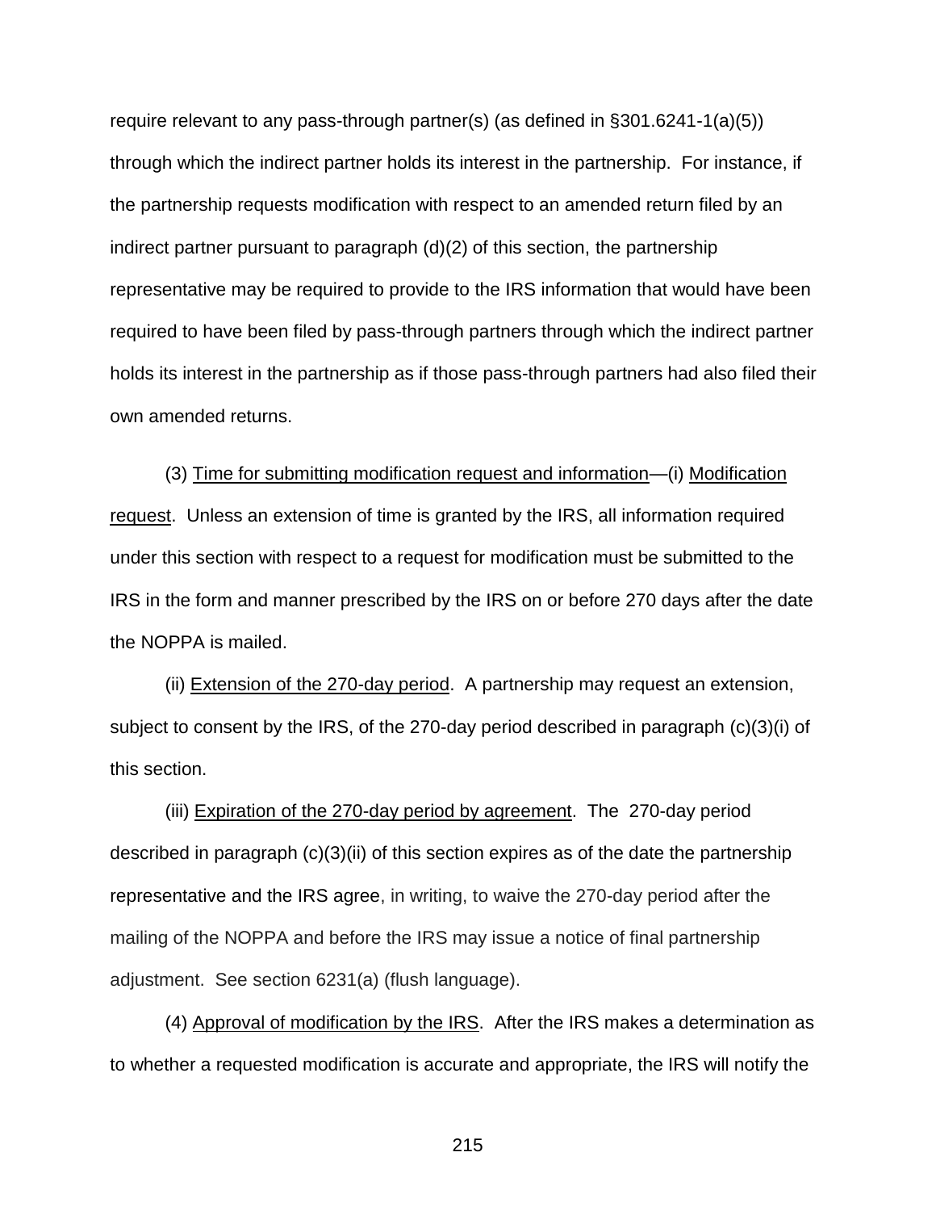require relevant to any pass-through partner(s) (as defined in §301.6241-1(a)(5)) through which the indirect partner holds its interest in the partnership. For instance, if the partnership requests modification with respect to an amended return filed by an indirect partner pursuant to paragraph (d)(2) of this section, the partnership representative may be required to provide to the IRS information that would have been required to have been filed by pass-through partners through which the indirect partner holds its interest in the partnership as if those pass-through partners had also filed their own amended returns.

(3) Time for submitting modification request and information—(i) Modification request. Unless an extension of time is granted by the IRS, all information required under this section with respect to a request for modification must be submitted to the IRS in the form and manner prescribed by the IRS on or before 270 days after the date the NOPPA is mailed.

(ii) Extension of the 270-day period. A partnership may request an extension, subject to consent by the IRS, of the 270-day period described in paragraph (c)(3)(i) of this section.

(iii) Expiration of the 270-day period by agreement. The 270-day period described in paragraph (c)(3)(ii) of this section expires as of the date the partnership representative and the IRS agree, in writing, to waive the 270-day period after the mailing of the NOPPA and before the IRS may issue a notice of final partnership adjustment. See section 6231(a) (flush language).

(4) Approval of modification by the IRS. After the IRS makes a determination as to whether a requested modification is accurate and appropriate, the IRS will notify the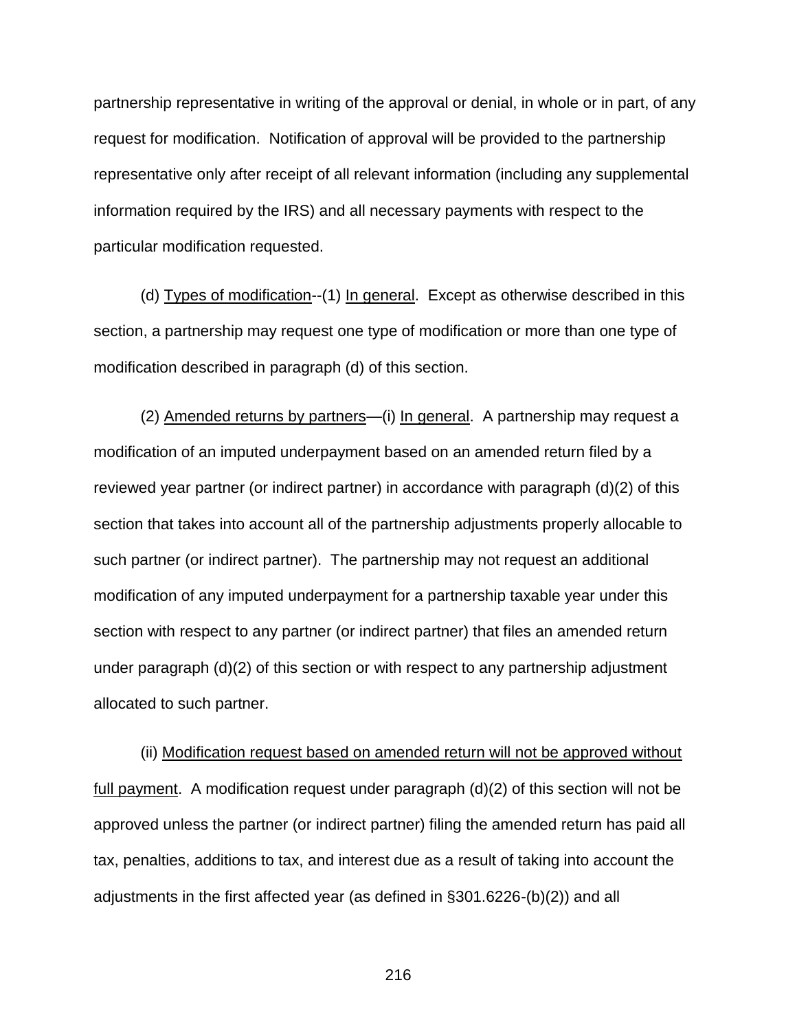partnership representative in writing of the approval or denial, in whole or in part, of any request for modification. Notification of approval will be provided to the partnership representative only after receipt of all relevant information (including any supplemental information required by the IRS) and all necessary payments with respect to the particular modification requested.

(d) Types of modification--(1) In general. Except as otherwise described in this section, a partnership may request one type of modification or more than one type of modification described in paragraph (d) of this section.

(2) Amended returns by partners—(i) In general. A partnership may request a modification of an imputed underpayment based on an amended return filed by a reviewed year partner (or indirect partner) in accordance with paragraph (d)(2) of this section that takes into account all of the partnership adjustments properly allocable to such partner (or indirect partner). The partnership may not request an additional modification of any imputed underpayment for a partnership taxable year under this section with respect to any partner (or indirect partner) that files an amended return under paragraph (d)(2) of this section or with respect to any partnership adjustment allocated to such partner.

(ii) Modification request based on amended return will not be approved without full payment. A modification request under paragraph (d)(2) of this section will not be approved unless the partner (or indirect partner) filing the amended return has paid all tax, penalties, additions to tax, and interest due as a result of taking into account the adjustments in the first affected year (as defined in §301.6226-(b)(2)) and all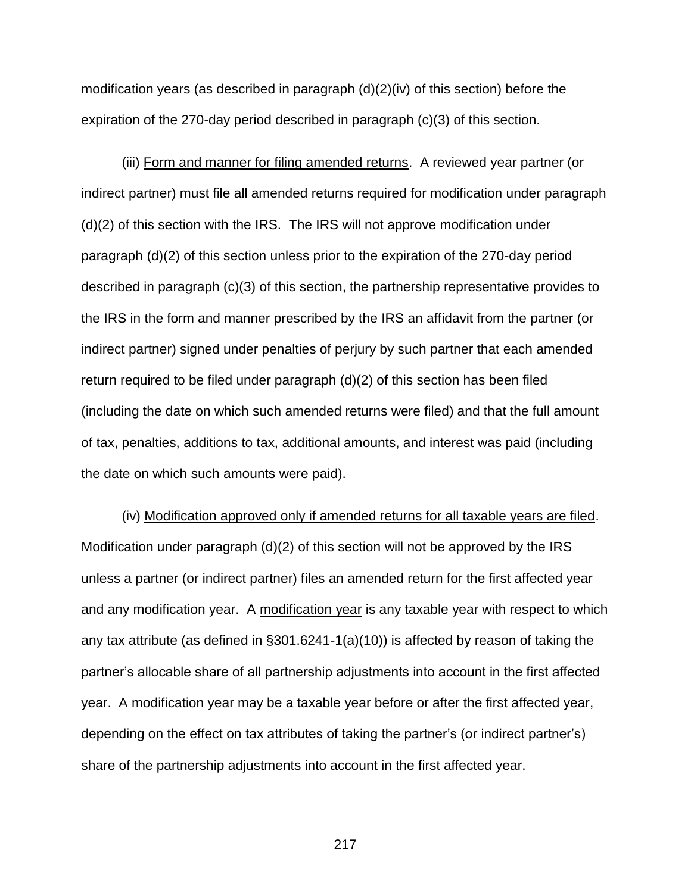modification years (as described in paragraph (d)(2)(iv) of this section) before the expiration of the 270-day period described in paragraph (c)(3) of this section.

(iii) Form and manner for filing amended returns. A reviewed year partner (or indirect partner) must file all amended returns required for modification under paragraph (d)(2) of this section with the IRS. The IRS will not approve modification under paragraph (d)(2) of this section unless prior to the expiration of the 270-day period described in paragraph (c)(3) of this section, the partnership representative provides to the IRS in the form and manner prescribed by the IRS an affidavit from the partner (or indirect partner) signed under penalties of perjury by such partner that each amended return required to be filed under paragraph (d)(2) of this section has been filed (including the date on which such amended returns were filed) and that the full amount of tax, penalties, additions to tax, additional amounts, and interest was paid (including the date on which such amounts were paid).

(iv) Modification approved only if amended returns for all taxable years are filed. Modification under paragraph (d)(2) of this section will not be approved by the IRS unless a partner (or indirect partner) files an amended return for the first affected year and any modification year. A modification year is any taxable year with respect to which any tax attribute (as defined in §301.6241-1(a)(10)) is affected by reason of taking the partner's allocable share of all partnership adjustments into account in the first affected year. A modification year may be a taxable year before or after the first affected year, depending on the effect on tax attributes of taking the partner's (or indirect partner's) share of the partnership adjustments into account in the first affected year.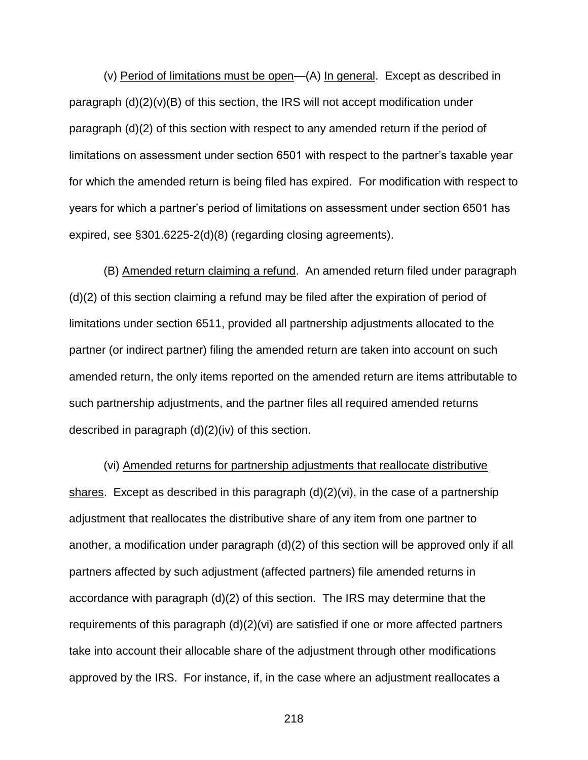(v) Period of limitations must be open—(A) In general. Except as described in paragraph (d)(2)(v)(B) of this section, the IRS will not accept modification under paragraph (d)(2) of this section with respect to any amended return if the period of limitations on assessment under section 6501 with respect to the partner's taxable year for which the amended return is being filed has expired. For modification with respect to years for which a partner's period of limitations on assessment under section 6501 has expired, see §301.6225-2(d)(8) (regarding closing agreements).

(B) Amended return claiming a refund. An amended return filed under paragraph (d)(2) of this section claiming a refund may be filed after the expiration of period of limitations under section 6511, provided all partnership adjustments allocated to the partner (or indirect partner) filing the amended return are taken into account on such amended return, the only items reported on the amended return are items attributable to such partnership adjustments, and the partner files all required amended returns described in paragraph (d)(2)(iv) of this section.

(vi) Amended returns for partnership adjustments that reallocate distributive shares. Except as described in this paragraph (d)(2)(vi), in the case of a partnership adjustment that reallocates the distributive share of any item from one partner to another, a modification under paragraph (d)(2) of this section will be approved only if all partners affected by such adjustment (affected partners) file amended returns in accordance with paragraph (d)(2) of this section. The IRS may determine that the requirements of this paragraph (d)(2)(vi) are satisfied if one or more affected partners take into account their allocable share of the adjustment through other modifications approved by the IRS. For instance, if, in the case where an adjustment reallocates a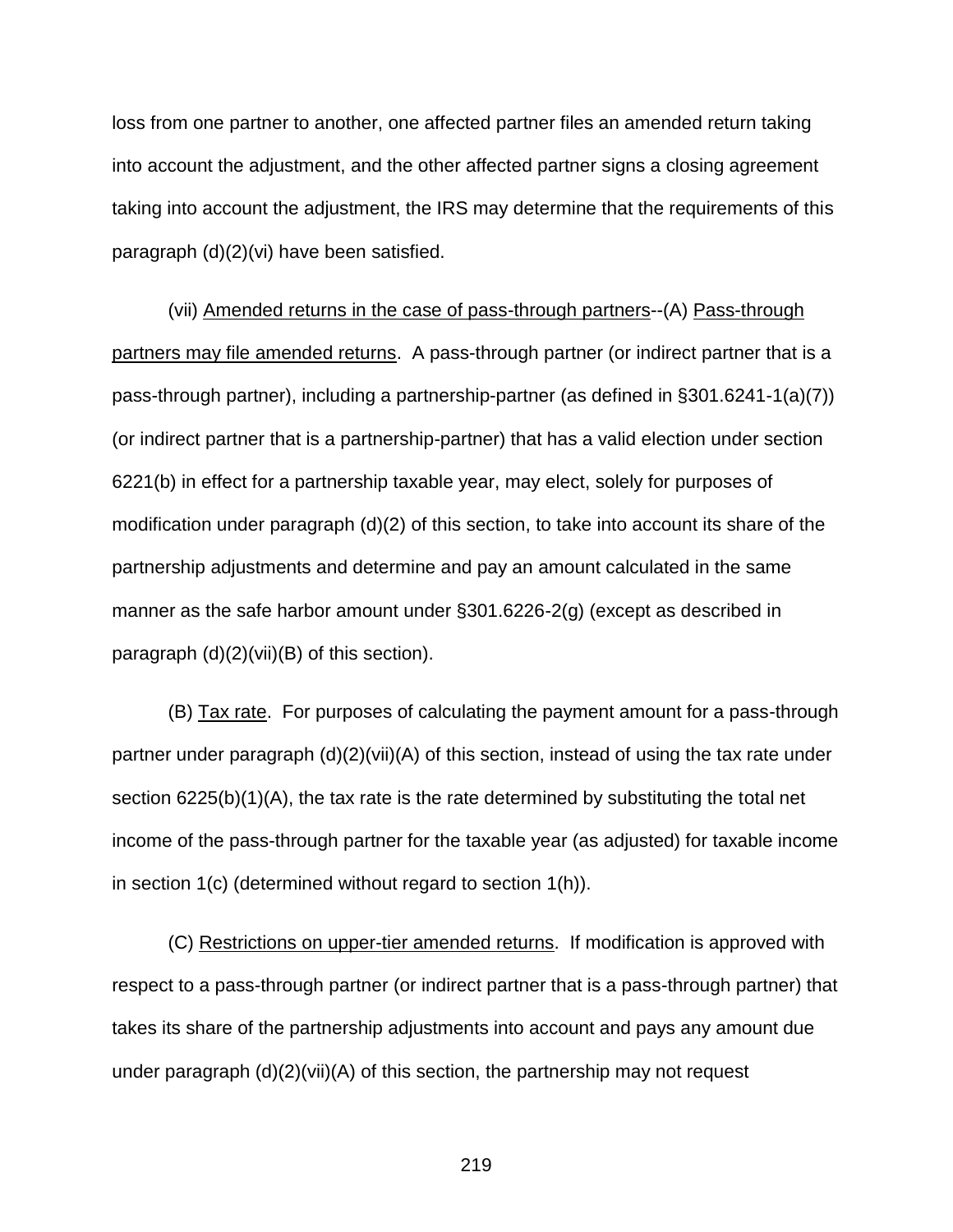loss from one partner to another, one affected partner files an amended return taking into account the adjustment, and the other affected partner signs a closing agreement taking into account the adjustment, the IRS may determine that the requirements of this paragraph (d)(2)(vi) have been satisfied.

(vii) Amended returns in the case of pass-through partners--(A) Pass-through partners may file amended returns. A pass-through partner (or indirect partner that is a pass-through partner), including a partnership-partner (as defined in §301.6241-1(a)(7)) (or indirect partner that is a partnership-partner) that has a valid election under section 6221(b) in effect for a partnership taxable year, may elect, solely for purposes of modification under paragraph (d)(2) of this section, to take into account its share of the partnership adjustments and determine and pay an amount calculated in the same manner as the safe harbor amount under §301.6226-2(g) (except as described in paragraph (d)(2)(vii)(B) of this section).

(B) Tax rate. For purposes of calculating the payment amount for a pass-through partner under paragraph (d)(2)(vii)(A) of this section, instead of using the tax rate under section 6225(b)(1)(A), the tax rate is the rate determined by substituting the total net income of the pass-through partner for the taxable year (as adjusted) for taxable income in section 1(c) (determined without regard to section 1(h)).

(C) Restrictions on upper-tier amended returns. If modification is approved with respect to a pass-through partner (or indirect partner that is a pass-through partner) that takes its share of the partnership adjustments into account and pays any amount due under paragraph (d)(2)(vii)(A) of this section, the partnership may not request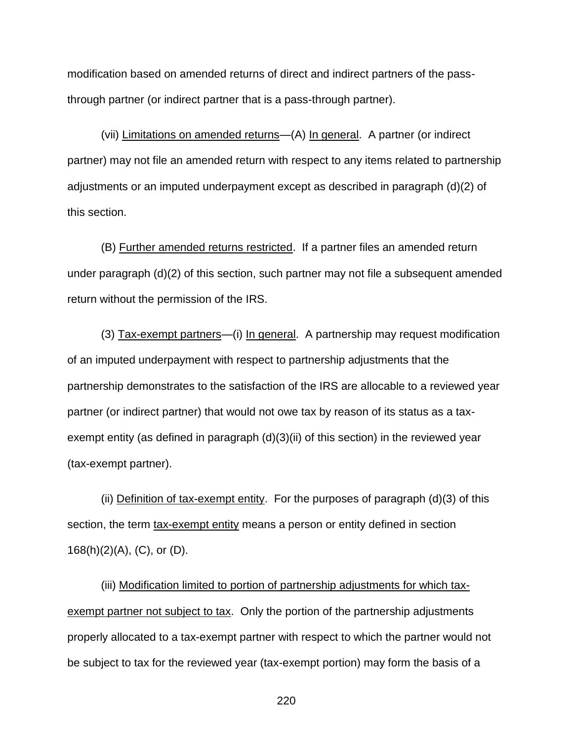modification based on amended returns of direct and indirect partners of the pass-through partner (or indirect partner that is a pass-through partner).

(vii) Limitations on amended returns—(A) In general. A partner (or indirect partner) may not file an amended return with respect to any items related to partnership adjustments or an imputed underpayment except as described in paragraph (d)(2) of this section.

(B) Further amended returns restricted. If a partner files an amended return under paragraph (d)(2) of this section, such partner may not file a subsequent amended return without the permission of the IRS.

(3) Tax-exempt partners—(i) In general. A partnership may request modification of an imputed underpayment with respect to partnership adjustments that the partnership demonstrates to the satisfaction of the IRS are allocable to a reviewed year partner (or indirect partner) that would not owe tax by reason of its status as a tax-exempt entity (as defined in paragraph (d)(3)(ii) of this section) in the reviewed year (tax-exempt partner).

(ii) Definition of tax-exempt entity. For the purposes of paragraph (d)(3) of this section, the term tax-exempt entity means a person or entity defined in section 168(h)(2)(A), (C), or (D).

(iii) Modification limited to portion of partnership adjustments for which tax-exempt partner not subject to tax. Only the portion of the partnership adjustments properly allocated to a tax-exempt partner with respect to which the partner would not be subject to tax for the reviewed year (tax-exempt portion) may form the basis of a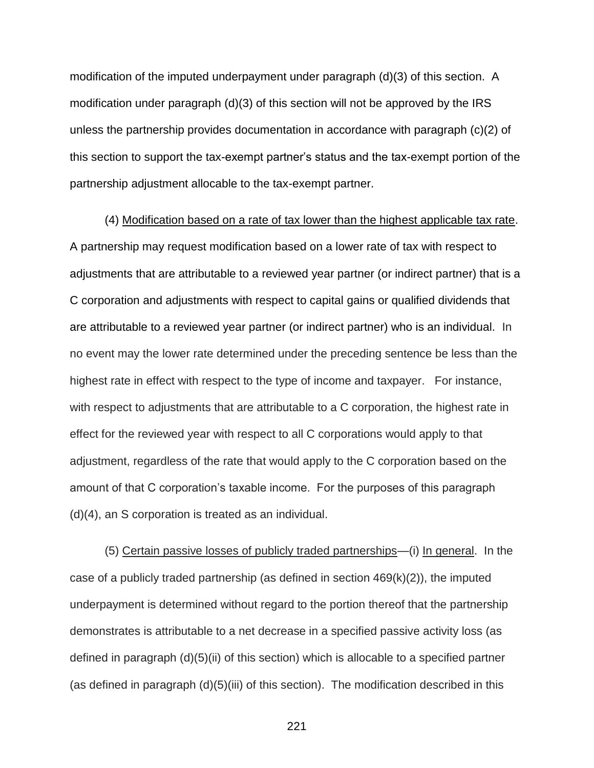modification of the imputed underpayment under paragraph (d)(3) of this section. A modification under paragraph (d)(3) of this section will not be approved by the IRS unless the partnership provides documentation in accordance with paragraph (c)(2) of this section to support the tax-exempt partner's status and the tax-exempt portion of the partnership adjustment allocable to the tax-exempt partner.

(4) Modification based on a rate of tax lower than the highest applicable tax rate. A partnership may request modification based on a lower rate of tax with respect to adjustments that are attributable to a reviewed year partner (or indirect partner) that is a C corporation and adjustments with respect to capital gains or qualified dividends that are attributable to a reviewed year partner (or indirect partner) who is an individual. In no event may the lower rate determined under the preceding sentence be less than the highest rate in effect with respect to the type of income and taxpayer. For instance, with respect to adjustments that are attributable to a C corporation, the highest rate in effect for the reviewed year with respect to all C corporations would apply to that adjustment, regardless of the rate that would apply to the C corporation based on the amount of that C corporation's taxable income. For the purposes of this paragraph (d)(4), an S corporation is treated as an individual.

(5) Certain passive losses of publicly traded partnerships—(i) In general. In the case of a publicly traded partnership (as defined in section 469(k)(2)), the imputed underpayment is determined without regard to the portion thereof that the partnership demonstrates is attributable to a net decrease in a specified passive activity loss (as defined in paragraph (d)(5)(ii) of this section) which is allocable to a specified partner (as defined in paragraph (d)(5)(iii) of this section). The modification described in this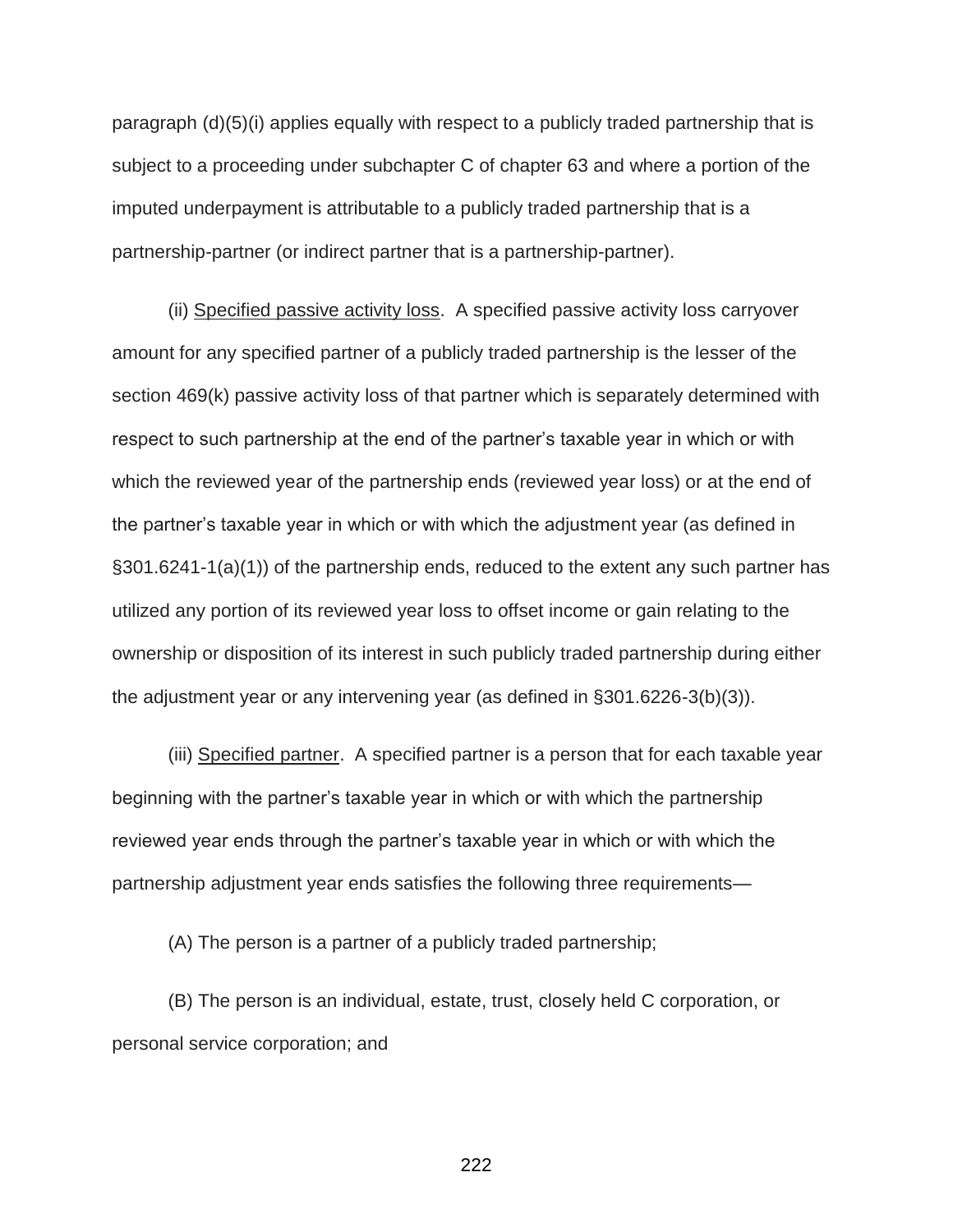paragraph (d)(5)(i) applies equally with respect to a publicly traded partnership that is subject to a proceeding under subchapter C of chapter 63 and where a portion of the imputed underpayment is attributable to a publicly traded partnership that is a partnership-partner (or indirect partner that is a partnership-partner).

(ii) Specified passive activity loss. A specified passive activity loss carryover amount for any specified partner of a publicly traded partnership is the lesser of the section 469(k) passive activity loss of that partner which is separately determined with respect to such partnership at the end of the partner's taxable year in which or with which the reviewed year of the partnership ends (reviewed year loss) or at the end of the partner's taxable year in which or with which the adjustment year (as defined in §301.6241-1(a)(1)) of the partnership ends, reduced to the extent any such partner has utilized any portion of its reviewed year loss to offset income or gain relating to the ownership or disposition of its interest in such publicly traded partnership during either the adjustment year or any intervening year (as defined in §301.6226-3(b)(3)).

(iii) Specified partner. A specified partner is a person that for each taxable year beginning with the partner's taxable year in which or with which the partnership reviewed year ends through the partner's taxable year in which or with which the partnership adjustment year ends satisfies the following three requirements—

(A) The person is a partner of a publicly traded partnership;

(B) The person is an individual, estate, trust, closely held C corporation, or personal service corporation; and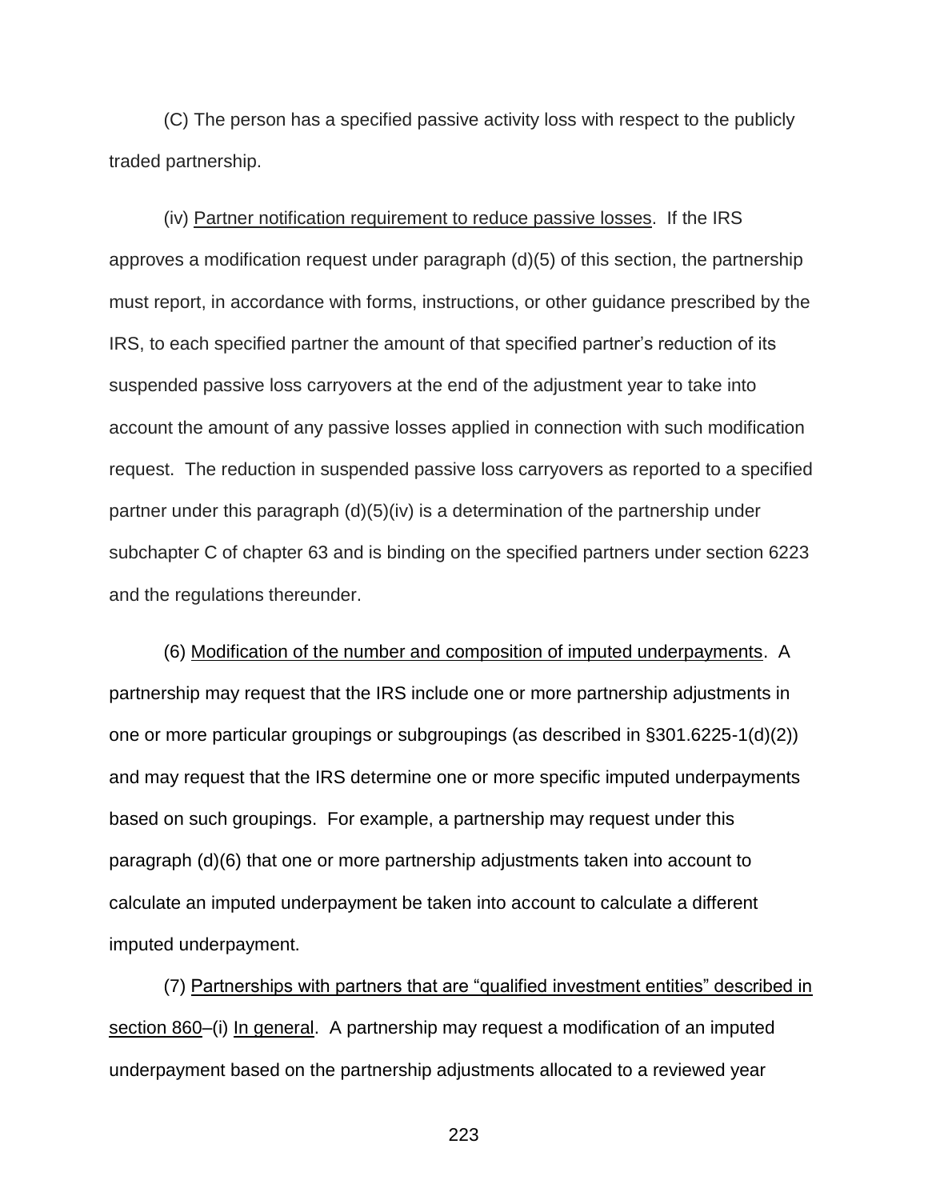(C) The person has a specified passive activity loss with respect to the publicly traded partnership.

(iv) Partner notification requirement to reduce passive losses. If the IRS approves a modification request under paragraph (d)(5) of this section, the partnership must report, in accordance with forms, instructions, or other guidance prescribed by the IRS, to each specified partner the amount of that specified partner's reduction of its suspended passive loss carryovers at the end of the adjustment year to take into account the amount of any passive losses applied in connection with such modification request. The reduction in suspended passive loss carryovers as reported to a specified partner under this paragraph (d)(5)(iv) is a determination of the partnership under subchapter C of chapter 63 and is binding on the specified partners under section 6223 and the regulations thereunder.

(6) Modification of the number and composition of imputed underpayments. A partnership may request that the IRS include one or more partnership adjustments in one or more particular groupings or subgroupings (as described in §301.6225-1(d)(2)) and may request that the IRS determine one or more specific imputed underpayments based on such groupings. For example, a partnership may request under this paragraph (d)(6) that one or more partnership adjustments taken into account to calculate an imputed underpayment be taken into account to calculate a different imputed underpayment.

(7) Partnerships with partners that are "qualified investment entities" described in section 860–(i) In general. A partnership may request a modification of an imputed underpayment based on the partnership adjustments allocated to a reviewed year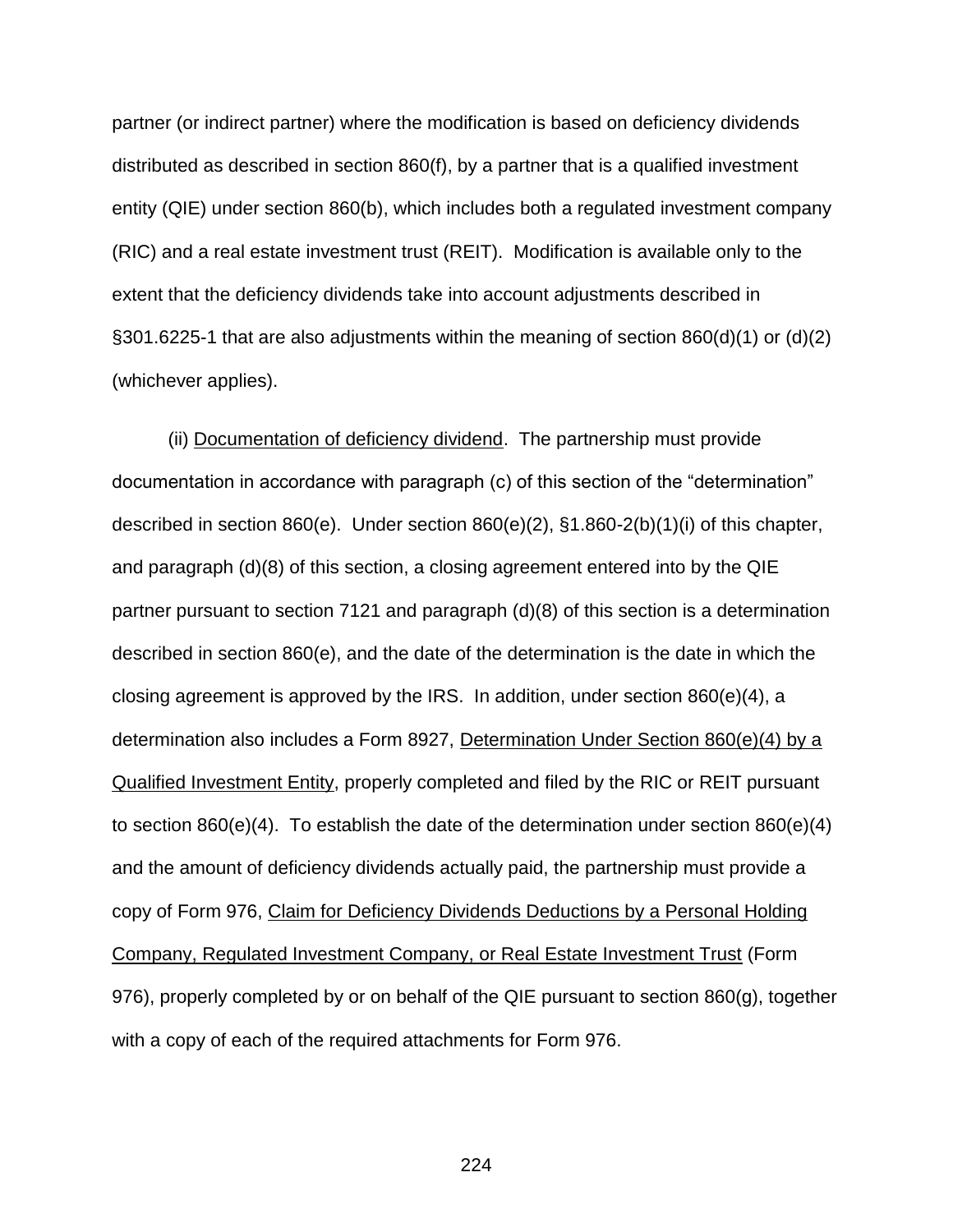partner (or indirect partner) where the modification is based on deficiency dividends distributed as described in section 860(f), by a partner that is a qualified investment entity (QIE) under section 860(b), which includes both a regulated investment company (RIC) and a real estate investment trust (REIT). Modification is available only to the extent that the deficiency dividends take into account adjustments described in §301.6225-1 that are also adjustments within the meaning of section 860(d)(1) or (d)(2) (whichever applies).

(ii) Documentation of deficiency dividend. The partnership must provide documentation in accordance with paragraph (c) of this section of the "determination" described in section 860(e). Under section 860(e)(2), §1.860-2(b)(1)(i) of this chapter, and paragraph (d)(8) of this section, a closing agreement entered into by the QIE partner pursuant to section 7121 and paragraph (d)(8) of this section is a determination described in section 860(e), and the date of the determination is the date in which the closing agreement is approved by the IRS. In addition, under section 860(e)(4), a determination also includes a Form 8927, Determination Under Section 860(e)(4) by a Qualified Investment Entity, properly completed and filed by the RIC or REIT pursuant to section 860(e)(4). To establish the date of the determination under section 860(e)(4) and the amount of deficiency dividends actually paid, the partnership must provide a copy of Form 976, Claim for Deficiency Dividends Deductions by a Personal Holding Company, Regulated Investment Company, or Real Estate Investment Trust (Form 976), properly completed by or on behalf of the QIE pursuant to section 860(g), together with a copy of each of the required attachments for Form 976.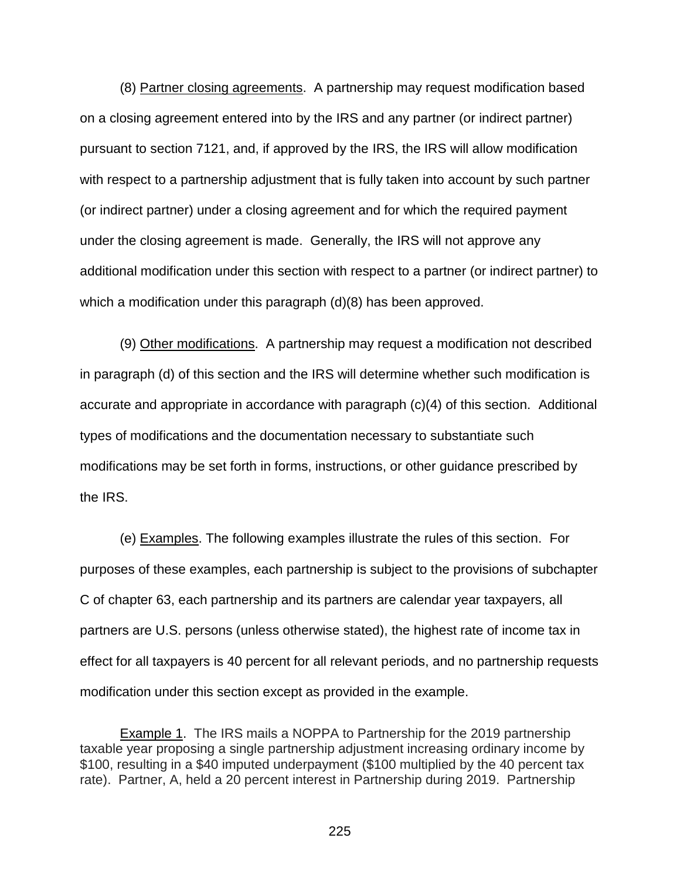(8) Partner closing agreements. A partnership may request modification based on a closing agreement entered into by the IRS and any partner (or indirect partner) pursuant to section 7121, and, if approved by the IRS, the IRS will allow modification with respect to a partnership adjustment that is fully taken into account by such partner (or indirect partner) under a closing agreement and for which the required payment under the closing agreement is made. Generally, the IRS will not approve any additional modification under this section with respect to a partner (or indirect partner) to which a modification under this paragraph (d)(8) has been approved.

(9) Other modifications. A partnership may request a modification not described in paragraph (d) of this section and the IRS will determine whether such modification is accurate and appropriate in accordance with paragraph (c)(4) of this section. Additional types of modifications and the documentation necessary to substantiate such modifications may be set forth in forms, instructions, or other guidance prescribed by the IRS.

(e) Examples. The following examples illustrate the rules of this section. For purposes of these examples, each partnership is subject to the provisions of subchapter C of chapter 63, each partnership and its partners are calendar year taxpayers, all partners are U.S. persons (unless otherwise stated), the highest rate of income tax in effect for all taxpayers is 40 percent for all relevant periods, and no partnership requests modification under this section except as provided in the example.

Example 1. The IRS mails a NOPPA to Partnership for the 2019 partnership taxable year proposing a single partnership adjustment increasing ordinary income by $100, resulting in a $40 imputed underpayment ($100 multiplied by the 40 percent tax rate). Partner, A, held a 20 percent interest in Partnership during 2019. Partnership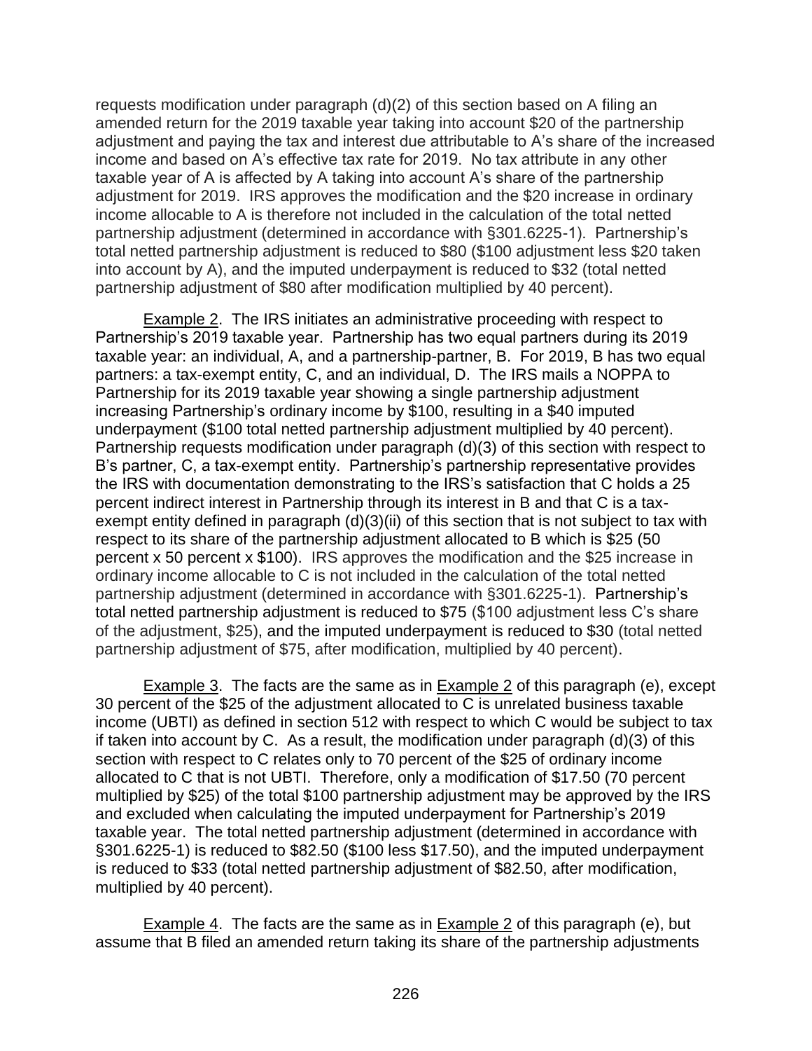requests modification under paragraph (d)(2) of this section based on A filing an amended return for the 2019 taxable year taking into account $20 of the partnership adjustment and paying the tax and interest due attributable to A's share of the increased income and based on A's effective tax rate for 2019. No tax attribute in any other taxable year of A is affected by A taking into account A's share of the partnership adjustment for 2019. IRS approves the modification and the $20 increase in ordinary income allocable to A is therefore not included in the calculation of the total netted partnership adjustment (determined in accordance with §301.6225-1). Partnership's total netted partnership adjustment is reduced to $80 ($100 adjustment less $20 taken into account by A), and the imputed underpayment is reduced to $32 (total netted partnership adjustment of $80 after modification multiplied by 40 percent).

Example 2. The IRS initiates an administrative proceeding with respect to Partnership's 2019 taxable year. Partnership has two equal partners during its 2019 taxable year: an individual, A, and a partnership-partner, B. For 2019, B has two equal partners: a tax-exempt entity, C, and an individual, D. The IRS mails a NOPPA to Partnership for its 2019 taxable year showing a single partnership adjustment increasing Partnership's ordinary income by $100, resulting in a $40 imputed underpayment ($100 total netted partnership adjustment multiplied by 40 percent). Partnership requests modification under paragraph (d)(3) of this section with respect to B's partner, C, a tax-exempt entity. Partnership's partnership representative provides the IRS with documentation demonstrating to the IRS's satisfaction that C holds a 25 percent indirect interest in Partnership through its interest in B and that C is a tax-exempt entity defined in paragraph (d)(3)(ii) of this section that is not subject to tax with respect to its share of the partnership adjustment allocated to B which is $25 (50 percent x 50 percent x $100). IRS approves the modification and the $25 increase in ordinary income allocable to C is not included in the calculation of the total netted partnership adjustment (determined in accordance with §301.6225-1). Partnership's total netted partnership adjustment is reduced to $75 ($100 adjustment less C's share of the adjustment, $25), and the imputed underpayment is reduced to $30 (total netted partnership adjustment of $75, after modification, multiplied by 40 percent).

Example 3. The facts are the same as in Example 2 of this paragraph (e), except 30 percent of the $25 of the adjustment allocated to C is unrelated business taxable income (UBTI) as defined in section 512 with respect to which C would be subject to tax if taken into account by C. As a result, the modification under paragraph (d)(3) of this section with respect to C relates only to 70 percent of the $25 of ordinary income allocated to C that is not UBTI. Therefore, only a modification of $17.50 (70 percent multiplied by $25) of the total $100 partnership adjustment may be approved by the IRS and excluded when calculating the imputed underpayment for Partnership's 2019 taxable year. The total netted partnership adjustment (determined in accordance with §301.6225-1) is reduced to $82.50 ($100 less $17.50), and the imputed underpayment is reduced to $33 (total netted partnership adjustment of $82.50, after modification, multiplied by 40 percent).

Example 4. The facts are the same as in Example 2 of this paragraph (e), but assume that B filed an amended return taking its share of the partnership adjustments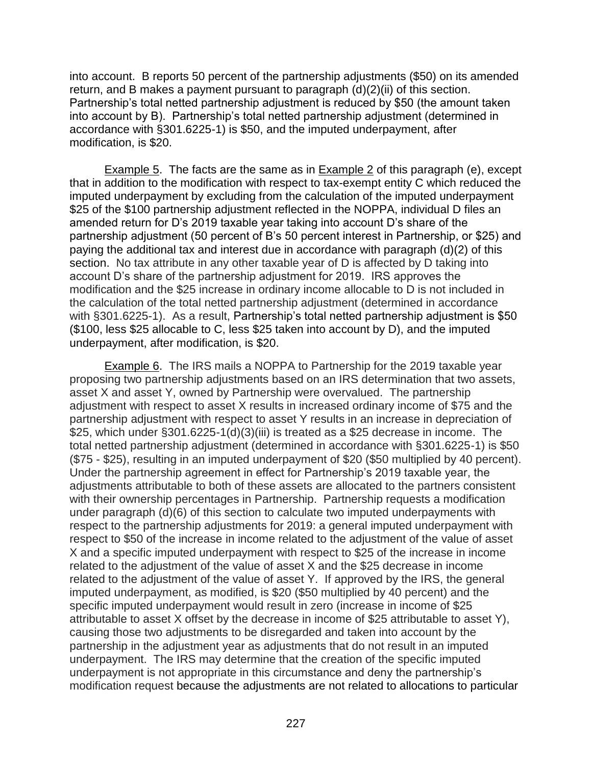into account. B reports 50 percent of the partnership adjustments ($50) on its amended return, and B makes a payment pursuant to paragraph (d)(2)(ii) of this section. Partnership's total netted partnership adjustment is reduced by $50 (the amount taken into account by B). Partnership's total netted partnership adjustment (determined in accordance with §301.6225-1) is $50, and the imputed underpayment, after modification, is $20.

Example 5. The facts are the same as in Example 2 of this paragraph (e), except that in addition to the modification with respect to tax-exempt entity C which reduced the imputed underpayment by excluding from the calculation of the imputed underpayment $25 of the $100 partnership adjustment reflected in the NOPPA, individual D files an amended return for D's 2019 taxable year taking into account D's share of the partnership adjustment (50 percent of B's 50 percent interest in Partnership, or $25) and paying the additional tax and interest due in accordance with paragraph (d)(2) of this section. No tax attribute in any other taxable year of D is affected by D taking into account D's share of the partnership adjustment for 2019. IRS approves the modification and the $25 increase in ordinary income allocable to D is not included in the calculation of the total netted partnership adjustment (determined in accordance with §301.6225-1). As a result, Partnership's total netted partnership adjustment is $50 ($100, less $25 allocable to C, less $25 taken into account by D), and the imputed underpayment, after modification, is $20.

Example 6. The IRS mails a NOPPA to Partnership for the 2019 taxable year proposing two partnership adjustments based on an IRS determination that two assets, asset X and asset Y, owned by Partnership were overvalued. The partnership adjustment with respect to asset X results in increased ordinary income of $75 and the partnership adjustment with respect to asset Y results in an increase in depreciation of $25, which under §301.6225-1(d)(3)(iii) is treated as a $25 decrease in income. The total netted partnership adjustment (determined in accordance with §301.6225-1) is $50 ($75 - $25), resulting in an imputed underpayment of $20 ($50 multiplied by 40 percent). Under the partnership agreement in effect for Partnership's 2019 taxable year, the adjustments attributable to both of these assets are allocated to the partners consistent with their ownership percentages in Partnership. Partnership requests a modification under paragraph (d)(6) of this section to calculate two imputed underpayments with respect to the partnership adjustments for 2019: a general imputed underpayment with respect to $50 of the increase in income related to the adjustment of the value of asset X and a specific imputed underpayment with respect to $25 of the increase in income related to the adjustment of the value of asset X and the $25 decrease in income related to the adjustment of the value of asset Y. If approved by the IRS, the general imputed underpayment, as modified, is $20 ($50 multiplied by 40 percent) and the specific imputed underpayment would result in zero (increase in income of $25 attributable to asset X offset by the decrease in income of $25 attributable to asset Y), causing those two adjustments to be disregarded and taken into account by the partnership in the adjustment year as adjustments that do not result in an imputed underpayment. The IRS may determine that the creation of the specific imputed underpayment is not appropriate in this circumstance and deny the partnership's modification request because the adjustments are not related to allocations to particular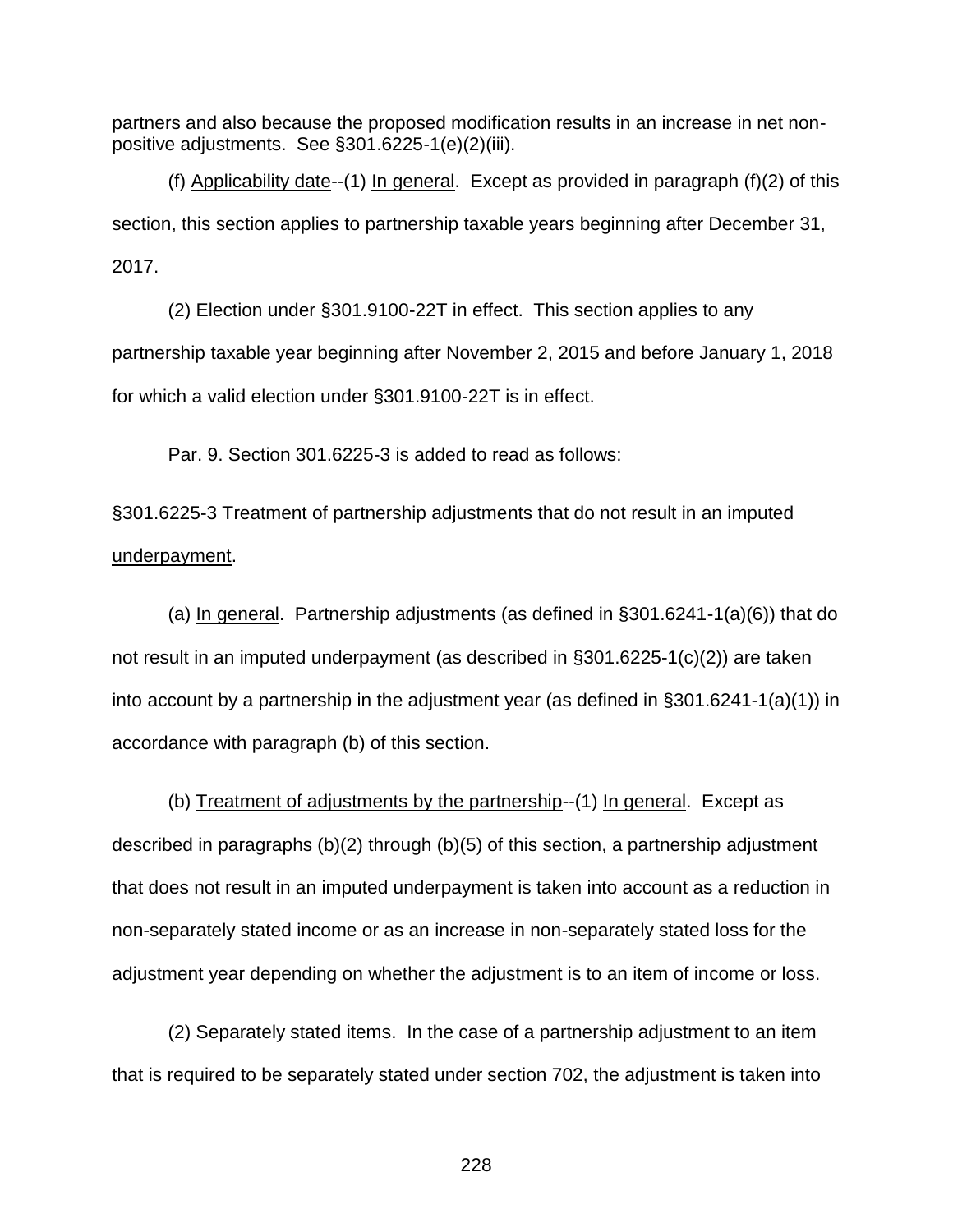partners and also because the proposed modification results in an increase in net non-positive adjustments. See §301.6225-1(e)(2)(iii).

(f) Applicability date--(1) In general. Except as provided in paragraph (f)(2) of this section, this section applies to partnership taxable years beginning after December 31, 2017.

(2) Election under §301.9100-22T in effect. This section applies to any partnership taxable year beginning after November 2, 2015 and before January 1, 2018 for which a valid election under §301.9100-22T is in effect.

Par. 9. Section 301.6225-3 is added to read as follows:

§301.6225-3 Treatment of partnership adjustments that do not result in an imputed underpayment.

(a) In general. Partnership adjustments (as defined in §301.6241-1(a)(6)) that do not result in an imputed underpayment (as described in §301.6225-1(c)(2)) are taken into account by a partnership in the adjustment year (as defined in §301.6241-1(a)(1)) in accordance with paragraph (b) of this section.

(b) Treatment of adjustments by the partnership--(1) In general. Except as described in paragraphs (b)(2) through (b)(5) of this section, a partnership adjustment that does not result in an imputed underpayment is taken into account as a reduction in non-separately stated income or as an increase in non-separately stated loss for the adjustment year depending on whether the adjustment is to an item of income or loss.

(2) Separately stated items. In the case of a partnership adjustment to an item that is required to be separately stated under section 702, the adjustment is taken into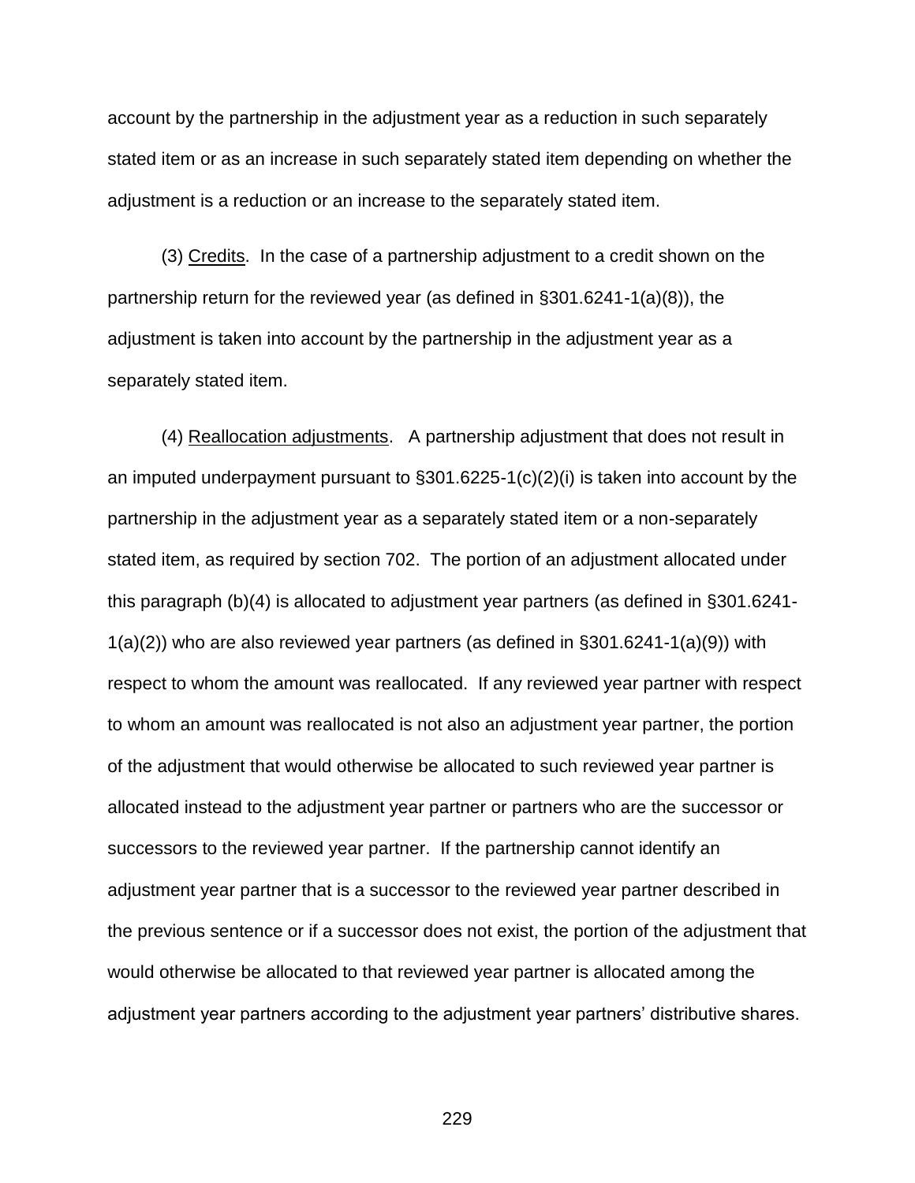account by the partnership in the adjustment year as a reduction in such separately stated item or as an increase in such separately stated item depending on whether the adjustment is a reduction or an increase to the separately stated item.

(3) Credits. In the case of a partnership adjustment to a credit shown on the partnership return for the reviewed year (as defined in §301.6241-1(a)(8)), the adjustment is taken into account by the partnership in the adjustment year as a separately stated item.

(4) Reallocation adjustments. A partnership adjustment that does not result in an imputed underpayment pursuant to §301.6225-1(c)(2)(i) is taken into account by the partnership in the adjustment year as a separately stated item or a non-separately stated item, as required by section 702. The portion of an adjustment allocated under this paragraph (b)(4) is allocated to adjustment year partners (as defined in §301.6241-1(a)(2)) who are also reviewed year partners (as defined in §301.6241-1(a)(9)) with respect to whom the amount was reallocated. If any reviewed year partner with respect to whom an amount was reallocated is not also an adjustment year partner, the portion of the adjustment that would otherwise be allocated to such reviewed year partner is allocated instead to the adjustment year partner or partners who are the successor or successors to the reviewed year partner. If the partnership cannot identify an adjustment year partner that is a successor to the reviewed year partner described in the previous sentence or if a successor does not exist, the portion of the adjustment that would otherwise be allocated to that reviewed year partner is allocated among the adjustment year partners according to the adjustment year partners' distributive shares.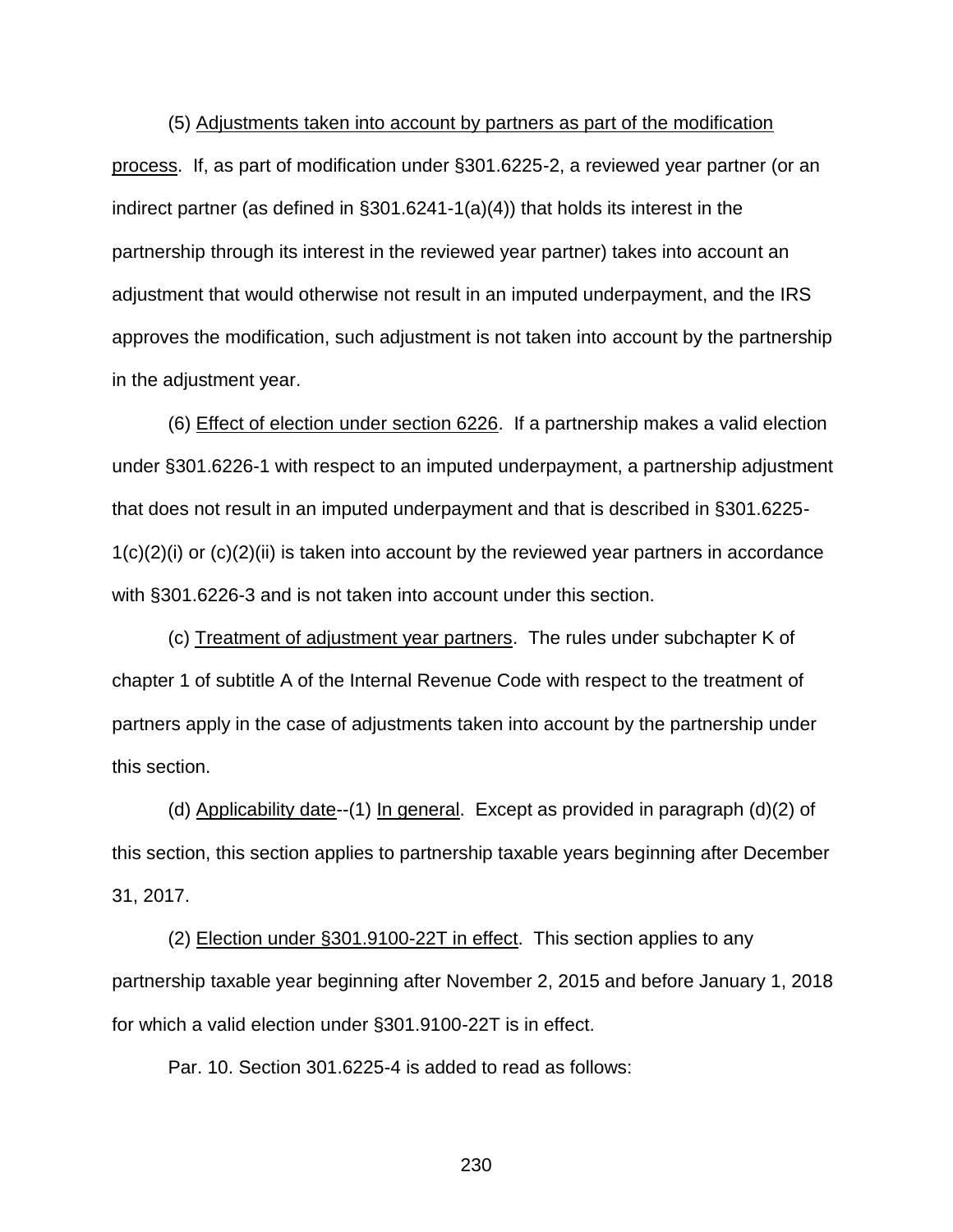(5) Adjustments taken into account by partners as part of the modification process. If, as part of modification under §301.6225-2, a reviewed year partner (or an indirect partner (as defined in §301.6241-1(a)(4)) that holds its interest in the partnership through its interest in the reviewed year partner) takes into account an adjustment that would otherwise not result in an imputed underpayment, and the IRS approves the modification, such adjustment is not taken into account by the partnership in the adjustment year.

(6) Effect of election under section 6226. If a partnership makes a valid election under §301.6226-1 with respect to an imputed underpayment, a partnership adjustment that does not result in an imputed underpayment and that is described in §301.6225-1(c)(2)(i) or (c)(2)(ii) is taken into account by the reviewed year partners in accordance with §301.6226-3 and is not taken into account under this section.

(c) Treatment of adjustment year partners. The rules under subchapter K of chapter 1 of subtitle A of the Internal Revenue Code with respect to the treatment of partners apply in the case of adjustments taken into account by the partnership under this section.

(d) Applicability date--(1) In general. Except as provided in paragraph (d)(2) of this section, this section applies to partnership taxable years beginning after December 31, 2017.

(2) Election under §301.9100-22T in effect. This section applies to any partnership taxable year beginning after November 2, 2015 and before January 1, 2018 for which a valid election under §301.9100-22T is in effect.

Par. 10. Section 301.6225-4 is added to read as follows: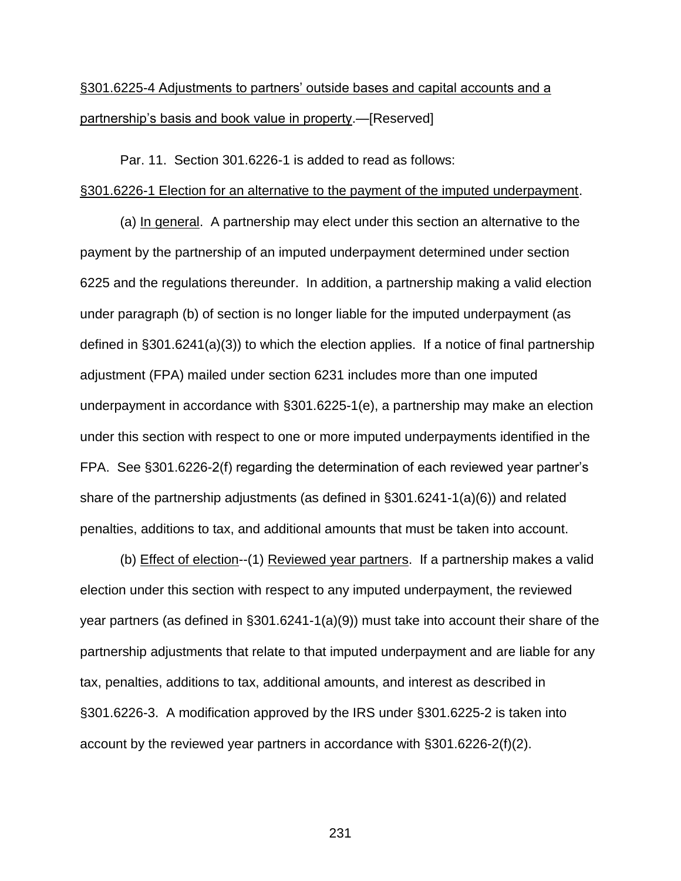§301.6225-4 Adjustments to partners' outside bases and capital accounts and a partnership's basis and book value in property.—[Reserved]

Par. 11. Section 301.6226-1 is added to read as follows:

§301.6226-1 Election for an alternative to the payment of the imputed underpayment.

(a) In general. A partnership may elect under this section an alternative to the payment by the partnership of an imputed underpayment determined under section 6225 and the regulations thereunder. In addition, a partnership making a valid election under paragraph (b) of section is no longer liable for the imputed underpayment (as defined in §301.6241(a)(3)) to which the election applies. If a notice of final partnership adjustment (FPA) mailed under section 6231 includes more than one imputed underpayment in accordance with §301.6225-1(e), a partnership may make an election under this section with respect to one or more imputed underpayments identified in the FPA. See §301.6226-2(f) regarding the determination of each reviewed year partner's share of the partnership adjustments (as defined in §301.6241-1(a)(6)) and related penalties, additions to tax, and additional amounts that must be taken into account.

(b) Effect of election--(1) Reviewed year partners. If a partnership makes a valid election under this section with respect to any imputed underpayment, the reviewed year partners (as defined in §301.6241-1(a)(9)) must take into account their share of the partnership adjustments that relate to that imputed underpayment and are liable for any tax, penalties, additions to tax, additional amounts, and interest as described in §301.6226-3. A modification approved by the IRS under §301.6225-2 is taken into account by the reviewed year partners in accordance with §301.6226-2(f)(2).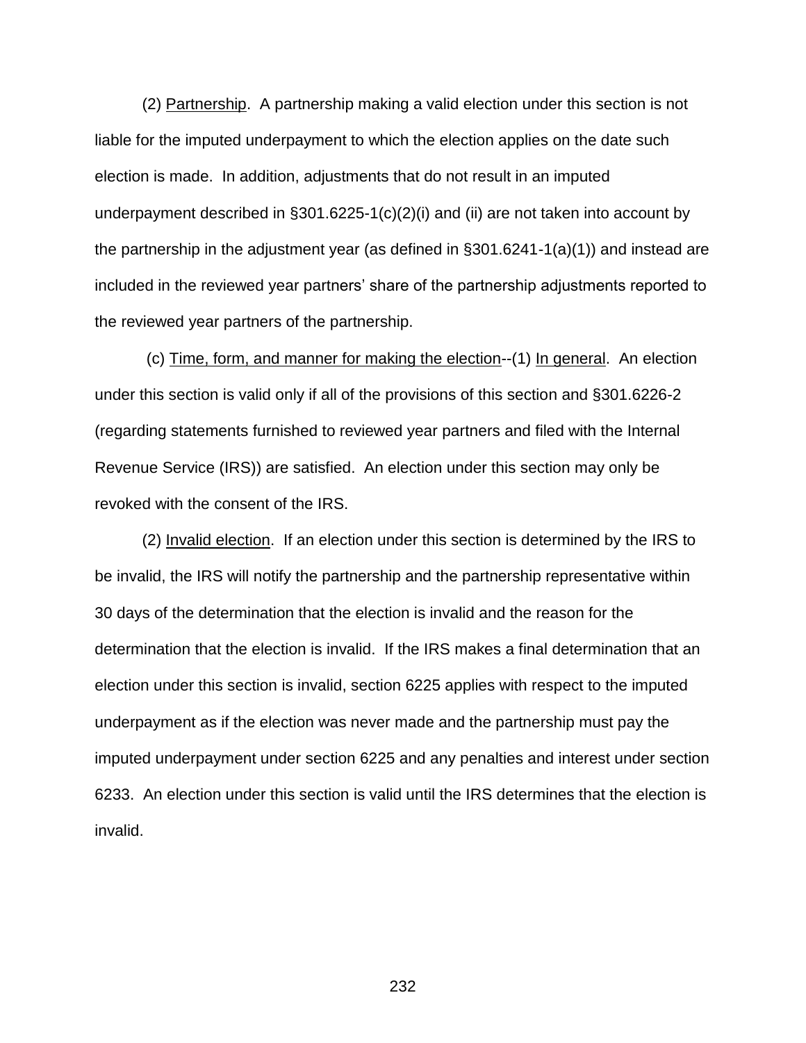(2) Partnership. A partnership making a valid election under this section is not liable for the imputed underpayment to which the election applies on the date such election is made. In addition, adjustments that do not result in an imputed underpayment described in §301.6225-1(c)(2)(i) and (ii) are not taken into account by the partnership in the adjustment year (as defined in §301.6241-1(a)(1)) and instead are included in the reviewed year partners' share of the partnership adjustments reported to the reviewed year partners of the partnership.

(c) Time, form, and manner for making the election--(1) In general. An election under this section is valid only if all of the provisions of this section and §301.6226-2 (regarding statements furnished to reviewed year partners and filed with the Internal Revenue Service (IRS)) are satisfied. An election under this section may only be revoked with the consent of the IRS.

(2) Invalid election. If an election under this section is determined by the IRS to be invalid, the IRS will notify the partnership and the partnership representative within 30 days of the determination that the election is invalid and the reason for the determination that the election is invalid. If the IRS makes a final determination that an election under this section is invalid, section 6225 applies with respect to the imputed underpayment as if the election was never made and the partnership must pay the imputed underpayment under section 6225 and any penalties and interest under section 6233. An election under this section is valid until the IRS determines that the election is invalid.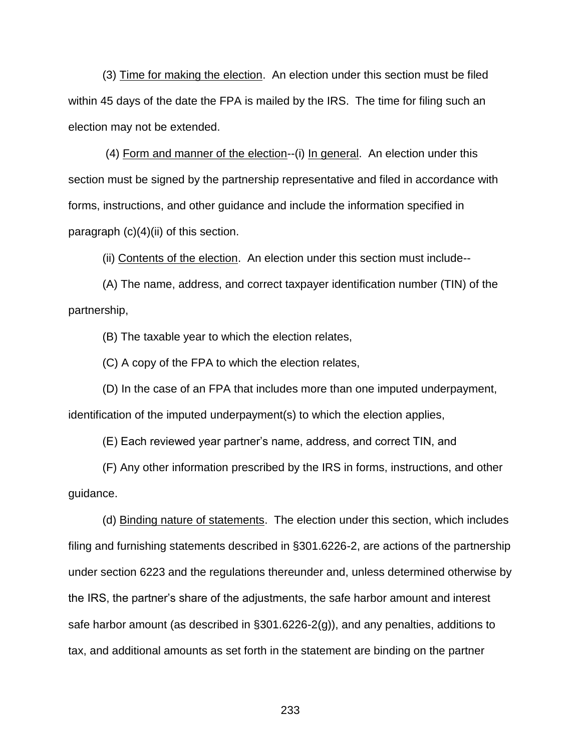(3) Time for making the election. An election under this section must be filed within 45 days of the date the FPA is mailed by the IRS. The time for filing such an election may not be extended.

(4) Form and manner of the election--(i) In general. An election under this section must be signed by the partnership representative and filed in accordance with forms, instructions, and other guidance and include the information specified in paragraph (c)(4)(ii) of this section.

(ii) Contents of the election. An election under this section must include--

(A) The name, address, and correct taxpayer identification number (TIN) of the partnership,

(B) The taxable year to which the election relates,

(C) A copy of the FPA to which the election relates,

(D) In the case of an FPA that includes more than one imputed underpayment, identification of the imputed underpayment(s) to which the election applies,

(E) Each reviewed year partner's name, address, and correct TIN, and

(F) Any other information prescribed by the IRS in forms, instructions, and other guidance.

(d) Binding nature of statements. The election under this section, which includes filing and furnishing statements described in §301.6226-2, are actions of the partnership under section 6223 and the regulations thereunder and, unless determined otherwise by the IRS, the partner's share of the adjustments, the safe harbor amount and interest safe harbor amount (as described in §301.6226-2(g)), and any penalties, additions to tax, and additional amounts as set forth in the statement are binding on the partner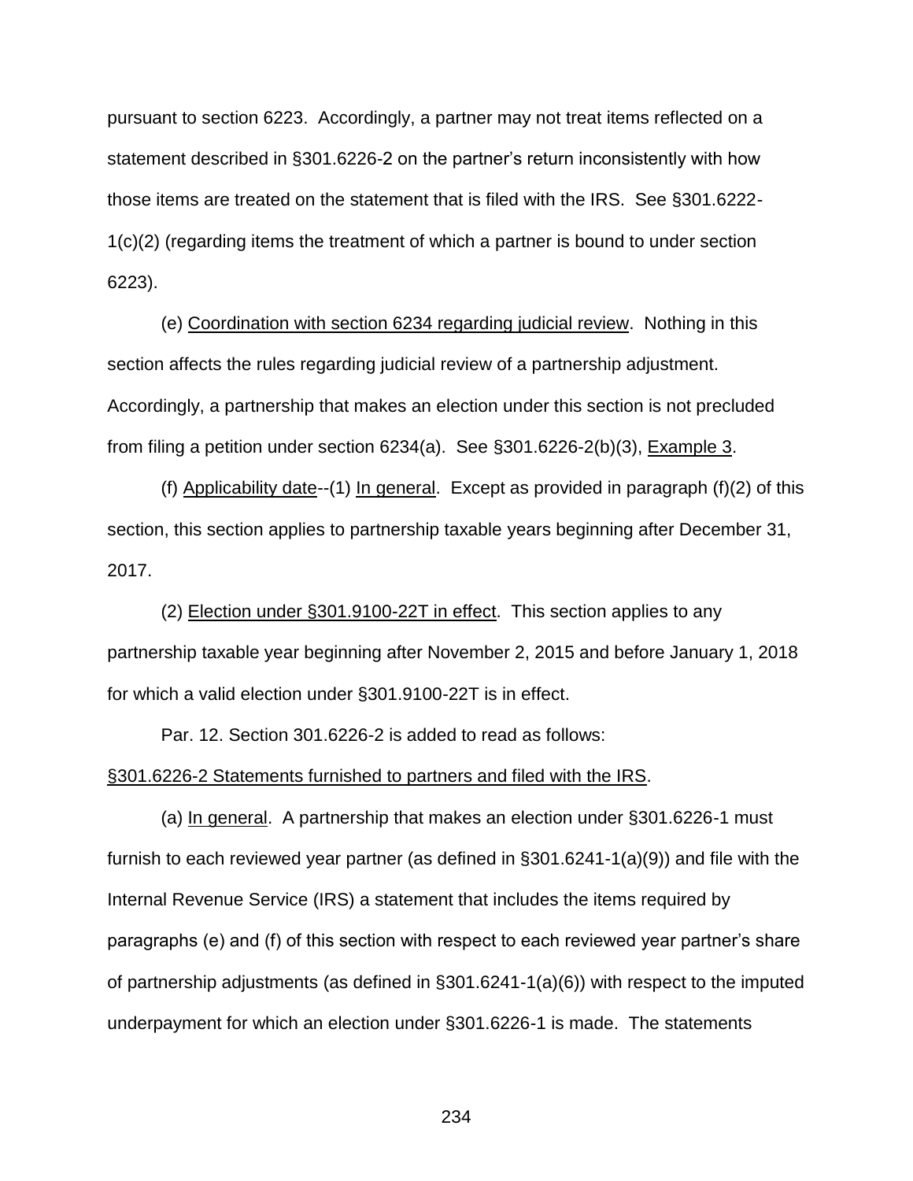pursuant to section 6223. Accordingly, a partner may not treat items reflected on a statement described in §301.6226-2 on the partner's return inconsistently with how those items are treated on the statement that is filed with the IRS. See §301.6222-1(c)(2) (regarding items the treatment of which a partner is bound to under section 6223).

(e) Coordination with section 6234 regarding judicial review. Nothing in this section affects the rules regarding judicial review of a partnership adjustment. Accordingly, a partnership that makes an election under this section is not precluded from filing a petition under section 6234(a). See §301.6226-2(b)(3), Example 3.

(f) Applicability date--(1) In general. Except as provided in paragraph (f)(2) of this section, this section applies to partnership taxable years beginning after December 31, 2017.

(2) Election under §301.9100-22T in effect. This section applies to any partnership taxable year beginning after November 2, 2015 and before January 1, 2018 for which a valid election under §301.9100-22T is in effect.

Par. 12. Section 301.6226-2 is added to read as follows:

§301.6226-2 Statements furnished to partners and filed with the IRS.

(a) In general. A partnership that makes an election under §301.6226-1 must furnish to each reviewed year partner (as defined in §301.6241-1(a)(9)) and file with the Internal Revenue Service (IRS) a statement that includes the items required by paragraphs (e) and (f) of this section with respect to each reviewed year partner's share of partnership adjustments (as defined in §301.6241-1(a)(6)) with respect to the imputed underpayment for which an election under §301.6226-1 is made. The statements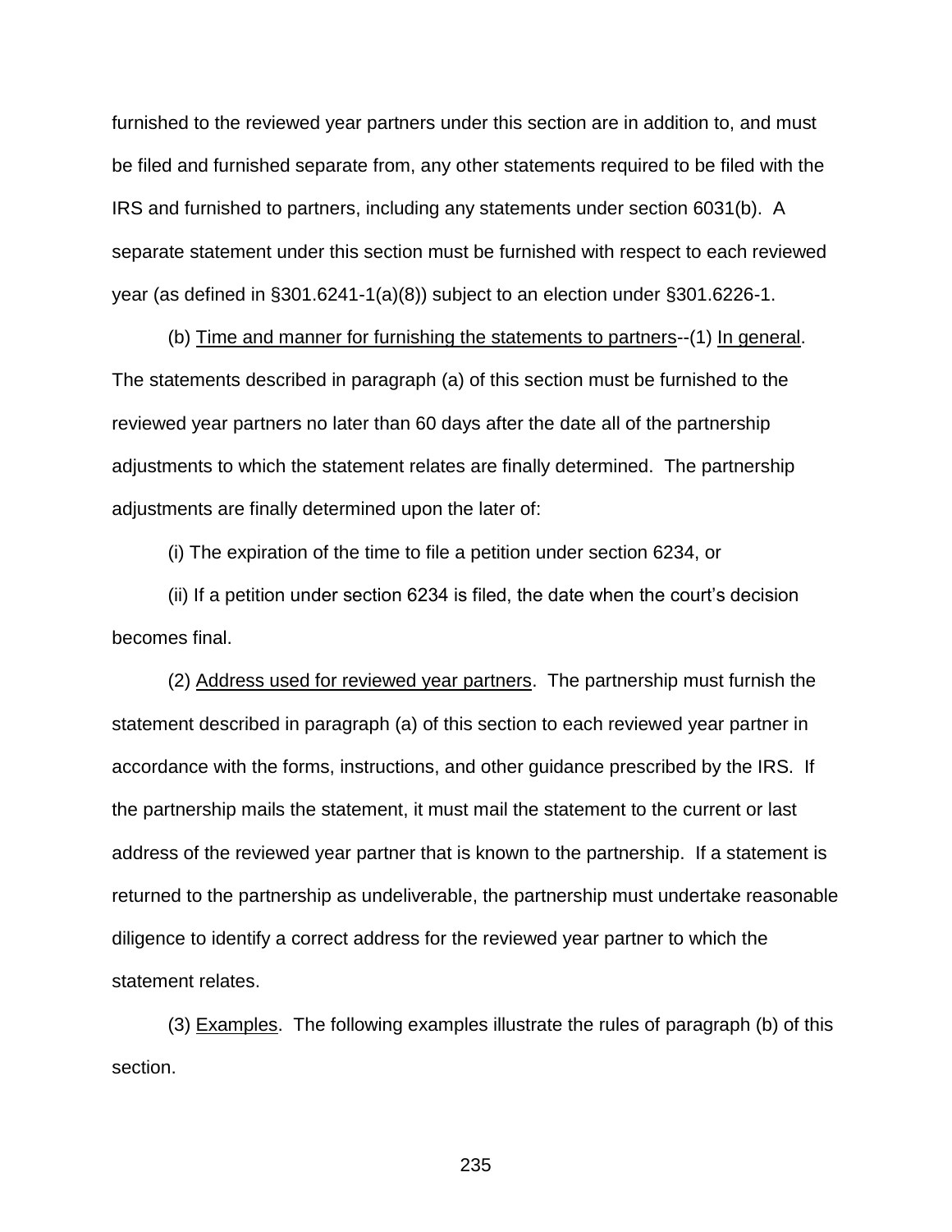furnished to the reviewed year partners under this section are in addition to, and must be filed and furnished separate from, any other statements required to be filed with the IRS and furnished to partners, including any statements under section 6031(b). A separate statement under this section must be furnished with respect to each reviewed year (as defined in §301.6241-1(a)(8)) subject to an election under §301.6226-1.

(b) Time and manner for furnishing the statements to partners--(1) In general. The statements described in paragraph (a) of this section must be furnished to the reviewed year partners no later than 60 days after the date all of the partnership adjustments to which the statement relates are finally determined. The partnership adjustments are finally determined upon the later of:

(i) The expiration of the time to file a petition under section 6234, or

(ii) If a petition under section 6234 is filed, the date when the court's decision becomes final.

(2) Address used for reviewed year partners. The partnership must furnish the statement described in paragraph (a) of this section to each reviewed year partner in accordance with the forms, instructions, and other guidance prescribed by the IRS. If the partnership mails the statement, it must mail the statement to the current or last address of the reviewed year partner that is known to the partnership. If a statement is returned to the partnership as undeliverable, the partnership must undertake reasonable diligence to identify a correct address for the reviewed year partner to which the statement relates.

(3) Examples. The following examples illustrate the rules of paragraph (b) of this section.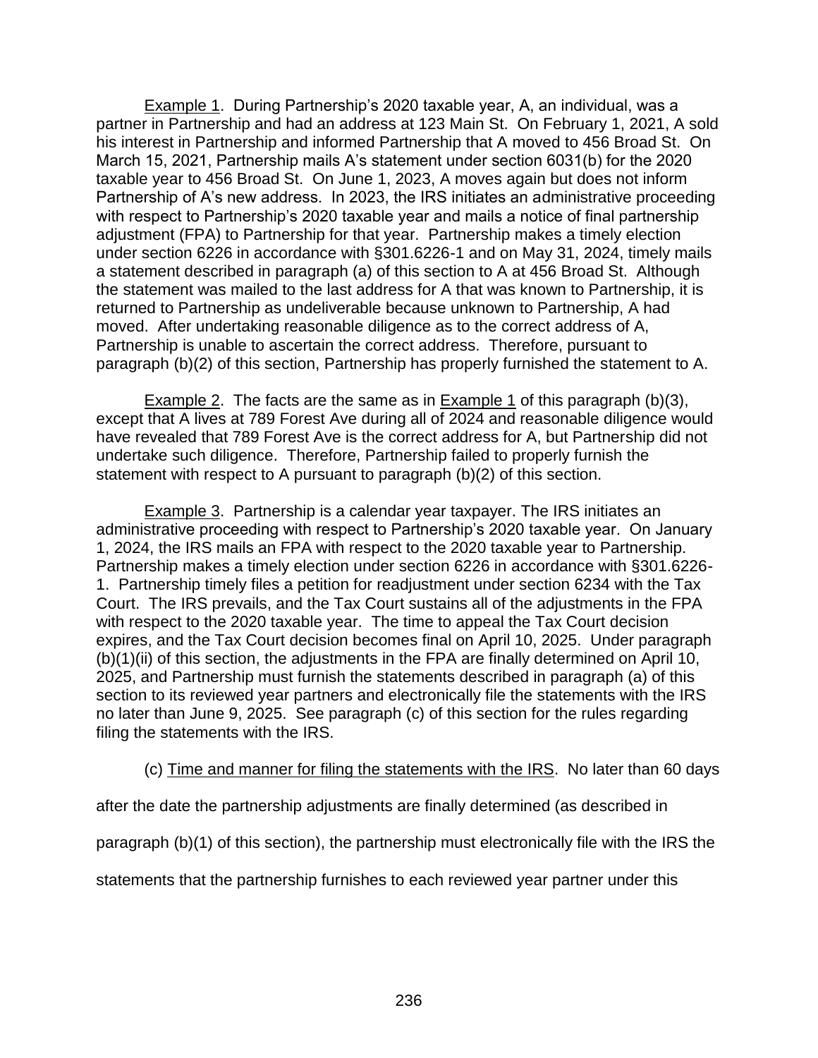Example 1. During Partnership's 2020 taxable year, A, an individual, was a partner in Partnership and had an address at 123 Main St. On February 1, 2021, A sold his interest in Partnership and informed Partnership that A moved to 456 Broad St. On March 15, 2021, Partnership mails A's statement under section 6031(b) for the 2020 taxable year to 456 Broad St. On June 1, 2023, A moves again but does not inform Partnership of A's new address. In 2023, the IRS initiates an administrative proceeding with respect to Partnership's 2020 taxable year and mails a notice of final partnership adjustment (FPA) to Partnership for that year. Partnership makes a timely election under section 6226 in accordance with §301.6226-1 and on May 31, 2024, timely mails a statement described in paragraph (a) of this section to A at 456 Broad St. Although the statement was mailed to the last address for A that was known to Partnership, it is returned to Partnership as undeliverable because unknown to Partnership, A had moved. After undertaking reasonable diligence as to the correct address of A, Partnership is unable to ascertain the correct address. Therefore, pursuant to paragraph (b)(2) of this section, Partnership has properly furnished the statement to A.

Example 2. The facts are the same as in Example 1 of this paragraph (b)(3), except that A lives at 789 Forest Ave during all of 2024 and reasonable diligence would have revealed that 789 Forest Ave is the correct address for A, but Partnership did not undertake such diligence. Therefore, Partnership failed to properly furnish the statement with respect to A pursuant to paragraph (b)(2) of this section.

Example 3. Partnership is a calendar year taxpayer. The IRS initiates an administrative proceeding with respect to Partnership's 2020 taxable year. On January 1, 2024, the IRS mails an FPA with respect to the 2020 taxable year to Partnership. Partnership makes a timely election under section 6226 in accordance with §301.6226-1. Partnership timely files a petition for readjustment under section 6234 with the Tax Court. The IRS prevails, and the Tax Court sustains all of the adjustments in the FPA with respect to the 2020 taxable year. The time to appeal the Tax Court decision expires, and the Tax Court decision becomes final on April 10, 2025. Under paragraph (b)(1)(ii) of this section, the adjustments in the FPA are finally determined on April 10, 2025, and Partnership must furnish the statements described in paragraph (a) of this section to its reviewed year partners and electronically file the statements with the IRS no later than June 9, 2025. See paragraph (c) of this section for the rules regarding filing the statements with the IRS.

(c) Time and manner for filing the statements with the IRS. No later than 60 days after the date the partnership adjustments are finally determined (as described in paragraph (b)(1) of this section), the partnership must electronically file with the IRS the statements that the partnership furnishes to each reviewed year partner under this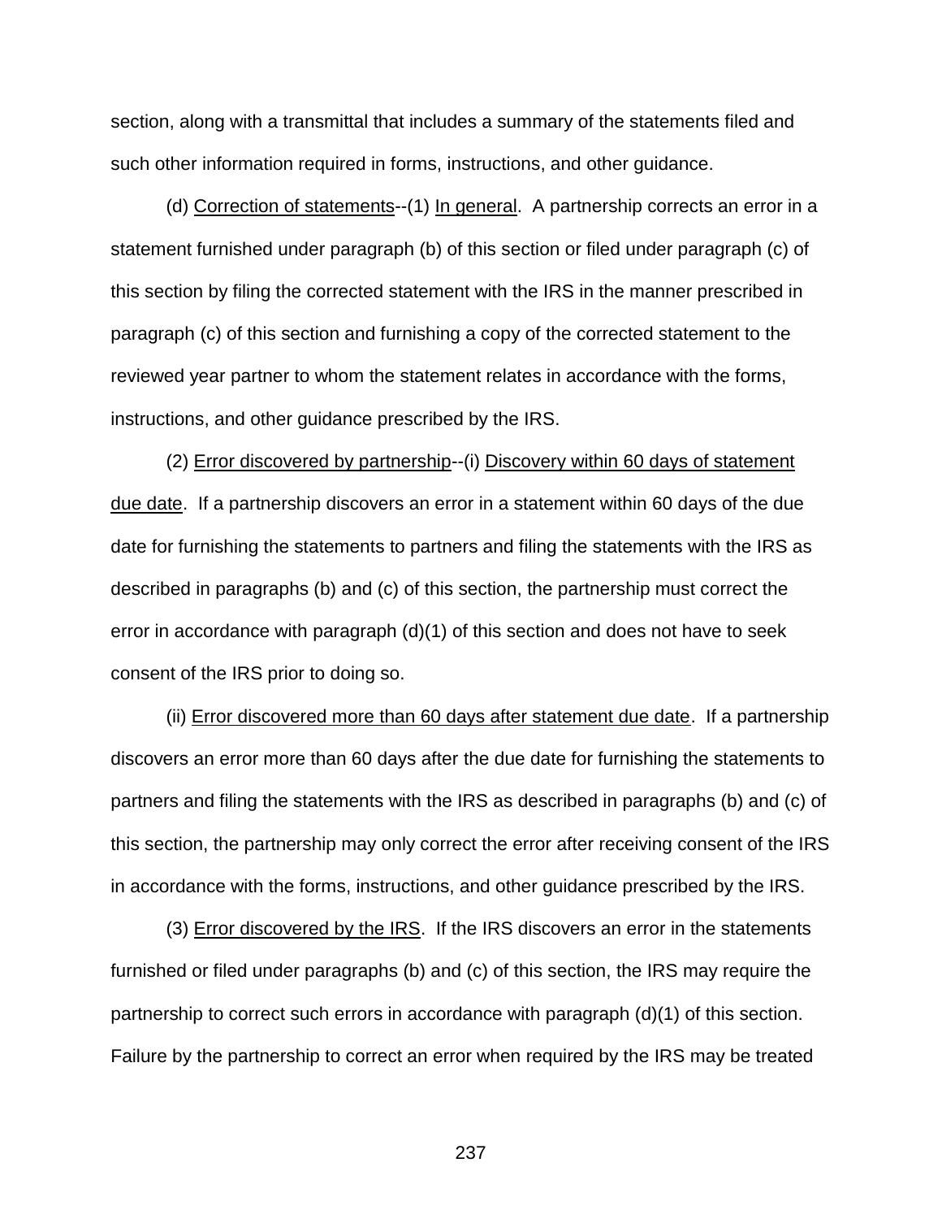section, along with a transmittal that includes a summary of the statements filed and such other information required in forms, instructions, and other guidance.

(d) Correction of statements--(1) In general. A partnership corrects an error in a statement furnished under paragraph (b) of this section or filed under paragraph (c) of this section by filing the corrected statement with the IRS in the manner prescribed in paragraph (c) of this section and furnishing a copy of the corrected statement to the reviewed year partner to whom the statement relates in accordance with the forms, instructions, and other guidance prescribed by the IRS.

(2) Error discovered by partnership--(i) Discovery within 60 days of statement due date. If a partnership discovers an error in a statement within 60 days of the due date for furnishing the statements to partners and filing the statements with the IRS as described in paragraphs (b) and (c) of this section, the partnership must correct the error in accordance with paragraph (d)(1) of this section and does not have to seek consent of the IRS prior to doing so.

(ii) Error discovered more than 60 days after statement due date. If a partnership discovers an error more than 60 days after the due date for furnishing the statements to partners and filing the statements with the IRS as described in paragraphs (b) and (c) of this section, the partnership may only correct the error after receiving consent of the IRS in accordance with the forms, instructions, and other guidance prescribed by the IRS.

(3) Error discovered by the IRS. If the IRS discovers an error in the statements furnished or filed under paragraphs (b) and (c) of this section, the IRS may require the partnership to correct such errors in accordance with paragraph (d)(1) of this section. Failure by the partnership to correct an error when required by the IRS may be treated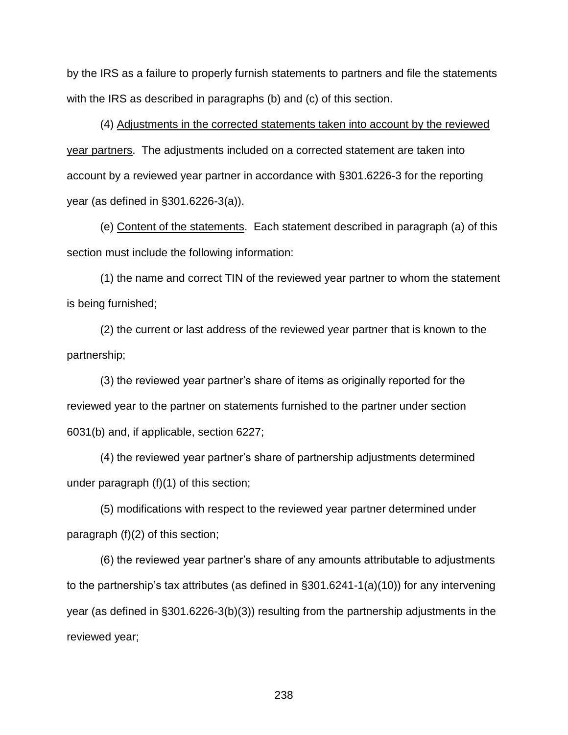by the IRS as a failure to properly furnish statements to partners and file the statements with the IRS as described in paragraphs (b) and (c) of this section.

(4) Adjustments in the corrected statements taken into account by the reviewed year partners. The adjustments included on a corrected statement are taken into account by a reviewed year partner in accordance with §301.6226-3 for the reporting year (as defined in §301.6226-3(a)).

(e) Content of the statements. Each statement described in paragraph (a) of this section must include the following information:

(1) the name and correct TIN of the reviewed year partner to whom the statement is being furnished;

(2) the current or last address of the reviewed year partner that is known to the partnership;

(3) the reviewed year partner's share of items as originally reported for the reviewed year to the partner on statements furnished to the partner under section 6031(b) and, if applicable, section 6227;

(4) the reviewed year partner's share of partnership adjustments determined under paragraph (f)(1) of this section;

(5) modifications with respect to the reviewed year partner determined under paragraph (f)(2) of this section;

(6) the reviewed year partner's share of any amounts attributable to adjustments to the partnership's tax attributes (as defined in §301.6241-1(a)(10)) for any intervening year (as defined in §301.6226-3(b)(3)) resulting from the partnership adjustments in the reviewed year;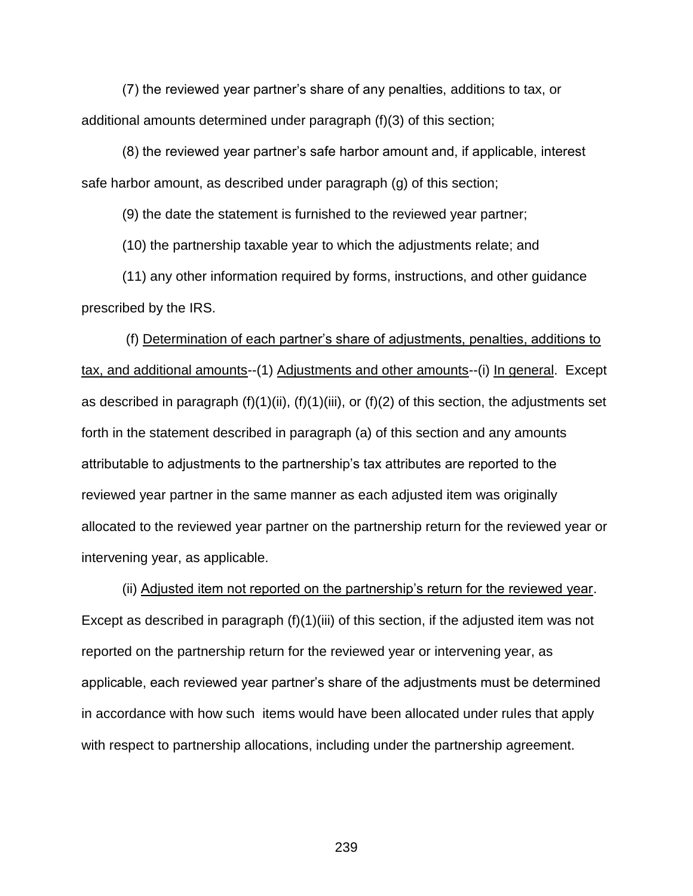(7) the reviewed year partner's share of any penalties, additions to tax, or additional amounts determined under paragraph (f)(3) of this section;

(8) the reviewed year partner's safe harbor amount and, if applicable, interest safe harbor amount, as described under paragraph (g) of this section;

(9) the date the statement is furnished to the reviewed year partner;

(10) the partnership taxable year to which the adjustments relate; and

(11) any other information required by forms, instructions, and other guidance prescribed by the IRS.

(f) Determination of each partner's share of adjustments, penalties, additions to tax, and additional amounts--(1) Adjustments and other amounts--(i) In general. Except as described in paragraph (f)(1)(ii), (f)(1)(iii), or (f)(2) of this section, the adjustments set forth in the statement described in paragraph (a) of this section and any amounts attributable to adjustments to the partnership's tax attributes are reported to the reviewed year partner in the same manner as each adjusted item was originally allocated to the reviewed year partner on the partnership return for the reviewed year or intervening year, as applicable.

(ii) Adjusted item not reported on the partnership's return for the reviewed year. Except as described in paragraph (f)(1)(iii) of this section, if the adjusted item was not reported on the partnership return for the reviewed year or intervening year, as applicable, each reviewed year partner's share of the adjustments must be determined in accordance with how such items would have been allocated under rules that apply with respect to partnership allocations, including under the partnership agreement.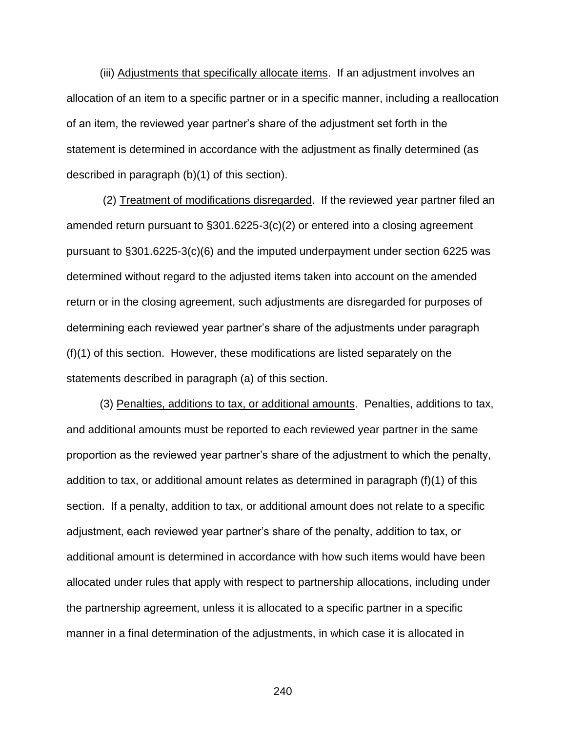(iii) Adjustments that specifically allocate items. If an adjustment involves an allocation of an item to a specific partner or in a specific manner, including a reallocation of an item, the reviewed year partner's share of the adjustment set forth in the statement is determined in accordance with the adjustment as finally determined (as described in paragraph (b)(1) of this section).

(2) Treatment of modifications disregarded. If the reviewed year partner filed an amended return pursuant to §301.6225-3(c)(2) or entered into a closing agreement pursuant to §301.6225-3(c)(6) and the imputed underpayment under section 6225 was determined without regard to the adjusted items taken into account on the amended return or in the closing agreement, such adjustments are disregarded for purposes of determining each reviewed year partner's share of the adjustments under paragraph (f)(1) of this section. However, these modifications are listed separately on the statements described in paragraph (a) of this section.

(3) Penalties, additions to tax, or additional amounts. Penalties, additions to tax, and additional amounts must be reported to each reviewed year partner in the same proportion as the reviewed year partner's share of the adjustment to which the penalty, addition to tax, or additional amount relates as determined in paragraph (f)(1) of this section. If a penalty, addition to tax, or additional amount does not relate to a specific adjustment, each reviewed year partner's share of the penalty, addition to tax, or additional amount is determined in accordance with how such items would have been allocated under rules that apply with respect to partnership allocations, including under the partnership agreement, unless it is allocated to a specific partner in a specific manner in a final determination of the adjustments, in which case it is allocated in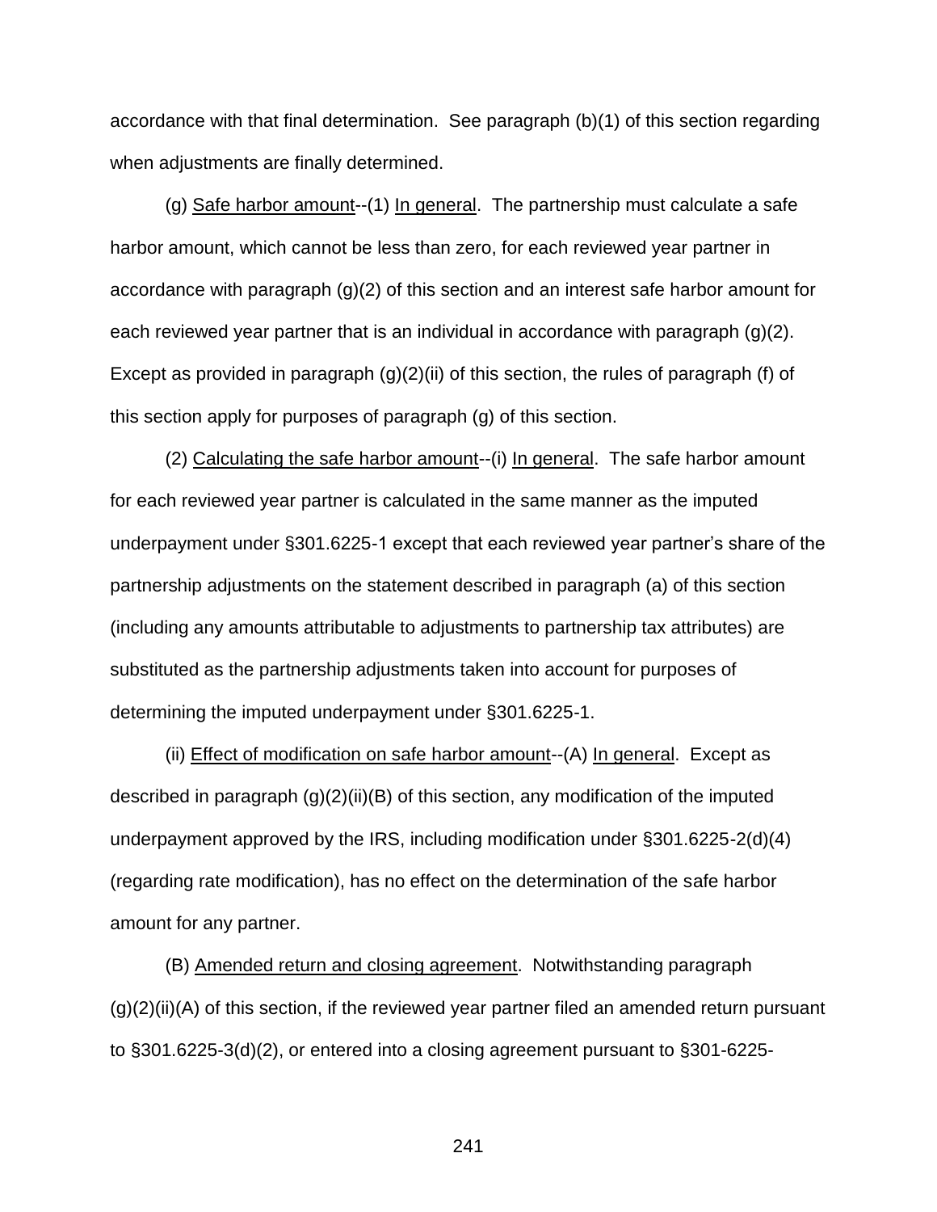accordance with that final determination. See paragraph (b)(1) of this section regarding when adjustments are finally determined.

(g) Safe harbor amount--(1) In general. The partnership must calculate a safe harbor amount, which cannot be less than zero, for each reviewed year partner in accordance with paragraph (g)(2) of this section and an interest safe harbor amount for each reviewed year partner that is an individual in accordance with paragraph (g)(2). Except as provided in paragraph (g)(2)(ii) of this section, the rules of paragraph (f) of this section apply for purposes of paragraph (g) of this section.

(2) Calculating the safe harbor amount--(i) In general. The safe harbor amount for each reviewed year partner is calculated in the same manner as the imputed underpayment under §301.6225-1 except that each reviewed year partner's share of the partnership adjustments on the statement described in paragraph (a) of this section (including any amounts attributable to adjustments to partnership tax attributes) are substituted as the partnership adjustments taken into account for purposes of determining the imputed underpayment under §301.6225-1.

(ii) Effect of modification on safe harbor amount--(A) In general. Except as described in paragraph (g)(2)(ii)(B) of this section, any modification of the imputed underpayment approved by the IRS, including modification under §301.6225-2(d)(4) (regarding rate modification), has no effect on the determination of the safe harbor amount for any partner.

(B) Amended return and closing agreement. Notwithstanding paragraph (g)(2)(ii)(A) of this section, if the reviewed year partner filed an amended return pursuant to §301.6225-3(d)(2), or entered into a closing agreement pursuant to §301-6225-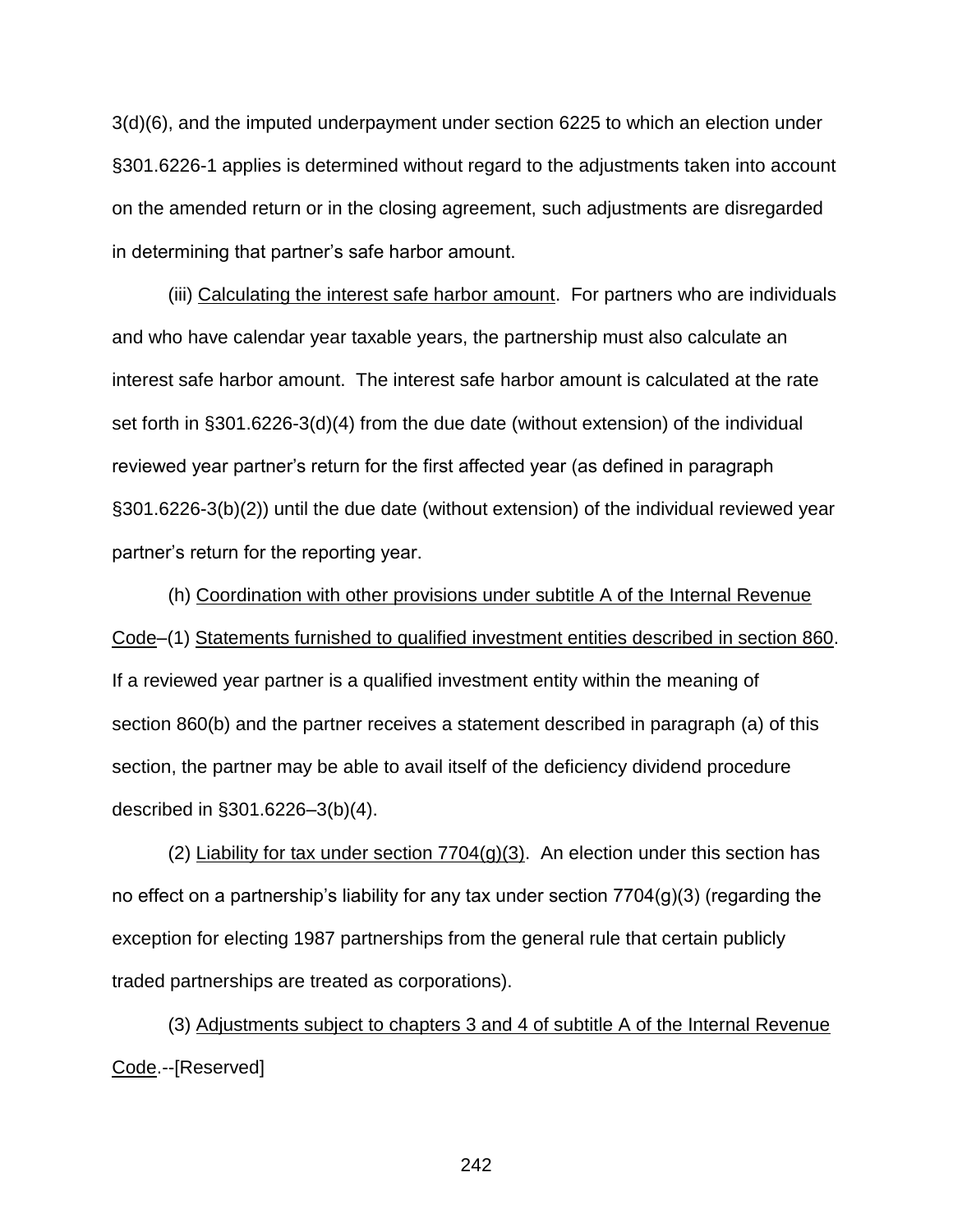3(d)(6), and the imputed underpayment under section 6225 to which an election under §301.6226-1 applies is determined without regard to the adjustments taken into account on the amended return or in the closing agreement, such adjustments are disregarded in determining that partner's safe harbor amount.

(iii) Calculating the interest safe harbor amount. For partners who are individuals and who have calendar year taxable years, the partnership must also calculate an interest safe harbor amount. The interest safe harbor amount is calculated at the rate set forth in §301.6226-3(d)(4) from the due date (without extension) of the individual reviewed year partner's return for the first affected year (as defined in paragraph §301.6226-3(b)(2)) until the due date (without extension) of the individual reviewed year partner's return for the reporting year.

(h) Coordination with other provisions under subtitle A of the Internal Revenue Code–(1) Statements furnished to qualified investment entities described in section 860. If a reviewed year partner is a qualified investment entity within the meaning of section 860(b) and the partner receives a statement described in paragraph (a) of this section, the partner may be able to avail itself of the deficiency dividend procedure described in §301.6226–3(b)(4).

(2) Liability for tax under section 7704(g)(3). An election under this section has no effect on a partnership's liability for any tax under section 7704(g)(3) (regarding the exception for electing 1987 partnerships from the general rule that certain publicly traded partnerships are treated as corporations).

(3) Adjustments subject to chapters 3 and 4 of subtitle A of the Internal Revenue Code.--[Reserved]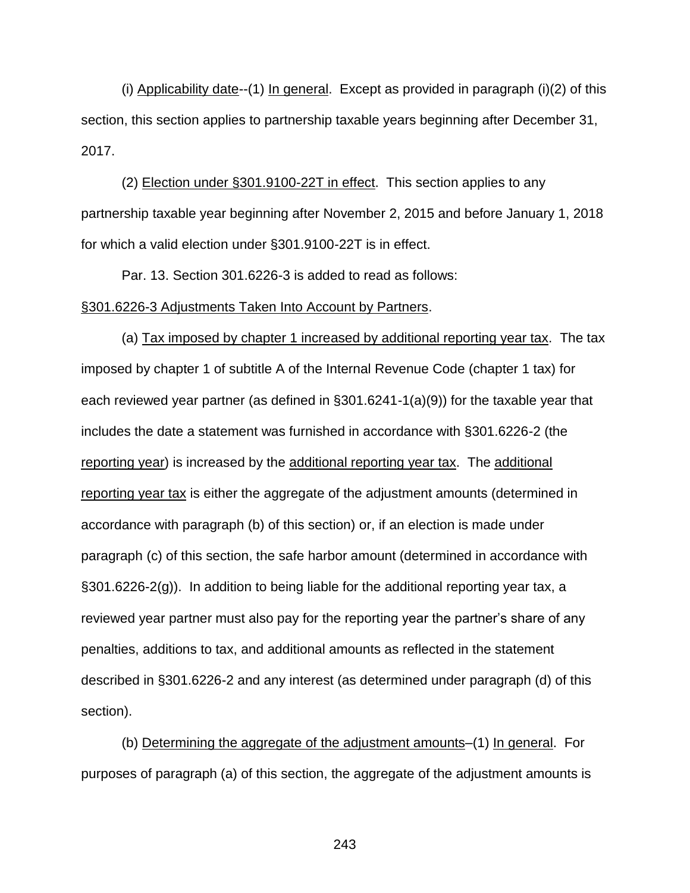(i) Applicability date--(1) In general. Except as provided in paragraph (i)(2) of this section, this section applies to partnership taxable years beginning after December 31, 2017.

(2) Election under §301.9100-22T in effect. This section applies to any partnership taxable year beginning after November 2, 2015 and before January 1, 2018 for which a valid election under §301.9100-22T is in effect.

Par. 13. Section 301.6226-3 is added to read as follows:

§301.6226-3 Adjustments Taken Into Account by Partners.

(a) Tax imposed by chapter 1 increased by additional reporting year tax. The tax imposed by chapter 1 of subtitle A of the Internal Revenue Code (chapter 1 tax) for each reviewed year partner (as defined in §301.6241-1(a)(9)) for the taxable year that includes the date a statement was furnished in accordance with §301.6226-2 (the reporting year) is increased by the additional reporting year tax. The additional reporting year tax is either the aggregate of the adjustment amounts (determined in accordance with paragraph (b) of this section) or, if an election is made under paragraph (c) of this section, the safe harbor amount (determined in accordance with §301.6226-2(g)). In addition to being liable for the additional reporting year tax, a reviewed year partner must also pay for the reporting year the partner's share of any penalties, additions to tax, and additional amounts as reflected in the statement described in §301.6226-2 and any interest (as determined under paragraph (d) of this section).

(b) Determining the aggregate of the adjustment amounts–(1) In general. For purposes of paragraph (a) of this section, the aggregate of the adjustment amounts is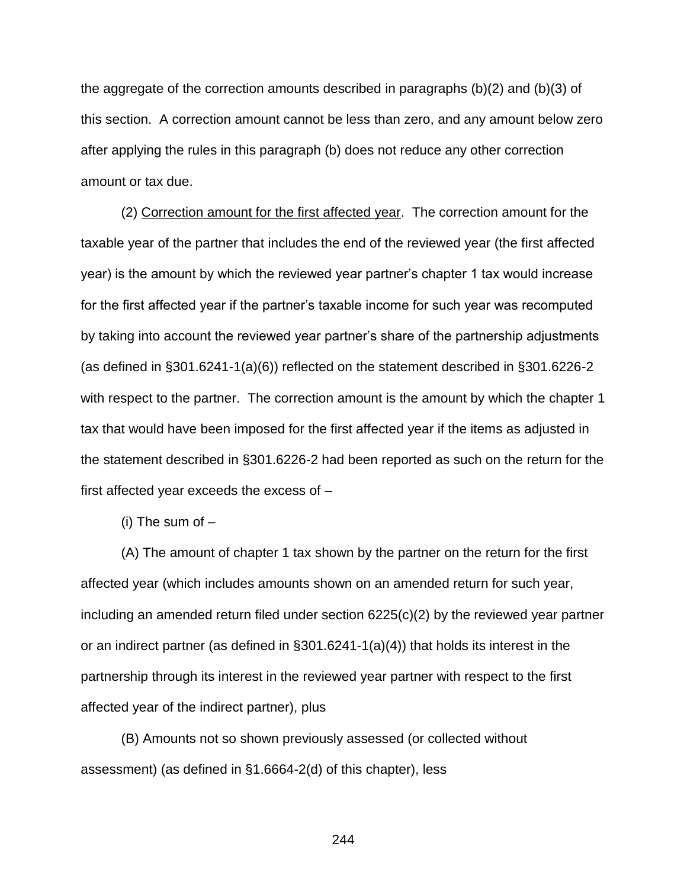the aggregate of the correction amounts described in paragraphs (b)(2) and (b)(3) of this section. A correction amount cannot be less than zero, and any amount below zero after applying the rules in this paragraph (b) does not reduce any other correction amount or tax due.

(2) Correction amount for the first affected year. The correction amount for the taxable year of the partner that includes the end of the reviewed year (the first affected year) is the amount by which the reviewed year partner's chapter 1 tax would increase for the first affected year if the partner's taxable income for such year was recomputed by taking into account the reviewed year partner's share of the partnership adjustments (as defined in §301.6241-1(a)(6)) reflected on the statement described in §301.6226-2 with respect to the partner. The correction amount is the amount by which the chapter 1 tax that would have been imposed for the first affected year if the items as adjusted in the statement described in §301.6226-2 had been reported as such on the return for the first affected year exceeds the excess of –

(i) The sum of –

(A) The amount of chapter 1 tax shown by the partner on the return for the first affected year (which includes amounts shown on an amended return for such year, including an amended return filed under section 6225(c)(2) by the reviewed year partner or an indirect partner (as defined in §301.6241-1(a)(4)) that holds its interest in the partnership through its interest in the reviewed year partner with respect to the first affected year of the indirect partner), plus

(B) Amounts not so shown previously assessed (or collected without assessment) (as defined in §1.6664-2(d) of this chapter), less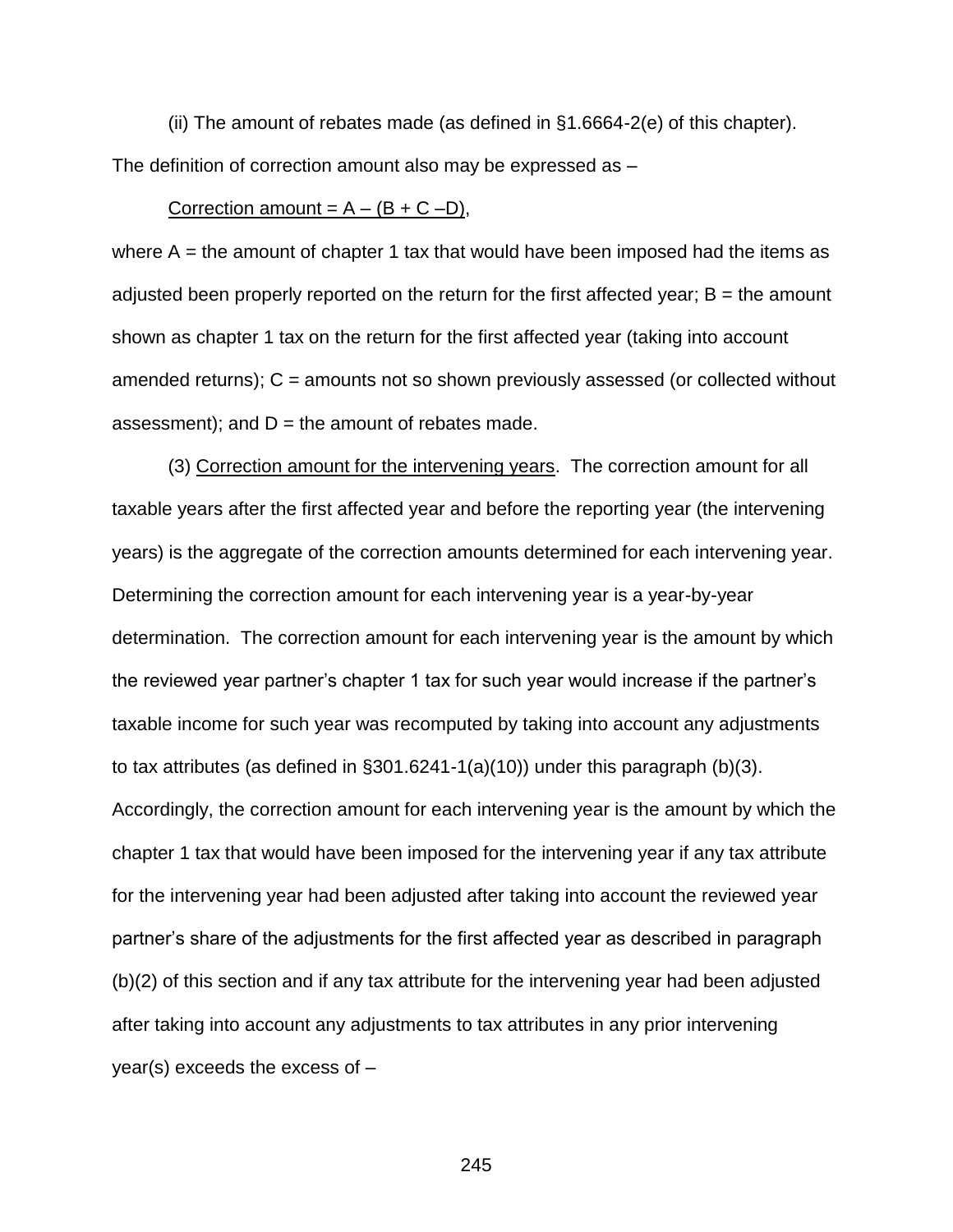(ii) The amount of rebates made (as defined in §1.6664-2(e) of this chapter). The definition of correction amount also may be expressed as –

Correction amount = $A – (B + C – D)$,

where $A$ = the amount of chapter 1 tax that would have been imposed had the items as adjusted been properly reported on the return for the first affected year; $B$ = the amount shown as chapter 1 tax on the return for the first affected year (taking into account amended returns); $C$ = amounts not so shown previously assessed (or collected without assessment); and $D$ = the amount of rebates made.

(3) Correction amount for the intervening years. The correction amount for all taxable years after the first affected year and before the reporting year (the intervening years) is the aggregate of the correction amounts determined for each intervening year. Determining the correction amount for each intervening year is a year-by-year determination. The correction amount for each intervening year is the amount by which the reviewed year partner's chapter 1 tax for such year would increase if the partner's taxable income for such year was recomputed by taking into account any adjustments to tax attributes (as defined in §301.6241-1(a)(10)) under this paragraph (b)(3). Accordingly, the correction amount for each intervening year is the amount by which the chapter 1 tax that would have been imposed for the intervening year if any tax attribute for the intervening year had been adjusted after taking into account the reviewed year partner's share of the adjustments for the first affected year as described in paragraph (b)(2) of this section and if any tax attribute for the intervening year had been adjusted after taking into account any adjustments to tax attributes in any prior intervening year(s) exceeds the excess of –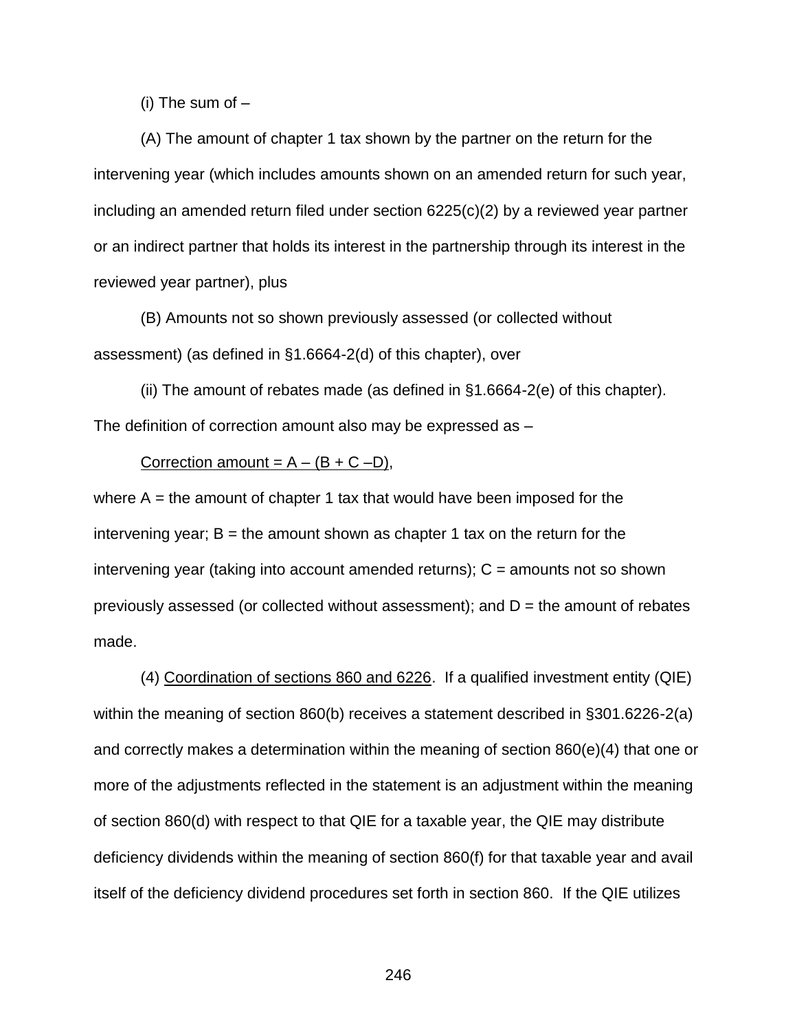(i) The sum of –

(A) The amount of chapter 1 tax shown by the partner on the return for the intervening year (which includes amounts shown on an amended return for such year, including an amended return filed under section 6225(c)(2) by a reviewed year partner or an indirect partner that holds its interest in the partnership through its interest in the reviewed year partner), plus

(B) Amounts not so shown previously assessed (or collected without assessment) (as defined in §1.6664-2(d) of this chapter), over

(ii) The amount of rebates made (as defined in §1.6664-2(e) of this chapter). The definition of correction amount also may be expressed as –

<u>Correction amount = A – (B + C –D)</u>,

where A = the amount of chapter 1 tax that would have been imposed for the intervening year; B = the amount shown as chapter 1 tax on the return for the intervening year (taking into account amended returns); C = amounts not so shown previously assessed (or collected without assessment); and D = the amount of rebates made.

(4) <u>Coordination of sections 860 and 6226</u>. If a qualified investment entity (QIE) within the meaning of section 860(b) receives a statement described in §301.6226-2(a) and correctly makes a determination within the meaning of section 860(e)(4) that one or more of the adjustments reflected in the statement is an adjustment within the meaning of section 860(d) with respect to that QIE for a taxable year, the QIE may distribute deficiency dividends within the meaning of section 860(f) for that taxable year and avail itself of the deficiency dividend procedures set forth in section 860. If the QIE utilizes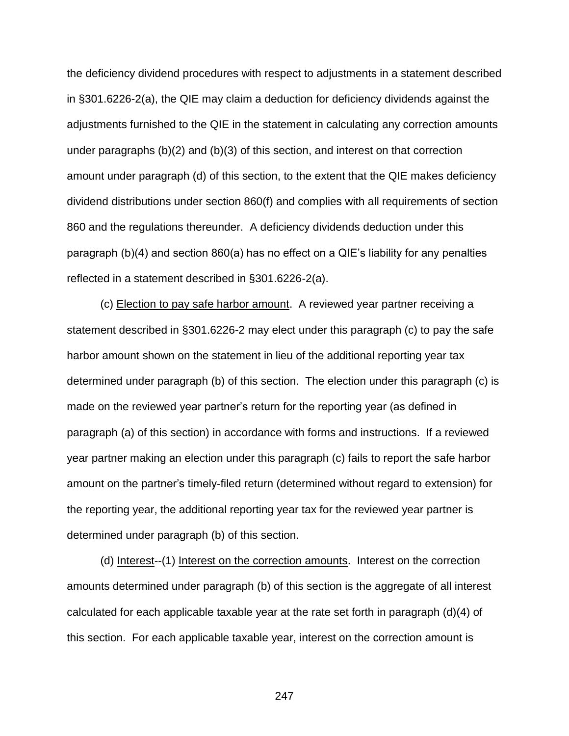the deficiency dividend procedures with respect to adjustments in a statement described in §301.6226-2(a), the QIE may claim a deduction for deficiency dividends against the adjustments furnished to the QIE in the statement in calculating any correction amounts under paragraphs (b)(2) and (b)(3) of this section, and interest on that correction amount under paragraph (d) of this section, to the extent that the QIE makes deficiency dividend distributions under section 860(f) and complies with all requirements of section 860 and the regulations thereunder. A deficiency dividends deduction under this paragraph (b)(4) and section 860(a) has no effect on a QIE's liability for any penalties reflected in a statement described in §301.6226-2(a).

(c) Election to pay safe harbor amount. A reviewed year partner receiving a statement described in §301.6226-2 may elect under this paragraph (c) to pay the safe harbor amount shown on the statement in lieu of the additional reporting year tax determined under paragraph (b) of this section. The election under this paragraph (c) is made on the reviewed year partner's return for the reporting year (as defined in paragraph (a) of this section) in accordance with forms and instructions. If a reviewed year partner making an election under this paragraph (c) fails to report the safe harbor amount on the partner's timely-filed return (determined without regard to extension) for the reporting year, the additional reporting year tax for the reviewed year partner is determined under paragraph (b) of this section.

(d) Interest--(1) Interest on the correction amounts. Interest on the correction amounts determined under paragraph (b) of this section is the aggregate of all interest calculated for each applicable taxable year at the rate set forth in paragraph (d)(4) of this section. For each applicable taxable year, interest on the correction amount is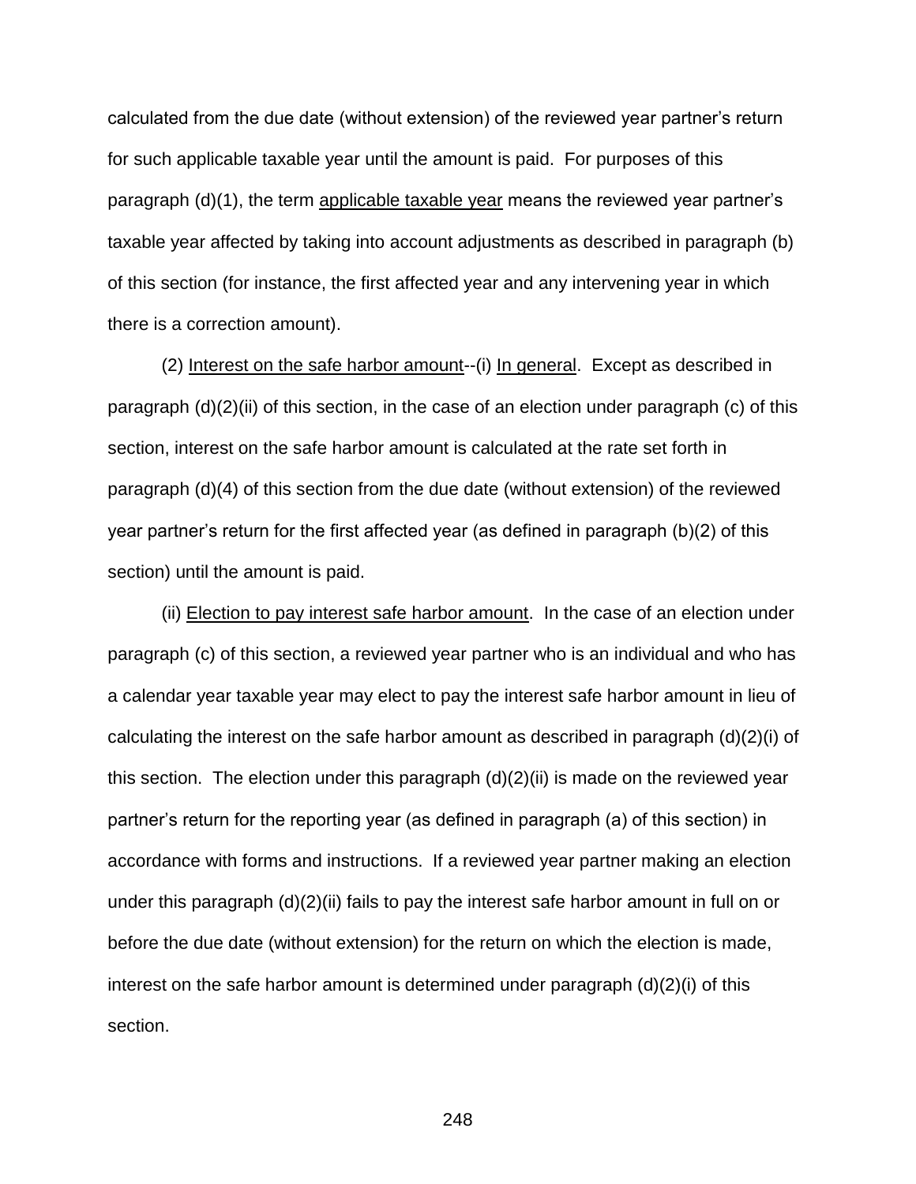calculated from the due date (without extension) of the reviewed year partner's return for such applicable taxable year until the amount is paid. For purposes of this paragraph (d)(1), the term <u>applicable taxable year</u> means the reviewed year partner's taxable year affected by taking into account adjustments as described in paragraph (b) of this section (for instance, the first affected year and any intervening year in which there is a correction amount).

(2) <u>Interest on the safe harbor amount</u>--(i) <u>In general</u>. Except as described in paragraph (d)(2)(ii) of this section, in the case of an election under paragraph (c) of this section, interest on the safe harbor amount is calculated at the rate set forth in paragraph (d)(4) of this section from the due date (without extension) of the reviewed year partner's return for the first affected year (as defined in paragraph (b)(2) of this section) until the amount is paid.

(ii) <u>Election to pay interest safe harbor amount</u>. In the case of an election under paragraph (c) of this section, a reviewed year partner who is an individual and who has a calendar year taxable year may elect to pay the interest safe harbor amount in lieu of calculating the interest on the safe harbor amount as described in paragraph (d)(2)(i) of this section. The election under this paragraph (d)(2)(ii) is made on the reviewed year partner's return for the reporting year (as defined in paragraph (a) of this section) in accordance with forms and instructions. If a reviewed year partner making an election under this paragraph (d)(2)(ii) fails to pay the interest safe harbor amount in full on or before the due date (without extension) for the return on which the election is made, interest on the safe harbor amount is determined under paragraph (d)(2)(i) of this section.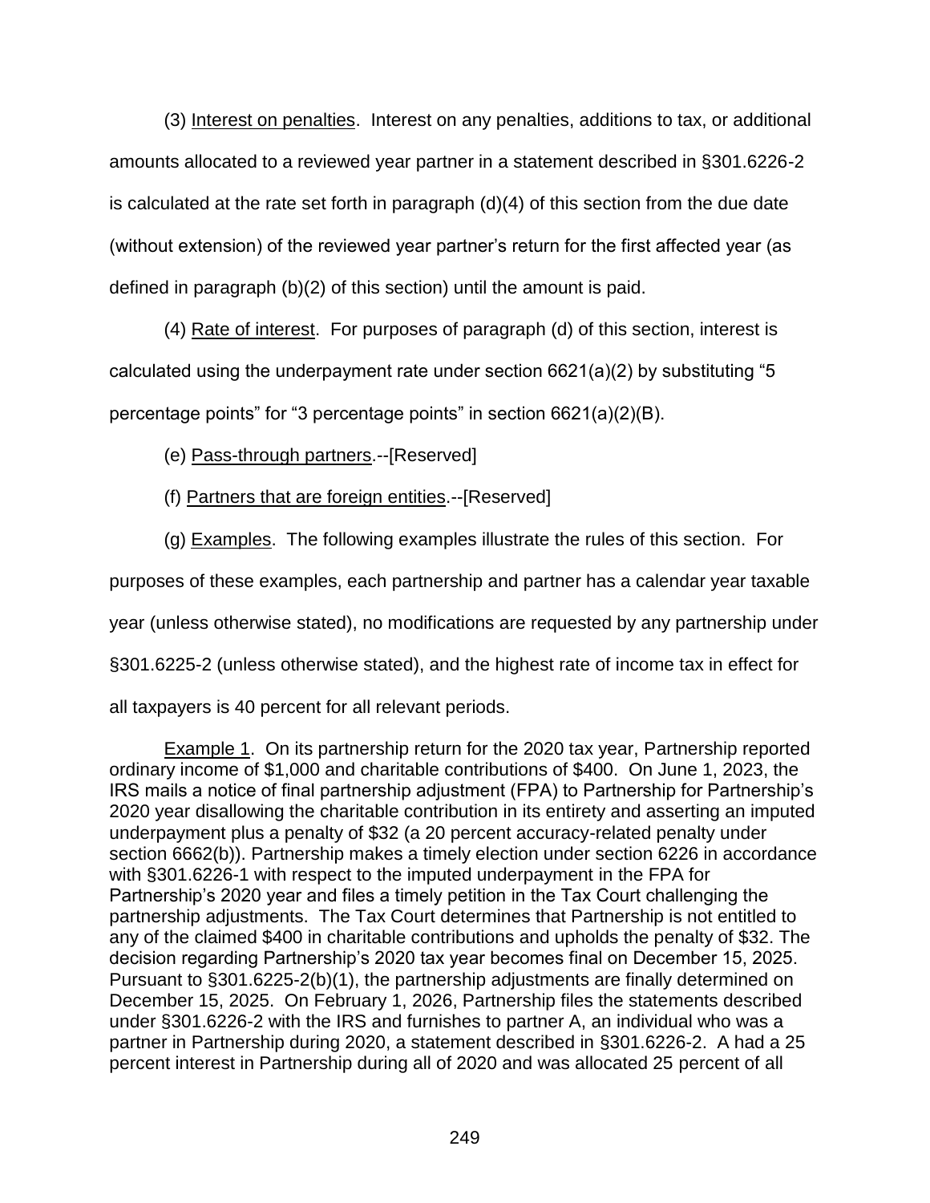(3) Interest on penalties. Interest on any penalties, additions to tax, or additional amounts allocated to a reviewed year partner in a statement described in §301.6226-2 is calculated at the rate set forth in paragraph (d)(4) of this section from the due date (without extension) of the reviewed year partner's return for the first affected year (as defined in paragraph (b)(2) of this section) until the amount is paid.

(4) Rate of interest. For purposes of paragraph (d) of this section, interest is calculated using the underpayment rate under section 6621(a)(2) by substituting "5 percentage points" for "3 percentage points" in section 6621(a)(2)(B).

(e) Pass-through partners.--[Reserved]

(f) Partners that are foreign entities.--[Reserved]

(g) Examples. The following examples illustrate the rules of this section. For purposes of these examples, each partnership and partner has a calendar year taxable year (unless otherwise stated), no modifications are requested by any partnership under §301.6225-2 (unless otherwise stated), and the highest rate of income tax in effect for all taxpayers is 40 percent for all relevant periods.

Example 1. On its partnership return for the 2020 tax year, Partnership reported ordinary income of $1,000 and charitable contributions of $400. On June 1, 2023, the IRS mails a notice of final partnership adjustment (FPA) to Partnership for Partnership's 2020 year disallowing the charitable contribution in its entirety and asserting an imputed underpayment plus a penalty of $32 (a 20 percent accuracy-related penalty under section 6662(b)). Partnership makes a timely election under section 6226 in accordance with §301.6226-1 with respect to the imputed underpayment in the FPA for Partnership's 2020 year and files a timely petition in the Tax Court challenging the partnership adjustments. The Tax Court determines that Partnership is not entitled to any of the claimed $400 in charitable contributions and upholds the penalty of $32. The decision regarding Partnership's 2020 tax year becomes final on December 15, 2025. Pursuant to §301.6225-2(b)(1), the partnership adjustments are finally determined on December 15, 2025. On February 1, 2026, Partnership files the statements described under §301.6226-2 with the IRS and furnishes to partner A, an individual who was a partner in Partnership during 2020, a statement described in §301.6226-2. A had a 25 percent interest in Partnership during all of 2020 and was allocated 25 percent of all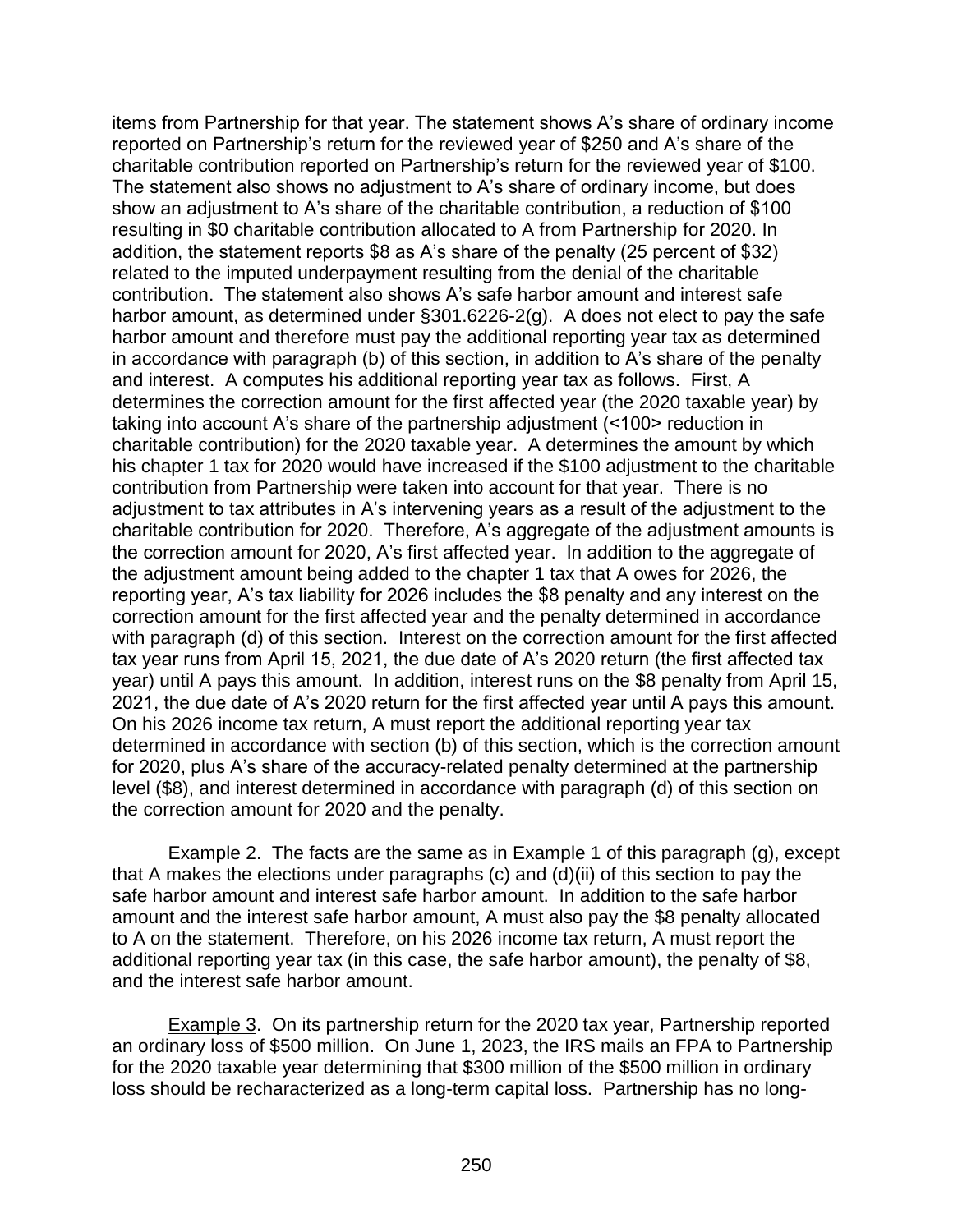items from Partnership for that year. The statement shows A's share of ordinary income reported on Partnership's return for the reviewed year of $250 and A's share of the charitable contribution reported on Partnership's return for the reviewed year of $100. The statement also shows no adjustment to A's share of ordinary income, but does show an adjustment to A's share of the charitable contribution, a reduction of $100 resulting in $0 charitable contribution allocated to A from Partnership for 2020. In addition, the statement reports $8 as A's share of the penalty (25 percent of $32) related to the imputed underpayment resulting from the denial of the charitable contribution. The statement also shows A's safe harbor amount and interest safe harbor amount, as determined under §301.6226-2(g). A does not elect to pay the safe harbor amount and therefore must pay the additional reporting year tax as determined in accordance with paragraph (b) of this section, in addition to A's share of the penalty and interest. A computes his additional reporting year tax as follows. First, A determines the correction amount for the first affected year (the 2020 taxable year) by taking into account A's share of the partnership adjustment (<100> reduction in charitable contribution) for the 2020 taxable year. A determines the amount by which his chapter 1 tax for 2020 would have increased if the $100 adjustment to the charitable contribution from Partnership were taken into account for that year. There is no adjustment to tax attributes in A's intervening years as a result of the adjustment to the charitable contribution for 2020. Therefore, A's aggregate of the adjustment amounts is the correction amount for 2020, A's first affected year. In addition to the aggregate of the adjustment amount being added to the chapter 1 tax that A owes for 2026, the reporting year, A's tax liability for 2026 includes the $8 penalty and any interest on the correction amount for the first affected year and the penalty determined in accordance with paragraph (d) of this section. Interest on the correction amount for the first affected tax year runs from April 15, 2021, the due date of A's 2020 return (the first affected tax year) until A pays this amount. In addition, interest runs on the $8 penalty from April 15, 2021, the due date of A's 2020 return for the first affected year until A pays this amount. On his 2026 income tax return, A must report the additional reporting year tax determined in accordance with section (b) of this section, which is the correction amount for 2020, plus A's share of the accuracy-related penalty determined at the partnership level ($8), and interest determined in accordance with paragraph (d) of this section on the correction amount for 2020 and the penalty.

Example 2. The facts are the same as in Example 1 of this paragraph (g), except that A makes the elections under paragraphs (c) and (d)(ii) of this section to pay the safe harbor amount and interest safe harbor amount. In addition to the safe harbor amount and the interest safe harbor amount, A must also pay the $8 penalty allocated to A on the statement. Therefore, on his 2026 income tax return, A must report the additional reporting year tax (in this case, the safe harbor amount), the penalty of $8, and the interest safe harbor amount.

Example 3. On its partnership return for the 2020 tax year, Partnership reported an ordinary loss of $500 million. On June 1, 2023, the IRS mails an FPA to Partnership for the 2020 taxable year determining that $300 million of the $500 million in ordinary loss should be recharacterized as a long-term capital loss. Partnership has no long-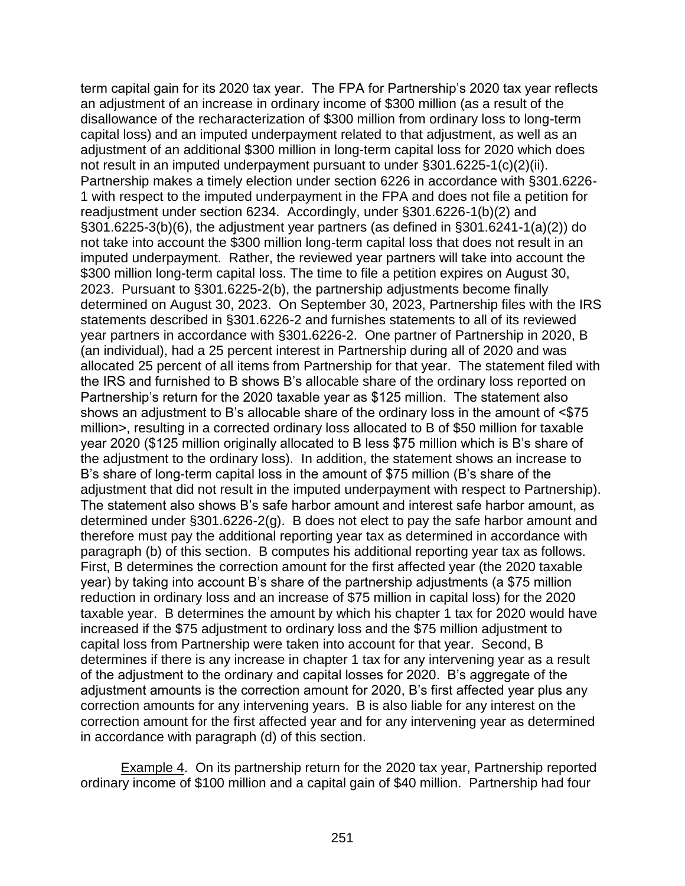term capital gain for its 2020 tax year. The FPA for Partnership's 2020 tax year reflects an adjustment of an increase in ordinary income of $300 million (as a result of the disallowance of the recharacterization of $300 million from ordinary loss to long-term capital loss) and an imputed underpayment related to that adjustment, as well as an adjustment of an additional $300 million in long-term capital loss for 2020 which does not result in an imputed underpayment pursuant to under §301.6225-1(c)(2)(ii). Partnership makes a timely election under section 6226 in accordance with §301.6226-1 with respect to the imputed underpayment in the FPA and does not file a petition for readjustment under section 6234. Accordingly, under §301.6226-1(b)(2) and §301.6225-3(b)(6), the adjustment year partners (as defined in §301.6241-1(a)(2)) do not take into account the $300 million long-term capital loss that does not result in an imputed underpayment. Rather, the reviewed year partners will take into account the $300 million long-term capital loss. The time to file a petition expires on August 30, 2023. Pursuant to §301.6225-2(b), the partnership adjustments become finally determined on August 30, 2023. On September 30, 2023, Partnership files with the IRS statements described in §301.6226-2 and furnishes statements to all of its reviewed year partners in accordance with §301.6226-2. One partner of Partnership in 2020, B (an individual), had a 25 percent interest in Partnership during all of 2020 and was allocated 25 percent of all items from Partnership for that year. The statement filed with the IRS and furnished to B shows B's allocable share of the ordinary loss reported on Partnership's return for the 2020 taxable year as $125 million. The statement also shows an adjustment to B's allocable share of the ordinary loss in the amount of <$75 million>, resulting in a corrected ordinary loss allocated to B of $50 million for taxable year 2020 ($125 million originally allocated to B less $75 million which is B's share of the adjustment to the ordinary loss). In addition, the statement shows an increase to B's share of long-term capital loss in the amount of $75 million (B's share of the adjustment that did not result in the imputed underpayment with respect to Partnership). The statement also shows B's safe harbor amount and interest safe harbor amount, as determined under §301.6226-2(g). B does not elect to pay the safe harbor amount and therefore must pay the additional reporting year tax as determined in accordance with paragraph (b) of this section. B computes his additional reporting year tax as follows. First, B determines the correction amount for the first affected year (the 2020 taxable year) by taking into account B's share of the partnership adjustments (a $75 million reduction in ordinary loss and an increase of $75 million in capital loss) for the 2020 taxable year. B determines the amount by which his chapter 1 tax for 2020 would have increased if the $75 adjustment to ordinary loss and the $75 million adjustment to capital loss from Partnership were taken into account for that year. Second, B determines if there is any increase in chapter 1 tax for any intervening year as a result of the adjustment to the ordinary and capital losses for 2020. B's aggregate of the adjustment amounts is the correction amount for 2020, B's first affected year plus any correction amounts for any intervening years. B is also liable for any interest on the correction amount for the first affected year and for any intervening year as determined in accordance with paragraph (d) of this section.

Example 4. On its partnership return for the 2020 tax year, Partnership reported ordinary income of $100 million and a capital gain of $40 million. Partnership had four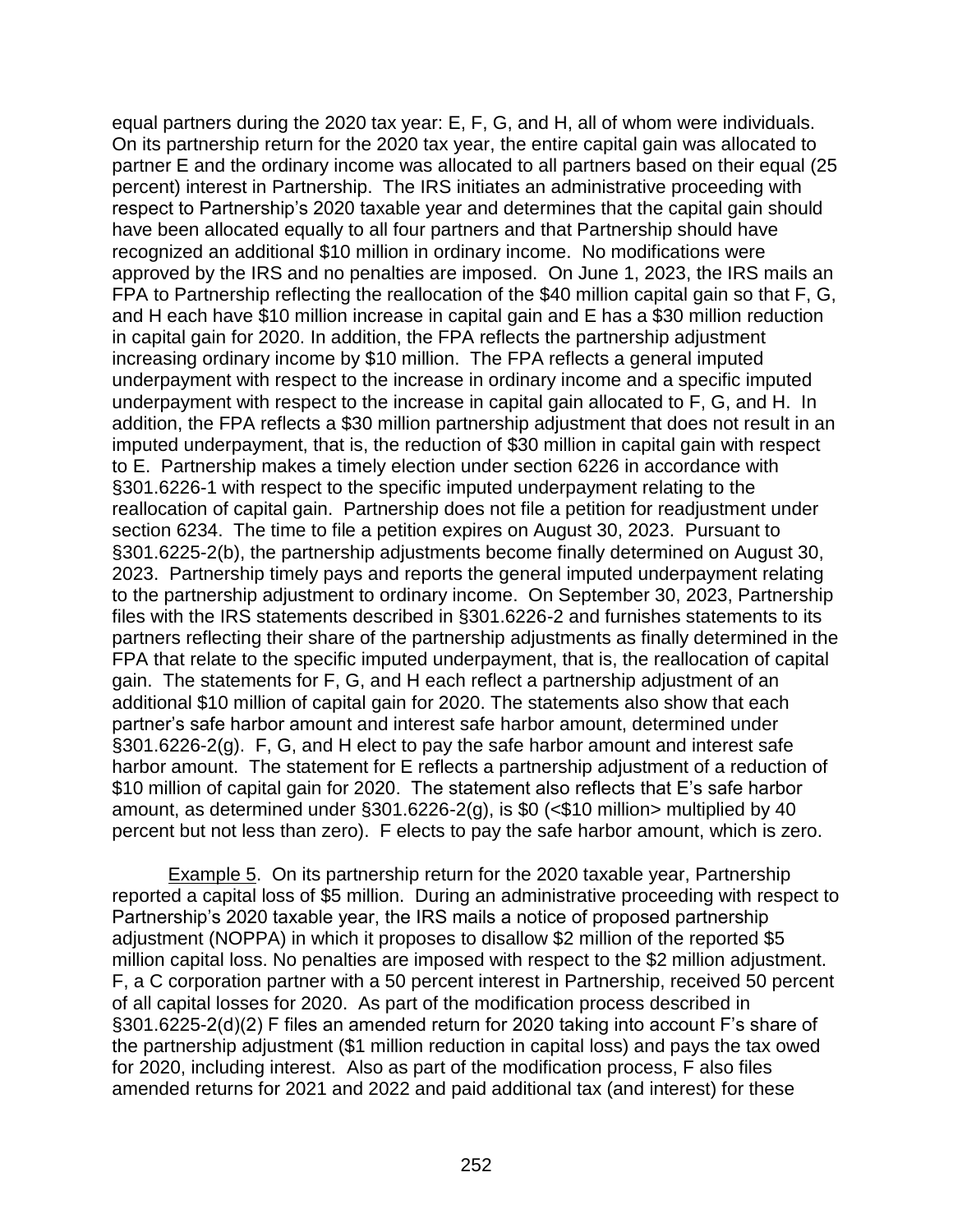equal partners during the 2020 tax year: E, F, G, and H, all of whom were individuals. On its partnership return for the 2020 tax year, the entire capital gain was allocated to partner E and the ordinary income was allocated to all partners based on their equal (25 percent) interest in Partnership. The IRS initiates an administrative proceeding with respect to Partnership's 2020 taxable year and determines that the capital gain should have been allocated equally to all four partners and that Partnership should have recognized an additional $10 million in ordinary income. No modifications were approved by the IRS and no penalties are imposed. On June 1, 2023, the IRS mails an FPA to Partnership reflecting the reallocation of the $40 million capital gain so that F, G, and H each have $10 million increase in capital gain and E has a $30 million reduction in capital gain for 2020. In addition, the FPA reflects the partnership adjustment increasing ordinary income by $10 million. The FPA reflects a general imputed underpayment with respect to the increase in ordinary income and a specific imputed underpayment with respect to the increase in capital gain allocated to F, G, and H. In addition, the FPA reflects a $30 million partnership adjustment that does not result in an imputed underpayment, that is, the reduction of $30 million in capital gain with respect to E. Partnership makes a timely election under section 6226 in accordance with §301.6226-1 with respect to the specific imputed underpayment relating to the reallocation of capital gain. Partnership does not file a petition for readjustment under section 6234. The time to file a petition expires on August 30, 2023. Pursuant to §301.6225-2(b), the partnership adjustments become finally determined on August 30, 2023. Partnership timely pays and reports the general imputed underpayment relating to the partnership adjustment to ordinary income. On September 30, 2023, Partnership files with the IRS statements described in §301.6226-2 and furnishes statements to its partners reflecting their share of the partnership adjustments as finally determined in the FPA that relate to the specific imputed underpayment, that is, the reallocation of capital gain. The statements for F, G, and H each reflect a partnership adjustment of an additional $10 million of capital gain for 2020. The statements also show that each partner's safe harbor amount and interest safe harbor amount, determined under §301.6226-2(g). F, G, and H elect to pay the safe harbor amount and interest safe harbor amount. The statement for E reflects a partnership adjustment of a reduction of $10 million of capital gain for 2020. The statement also reflects that E's safe harbor amount, as determined under §301.6226-2(g), is $0 (<$10 million> multiplied by 40 percent but not less than zero). F elects to pay the safe harbor amount, which is zero.

Example 5. On its partnership return for the 2020 taxable year, Partnership reported a capital loss of $5 million. During an administrative proceeding with respect to Partnership's 2020 taxable year, the IRS mails a notice of proposed partnership adjustment (NOPPA) in which it proposes to disallow $2 million of the reported $5 million capital loss. No penalties are imposed with respect to the $2 million adjustment. F, a C corporation partner with a 50 percent interest in Partnership, received 50 percent of all capital losses for 2020. As part of the modification process described in §301.6225-2(d)(2) F files an amended return for 2020 taking into account F's share of the partnership adjustment ($1 million reduction in capital loss) and pays the tax owed for 2020, including interest. Also as part of the modification process, F also files amended returns for 2021 and 2022 and paid additional tax (and interest) for these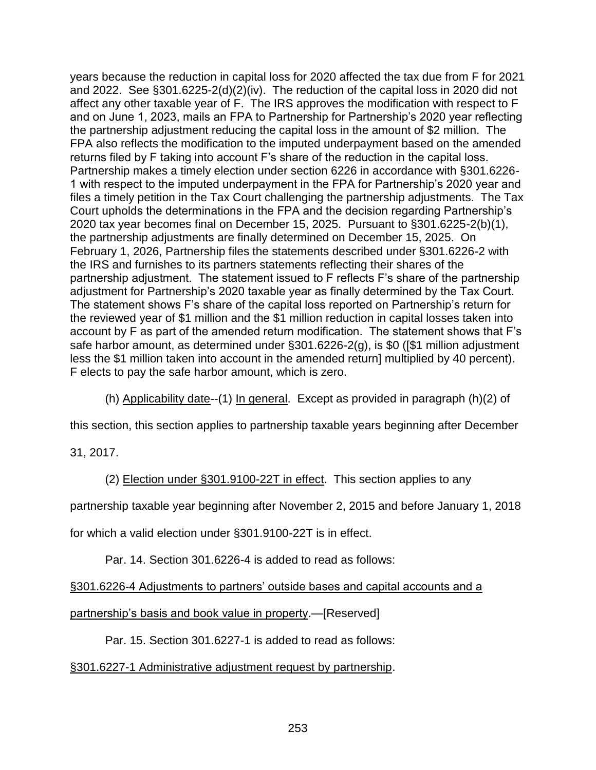years because the reduction in capital loss for 2020 affected the tax due from F for 2021 and 2022. See §301.6225-2(d)(2)(iv). The reduction of the capital loss in 2020 did not affect any other taxable year of F. The IRS approves the modification with respect to F and on June 1, 2023, mails an FPA to Partnership for Partnership's 2020 year reflecting the partnership adjustment reducing the capital loss in the amount of $2 million. The FPA also reflects the modification to the imputed underpayment based on the amended returns filed by F taking into account F's share of the reduction in the capital loss. Partnership makes a timely election under section 6226 in accordance with §301.6226-1 with respect to the imputed underpayment in the FPA for Partnership's 2020 year and files a timely petition in the Tax Court challenging the partnership adjustments. The Tax Court upholds the determinations in the FPA and the decision regarding Partnership's 2020 tax year becomes final on December 15, 2025. Pursuant to §301.6225-2(b)(1), the partnership adjustments are finally determined on December 15, 2025. On February 1, 2026, Partnership files the statements described under §301.6226-2 with the IRS and furnishes to its partners statements reflecting their shares of the partnership adjustment. The statement issued to F reflects F's share of the partnership adjustment for Partnership's 2020 taxable year as finally determined by the Tax Court. The statement shows F's share of the capital loss reported on Partnership's return for the reviewed year of $1 million and the $1 million reduction in capital losses taken into account by F as part of the amended return modification. The statement shows that F's safe harbor amount, as determined under §301.6226-2(g), is $0 ([$1 million adjustment less the $1 million taken into account in the amended return] multiplied by 40 percent). F elects to pay the safe harbor amount, which is zero.

(h) Applicability date--(1) In general. Except as provided in paragraph (h)(2) of this section, this section applies to partnership taxable years beginning after December 31, 2017.

(2) Election under §301.9100-22T in effect. This section applies to any partnership taxable year beginning after November 2, 2015 and before January 1, 2018 for which a valid election under §301.9100-22T is in effect.

Par. 14. Section 301.6226-4 is added to read as follows:

§301.6226-4 Adjustments to partners' outside bases and capital accounts and a partnership's basis and book value in property.—[Reserved]

Par. 15. Section 301.6227-1 is added to read as follows:

§301.6227-1 Administrative adjustment request by partnership.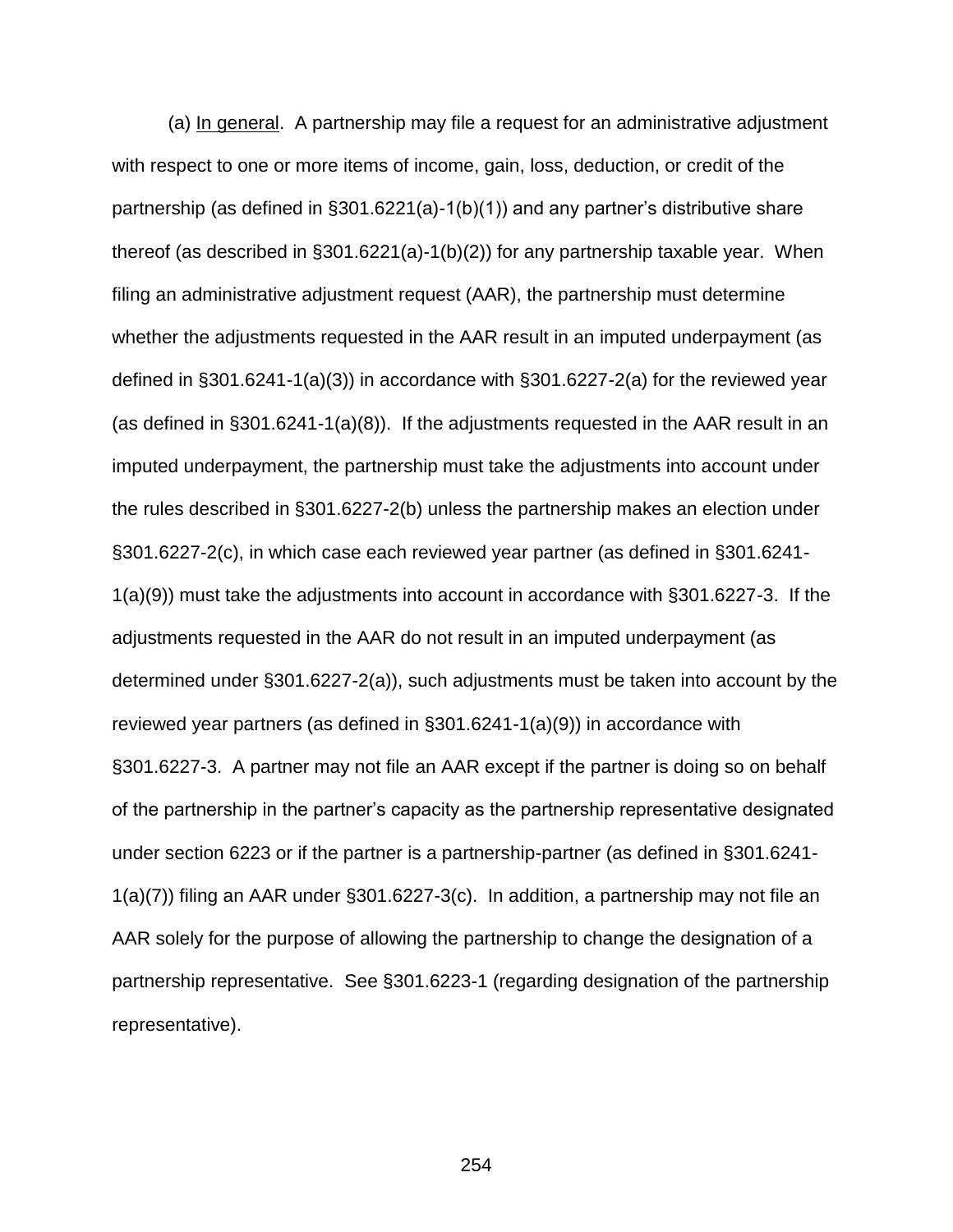(a) In general. A partnership may file a request for an administrative adjustment with respect to one or more items of income, gain, loss, deduction, or credit of the partnership (as defined in §301.6221(a)-1(b)(1)) and any partner's distributive share thereof (as described in §301.6221(a)-1(b)(2)) for any partnership taxable year. When filing an administrative adjustment request (AAR), the partnership must determine whether the adjustments requested in the AAR result in an imputed underpayment (as defined in §301.6241-1(a)(3)) in accordance with §301.6227-2(a) for the reviewed year (as defined in §301.6241-1(a)(8)). If the adjustments requested in the AAR result in an imputed underpayment, the partnership must take the adjustments into account under the rules described in §301.6227-2(b) unless the partnership makes an election under §301.6227-2(c), in which case each reviewed year partner (as defined in §301.6241-1(a)(9)) must take the adjustments into account in accordance with §301.6227-3. If the adjustments requested in the AAR do not result in an imputed underpayment (as determined under §301.6227-2(a)), such adjustments must be taken into account by the reviewed year partners (as defined in §301.6241-1(a)(9)) in accordance with §301.6227-3. A partner may not file an AAR except if the partner is doing so on behalf of the partnership in the partner's capacity as the partnership representative designated under section 6223 or if the partner is a partnership-partner (as defined in §301.6241-1(a)(7)) filing an AAR under §301.6227-3(c). In addition, a partnership may not file an AAR solely for the purpose of allowing the partnership to change the designation of a partnership representative. See §301.6223-1 (regarding designation of the partnership representative).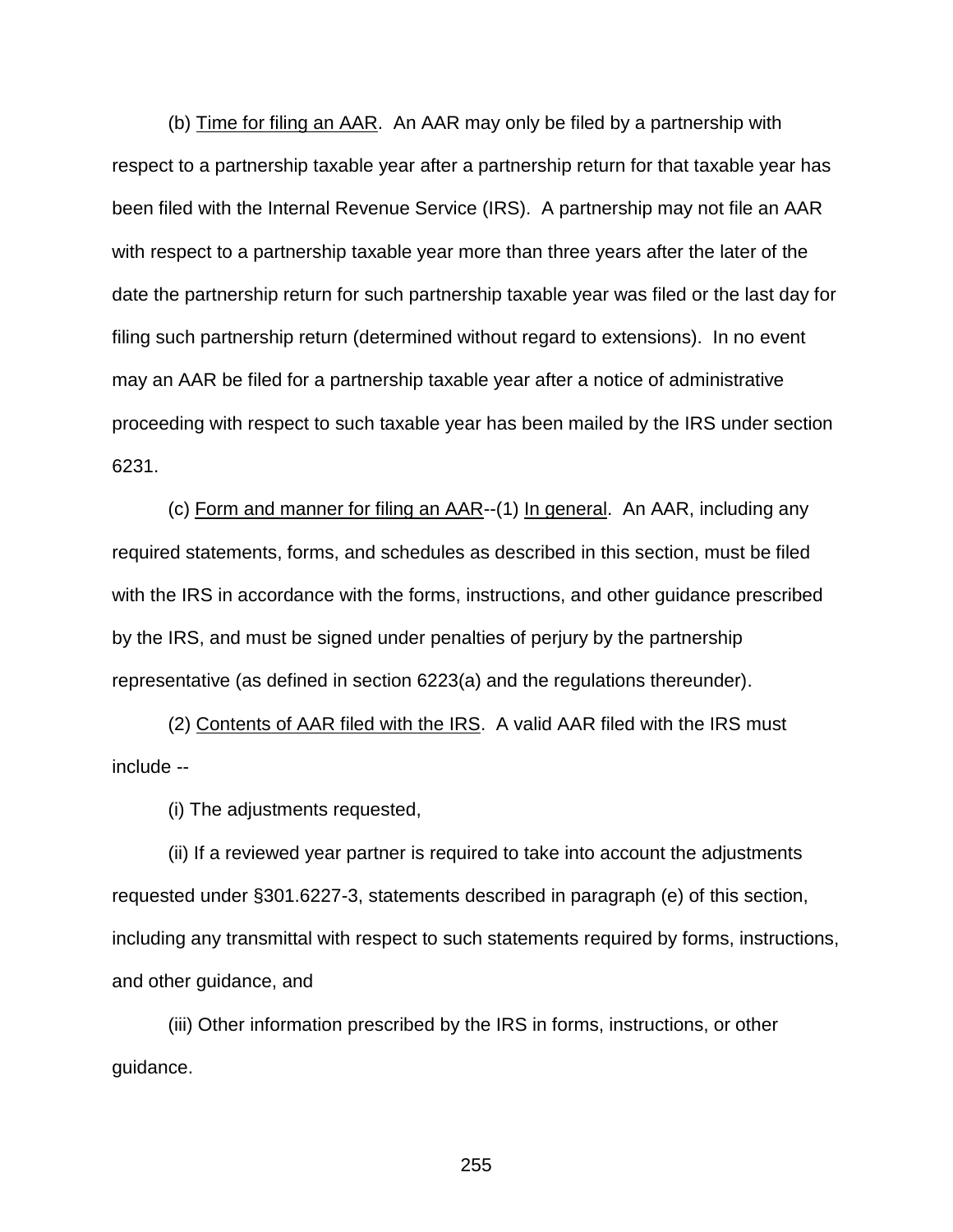(b) Time for filing an AAR. An AAR may only be filed by a partnership with respect to a partnership taxable year after a partnership return for that taxable year has been filed with the Internal Revenue Service (IRS). A partnership may not file an AAR with respect to a partnership taxable year more than three years after the later of the date the partnership return for such partnership taxable year was filed or the last day for filing such partnership return (determined without regard to extensions). In no event may an AAR be filed for a partnership taxable year after a notice of administrative proceeding with respect to such taxable year has been mailed by the IRS under section 6231.

(c) Form and manner for filing an AAR--(1) In general. An AAR, including any required statements, forms, and schedules as described in this section, must be filed with the IRS in accordance with the forms, instructions, and other guidance prescribed by the IRS, and must be signed under penalties of perjury by the partnership representative (as defined in section 6223(a) and the regulations thereunder).

(2) Contents of AAR filed with the IRS. A valid AAR filed with the IRS must include --

(i) The adjustments requested,

(ii) If a reviewed year partner is required to take into account the adjustments requested under §301.6227-3, statements described in paragraph (e) of this section, including any transmittal with respect to such statements required by forms, instructions, and other guidance, and

(iii) Other information prescribed by the IRS in forms, instructions, or other guidance.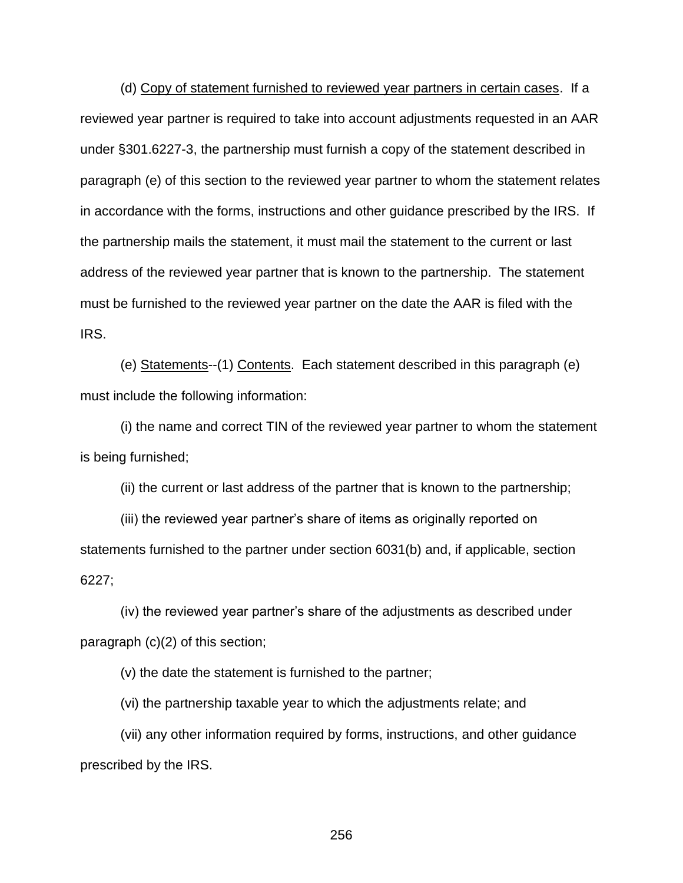(d) <u>Copy of statement furnished to reviewed year partners in certain cases</u>. If a reviewed year partner is required to take into account adjustments requested in an AAR under §301.6227-3, the partnership must furnish a copy of the statement described in paragraph (e) of this section to the reviewed year partner to whom the statement relates in accordance with the forms, instructions and other guidance prescribed by the IRS. If the partnership mails the statement, it must mail the statement to the current or last address of the reviewed year partner that is known to the partnership. The statement must be furnished to the reviewed year partner on the date the AAR is filed with the IRS.

(e) <u>Statements</u>--(1) <u>Contents</u>. Each statement described in this paragraph (e) must include the following information:

(i) the name and correct TIN of the reviewed year partner to whom the statement is being furnished;

(ii) the current or last address of the partner that is known to the partnership;

(iii) the reviewed year partner's share of items as originally reported on statements furnished to the partner under section 6031(b) and, if applicable, section 6227;

(iv) the reviewed year partner's share of the adjustments as described under paragraph (c)(2) of this section;

(v) the date the statement is furnished to the partner;

(vi) the partnership taxable year to which the adjustments relate; and

(vii) any other information required by forms, instructions, and other guidance prescribed by the IRS.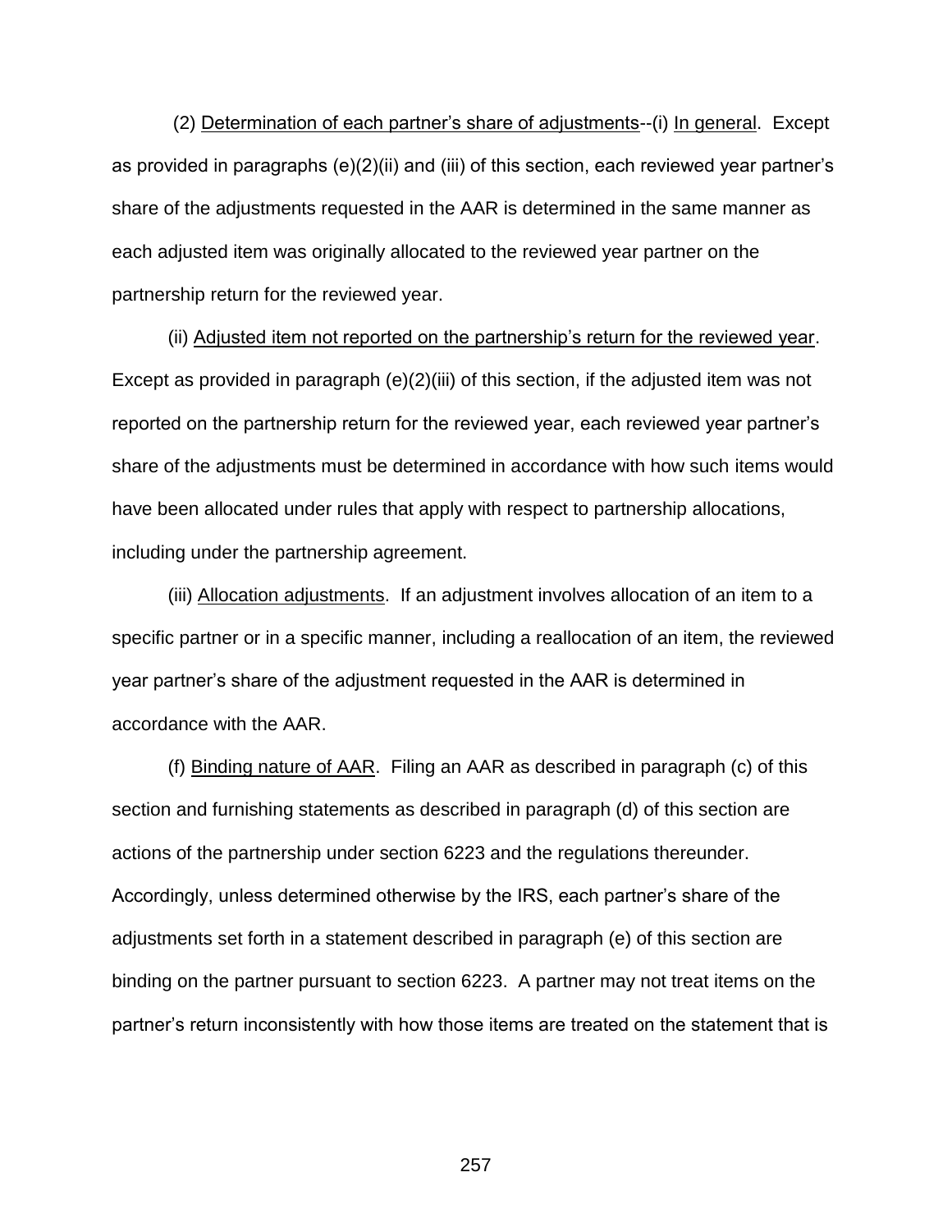(2) Determination of each partner’s share of adjustments--(i) In general. Except as provided in paragraphs (e)(2)(ii) and (iii) of this section, each reviewed year partner’s share of the adjustments requested in the AAR is determined in the same manner as each adjusted item was originally allocated to the reviewed year partner on the partnership return for the reviewed year.

(ii) Adjusted item not reported on the partnership’s return for the reviewed year. Except as provided in paragraph (e)(2)(iii) of this section, if the adjusted item was not reported on the partnership return for the reviewed year, each reviewed year partner’s share of the adjustments must be determined in accordance with how such items would have been allocated under rules that apply with respect to partnership allocations, including under the partnership agreement.

(iii) Allocation adjustments. If an adjustment involves allocation of an item to a specific partner or in a specific manner, including a reallocation of an item, the reviewed year partner’s share of the adjustment requested in the AAR is determined in accordance with the AAR.

(f) Binding nature of AAR. Filing an AAR as described in paragraph (c) of this section and furnishing statements as described in paragraph (d) of this section are actions of the partnership under section 6223 and the regulations thereunder. Accordingly, unless determined otherwise by the IRS, each partner’s share of the adjustments set forth in a statement described in paragraph (e) of this section are binding on the partner pursuant to section 6223. A partner may not treat items on the partner’s return inconsistently with how those items are treated on the statement that is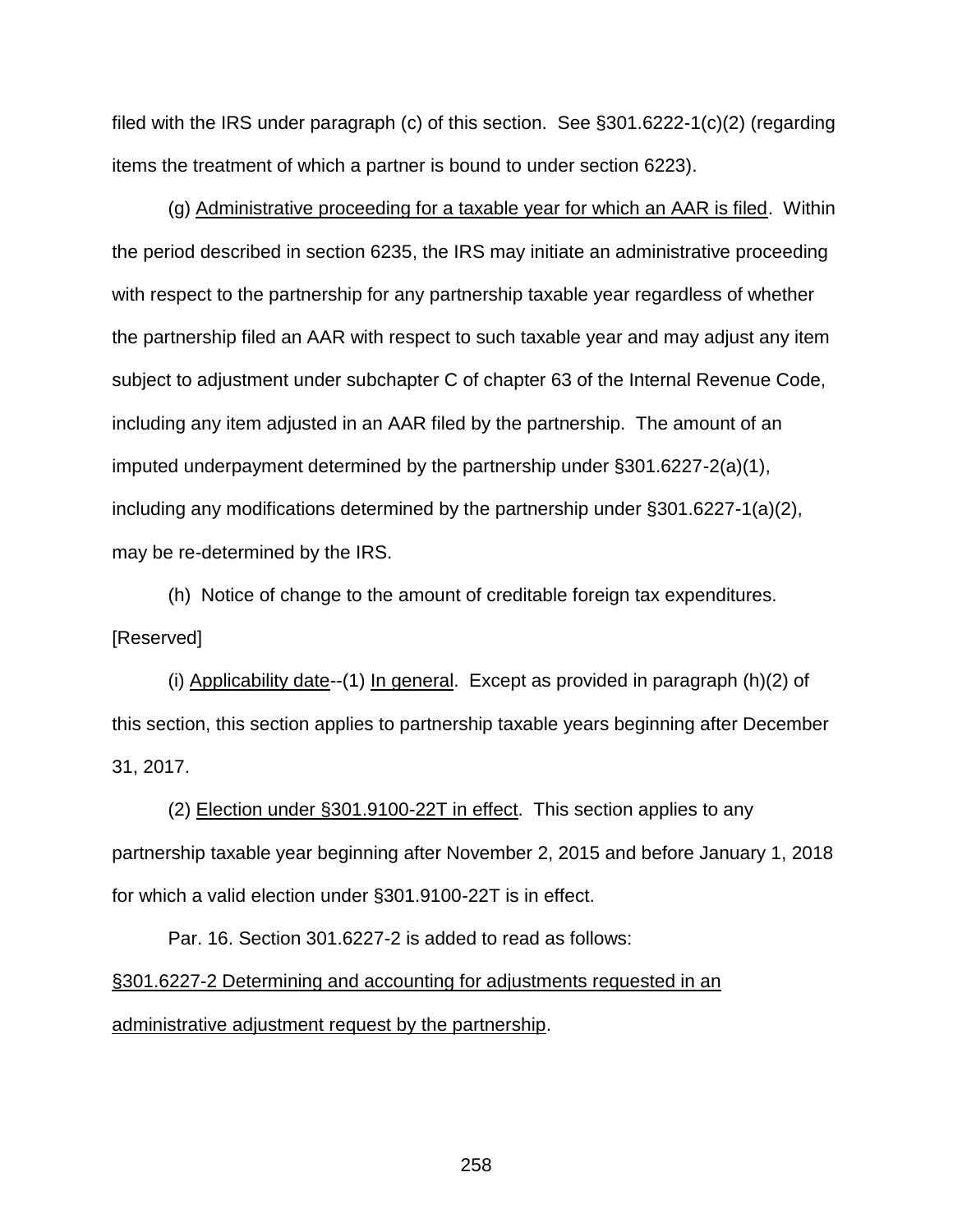filed with the IRS under paragraph (c) of this section. See §301.6222-1(c)(2) (regarding items the treatment of which a partner is bound to under section 6223).

(g) Administrative proceeding for a taxable year for which an AAR is filed. Within the period described in section 6235, the IRS may initiate an administrative proceeding with respect to the partnership for any partnership taxable year regardless of whether the partnership filed an AAR with respect to such taxable year and may adjust any item subject to adjustment under subchapter C of chapter 63 of the Internal Revenue Code, including any item adjusted in an AAR filed by the partnership. The amount of an imputed underpayment determined by the partnership under §301.6227-2(a)(1), including any modifications determined by the partnership under §301.6227-1(a)(2), may be re-determined by the IRS.

(h) Notice of change to the amount of creditable foreign tax expenditures. [Reserved]

(i) Applicability date--(1) In general. Except as provided in paragraph (h)(2) of this section, this section applies to partnership taxable years beginning after December 31, 2017.

(2) Election under §301.9100-22T in effect. This section applies to any partnership taxable year beginning after November 2, 2015 and before January 1, 2018 for which a valid election under §301.9100-22T is in effect.

Par. 16. Section 301.6227-2 is added to read as follows:

§301.6227-2 Determining and accounting for adjustments requested in an administrative adjustment request by the partnership.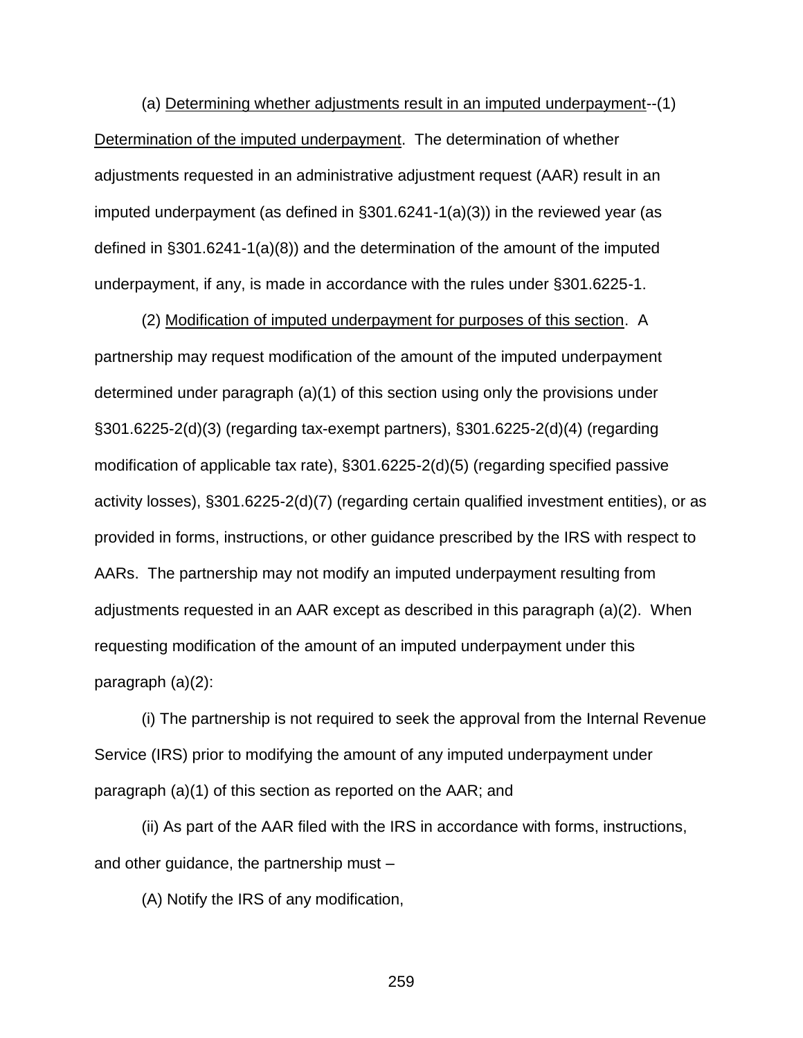(a) Determining whether adjustments result in an imputed underpayment--(1) Determination of the imputed underpayment. The determination of whether adjustments requested in an administrative adjustment request (AAR) result in an imputed underpayment (as defined in §301.6241-1(a)(3)) in the reviewed year (as defined in §301.6241-1(a)(8)) and the determination of the amount of the imputed underpayment, if any, is made in accordance with the rules under §301.6225-1.

(2) Modification of imputed underpayment for purposes of this section. A partnership may request modification of the amount of the imputed underpayment determined under paragraph (a)(1) of this section using only the provisions under §301.6225-2(d)(3) (regarding tax-exempt partners), §301.6225-2(d)(4) (regarding modification of applicable tax rate), §301.6225-2(d)(5) (regarding specified passive activity losses), §301.6225-2(d)(7) (regarding certain qualified investment entities), or as provided in forms, instructions, or other guidance prescribed by the IRS with respect to AARs. The partnership may not modify an imputed underpayment resulting from adjustments requested in an AAR except as described in this paragraph (a)(2). When requesting modification of the amount of an imputed underpayment under this paragraph (a)(2):

(i) The partnership is not required to seek the approval from the Internal Revenue Service (IRS) prior to modifying the amount of any imputed underpayment under paragraph (a)(1) of this section as reported on the AAR; and

(ii) As part of the AAR filed with the IRS in accordance with forms, instructions, and other guidance, the partnership must –

(A) Notify the IRS of any modification,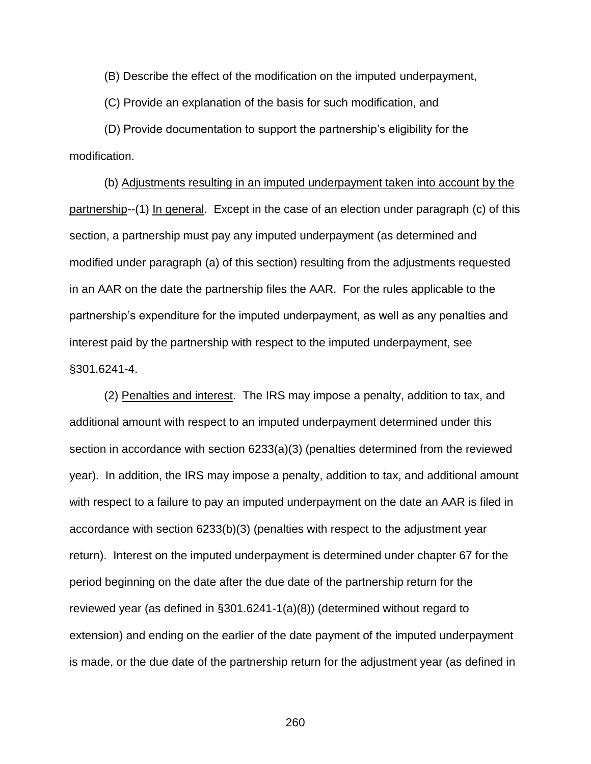(B) Describe the effect of the modification on the imputed underpayment,

(C) Provide an explanation of the basis for such modification, and

(D) Provide documentation to support the partnership's eligibility for the modification.

(b) Adjustments resulting in an imputed underpayment taken into account by the partnership--(1) In general. Except in the case of an election under paragraph (c) of this section, a partnership must pay any imputed underpayment (as determined and modified under paragraph (a) of this section) resulting from the adjustments requested in an AAR on the date the partnership files the AAR. For the rules applicable to the partnership's expenditure for the imputed underpayment, as well as any penalties and interest paid by the partnership with respect to the imputed underpayment, see §301.6241-4.

(2) Penalties and interest. The IRS may impose a penalty, addition to tax, and additional amount with respect to an imputed underpayment determined under this section in accordance with section 6233(a)(3) (penalties determined from the reviewed year). In addition, the IRS may impose a penalty, addition to tax, and additional amount with respect to a failure to pay an imputed underpayment on the date an AAR is filed in accordance with section 6233(b)(3) (penalties with respect to the adjustment year return). Interest on the imputed underpayment is determined under chapter 67 for the period beginning on the date after the due date of the partnership return for the reviewed year (as defined in §301.6241-1(a)(8)) (determined without regard to extension) and ending on the earlier of the date payment of the imputed underpayment is made, or the due date of the partnership return for the adjustment year (as defined in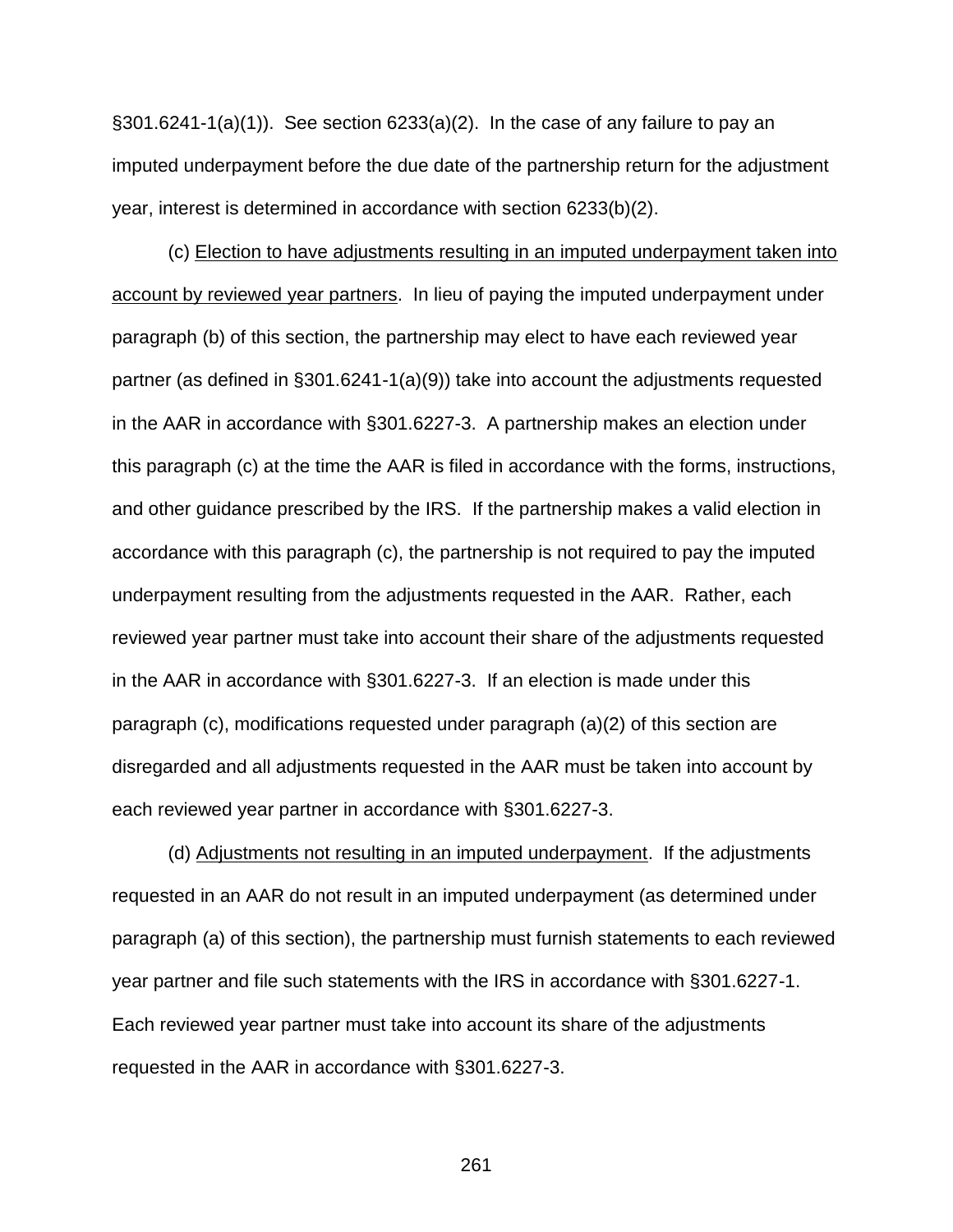§301.6241-1(a)(1)). See section 6233(a)(2). In the case of any failure to pay an imputed underpayment before the due date of the partnership return for the adjustment year, interest is determined in accordance with section 6233(b)(2).

(c) Election to have adjustments resulting in an imputed underpayment taken into account by reviewed year partners. In lieu of paying the imputed underpayment under paragraph (b) of this section, the partnership may elect to have each reviewed year partner (as defined in §301.6241-1(a)(9)) take into account the adjustments requested in the AAR in accordance with §301.6227-3. A partnership makes an election under this paragraph (c) at the time the AAR is filed in accordance with the forms, instructions, and other guidance prescribed by the IRS. If the partnership makes a valid election in accordance with this paragraph (c), the partnership is not required to pay the imputed underpayment resulting from the adjustments requested in the AAR. Rather, each reviewed year partner must take into account their share of the adjustments requested in the AAR in accordance with §301.6227-3. If an election is made under this paragraph (c), modifications requested under paragraph (a)(2) of this section are disregarded and all adjustments requested in the AAR must be taken into account by each reviewed year partner in accordance with §301.6227-3.

(d) Adjustments not resulting in an imputed underpayment. If the adjustments requested in an AAR do not result in an imputed underpayment (as determined under paragraph (a) of this section), the partnership must furnish statements to each reviewed year partner and file such statements with the IRS in accordance with §301.6227-1. Each reviewed year partner must take into account its share of the adjustments requested in the AAR in accordance with §301.6227-3.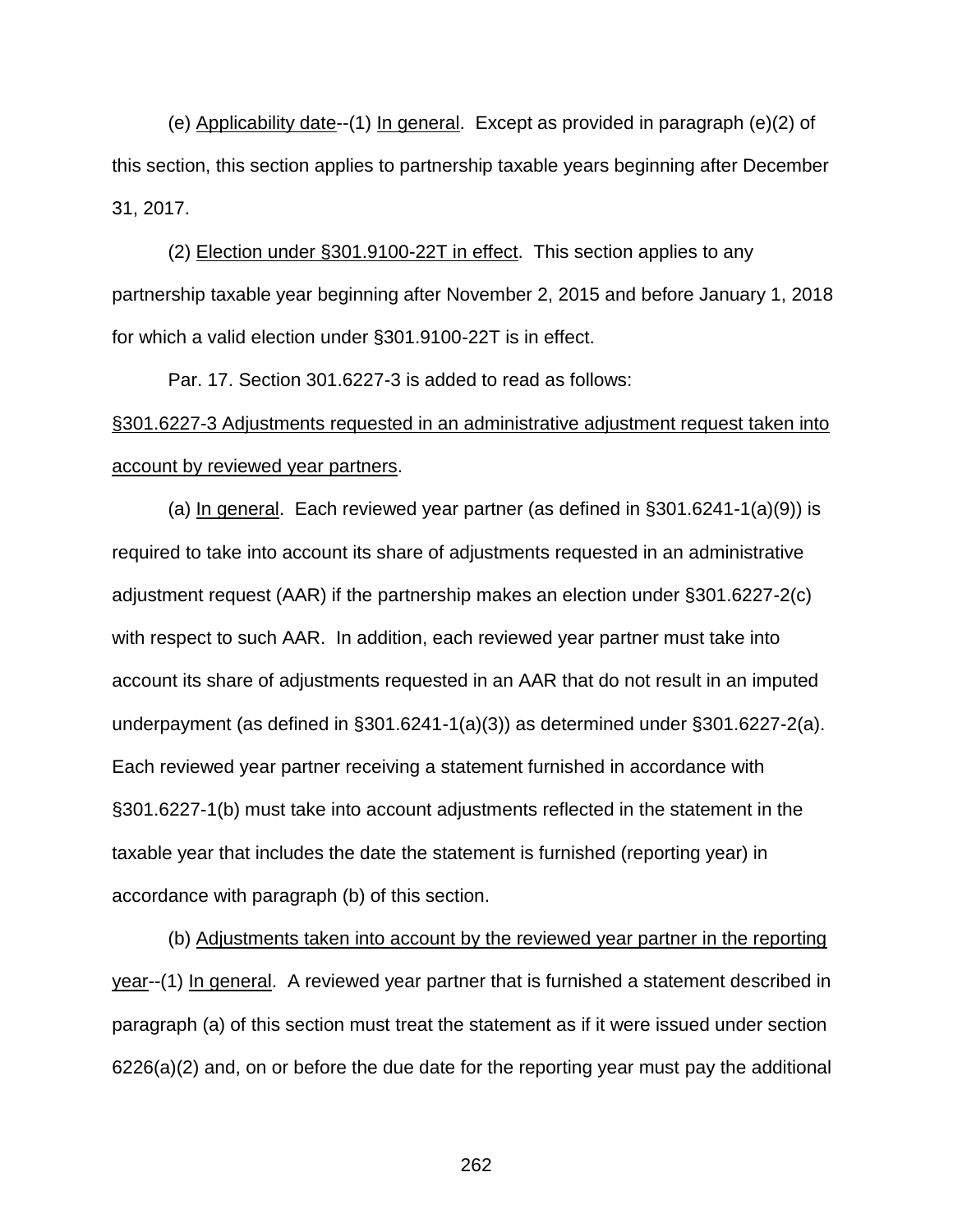(e) Applicability date--(1) In general. Except as provided in paragraph (e)(2) of this section, this section applies to partnership taxable years beginning after December 31, 2017.

(2) Election under §301.9100-22T in effect. This section applies to any partnership taxable year beginning after November 2, 2015 and before January 1, 2018 for which a valid election under §301.9100-22T is in effect.

Par. 17. Section 301.6227-3 is added to read as follows:

§301.6227-3 Adjustments requested in an administrative adjustment request taken into account by reviewed year partners.

(a) In general. Each reviewed year partner (as defined in §301.6241-1(a)(9)) is required to take into account its share of adjustments requested in an administrative adjustment request (AAR) if the partnership makes an election under §301.6227-2(c) with respect to such AAR. In addition, each reviewed year partner must take into account its share of adjustments requested in an AAR that do not result in an imputed underpayment (as defined in §301.6241-1(a)(3)) as determined under §301.6227-2(a). Each reviewed year partner receiving a statement furnished in accordance with §301.6227-1(b) must take into account adjustments reflected in the statement in the taxable year that includes the date the statement is furnished (reporting year) in accordance with paragraph (b) of this section.

(b) Adjustments taken into account by the reviewed year partner in the reporting year--(1) In general. A reviewed year partner that is furnished a statement described in paragraph (a) of this section must treat the statement as if it were issued under section 6226(a)(2) and, on or before the due date for the reporting year must pay the additional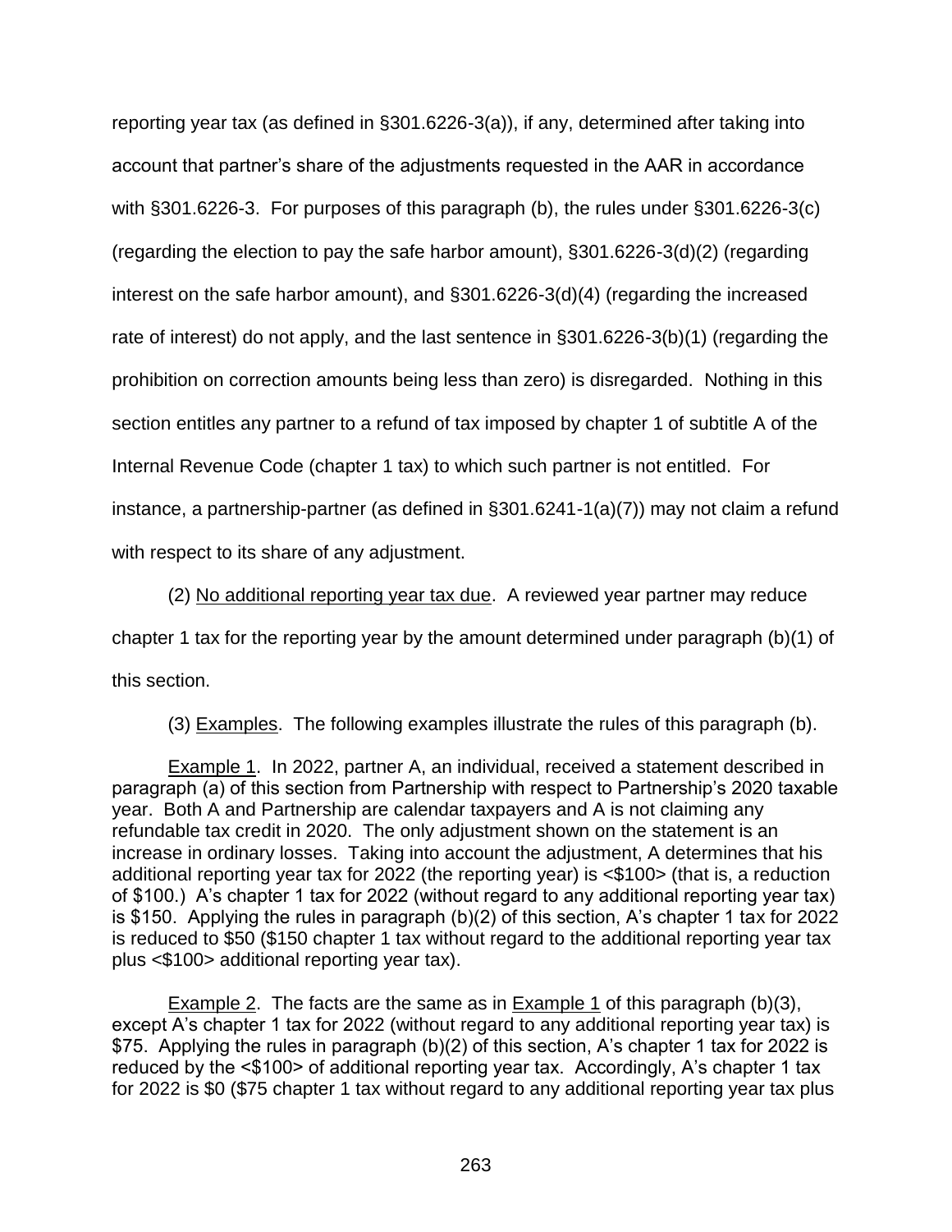reporting year tax (as defined in §301.6226-3(a)), if any, determined after taking into account that partner's share of the adjustments requested in the AAR in accordance with §301.6226-3. For purposes of this paragraph (b), the rules under §301.6226-3(c) (regarding the election to pay the safe harbor amount), §301.6226-3(d)(2) (regarding interest on the safe harbor amount), and §301.6226-3(d)(4) (regarding the increased rate of interest) do not apply, and the last sentence in §301.6226-3(b)(1) (regarding the prohibition on correction amounts being less than zero) is disregarded. Nothing in this section entitles any partner to a refund of tax imposed by chapter 1 of subtitle A of the Internal Revenue Code (chapter 1 tax) to which such partner is not entitled. For instance, a partnership-partner (as defined in §301.6241-1(a)(7)) may not claim a refund with respect to its share of any adjustment.

(2) No additional reporting year tax due. A reviewed year partner may reduce chapter 1 tax for the reporting year by the amount determined under paragraph (b)(1) of this section.

(3) Examples. The following examples illustrate the rules of this paragraph (b).

Example 1. In 2022, partner A, an individual, received a statement described in paragraph (a) of this section from Partnership with respect to Partnership's 2020 taxable year. Both A and Partnership are calendar taxpayers and A is not claiming any refundable tax credit in 2020. The only adjustment shown on the statement is an increase in ordinary losses. Taking into account the adjustment, A determines that his additional reporting year tax for 2022 (the reporting year) is <$100> (that is, a reduction of $100.) A's chapter 1 tax for 2022 (without regard to any additional reporting year tax) is $150. Applying the rules in paragraph (b)(2) of this section, A's chapter 1 tax for 2022 is reduced to $50 ($150 chapter 1 tax without regard to the additional reporting year tax plus <$100> additional reporting year tax).

Example 2. The facts are the same as in Example 1 of this paragraph (b)(3), except A's chapter 1 tax for 2022 (without regard to any additional reporting year tax) is $75. Applying the rules in paragraph (b)(2) of this section, A's chapter 1 tax for 2022 is reduced by the <$100> of additional reporting year tax. Accordingly, A's chapter 1 tax for 2022 is $0 ($75 chapter 1 tax without regard to any additional reporting year tax plus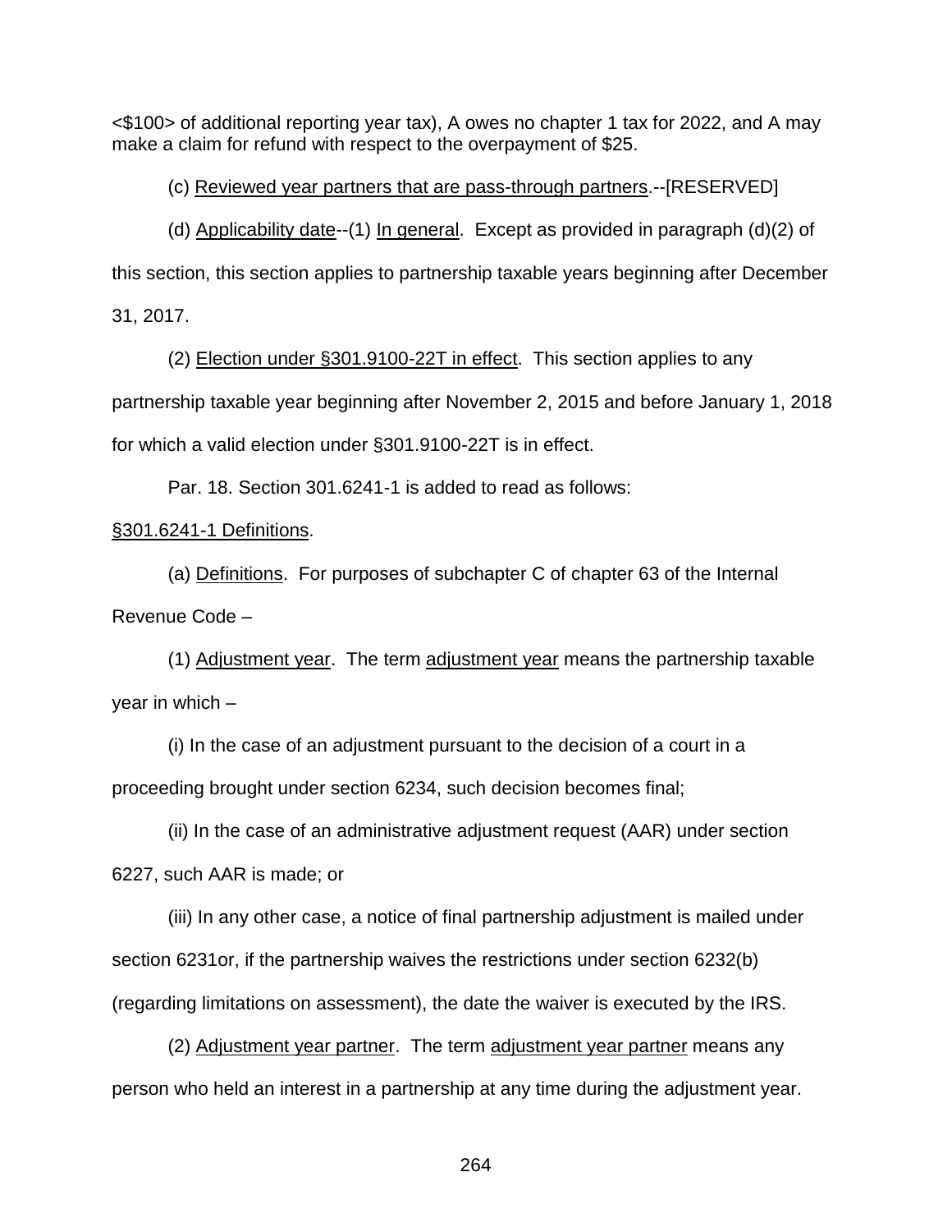<$100> of additional reporting year tax), A owes no chapter 1 tax for 2022, and A may make a claim for refund with respect to the overpayment of $25.

(c) Reviewed year partners that are pass-through partners.--[RESERVED]

(d) Applicability date--(1) In general. Except as provided in paragraph (d)(2) of this section, this section applies to partnership taxable years beginning after December 31, 2017.

(2) Election under §301.9100-22T in effect. This section applies to any partnership taxable year beginning after November 2, 2015 and before January 1, 2018 for which a valid election under §301.9100-22T is in effect.

Par. 18. Section 301.6241-1 is added to read as follows:

§301.6241-1 Definitions.

(a) Definitions. For purposes of subchapter C of chapter 63 of the Internal Revenue Code –

(1) Adjustment year. The term adjustment year means the partnership taxable year in which –

(i) In the case of an adjustment pursuant to the decision of a court in a proceeding brought under section 6234, such decision becomes final;

(ii) In the case of an administrative adjustment request (AAR) under section 6227, such AAR is made; or

(iii) In any other case, a notice of final partnership adjustment is mailed under section 6231or, if the partnership waives the restrictions under section 6232(b) (regarding limitations on assessment), the date the waiver is executed by the IRS.

(2) Adjustment year partner. The term adjustment year partner means any person who held an interest in a partnership at any time during the adjustment year.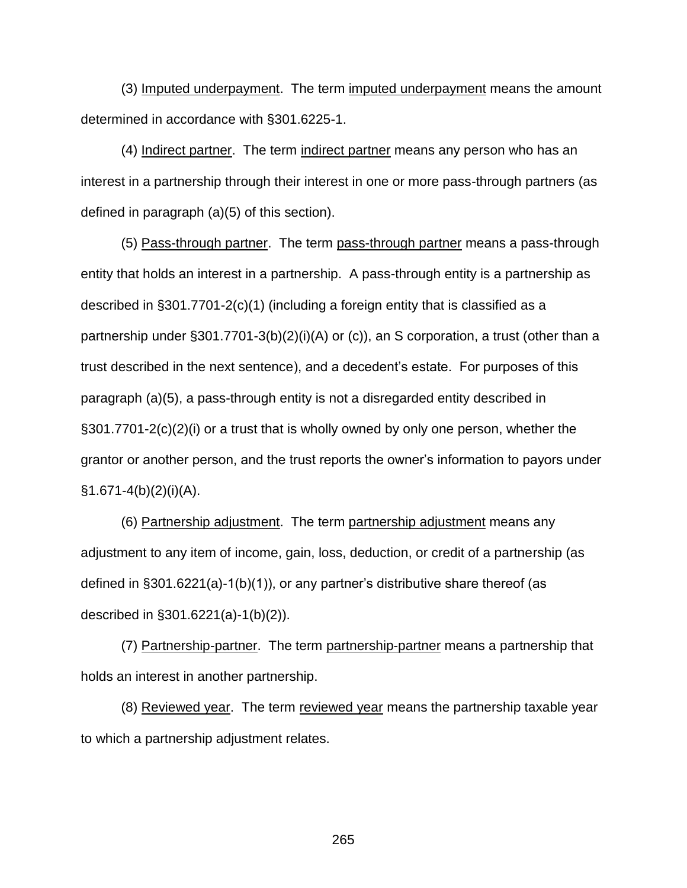(3) Imputed underpayment. The term imputed underpayment means the amount determined in accordance with §301.6225-1.

(4) Indirect partner. The term indirect partner means any person who has an interest in a partnership through their interest in one or more pass-through partners (as defined in paragraph (a)(5) of this section).

(5) Pass-through partner. The term pass-through partner means a pass-through entity that holds an interest in a partnership. A pass-through entity is a partnership as described in §301.7701-2(c)(1) (including a foreign entity that is classified as a partnership under §301.7701-3(b)(2)(i)(A) or (c)), an S corporation, a trust (other than a trust described in the next sentence), and a decedent's estate. For purposes of this paragraph (a)(5), a pass-through entity is not a disregarded entity described in §301.7701-2(c)(2)(i) or a trust that is wholly owned by only one person, whether the grantor or another person, and the trust reports the owner's information to payors under §1.671-4(b)(2)(i)(A).

(6) Partnership adjustment. The term partnership adjustment means any adjustment to any item of income, gain, loss, deduction, or credit of a partnership (as defined in §301.6221(a)-1(b)(1)), or any partner's distributive share thereof (as described in §301.6221(a)-1(b)(2)).

(7) Partnership-partner. The term partnership-partner means a partnership that holds an interest in another partnership.

(8) Reviewed year. The term reviewed year means the partnership taxable year to which a partnership adjustment relates.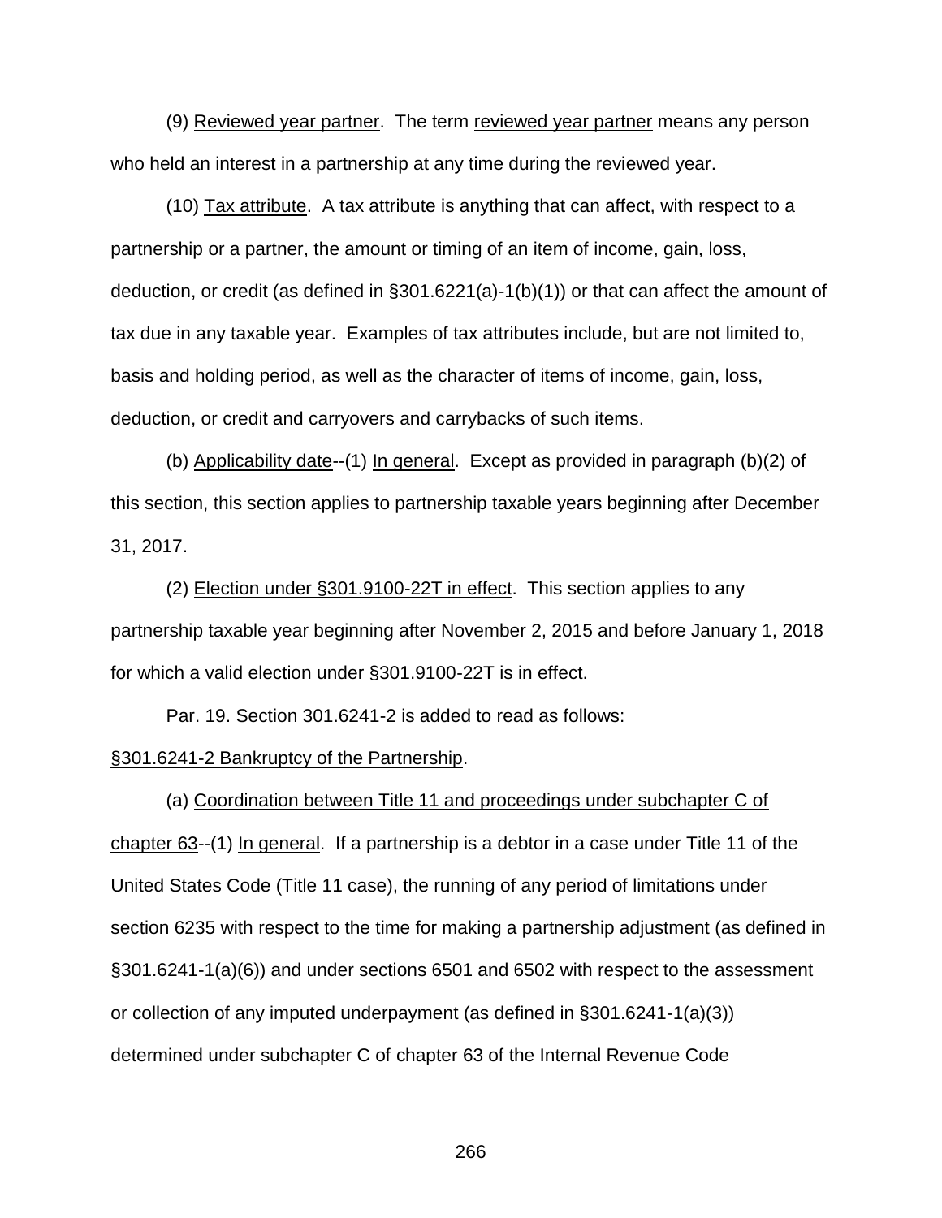(9) Reviewed year partner. The term reviewed year partner means any person who held an interest in a partnership at any time during the reviewed year.

(10) Tax attribute. A tax attribute is anything that can affect, with respect to a partnership or a partner, the amount or timing of an item of income, gain, loss, deduction, or credit (as defined in §301.6221(a)-1(b)(1)) or that can affect the amount of tax due in any taxable year. Examples of tax attributes include, but are not limited to, basis and holding period, as well as the character of items of income, gain, loss, deduction, or credit and carryovers and carrybacks of such items.

(b) Applicability date--(1) In general. Except as provided in paragraph (b)(2) of this section, this section applies to partnership taxable years beginning after December 31, 2017.

(2) Election under §301.9100-22T in effect. This section applies to any partnership taxable year beginning after November 2, 2015 and before January 1, 2018 for which a valid election under §301.9100-22T is in effect.

Par. 19. Section 301.6241-2 is added to read as follows:

§301.6241-2 Bankruptcy of the Partnership.

(a) Coordination between Title 11 and proceedings under subchapter C of chapter 63--(1) In general. If a partnership is a debtor in a case under Title 11 of the United States Code (Title 11 case), the running of any period of limitations under section 6235 with respect to the time for making a partnership adjustment (as defined in §301.6241-1(a)(6)) and under sections 6501 and 6502 with respect to the assessment or collection of any imputed underpayment (as defined in §301.6241-1(a)(3)) determined under subchapter C of chapter 63 of the Internal Revenue Code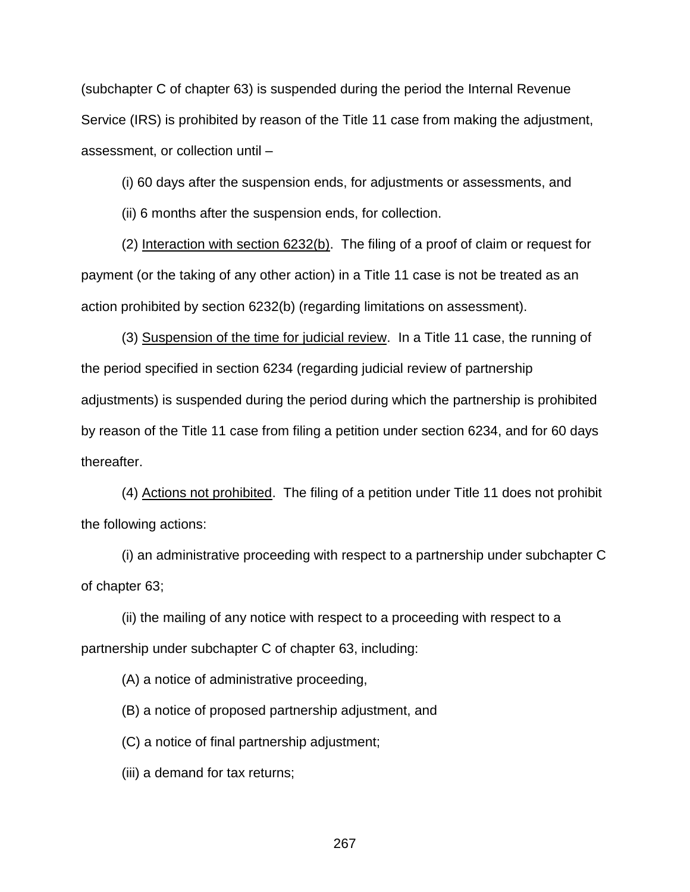(subchapter C of chapter 63) is suspended during the period the Internal Revenue Service (IRS) is prohibited by reason of the Title 11 case from making the adjustment, assessment, or collection until –

(i) 60 days after the suspension ends, for adjustments or assessments, and

(ii) 6 months after the suspension ends, for collection.

(2) Interaction with section 6232(b). The filing of a proof of claim or request for payment (or the taking of any other action) in a Title 11 case is not be treated as an action prohibited by section 6232(b) (regarding limitations on assessment).

(3) Suspension of the time for judicial review. In a Title 11 case, the running of the period specified in section 6234 (regarding judicial review of partnership adjustments) is suspended during the period during which the partnership is prohibited by reason of the Title 11 case from filing a petition under section 6234, and for 60 days thereafter.

(4) Actions not prohibited. The filing of a petition under Title 11 does not prohibit the following actions:

(i) an administrative proceeding with respect to a partnership under subchapter C of chapter 63;

(ii) the mailing of any notice with respect to a proceeding with respect to a partnership under subchapter C of chapter 63, including:

(A) a notice of administrative proceeding,

(B) a notice of proposed partnership adjustment, and

(C) a notice of final partnership adjustment;

(iii) a demand for tax returns;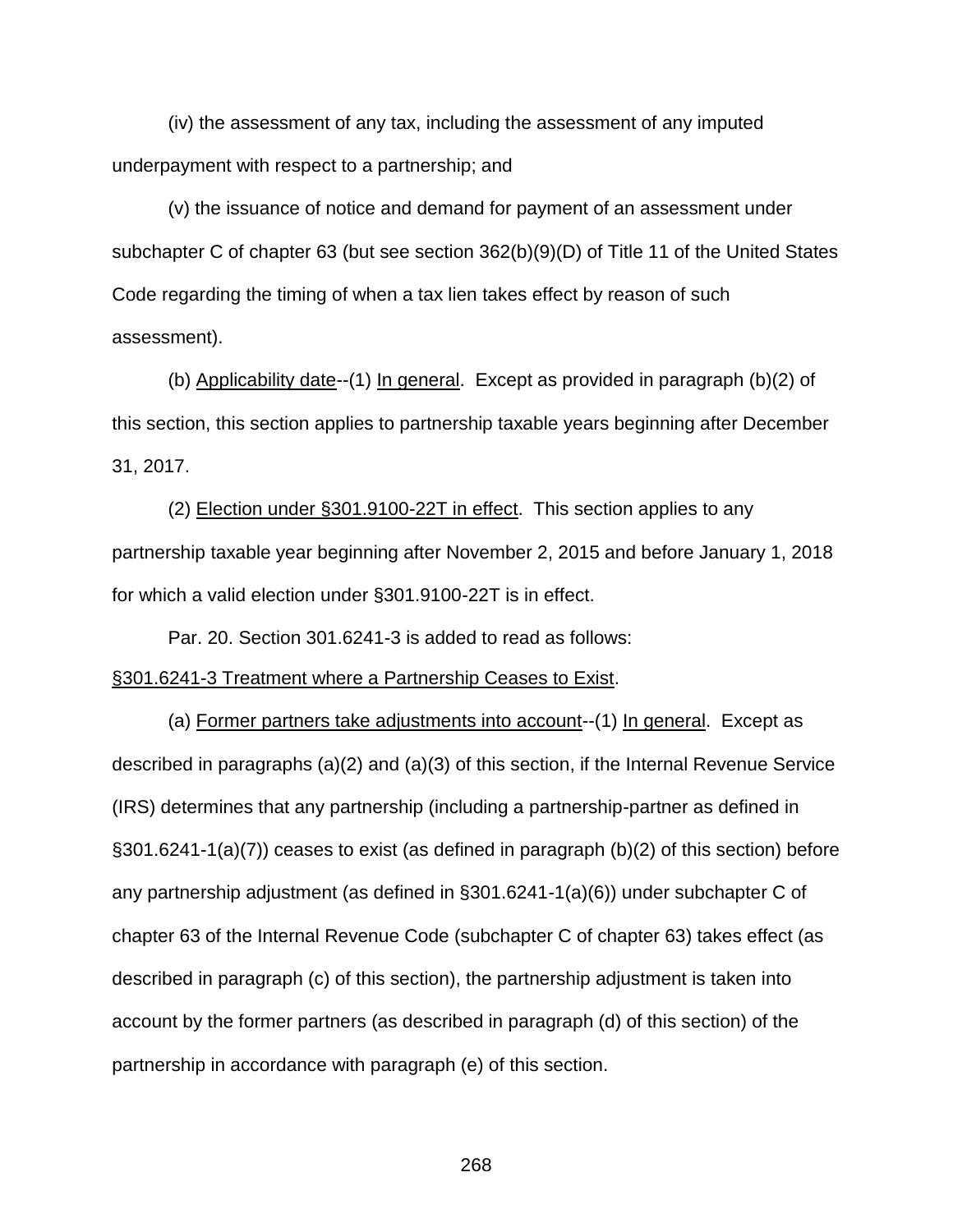(iv) the assessment of any tax, including the assessment of any imputed underpayment with respect to a partnership; and

(v) the issuance of notice and demand for payment of an assessment under subchapter C of chapter 63 (but see section 362(b)(9)(D) of Title 11 of the United States Code regarding the timing of when a tax lien takes effect by reason of such assessment).

(b) Applicability date--(1) In general. Except as provided in paragraph (b)(2) of this section, this section applies to partnership taxable years beginning after December 31, 2017.

(2) Election under §301.9100-22T in effect. This section applies to any partnership taxable year beginning after November 2, 2015 and before January 1, 2018 for which a valid election under §301.9100-22T is in effect.

Par. 20. Section 301.6241-3 is added to read as follows:

§301.6241-3 Treatment where a Partnership Ceases to Exist.

(a) Former partners take adjustments into account--(1) In general. Except as described in paragraphs (a)(2) and (a)(3) of this section, if the Internal Revenue Service (IRS) determines that any partnership (including a partnership-partner as defined in §301.6241-1(a)(7)) ceases to exist (as defined in paragraph (b)(2) of this section) before any partnership adjustment (as defined in §301.6241-1(a)(6)) under subchapter C of chapter 63 of the Internal Revenue Code (subchapter C of chapter 63) takes effect (as described in paragraph (c) of this section), the partnership adjustment is taken into account by the former partners (as described in paragraph (d) of this section) of the partnership in accordance with paragraph (e) of this section.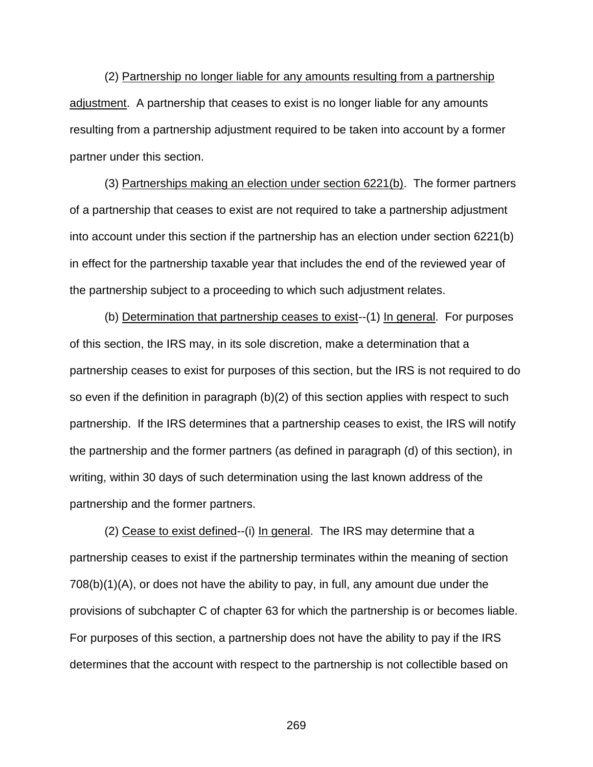(2) Partnership no longer liable for any amounts resulting from a partnership adjustment. A partnership that ceases to exist is no longer liable for any amounts resulting from a partnership adjustment required to be taken into account by a former partner under this section.

(3) Partnerships making an election under section 6221(b). The former partners of a partnership that ceases to exist are not required to take a partnership adjustment into account under this section if the partnership has an election under section 6221(b) in effect for the partnership taxable year that includes the end of the reviewed year of the partnership subject to a proceeding to which such adjustment relates.

(b) Determination that partnership ceases to exist--(1) In general. For purposes of this section, the IRS may, in its sole discretion, make a determination that a partnership ceases to exist for purposes of this section, but the IRS is not required to do so even if the definition in paragraph (b)(2) of this section applies with respect to such partnership. If the IRS determines that a partnership ceases to exist, the IRS will notify the partnership and the former partners (as defined in paragraph (d) of this section), in writing, within 30 days of such determination using the last known address of the partnership and the former partners.

(2) Cease to exist defined--(i) In general. The IRS may determine that a partnership ceases to exist if the partnership terminates within the meaning of section 708(b)(1)(A), or does not have the ability to pay, in full, any amount due under the provisions of subchapter C of chapter 63 for which the partnership is or becomes liable. For purposes of this section, a partnership does not have the ability to pay if the IRS determines that the account with respect to the partnership is not collectible based on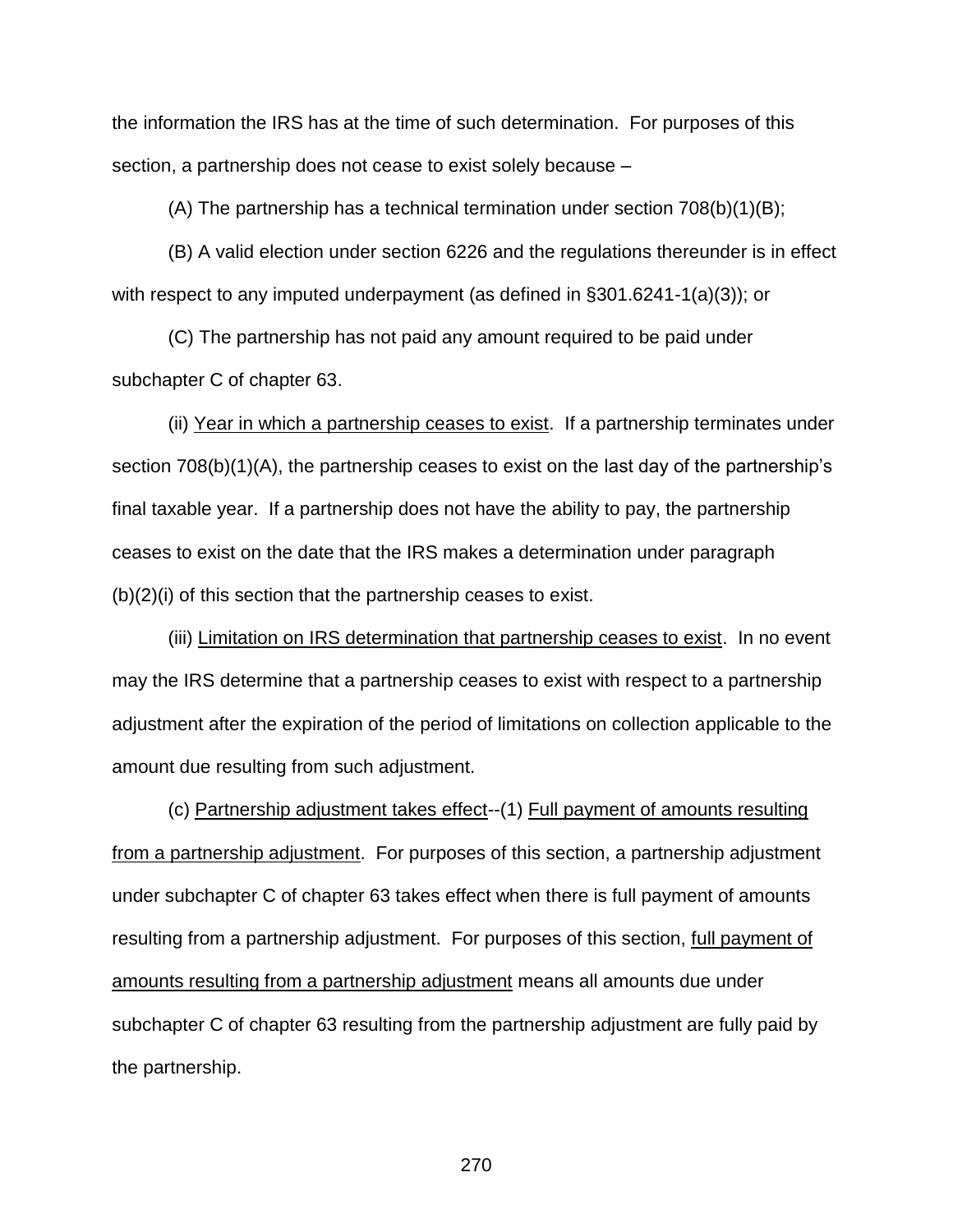the information the IRS has at the time of such determination. For purposes of this section, a partnership does not cease to exist solely because –

(A) The partnership has a technical termination under section 708(b)(1)(B);

(B) A valid election under section 6226 and the regulations thereunder is in effect with respect to any imputed underpayment (as defined in §301.6241-1(a)(3)); or

(C) The partnership has not paid any amount required to be paid under subchapter C of chapter 63.

(ii) Year in which a partnership ceases to exist. If a partnership terminates under section 708(b)(1)(A), the partnership ceases to exist on the last day of the partnership's final taxable year. If a partnership does not have the ability to pay, the partnership ceases to exist on the date that the IRS makes a determination under paragraph (b)(2)(i) of this section that the partnership ceases to exist.

(iii) Limitation on IRS determination that partnership ceases to exist. In no event may the IRS determine that a partnership ceases to exist with respect to a partnership adjustment after the expiration of the period of limitations on collection applicable to the amount due resulting from such adjustment.

(c) Partnership adjustment takes effect--(1) Full payment of amounts resulting from a partnership adjustment. For purposes of this section, a partnership adjustment under subchapter C of chapter 63 takes effect when there is full payment of amounts resulting from a partnership adjustment. For purposes of this section, full payment of amounts resulting from a partnership adjustment means all amounts due under subchapter C of chapter 63 resulting from the partnership adjustment are fully paid by the partnership.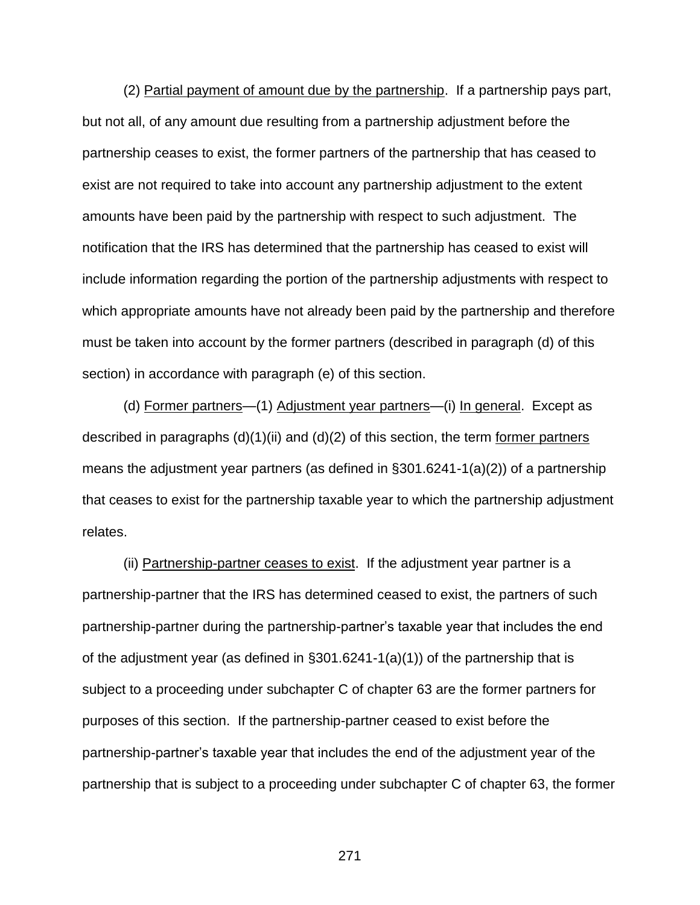(2) Partial payment of amount due by the partnership. If a partnership pays part, but not all, of any amount due resulting from a partnership adjustment before the partnership ceases to exist, the former partners of the partnership that has ceased to exist are not required to take into account any partnership adjustment to the extent amounts have been paid by the partnership with respect to such adjustment. The notification that the IRS has determined that the partnership has ceased to exist will include information regarding the portion of the partnership adjustments with respect to which appropriate amounts have not already been paid by the partnership and therefore must be taken into account by the former partners (described in paragraph (d) of this section) in accordance with paragraph (e) of this section.

(d) Former partners—(1) Adjustment year partners—(i) In general. Except as described in paragraphs (d)(1)(ii) and (d)(2) of this section, the term former partners means the adjustment year partners (as defined in §301.6241-1(a)(2)) of a partnership that ceases to exist for the partnership taxable year to which the partnership adjustment relates.

(ii) Partnership-partner ceases to exist. If the adjustment year partner is a partnership-partner that the IRS has determined ceased to exist, the partners of such partnership-partner during the partnership-partner's taxable year that includes the end of the adjustment year (as defined in §301.6241-1(a)(1)) of the partnership that is subject to a proceeding under subchapter C of chapter 63 are the former partners for purposes of this section. If the partnership-partner ceased to exist before the partnership-partner's taxable year that includes the end of the adjustment year of the partnership that is subject to a proceeding under subchapter C of chapter 63, the former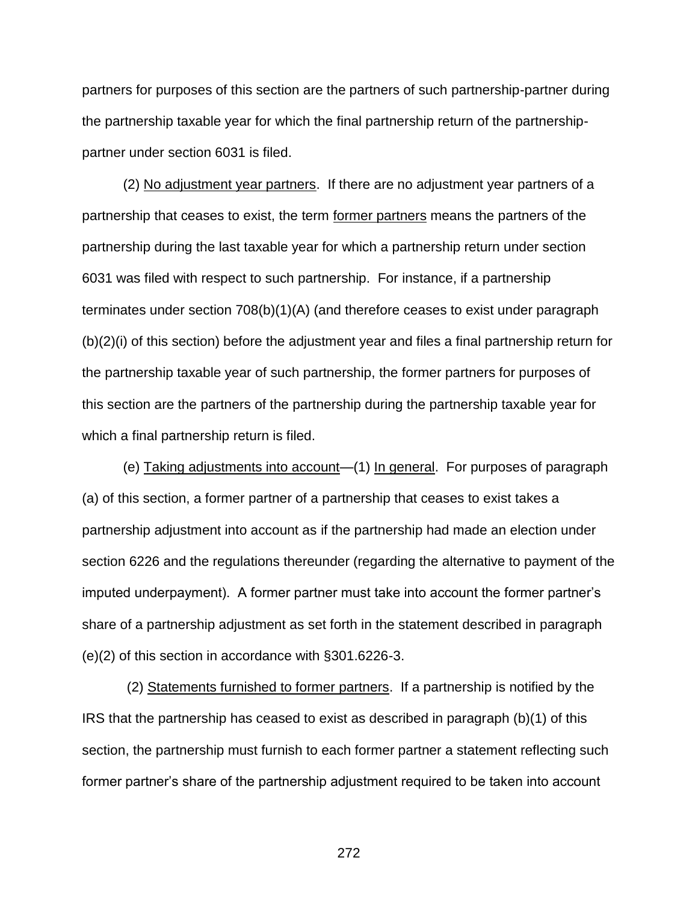partners for purposes of this section are the partners of such partnership-partner during the partnership taxable year for which the final partnership return of the partnership-partner under section 6031 is filed.

(2) No adjustment year partners. If there are no adjustment year partners of a partnership that ceases to exist, the term former partners means the partners of the partnership during the last taxable year for which a partnership return under section 6031 was filed with respect to such partnership. For instance, if a partnership terminates under section 708(b)(1)(A) (and therefore ceases to exist under paragraph (b)(2)(i) of this section) before the adjustment year and files a final partnership return for the partnership taxable year of such partnership, the former partners for purposes of this section are the partners of the partnership during the partnership taxable year for which a final partnership return is filed.

(e) Taking adjustments into account—(1) In general. For purposes of paragraph (a) of this section, a former partner of a partnership that ceases to exist takes a partnership adjustment into account as if the partnership had made an election under section 6226 and the regulations thereunder (regarding the alternative to payment of the imputed underpayment). A former partner must take into account the former partner's share of a partnership adjustment as set forth in the statement described in paragraph (e)(2) of this section in accordance with §301.6226-3.

(2) Statements furnished to former partners. If a partnership is notified by the IRS that the partnership has ceased to exist as described in paragraph (b)(1) of this section, the partnership must furnish to each former partner a statement reflecting such former partner's share of the partnership adjustment required to be taken into account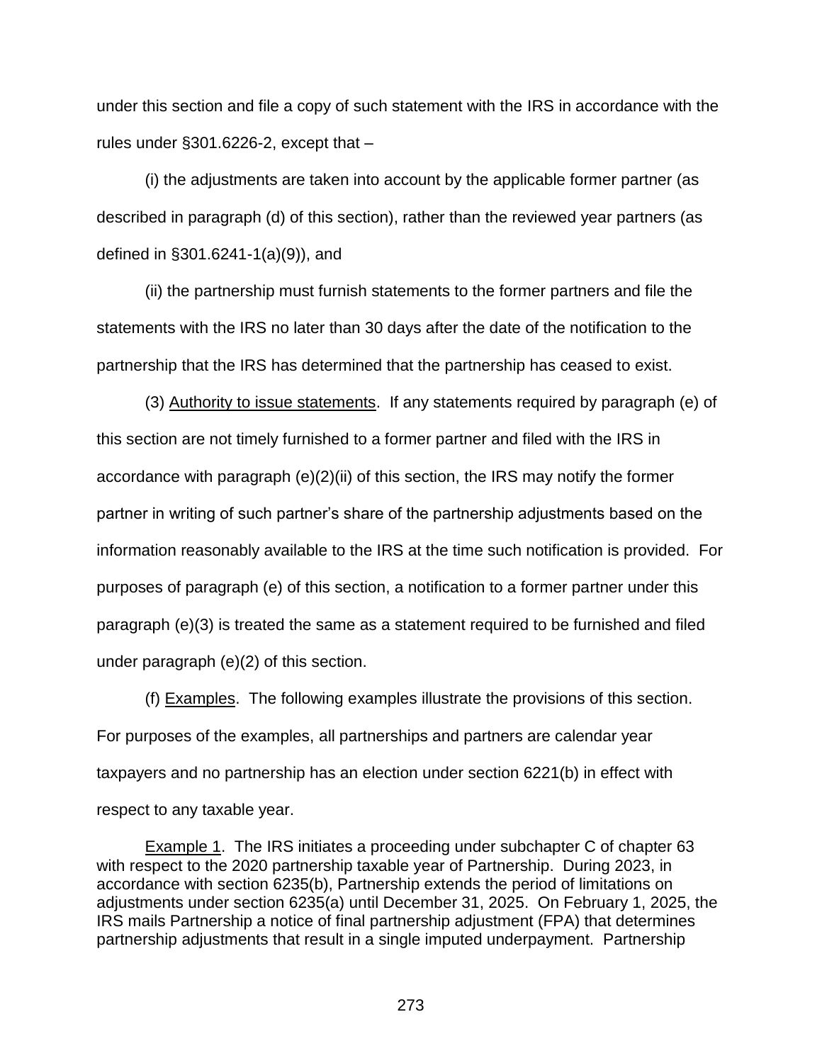under this section and file a copy of such statement with the IRS in accordance with the rules under §301.6226-2, except that –

(i) the adjustments are taken into account by the applicable former partner (as described in paragraph (d) of this section), rather than the reviewed year partners (as defined in §301.6241-1(a)(9)), and

(ii) the partnership must furnish statements to the former partners and file the statements with the IRS no later than 30 days after the date of the notification to the partnership that the IRS has determined that the partnership has ceased to exist.

(3) Authority to issue statements. If any statements required by paragraph (e) of this section are not timely furnished to a former partner and filed with the IRS in accordance with paragraph (e)(2)(ii) of this section, the IRS may notify the former partner in writing of such partner's share of the partnership adjustments based on the information reasonably available to the IRS at the time such notification is provided. For purposes of paragraph (e) of this section, a notification to a former partner under this paragraph (e)(3) is treated the same as a statement required to be furnished and filed under paragraph (e)(2) of this section.

(f) Examples. The following examples illustrate the provisions of this section. For purposes of the examples, all partnerships and partners are calendar year taxpayers and no partnership has an election under section 6221(b) in effect with respect to any taxable year.

Example 1. The IRS initiates a proceeding under subchapter C of chapter 63 with respect to the 2020 partnership taxable year of Partnership. During 2023, in accordance with section 6235(b), Partnership extends the period of limitations on adjustments under section 6235(a) until December 31, 2025. On February 1, 2025, the IRS mails Partnership a notice of final partnership adjustment (FPA) that determines partnership adjustments that result in a single imputed underpayment. Partnership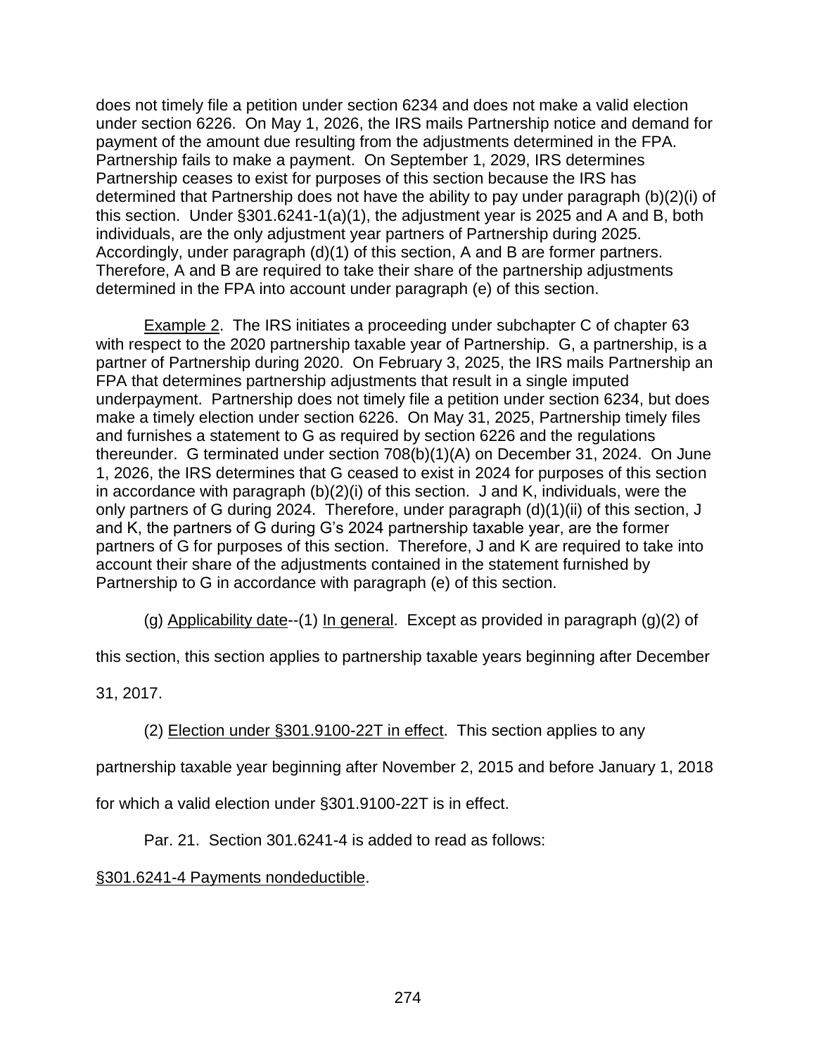does not timely file a petition under section 6234 and does not make a valid election under section 6226. On May 1, 2026, the IRS mails Partnership notice and demand for payment of the amount due resulting from the adjustments determined in the FPA. Partnership fails to make a payment. On September 1, 2029, IRS determines Partnership ceases to exist for purposes of this section because the IRS has determined that Partnership does not have the ability to pay under paragraph (b)(2)(i) of this section. Under §301.6241-1(a)(1), the adjustment year is 2025 and A and B, both individuals, are the only adjustment year partners of Partnership during 2025. Accordingly, under paragraph (d)(1) of this section, A and B are former partners. Therefore, A and B are required to take their share of the partnership adjustments determined in the FPA into account under paragraph (e) of this section.

Example 2. The IRS initiates a proceeding under subchapter C of chapter 63 with respect to the 2020 partnership taxable year of Partnership. G, a partnership, is a partner of Partnership during 2020. On February 3, 2025, the IRS mails Partnership an FPA that determines partnership adjustments that result in a single imputed underpayment. Partnership does not timely file a petition under section 6234, but does make a timely election under section 6226. On May 31, 2025, Partnership timely files and furnishes a statement to G as required by section 6226 and the regulations thereunder. G terminated under section 708(b)(1)(A) on December 31, 2024. On June 1, 2026, the IRS determines that G ceased to exist in 2024 for purposes of this section in accordance with paragraph (b)(2)(i) of this section. J and K, individuals, were the only partners of G during 2024. Therefore, under paragraph (d)(1)(ii) of this section, J and K, the partners of G during G's 2024 partnership taxable year, are the former partners of G for purposes of this section. Therefore, J and K are required to take into account their share of the adjustments contained in the statement furnished by Partnership to G in accordance with paragraph (e) of this section.

(g) Applicability date--(1) In general. Except as provided in paragraph (g)(2) of this section, this section applies to partnership taxable years beginning after December 31, 2017.

(2) Election under §301.9100-22T in effect. This section applies to any partnership taxable year beginning after November 2, 2015 and before January 1, 2018 for which a valid election under §301.9100-22T is in effect.

Par. 21. Section 301.6241-4 is added to read as follows:

§301.6241-4 Payments nondeductible.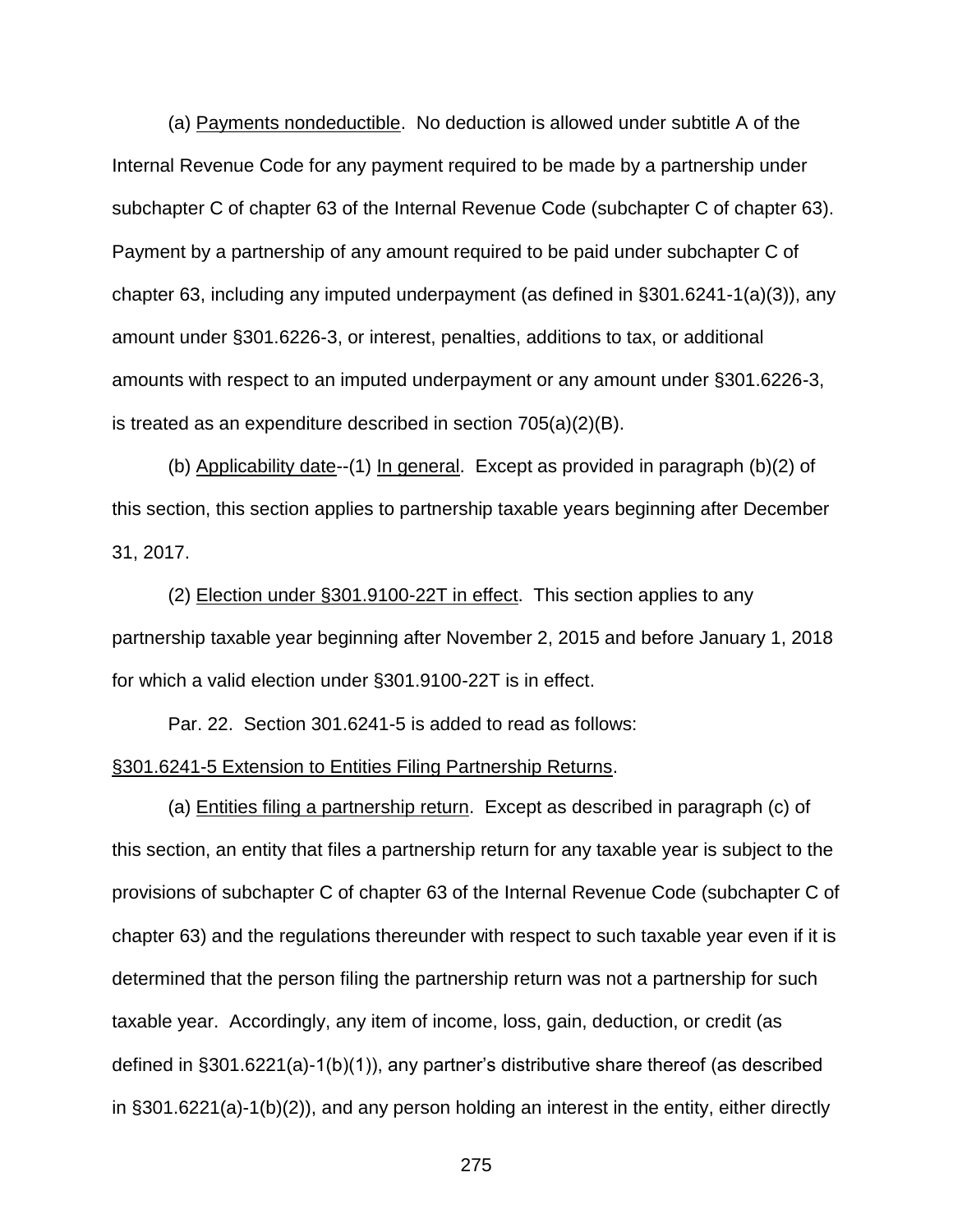(a) Payments nondeductible. No deduction is allowed under subtitle A of the Internal Revenue Code for any payment required to be made by a partnership under subchapter C of chapter 63 of the Internal Revenue Code (subchapter C of chapter 63). Payment by a partnership of any amount required to be paid under subchapter C of chapter 63, including any imputed underpayment (as defined in §301.6241-1(a)(3)), any amount under §301.6226-3, or interest, penalties, additions to tax, or additional amounts with respect to an imputed underpayment or any amount under §301.6226-3, is treated as an expenditure described in section 705(a)(2)(B).

(b) Applicability date--(1) In general. Except as provided in paragraph (b)(2) of this section, this section applies to partnership taxable years beginning after December 31, 2017.

(2) Election under §301.9100-22T in effect. This section applies to any partnership taxable year beginning after November 2, 2015 and before January 1, 2018 for which a valid election under §301.9100-22T is in effect.

Par. 22. Section 301.6241-5 is added to read as follows:

§301.6241-5 Extension to Entities Filing Partnership Returns.

(a) Entities filing a partnership return. Except as described in paragraph (c) of this section, an entity that files a partnership return for any taxable year is subject to the provisions of subchapter C of chapter 63 of the Internal Revenue Code (subchapter C of chapter 63) and the regulations thereunder with respect to such taxable year even if it is determined that the person filing the partnership return was not a partnership for such taxable year. Accordingly, any item of income, loss, gain, deduction, or credit (as defined in §301.6221(a)-1(b)(1)), any partner's distributive share thereof (as described in §301.6221(a)-1(b)(2)), and any person holding an interest in the entity, either directly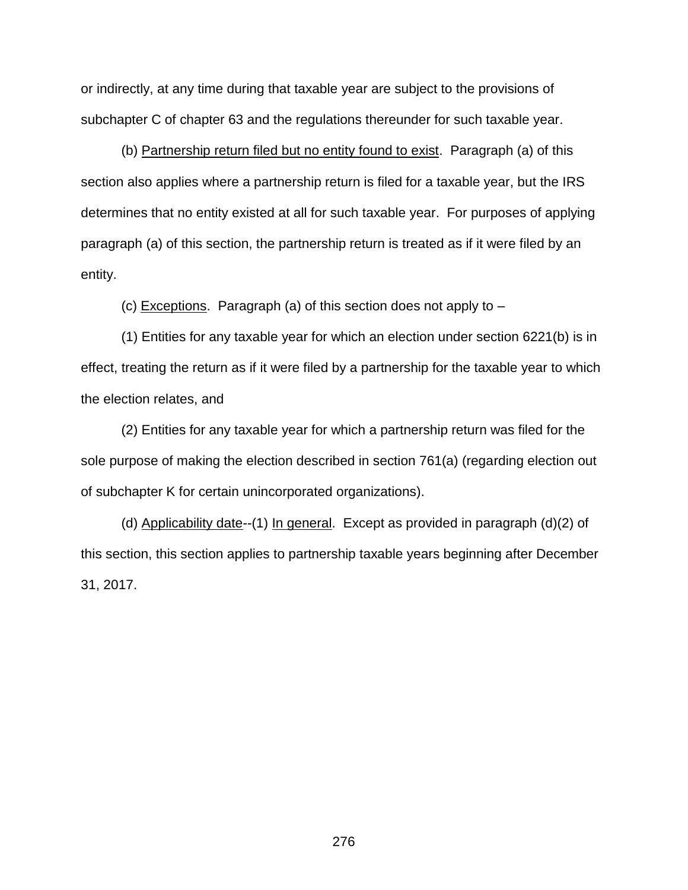or indirectly, at any time during that taxable year are subject to the provisions of subchapter C of chapter 63 and the regulations thereunder for such taxable year.

(b) Partnership return filed but no entity found to exist. Paragraph (a) of this section also applies where a partnership return is filed for a taxable year, but the IRS determines that no entity existed at all for such taxable year. For purposes of applying paragraph (a) of this section, the partnership return is treated as if it were filed by an entity.

(c) Exceptions. Paragraph (a) of this section does not apply to –

(1) Entities for any taxable year for which an election under section 6221(b) is in effect, treating the return as if it were filed by a partnership for the taxable year to which the election relates, and

(2) Entities for any taxable year for which a partnership return was filed for the sole purpose of making the election described in section 761(a) (regarding election out of subchapter K for certain unincorporated organizations).

(d) Applicability date--(1) In general. Except as provided in paragraph (d)(2) of this section, this section applies to partnership taxable years beginning after December 31, 2017.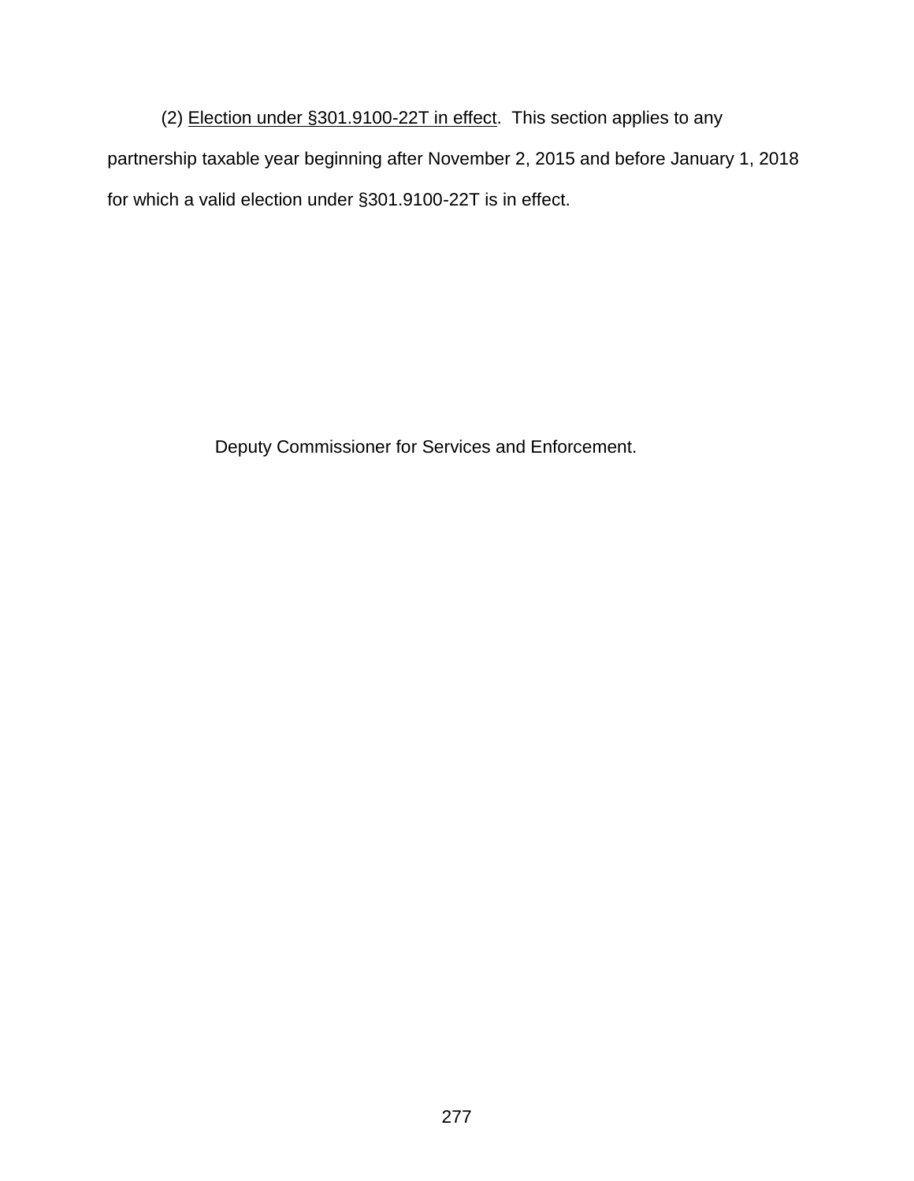(2) Election under §301.9100-22T in effect. This section applies to any partnership taxable year beginning after November 2, 2015 and before January 1, 2018 for which a valid election under §301.9100-22T is in effect.

Deputy Commissioner for Services and Enforcement.